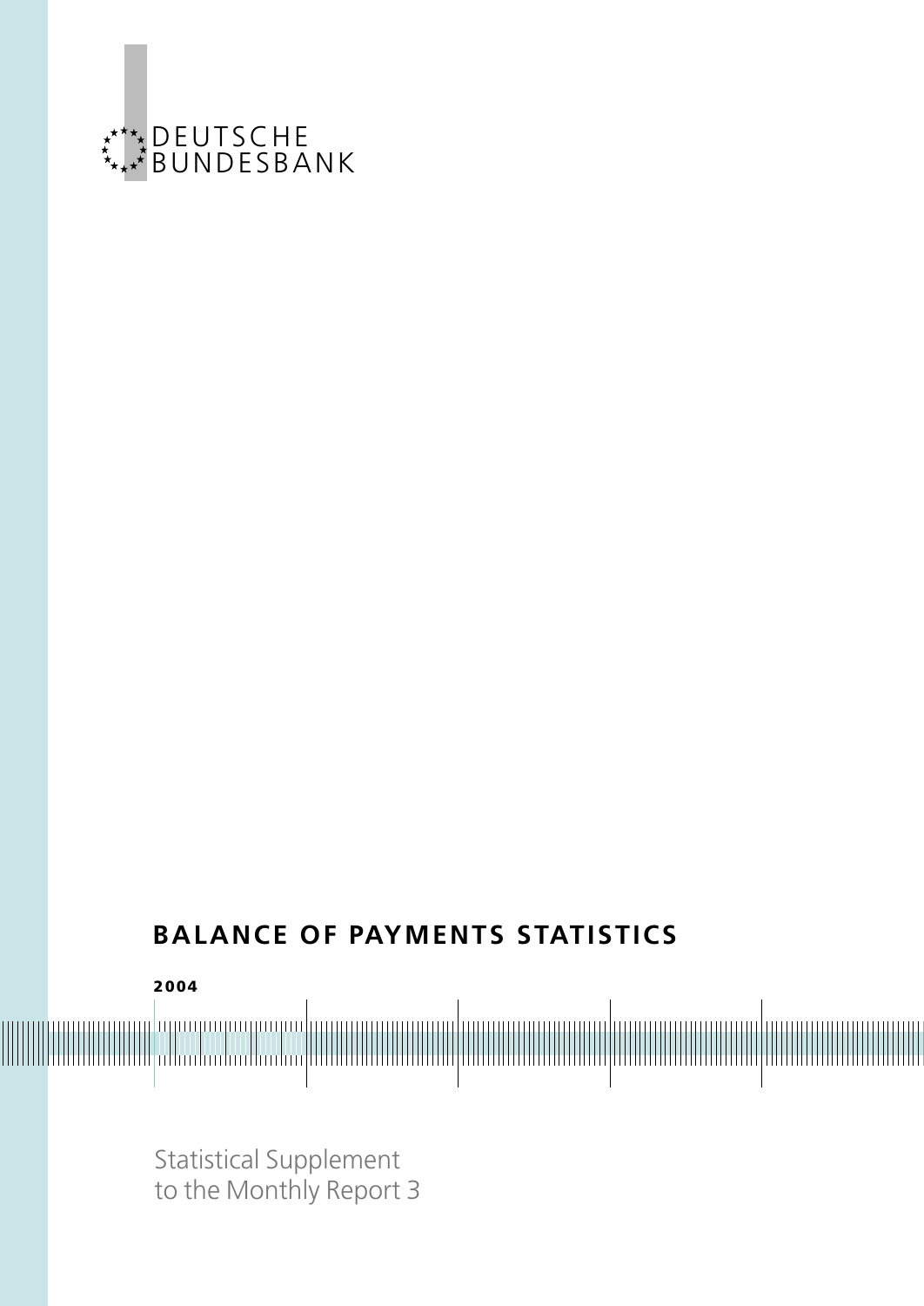DEUTSCHE
BUNDESBANK

# BALANCE OF PAYMENTS STATISTICS

**2004**

Statistical Supplement
to the Monthly Report 3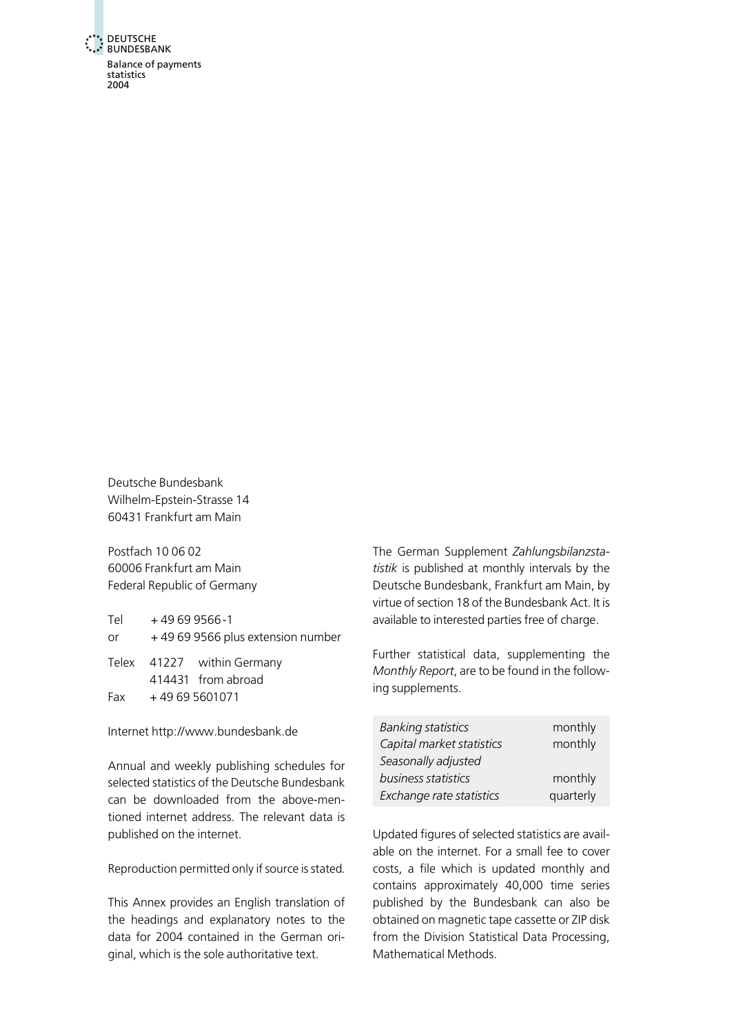Deutsche Bundesbank
Wilhelm-Epstein-Strasse 14
60431 Frankfurt am Main

Postfach 10 06 02
60006 Frankfurt am Main
Federal Republic of Germany

| | |
|---|---|
| Tel | + 49 69 9566-1 |
| or | + 49 69 9566 plus extension number |
| Telex | 41227 within Germany |
| | 414431 from abroad |
| Fax | + 49 69 5601071 |

Internet http://www.bundesbank.de

Annual and weekly publishing schedules for selected statistics of the Deutsche Bundesbank can be downloaded from the above-mentioned internet address. The relevant data is published on the internet.

Reproduction permitted only if source is stated.

This Annex provides an English translation of the headings and explanatory notes to the data for 2004 contained in the German original, which is the sole authoritative text.

The German Supplement *Zahlungsbilanzstatistik* is published at monthly intervals by the Deutsche Bundesbank, Frankfurt am Main, by virtue of section 18 of the Bundesbank Act. It is available to interested parties free of charge.

Further statistical data, supplementing the *Monthly Report*, are to be found in the following supplements.

| | |
|---|---|
| *Banking statistics* | monthly |
| *Capital market statistics* | monthly |
| *Seasonally adjusted business statistics* | monthly |
| *Exchange rate statistics* | quarterly |

Updated figures of selected statistics are available on the internet. For a small fee to cover costs, a file which is updated monthly and contains approximately 40,000 time series published by the Bundesbank can also be obtained on magnetic tape cassette or ZIP disk from the Division Statistical Data Processing, Mathematical Methods.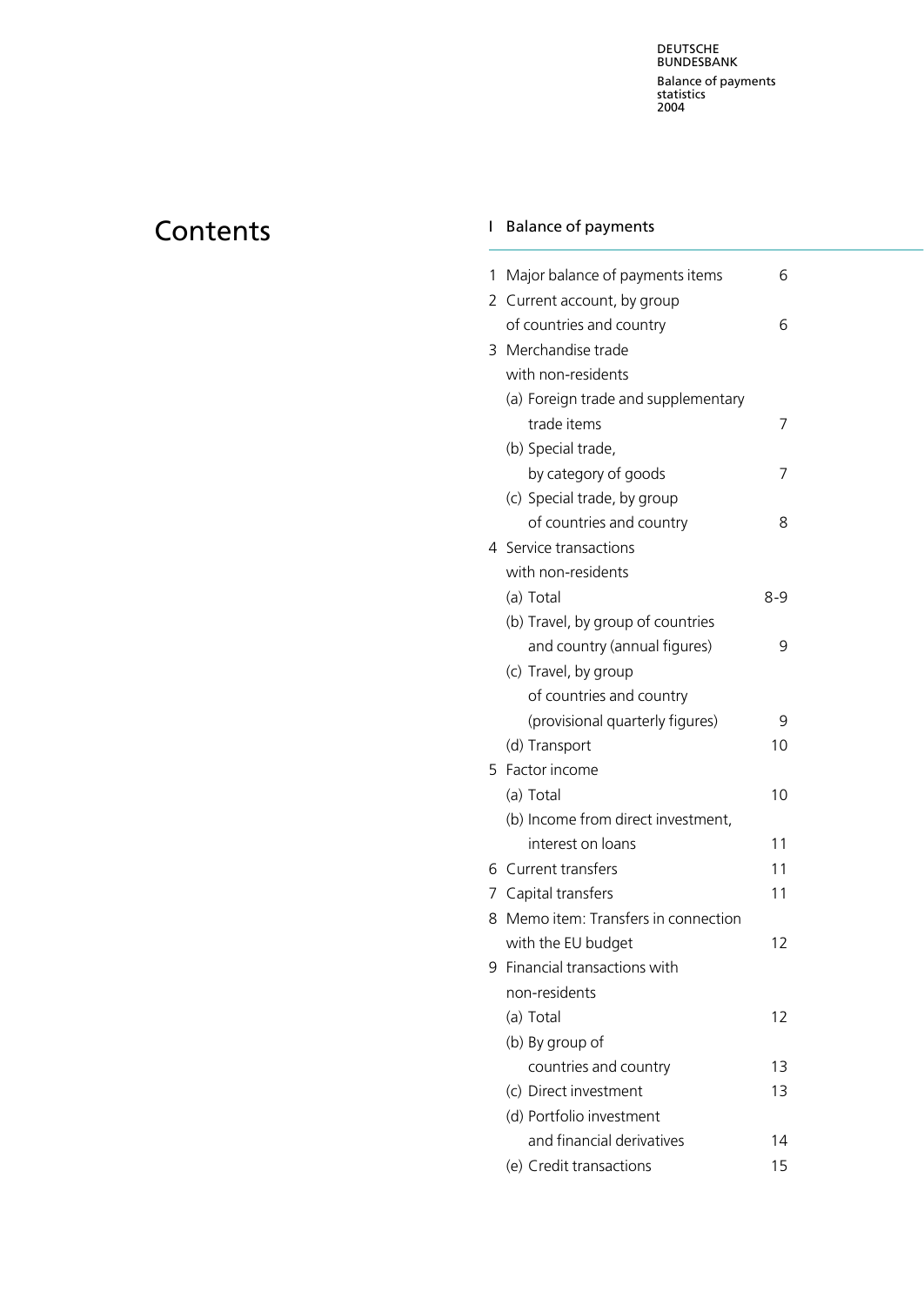# Contents

## I Balance of payments

| | | |
|---|---|---|
| 1 | Major balance of payments items | 6 |
| 2 | Current account, by group of countries and country | 6 |
| 3 | Merchandise trade with non-residents | |
| | (a) Foreign trade and supplementary trade items | 7 |
| | (b) Special trade, by category of goods | 7 |
| | (c) Special trade, by group of countries and country | 8 |
| 4 | Service transactions with non-residents | |
| | (a) Total | 8-9 |
| | (b) Travel, by group of countries and country (annual figures) | 9 |
| | (c) Travel, by group of countries and country (provisional quarterly figures) | 9 |
| | (d) Transport | 10 |
| 5 | Factor income | |
| | (a) Total | 10 |
| | (b) Income from direct investment, interest on loans | 11 |
| 6 | Current transfers | 11 |
| 7 | Capital transfers | 11 |
| 8 | Memo item: Transfers in connection with the EU budget | 12 |
| 9 | Financial transactions with non-residents | |
| | (a) Total | 12 |
| | (b) By group of countries and country | 13 |
| | (c) Direct investment | 13 |
| | (d) Portfolio investment and financial derivatives | 14 |
| | (e) Credit transactions | 15 |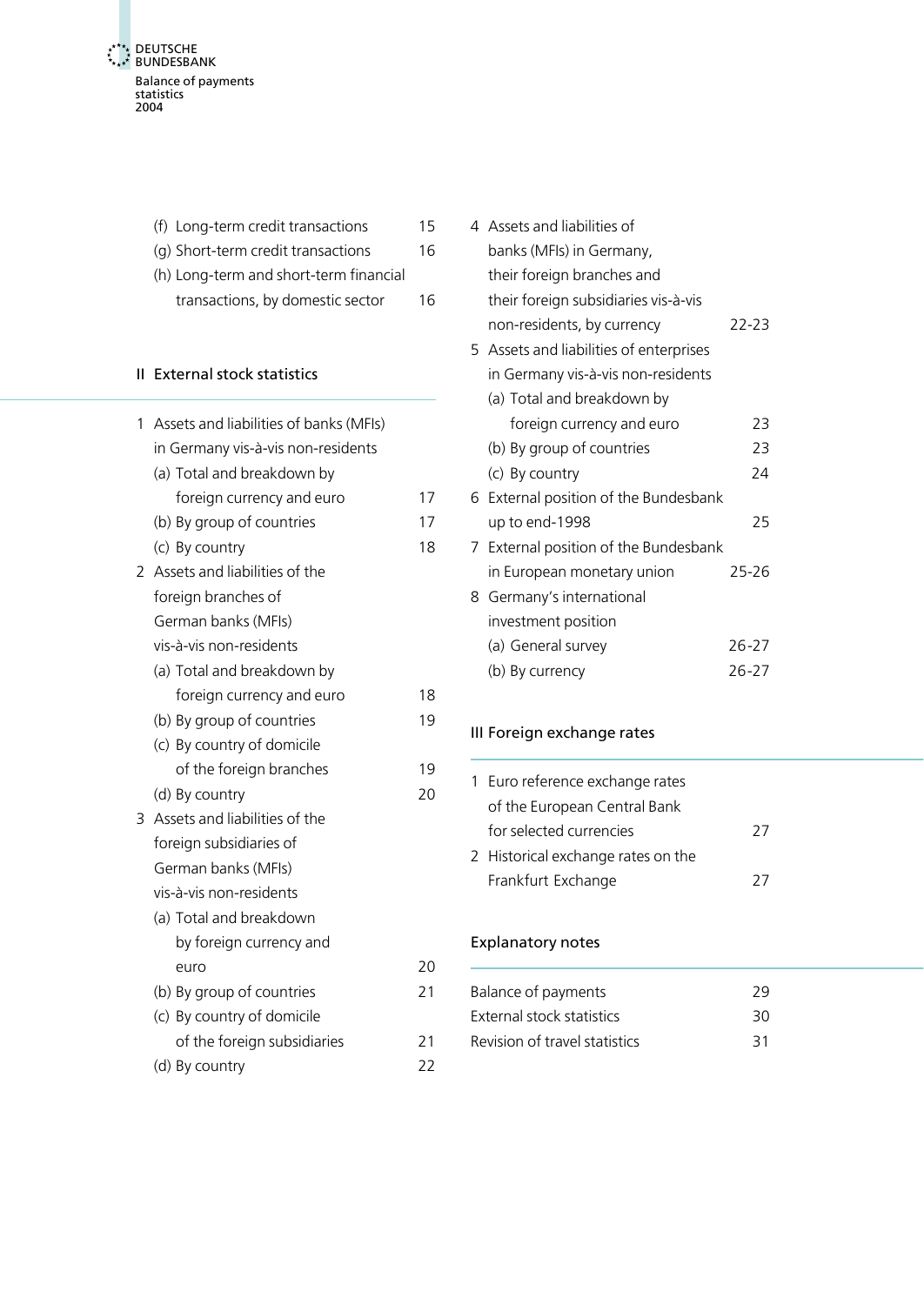(f) Long-term credit transactions 15

(g) Short-term credit transactions 16

(h) Long-term and short-term financial transactions, by domestic sector 16

## II External stock statistics

1 Assets and liabilities of banks (MFIs) in Germany vis-à-vis non-residents

- (a) Total and breakdown by foreign currency and euro 17
- (b) By group of countries 17
- (c) By country 18

2 Assets and liabilities of the foreign branches of German banks (MFIs) vis-à-vis non-residents

- (a) Total and breakdown by foreign currency and euro 18
- (b) By group of countries 19
- (c) By country of domicile of the foreign branches 19
- (d) By country 20

3 Assets and liabilities of the foreign subsidiaries of German banks (MFIs) vis-à-vis non-residents

- (a) Total and breakdown by foreign currency and euro 20
- (b) By group of countries 21
- (c) By country of domicile of the foreign subsidiaries 21
- (d) By country 22

4 Assets and liabilities of banks (MFIs) in Germany, their foreign branches and their foreign subsidiaries vis-à-vis non-residents, by currency 22-23

5 Assets and liabilities of enterprises in Germany vis-à-vis non-residents

- (a) Total and breakdown by foreign currency and euro 23
- (b) By group of countries 23
- (c) By country 24

6 External position of the Bundesbank up to end-1998 25

7 External position of the Bundesbank in European monetary union 25-26

8 Germany's international investment position

- (a) General survey 26-27
- (b) By currency 26-27

## III Foreign exchange rates

1 Euro reference exchange rates of the European Central Bank for selected currencies 27

2 Historical exchange rates on the Frankfurt Exchange 27

## Explanatory notes

Balance of payments 29

External stock statistics 30

Revision of travel statistics 31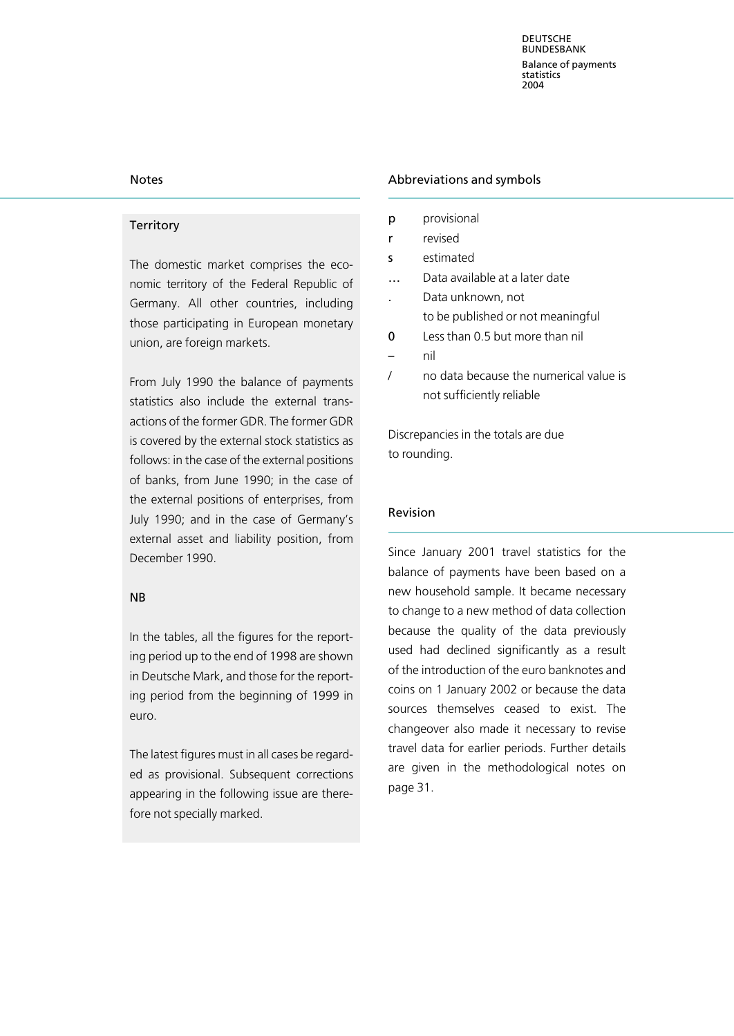## Notes

### Territory

The domestic market comprises the economic territory of the Federal Republic of Germany. All other countries, including those participating in European monetary union, are foreign markets.

From July 1990 the balance of payments statistics also include the external transactions of the former GDR. The former GDR is covered by the external stock statistics as follows: in the case of the external positions of banks, from June 1990; in the case of the external positions of enterprises, from July 1990; and in the case of Germany's external asset and liability position, from December 1990.

### NB

In the tables, all the figures for the reporting period up to the end of 1998 are shown in Deutsche Mark, and those for the reporting period from the beginning of 1999 in euro.

The latest figures must in all cases be regarded as provisional. Subsequent corrections appearing in the following issue are therefore not specially marked.

## Abbreviations and symbols

| | |
|---|---|
| **p** | provisional |
| **r** | revised |
| **s** | estimated |
| … | Data available at a later date |
| . | Data unknown, not to be published or not meaningful |
| **0** | Less than 0.5 but more than nil |
| – | nil |
| / | no data because the numerical value is not sufficiently reliable |

Discrepancies in the totals are due to rounding.

## Revision

Since January 2001 travel statistics for the balance of payments have been based on a new household sample. It became necessary to change to a new method of data collection because the quality of the data previously used had declined significantly as a result of the introduction of the euro banknotes and coins on 1 January 2002 or because the data sources themselves ceased to exist. The changeover also made it necessary to revise travel data for earlier periods. Further details are given in the methodological notes on page 31.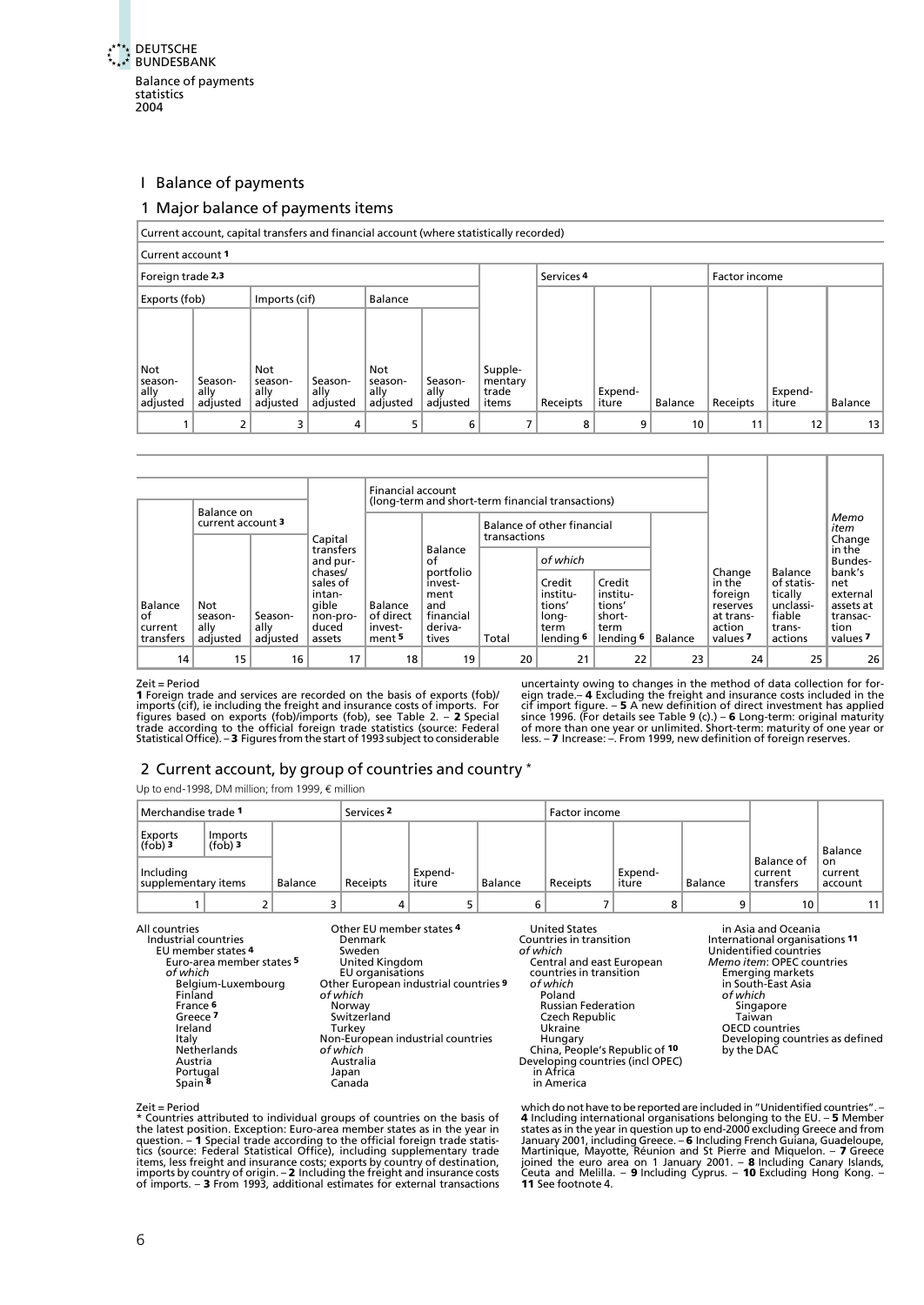# I Balance of payments

## 1 Major balance of payments items

| Current account, capital transfers and financial account (where statistically recorded) | | | | | | | | | | | | |
|---|---|---|---|---|---|---|---|---|---|---|---|---|
| Current account [1] | | | | | | | | | | | | |
| Foreign trade [2,3] | | | | | | | Services [4] | | | Factor income | | |
| Exports (fob) | | Imports (cif) | | Balance | | | | | | | | |
| Not seasonally adjusted | Seasonally adjusted | Not seasonally adjusted | Seasonally adjusted | Not seasonally adjusted | Seasonally adjusted | Supplementary trade items | Receipts | Expenditure | Balance | Receipts | Expenditure | Balance |
| 1 | 2 | 3 | 4 | 5 | 6 | 7 | 8 | 9 | 10 | 11 | 12 | 13 |

| | Balance on current account [3] | | | Financial account (long-term and short-term financial transactions) | | | | | | | | |
|---|---|---|---|---|---|---|---|---|---|---|---|---|
| | | | | | | Balance of other financial transactions | | | | | | |
| | | | | | | | of which | | | | | |
| Balance of current transfers | Not seasonally adjusted | Seasonally adjusted | Capital transfers and purchases/sales of intangible non-produced assets | Balance of direct investment [5] | Balance of portfolio investment and financial derivatives | Total | Credit institutions' long-term lending [6] | Credit institutions' short-term lending [6] | Balance | Change in the foreign reserves at transaction values [7] | Balance of statistically unclassifiable transactions | *Memo item* Change in the Bundesbank's net external assets at transaction values [7] |
| 14 | 15 | 16 | 17 | 18 | 19 | 20 | 21 | 22 | 23 | 24 | 25 | 26 |

Zeit = Period

**1** Foreign trade and services are recorded on the basis of exports (fob)/imports (cif), ie including the freight and insurance costs of imports. For figures based on exports (fob)/imports (fob), see Table 2. – **2** Special trade according to the official foreign trade statistics (source: Federal Statistical Office). – **3** Figures from the start of 1993 subject to considerable uncertainty owing to changes in the method of data collection for foreign trade.– **4** Excluding the freight and insurance costs included in the cif import figure. – **5** A new definition of direct investment has applied since 1996. (For details see Table 9 (c).) – **6** Long-term: original maturity of more than one year or unlimited. Short-term: maturity of one year or less. – **7** Increase: –. From 1999, new definition of foreign reserves.

## 2 Current account, by group of countries and country *

Up to end-1998, DM million; from 1999, € million

| Merchandise trade [1] | | | Services [2] | | | Factor income | | | | |
|---|---|---|---|---|---|---|---|---|---|---|
| Exports (fob) [3] | Imports (fob) [3] | | | | | | | | | |
| Including supplementary items | | Balance | Receipts | Expenditure | Balance | Receipts | Expenditure | Balance | Balance of current transfers | Balance on current account |
| 1 | 2 | 3 | 4 | 5 | 6 | 7 | 8 | 9 | 10 | 11 |

All countries
- Industrial countries
  - EU member states [4]
    - Euro-area member states [5]
    - *of which*
      - Belgium-Luxembourg
      - Finland
      - France [6]
      - Greece [7]
      - Ireland
      - Italy
      - Netherlands
      - Austria
      - Portugal
      - Spain [8]
    - Other EU member states [4]
      - Denmark
      - Sweden
      - United Kingdom
    - EU organisations
  - Other European industrial countries [9]
  - *of which*
    - Norway
    - Switzerland
    - Turkey
  - Non-European industrial countries
  - *of which*
    - Australia
    - Japan
    - Canada
    - United States
- Countries in transition
- *of which*
  - Central and east European countries in transition
  - *of which*
    - Poland
    - Russian Federation
    - Czech Republic
    - Ukraine
    - Hungary
  - China, People's Republic of [10]
- Developing countries (incl OPEC)
  - in Africa
  - in America
  - in Asia and Oceania
- International organisations [11]
- Unidentified countries

*Memo item*: OPEC countries
- Emerging markets in South-East Asia
- *of which*
  - Singapore
  - Taiwan
- OECD countries
- Developing countries as defined by the DAC

Zeit = Period

\* Countries attributed to individual groups of countries on the basis of the latest position. Exception: Euro-area member states as in the year in question. – **1** Special trade according to the official foreign trade statistics (source: Federal Statistical Office), including supplementary trade items, less freight and insurance costs; exports by country of destination, imports by country of origin. – **2** Including the freight and insurance costs of imports. – **3** From 1993, additional estimates for external transactions which do not have to be reported are included in "Unidentified countries". – **4** Including international organisations belonging to the EU. – **5** Member states as in the year in question up to end-2000 excluding Greece and from January 2001, including Greece. – **6** Including French Guiana, Guadeloupe, Martinique, Mayotte, Réunion and St Pierre and Miquelon. – **7** Greece joined the euro area on 1 January 2001. – **8** Including Canary Islands, Ceuta and Melilla. – **9** Including Cyprus. – **10** Excluding Hong Kong. – **11** See footnote 4.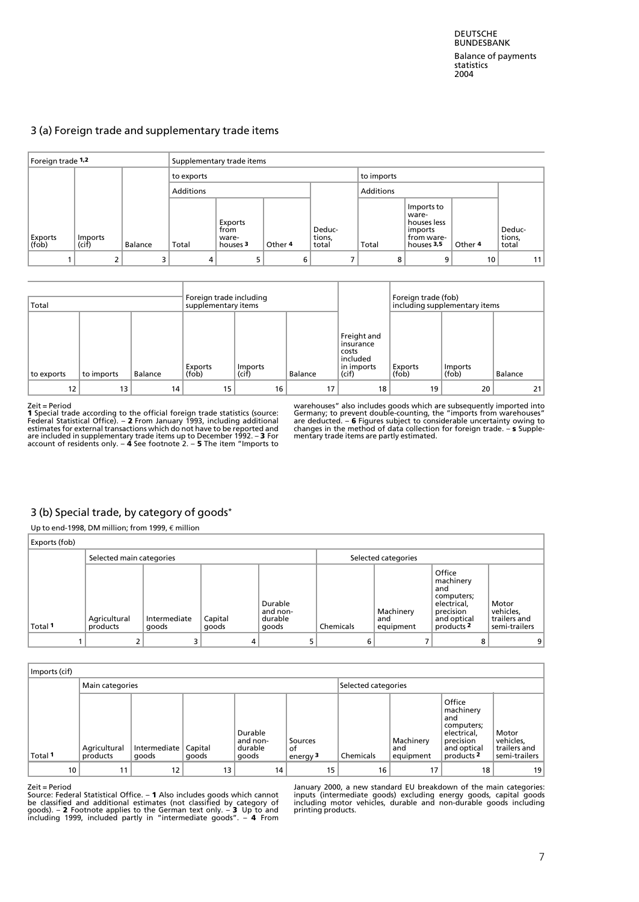## 3 (a) Foreign trade and supplementary trade items

| Foreign trade [1,2] | | | Supplementary trade items | | | | | | | |
|---|---|---|---|---|---|---|---|---|---|---|
| | | | to exports | | | | to imports | | | |
| | | | Additions | | | | Additions | | | |
| Exports (fob) | Imports (cif) | Balance | Total | Exports from ware-houses [3] | Other [4] | Deduc-tions, total | Total | Imports to ware-houses less imports from ware-houses [3,5] | Other [4] | Deduc-tions, total |
| 1 | 2 | 3 | 4 | 5 | 6 | 7 | 8 | 9 | 10 | 11 |

| Total | | | Foreign trade including supplementary items | | | | Foreign trade (fob) including supplementary items | | |
|---|---|---|---|---|---|---|---|---|---|
| to exports | to imports | Balance | Exports (fob) | Imports (cif) | Balance | Freight and insurance costs included in imports (cif) | Exports (fob) | Imports (fob) | Balance |
| 12 | 13 | 14 | 15 | 16 | 17 | 18 | 19 | 20 | 21 |

Zeit = Period
**1** Special trade according to the official foreign trade statistics (source: Federal Statistical Office). – **2** From January 1993, including additional estimates for external transactions which do not have to be reported and are included in supplementary trade items up to December 1992. – **3** For account of residents only. – **4** See footnote 2. – **5** The item "Imports to warehouses" also includes goods which are subsequently imported into Germany; to prevent double-counting, the "imports from warehouses" are deducted. – **6** Figures subject to considerable uncertainty owing to changes in the method of data collection for foreign trade. – **s** Supplementary trade items are partly estimated.

## 3 (b) Special trade, by category of goods*

Up to end-1998, DM million; from 1999, € million

| Exports (fob) | | | | | | | | |
|---|---|---|---|---|---|---|---|---|
| | Selected main categories | | | | Selected categories | | | |
| Total [1] | Agricultural products | Intermediate goods | Capital goods | Durable and non-durable goods | Chemicals | Machinery and equipment | Office machinery and computers; electrical, precision and optical products [2] | Motor vehicles, trailers and semi-trailers |
| 1 | 2 | 3 | 4 | 5 | 6 | 7 | 8 | 9 |

| Imports (cif) | | | | | | | | | |
|---|---|---|---|---|---|---|---|---|---|
| | Main categories | | | | | Selected categories | | | |
| Total [1] | Agricultural products | Intermediate goods | Capital goods | Durable and non-durable goods | Sources of energy [3] | Chemicals | Machinery and equipment | Office machinery and computers; electrical, precision and optical products [2] | Motor vehicles, trailers and semi-trailers |
| 10 | 11 | 12 | 13 | 14 | 15 | 16 | 17 | 18 | 19 |

Zeit = Period
Source: Federal Statistical Office. – **1** Also includes goods which cannot be classified and additional estimates (not classified by category of goods). – **2** Footnote applies to the German text only. – **3** Up to and including 1999, included partly in "intermediate goods". – **4** From January 2000, a new standard EU breakdown of the main categories: inputs (intermediate goods) excluding energy goods, capital goods including motor vehicles, durable and non-durable goods including printing products.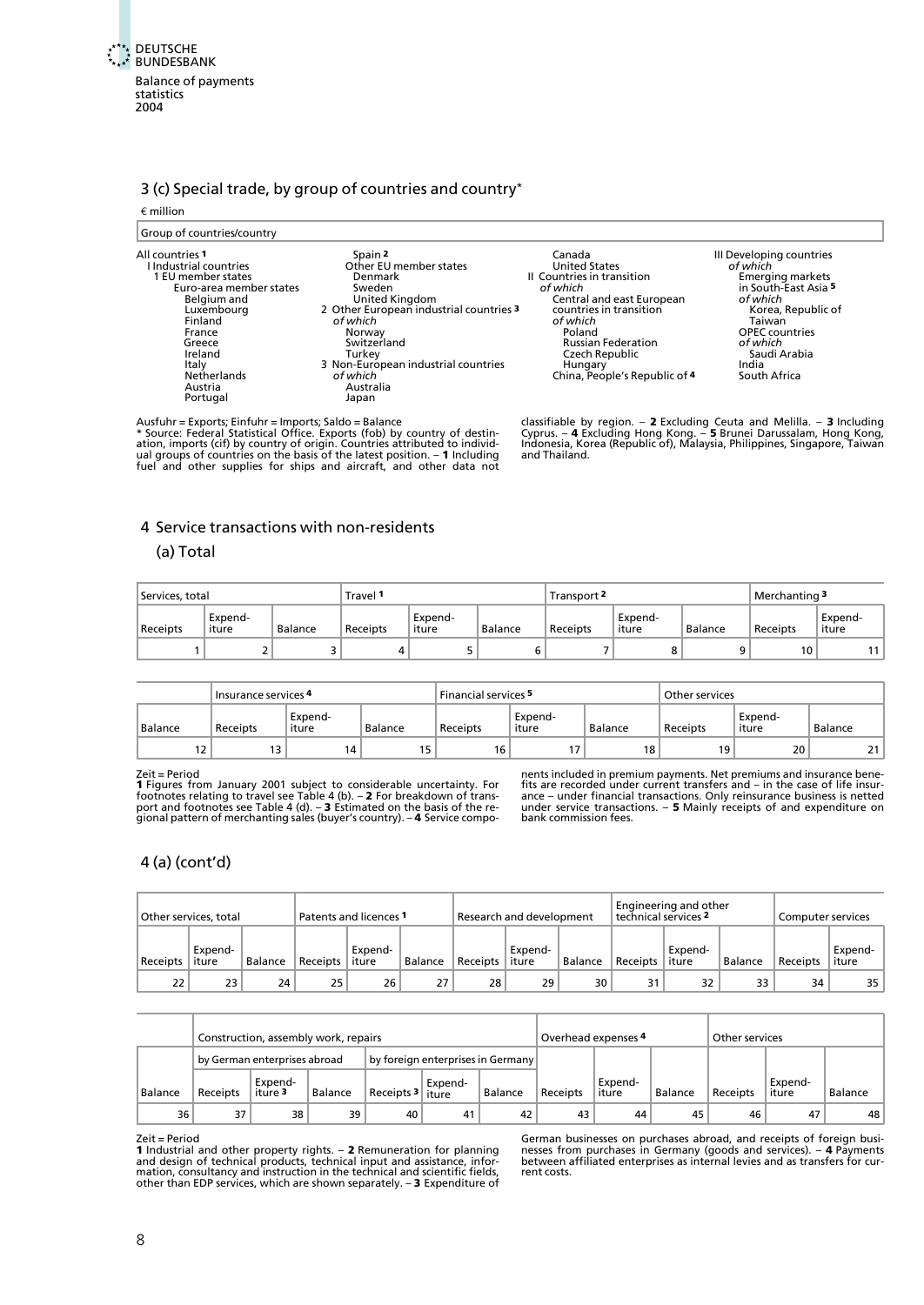## 3 (c) Special trade, by group of countries and country*

€ million

Group of countries/country

All countries 1
- I Industrial countries
  - 1 EU member states
    - Euro-area member states
      - Belgium and Luxembourg
      - Finland
      - France
      - Greece
      - Ireland
      - Italy
      - Netherlands
      - Austria
      - Portugal
      - Spain 2
    - Other EU member states
      - Denmark
      - Sweden
      - United Kingdom
  - 2 Other European industrial countries 3
    - *of which*
      - Norway
      - Switzerland
      - Turkey
  - 3 Non-European industrial countries
    - *of which*
      - Australia
      - Japan
      - Canada
      - United States
- II Countries in transition
  - *of which*
    - Central and east European countries in transition
      - *of which*
        - Poland
        - Russian Federation
        - Czech Republic
        - Hungary
    - China, People's Republic of 4
- III Developing countries
  - *of which*
    - Emerging markets in South-East Asia 5
      - *of which*
        - Korea, Republic of
        - Taiwan
    - OPEC countries
      - *of which*
        - Saudi Arabia
    - India
    - South Africa

Ausfuhr = Exports; Einfuhr = Imports; Saldo = Balance
* Source: Federal Statistical Office. Exports (fob) by country of destination, imports (cif) by country of origin. Countries attributed to individual groups of countries on the basis of the latest position. – 1 Including fuel and other supplies for ships and aircraft, and other data not classifiable by region. – 2 Excluding Ceuta and Melilla. – 3 Including Cyprus. – 4 Excluding Hong Kong. – 5 Brunei Darussalam, Hong Kong, Indonesia, Korea (Republic of), Malaysia, Philippines, Singapore, Taiwan and Thailand.

## 4 Service transactions with non-residents

### (a) Total

| Services, total | | | Travel 1 | | | Transport 2 | | | Merchanting 3 | | | Insurance services 4 | | | Financial services 5 | | | Other services | | |
|---|---|---|---|---|---|---|---|---|---|---|---|---|---|---|---|---|---|---|---|---|
| Receipts | Expenditure | Balance | Receipts | Expenditure | Balance | Receipts | Expenditure | Balance | Receipts | Expenditure | Balance | Receipts | Expenditure | Balance | Receipts | Expenditure | Balance | Receipts | Expenditure | Balance |
| 1 | 2 | 3 | 4 | 5 | 6 | 7 | 8 | 9 | 10 | 11 | 12 | 13 | 14 | 15 | 16 | 17 | 18 | 19 | 20 | 21 |

Zeit = Period
1 Figures from January 2001 subject to considerable uncertainty. For footnotes relating to travel see Table 4 (b). – 2 For breakdown of transport and footnotes see Table 4 (d). – 3 Estimated on the basis of the regional pattern of merchanting sales (buyer's country). – 4 Service components included in premium payments. Net premiums and insurance benefits are recorded under current transfers and – in the case of life insurance – under financial transactions. Only reinsurance business is netted under service transactions. – 5 Mainly receipts of and expenditure on bank commission fees.

## 4 (a) (cont'd)

| Other services, total | | | Patents and licences 1 | | | Research and development | | | Engineering and other technical services 2 | | | Computer services | | |
|---|---|---|---|---|---|---|---|---|---|---|---|---|---|---|
| Receipts | Expenditure | Balance | Receipts | Expenditure | Balance | Receipts | Expenditure | Balance | Receipts | Expenditure | Balance | Receipts | Expenditure | Balance |
| 22 | 23 | 24 | 25 | 26 | 27 | 28 | 29 | 30 | 31 | 32 | 33 | 34 | 35 | 36 |

| Construction, assembly work, repairs | | | | | | Overhead expenses 4 | | | Other services | | |
|---|---|---|---|---|---|---|---|---|---|---|---|
| by German enterprises abroad | | | by foreign enterprises in Germany | | | | | | | | |
| Receipts | Expenditure 3 | Balance | Receipts 3 | Expenditure | Balance | Receipts | Expenditure | Balance | Receipts | Expenditure | Balance |
| 37 | 38 | 39 | 40 | 41 | 42 | 43 | 44 | 45 | 46 | 47 | 48 |

Zeit = Period
1 Industrial and other property rights. – 2 Remuneration for planning and design of technical products, technical input and assistance, information, consultancy and instruction in the technical and scientific fields, other than EDP services, which are shown separately. – 3 Expenditure of German businesses on purchases abroad, and receipts of foreign businesses from purchases in Germany (goods and services). – 4 Payments between affiliated enterprises as internal levies and as transfers for current costs.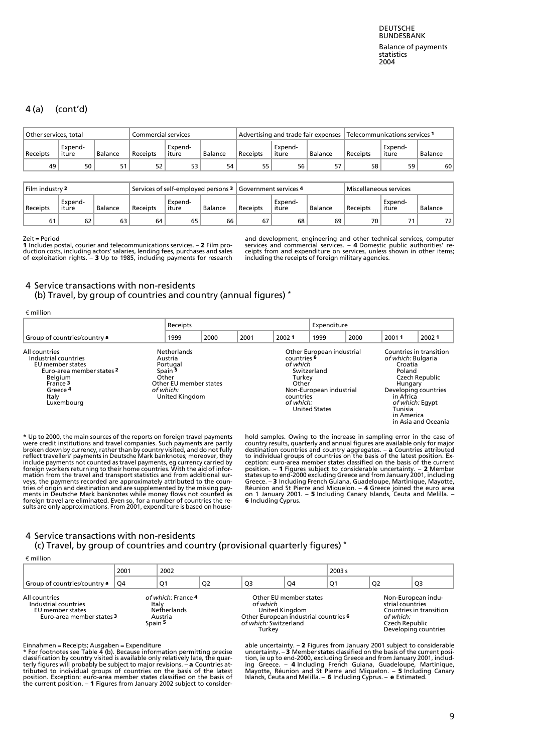## 4 (a) (cont'd)

| Other services, total | | | Commercial services | | | Advertising and trade fair expenses | | | Telecommunications services 1 | | |
|---|---|---|---|---|---|---|---|---|---|---|---|
| Receipts | Expend-iture | Balance | Receipts | Expend-iture | Balance | Receipts | Expend-iture | Balance | Receipts | Expend-iture | Balance |
| 49 | 50 | 51 | 52 | 53 | 54 | 55 | 56 | 57 | 58 | 59 | 60 |

| Film industry 2 | | | Services of self-employed persons 3 | | | Government services 4 | | | Miscellaneous services | | |
|---|---|---|---|---|---|---|---|---|---|---|---|
| Receipts | Expend-iture | Balance | Receipts | Expend-iture | Balance | Receipts | Expend-iture | Balance | Receipts | Expend-iture | Balance |
| 61 | 62 | 63 | 64 | 65 | 66 | 67 | 68 | 69 | 70 | 71 | 72 |

Zeit = Period
**1** Includes postal, courier and telecommunications services. – **2** Film production costs, including actors' salaries, lending fees, purchases and sales of exploitation rights. – **3** Up to 1985, including payments for research and development, engineering and other technical services, computer services and commercial services. – **4** Domestic public authorities' receipts from and expenditure on services, unless shown in other items; including the receipts of foreign military agencies.

## 4 Service transactions with non-residents
### (b) Travel, by group of countries and country (annual figures) *

€ million

| Group of countries/country a | Receipts 1999 | Receipts 2000 | Receipts 2001 | Receipts 2002 1 | Expenditure 1999 | Expenditure 2000 | Expenditure 2001 1 | Expenditure 2002 1 |
|---|---|---|---|---|---|---|---|---|

All countries
Industrial countries
EU member states
Euro-area member states 2
Belgium
France 3
Greece 4
Italy
Luxembourg
Netherlands
Austria
Portugal
Spain 5
Other
Other EU member states
*of which:*
United Kingdom
Other European industrial countries 6
*of which*
Switzerland
Turkey
Other
Non-European industrial countries
*of which:*
United States
Countries in transition
*of which:* Bulgaria
Croatia
Poland
Czech Republic
Hungary
Developing countries
in Africa
*of which:* Egypt
Tunisia
in America
in Asia and Oceania

\* Up to 2000, the main sources of the reports on foreign travel payments were credit institutions and travel companies. Such payments are partly broken down by currency, rather than by country visited, and do not fully reflect travellers' payments in Deutsche Mark banknotes; moreover, they include payments not counted as travel payments, eg currency carried by foreign workers returning to their home countries. With the aid of information from the travel and transport statistics and from additional surveys, the payments recorded are approximately attributed to the countries of origin and destination and are supplemented by the missing payments in Deutsche Mark banknotes while money flows not counted as foreign travel are eliminated. Even so, for a number of countries the results are only approximations. From 2001, expenditure is based on household samples. Owing to the increase in sampling error in the case of country results, quarterly and annual figures are available only for major destination countries and country aggregates. – **a** Countries attributed to individual groups of countries on the basis of the latest position. Exception: euro-area member states classified on the basis of the current position. – **1** Figures subject to considerable uncertainty. – **2** Member states up to end-2000 excluding Greece and from January 2001, including Greece. – **3** Including French Guiana, Guadeloupe, Martinique, Mayotte, Réunion and St Pierre and Miquelon. – **4** Greece joined the euro area on 1 January 2001. – **5** Including Canary Islands, Ceuta and Melilla. – **6** Including Cyprus.

## 4 Service transactions with non-residents
### (c) Travel, by group of countries and country (provisional quarterly figures) *

€ million

| Group of countries/country a | 2001 Q4 | 2002 Q1 | 2002 Q2 | 2002 Q3 | 2002 Q4 | 2003 s Q1 | 2003 s Q2 | 2003 s Q3 |
|---|---|---|---|---|---|---|---|---|

All countries
Industrial countries
EU member states
Euro-area member states 3
*of which:* France 4
Italy
Netherlands
Austria
Spain 5
Other EU member states
*of which*
United Kingdom
Other European industrial countries 6
*of which:* Switzerland
Turkey
Non-European industrial countries
Countries in transition
*of which:*
Czech Republic
Developing countries

Einnahmen = Receipts; Ausgaben = Expenditure
\* For footnotes see Table 4 (b). Because information permitting precise classification by country visited is available only relatively late, the quarterly figures will probably be subject to major revisions. – **a** Countries attributed to individual groups of countries on the basis of the latest position. Exception: euro-area member states classified on the basis of the current position. – **1** Figures from January 2002 subject to considerable uncertainty. – **2** Figures from January 2001 subject to considerable uncertainty. – **3** Member states classified on the basis of the current position, ie up to end-2000, excluding Greece and from January 2001, including Greece. – **4** Including French Guiana, Guadeloupe, Martinique, Mayotte, Réunion and St Pierre and Miquelon. – **5** Including Canary Islands, Ceuta and Melilla. – **6** Including Cyprus. – **e** Estimated.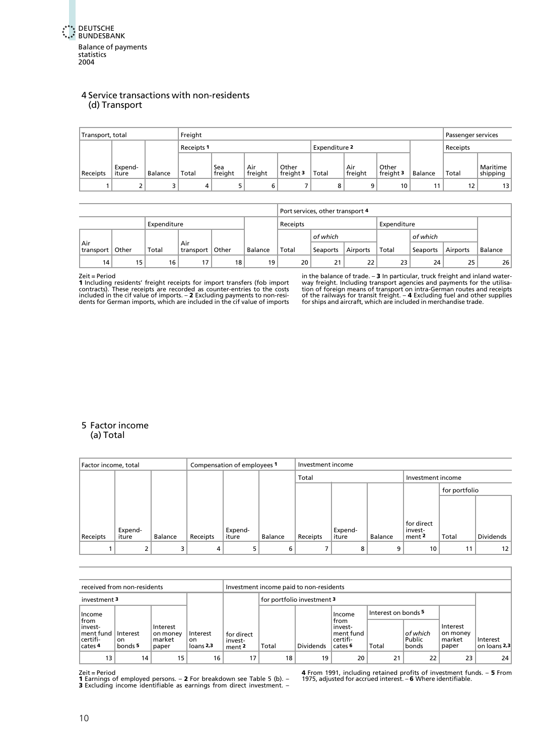## 4 Service transactions with non-residents
### (d) Transport

| Transport, total | | | Freight | | | | | | | | Passenger services | |
|---|---|---|---|---|---|---|---|---|---|---|---|---|
| | | | Receipts 1 | | | | Expenditure 2 | | | | Receipts | |
| Receipts | Expend-iture | Balance | Total | Sea freight | Air freight | Other freight 3 | Total | Air freight | Other freight 3 | Balance | Total | Maritime shipping |
| 1 | 2 | 3 | 4 | 5 | 6 | 7 | 8 | 9 | 10 | 11 | 12 | 13 |

| | | | | | | Port services, other transport 4 | | | | | | |
|---|---|---|---|---|---|---|---|---|---|---|---|---|
| | | Expenditure | | | | Receipts | | | Expenditure | | | |
| | | | | | | | of which | | | of which | | |
| Air transport | Other | Total | Air transport | Other | Balance | Total | Seaports | Airports | Total | Seaports | Airports | Balance |
| 14 | 15 | 16 | 17 | 18 | 19 | 20 | 21 | 22 | 23 | 24 | 25 | 26 |

Zeit = Period
1 Including residents' freight receipts for import transfers (fob import contracts). These receipts are recorded as counter-entries to the costs included in the cif value of imports. – 2 Excluding payments to non-residents for German imports, which are included in the cif value of imports in the balance of trade. – 3 In particular, truck freight and inland waterway freight. Including transport agencies and payments for the utilisation of foreign means of transport on intra-German routes and receipts of the railways for transit freight. – 4 Excluding fuel and other supplies for ships and aircraft, which are included in merchandise trade.

## 5 Factor income
### (a) Total

| Factor income, total | | | Compensation of employees 1 | | | Investment income | | | | | |
|---|---|---|---|---|---|---|---|---|---|---|---|
| | | | | | | Total | | | Investment income | | |
| | | | | | | | | | | for portfolio | |
| Receipts | Expend-iture | Balance | Receipts | Expend-iture | Balance | Receipts | Expend-iture | Balance | for direct invest-ment 2 | Total | Dividends |
| 1 | 2 | 3 | 4 | 5 | 6 | 7 | 8 | 9 | 10 | 11 | 12 |

| received from non-residents | | | | Investment income paid to non-residents | | | | | | | |
|---|---|---|---|---|---|---|---|---|---|---|---|
| investment 3 | | | | | for portfolio investment 3 | | | | | | |
| | | | | | | | | Interest on bonds 5 | | | |
| Income from invest-ment fund certifi-cates 4 | Interest on bonds 5 | Interest on money market paper | Interest on loans 2,3 | for direct invest-ment 2 | Total | Dividends | Income from invest-ment fund certifi-cates 6 | Total | of which Public bonds | Interest on money market paper | Interest on loans 2,3 |
| 13 | 14 | 15 | 16 | 17 | 18 | 19 | 20 | 21 | 22 | 23 | 24 |

Zeit = Period
1 Earnings of employed persons. – 2 For breakdown see Table 5 (b). – 3 Excluding income identifiable as earnings from direct investment. – 4 From 1991, including retained profits of investment funds. – 5 From 1975, adjusted for accrued interest. – 6 Where identifiable.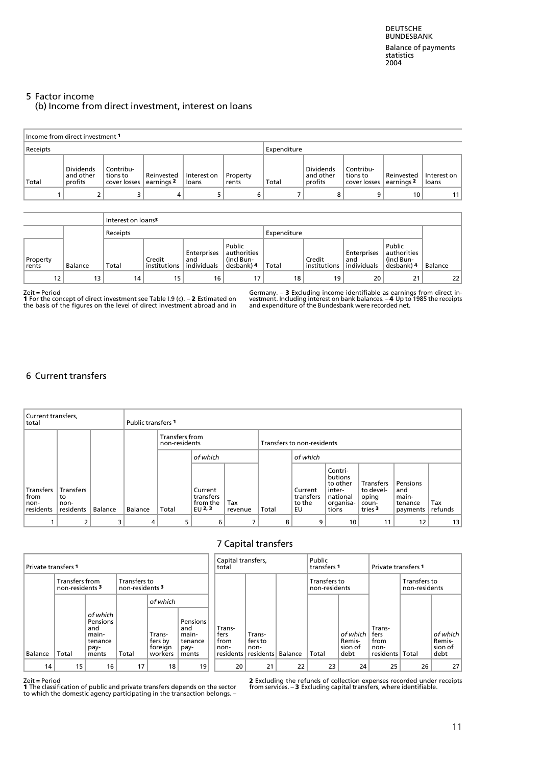## 5 Factor income

### (b) Income from direct investment, interest on loans

| Income from direct investment [1] | | | | | | | | | | |
|---|---|---|---|---|---|---|---|---|---|---|
| Receipts | | | | | | Expenditure | | | | |
| Total | Dividends and other profits | Contributions to cover losses | Reinvested earnings [2] | Interest on loans | Property rents | Total | Dividends and other profits | Contributions to cover losses | Reinvested earnings [2] | Interest on loans |
| 1 | 2 | 3 | 4 | 5 | 6 | 7 | 8 | 9 | 10 | 11 |

| | | Interest on loans[3] | | | | | | | | |
|---|---|---|---|---|---|---|---|---|---|---|
| | | Receipts | | | | Expenditure | | | | |
| Property rents | Balance | Total | Credit institutions | Enterprises and individuals | Public authorities (incl Bundesbank) [4] | Total | Credit institutions | Enterprises and individuals | Public authorities (incl Bundesbank) [4] | Balance |
| 12 | 13 | 14 | 15 | 16 | 17 | 18 | 19 | 20 | 21 | 22 |

Zeit = Period
**1** For the concept of direct investment see Table I.9 (c). – **2** Estimated on the basis of the figures on the level of direct investment abroad and in Germany. – **3** Excluding income identifiable as earnings from direct investment. Including interest on bank balances. – **4** Up to 1985 the receipts and expenditure of the Bundesbank were recorded net.

## 6 Current transfers

| Current transfers, total | | | Public transfers [1] | | | | | | | | | |
|---|---|---|---|---|---|---|---|---|---|---|---|---|
| | | | | Transfers from non-residents | | | Transfers to non-residents | | | | | |
| | | | | | of which | | | of which | | | | |
| Transfers from non-residents | Transfers to non-residents | Balance | Balance | Total | Current transfers from the EU [2, 3] | Tax revenue | Total | Current transfers to the EU | Contributions to other international organisations | Transfers to developing countries [3] | Pensions and maintenance payments | Tax refunds |
| 1 | 2 | 3 | 4 | 5 | 6 | 7 | 8 | 9 | 10 | 11 | 12 | 13 |

| Private transfers [1] | | | | | |
|---|---|---|---|---|---|
| | Transfers from non-residents [3] | | Transfers to non-residents [3] | | |
| | | | | of which | |
| Balance | Total | of which Pensions and maintenance payments | Total | Transfers by foreign workers | Pensions and maintenance payments |
| 14 | 15 | 16 | 17 | 18 | 19 |

## 7 Capital transfers

| Capital transfers, total | | | Public transfers [1] | | Private transfers [1] | | |
|---|---|---|---|---|---|---|---|
| | | | Transfers to non-residents | | | Transfers to non-residents | |
| Transfers from non-residents | Transfers to non-residents | Balance | Total | of which Remission of debt | Transfers from non-residents | Total | of which Remission of debt |
| 20 | 21 | 22 | 23 | 24 | 25 | 26 | 27 |

Zeit = Period
**1** The classification of public and private transfers depends on the sector to which the domestic agency participating in the transaction belongs. – **2** Excluding the refunds of collection expenses recorded under receipts from services. – **3** Excluding capital transfers, where identifiable.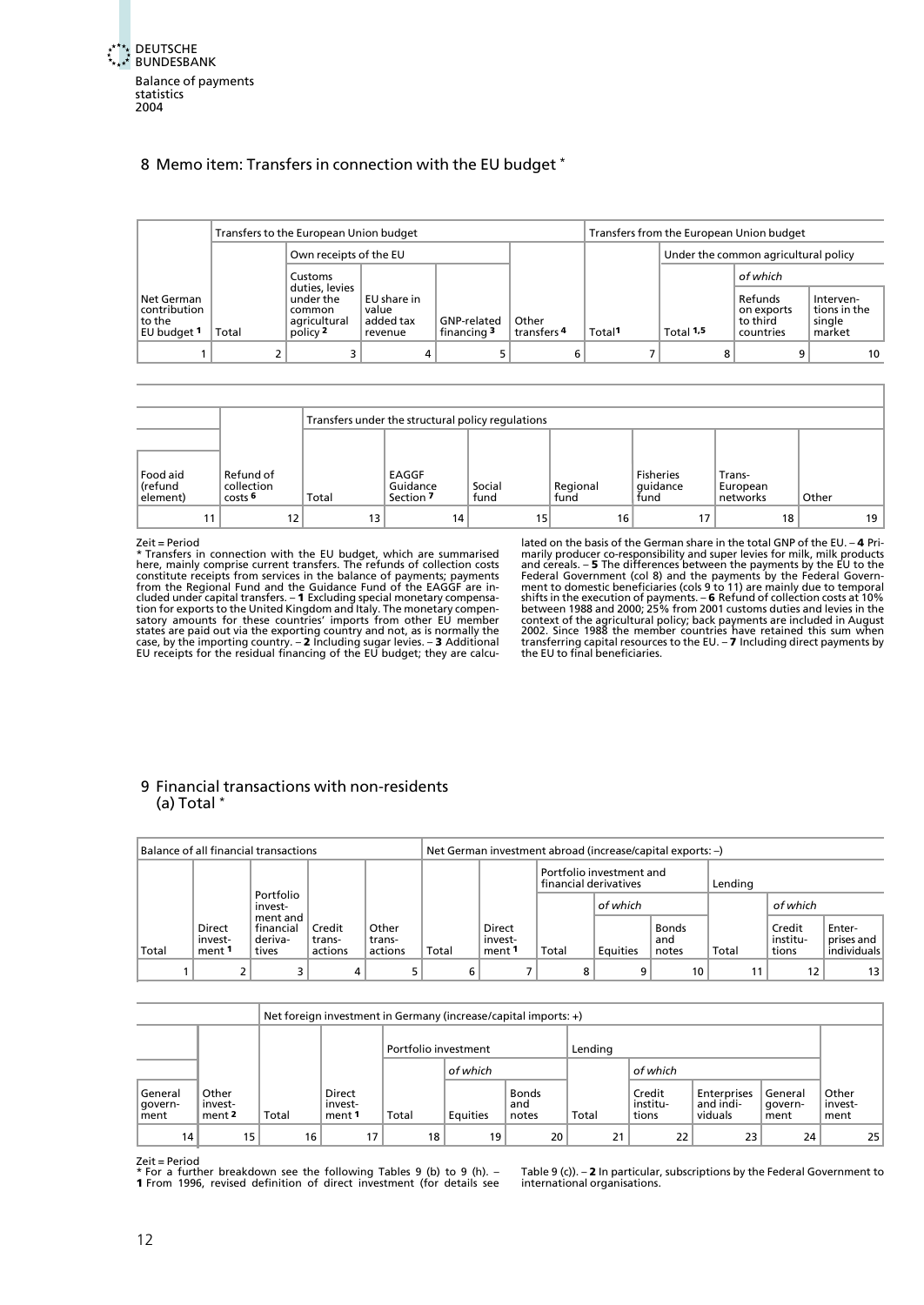## 8 Memo item: Transfers in connection with the EU budget *

| Net German contribution to the EU budget [1] | Transfers to the European Union budget | | | | | Transfers from the European Union budget | | | |
|---|---|---|---|---|---|---|---|---|---|
| | Total | Own receipts of the EU | | | Other transfers [4] | Total[1] | Under the common agricultural policy | | |
| | | Customs duties, levies under the common agricultural policy [2] | EU share in value added tax revenue | GNP-related financing [3] | | | Total [1,5] | of which | |
| | | | | | | | | Refunds on exports to third countries | Interventions in the single market |
| 1 | 2 | 3 | 4 | 5 | 6 | 7 | 8 | 9 | 10 |

| Food aid (refund element) | Refund of collection costs [6] | Transfers under the structural policy regulations | | | | | | |
|---|---|---|---|---|---|---|---|---|
| | | Total | EAGGF Guidance Section [7] | Social fund | Regional fund | Fisheries guidance fund | Trans-European networks | Other |
| 11 | 12 | 13 | 14 | 15 | 16 | 17 | 18 | 19 |

Zeit = Period

* Transfers in connection with the EU budget, which are summarised here, mainly comprise current transfers. The refunds of collection costs constitute receipts from services in the balance of payments; payments from the Regional Fund and the Guidance Fund of the EAGGF are included under capital transfers. – **1** Excluding special monetary compensation for exports to the United Kingdom and Italy. The monetary compensatory amounts for these countries' imports from other EU member states are paid out via the exporting country and not, as is normally the case, by the importing country. – **2** Including sugar levies. – **3** Additional EU receipts for the residual financing of the EU budget; they are calculated on the basis of the German share in the total GNP of the EU. – **4** Primarily producer co-responsibility and super levies for milk, milk products and cereals. – **5** The differences between the payments by the EU to the Federal Government (col 8) and the payments by the Federal Government to domestic beneficiaries (cols 9 to 11) are mainly due to temporal shifts in the execution of payments. – **6** Refund of collection costs at 10% between 1988 and 2000; 25% from 2001 customs duties and levies in the context of the agricultural policy; back payments are included in August 2002. Since 1988 the member countries have retained this sum when transferring capital resources to the EU. – **7** Including direct payments by the EU to final beneficiaries.

## 9 Financial transactions with non-residents
### (a) Total *

| Balance of all financial transactions | | | | | Net German investment abroad (increase/capital exports: –) | | | | | | | |
|---|---|---|---|---|---|---|---|---|---|---|---|---|
| Total | Direct investment [1] | Portfolio investment and financial derivatives | Credit transactions | Other transactions | Total | Direct investment [1] | Portfolio investment and financial derivatives | | | Lending | | |
| | | | | | | | Total | of which | | Total | of which | |
| | | | | | | | | Equities | Bonds and notes | | Credit institutions | Enterprises and individuals |
| 1 | 2 | 3 | 4 | 5 | 6 | 7 | 8 | 9 | 10 | 11 | 12 | 13 |

| | | Net foreign investment in Germany (increase/capital imports: +) | | | | | | | | | |
|---|---|---|---|---|---|---|---|---|---|---|---|
| General government | Other investment [2] | Total | Direct investment [1] | Portfolio investment | | | Lending | | | | Other investment |
| | | | | Total | of which | | Total | of which | | | |
| | | | | | Equities | Bonds and notes | | Credit institutions | Enterprises and individuals | General government | |
| 14 | 15 | 16 | 17 | 18 | 19 | 20 | 21 | 22 | 23 | 24 | 25 |

Zeit = Period

* For a further breakdown see the following Tables 9 (b) to 9 (h). – **1** From 1996, revised definition of direct investment (for details see Table 9 (c)). – **2** In particular, subscriptions by the Federal Government to international organisations.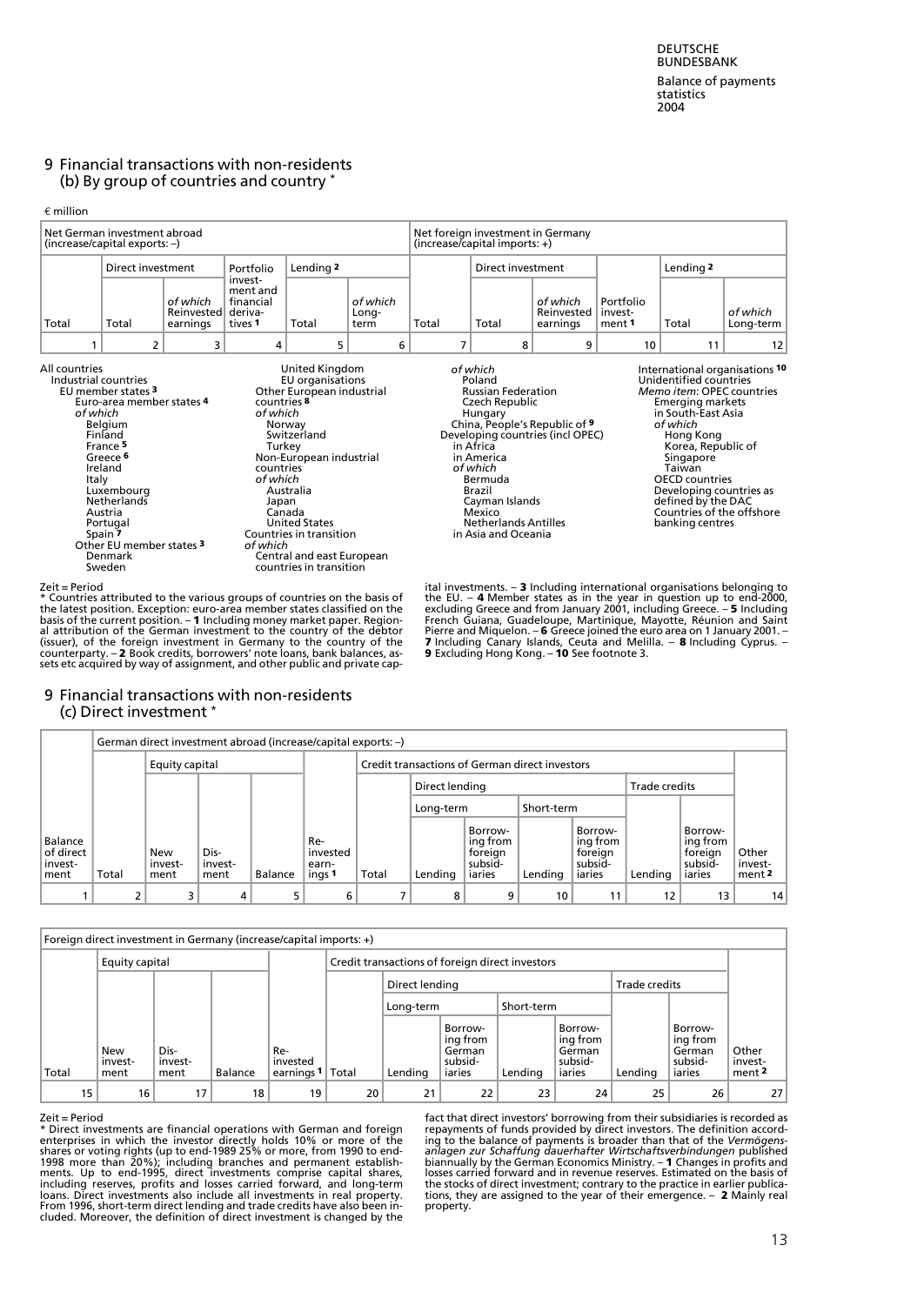## 9 Financial transactions with non-residents
### (b) By group of countries and country *

€ million

| Net German investment abroad (increase/capital exports: –) | | | | | | Net foreign investment in Germany (increase/capital imports: +) | | | | | |
|---|---|---|---|---|---|---|---|---|---|---|---|
| | Direct investment | | Portfolio investment and financial derivatives 1 | Lending 2 | | | Direct investment | | | Lending 2 | |
| Total | Total | of which Reinvested earnings | | Total | of which Long-term | Total | Total | of which Reinvested earnings | Portfolio investment 1 | Total | of which Long-term |
| 1 | 2 | 3 | 4 | 5 | 6 | 7 | 8 | 9 | 10 | 11 | 12 |

All countries
- Industrial countries
  - EU member states 3
    - Euro-area member states 4
    - *of which*
      - Belgium
      - Finland
      - France 5
      - Greece 6
      - Ireland
      - Italy
      - Luxembourg
      - Netherlands
      - Austria
      - Portugal
      - Spain 7
    - Other EU member states 3
      - Denmark
      - Sweden
      - United Kingdom
    - EU organisations
  - Other European industrial countries 8
  - *of which*
    - Norway
    - Switzerland
    - Turkey
  - Non-European industrial countries
  - *of which*
    - Australia
    - Japan
    - Canada
    - United States
- Countries in transition
- *of which*
  - Central and east European countries in transition
  - *of which*
    - Poland
    - Russian Federation
    - Czech Republic
    - Hungary
  - China, People's Republic of 9
- Developing countries (incl OPEC)
  - in Africa
  - in America
  - *of which*
    - Bermuda
    - Brazil
    - Cayman Islands
    - Mexico
    - Netherlands Antilles
  - in Asia and Oceania
- International organisations 10
- Unidentified countries
- *Memo item*: OPEC countries
  - Emerging markets in South-East Asia
  - *of which*
    - Hong Kong
    - Korea, Republic of
    - Singapore
    - Taiwan
  - OECD countries
  - Developing countries as defined by the DAC
  - Countries of the offshore banking centres

Zeit = Period

\* Countries attributed to the various groups of countries on the basis of the latest position. Exception: euro-area member states classified on the basis of the current position. – **1** Including money market paper. Regional attribution of the German investment to the country of the debtor (issuer), of the foreign investment in Germany to the country of the counterparty. – **2** Book credits, borrowers' note loans, bank balances, assets etc acquired by way of assignment, and other public and private capital investments. – **3** Including international organisations belonging to the EU. – **4** Member states as in the year in question up to end-2000, excluding Greece and from January 2001, including Greece. – **5** Including French Guiana, Guadeloupe, Martinique, Mayotte, Réunion and Saint Pierre and Miquelon. – **6** Greece joined the euro area on 1 January 2001. – **7** Including Canary Islands, Ceuta and Melilla. – **8** Including Cyprus. – **9** Excluding Hong Kong. – **10** See footnote 3.

## 9 Financial transactions with non-residents
### (c) Direct investment *

| | German direct investment abroad (increase/capital exports: –) | | | | | | | | | | | | |
|---|---|---|---|---|---|---|---|---|---|---|---|---|---|
| | | Equity capital | | | | Credit transactions of German direct investors | | | | | | | |
| | | | | | | | Direct lending | | | | Trade credits | | |
| | | | | | | | Long-term | | Short-term | | | | |
| Balance of direct investment | Total | New investment | Dis-investment | Balance | Re-invested earnings 1 | Total | Lending | Borrowing from foreign subsidiaries | Lending | Borrowing from foreign subsidiaries | Lending | Borrowing from foreign subsidiaries | Other investment 2 |
| 1 | 2 | 3 | 4 | 5 | 6 | 7 | 8 | 9 | 10 | 11 | 12 | 13 | 14 |

| Foreign direct investment in Germany (increase/capital imports: +) | | | | | | | | | | | | |
|---|---|---|---|---|---|---|---|---|---|---|---|---|
| | Equity capital | | | | Credit transactions of foreign direct investors | | | | | | | |
| | | | | | | Direct lending | | | | Trade credits | | |
| | | | | | | Long-term | | Short-term | | | | |
| Total | New investment | Dis-investment | Balance | Re-invested earnings 1 | Total | Lending | Borrowing from German subsidiaries | Lending | Borrowing from German subsidiaries | Lending | Borrowing from German subsidiaries | Other investment 2 |
| 15 | 16 | 17 | 18 | 19 | 20 | 21 | 22 | 23 | 24 | 25 | 26 | 27 |

Zeit = Period

\* Direct investments are financial operations with German and foreign enterprises in which the investor directly holds 10% or more of the shares or voting rights (up to end-1989 25% or more, from 1990 to end-1998 more than 20%); including branches and permanent establishments. Up to end-1995, direct investments comprise capital shares, including reserves, profits and losses carried forward, and long-term loans. Direct investments also include all investments in real property. From 1996, short-term direct lending and trade credits have also been included. Moreover, the definition of direct investment is changed by the fact that direct investors' borrowing from their subsidiaries is recorded as repayments of funds provided by direct investors. The definition according to the balance of payments is broader than that of the *Vermögensanlagen zur Schaffung dauerhafter Wirtschaftsverbindungen* published biannually by the German Economics Ministry. – **1** Changes in profits and losses carried forward and in revenue reserves. Estimated on the basis of the stocks of direct investment; contrary to the practice in earlier publications, they are assigned to the year of their emergence. – **2** Mainly real property.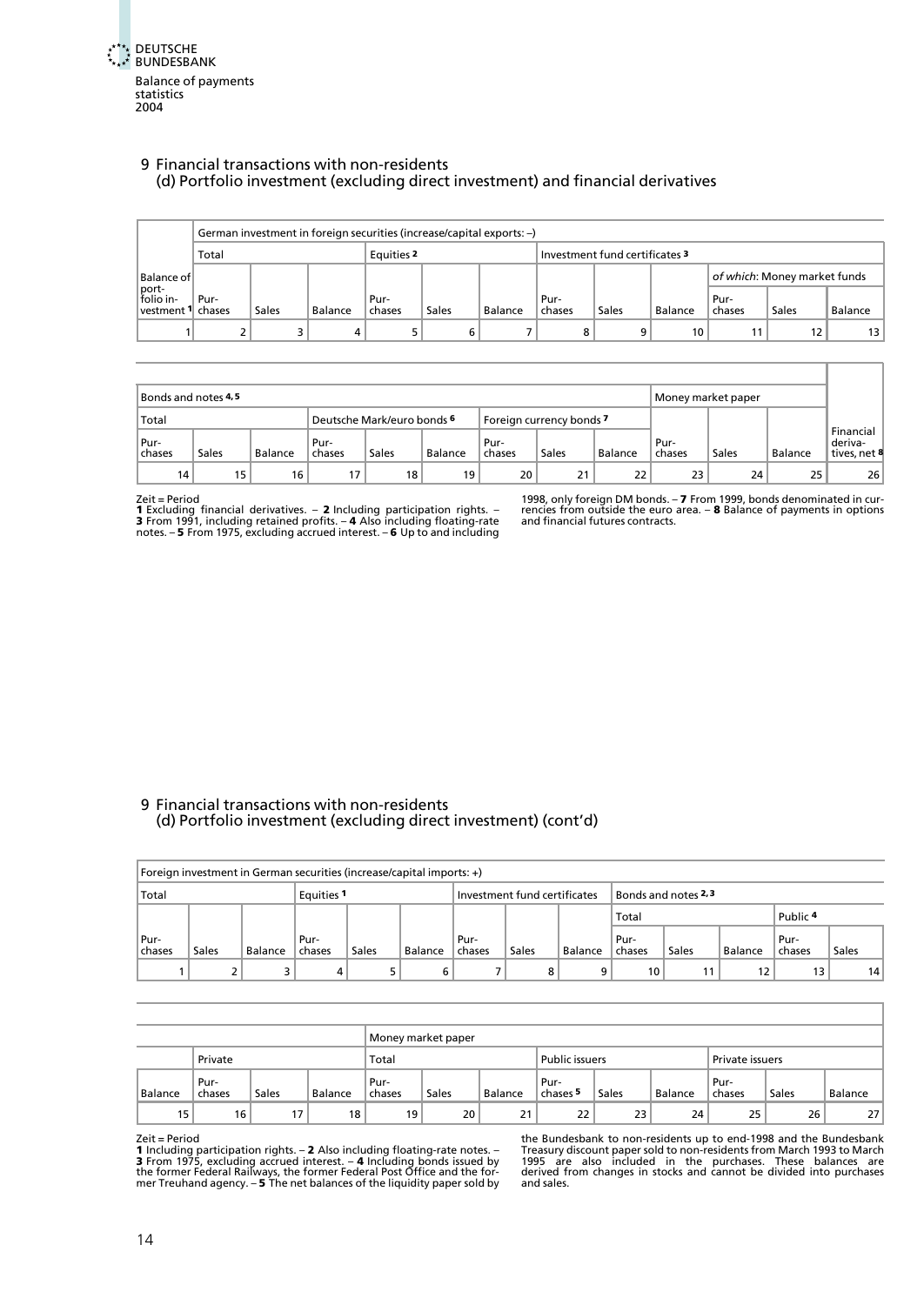## 9 Financial transactions with non-residents
### (d) Portfolio investment (excluding direct investment) and financial derivatives

| Balance of portfolio investment [1] | German investment in foreign securities (increase/capital exports: –) | | | | | | | | | | | |
|---|---|---|---|---|---|---|---|---|---|---|---|---|
| | Total | | | Equities [2] | | | Investment fund certificates [3] | | | | | |
| | | | | | | | | | | *of which*: Money market funds | | |
| | Purchases | Sales | Balance | Purchases | Sales | Balance | Purchases | Sales | Balance | Purchases | Sales | Balance |
| 1 | 2 | 3 | 4 | 5 | 6 | 7 | 8 | 9 | 10 | 11 | 12 | 13 |

| Bonds and notes [4, 5] | | | | | | | | | Money market paper | | | Financial derivatives, net [8] |
|---|---|---|---|---|---|---|---|---|---|---|---|---|
| Total | | | Deutsche Mark/euro bonds [6] | | | Foreign currency bonds [7] | | | | | | |
| Purchases | Sales | Balance | Purchases | Sales | Balance | Purchases | Sales | Balance | Purchases | Sales | Balance | |
| 14 | 15 | 16 | 17 | 18 | 19 | 20 | 21 | 22 | 23 | 24 | 25 | 26 |

Zeit = Period
**1** Excluding financial derivatives. – **2** Including participation rights. – **3** From 1991, including retained profits. – **4** Also including floating-rate notes. – **5** From 1975, excluding accrued interest. – **6** Up to and including 1998, only foreign DM bonds. – **7** From 1999, bonds denominated in currencies from outside the euro area. – **8** Balance of payments in options and financial futures contracts.

## 9 Financial transactions with non-residents
### (d) Portfolio investment (excluding direct investment) (cont'd)

| Foreign investment in German securities (increase/capital imports: +) | | | | | | | | | | | | | |
|---|---|---|---|---|---|---|---|---|---|---|---|---|---|
| Total | | | Equities [1] | | | Investment fund certificates | | | Bonds and notes [2, 3] | | | | |
| | | | | | | | | | Total | | | Public [4] | |
| Purchases | Sales | Balance | Purchases | Sales | Balance | Purchases | Sales | Balance | Purchases | Sales | Balance | Purchases | Sales |
| 1 | 2 | 3 | 4 | 5 | 6 | 7 | 8 | 9 | 10 | 11 | 12 | 13 | 14 |

| | | | | Money market paper | | | | | | | | |
|---|---|---|---|---|---|---|---|---|---|---|---|---|
| | Private | | | Total | | | Public issuers | | | Private issuers | | |
| Balance | Purchases | Sales | Balance | Purchases | Sales | Balance | Purchases [5] | Sales | Balance | Purchases | Sales | Balance |
| 15 | 16 | 17 | 18 | 19 | 20 | 21 | 22 | 23 | 24 | 25 | 26 | 27 |

Zeit = Period
**1** Including participation rights. – **2** Also including floating-rate notes. – **3** From 1975, excluding accrued interest. – **4** Including bonds issued by the former Federal Railways, the former Federal Post Office and the former Treuhand agency. – **5** The net balances of the liquidity paper sold by the Bundesbank to non-residents up to end-1998 and the Bundesbank Treasury discount paper sold to non-residents from March 1993 to March 1995 are also included in the purchases. These balances are derived from changes in stocks and cannot be divided into purchases and sales.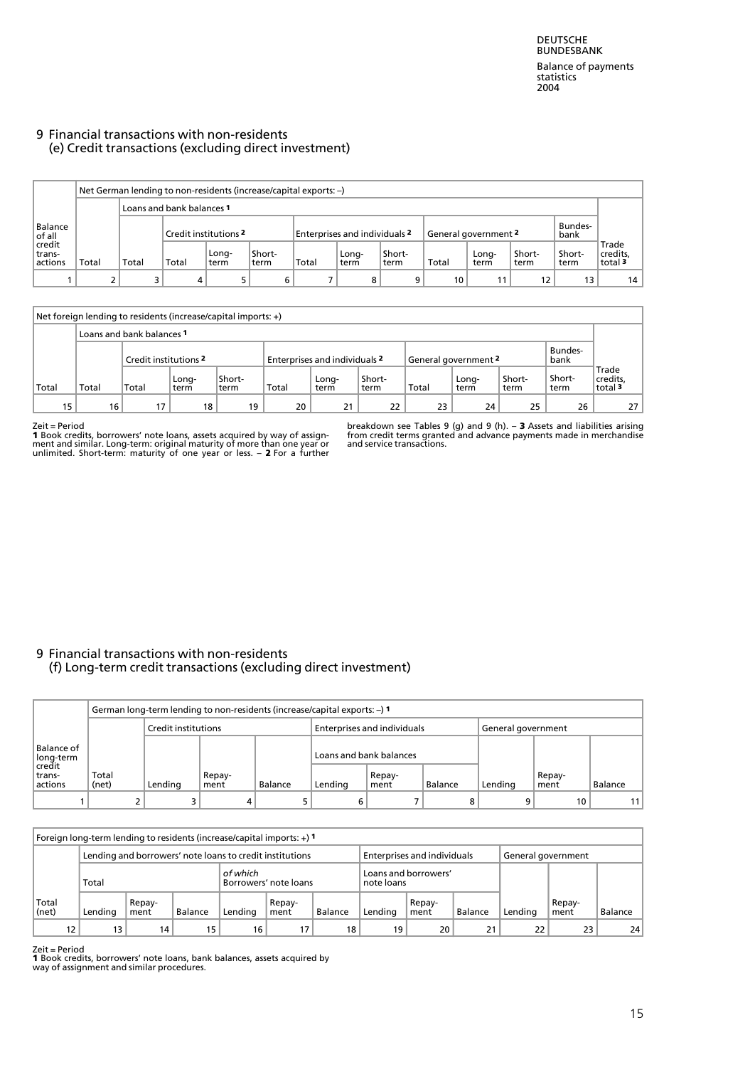# 9 Financial transactions with non-residents
## (e) Credit transactions (excluding direct investment)

| Balance of all credit transactions | Net German lending to non-residents (increase/capital exports: –) | | | | | | | | | | | | |
|---|---|---|---|---|---|---|---|---|---|---|---|---|---|
| | Total | Loans and bank balances [1] | | | | | | | | | | | Trade credits, total [3] |
| | | Total | Credit institutions [2] | | | Enterprises and individuals [2] | | | General government [2] | | | Bundesbank | |
| | | | Total | Long-term | Short-term | Total | Long-term | Short-term | Total | Long-term | Short-term | Short-term | |
| 1 | 2 | 3 | 4 | 5 | 6 | 7 | 8 | 9 | 10 | 11 | 12 | 13 | 14 |

| Net foreign lending to residents (increase/capital imports: +) | | | | | | | | | | | | |
|---|---|---|---|---|---|---|---|---|---|---|---|---|
| Total | Loans and bank balances [1] | | | | | | | | | | | Trade credits, total [3] |
| | Total | Credit institutions [2] | | | Enterprises and individuals [2] | | | General government [2] | | | Bundesbank | |
| | | Total | Long-term | Short-term | Total | Long-term | Short-term | Total | Long-term | Short-term | Short-term | |
| 15 | 16 | 17 | 18 | 19 | 20 | 21 | 22 | 23 | 24 | 25 | 26 | 27 |

Zeit = Period
**1** Book credits, borrowers' note loans, assets acquired by way of assignment and similar. Long-term: original maturity of more than one year or unlimited. Short-term: maturity of one year or less. – **2** For a further breakdown see Tables 9 (g) and 9 (h). – **3** Assets and liabilities arising from credit terms granted and advance payments made in merchandise and service transactions.

# 9 Financial transactions with non-residents
## (f) Long-term credit transactions (excluding direct investment)

| Balance of long-term credit transactions | German long-term lending to non-residents (increase/capital exports: –) [1] | | | | | | | | | |
|---|---|---|---|---|---|---|---|---|---|---|
| | Total (net) | Credit institutions | | | Enterprises and individuals | | | General government | | |
| | | | | | Loans and bank balances | | | | | |
| | | Lending | Repayment | Balance | Lending | Repayment | Balance | Lending | Repayment | Balance |
| 1 | 2 | 3 | 4 | 5 | 6 | 7 | 8 | 9 | 10 | 11 |

| Foreign long-term lending to residents (increase/capital imports: +) [1] | | | | | | | | | | | | |
|---|---|---|---|---|---|---|---|---|---|---|---|---|
| Total (net) | Lending and borrowers' note loans to credit institutions | | | | | | Enterprises and individuals | | | General government | | |
| | Total | | | *of which* Borrowers' note loans | | | Loans and borrowers' note loans | | | | | |
| | Lending | Repayment | Balance | Lending | Repayment | Balance | Lending | Repayment | Balance | Lending | Repayment | Balance |
| 12 | 13 | 14 | 15 | 16 | 17 | 18 | 19 | 20 | 21 | 22 | 23 | 24 |

Zeit = Period
**1** Book credits, borrowers' note loans, bank balances, assets acquired by way of assignment and similar procedures.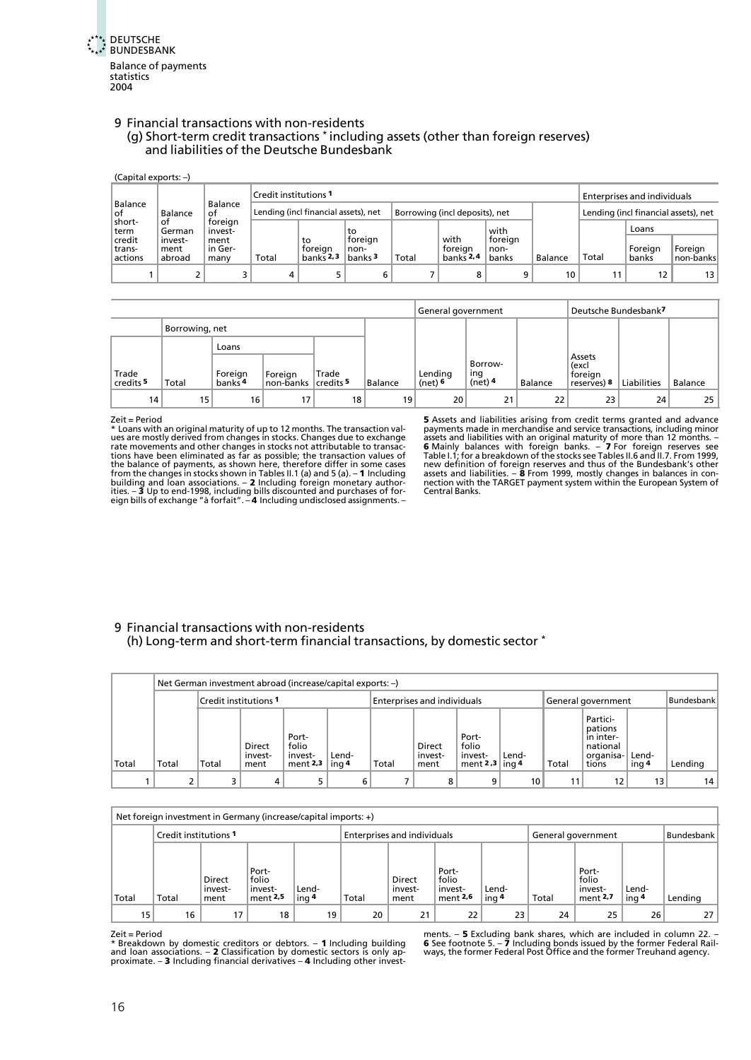## 9 Financial transactions with non-residents

### (g) Short-term credit transactions * including assets (other than foreign reserves) and liabilities of the Deutsche Bundesbank

(Capital exports: –)

| Balance of short-term credit transactions | Balance of German investment abroad | Balance of foreign investment in Germany | Credit institutions 1 | | | | | | | Enterprises and individuals | | |
|---|---|---|---|---|---|---|---|---|---|---|---|---|
| | | | Lending (incl financial assets), net | | | Borrowing (incl deposits), net | | | | Lending (incl financial assets), net | | |
| | | | | | | | | | | | Loans | |
| | | | Total | to foreign banks 2,3 | to foreign non-banks 3 | Total | with foreign banks 2,4 | with foreign non-banks | Balance | Total | Foreign banks | Foreign non-banks |
| 1 | 2 | 3 | 4 | 5 | 6 | 7 | 8 | 9 | 10 | 11 | 12 | 13 |

| | Borrowing, net | | | | | General government | | | Deutsche Bundesbank 7 | | |
|---|---|---|---|---|---|---|---|---|---|---|---|
| | | Loans | | | | | | | | | |
| Trade credits 5 | Total | Foreign banks 4 | Foreign non-banks | Trade credits 5 | Balance | Lending (net) 6 | Borrowing (net) 4 | Balance | Assets (excl foreign reserves) 8 | Liabilities | Balance |
| 14 | 15 | 16 | 17 | 18 | 19 | 20 | 21 | 22 | 23 | 24 | 25 |

Zeit = Period

\* Loans with an original maturity of up to 12 months. The transaction values are mostly derived from changes in stocks. Changes due to exchange rate movements and other changes in stocks not attributable to transactions have been eliminated as far as possible; the transaction values of the balance of payments, as shown here, therefore differ in some cases from the changes in stocks shown in Tables II.1 (a) and 5 (a). – **1** Including building and loan associations. – **2** Including foreign monetary authorities. – **3** Up to end-1998, including bills discounted and purchases of foreign bills of exchange "à forfait". – **4** Including undisclosed assignments. – **5** Assets and liabilities arising from credit terms granted and advance payments made in merchandise and service transactions, including minor assets and liabilities with an original maturity of more than 12 months. – **6** Mainly balances with foreign banks. – **7** For foreign reserves see Table I.1; for a breakdown of the stocks see Tables II.6 and II.7. From 1999, new definition of foreign reserves and thus of the Bundesbank's other assets and liabilities. – **8** From 1999, mostly changes in balances in connection with the TARGET payment system within the European System of Central Banks.

## 9 Financial transactions with non-residents

### (h) Long-term and short-term financial transactions, by domestic sector *

| | Net German investment abroad (increase/capital exports: –) | | | | | | | | | | | | |
|---|---|---|---|---|---|---|---|---|---|---|---|---|---|
| | | Credit institutions 1 | | | | Enterprises and individuals | | | | General government | | | Bundesbank |
| Total | Total | Total | Direct investment | Portfolio investment 2,3 | Lending 4 | Total | Direct investment | Portfolio investment 2,3 | Lending 4 | Total | Participations in international organisations | Lending 4 | Lending |
| 1 | 2 | 3 | 4 | 5 | 6 | 7 | 8 | 9 | 10 | 11 | 12 | 13 | 14 |

| Net foreign investment in Germany (increase/capital imports: +) | | | | | | | | | | | | |
|---|---|---|---|---|---|---|---|---|---|---|---|---|
| | Credit institutions 1 | | | | Enterprises and individuals | | | | General government | | | Bundesbank |
| Total | Total | Direct investment | Portfolio investment 2,5 | Lending 4 | Total | Direct investment | Portfolio investment 2,6 | Lending 4 | Total | Portfolio investment 2,7 | Lending 4 | Lending |
| 15 | 16 | 17 | 18 | 19 | 20 | 21 | 22 | 23 | 24 | 25 | 26 | 27 |

Zeit = Period

\* Breakdown by domestic creditors or debtors. – **1** Including building and loan associations. – **2** Classification by domestic sectors is only approximate. – **3** Including financial derivatives – **4** Including other investments. – **5** Excluding bank shares, which are included in column 22. – **6** See footnote 5. – **7** Including bonds issued by the former Federal Railways, the former Federal Post Office and the former Treuhand agency.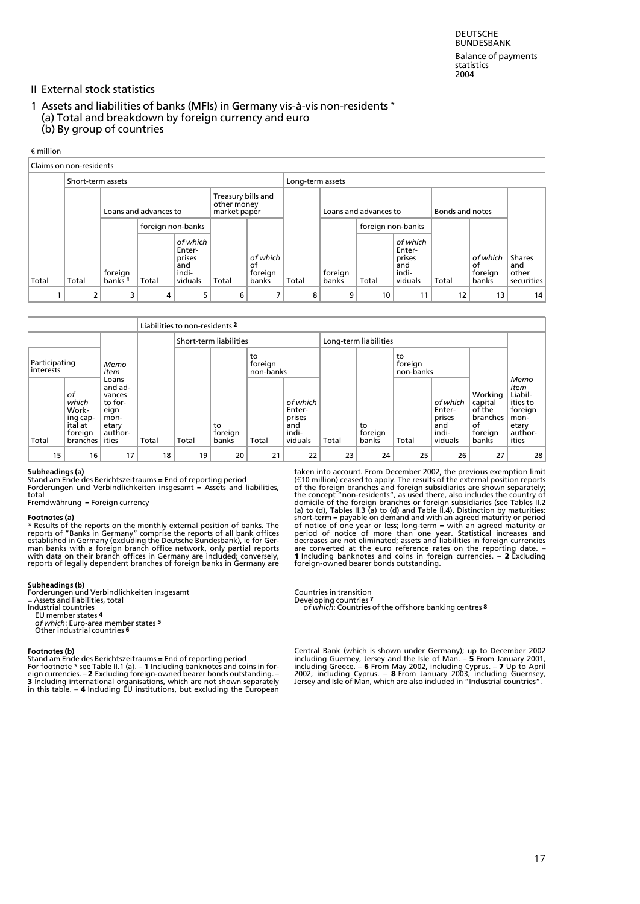## II External stock statistics

### 1 Assets and liabilities of banks (MFIs) in Germany vis-à-vis non-residents *
(a) Total and breakdown by foreign currency and euro
(b) By group of countries

€ million

| Claims on non-residents | | | | | | | | | | | | | |
|---|---|---|---|---|---|---|---|---|---|---|---|---|---|
| | Short-term assets | | | | | | Long-term assets | | | | | | |
| | | Loans and advances to | | | Treasury bills and other money market paper | | | Loans and advances to | | | Bonds and notes | | |
| | | | foreign non-banks | | | | | | foreign non-banks | | | | |
| Total | Total | foreign banks 1 | Total | of which Enterprises and individuals | Total | of which of foreign banks | Total | foreign banks | Total | of which Enterprises and individuals | Total | of which of foreign banks | Shares and other securities |
| 1 | 2 | 3 | 4 | 5 | 6 | 7 | 8 | 9 | 10 | 11 | 12 | 13 | 14 |

| | | | Liabilities to non-residents 2 | | | | | | | | | | |
|---|---|---|---|---|---|---|---|---|---|---|---|---|---|
| | | | | Short-term liabilities | | | | Long-term liabilities | | | | | |
| Participating interests | | Memo item | | | | to foreign non-banks | | | | to foreign non-banks | | | |
| Total | of which Working capital at foreign branches | Loans and advances to foreign monetary authorities | Total | Total | to foreign banks | Total | of which Enterprises and individuals | Total | to foreign banks | Total | of which Enterprises and individuals | Working capital of the branches of foreign banks | Memo item Liabilities to foreign monetary authorities |
| 15 | 16 | 17 | 18 | 19 | 20 | 21 | 22 | 23 | 24 | 25 | 26 | 27 | 28 |

**Subheadings (a)**
Stand am Ende des Berichtszeitraums = End of reporting period
Forderungen und Verbindlichkeiten insgesamt = Assets and liabilities, total
Fremdwährung = Foreign currency

**Footnotes (a)**
* Results of the reports on the monthly external position of banks. The reports of "Banks in Germany" comprise the reports of all bank offices established in Germany (excluding the Deutsche Bundesbank), ie for German banks with a foreign branch office network, only partial reports with data on their branch offices in Germany are included; conversely, reports of legally dependent branches of foreign banks in Germany are taken into account. From December 2002, the previous exemption limit (€10 million) ceased to apply. The results of the external position reports of the foreign branches and foreign subsidiaries are shown separately; the concept "non-residents", as used there, also includes the country of domicile of the foreign branches or foreign subsidiaries (see Tables II.2 (a) to (d), Tables II.3 (a) to (d) and Table II.4). Distinction by maturities: short-term = payable on demand and with an agreed maturity or period of notice of one year or less; long-term = with an agreed maturity or period of notice of more than one year. Statistical increases and decreases are not eliminated; assets and liabilities in foreign currencies are converted at the euro reference rates on the reporting date. – **1** Including banknotes and coins in foreign currencies. – **2** Excluding foreign-owned bearer bonds outstanding.

**Subheadings (b)**
Forderungen und Verbindlichkeiten insgesamt
= Assets and liabilities, total
Industrial countries
EU member states 4
*of which*: Euro-area member states 5
Other industrial countries 6
Countries in transition
Developing countries 7
*of which*: Countries of the offshore banking centres 8

**Footnotes (b)**
Stand am Ende des Berichtszeitraums = End of reporting period
For footnote * see Table II.1 (a). – **1** Including banknotes and coins in foreign currencies. – **2** Excluding foreign-owned bearer bonds outstanding. – **3** Including international organisations, which are not shown separately in this table. – **4** Including EU institutions, but excluding the European Central Bank (which is shown under Germany); up to December 2002 including Guerney, Jersey and the Isle of Man. – **5** From January 2001, including Greece. – **6** From May 2002, including Cyprus. – **7** Up to April 2002, including Cyprus. – **8** From January 2003, including Guernsey, Jersey and Isle of Man, which are also included in "Industrial countries".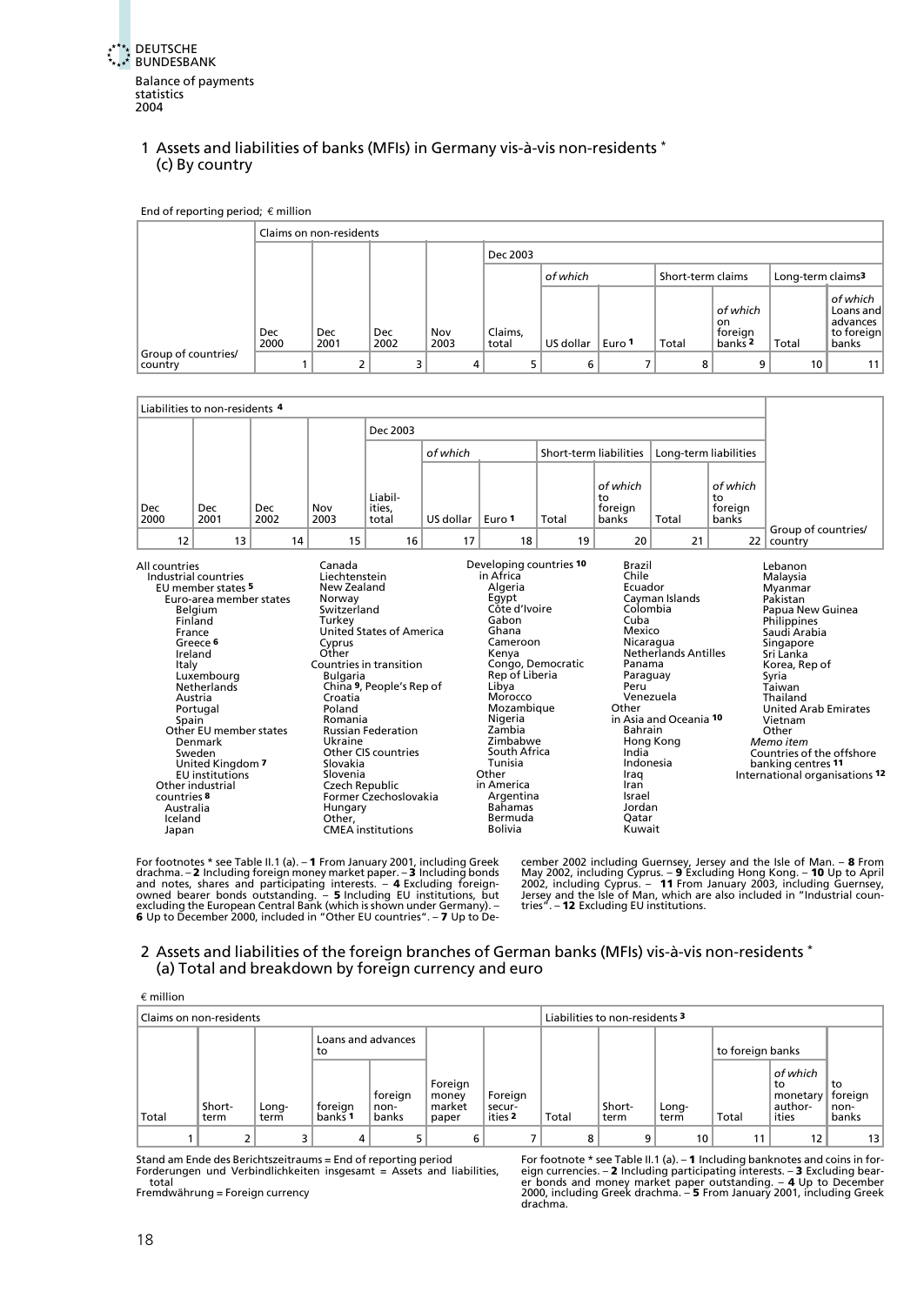## 1 Assets and liabilities of banks (MFIs) in Germany vis-à-vis non-residents *
### (c) By country

End of reporting period; € million

| Group of countries/ country | Claims on non-residents | | | | | | | | | | |
|---|---|---|---|---|---|---|---|---|---|---|---|
| | Dec 2000 | Dec 2001 | Dec 2002 | Nov 2003 | Dec 2003 | | | | | | |
| | | | | | Claims, total | *of which* | | Short-term claims | | Long-term claims[3] | |
| | | | | | | US dollar | Euro [1] | Total | *of which* on foreign banks [2] | Total | *of which* Loans and advances to foreign banks |
| | 1 | 2 | 3 | 4 | 5 | 6 | 7 | 8 | 9 | 10 | 11 |

| Liabilities to non-residents [4] | | | | | | | | | | | Group of countries/ country |
|---|---|---|---|---|---|---|---|---|---|---|---|
| Dec 2000 | Dec 2001 | Dec 2002 | Nov 2003 | Dec 2003 | | | | | | | |
| | | | | Liabil-ities, total | *of which* | | Short-term liabilities | | Long-term liabilities | | |
| | | | | | US dollar | Euro [1] | Total | *of which* to foreign banks | Total | *of which* to foreign banks | |
| 12 | 13 | 14 | 15 | 16 | 17 | 18 | 19 | 20 | 21 | 22 | |

All countries
- Industrial countries
  - EU member states [5]
    - Euro-area member states
      - Belgium
      - Finland
      - France
      - Greece [6]
      - Ireland
      - Italy
      - Luxembourg
      - Netherlands
      - Austria
      - Portugal
      - Spain
    - Other EU member states
      - Denmark
      - Sweden
      - United Kingdom [7]
    - EU institutions
  - Other industrial countries [8]
    - Australia
    - Iceland
    - Japan
    - Canada
    - Liechtenstein
    - New Zealand
    - Norway
    - Switzerland
    - Turkey
    - United States of America
    - Cyprus
    - Other
- Countries in transition
  - Bulgaria
  - China [9], People's Rep of
  - Croatia
  - Poland
  - Romania
  - Russian Federation
  - Ukraine
  - Other CIS countries
  - Slovakia
  - Slovenia
  - Czech Republic
  - Former Czechoslovakia
  - Hungary
  - Other, CMEA institutions
- Developing countries [10]
  - in Africa
    - Algeria
    - Egypt
    - Côte d'Ivoire
    - Gabon
    - Ghana
    - Cameroon
    - Kenya
    - Congo, Democratic
    - Rep of Liberia
    - Libya
    - Morocco
    - Mozambique
    - Nigeria
    - Zambia
    - Zimbabwe
    - South Africa
    - Tunisia
    - Other
  - in America
    - Argentina
    - Bahamas
    - Bermuda
    - Bolivia
    - Brazil
    - Chile
    - Ecuador
    - Cayman Islands
    - Colombia
    - Cuba
    - Mexico
    - Nicaragua
    - Netherlands Antilles
    - Panama
    - Paraguay
    - Peru
    - Venezuela
    - Other
  - in Asia and Oceania [10]
    - Bahrain
    - Hong Kong
    - India
    - Indonesia
    - Iraq
    - Iran
    - Israel
    - Jordan
    - Qatar
    - Kuwait
    - Lebanon
    - Malaysia
    - Myanmar
    - Pakistan
    - Papua New Guinea
    - Philippines
    - Saudi Arabia
    - Singapore
    - Sri Lanka
    - Korea, Rep of
    - Syria
    - Taiwan
    - Thailand
    - United Arab Emirates
    - Vietnam
    - Other
- *Memo item*
  - Countries of the offshore banking centres [11]
- International organisations [12]

For footnotes * see Table II.1 (a). – **1** From January 2001, including Greek drachma. – **2** Including foreign money market paper. – **3** Including bonds and notes, shares and participating interests. – **4** Excluding foreign-owned bearer bonds outstanding. – **5** Including EU institutions, but excluding the European Central Bank (which is shown under Germany). – **6** Up to December 2000, included in "Other EU countries". – **7** Up to December 2002 including Guernsey, Jersey and the Isle of Man. – **8** From May 2002, including Cyprus. – **9** Excluding Hong Kong. – **10** Up to April 2002, including Cyprus. – **11** From January 2003, including Guernsey, Jersey and the Isle of Man, which are also included in "Industrial countries". – **12** Excluding EU institutions.

## 2 Assets and liabilities of the foreign branches of German banks (MFIs) vis-à-vis non-residents *
### (a) Total and breakdown by foreign currency and euro

€ million

| Claims on non-residents | | | | | | | Liabilities to non-residents [3] | | | | | |
|---|---|---|---|---|---|---|---|---|---|---|---|---|
| Total | Short-term | Long-term | Loans and advances to | | Foreign money market paper | Foreign secur-ities [2] | Total | Short-term | Long-term | to foreign banks | | to foreign non-banks |
| | | | foreign banks [1] | foreign non-banks | | | | | | Total | *of which* to monetary author-ities | |
| 1 | 2 | 3 | 4 | 5 | 6 | 7 | 8 | 9 | 10 | 11 | 12 | 13 |

Stand am Ende des Berichtszeitraums = End of reporting period
Forderungen und Verbindlichkeiten insgesamt = Assets and liabilities, total
Fremdwährung = Foreign currency

For footnote * see Table II.1 (a). – **1** Including banknotes and coins in foreign currencies. – **2** Including participating interests. – **3** Excluding bearer bonds and money market paper outstanding. – **4** Up to December 2000, including Greek drachma. – **5** From January 2001, including Greek drachma.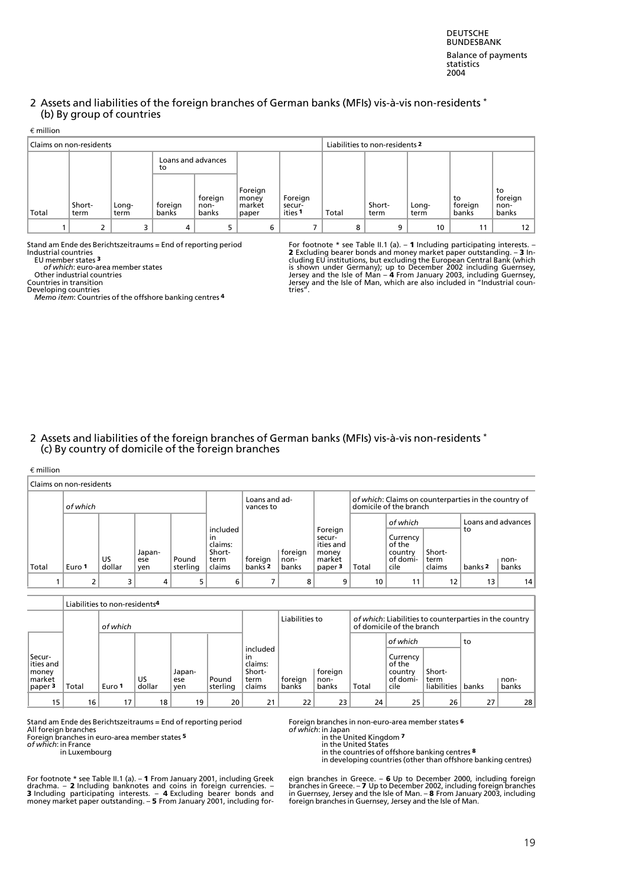## 2 Assets and liabilities of the foreign branches of German banks (MFIs) vis-à-vis non-residents *
### (b) By group of countries

€ million

| | Claims on non-residents | | | | | | | Liabilities to non-residents [2] | | | | |
|---|---|---|---|---|---|---|---|---|---|---|---|---|
| | | | | Loans and advances to | | | | | | | | |
| | Total | Short-term | Long-term | foreign banks | foreign non-banks | Foreign money market paper | Foreign securities [1] | Total | Short-term | Long-term | to foreign banks | to foreign non-banks |
| | 1 | 2 | 3 | 4 | 5 | 6 | 7 | 8 | 9 | 10 | 11 | 12 |
| Stand am Ende des Berichtszeitraums = End of reporting period | | | | | | | | | | | | |
| Industrial countries | | | | | | | | | | | | |
| EU member states [3] | | | | | | | | | | | | |
| *of which*: euro-area member states | | | | | | | | | | | | |
| Other industrial countries | | | | | | | | | | | | |
| Countries in transition | | | | | | | | | | | | |
| Developing countries | | | | | | | | | | | | |
| *Memo item*: Countries of the offshore banking centres [4] | | | | | | | | | | | | |

For footnote * see Table II.1 (a). – **1** Including participating interests. – **2** Excluding bearer bonds and money market paper outstanding. – **3** Including EU institutions, but excluding the European Central Bank (which is shown under Germany); up to December 2002 including Guernsey, Jersey and the Isle of Man – **4** From January 2003, including Guernsey, Jersey and the Isle of Man, which are also included in "Industrial countries".

## 2 Assets and liabilities of the foreign branches of German banks (MFIs) vis-à-vis non-residents *
### (c) By country of domicile of the foreign branches

€ million

| | Claims on non-residents | | | | | | | | | | | | | |
|---|---|---|---|---|---|---|---|---|---|---|---|---|---|---|
| | | *of which* | | | | | Loans and advances to | | | *of which*: Claims on counterparties in the country of domicile of the branch | | | | |
| | | | | | | | | | | | *of which* | | Loans and advances to | |
| | Total | Euro [1] | US dollar | Japanese yen | Pound sterling | included in claims: Short-term claims | foreign banks [2] | foreign non-banks | Foreign securities and money market paper [3] | Total | Currency of the country of domicile | Short-term claims | banks [2] | non-banks |
| | 1 | 2 | 3 | 4 | 5 | 6 | 7 | 8 | 9 | 10 | 11 | 12 | 13 | 14 |

| | | Liabilities to non-residents [4] | | | | | | | | | | | | |
|---|---|---|---|---|---|---|---|---|---|---|---|---|---|---|
| | | | *of which* | | | | | Liabilities to | | *of which*: Liabilities to counterparties in the country of domicile of the branch | | | | |
| | | | | | | | | | | | *of which* | | to | |
| | Securities and money market paper [3] | Total | Euro [1] | US dollar | Japanese yen | Pound sterling | included in claims: Short-term claims | foreign banks | foreign non-banks | Total | Currency of the country of domicile | Short-term liabilities | banks | non-banks |
| | 15 | 16 | 17 | 18 | 19 | 20 | 21 | 22 | 23 | 24 | 25 | 26 | 27 | 28 |
| Stand am Ende des Berichtszeitraums = End of reporting period | | | | | | | | | | | | | | |
| All foreign branches | | | | | | | | | | | | | | |
| Foreign branches in euro-area member states [5] | | | | | | | | | | | | | | |
| *of which*: in France | | | | | | | | | | | | | | |
| in Luxembourg | | | | | | | | | | | | | | |
| Foreign branches in non-euro-area member states [6] | | | | | | | | | | | | | | |
| *of which*: in Japan | | | | | | | | | | | | | | |
| in the United Kingdom [7] | | | | | | | | | | | | | | |
| in the United States | | | | | | | | | | | | | | |
| in the countries of offshore banking centres [8] | | | | | | | | | | | | | | |
| in developing countries (other than offshore banking centres) | | | | | | | | | | | | | | |

For footnote * see Table II.1 (a). – **1** From January 2001, including Greek drachma. – **2** Including banknotes and coins in foreign currencies. – **3** Including participating interests. – **4** Excluding bearer bonds and money market paper outstanding. – **5** From January 2001, including foreign branches in Greece. – **6** Up to December 2000, including foreign branches in Greece. – **7** Up to December 2002, including foreign branches in Guernsey, Jersey and the Isle of Man. – **8** From January 2003, including foreign branches in Guernsey, Jersey and the Isle of Man.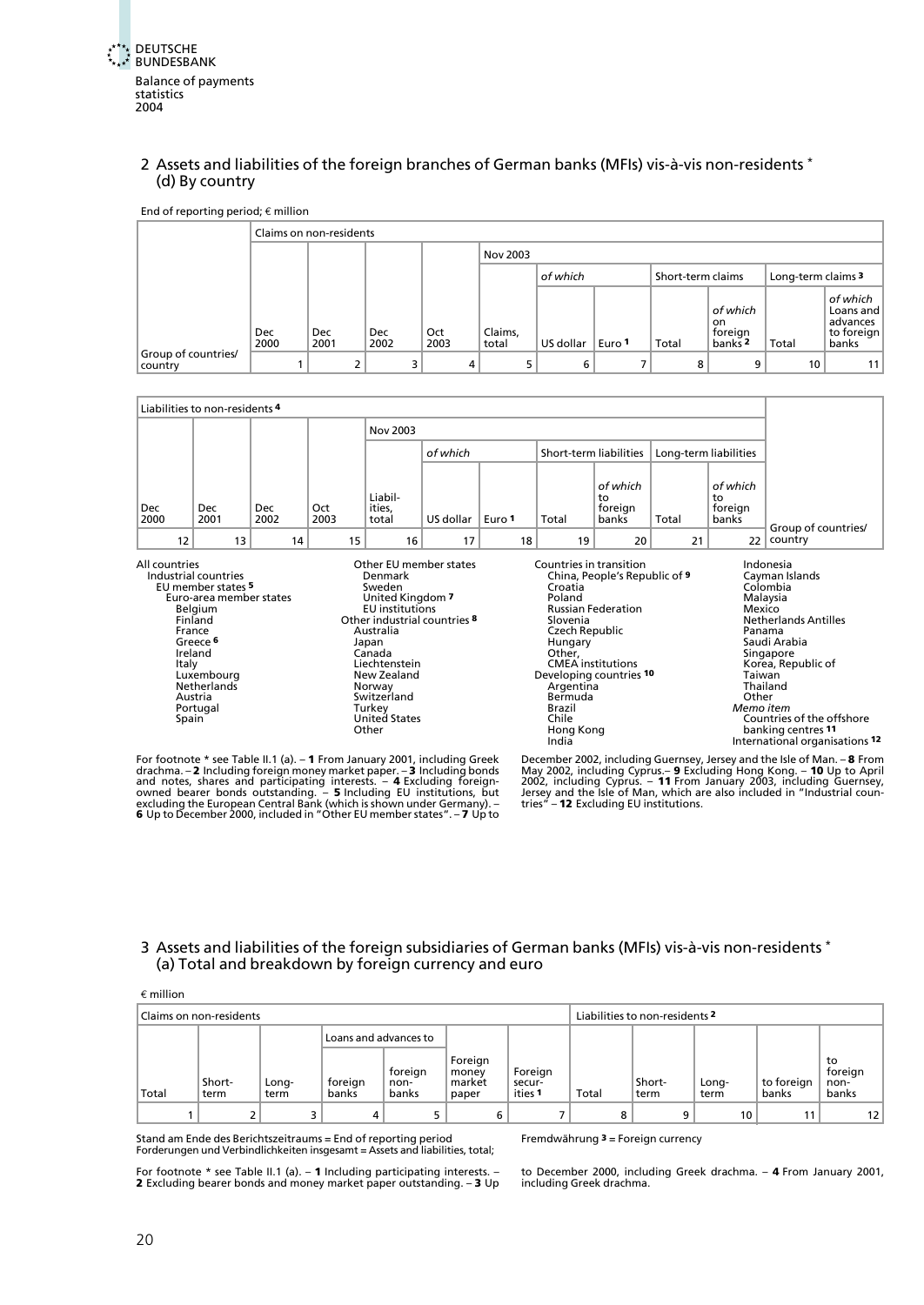## 2 Assets and liabilities of the foreign branches of German banks (MFIs) vis-à-vis non-residents *
### (d) By country

End of reporting period; € million

| Group of countries/ country | Claims on non-residents | | | | | | | | | | |
|---|---|---|---|---|---|---|---|---|---|---|---|
| | | | | | Nov 2003 | | | | | | |
| | | | | | | of which | | Short-term claims | | Long-term claims [3] | |
| | Dec 2000 | Dec 2001 | Dec 2002 | Oct 2003 | Claims, total | US dollar | Euro [1] | Total | of which on foreign banks [2] | Total | of which Loans and advances to foreign banks |
| | 1 | 2 | 3 | 4 | 5 | 6 | 7 | 8 | 9 | 10 | 11 |

| Liabilities to non-residents [4] | | | | | | | | | | | Group of countries/ country |
|---|---|---|---|---|---|---|---|---|---|---|---|
| | | | | Nov 2003 | | | | | | | |
| | | | | | of which | | Short-term liabilities | | Long-term liabilities | | |
| Dec 2000 | Dec 2001 | Dec 2002 | Oct 2003 | Liabil-ities, total | US dollar | Euro [1] | Total | of which to foreign banks | Total | of which to foreign banks | |
| 12 | 13 | 14 | 15 | 16 | 17 | 18 | 19 | 20 | 21 | 22 | |

All countries
- Industrial countries
  - EU member states [5]
    - Euro-area member states
      - Belgium
      - Finland
      - France
      - Greece [6]
      - Ireland
      - Italy
      - Luxembourg
      - Netherlands
      - Austria
      - Portugal
      - Spain
    - Other EU member states
      - Denmark
      - Sweden
      - United Kingdom [7]
    - EU institutions
  - Other industrial countries [8]
    - Australia
    - Japan
    - Canada
    - Liechtenstein
    - New Zealand
    - Norway
    - Switzerland
    - Turkey
    - United States
    - Other
- Countries in transition
  - China, People's Republic of [9]
  - Croatia
  - Poland
  - Russian Federation
  - Slovenia
  - Czech Republic
  - Hungary
  - Other, CMEA institutions
- Developing countries [10]
  - Argentina
  - Bermuda
  - Brazil
  - Chile
  - Hong Kong
  - India
  - Indonesia
  - Cayman Islands
  - Colombia
  - Malaysia
  - Mexico
  - Netherlands Antilles
  - Panama
  - Saudi Arabia
  - Singapore
  - Korea, Republic of
  - Taiwan
  - Thailand
  - Other

*Memo item*
- Countries of the offshore banking centres [11]
- International organisations [12]

For footnote * see Table II.1 (a). – **1** From January 2001, including Greek drachma. – **2** Including foreign money market paper. – **3** Including bonds and notes, shares and participating interests. – **4** Excluding foreign-owned bearer bonds outstanding. – **5** Including EU institutions, but excluding the European Central Bank (which is shown under Germany). – **6** Up to December 2000, included in "Other EU member states". – **7** Up to December 2002, including Guernsey, Jersey and the Isle of Man. – **8** From May 2002, including Cyprus.– **9** Excluding Hong Kong. – **10** Up to April 2002, including Cyprus. – **11** From January 2003, including Guernsey, Jersey and the Isle of Man, which are also included in "Industrial countries" – **12** Excluding EU institutions.

## 3 Assets and liabilities of the foreign subsidiaries of German banks (MFIs) vis-à-vis non-residents *
### (a) Total and breakdown by foreign currency and euro

€ million

| Claims on non-residents | | | | | | | Liabilities to non-residents [2] | | | | |
|---|---|---|---|---|---|---|---|---|---|---|---|
| | | | Loans and advances to | | | | | | | | |
| Total | Short-term | Long-term | foreign banks | foreign non-banks | Foreign money market paper | Foreign secur-ities [1] | Total | Short-term | Long-term | to foreign banks | to foreign non-banks |
| 1 | 2 | 3 | 4 | 5 | 6 | 7 | 8 | 9 | 10 | 11 | 12 |

Stand am Ende des Berichtszeitraums = End of reporting period
Forderungen und Verbindlichkeiten insgesamt = Assets and liabilities, total;
Fremdwährung [3] = Foreign currency

For footnote * see Table II.1 (a). – **1** Including participating interests. – **2** Excluding bearer bonds and money market paper outstanding. – **3** Up to December 2000, including Greek drachma. – **4** From January 2001, including Greek drachma.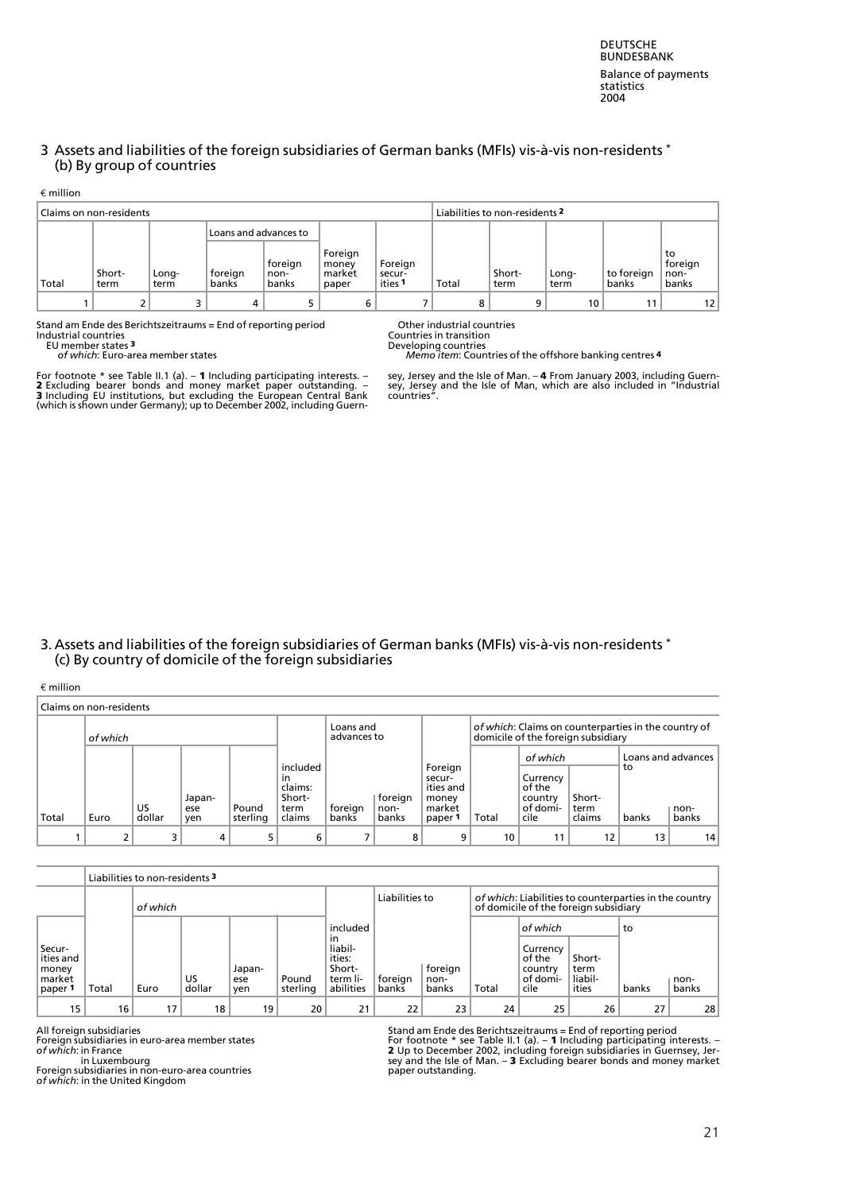## 3 Assets and liabilities of the foreign subsidiaries of German banks (MFIs) vis-à-vis non-residents *
### (b) By group of countries

€ million

| Claims on non-residents | | | | | | | Liabilities to non-residents 2 | | | | |
|---|---|---|---|---|---|---|---|---|---|---|---|
| | | | Loans and advances to | | | | | | | | |
| Total | Short-term | Long-term | foreign banks | foreign non-banks | Foreign money market paper | Foreign securities 1 | Total | Short-term | Long-term | to foreign banks | to foreign non-banks |
| 1 | 2 | 3 | 4 | 5 | 6 | 7 | 8 | 9 | 10 | 11 | 12 |

Stand am Ende des Berichtszeitraums = End of reporting period
Industrial countries
EU member states 3
*of which*: Euro-area member states
Other industrial countries
Countries in transition
Developing countries
*Memo item*: Countries of the offshore banking centres 4

For footnote * see Table II.1 (a). – **1** Including participating interests. – **2** Excluding bearer bonds and money market paper outstanding. – **3** Including EU institutions, but excluding the European Central Bank (which is shown under Germany); up to December 2002, including Guernsey, Jersey and the Isle of Man. – **4** From January 2003, including Guernsey, Jersey and the Isle of Man, which are also included in "Industrial countries".

## 3. Assets and liabilities of the foreign subsidiaries of German banks (MFIs) vis-à-vis non-residents *
### (c) By country of domicile of the foreign subsidiaries

€ million

| Claims on non-residents | | | | | | | | | | | | | |
|---|---|---|---|---|---|---|---|---|---|---|---|---|---|
| | *of which* | | | | | Loans and advances to | | | *of which*: Claims on counterparties in the country of domicile of the foreign subsidiary | | | | |
| | | | | | | | | | | *of which* | | Loans and advances to | |
| Total | Euro | US dollar | Japanese yen | Pound sterling | included in claims: Short-term claims | foreign banks | foreign non-banks | Foreign securities and money market paper 1 | Total | Currency of the country of domicile | Short-term claims | banks | non-banks |
| 1 | 2 | 3 | 4 | 5 | 6 | 7 | 8 | 9 | 10 | 11 | 12 | 13 | 14 |

| | Liabilities to non-residents 3 | | | | | | | | | | | | |
|---|---|---|---|---|---|---|---|---|---|---|---|---|---|
| | | *of which* | | | | | Liabilities to | | *of which*: Liabilities to counterparties in the country of domicile of the foreign subsidiary | | | | |
| | | | | | | | | | | *of which* | | to | |
| Securities and money market paper 1 | Total | Euro | US dollar | Japanese yen | Pound sterling | included in liabilities: Short-term liabilities | foreign banks | foreign non-banks | Total | Currency of the country of domicile | Short-term liabilities | banks | non-banks |
| 15 | 16 | 17 | 18 | 19 | 20 | 21 | 22 | 23 | 24 | 25 | 26 | 27 | 28 |

All foreign subsidiaries
Foreign subsidiaries in euro-area member states
*of which*: in France
in Luxembourg
Foreign subsidiaries in non-euro-area countries
*of which*: in the United Kingdom

Stand am Ende des Berichtszeitraums = End of reporting period
For footnote * see Table II.1 (a). – **1** Including participating interests. – **2** Up to December 2002, including foreign subsidiaries in Guernsey, Jersey and the Isle of Man. – **3** Excluding bearer bonds and money market paper outstanding.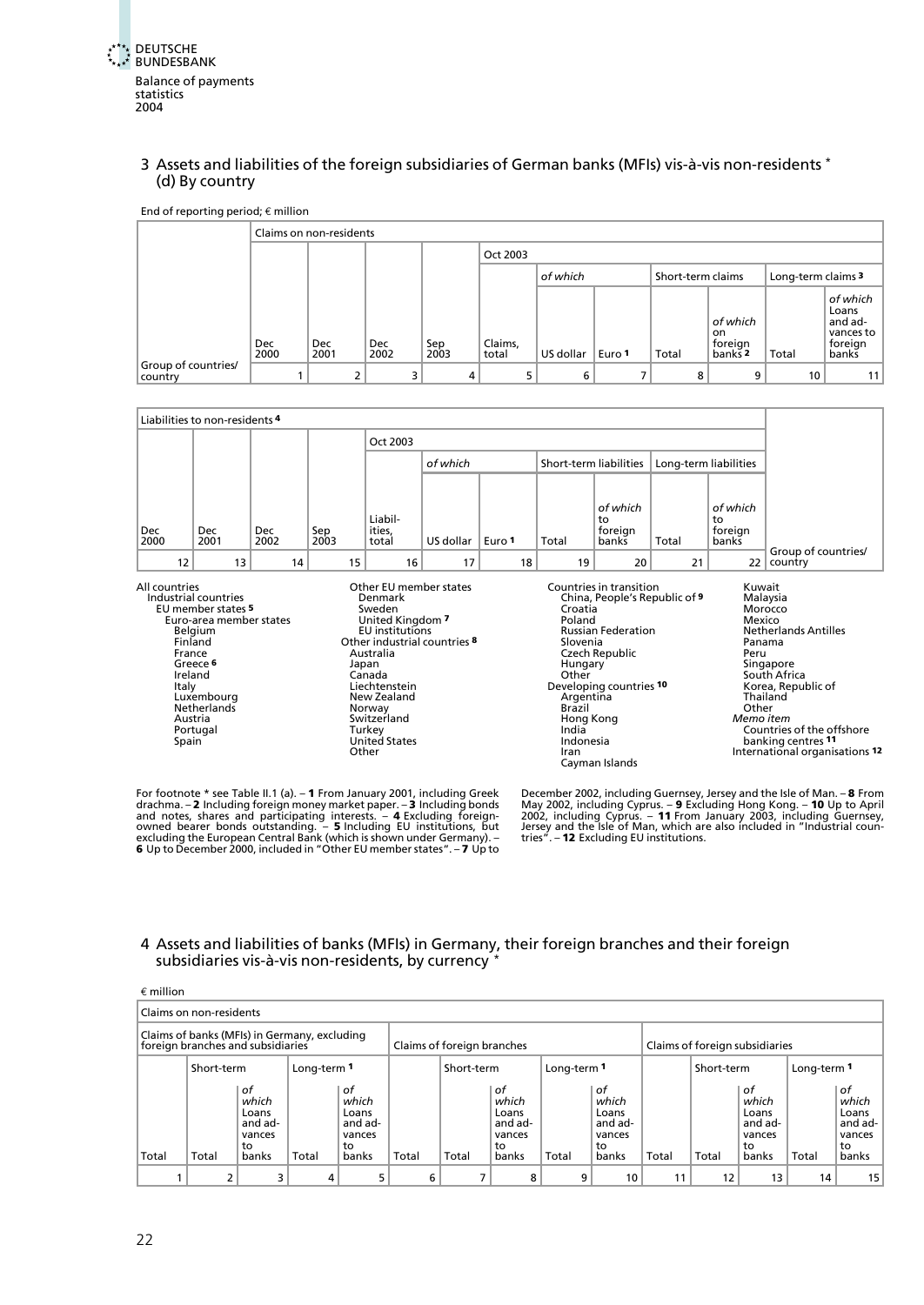## 3 Assets and liabilities of the foreign subsidiaries of German banks (MFIs) vis-à-vis non-residents *
### (d) By country

End of reporting period; € million

| Group of countries/ country | Claims on non-residents | | | | | | | | | | |
|---|---|---|---|---|---|---|---|---|---|---|---|
| | | | | | Oct 2003 | | | | | | |
| | | | | | | *of which* | | Short-term claims | | Long-term claims 3 | |
| | Dec 2000 | Dec 2001 | Dec 2002 | Sep 2003 | Claims, total | US dollar | Euro 1 | Total | *of which* on foreign banks 2 | Total | *of which* Loans and advances to foreign banks |
| | 1 | 2 | 3 | 4 | 5 | 6 | 7 | 8 | 9 | 10 | 11 |

| Liabilities to non-residents 4 | | | | | | | | | | | Group of countries/ country |
|---|---|---|---|---|---|---|---|---|---|---|---|
| | | | | Oct 2003 | | | | | | | |
| | | | | | *of which* | | Short-term liabilities | | Long-term liabilities | | |
| Dec 2000 | Dec 2001 | Dec 2002 | Sep 2003 | Liabil-ities, total | US dollar | Euro 1 | Total | *of which* to foreign banks | Total | *of which* to foreign banks | |
| 12 | 13 | 14 | 15 | 16 | 17 | 18 | 19 | 20 | 21 | 22 | |

All countries
- Industrial countries
  - EU member states 5
    - Euro-area member states
      - Belgium
      - Finland
      - France
      - Greece 6
      - Ireland
      - Italy
      - Luxembourg
      - Netherlands
      - Austria
      - Portugal
      - Spain
    - Other EU member states
      - Denmark
      - Sweden
      - United Kingdom 7
    - EU institutions
  - Other industrial countries 8
    - Australia
    - Japan
    - Canada
    - Liechtenstein
    - New Zealand
    - Norway
    - Switzerland
    - Turkey
    - United States
    - Other
- Countries in transition
  - China, People's Republic of 9
  - Croatia
  - Poland
  - Russian Federation
  - Slovenia
  - Czech Republic
  - Hungary
  - Other
- Developing countries 10
  - Argentina
  - Brazil
  - Hong Kong
  - India
  - Indonesia
  - Iran
  - Cayman Islands
  - Kuwait
  - Malaysia
  - Morocco
  - Mexico
  - Netherlands Antilles
  - Panama
  - Peru
  - Singapore
  - South Africa
  - Korea, Republic of
  - Thailand
  - Other

*Memo item*
- Countries of the offshore banking centres 11
- International organisations 12

For footnote * see Table II.1 (a). – **1** From January 2001, including Greek drachma. – **2** Including foreign money market paper. – **3** Including bonds and notes, shares and participating interests. – **4** Excluding foreign-owned bearer bonds outstanding. – **5** Including EU institutions, but excluding the European Central Bank (which is shown under Germany). – **6** Up to December 2000, included in "Other EU member states". – **7** Up to December 2002, including Guernsey, Jersey and the Isle of Man. – **8** From May 2002, including Cyprus. – **9** Excluding Hong Kong. – **10** Up to April 2002, including Cyprus. – **11** From January 2003, including Guernsey, Jersey and the Isle of Man, which are also included in "Industrial countries". – **12** Excluding EU institutions.

## 4 Assets and liabilities of banks (MFIs) in Germany, their foreign branches and their foreign subsidiaries vis-à-vis non-residents, by currency *

€ million

| Claims on non-residents | | | | | | | | | | | | | | |
|---|---|---|---|---|---|---|---|---|---|---|---|---|---|---|
| Claims of banks (MFIs) in Germany, excluding foreign branches and subsidiaries | | | | | Claims of foreign branches | | | | | Claims of foreign subsidiaries | | | | |
| | Short-term | | Long-term 1 | | | Short-term | | Long-term 1 | | | Short-term | | Long-term 1 | |
| Total | Total | *of which* Loans and advances to banks | Total | *of which* Loans and advances to banks | Total | Total | *of which* Loans and advances to banks | Total | *of which* Loans and advances to banks | Total | Total | *of which* Loans and advances to banks | Total | *of which* Loans and advances to banks |
| 1 | 2 | 3 | 4 | 5 | 6 | 7 | 8 | 9 | 10 | 11 | 12 | 13 | 14 | 15 |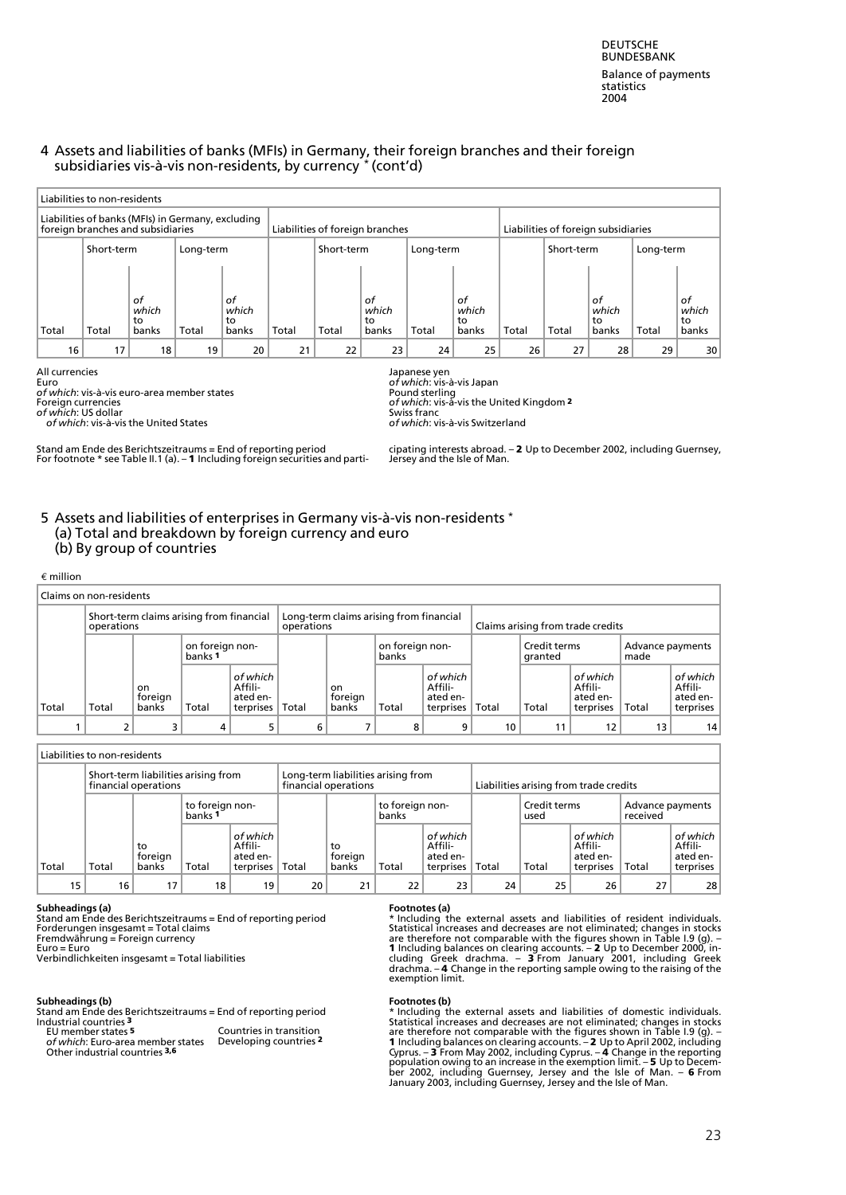## 4 Assets and liabilities of banks (MFIs) in Germany, their foreign branches and their foreign subsidiaries vis-à-vis non-residents, by currency * (cont'd)

| Liabilities to non-residents | | | | | | | | | | | | | | |
|---|---|---|---|---|---|---|---|---|---|---|---|---|---|---|
| Liabilities of banks (MFIs) in Germany, excluding foreign branches and subsidiaries | | | | | Liabilities of foreign branches | | | | | Liabilities of foreign subsidiaries | | | | |
| | Short-term | | Long-term | | | Short-term | | Long-term | | | Short-term | | Long-term | |
| Total | Total | *of which* to banks | Total | *of which* to banks | Total | Total | *of which* to banks | Total | *of which* to banks | Total | Total | *of which* to banks | Total | *of which* to banks |
| 16 | 17 | 18 | 19 | 20 | 21 | 22 | 23 | 24 | 25 | 26 | 27 | 28 | 29 | 30 |

All currencies
Euro
*of which*: vis-à-vis euro-area member states
Foreign currencies
*of which*: US dollar
*of which*: vis-à-vis the United States
Japanese yen
*of which*: vis-à-vis Japan
Pound sterling
*of which*: vis-à-vis the United Kingdom [2]
Swiss franc
*of which*: vis-à-vis Switzerland

Stand am Ende des Berichtszeitraums = End of reporting period
For footnote * see Table II.1 (a). – **1** Including foreign securities and participating interests abroad. – **2** Up to December 2002, including Guernsey, Jersey and the Isle of Man.

## 5 Assets and liabilities of enterprises in Germany vis-à-vis non-residents *
### (a) Total and breakdown by foreign currency and euro
### (b) By group of countries

€ million

| Claims on non-residents | | | | | | | | | | | | | |
|---|---|---|---|---|---|---|---|---|---|---|---|---|---|
| | Short-term claims arising from financial operations | | | | Long-term claims arising from financial operations | | | | Claims arising from trade credits | | | | |
| | | | on foreign non-banks [1] | | | | on foreign non-banks | | | Credit terms granted | | Advance payments made | |
| Total | Total | on foreign banks | Total | *of which* Affiliated enterprises | Total | on foreign banks | Total | *of which* Affiliated enterprises | Total | Total | *of which* Affiliated enterprises | Total | *of which* Affiliated enterprises |
| 1 | 2 | 3 | 4 | 5 | 6 | 7 | 8 | 9 | 10 | 11 | 12 | 13 | 14 |

| Liabilities to non-residents | | | | | | | | | | | | | |
|---|---|---|---|---|---|---|---|---|---|---|---|---|---|
| | Short-term liabilities arising from financial operations | | | | Long-term liabilities arising from financial operations | | | | Liabilities arising from trade credits | | | | |
| | | | to foreign non-banks [1] | | | | to foreign non-banks | | | Credit terms used | | Advance payments received | |
| Total | Total | to foreign banks | Total | *of which* Affiliated enterprises | Total | to foreign banks | Total | *of which* Affiliated enterprises | Total | Total | *of which* Affiliated enterprises | Total | *of which* Affiliated enterprises |
| 15 | 16 | 17 | 18 | 19 | 20 | 21 | 22 | 23 | 24 | 25 | 26 | 27 | 28 |

**Subheadings (a)**
Stand am Ende des Berichtszeitraums = End of reporting period
Forderungen insgesamt = Total claims
Fremdwährung = Foreign currency
Euro = Euro
Verbindlichkeiten insgesamt = Total liabilities

**Subheadings (b)**
Stand am Ende des Berichtszeitraums = End of reporting period
Industrial countries [3]
EU member states [5]
*of which*: Euro-area member states
Other industrial countries [3,6]
Countries in transition
Developing countries [2]

**Footnotes (a)**
* Including the external assets and liabilities of resident individuals. Statistical increases and decreases are not eliminated; changes in stocks are therefore not comparable with the figures shown in Table I.9 (g). – **1** Including balances on clearing accounts. – **2** Up to December 2000, including Greek drachma. – **3** From January 2001, including Greek drachma. – **4** Change in the reporting sample owing to the raising of the exemption limit.

**Footnotes (b)**
* Including the external assets and liabilities of domestic individuals. Statistical increases and decreases are not eliminated; changes in stocks are therefore not comparable with the figures shown in Table I.9 (g). – **1** Including balances on clearing accounts. – **2** Up to April 2002, including Cyprus. – **3** From May 2002, including Cyprus. – **4** Change in the reporting population owing to an increase in the exemption limit. – **5** Up to December 2002, including Guernsey, Jersey and the Isle of Man. – **6** From January 2003, including Guernsey, Jersey and the Isle of Man.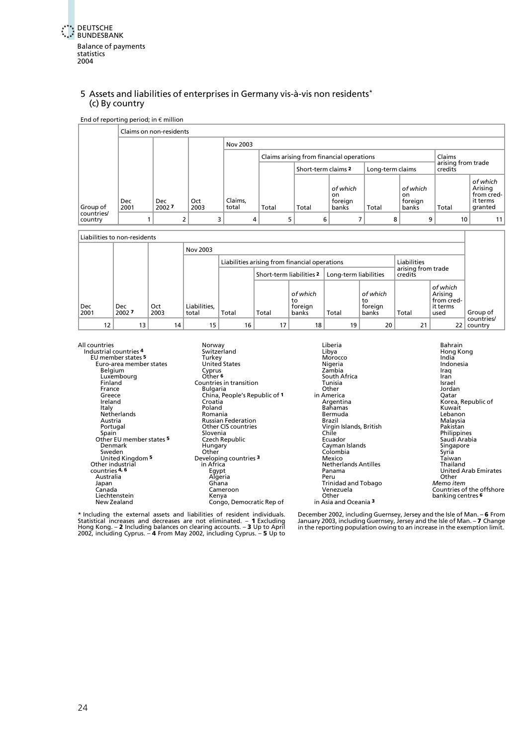## 5 Assets and liabilities of enterprises in Germany vis-à-vis non residents*
### (c) By country

End of reporting period; in € million

| Group of countries/ country | Claims on non-residents | | | | | | | | | | |
|---|---|---|---|---|---|---|---|---|---|---|---|
| | | | | Nov 2003 | | | | | | | |
| | | | | | Claims arising from financial operations | | | | | Claims arising from trade credits | |
| | | | | | | Short-term claims 2 | | Long-term claims | | | |
| | Dec 2001 | Dec 2002 7 | Oct 2003 | Claims, total | Total | Total | *of which* on foreign banks | Total | *of which* on foreign banks | Total | *of which* Arising from credit terms granted |
| | 1 | 2 | 3 | 4 | 5 | 6 | 7 | 8 | 9 | 10 | 11 |

| Liabilities to non-residents | | | | | | | | | | | Group of countries/ country |
|---|---|---|---|---|---|---|---|---|---|---|---|
| | | | Nov 2003 | | | | | | | | |
| | | | | Liabilities arising from financial operations | | | | | Liabilities arising from trade credits | | |
| | | | | | Short-term liabilities 2 | | Long-term liabilities | | | | |
| Dec 2001 | Dec 2002 7 | Oct 2003 | Liabilities, total | Total | Total | *of which* to foreign banks | Total | *of which* to foreign banks | Total | *of which* Arising from credit terms used | |
| 12 | 13 | 14 | 15 | 16 | 17 | 18 | 19 | 20 | 21 | 22 | |

All countries
- Industrial countries 4
  - EU member states 5
    - Euro-area member states
      - Belgium
      - Luxembourg
      - Finland
      - France
      - Greece
      - Ireland
      - Italy
      - Netherlands
      - Austria
      - Portugal
      - Spain
    - Other EU member states 5
      - Denmark
      - Sweden
      - United Kingdom 5
  - Other industrial countries 4, 6
    - Australia
    - Japan
    - Canada
    - Liechtenstein
    - New Zealand
    - Norway
    - Switzerland
    - Turkey
    - United States
    - Cyprus
    - Other 6
- Countries in transition
  - Bulgaria
  - China, People's Republic of 1
  - Croatia
  - Poland
  - Romania
  - Russian Federation
  - Other CIS countries
  - Slovenia
  - Czech Republic
  - Hungary
  - Other
- Developing countries 3
  - in Africa
    - Egypt
    - Algeria
    - Ghana
    - Cameroon
    - Kenya
    - Congo, Democratic Rep of
    - Liberia
    - Libya
    - Morocco
    - Nigeria
    - Zambia
    - South Africa
    - Tunisia
    - Other
  - in America
    - Argentina
    - Bahamas
    - Bermuda
    - Brazil
    - Virgin Islands, British
    - Chile
    - Ecuador
    - Cayman Islands
    - Colombia
    - Mexico
    - Netherlands Antilles
    - Panama
    - Peru
    - Trinidad and Tobago
    - Venezuela
    - Other
  - in Asia and Oceania 3
    - Bahrain
    - Hong Kong
    - India
    - Indonesia
    - Iraq
    - Iran
    - Israel
    - Jordan
    - Qatar
    - Korea, Republic of
    - Kuwait
    - Lebanon
    - Malaysia
    - Pakistan
    - Philippines
    - Saudi Arabia
    - Singapore
    - Syria
    - Taiwan
    - Thailand
    - United Arab Emirates
    - Other

*Memo item*
Countries of the offshore banking centres 6

* Including the external assets and liabilities of resident individuals. Statistical increases and decreases are not eliminated. – 1 Excluding Hong Kong. – 2 Including balances on clearing accounts. – 3 Up to April 2002, including Cyprus. – 4 From May 2002, including Cyprus. – 5 Up to December 2002, including Guernsey, Jersey and the Isle of Man. – 6 From January 2003, including Guernsey, Jersey and the Isle of Man. – 7 Change in the reporting population owing to an increase in the exemption limit.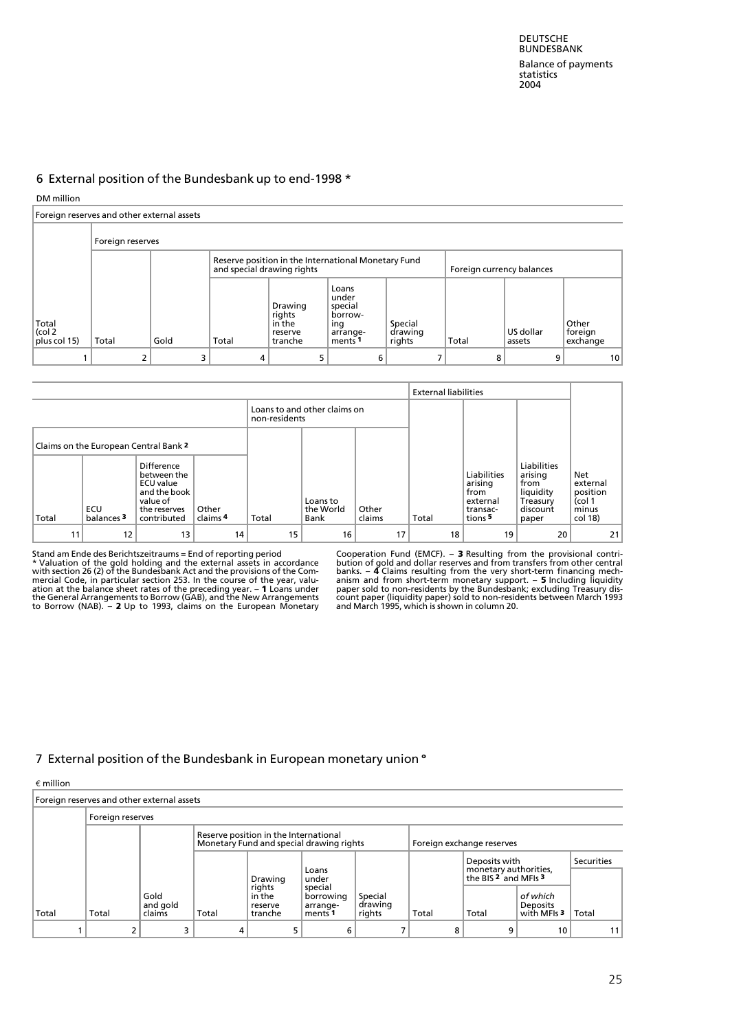## 6 External position of the Bundesbank up to end-1998 *

DM million

| Foreign reserves and other external assets | | | | | | | | | |
|---|---|---|---|---|---|---|---|---|---|
| | Foreign reserves | | | | | | | | |
| | | | Reserve position in the International Monetary Fund and special drawing rights | | | | Foreign currency balances | | |
| Total (col 2 plus col 15) | Total | Gold | Total | Drawing rights in the reserve tranche | Loans under special borrowing arrangements [1] | Special drawing rights | Total | US dollar assets | Other foreign exchange |
| 1 | 2 | 3 | 4 | 5 | 6 | 7 | 8 | 9 | 10 |

| | | | | | | | External liabilities | | | |
|---|---|---|---|---|---|---|---|---|---|---|
| | | | | Loans to and other claims on non-residents | | | | | | |
| Claims on the European Central Bank [2] | | | | | | | | | | |
| Total | ECU balances [3] | Difference between the ECU value and the book value of the reserves contributed | Other claims [4] | Total | Loans to the World Bank | Other claims | Total | Liabilities arising from external transactions [5] | Liabilities arising from liquidity Treasury discount paper | Net external position (col 1 minus col 18) |
| 11 | 12 | 13 | 14 | 15 | 16 | 17 | 18 | 19 | 20 | 21 |

Stand am Ende des Berichtszeitraums = End of reporting period
* Valuation of the gold holding and the external assets in accordance with section 26 (2) of the Bundesbank Act and the provisions of the Commercial Code, in particular section 253. In the course of the year, valuation at the balance sheet rates of the preceding year. – **1** Loans under the General Arrangements to Borrow (GAB), and the New Arrangements to Borrow (NAB). – **2** Up to 1993, claims on the European Monetary Cooperation Fund (EMCF). – **3** Resulting from the provisional contribution of gold and dollar reserves and from transfers from other central banks. – **4** Claims resulting from the very short-term financing mechanism and from short-term monetary support. – **5** Including liquidity paper sold to non-residents by the Bundesbank; excluding Treasury discount paper (liquidity paper) sold to non-residents between March 1993 and March 1995, which is shown in column 20.

## 7 External position of the Bundesbank in European monetary union °

€ million

| Foreign reserves and other external assets | | | | | | | | | | |
|---|---|---|---|---|---|---|---|---|---|---|
| | Foreign reserves | | | | | | | | | |
| | | | Reserve position in the International Monetary Fund and special drawing rights | | | | Foreign exchange reserves | | | |
| | | | | | | | | Deposits with monetary authorities, the BIS [2] and MFIs [3] | | Securities |
| Total | Total | Gold and gold claims | Total | Drawing rights in the reserve tranche | Loans under special borrowing arrangements [1] | Special drawing rights | Total | Total | *of which* Deposits with MFIs [3] | Total |
| 1 | 2 | 3 | 4 | 5 | 6 | 7 | 8 | 9 | 10 | 11 |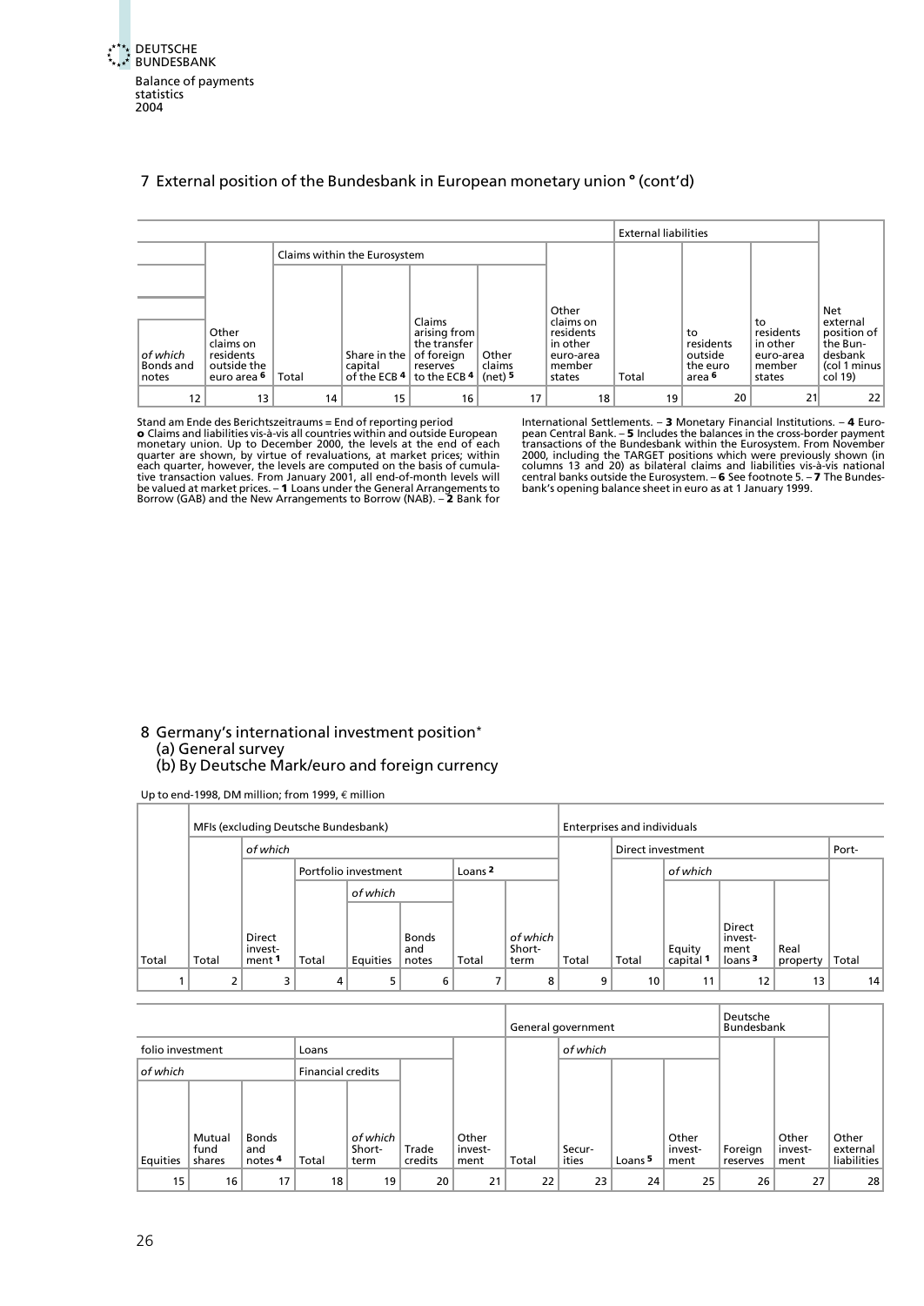## 7 External position of the Bundesbank in European monetary union ° (cont'd)

| | | Claims within the Eurosystem | | | | | External liabilities | | | |
|---|---|---|---|---|---|---|---|---|---|---|
| *of which* Bonds and notes | Other claims on residents outside the euro area [6] | Total | Share in the capital of the ECB [4] | Claims arising from the transfer of foreign reserves to the ECB [4] | Other claims (net) [5] | Other claims on residents in other euro-area member states | Total | to residents outside the euro area [6] | to residents in other euro-area member states | Net external position of the Bundesbank (col 1 minus col 19) |
| 12 | 13 | 14 | 15 | 16 | 17 | 18 | 19 | 20 | 21 | 22 |

Stand am Ende des Berichtszeitraums = End of reporting period
**o** Claims and liabilities vis-à-vis all countries within and outside European monetary union. Up to December 2000, the levels at the end of each quarter are shown, by virtue of revaluations, at market prices; within each quarter, however, the levels are computed on the basis of cumulative transaction values. From January 2001, all end-of-month levels will be valued at market prices. – **1** Loans under the General Arrangements to Borrow (GAB) and the New Arrangements to Borrow (NAB). – **2** Bank for International Settlements. – **3** Monetary Financial Institutions. – **4** European Central Bank. – **5** Includes the balances in the cross-border payment transactions of the Bundesbank within the Eurosystem. From November 2000, including the TARGET positions which were previously shown (in columns 13 and 20) as bilateral claims and liabilities vis-à-vis national central banks outside the Eurosystem. – **6** See footnote 5. – **7** The Bundesbank's opening balance sheet in euro as at 1 January 1999.

## 8 Germany's international investment position*
### (a) General survey
### (b) By Deutsche Mark/euro and foreign currency

Up to end-1998, DM million; from 1999, € million

| | MFIs (excluding Deutsche Bundesbank) | | | | | | | Enterprises and individuals | | | | | |
|---|---|---|---|---|---|---|---|---|---|---|---|---|---|
| | | *of which* | | | | | | | Direct investment | | | | Port- |
| | | | Portfolio investment | | | Loans [2] | | | | *of which* | | | |
| | | | | *of which* | | | | | | | | | |
| Total | Total | Direct investment [1] | Total | Equities | Bonds and notes | Total | *of which* Short-term | Total | Total | Equity capital [1] | Direct investment loans [3] | Real property | Total |
| 1 | 2 | 3 | 4 | 5 | 6 | 7 | 8 | 9 | 10 | 11 | 12 | 13 | 14 |

| folio investment | | | Loans | | | | General government | | | | Deutsche Bundesbank | | |
|---|---|---|---|---|---|---|---|---|---|---|---|---|---|
| *of which* | | | Financial credits | | | | | *of which* | | | | | |
| Equities | Mutual fund shares | Bonds and notes [4] | Total | *of which* Short-term | Trade credits | Other investment | Total | Securities | Loans [5] | Other investment | Foreign reserves | Other investment | Other external liabilities |
| 15 | 16 | 17 | 18 | 19 | 20 | 21 | 22 | 23 | 24 | 25 | 26 | 27 | 28 |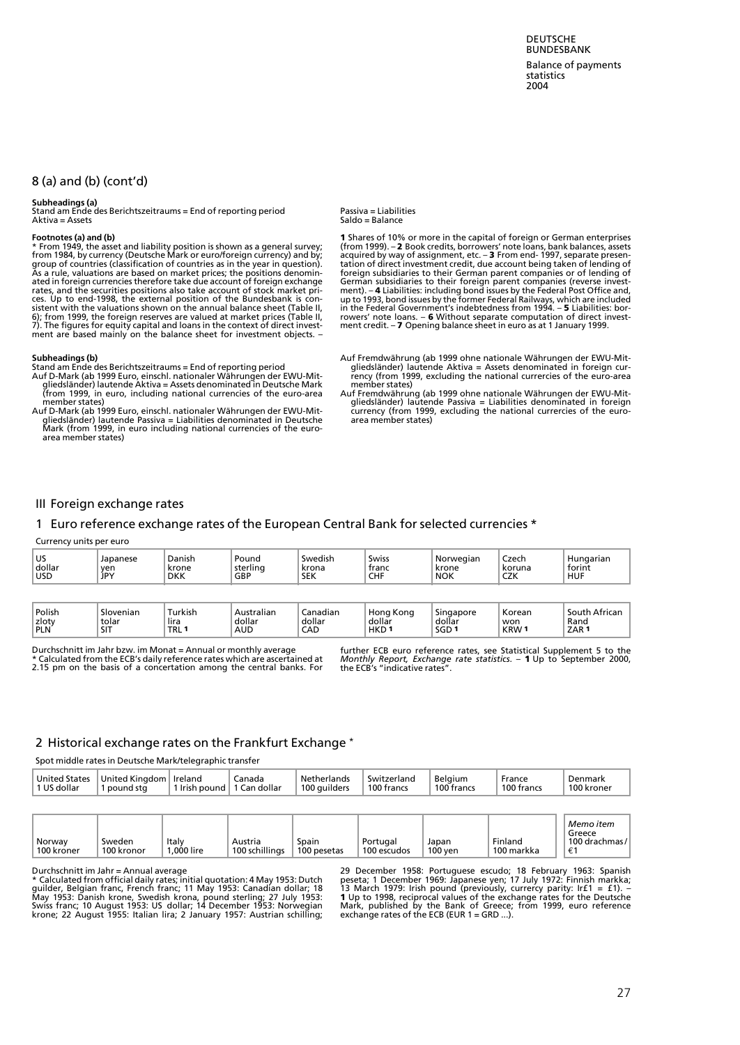## 8 (a) and (b) (cont'd)

**Subheadings (a)**
Stand am Ende des Berichtszeitraums = End of reporting period
Aktiva = Assets
Passiva = Liabilities
Saldo = Balance

**Footnotes (a) and (b)**
* From 1949, the asset and liability position is shown as a general survey; from 1984, by currency (Deutsche Mark or euro/foreign currency) and by; group of countries (classification of countries as in the year in question). As a rule, valuations are based on market prices; the positions denominated in foreign currencies therefore take due account of foreign exchange rates, and the securities positions also take account of stock market prices. Up to end-1998, the external position of the Bundesbank is consistent with the valuations shown on the annual balance sheet (Table II, 6); from 1999, the foreign reserves are valued at market prices (Table II, 7). The figures for equity capital and loans in the context of direct investment are based mainly on the balance sheet for investment objects. – **1** Shares of 10% or more in the capital of foreign or German enterprises (from 1999). – **2** Book credits, borrowers' note loans, bank balances, assets acquired by way of assignment, etc. – **3** From end- 1997, separate presentation of direct investment credit, due account being taken of lending of foreign subsidiaries to their German parent companies or of lending of German subsidiaries to their foreign parent companies (reverse investment). – **4** Liabilities: including bond issues by the Federal Post Office and, up to 1993, bond issues by the former Federal Railways, which are included in the Federal Government's indebtedness from 1994. – **5** Liabilities: borrowers' note loans. – **6** Without separate computation of direct investment credit. – **7** Opening balance sheet in euro as at 1 January 1999.

**Subheadings (b)**
Stand am Ende des Berichtszeitraums = End of reporting period
Auf D-Mark (ab 1999 Euro, einschl. nationaler Währungen der EWU-Mitgliedsländer) lautende Aktiva = Assets denominated in Deutsche Mark (from 1999, in euro, including national currencies of the euro-area member states)
Auf D-Mark (ab 1999 Euro, einschl. nationaler Währungen der EWU-Mitgliedsländer) lautende Passiva = Liabilities denominated in Deutsche Mark (from 1999, in euro including national currencies of the euro-area member states)
Auf Fremdwährung (ab 1999 ohne nationale Währungen der EWU-Mitgliedsländer) lautende Aktiva = Assets denominated in foreign currency (from 1999, excluding the national currercies of the euro-area member states)
Auf Fremdwährung (ab 1999 ohne nationale Währungen der EWU-Mitgliedsländer) lautende Passiva = Liabilities denominated in foreign currency (from 1999, excluding the national currercies of the euro-area member states)

## III Foreign exchange rates

### 1 Euro reference exchange rates of the European Central Bank for selected currencies *

Currency units per euro

| US dollar USD | Japanese yen JPY | Danish krone DKK | Pound sterling GBP | Swedish krona SEK | Swiss franc CHF | Norwegian krone NOK | Czech koruna CZK | Hungarian forint HUF |
|---|---|---|---|---|---|---|---|---|

| Polish zloty PLN | Slovenian tolar SIT | Turkish lira TRL 1 | Australian dollar AUD | Canadian dollar CAD | Hong Kong dollar HKD 1 | Singapore dollar SGD 1 | Korean won KRW 1 | South African Rand ZAR 1 |
|---|---|---|---|---|---|---|---|---|

Durchschnitt im Jahr bzw. im Monat = Annual or monthly average
* Calculated from the ECB's daily reference rates which are ascertained at 2.15 pm on the basis of a concertation among the central banks. For further ECB euro reference rates, see Statistical Supplement 5 to the *Monthly Report, Exchange rate statistics*. – **1** Up to September 2000, the ECB's "indicative rates".

### 2 Historical exchange rates on the Frankfurt Exchange *

Spot middle rates in Deutsche Mark/telegraphic transfer

| United States 1 US dollar | United Kingdom 1 pound stg | Ireland 1 Irish pound | Canada 1 Can dollar | Netherlands 100 guilders | Switzerland 100 francs | Belgium 100 francs | France 100 francs | Denmark 100 kroner |
|---|---|---|---|---|---|---|---|---|

| Norway 100 kroner | Sweden 100 kronor | Italy 1,000 lire | Austria 100 schillings | Spain 100 pesetas | Portugal 100 escudos | Japan 100 yen | Finland 100 markka | *Memo item* Greece 100 drachmas/ €1 |
|---|---|---|---|---|---|---|---|---|

Durchschnitt im Jahr = Annual average
* Calculated from official daily rates; initial quotation: 4 May 1953: Dutch guilder, Belgian franc, French franc; 11 May 1953: Canadian dollar; 18 May 1953: Danish krone, Swedish krona, pound sterling; 27 July 1953: Swiss franc; 10 August 1953: US dollar; 14 December 1953: Norwegian krone; 22 August 1955: Italian lira; 2 January 1957: Austrian schilling; 29 December 1958: Portuguese escudo; 18 February 1963: Spanish peseta; 1 December 1969: Japanese yen; 17 July 1972: Finnish markka; 13 March 1979: Irish pound (previously, currency parity: Ir£1 = £1). – **1** Up to 1998, reciprocal values of the exchange rates for the Deutsche Mark, published by the Bank of Greece; from 1999, euro reference exchange rates of the ECB (EUR 1 = GRD ...).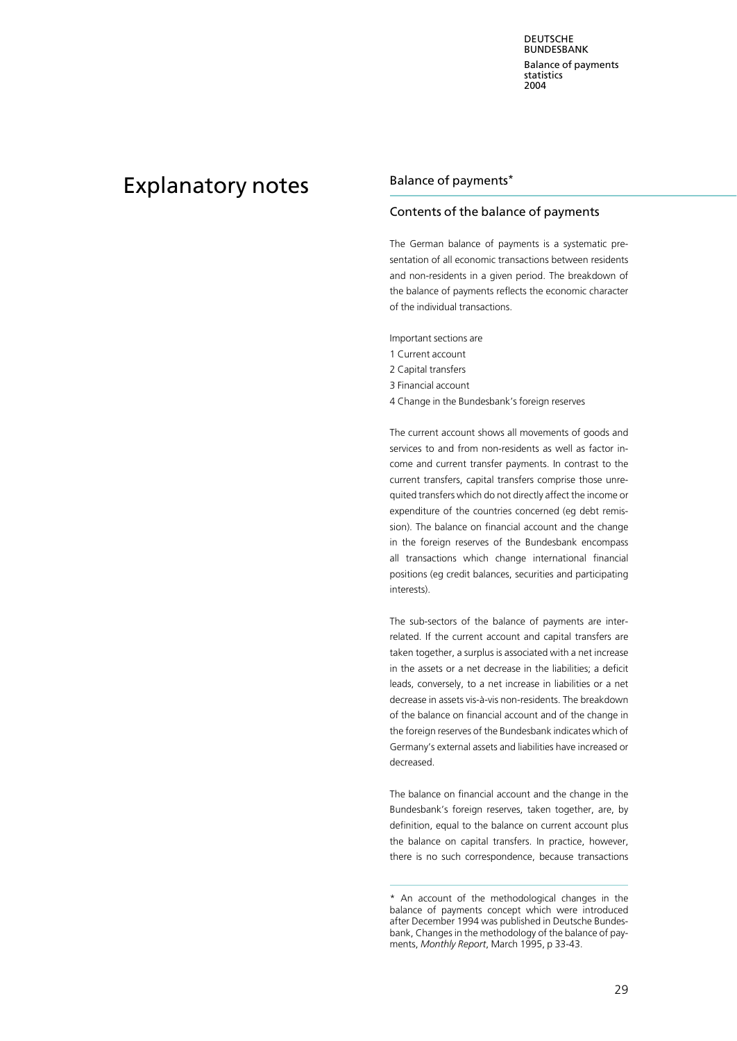# Explanatory notes

## Balance of payments*

### Contents of the balance of payments

The German balance of payments is a systematic presentation of all economic transactions between residents and non-residents in a given period. The breakdown of the balance of payments reflects the economic character of the individual transactions.

Important sections are
1 Current account
2 Capital transfers
3 Financial account
4 Change in the Bundesbank's foreign reserves

The current account shows all movements of goods and services to and from non-residents as well as factor income and current transfer payments. In contrast to the current transfers, capital transfers comprise those unrequited transfers which do not directly affect the income or expenditure of the countries concerned (eg debt remission). The balance on financial account and the change in the foreign reserves of the Bundesbank encompass all transactions which change international financial positions (eg credit balances, securities and participating interests).

The sub-sectors of the balance of payments are interrelated. If the current account and capital transfers are taken together, a surplus is associated with a net increase in the assets or a net decrease in the liabilities; a deficit leads, conversely, to a net increase in liabilities or a net decrease in assets vis-à-vis non-residents. The breakdown of the balance on financial account and of the change in the foreign reserves of the Bundesbank indicates which of Germany's external assets and liabilities have increased or decreased.

The balance on financial account and the change in the Bundesbank's foreign reserves, taken together, are, by definition, equal to the balance on current account plus the balance on capital transfers. In practice, however, there is no such correspondence, because transactions

---

* An account of the methodological changes in the balance of payments concept which were introduced after December 1994 was published in Deutsche Bundesbank, Changes in the methodology of the balance of payments, *Monthly Report*, March 1995, p 33-43.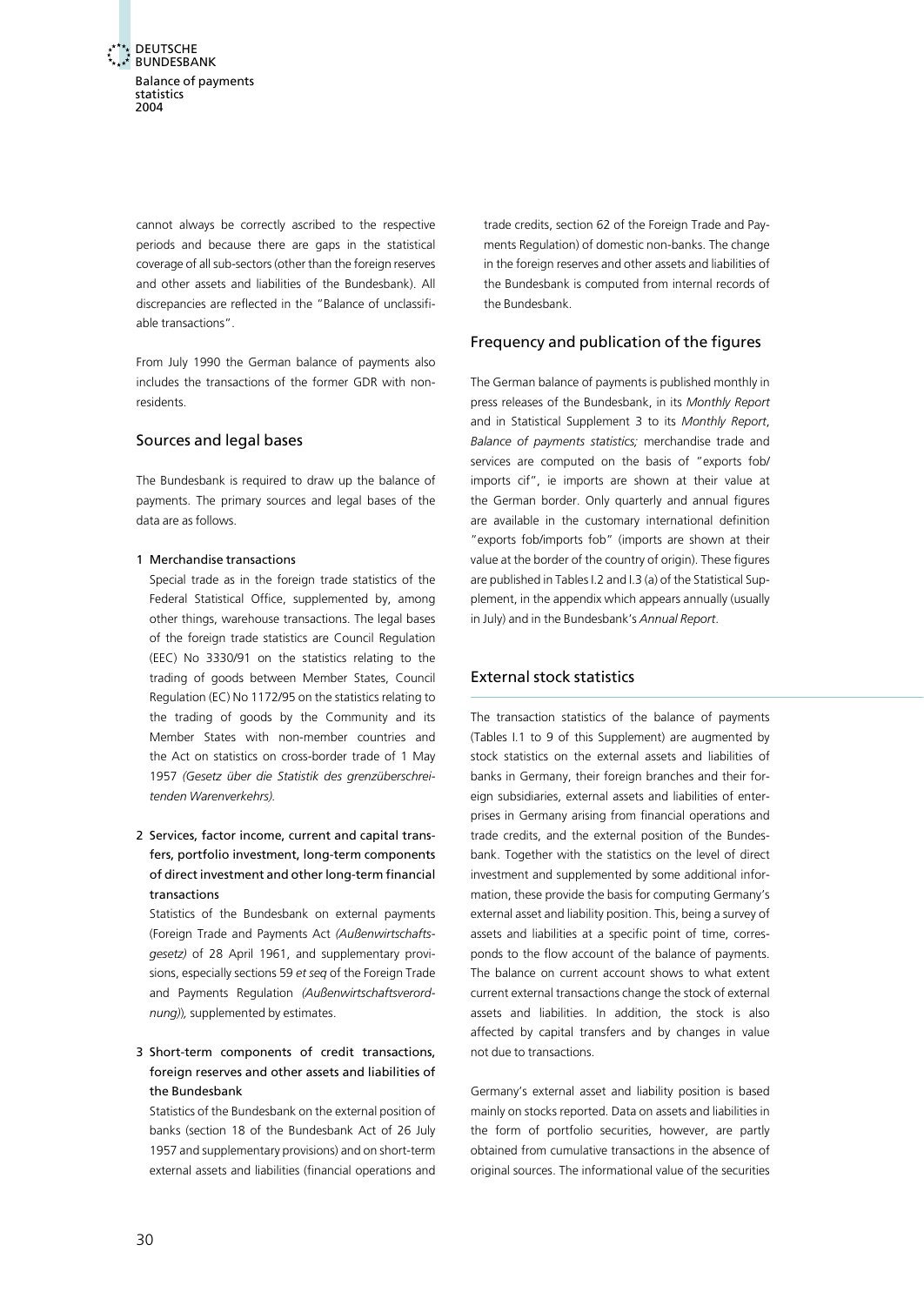cannot always be correctly ascribed to the respective periods and because there are gaps in the statistical coverage of all sub-sectors (other than the foreign reserves and other assets and liabilities of the Bundesbank). All discrepancies are reflected in the "Balance of unclassifiable transactions".

From July 1990 the German balance of payments also includes the transactions of the former GDR with non-residents.

## Sources and legal bases

The Bundesbank is required to draw up the balance of payments. The primary sources and legal bases of the data are as follows.

1 Merchandise transactions

Special trade as in the foreign trade statistics of the Federal Statistical Office, supplemented by, among other things, warehouse transactions. The legal bases of the foreign trade statistics are Council Regulation (EEC) No 3330/91 on the statistics relating to the trading of goods between Member States, Council Regulation (EC) No 1172/95 on the statistics relating to the trading of goods by the Community and its Member States with non-member countries and the Act on statistics on cross-border trade of 1 May 1957 *(Gesetz über die Statistik des grenzüberschreitenden Warenverkehrs).*

2 Services, factor income, current and capital transfers, portfolio investment, long-term components of direct investment and other long-term financial transactions

Statistics of the Bundesbank on external payments (Foreign Trade and Payments Act *(Außenwirtschaftsgesetz)* of 28 April 1961, and supplementary provisions, especially sections 59 *et seq* of the Foreign Trade and Payments Regulation *(Außenwirtschaftsverordnung)),* supplemented by estimates.

3 Short-term components of credit transactions, foreign reserves and other assets and liabilities of the Bundesbank

Statistics of the Bundesbank on the external position of banks (section 18 of the Bundesbank Act of 26 July 1957 and supplementary provisions) and on short-term external assets and liabilities (financial operations and trade credits, section 62 of the Foreign Trade and Payments Regulation) of domestic non-banks. The change in the foreign reserves and other assets and liabilities of the Bundesbank is computed from internal records of the Bundesbank.

## Frequency and publication of the figures

The German balance of payments is published monthly in press releases of the Bundesbank, in its *Monthly Report* and in Statistical Supplement 3 to its *Monthly Report*, *Balance of payments statistics;* merchandise trade and services are computed on the basis of "exports fob/imports cif", ie imports are shown at their value at the German border. Only quarterly and annual figures are available in the customary international definition "exports fob/imports fob" (imports are shown at their value at the border of the country of origin). These figures are published in Tables I.2 and I.3 (a) of the Statistical Supplement, in the appendix which appears annually (usually in July) and in the Bundesbank's *Annual Report*.

## External stock statistics

The transaction statistics of the balance of payments (Tables I.1 to 9 of this Supplement) are augmented by stock statistics on the external assets and liabilities of banks in Germany, their foreign branches and their foreign subsidiaries, external assets and liabilities of enterprises in Germany arising from financial operations and trade credits, and the external position of the Bundesbank. Together with the statistics on the level of direct investment and supplemented by some additional information, these provide the basis for computing Germany's external asset and liability position. This, being a survey of assets and liabilities at a specific point of time, corresponds to the flow account of the balance of payments. The balance on current account shows to what extent current external transactions change the stock of external assets and liabilities. In addition, the stock is also affected by capital transfers and by changes in value not due to transactions.

Germany's external asset and liability position is based mainly on stocks reported. Data on assets and liabilities in the form of portfolio securities, however, are partly obtained from cumulative transactions in the absence of original sources. The informational value of the securities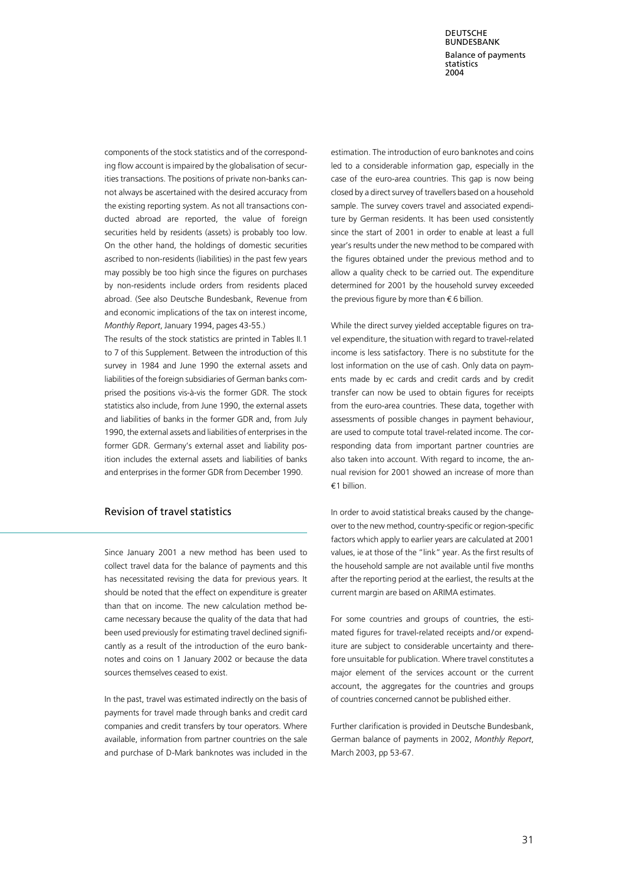components of the stock statistics and of the corresponding flow account is impaired by the globalisation of securities transactions. The positions of private non-banks cannot always be ascertained with the desired accuracy from the existing reporting system. As not all transactions conducted abroad are reported, the value of foreign securities held by residents (assets) is probably too low. On the other hand, the holdings of domestic securities ascribed to non-residents (liabilities) in the past few years may possibly be too high since the figures on purchases by non-residents include orders from residents placed abroad. (See also Deutsche Bundesbank, Revenue from and economic implications of the tax on interest income, *Monthly Report*, January 1994, pages 43-55.)

The results of the stock statistics are printed in Tables II.1 to 7 of this Supplement. Between the introduction of this survey in 1984 and June 1990 the external assets and liabilities of the foreign subsidiaries of German banks comprised the positions vis-à-vis the former GDR. The stock statistics also include, from June 1990, the external assets and liabilities of banks in the former GDR and, from July 1990, the external assets and liabilities of enterprises in the former GDR. Germany's external asset and liability position includes the external assets and liabilities of banks and enterprises in the former GDR from December 1990.

## Revision of travel statistics

Since January 2001 a new method has been used to collect travel data for the balance of payments and this has necessitated revising the data for previous years. It should be noted that the effect on expenditure is greater than that on income. The new calculation method became necessary because the quality of the data that had been used previously for estimating travel declined significantly as a result of the introduction of the euro banknotes and coins on 1 January 2002 or because the data sources themselves ceased to exist.

In the past, travel was estimated indirectly on the basis of payments for travel made through banks and credit card companies and credit transfers by tour operators. Where available, information from partner countries on the sale and purchase of D-Mark banknotes was included in the estimation. The introduction of euro banknotes and coins led to a considerable information gap, especially in the case of the euro-area countries. This gap is now being closed by a direct survey of travellers based on a household sample. The survey covers travel and associated expenditure by German residents. It has been used consistently since the start of 2001 in order to enable at least a full year's results under the new method to be compared with the figures obtained under the previous method and to allow a quality check to be carried out. The expenditure determined for 2001 by the household survey exceeded the previous figure by more than € 6 billion.

While the direct survey yielded acceptable figures on travel expenditure, the situation with regard to travel-related income is less satisfactory. There is no substitute for the lost information on the use of cash. Only data on payments made by ec cards and credit cards and by credit transfer can now be used to obtain figures for receipts from the euro-area countries. These data, together with assessments of possible changes in payment behaviour, are used to compute total travel-related income. The corresponding data from important partner countries are also taken into account. With regard to income, the annual revision for 2001 showed an increase of more than €1 billion.

In order to avoid statistical breaks caused by the changeover to the new method, country-specific or region-specific factors which apply to earlier years are calculated at 2001 values, ie at those of the "link" year. As the first results of the household sample are not available until five months after the reporting period at the earliest, the results at the current margin are based on ARIMA estimates.

For some countries and groups of countries, the estimated figures for travel-related receipts and/or expenditure are subject to considerable uncertainty and therefore unsuitable for publication. Where travel constitutes a major element of the services account or the current account, the aggregates for the countries and groups of countries concerned cannot be published either.

Further clarification is provided in Deutsche Bundesbank, German balance of payments in 2002, *Monthly Report*, March 2003, pp 53-67.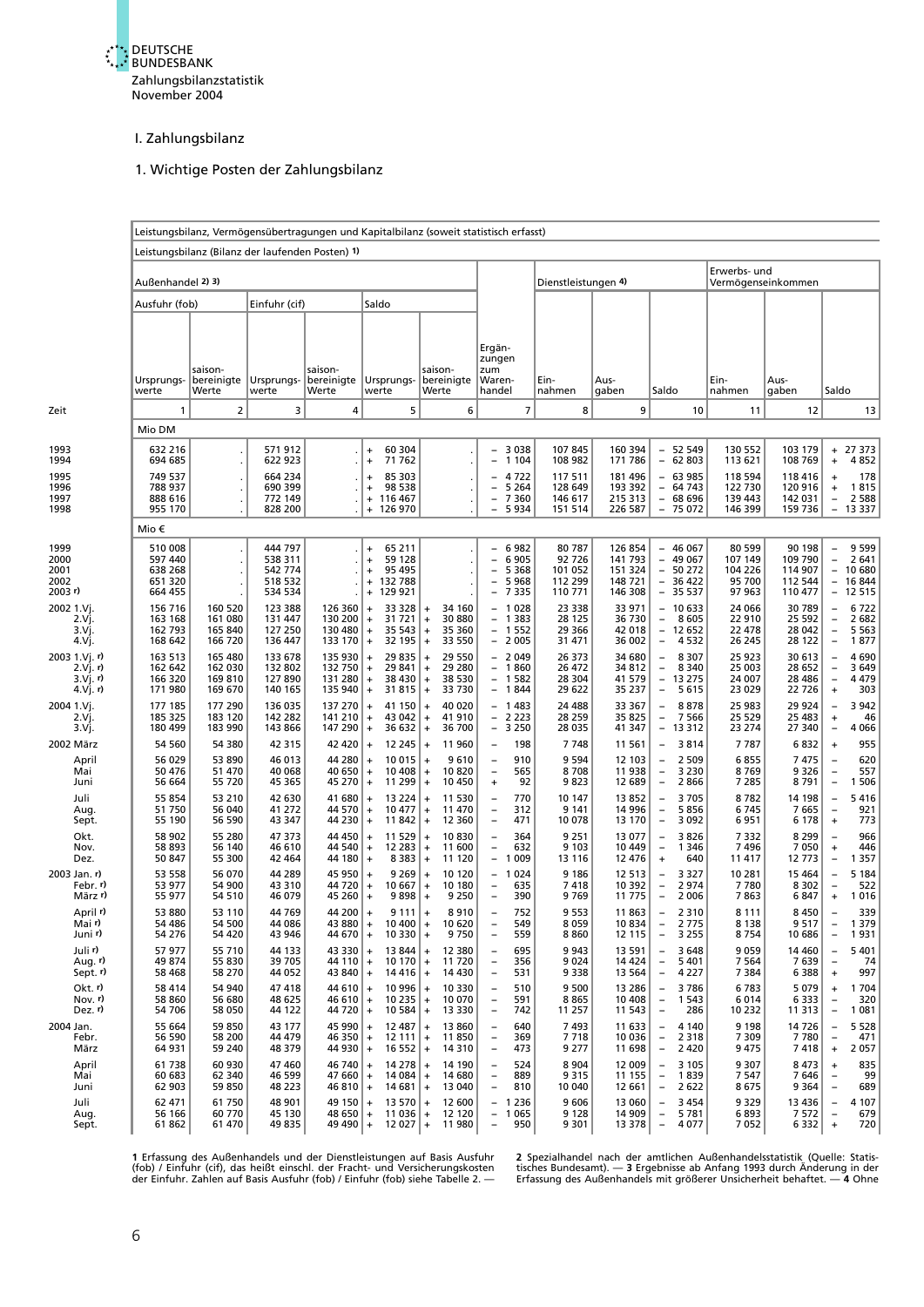# I. Zahlungsbilanz

## 1. Wichtige Posten der Zahlungsbilanz

| Zeit | Leistungsbilanz, Vermögensübertragungen und Kapitalbilanz (soweit statistisch erfasst) | | | | | | | | | | | | |
|---|---|---|---|---|---|---|---|---|---|---|---|---|---|
| | Leistungsbilanz (Bilanz der laufenden Posten) 1) | | | | | | | | | | | | |
| | Außenhandel 2) 3) | | | | | | | Dienstleistungen 4) | | | Erwerbs- und Vermögenseinkommen | | |
| | Ausfuhr (fob) | | Einfuhr (cif) | | Saldo | | | | | | | | |
| | Ursprungswerte | saisonbereinigte Werte | Ursprungswerte | saisonbereinigte Werte | Ursprungswerte | saisonbereinigte Werte | Ergänzungen zum Warenhandel | Einnahmen | Ausgaben | Saldo | Einnahmen | Ausgaben | Saldo |
| | 1 | 2 | 3 | 4 | 5 | 6 | 7 | 8 | 9 | 10 | 11 | 12 | 13 |
| | Mio DM | | | | | | | | | | | | |
| 1993 | 632 216 | . | 571 912 | . | + 60 304 | . | − 3 038 | 107 845 | 160 394 | − 52 549 | 130 552 | 103 179 | + 27 373 |
| 1994 | 694 685 | . | 622 923 | . | + 71 762 | . | − 1 104 | 108 982 | 171 786 | − 62 803 | 113 621 | 108 769 | + 4 852 |
| 1995 | 749 537 | . | 664 234 | . | + 85 303 | . | − 4 722 | 117 511 | 181 496 | − 63 985 | 118 594 | 118 416 | + 178 |
| 1996 | 788 937 | . | 690 399 | . | + 98 538 | . | − 5 264 | 128 649 | 193 392 | − 64 743 | 122 730 | 120 916 | + 1 815 |
| 1997 | 888 616 | . | 772 149 | . | + 116 467 | . | − 7 360 | 146 617 | 215 313 | − 68 696 | 139 443 | 142 031 | − 2 588 |
| 1998 | 955 170 | . | 828 200 | . | + 126 970 | . | − 5 934 | 151 514 | 226 587 | − 75 072 | 146 399 | 159 736 | − 13 337 |
| | Mio € | | | | | | | | | | | | |
| 1999 | 510 008 | . | 444 797 | . | + 65 211 | . | − 6 982 | 80 787 | 126 854 | − 46 067 | 80 599 | 90 198 | − 9 599 |
| 2000 | 597 440 | . | 538 311 | . | + 59 128 | . | − 6 905 | 92 726 | 141 793 | − 49 067 | 107 149 | 109 790 | − 2 641 |
| 2001 | 638 268 | . | 542 774 | . | + 95 495 | . | − 5 368 | 101 052 | 151 324 | − 50 272 | 104 226 | 114 907 | − 10 680 |
| 2002 | 651 320 | . | 518 532 | . | + 132 788 | . | − 5 968 | 112 299 | 148 721 | − 36 422 | 95 700 | 112 544 | − 16 844 |
| 2003 r) | 664 455 | . | 534 534 | . | + 129 921 | . | − 7 335 | 110 771 | 146 308 | − 35 537 | 97 963 | 110 477 | − 12 515 |
| 2002 1.Vj. | 156 716 | 160 520 | 123 388 | 126 360 | + 33 328 | + 34 160 | − 1 028 | 23 338 | 33 971 | − 10 633 | 24 066 | 30 789 | − 6 722 |
| 2.Vj. | 163 168 | 161 080 | 131 447 | 130 200 | + 31 721 | + 30 880 | − 1 383 | 28 125 | 36 730 | − 8 605 | 22 910 | 25 592 | − 2 682 |
| 3.Vj. | 162 793 | 165 840 | 127 250 | 130 480 | + 35 543 | + 35 360 | − 1 552 | 29 366 | 42 018 | − 12 652 | 22 478 | 28 042 | − 5 563 |
| 4.Vj. | 168 642 | 166 720 | 136 447 | 133 170 | + 32 195 | + 33 550 | − 2 005 | 31 471 | 36 002 | − 4 532 | 26 245 | 28 122 | − 1 877 |
| 2003 1.Vj. r) | 163 513 | 165 480 | 133 678 | 135 930 | + 29 835 | + 29 550 | − 2 049 | 26 373 | 34 680 | − 8 307 | 25 923 | 30 613 | − 4 690 |
| 2.Vj. r) | 162 642 | 162 030 | 132 802 | 132 750 | + 29 841 | + 29 280 | − 1 860 | 26 472 | 34 812 | − 8 340 | 25 003 | 28 652 | − 3 649 |
| 3.Vj. r) | 166 320 | 169 810 | 127 890 | 131 280 | + 38 430 | + 38 530 | − 1 582 | 28 304 | 41 579 | − 13 275 | 24 007 | 28 486 | − 4 479 |
| 4.Vj. r) | 171 980 | 169 670 | 140 165 | 135 940 | + 31 815 | + 33 730 | − 1 844 | 29 622 | 35 237 | − 5 615 | 23 029 | 22 726 | + 303 |
| 2004 1.Vj. | 177 185 | 177 290 | 136 035 | 137 270 | + 41 150 | + 40 020 | − 1 483 | 24 488 | 33 367 | − 8 878 | 25 983 | 29 924 | − 3 942 |
| 2.Vj. | 185 325 | 183 120 | 142 282 | 141 210 | + 43 042 | + 41 910 | − 2 223 | 28 259 | 35 825 | − 7 566 | 25 529 | 25 483 | + 46 |
| 3.Vj. | 180 499 | 183 990 | 143 866 | 147 290 | + 36 632 | + 36 700 | − 3 250 | 28 035 | 41 347 | − 13 312 | 23 274 | 27 340 | − 4 066 |
| 2002 März | 54 560 | 54 380 | 42 315 | 42 420 | + 12 245 | + 11 960 | − 198 | 7 748 | 11 561 | − 3 814 | 7 787 | 6 832 | + 955 |
| April | 56 029 | 53 890 | 46 013 | 44 280 | + 10 015 | + 9 610 | − 910 | 9 594 | 12 103 | − 2 509 | 6 855 | 7 475 | − 620 |
| Mai | 50 476 | 51 470 | 40 068 | 40 650 | + 10 408 | + 10 820 | − 565 | 8 708 | 11 938 | − 3 230 | 8 769 | 9 326 | − 557 |
| Juni | 56 664 | 55 720 | 45 365 | 45 270 | + 11 299 | + 10 450 | + 92 | 9 823 | 12 689 | − 2 866 | 7 285 | 8 791 | − 1 506 |
| Juli | 55 854 | 53 210 | 42 630 | 41 680 | + 13 224 | + 11 530 | − 770 | 10 147 | 13 852 | − 3 705 | 8 782 | 14 198 | − 5 416 |
| Aug. | 51 750 | 56 040 | 41 272 | 44 570 | + 10 477 | + 11 470 | − 312 | 9 141 | 14 996 | − 5 856 | 6 745 | 7 665 | − 921 |
| Sept. | 55 190 | 56 590 | 43 347 | 44 230 | + 11 842 | + 12 360 | − 471 | 10 078 | 13 170 | − 3 092 | 6 951 | 6 178 | + 773 |
| Okt. | 58 902 | 55 280 | 47 373 | 44 450 | + 11 529 | + 10 830 | − 364 | 9 251 | 13 077 | − 3 826 | 7 332 | 8 299 | − 966 |
| Nov. | 58 893 | 56 140 | 46 610 | 44 540 | + 12 283 | + 11 600 | − 632 | 9 103 | 10 449 | − 1 346 | 7 496 | 7 050 | + 446 |
| Dez. | 50 847 | 55 300 | 42 464 | 44 180 | + 8 383 | + 11 120 | − 1 009 | 13 116 | 12 476 | + 640 | 11 417 | 12 773 | − 1 357 |
| 2003 Jan. r) | 53 558 | 56 070 | 44 289 | 45 950 | + 9 269 | + 10 120 | − 1 024 | 9 186 | 12 513 | − 3 327 | 10 281 | 15 464 | − 5 184 |
| Febr. r) | 53 977 | 54 900 | 43 310 | 44 720 | + 10 667 | + 10 180 | − 635 | 7 418 | 10 392 | − 2 974 | 7 780 | 8 302 | − 522 |
| März r) | 55 977 | 54 510 | 46 079 | 45 260 | + 9 898 | + 9 250 | − 390 | 9 769 | 11 775 | − 2 006 | 7 863 | 6 847 | + 1 016 |
| April r) | 53 880 | 53 110 | 44 769 | 44 200 | + 9 111 | + 8 910 | − 752 | 9 553 | 11 863 | − 2 310 | 8 111 | 8 450 | − 339 |
| Mai r) | 54 486 | 54 500 | 44 086 | 43 880 | + 10 400 | + 10 620 | − 549 | 8 059 | 10 834 | − 2 775 | 8 138 | 9 517 | − 1 379 |
| Juni r) | 54 276 | 54 420 | 43 946 | 44 670 | + 10 330 | + 9 750 | − 559 | 8 860 | 12 115 | − 3 255 | 8 754 | 10 686 | − 1 931 |
| Juli r) | 57 977 | 55 710 | 44 133 | 43 330 | + 13 844 | + 12 380 | − 695 | 9 943 | 13 591 | − 3 648 | 9 059 | 14 460 | − 5 401 |
| Aug. r) | 49 874 | 55 830 | 39 705 | 44 110 | + 10 170 | + 11 720 | − 356 | 9 024 | 14 424 | − 5 401 | 7 564 | 7 639 | − 74 |
| Sept. r) | 58 468 | 58 270 | 44 052 | 43 840 | + 14 416 | + 14 430 | − 531 | 9 338 | 13 564 | − 4 227 | 7 384 | 6 388 | + 997 |
| Okt. r) | 58 414 | 54 940 | 47 418 | 44 610 | + 10 996 | + 10 330 | − 510 | 9 500 | 13 286 | − 3 786 | 6 783 | 5 079 | + 1 704 |
| Nov. r) | 58 860 | 56 680 | 48 625 | 46 610 | + 10 235 | + 10 070 | − 591 | 8 865 | 10 408 | − 1 543 | 6 014 | 6 333 | − 320 |
| Dez. r) | 54 706 | 58 050 | 44 122 | 44 720 | + 10 584 | + 13 330 | − 742 | 11 257 | 11 543 | − 286 | 10 232 | 11 313 | − 1 081 |
| 2004 Jan. | 55 664 | 59 850 | 43 177 | 45 990 | + 12 487 | + 13 860 | − 640 | 7 493 | 11 633 | − 4 140 | 9 198 | 14 726 | − 5 528 |
| Febr. | 56 590 | 58 200 | 44 479 | 46 350 | + 12 111 | + 11 850 | − 369 | 7 718 | 10 036 | − 2 318 | 7 309 | 7 780 | − 471 |
| März | 64 931 | 59 240 | 48 379 | 44 930 | + 16 552 | + 14 310 | − 473 | 9 277 | 11 698 | − 2 420 | 9 475 | 7 418 | + 2 057 |
| April | 61 738 | 60 930 | 47 460 | 46 740 | + 14 278 | + 14 190 | − 524 | 8 904 | 12 009 | − 3 105 | 9 307 | 8 473 | + 835 |
| Mai | 60 683 | 62 340 | 46 599 | 47 660 | + 14 084 | + 14 680 | − 889 | 9 315 | 11 155 | − 1 839 | 7 547 | 7 646 | − 99 |
| Juni | 62 903 | 59 850 | 48 223 | 46 810 | + 14 681 | + 13 040 | − 810 | 10 040 | 12 661 | − 2 622 | 8 675 | 9 364 | − 689 |
| Juli | 62 471 | 61 750 | 48 901 | 49 150 | + 13 570 | + 12 600 | − 1 236 | 9 606 | 13 060 | − 3 454 | 9 329 | 13 436 | − 4 107 |
| Aug. | 56 166 | 60 770 | 45 130 | 48 650 | + 11 036 | + 12 120 | − 1 065 | 9 128 | 14 909 | − 5 781 | 6 893 | 7 572 | − 679 |
| Sept. | 61 862 | 61 470 | 49 835 | 49 490 | + 12 027 | + 11 980 | − 950 | 9 301 | 13 378 | − 4 077 | 7 052 | 6 332 | + 720 |

**1** Erfassung des Außenhandels und der Dienstleistungen auf Basis Ausfuhr (fob) / Einfuhr (cif), das heißt einschl. der Fracht- und Versicherungskosten der Einfuhr. Zahlen auf Basis Ausfuhr (fob) / Einfuhr (fob) siehe Tabelle 2. — **2** Spezialhandel nach der amtlichen Außenhandelsstatistik (Quelle: Statistisches Bundesamt). — **3** Ergebnisse ab Anfang 1993 durch Änderung in der Erfassung des Außenhandels mit größerer Unsicherheit behaftet. — **4** Ohne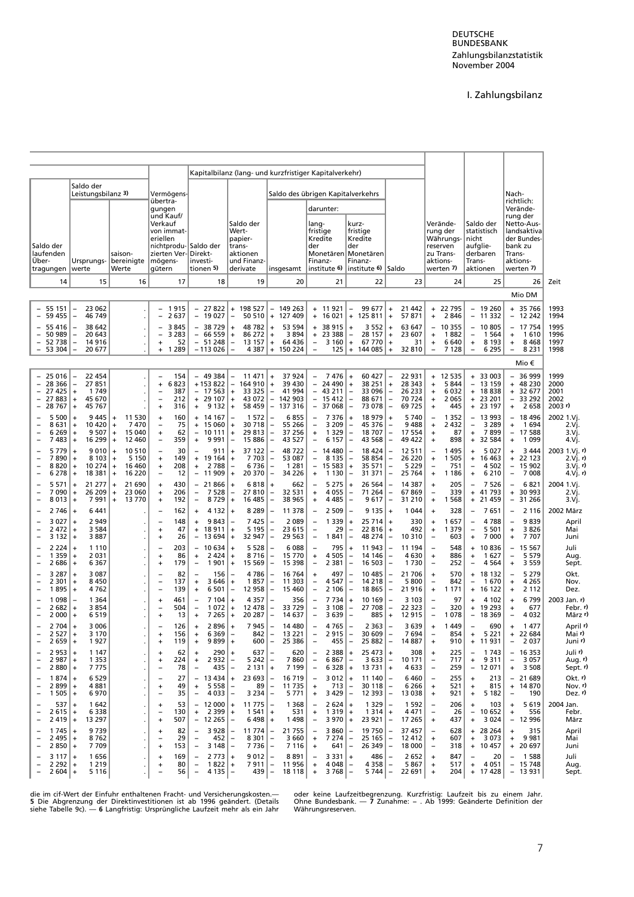# I. Zahlungsbilanz

| Saldo der laufenden Übertragungen | Saldo der Leistungsbilanz 3) Ursprungswerte | Saldo der Leistungsbilanz 3) saisonbereinigte Werte | Vermögensübertragungen und Kauf/Verkauf von immateriellen nichtproduzierten Vermögensgütern | Kapitalbilanz (lang- und kurzfristiger Kapitalverkehr) Saldo der Direktinvestitionen 5) | Saldo der Wertpapiertransaktionen und Finanzderivate | Saldo des übrigen Kapitalverkehrs insgesamt | darunter: langfristige Kredite der Monetären Finanzinstitute 6) | darunter: kurzfristige Kredite der Monetären Finanzinstitute 6) | Saldo | Veränderung der Währungsreserven zu Transaktionswerten 7) | Saldo der statistisch nicht aufgliederbaren Transaktionen | Nachrichtlich: Veränderung der Netto-Auslandsaktiva der Bundesbank zu Transaktionswerten 7) | Zeit |
|---|---|---|---|---|---|---|---|---|---|---|---|---|---|
| 14 | 15 | 16 | 17 | 18 | 19 | 20 | 21 | 22 | 23 | 24 | 25 | 26 | |
| | | | | | | | | | | | | Mio DM | |
| – 55 151 | – 23 062 | . | – 1 915 | – 27 822 | + 198 527 | – 149 263 | + 11 921 | – 99 677 | + 21 442 | + 22 795 | – 19 260 | + 35 766 | 1993 |
| – 59 455 | – 46 749 | . | – 2 637 | – 19 027 | – 50 510 | + 127 409 | + 16 021 | + 125 811 | + 57 871 | + 2 846 | – 11 332 | – 12 242 | 1994 |
| – 55 416 | – 38 642 | . | – 3 845 | – 38 729 | + 48 782 | + 53 594 | + 38 915 | + 3 552 | + 63 647 | – 10 355 | – 10 805 | – 17 754 | 1995 |
| – 50 989 | – 20 643 | . | – 3 283 | – 66 559 | + 86 272 | + 3 894 | + 23 388 | – 28 157 | + 23 607 | + 1 882 | – 1 564 | + 1 610 | 1996 |
| – 52 738 | – 14 916 | . | + 52 | – 51 248 | – 13 157 | + 64 436 | – 3 160 | + 67 770 | + 31 | + 6 640 | + 8 193 | + 8 468 | 1997 |
| – 53 304 | – 20 677 | . | + 1 289 | – 113 026 | – 4 387 | + 150 224 | – 125 | + 144 085 | + 32 810 | – 7 128 | – 6 295 | – 8 231 | 1998 |
| | | | | | | | | | | | | Mio € | |
| – 25 016 | – 22 454 | . | – 154 | – 49 384 | – 11 471 | + 37 924 | – 7 476 | + 60 427 | – 22 931 | + 12 535 | + 33 003 | – 36 999 | 1999 |
| – 28 366 | – 27 851 | . | + 6 823 | + 153 822 | – 164 910 | + 39 430 | – 24 490 | + 38 251 | + 28 343 | + 5 844 | – 13 159 | + 48 230 | 2000 |
| – 27 425 | + 1 749 | . | – 387 | – 17 563 | + 33 325 | – 41 994 | – 43 211 | – 33 096 | – 26 233 | + 6 032 | + 18 838 | + 32 677 | 2001 |
| – 27 883 | + 45 670 | . | – 212 | + 29 107 | + 43 072 | – 142 903 | – 15 412 | – 88 671 | – 70 724 | + 2 065 | + 23 201 | – 33 292 | 2002 |
| – 28 767 | + 45 767 | . | + 316 | + 9 132 | + 58 459 | – 137 316 | – 37 068 | – 73 078 | – 69 725 | + 445 | + 23 197 | + 2 658 | 2003 r) |
| – 5 500 | + 9 445 | + 11 530 | + 160 | + 14 167 | – 1 572 | – 6 855 | – 7 376 | + 18 979 | + 5 740 | – 1 352 | – 13 993 | – 18 496 | 2002 1.Vj. |
| – 8 631 | + 10 420 | + 7 470 | – 75 | + 15 060 | + 30 718 | – 55 266 | – 3 209 | – 45 376 | – 9 488 | + 2 432 | – 3 289 | + 1 694 | 2.Vj. |
| – 6 269 | + 9 507 | + 15 040 | + 62 | – 10 111 | + 29 813 | – 37 256 | + 1 329 | – 18 707 | – 17 554 | + 87 | + 7 899 | – 17 588 | 3.Vj. |
| – 7 483 | + 16 299 | + 12 460 | – 359 | + 9 991 | – 15 886 | – 43 527 | – 6 157 | – 43 568 | – 49 422 | + 898 | + 32 584 | + 1 099 | 4.Vj. |
| – 5 779 | + 9 010 | + 10 510 | – 30 | – 911 | + 37 122 | – 48 722 | – 14 480 | – 18 424 | – 12 511 | – 1 495 | + 5 027 | + 3 444 | 2003 1.Vj. r) |
| – 7 890 | + 8 103 | + 5 150 | + 149 | + 19 164 | + 7 703 | – 53 087 | – 8 135 | – 58 854 | – 26 220 | + 1 505 | + 16 463 | + 22 123 | 2.Vj. r) |
| – 8 820 | + 10 274 | + 16 460 | + 208 | + 2 788 | – 6 736 | – 1 281 | – 15 583 | + 35 571 | – 5 229 | – 751 | – 4 502 | – 15 902 | 3.Vj. r) |
| – 6 278 | + 18 381 | + 16 220 | – 12 | – 11 909 | + 20 370 | – 34 226 | + 1 130 | – 31 371 | – 25 764 | + 1 186 | + 6 210 | – 7 008 | 4.Vj. r) |
| – 5 571 | + 21 277 | + 21 690 | + 430 | – 21 866 | + 6 818 | + 662 | – 5 275 | + 26 564 | – 14 387 | + 205 | – 7 526 | – 6 821 | 2004 1.Vj. |
| – 7 090 | + 26 209 | + 23 060 | + 206 | – 7 528 | – 27 810 | – 32 531 | + 4 055 | – 71 264 | – 67 869 | – 339 | + 41 793 | + 30 993 | 2.Vj. |
| – 8 013 | + 7 991 | + 13 770 | + 192 | – 8 729 | + 16 485 | – 38 965 | + 4 485 | – 9 617 | – 31 210 | + 1 568 | + 21 459 | – 31 266 | 3.Vj. |
| – 2 746 | + 6 441 | . | – 162 | + 4 132 | + 8 289 | – 11 378 | – 2 509 | – 9 135 | + 1 044 | + 328 | – 7 651 | – 2 116 | 2002 März |
| – 3 027 | + 2 949 | . | – 148 | + 9 843 | – 7 425 | – 2 089 | – 1 339 | + 25 714 | + 330 | + 1 657 | – 4 788 | – 9 839 | April |
| – 2 472 | + 3 584 | . | + 47 | + 18 911 | + 5 195 | – 23 615 | – 29 | – 22 816 | + 492 | + 1 379 | – 5 501 | + 3 826 | Mai |
| – 3 132 | + 3 887 | . | + 26 | – 13 694 | + 32 947 | – 29 563 | – 1 841 | – 48 274 | – 10 310 | – 603 | + 7 000 | + 7 707 | Juni |
| – 2 224 | + 1 110 | . | – 203 | – 10 634 | + 5 528 | – 6 088 | – 795 | + 11 943 | – 11 194 | – 548 | + 10 836 | – 15 567 | Juli |
| – 1 359 | + 2 031 | . | + 86 | + 2 424 | + 8 716 | – 15 770 | + 4 505 | – 14 146 | – 4 630 | + 886 | + 1 627 | – 5 579 | Aug. |
| – 2 686 | + 6 367 | . | + 179 | – 1 901 | + 15 569 | – 15 398 | – 2 381 | – 16 503 | – 1 730 | – 252 | – 4 564 | + 3 559 | Sept. |
| – 3 287 | + 3 087 | . | – 82 | – 156 | – 4 786 | – 16 764 | + 497 | – 10 485 | – 21 706 | + 570 | + 18 132 | – 5 279 | Okt. |
| – 2 301 | + 8 450 | . | – 137 | + 3 646 | + 1 857 | – 11 303 | – 4 547 | – 14 218 | – 5 800 | – 842 | – 1 670 | + 4 265 | Nov. |
| – 1 895 | + 4 762 | . | – 139 | + 6 501 | – 12 958 | – 15 460 | – 2 106 | – 18 865 | – 21 916 | + 1 171 | + 16 122 | + 2 112 | Dez. |
| – 1 098 | – 1 364 | . | + 461 | – 7 104 | + 4 357 | – 356 | – 7 734 | + 10 169 | – 3 103 | – 97 | + 4 102 | + 6 799 | 2003 Jan. r) |
| – 2 682 | + 3 854 | . | – 504 | – 1 072 | + 12 478 | – 33 729 | – 3 108 | – 27 708 | – 22 323 | – 320 | + 19 293 | + 677 | Febr. r) |
| – 2 000 | + 6 519 | . | + 13 | + 7 265 | + 20 287 | – 14 637 | – 3 639 | – 885 | + 12 915 | – 1 078 | – 18 369 | – 4 032 | März r) |
| – 2 704 | + 3 006 | . | – 126 | + 2 896 | + 7 945 | – 14 480 | – 4 765 | – 2 363 | – 3 639 | + 1 449 | – 690 | + 1 477 | April r) |
| – 2 527 | + 3 170 | . | + 156 | + 6 369 | – 842 | – 13 221 | – 2 915 | – 30 609 | – 7 694 | – 854 | + 5 221 | + 22 684 | Mai r) |
| – 2 659 | + 1 927 | . | + 119 | + 9 899 | + 600 | – 25 386 | – 455 | – 25 882 | – 14 887 | + 910 | + 11 931 | – 2 037 | Juni r) |
| – 2 953 | + 1 147 | . | + 62 | + 290 | + 637 | – 620 | – 2 388 | + 25 473 | + 308 | + 225 | – 1 743 | – 16 353 | Juli r) |
| – 2 987 | + 1 353 | . | + 224 | + 2 932 | – 5 242 | – 7 860 | – 6 867 | – 3 633 | – 10 171 | – 717 | + 9 311 | – 3 057 | Aug. r) |
| – 2 880 | + 7 775 | . | – 78 | – 435 | – 2 131 | + 7 199 | – 6 328 | + 13 731 | + 4 633 | – 259 | – 12 071 | + 3 508 | Sept. r) |
| – 1 874 | + 6 529 | . | – 27 | – 13 434 | + 23 693 | – 16 719 | – 3 012 | + 11 140 | – 6 460 | – 255 | + 213 | – 21 689 | Okt. r) |
| – 2 899 | + 4 881 | . | + 49 | + 5 558 | – 89 | – 11 735 | + 713 | – 30 118 | – 6 266 | + 521 | + 815 | + 14 870 | Nov. r) |
| – 1 505 | + 6 970 | . | – 35 | – 4 033 | – 3 234 | – 5 771 | + 3 429 | – 12 393 | – 13 038 | + 921 | + 5 182 | – 190 | Dez. r) |
| – 537 | + 1 642 | . | + 53 | – 12 000 | + 11 775 | – 1 368 | – 2 624 | + 1 329 | – 1 592 | – 206 | + 103 | + 5 619 | 2004 Jan. |
| – 2 615 | + 6 338 | . | – 130 | + 2 399 | + 1 541 | + 531 | + 1 319 | + 1 314 | + 4 471 | – 26 | – 10 652 | + 556 | Febr. |
| – 2 419 | + 13 297 | . | + 507 | – 12 265 | – 6 498 | + 1 498 | – 3 970 | + 23 921 | – 17 265 | + 437 | + 3 024 | – 12 996 | März |
| – 1 745 | + 9 739 | . | + 82 | – 3 928 | – 11 774 | – 21 755 | – 3 860 | – 19 750 | – 37 457 | – 628 | + 28 264 | + 315 | April |
| – 2 495 | + 8 762 | . | – 29 | – 452 | – 8 301 | – 3 660 | + 7 274 | – 25 165 | – 12 412 | + 607 | + 3 073 | + 9 981 | Mai |
| – 2 850 | + 7 709 | . | + 153 | – 3 148 | – 7 736 | – 7 116 | + 641 | – 26 349 | – 18 000 | – 318 | + 10 457 | + 20 697 | Juni |
| – 3 117 | + 1 656 | . | + 169 | – 2 773 | + 9 012 | – 8 891 | – 3 331 | + 486 | – 2 652 | + 847 | – 20 | – 1 588 | Juli |
| – 2 292 | + 1 219 | . | + 80 | – 1 822 | + 7 911 | – 11 956 | + 4 048 | – 4 358 | – 5 867 | + 517 | + 4 051 | – 15 748 | Aug. |
| – 2 604 | + 5 116 | . | – 56 | – 4 135 | – 439 | – 18 118 | + 3 768 | – 5 744 | – 22 691 | + 204 | + 17 428 | – 13 931 | Sept. |

die im cif-Wert der Einfuhr enthaltenen Fracht- und Versicherungskosten.— **5** Die Abgrenzung der Direktinvestitionen ist ab 1996 geändert. (Details siehe Tabelle 9c). — **6** Langfristig: Ursprüngliche Laufzeit mehr als ein Jahr oder keine Laufzeitbegrenzung. Kurzfristig: Laufzeit bis zu einem Jahr. Ohne Bundesbank. — **7** Zunahme: – . Ab 1999: Geänderte Definition der Währungsreserven.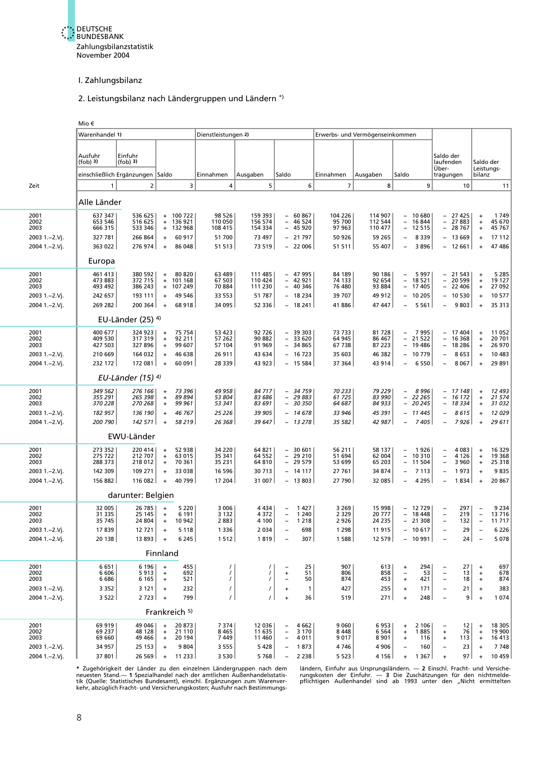## I. Zahlungsbilanz

### 2. Leistungsbilanz nach Ländergruppen und Ländern *)

Mio €

| Zeit | Warenhandel 1) | | | Dienstleistungen 2) | | | Erwerbs- und Vermögenseinkommen | | | Saldo der laufenden Über-tragungen | Saldo der Leistungs-bilanz |
|---|---|---|---|---|---|---|---|---|---|---|---|
| | Ausfuhr (fob) 3) | Einfuhr (fob) 3) | | | | | | | | | |
| | einschließlich Ergänzungen | | Saldo | Einnahmen | Ausgaben | Saldo | Einnahmen | Ausgaben | Saldo | | |
| | 1 | 2 | 3 | 4 | 5 | 6 | 7 | 8 | 9 | 10 | 11 |
| **Alle Länder** | | | | | | | | | | | |
| 2001 | 637 347 | 536 625 | + 100 722 | 98 526 | 159 393 | – 60 867 | 104 226 | 114 907 | – 10 680 | – 27 425 | + 1 749 |
| 2002 | 653 546 | 516 625 | + 136 921 | 110 050 | 156 574 | – 46 524 | 95 700 | 112 544 | – 16 844 | – 27 883 | + 45 670 |
| 2003 | 666 315 | 533 346 | + 132 968 | 108 415 | 154 334 | – 45 920 | 97 963 | 110 477 | – 12 515 | – 28 767 | + 45 767 |
| 2003 1.–2.Vj. | 327 781 | 266 864 | + 60 917 | 51 700 | 73 497 | – 21 797 | 50 926 | 59 265 | – 8 339 | – 13 669 | + 17 112 |
| 2004 1.–2.Vj. | 363 022 | 276 974 | + 86 048 | 51 513 | 73 519 | – 22 006 | 51 511 | 55 407 | – 3 896 | – 12 661 | + 47 486 |
| **Europa** | | | | | | | | | | | |
| 2001 | 461 413 | 380 592 | + 80 820 | 63 489 | 111 485 | – 47 995 | 84 189 | 90 186 | – 5 997 | – 21 543 | + 5 285 |
| 2002 | 473 883 | 372 715 | + 101 168 | 67 503 | 110 424 | – 42 921 | 74 133 | 92 654 | – 18 521 | – 20 599 | + 19 127 |
| 2003 | 493 492 | 386 243 | + 107 249 | 70 884 | 111 230 | – 40 346 | 76 480 | 93 884 | – 17 405 | – 22 406 | + 27 092 |
| 2003 1.–2.Vj. | 242 657 | 193 111 | + 49 546 | 33 553 | 51 787 | – 18 234 | 39 707 | 49 912 | – 10 205 | – 10 530 | + 10 577 |
| 2004 1.–2.Vj. | 269 282 | 200 364 | + 68 918 | 34 095 | 52 336 | – 18 241 | 41 886 | 47 447 | – 5 561 | – 9 803 | + 35 313 |
| **EU-Länder (25) 4)** | | | | | | | | | | | |
| 2001 | 400 677 | 324 923 | + 75 754 | 53 423 | 92 726 | – 39 303 | 73 733 | 81 728 | – 7 995 | – 17 404 | + 11 052 |
| 2002 | 409 530 | 317 319 | + 92 211 | 57 262 | 90 882 | – 33 620 | 64 945 | 86 467 | – 21 522 | – 16 368 | + 20 701 |
| 2003 | 427 503 | 327 896 | + 99 607 | 57 104 | 91 969 | – 34 865 | 67 738 | 87 223 | – 19 486 | – 18 286 | + 26 970 |
| 2003 1.–2.Vj. | 210 669 | 164 032 | + 46 638 | 26 911 | 43 634 | – 16 723 | 35 603 | 46 382 | – 10 779 | – 8 653 | + 10 483 |
| 2004 1.–2.Vj. | 232 172 | 172 081 | + 60 091 | 28 339 | 43 923 | – 15 584 | 37 364 | 43 914 | – 6 550 | – 8 067 | + 29 891 |
| ***EU-Länder (15) 4)*** | | | | | | | | | | | |
| *2001* | *349 562* | *276 166* | *+ 73 396* | *49 958* | *84 717* | *– 34 759* | *70 233* | *79 229* | *– 8 996* | *– 17 148* | *+ 12 493* |
| *2002* | *355 291* | *265 398* | *+ 89 894* | *53 804* | *83 686* | *– 29 883* | *61 725* | *83 990* | *– 22 265* | *– 16 172* | *+ 21 574* |
| *2003* | *370 228* | *270 268* | *+ 99 961* | *53 341* | *83 691* | *– 30 350* | *64 687* | *84 933* | *– 20 245* | *– 18 334* | *+ 31 032* |
| *2003 1.–2.Vj.* | *182 957* | *136 190* | *+ 46 767* | *25 226* | *39 905* | *– 14 678* | *33 946* | *45 391* | *– 11 445* | *– 8 615* | *+ 12 029* |
| *2004 1.–2.Vj.* | *200 790* | *142 571* | *+ 58 219* | *26 368* | *39 647* | *– 13 278* | *35 582* | *42 987* | *– 7 405* | *– 7 926* | *+ 29 611* |
| **EWU-Länder** | | | | | | | | | | | |
| 2001 | 273 352 | 220 414 | + 52 938 | 34 220 | 64 821 | – 30 601 | 56 211 | 58 137 | – 1 926 | – 4 083 | + 16 329 |
| 2002 | 275 722 | 212 707 | + 63 015 | 35 341 | 64 552 | – 29 210 | 51 694 | 62 004 | – 10 310 | – 4 126 | + 19 368 |
| 2003 | 288 373 | 218 012 | + 70 361 | 35 231 | 64 810 | – 29 579 | 53 699 | 65 203 | – 11 504 | – 3 960 | + 25 318 |
| 2003 1.–2.Vj. | 142 309 | 109 271 | + 33 038 | 16 596 | 30 713 | – 14 117 | 27 761 | 34 874 | – 7 113 | – 1 973 | + 9 835 |
| 2004 1.–2.Vj. | 156 882 | 116 082 | + 40 799 | 17 204 | 31 007 | – 13 803 | 27 790 | 32 085 | – 4 295 | – 1 834 | + 20 867 |
| **darunter: Belgien** | | | | | | | | | | | |
| 2001 | 32 005 | 26 785 | + 5 220 | 3 006 | 4 434 | – 1 427 | 3 269 | 15 998 | – 12 729 | – 297 | – 9 234 |
| 2002 | 31 335 | 25 145 | + 6 191 | 3 132 | 4 372 | – 1 240 | 2 329 | 20 777 | – 18 448 | – 219 | – 13 716 |
| 2003 | 35 745 | 24 804 | + 10 942 | 2 883 | 4 100 | – 1 218 | 2 926 | 24 235 | – 21 308 | – 132 | – 11 717 |
| 2003 1.–2.Vj. | 17 839 | 12 721 | + 5 118 | 1 336 | 2 034 | – 698 | 1 298 | 11 915 | – 10 617 | – 29 | – 6 226 |
| 2004 1.–2.Vj. | 20 138 | 13 893 | + 6 245 | 1 512 | 1 819 | – 307 | 1 588 | 12 579 | – 10 991 | – 24 | – 5 078 |
| **Finnland** | | | | | | | | | | | |
| 2001 | 6 651 | 6 196 | + 455 | / | / | – 25 | 907 | 613 | + 294 | – 27 | + 697 |
| 2002 | 6 606 | 5 913 | + 692 | / | / | + 51 | 806 | 858 | – 53 | – 13 | + 678 |
| 2003 | 6 686 | 6 165 | + 521 | / | / | – 50 | 874 | 453 | + 421 | – 18 | + 874 |
| 2003 1.–2.Vj. | 3 352 | 3 121 | + 232 | / | / | + 1 | 427 | 255 | + 171 | – 21 | + 383 |
| 2004 1.–2.Vj. | 3 522 | 2 723 | + 799 | / | / | + 36 | 519 | 271 | + 248 | – 9 | + 1 074 |
| **Frankreich 5)** | | | | | | | | | | | |
| 2001 | 69 919 | 49 046 | + 20 873 | 7 374 | 12 036 | – 4 662 | 9 060 | 6 953 | + 2 106 | – 12 | + 18 305 |
| 2002 | 69 237 | 48 128 | + 21 110 | 8 465 | 11 635 | – 3 170 | 8 448 | 6 564 | + 1 885 | + 76 | + 19 900 |
| 2003 | 69 660 | 49 466 | + 20 194 | 7 449 | 11 460 | – 4 011 | 9 017 | 8 901 | + 116 | + 113 | + 16 413 |
| 2003 1.–2.Vj. | 34 957 | 25 153 | + 9 804 | 3 555 | 5 428 | – 1 873 | 4 746 | 4 906 | – 160 | – 23 | + 7 748 |
| 2004 1.–2.Vj. | 37 801 | 26 569 | + 11 233 | 3 530 | 5 768 | – 2 238 | 5 523 | 4 156 | + 1 367 | + 97 | + 10 459 |

\* Zugehörigkeit der Länder zu den einzelnen Ländergruppen nach dem neuesten Stand.— **1** Spezialhandel nach der amtlichen Außenhandelsstatistik (Quelle: Statistisches Bundesamt), einschl. Ergänzungen zum Warenverkehr, abzüglich Fracht- und Versicherungskosten; Ausfuhr nach Bestimmungsländern, Einfuhr aus Ursprungsländern. — **2** Einschl. Fracht- und Versicherungskosten der Einfuhr. — **3** Die Zuschätzungen für den nichtmeldepflichtigen Außenhandel sind ab 1993 unter den „Nicht ermittelten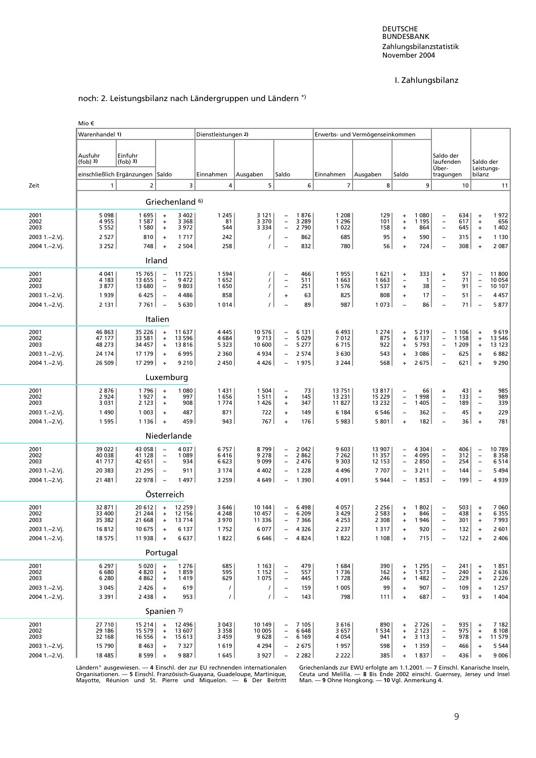I. Zahlungsbilanz

noch: 2. Leistungsbilanz nach Ländergruppen und Ländern *)

Mio €

| Zeit | Warenhandel 1) Ausfuhr (fob) 3) | Warenhandel 1) Einfuhr (fob) 3) | Warenhandel 1) Saldo | Dienstleistungen 2) Einnahmen | Dienstleistungen 2) Ausgaben | Dienstleistungen 2) Saldo | Erwerbs- und Vermögenseinkommen Einnahmen | Erwerbs- und Vermögenseinkommen Ausgaben | Erwerbs- und Vermögenseinkommen Saldo | Saldo der laufenden Übertragungen | Saldo der Leistungsbilanz |
|---|---|---|---|---|---|---|---|---|---|---|---|
| | einschließlich Ergänzungen | | | | | | | | | | |
| | 1 | 2 | 3 | 4 | 5 | 6 | 7 | 8 | 9 | 10 | 11 |
| | **Griechenland 6)** | | | | | | | | | | |
| 2001 | 5 098 | 1 695 | + 3 402 | 1 245 | 3 121 | – 1 876 | 1 208 | 129 | + 1 080 | – 634 | + 1 972 |
| 2002 | 4 955 | 1 587 | + 3 368 | 81 | 3 370 | – 3 289 | 1 296 | 101 | + 1 195 | – 617 | + 656 |
| 2003 | 5 552 | 1 580 | + 3 972 | 544 | 3 334 | – 2 790 | 1 022 | 158 | + 864 | – 645 | + 1 402 |
| 2003 1.–2.Vj. | 2 527 | 810 | + 1 717 | 242 | / | – 862 | 685 | 95 | + 590 | – 315 | + 1 130 |
| 2004 1.–2.Vj. | 3 252 | 748 | + 2 504 | 258 | / | – 832 | 780 | 56 | + 724 | – 308 | + 2 087 |
| | **Irland** | | | | | | | | | | |
| 2001 | 4 041 | 15 765 | – 11 725 | 1 594 | / | – 466 | 1 955 | 1 621 | + 333 | + 57 | – 11 800 |
| 2002 | 4 183 | 13 655 | – 9 472 | 1 652 | / | – 511 | 1 663 | 1 663 | – 1 | – 71 | – 10 054 |
| 2003 | 3 877 | 13 680 | – 9 803 | 1 650 | / | – 251 | 1 576 | 1 537 | + 38 | – 91 | – 10 107 |
| 2003 1.–2.Vj. | 1 939 | 6 425 | – 4 486 | 858 | / | + 63 | 825 | 808 | + 17 | – 51 | – 4 457 |
| 2004 1.–2.Vj. | 2 131 | 7 761 | – 5 630 | 1 014 | / | – 89 | 987 | 1 073 | – 86 | – 71 | – 5 877 |
| | **Italien** | | | | | | | | | | |
| 2001 | 46 863 | 35 226 | + 11 637 | 4 445 | 10 576 | – 6 131 | 6 493 | 1 274 | + 5 219 | – 1 106 | + 9 619 |
| 2002 | 47 177 | 33 581 | + 13 596 | 4 684 | 9 713 | – 5 029 | 7 012 | 875 | + 6 137 | – 1 158 | + 13 546 |
| 2003 | 48 273 | 34 457 | + 13 816 | 5 323 | 10 600 | – 5 277 | 6 715 | 922 | + 5 793 | – 1 209 | + 13 123 |
| 2003 1.–2.Vj. | 24 174 | 17 179 | + 6 995 | 2 360 | 4 934 | – 2 574 | 3 630 | 543 | + 3 086 | – 625 | + 6 882 |
| 2004 1.–2.Vj. | 26 509 | 17 299 | + 9 210 | 2 450 | 4 426 | – 1 975 | 3 244 | 568 | + 2 675 | – 621 | + 9 290 |
| | **Luxemburg** | | | | | | | | | | |
| 2001 | 2 876 | 1 796 | + 1 080 | 1 431 | 1 504 | – 73 | 13 751 | 13 817 | – 66 | + 43 | + 985 |
| 2002 | 2 924 | 1 927 | + 997 | 1 656 | 1 511 | + 145 | 13 231 | 15 229 | – 1 998 | – 133 | – 989 |
| 2003 | 3 031 | 2 123 | + 908 | 1 774 | 1 426 | + 347 | 11 827 | 13 232 | – 1 405 | – 189 | – 339 |
| 2003 1.–2.Vj. | 1 490 | 1 003 | + 487 | 871 | 722 | + 149 | 6 184 | 6 546 | – 362 | – 45 | + 229 |
| 2004 1.–2.Vj. | 1 595 | 1 136 | + 459 | 943 | 767 | + 176 | 5 983 | 5 801 | + 182 | – 36 | + 781 |
| | **Niederlande** | | | | | | | | | | |
| 2001 | 39 022 | 43 058 | – 4 037 | 6 757 | 8 799 | – 2 042 | 9 603 | 13 907 | – 4 304 | – 406 | – 10 789 |
| 2002 | 40 038 | 41 128 | – 1 089 | 6 416 | 9 278 | – 2 862 | 7 262 | 11 357 | – 4 095 | – 312 | – 8 358 |
| 2003 | 41 717 | 42 651 | – 934 | 6 623 | 9 099 | – 2 476 | 9 303 | 12 153 | – 2 850 | – 254 | – 6 514 |
| 2003 1.–2.Vj. | 20 383 | 21 295 | – 911 | 3 174 | 4 402 | – 1 228 | 4 496 | 7 707 | – 3 211 | – 144 | – 5 494 |
| 2004 1.–2.Vj. | 21 481 | 22 978 | – 1 497 | 3 259 | 4 649 | – 1 390 | 4 091 | 5 944 | – 1 853 | – 199 | – 4 939 |
| | **Österreich** | | | | | | | | | | |
| 2001 | 32 871 | 20 612 | + 12 259 | 3 646 | 10 144 | – 6 498 | 4 057 | 2 256 | + 1 802 | – 503 | + 7 060 |
| 2002 | 33 400 | 21 244 | + 12 156 | 4 248 | 10 457 | – 6 209 | 3 429 | 2 583 | + 846 | – 438 | + 6 355 |
| 2003 | 35 382 | 21 668 | + 13 714 | 3 970 | 11 336 | – 7 366 | 4 253 | 2 308 | + 1 946 | – 301 | + 7 993 |
| 2003 1.–2.Vj. | 16 812 | 10 675 | + 6 137 | 1 752 | 6 077 | – 4 326 | 2 237 | 1 317 | + 920 | – 132 | + 2 601 |
| 2004 1.–2.Vj. | 18 575 | 11 938 | + 6 637 | 1 822 | 6 646 | – 4 824 | 1 822 | 1 108 | + 715 | – 122 | + 2 406 |
| | **Portugal** | | | | | | | | | | |
| 2001 | 6 297 | 5 020 | + 1 276 | 685 | 1 163 | – 479 | 1 684 | 390 | + 1 295 | – 241 | + 1 851 |
| 2002 | 6 680 | 4 820 | + 1 859 | 595 | 1 152 | – 557 | 1 736 | 162 | + 1 573 | – 240 | + 2 636 |
| 2003 | 6 280 | 4 862 | + 1 419 | 629 | 1 075 | – 445 | 1 728 | 246 | + 1 482 | – 229 | + 2 226 |
| 2003 1.–2.Vj. | 3 045 | 2 426 | + 619 | / | / | – 159 | 1 005 | 99 | + 907 | – 109 | + 1 257 |
| 2004 1.–2.Vj. | 3 391 | 2 438 | + 953 | / | / | – 143 | 798 | 111 | + 687 | – 93 | + 1 404 |
| | **Spanien 7)** | | | | | | | | | | |
| 2001 | 27 710 | 15 214 | + 12 496 | 3 043 | 10 149 | – 7 105 | 3 616 | 890 | + 2 726 | – 935 | + 7 182 |
| 2002 | 29 186 | 15 579 | + 13 607 | 3 358 | 10 005 | – 6 648 | 3 657 | 1 534 | + 2 123 | – 975 | + 8 108 |
| 2003 | 32 168 | 16 556 | + 15 613 | 3 459 | 9 628 | – 6 169 | 4 054 | 941 | + 3 113 | – 978 | + 11 579 |
| 2003 1.–2.Vj. | 15 790 | 8 463 | + 7 327 | 1 619 | 4 294 | – 2 675 | 1 957 | 598 | + 1 359 | – 466 | + 5 544 |
| 2004 1.–2.Vj. | 18 485 | 8 599 | + 9 887 | 1 645 | 3 927 | – 2 282 | 2 222 | 385 | + 1 837 | – 436 | + 9 006 |

Ländern" ausgewiesen. — 4 Einschl. der zur EU rechnenden internationalen Organisationen. — 5 Einschl. Französisch-Guayana, Guadeloupe, Martinique, Mayotte, Réunion und St. Pierre und Miquelon. — 6 Der Beitritt Griechenlands zur EWU erfolgte am 1.1.2001. — 7 Einschl. Kanarische Inseln, Ceuta und Melilla. — 8 Bis Ende 2002 einschl. Guernsey, Jersey und Insel Man. — 9 Ohne Hongkong. — 10 Vgl. Anmerkung 4.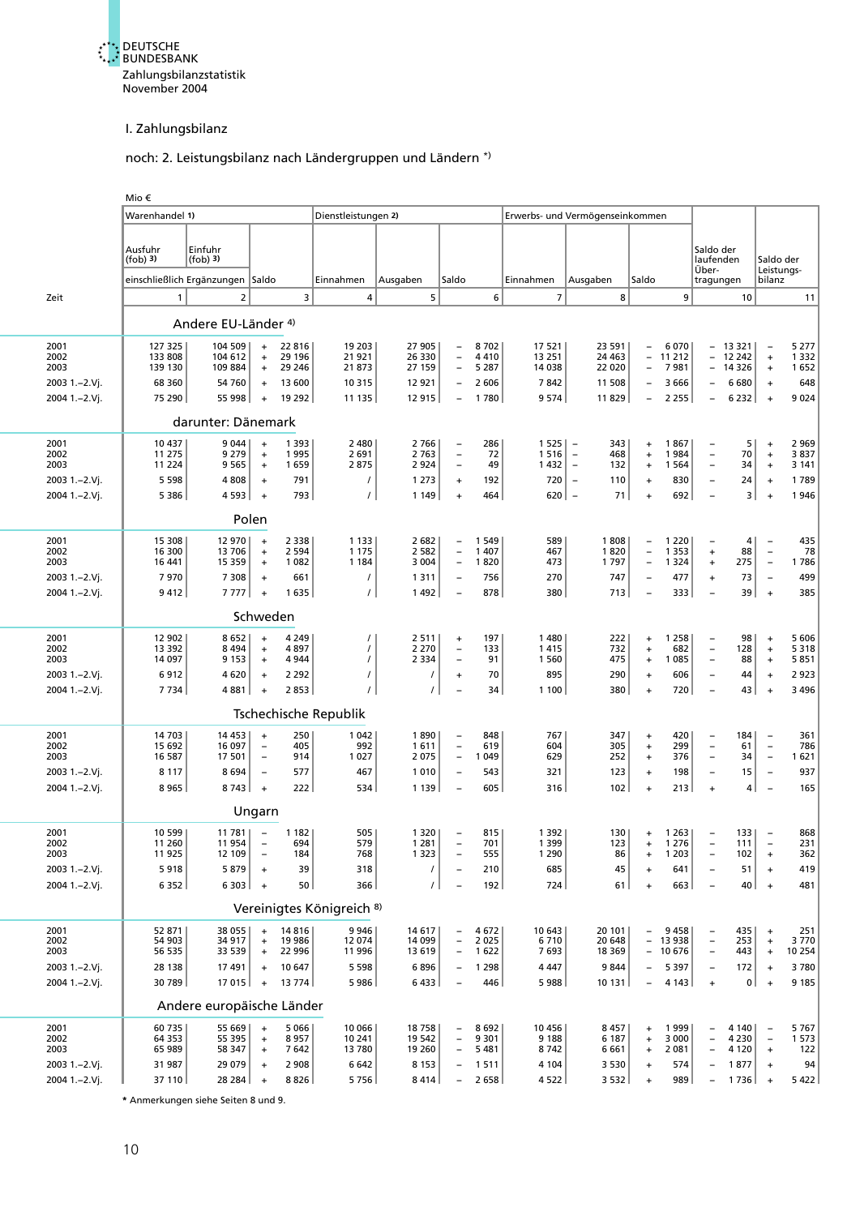## I. Zahlungsbilanz

### noch: 2. Leistungsbilanz nach Ländergruppen und Ländern *)

Mio €

| Zeit | Warenhandel 1) Ausfuhr (fob) 3) einschließlich Ergänzungen | Warenhandel 1) Einfuhr (fob) 3) einschließlich Ergänzungen | Warenhandel 1) Saldo | Dienstleistungen 2) Einnahmen | Dienstleistungen 2) Ausgaben | Dienstleistungen 2) Saldo | Erwerbs- und Vermögenseinkommen Einnahmen | Erwerbs- und Vermögenseinkommen Ausgaben | Erwerbs- und Vermögenseinkommen Saldo | Saldo der laufenden Übertragungen | Saldo der Leistungsbilanz |
|---|---|---|---|---|---|---|---|---|---|---|---|
| | 1 | 2 | 3 | 4 | 5 | 6 | 7 | 8 | 9 | 10 | 11 |
| | **Andere EU-Länder 4)** | | | | | | | | | | |
| 2001 | 127 325 | 104 509 | + 22 816 | 19 203 | 27 905 | – 8 702 | 17 521 | 23 591 | – 6 070 | – 13 321 | – 5 277 |
| 2002 | 133 808 | 104 612 | + 29 196 | 21 921 | 26 330 | – 4 410 | 13 251 | 24 463 | – 11 212 | – 12 242 | + 1 332 |
| 2003 | 139 130 | 109 884 | + 29 246 | 21 873 | 27 159 | – 5 287 | 14 038 | 22 020 | – 7 981 | – 14 326 | + 1 652 |
| 2003 1.–2.Vj. | 68 360 | 54 760 | + 13 600 | 10 315 | 12 921 | – 2 606 | 7 842 | 11 508 | – 3 666 | – 6 680 | + 648 |
| 2004 1.–2.Vj. | 75 290 | 55 998 | + 19 292 | 11 135 | 12 915 | – 1 780 | 9 574 | 11 829 | – 2 255 | – 6 232 | + 9 024 |
| | **darunter: Dänemark** | | | | | | | | | | |
| 2001 | 10 437 | 9 044 | + 1 393 | 2 480 | 2 766 | – 286 | 1 525 | – 343 | + 1 867 | – 5 | + 2 969 |
| 2002 | 11 275 | 9 279 | + 1 995 | 2 691 | 2 763 | – 72 | 1 516 | – 468 | + 1 984 | – 70 | + 3 837 |
| 2003 | 11 224 | 9 565 | + 1 659 | 2 875 | 2 924 | – 49 | 1 432 | – 132 | + 1 564 | – 34 | + 3 141 |
| 2003 1.–2.Vj. | 5 598 | 4 808 | + 791 | / | 1 273 | + 192 | 720 | – 110 | + 830 | – 24 | + 1 789 |
| 2004 1.–2.Vj. | 5 386 | 4 593 | + 793 | / | 1 149 | + 464 | 620 | – 71 | + 692 | – 3 | + 1 946 |
| | **Polen** | | | | | | | | | | |
| 2001 | 15 308 | 12 970 | + 2 338 | 1 133 | 2 682 | – 1 549 | 589 | 1 808 | – 1 220 | – 4 | – 435 |
| 2002 | 16 300 | 13 706 | + 2 594 | 1 175 | 2 582 | – 1 407 | 467 | 1 820 | – 1 353 | + 88 | – 78 |
| 2003 | 16 441 | 15 359 | + 1 082 | 1 184 | 3 004 | – 1 820 | 473 | 1 797 | – 1 324 | + 275 | – 1 786 |
| 2003 1.–2.Vj. | 7 970 | 7 308 | + 661 | / | 1 311 | – 756 | 270 | 747 | – 477 | + 73 | – 499 |
| 2004 1.–2.Vj. | 9 412 | 7 777 | + 1 635 | / | 1 492 | – 878 | 380 | 713 | – 333 | – 39 | + 385 |
| | **Schweden** | | | | | | | | | | |
| 2001 | 12 902 | 8 652 | + 4 249 | / | 2 511 | + 197 | 1 480 | 222 | + 1 258 | – 98 | + 5 606 |
| 2002 | 13 392 | 8 494 | + 4 897 | / | 2 270 | – 133 | 1 415 | 732 | + 682 | – 128 | + 5 318 |
| 2003 | 14 097 | 9 153 | + 4 944 | / | 2 334 | – 91 | 1 560 | 475 | + 1 085 | – 88 | + 5 851 |
| 2003 1.–2.Vj. | 6 912 | 4 620 | + 2 292 | / | / | + 70 | 895 | 290 | + 606 | – 44 | + 2 923 |
| 2004 1.–2.Vj. | 7 734 | 4 881 | + 2 853 | / | / | – 34 | 1 100 | 380 | + 720 | – 43 | + 3 496 |
| | **Tschechische Republik** | | | | | | | | | | |
| 2001 | 14 703 | 14 453 | + 250 | 1 042 | 1 890 | – 848 | 767 | 347 | + 420 | – 184 | – 361 |
| 2002 | 15 692 | 16 097 | – 405 | 992 | 1 611 | – 619 | 604 | 305 | + 299 | – 61 | – 786 |
| 2003 | 16 587 | 17 501 | – 914 | 1 027 | 2 075 | – 1 049 | 629 | 252 | + 376 | – 34 | – 1 621 |
| 2003 1.–2.Vj. | 8 117 | 8 694 | – 577 | 467 | 1 010 | – 543 | 321 | 123 | + 198 | – 15 | – 937 |
| 2004 1.–2.Vj. | 8 965 | 8 743 | + 222 | 534 | 1 139 | – 605 | 316 | 102 | + 213 | + 4 | – 165 |
| | **Ungarn** | | | | | | | | | | |
| 2001 | 10 599 | 11 781 | – 1 182 | 505 | 1 320 | – 815 | 1 392 | 130 | + 1 263 | – 133 | – 868 |
| 2002 | 11 260 | 11 954 | – 694 | 579 | 1 281 | – 701 | 1 399 | 123 | + 1 276 | – 111 | – 231 |
| 2003 | 11 925 | 12 109 | – 184 | 768 | 1 323 | – 555 | 1 290 | 86 | + 1 203 | – 102 | + 362 |
| 2003 1.–2.Vj. | 5 918 | 5 879 | + 39 | 318 | / | – 210 | 685 | 45 | + 641 | – 51 | + 419 |
| 2004 1.–2.Vj. | 6 352 | 6 303 | + 50 | 366 | / | – 192 | 724 | 61 | + 663 | – 40 | + 481 |
| | **Vereinigtes Königreich 8)** | | | | | | | | | | |
| 2001 | 52 871 | 38 055 | + 14 816 | 9 946 | 14 617 | – 4 672 | 10 643 | 20 101 | – 9 458 | – 435 | + 251 |
| 2002 | 54 903 | 34 917 | + 19 986 | 12 074 | 14 099 | – 2 025 | 6 710 | 20 648 | – 13 938 | – 253 | + 3 770 |
| 2003 | 56 535 | 33 539 | + 22 996 | 11 996 | 13 619 | – 1 622 | 7 693 | 18 369 | – 10 676 | – 443 | + 10 254 |
| 2003 1.–2.Vj. | 28 138 | 17 491 | + 10 647 | 5 598 | 6 896 | – 1 298 | 4 447 | 9 844 | – 5 397 | – 172 | + 3 780 |
| 2004 1.–2.Vj. | 30 789 | 17 015 | + 13 774 | 5 986 | 6 433 | – 446 | 5 988 | 10 131 | – 4 143 | + 0 | + 9 185 |
| | **Andere europäische Länder** | | | | | | | | | | |
| 2001 | 60 735 | 55 669 | + 5 066 | 10 066 | 18 758 | – 8 692 | 10 456 | 8 457 | + 1 999 | – 4 140 | – 5 767 |
| 2002 | 64 353 | 55 395 | + 8 957 | 10 241 | 19 542 | – 9 301 | 9 188 | 6 187 | + 3 000 | – 4 230 | – 1 573 |
| 2003 | 65 989 | 58 347 | + 7 642 | 13 780 | 19 260 | – 5 481 | 8 742 | 6 661 | + 2 081 | – 4 120 | + 122 |
| 2003 1.–2.Vj. | 31 987 | 29 079 | + 2 908 | 6 642 | 8 153 | – 1 511 | 4 104 | 3 530 | + 574 | – 1 877 | + 94 |
| 2004 1.–2.Vj. | 37 110 | 28 284 | + 8 826 | 5 756 | 8 414 | – 2 658 | 4 522 | 3 532 | + 989 | – 1 736 | + 5 422 |

\* Anmerkungen siehe Seiten 8 und 9.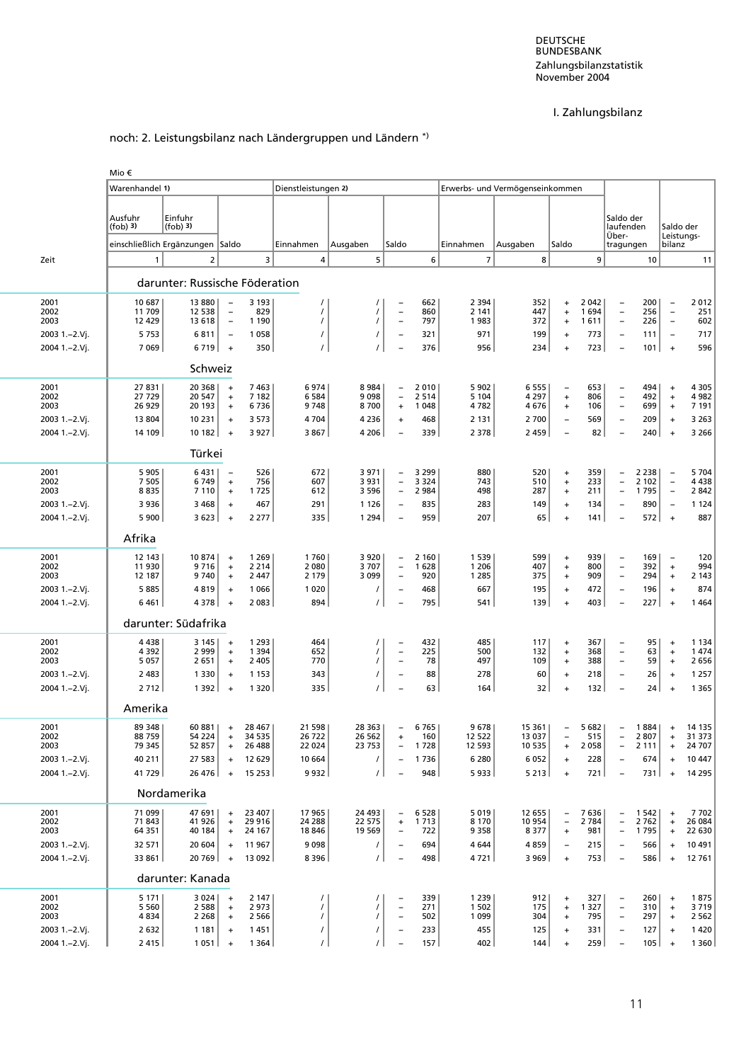I. Zahlungsbilanz

noch: 2. Leistungsbilanz nach Ländergruppen und Ländern *)

Mio €

| Zeit | Warenhandel 1) Ausfuhr (fob) 3) | Warenhandel 1) Einfuhr (fob) 3) | Warenhandel 1) Saldo | Dienstleistungen 2) Einnahmen | Dienstleistungen 2) Ausgaben | Dienstleistungen 2) Saldo | Erwerbs- und Vermögenseinkommen Einnahmen | Erwerbs- und Vermögenseinkommen Ausgaben | Erwerbs- und Vermögenseinkommen Saldo | Saldo der laufenden Über-tragungen | Saldo der Leistungs-bilanz |
|---|---|---|---|---|---|---|---|---|---|---|---|
| | einschließlich Ergänzungen | | | | | | | | | | |
| | 1 | 2 | 3 | 4 | 5 | 6 | 7 | 8 | 9 | 10 | 11 |
| | **darunter: Russische Föderation** | | | | | | | | | | |
| 2001 | 10 687 | 13 880 | – 3 193 | / | / | – 662 | 2 394 | 352 | + 2 042 | – 200 | – 2 012 |
| 2002 | 11 709 | 12 538 | – 829 | / | / | – 860 | 2 141 | 447 | + 1 694 | – 256 | – 251 |
| 2003 | 12 429 | 13 618 | – 1 190 | / | / | – 797 | 1 983 | 372 | + 1 611 | – 226 | – 602 |
| 2003 1.–2.Vj. | 5 753 | 6 811 | – 1 058 | / | / | – 321 | 971 | 199 | + 773 | – 111 | – 717 |
| 2004 1.–2.Vj. | 7 069 | 6 719 | + 350 | / | / | – 376 | 956 | 234 | + 723 | – 101 | + 596 |
| | **Schweiz** | | | | | | | | | | |
| 2001 | 27 831 | 20 368 | + 7 463 | 6 974 | 8 984 | – 2 010 | 5 902 | 6 555 | – 653 | – 494 | + 4 305 |
| 2002 | 27 729 | 20 547 | + 7 182 | 6 584 | 9 098 | – 2 514 | 5 104 | 4 297 | + 806 | – 492 | + 4 982 |
| 2003 | 26 929 | 20 193 | + 6 736 | 9 748 | 8 700 | + 1 048 | 4 782 | 4 676 | + 106 | – 699 | + 7 191 |
| 2003 1.–2.Vj. | 13 804 | 10 231 | + 3 573 | 4 704 | 4 236 | + 468 | 2 131 | 2 700 | – 569 | – 209 | + 3 263 |
| 2004 1.–2.Vj. | 14 109 | 10 182 | + 3 927 | 3 867 | 4 206 | – 339 | 2 378 | 2 459 | – 82 | – 240 | + 3 266 |
| | **Türkei** | | | | | | | | | | |
| 2001 | 5 905 | 6 431 | – 526 | 672 | 3 971 | – 3 299 | 880 | 520 | + 359 | – 2 238 | – 5 704 |
| 2002 | 7 505 | 6 749 | + 756 | 607 | 3 931 | – 3 324 | 743 | 510 | + 233 | – 2 102 | – 4 438 |
| 2003 | 8 835 | 7 110 | + 1 725 | 612 | 3 596 | – 2 984 | 498 | 287 | + 211 | – 1 795 | – 2 842 |
| 2003 1.–2.Vj. | 3 936 | 3 468 | + 467 | 291 | 1 126 | – 835 | 283 | 149 | + 134 | – 890 | – 1 124 |
| 2004 1.–2.Vj. | 5 900 | 3 623 | + 2 277 | 335 | 1 294 | – 959 | 207 | 65 | + 141 | – 572 | + 887 |
| | **Afrika** | | | | | | | | | | |
| 2001 | 12 143 | 10 874 | + 1 269 | 1 760 | 3 920 | – 2 160 | 1 539 | 599 | + 939 | – 169 | – 120 |
| 2002 | 11 930 | 9 716 | + 2 214 | 2 080 | 3 707 | – 1 628 | 1 206 | 407 | + 800 | – 392 | + 994 |
| 2003 | 12 187 | 9 740 | + 2 447 | 2 179 | 3 099 | – 920 | 1 285 | 375 | + 909 | – 294 | + 2 143 |
| 2003 1.–2.Vj. | 5 885 | 4 819 | + 1 066 | 1 020 | / | – 468 | 667 | 195 | + 472 | – 196 | + 874 |
| 2004 1.–2.Vj. | 6 461 | 4 378 | + 2 083 | 894 | / | – 795 | 541 | 139 | + 403 | – 227 | + 1 464 |
| | **darunter: Südafrika** | | | | | | | | | | |
| 2001 | 4 438 | 3 145 | + 1 293 | 464 | / | – 432 | 485 | 117 | + 367 | – 95 | + 1 134 |
| 2002 | 4 392 | 2 999 | + 1 394 | 652 | / | – 225 | 500 | 132 | + 368 | – 63 | + 1 474 |
| 2003 | 5 057 | 2 651 | + 2 405 | 770 | / | – 78 | 497 | 109 | + 388 | – 59 | + 2 656 |
| 2003 1.–2.Vj. | 2 483 | 1 330 | + 1 153 | 343 | / | – 88 | 278 | 60 | + 218 | – 26 | + 1 257 |
| 2004 1.–2.Vj. | 2 712 | 1 392 | + 1 320 | 335 | / | – 63 | 164 | 32 | + 132 | – 24 | + 1 365 |
| | **Amerika** | | | | | | | | | | |
| 2001 | 89 348 | 60 881 | + 28 467 | 21 598 | 28 363 | – 6 765 | 9 678 | 15 361 | – 5 682 | – 1 884 | + 14 135 |
| 2002 | 88 759 | 54 224 | + 34 535 | 26 722 | 26 562 | + 160 | 12 522 | 13 037 | – 515 | – 2 807 | + 31 373 |
| 2003 | 79 345 | 52 857 | + 26 488 | 22 024 | 23 753 | – 1 728 | 12 593 | 10 535 | + 2 058 | – 2 111 | + 24 707 |
| 2003 1.–2.Vj. | 40 211 | 27 583 | + 12 629 | 10 664 | / | – 1 736 | 6 280 | 6 052 | + 228 | – 674 | + 10 447 |
| 2004 1.–2.Vj. | 41 729 | 26 476 | + 15 253 | 9 932 | / | – 948 | 5 933 | 5 213 | + 721 | – 731 | + 14 295 |
| | **Nordamerika** | | | | | | | | | | |
| 2001 | 71 099 | 47 691 | + 23 407 | 17 965 | 24 493 | – 6 528 | 5 019 | 12 655 | – 7 636 | – 1 542 | + 7 702 |
| 2002 | 71 843 | 41 926 | + 29 916 | 24 288 | 22 575 | + 1 713 | 8 170 | 10 954 | – 2 784 | – 2 762 | + 26 084 |
| 2003 | 64 351 | 40 184 | + 24 167 | 18 846 | 19 569 | – 722 | 9 358 | 8 377 | + 981 | – 1 795 | + 22 630 |
| 2003 1.–2.Vj. | 32 571 | 20 604 | + 11 967 | 9 098 | / | – 694 | 4 644 | 4 859 | – 215 | – 566 | + 10 491 |
| 2004 1.–2.Vj. | 33 861 | 20 769 | + 13 092 | 8 396 | / | – 498 | 4 721 | 3 969 | + 753 | – 586 | + 12 761 |
| | **darunter: Kanada** | | | | | | | | | | |
| 2001 | 5 171 | 3 024 | + 2 147 | / | / | – 339 | 1 239 | 912 | + 327 | – 260 | + 1 875 |
| 2002 | 5 560 | 2 588 | + 2 973 | / | / | – 271 | 1 502 | 175 | + 1 327 | – 310 | + 3 719 |
| 2003 | 4 834 | 2 268 | + 2 566 | / | / | – 502 | 1 099 | 304 | + 795 | – 297 | + 2 562 |
| 2003 1.–2.Vj. | 2 632 | 1 181 | + 1 451 | / | / | – 233 | 455 | 125 | + 331 | – 127 | + 1 420 |
| 2004 1.–2.Vj. | 2 415 | 1 051 | + 1 364 | / | / | – 157 | 402 | 144 | + 259 | – 105 | + 1 360 |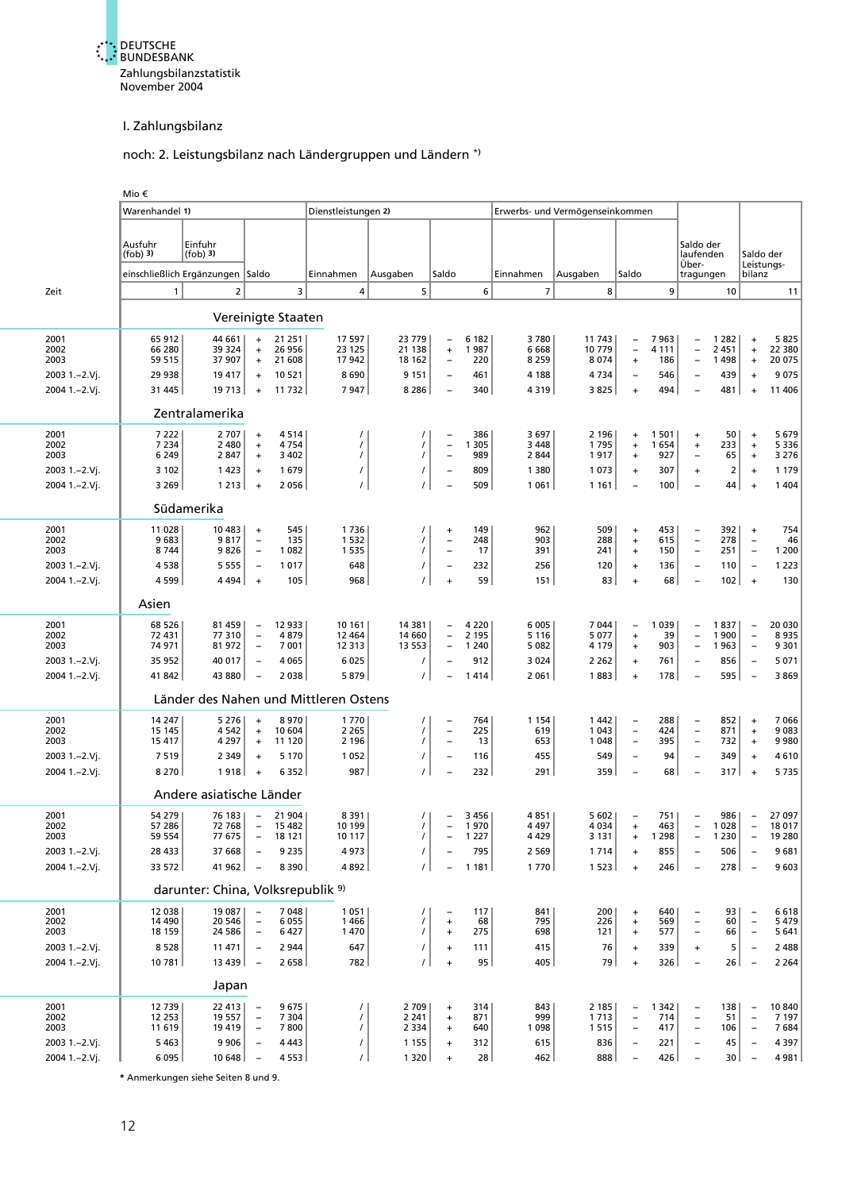I. Zahlungsbilanz

noch: 2. Leistungsbilanz nach Ländergruppen und Ländern *)

Mio €

| Zeit | Warenhandel 1) | | | Dienstleistungen 2) | | | Erwerbs- und Vermögenseinkommen | | | Saldo der laufenden Über-tragungen | Saldo der Leistungs-bilanz |
|---|---|---|---|---|---|---|---|---|---|---|---|
| | Ausfuhr (fob) 3) | Einfuhr (fob) 3) | | | | | | | | | |
| | einschließlich Ergänzungen | | Saldo | Einnahmen | Ausgaben | Saldo | Einnahmen | Ausgaben | Saldo | | |
| | 1 | 2 | 3 | 4 | 5 | 6 | 7 | 8 | 9 | 10 | 11 |
| | **Vereinigte Staaten** | | | | | | | | | | |
| 2001 | 65 912 | 44 661 | + 21 251 | 17 597 | 23 779 | – 6 182 | 3 780 | 11 743 | – 7 963 | – 1 282 | + 5 825 |
| 2002 | 66 280 | 39 324 | + 26 956 | 23 125 | 21 138 | + 1 987 | 6 668 | 10 779 | – 4 111 | – 2 451 | + 22 380 |
| 2003 | 59 515 | 37 907 | + 21 608 | 17 942 | 18 162 | – 220 | 8 259 | 8 074 | + 186 | – 1 498 | + 20 075 |
| 2003 1.–2.Vj. | 29 938 | 19 417 | + 10 521 | 8 690 | 9 151 | – 461 | 4 188 | 4 734 | – 546 | – 439 | + 9 075 |
| 2004 1.–2.Vj. | 31 445 | 19 713 | + 11 732 | 7 947 | 8 286 | – 340 | 4 319 | 3 825 | + 494 | – 481 | + 11 406 |
| | **Zentralamerika** | | | | | | | | | | |
| 2001 | 7 222 | 2 707 | + 4 514 | / | / | – 386 | 3 697 | 2 196 | + 1 501 | + 50 | + 5 679 |
| 2002 | 7 234 | 2 480 | + 4 754 | / | / | – 1 305 | 3 448 | 1 795 | + 1 654 | + 233 | + 5 336 |
| 2003 | 6 249 | 2 847 | + 3 402 | / | / | – 989 | 2 844 | 1 917 | + 927 | – 65 | + 3 276 |
| 2003 1.–2.Vj. | 3 102 | 1 423 | + 1 679 | / | / | – 809 | 1 380 | 1 073 | + 307 | + 2 | + 1 179 |
| 2004 1.–2.Vj. | 3 269 | 1 213 | + 2 056 | / | / | – 509 | 1 061 | 1 161 | – 100 | – 44 | + 1 404 |
| | **Südamerika** | | | | | | | | | | |
| 2001 | 11 028 | 10 483 | + 545 | 1 736 | / | + 149 | 962 | 509 | + 453 | – 392 | + 754 |
| 2002 | 9 683 | 9 817 | – 135 | 1 532 | / | – 248 | 903 | 288 | + 615 | – 278 | – 46 |
| 2003 | 8 744 | 9 826 | – 1 082 | 1 535 | / | – 17 | 391 | 241 | + 150 | – 251 | – 1 200 |
| 2003 1.–2.Vj. | 4 538 | 5 555 | – 1 017 | 648 | / | – 232 | 256 | 120 | + 136 | – 110 | – 1 223 |
| 2004 1.–2.Vj. | 4 599 | 4 494 | + 105 | 968 | / | + 59 | 151 | 83 | + 68 | – 102 | + 130 |
| | **Asien** | | | | | | | | | | |
| 2001 | 68 526 | 81 459 | – 12 933 | 10 161 | 14 381 | – 4 220 | 6 005 | 7 044 | – 1 039 | – 1 837 | – 20 030 |
| 2002 | 72 431 | 77 310 | – 4 879 | 12 464 | 14 660 | – 2 195 | 5 116 | 5 077 | + 39 | – 1 900 | – 8 935 |
| 2003 | 74 971 | 81 972 | – 7 001 | 12 313 | 13 553 | – 1 240 | 5 082 | 4 179 | + 903 | – 1 963 | – 9 301 |
| 2003 1.–2.Vj. | 35 952 | 40 017 | – 4 065 | 6 025 | / | – 912 | 3 024 | 2 262 | + 761 | – 856 | – 5 071 |
| 2004 1.–2.Vj. | 41 842 | 43 880 | – 2 038 | 5 879 | / | – 1 414 | 2 061 | 1 883 | + 178 | – 595 | – 3 869 |
| | **Länder des Nahen und Mittleren Ostens** | | | | | | | | | | |
| 2001 | 14 247 | 5 276 | + 8 970 | 1 770 | / | – 764 | 1 154 | 1 442 | – 288 | – 852 | + 7 066 |
| 2002 | 15 145 | 4 542 | + 10 604 | 2 265 | / | – 225 | 619 | 1 043 | – 424 | – 871 | + 9 083 |
| 2003 | 15 417 | 4 297 | + 11 120 | 2 196 | / | – 13 | 653 | 1 048 | – 395 | – 732 | + 9 980 |
| 2003 1.–2.Vj. | 7 519 | 2 349 | + 5 170 | 1 052 | / | – 116 | 455 | 549 | – 94 | – 349 | + 4 610 |
| 2004 1.–2.Vj. | 8 270 | 1 918 | + 6 352 | 987 | / | – 232 | 291 | 359 | – 68 | – 317 | + 5 735 |
| | **Andere asiatische Länder** | | | | | | | | | | |
| 2001 | 54 279 | 76 183 | – 21 904 | 8 391 | / | – 3 456 | 4 851 | 5 602 | – 751 | – 986 | – 27 097 |
| 2002 | 57 286 | 72 768 | – 15 482 | 10 199 | / | – 1 970 | 4 497 | 4 034 | + 463 | – 1 028 | – 18 017 |
| 2003 | 59 554 | 77 675 | – 18 121 | 10 117 | / | – 1 227 | 4 429 | 3 131 | + 1 298 | – 1 230 | – 19 280 |
| 2003 1.–2.Vj. | 28 433 | 37 668 | – 9 235 | 4 973 | / | – 795 | 2 569 | 1 714 | + 855 | – 506 | – 9 681 |
| 2004 1.–2.Vj. | 33 572 | 41 962 | – 8 390 | 4 892 | / | – 1 181 | 1 770 | 1 523 | + 246 | – 278 | – 9 603 |
| | **darunter: China, Volksrepublik 9)** | | | | | | | | | | |
| 2001 | 12 038 | 19 087 | – 7 048 | 1 051 | / | – 117 | 841 | 200 | + 640 | – 93 | – 6 618 |
| 2002 | 14 490 | 20 546 | – 6 055 | 1 466 | / | + 68 | 795 | 226 | + 569 | – 60 | – 5 479 |
| 2003 | 18 159 | 24 586 | – 6 427 | 1 470 | / | + 275 | 698 | 121 | + 577 | – 66 | – 5 641 |
| 2003 1.–2.Vj. | 8 528 | 11 471 | – 2 944 | 647 | / | + 111 | 415 | 76 | + 339 | + 5 | – 2 488 |
| 2004 1.–2.Vj. | 10 781 | 13 439 | – 2 658 | 782 | / | + 95 | 405 | 79 | + 326 | – 26 | – 2 264 |
| | **Japan** | | | | | | | | | | |
| 2001 | 12 739 | 22 413 | – 9 675 | / | 2 709 | + 314 | 843 | 2 185 | – 1 342 | – 138 | – 10 840 |
| 2002 | 12 253 | 19 557 | – 7 304 | / | 2 241 | + 871 | 999 | 1 713 | – 714 | – 51 | – 7 197 |
| 2003 | 11 619 | 19 419 | – 7 800 | / | 2 334 | + 640 | 1 098 | 1 515 | – 417 | – 106 | – 7 684 |
| 2003 1.–2.Vj. | 5 463 | 9 906 | – 4 443 | / | 1 155 | + 312 | 615 | 836 | – 221 | – 45 | – 4 397 |
| 2004 1.–2.Vj. | 6 095 | 10 648 | – 4 553 | / | 1 320 | + 28 | 462 | 888 | – 426 | – 30 | – 4 981 |

\* Anmerkungen siehe Seiten 8 und 9.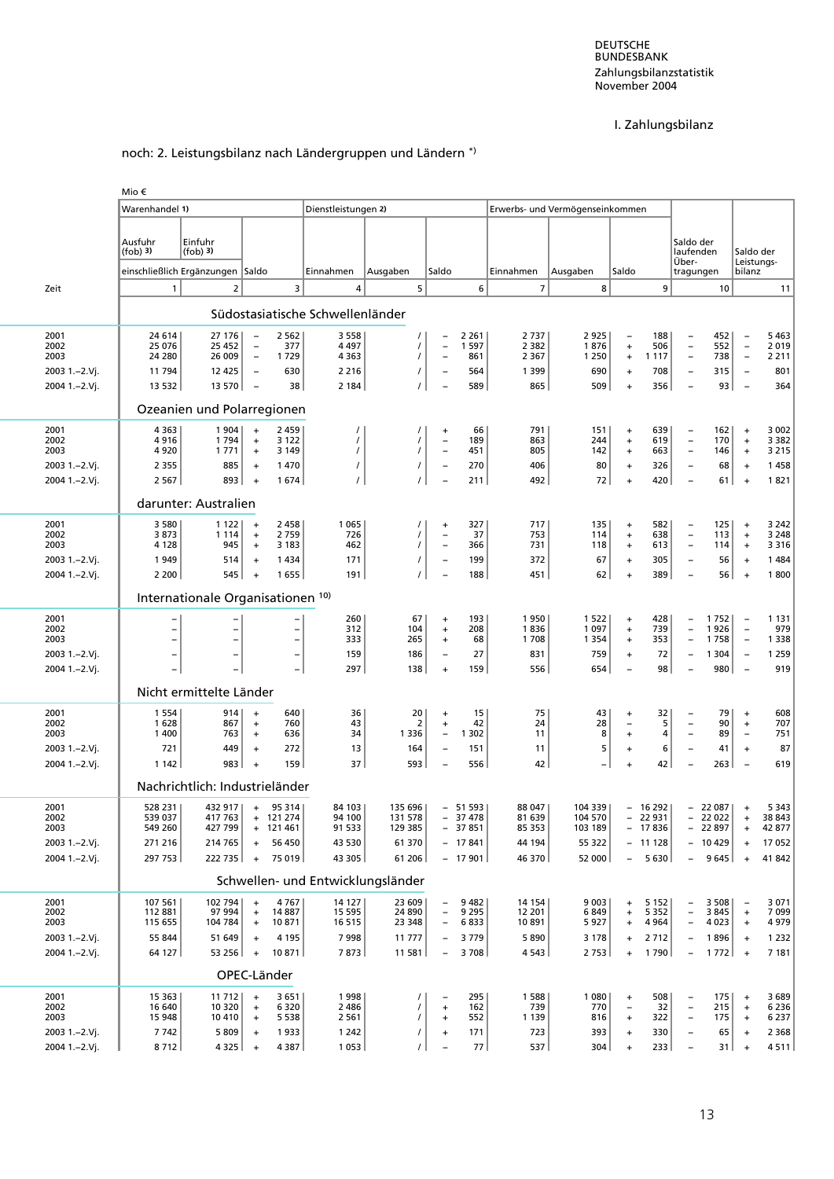I. Zahlungsbilanz

noch: 2. Leistungsbilanz nach Ländergruppen und Ländern *)

Mio €

| Zeit | Warenhandel 1) Ausfuhr (fob) 3) einschließlich Ergänzungen | Einfuhr (fob) 3) | Saldo | Dienstleistungen 2) Einnahmen | Ausgaben | Saldo | Erwerbs- und Vermögenseinkommen Einnahmen | Ausgaben | Saldo | Saldo der laufenden Übertragungen | Saldo der Leistungsbilanz |
|---|---|---|---|---|---|---|---|---|---|---|---|
| | 1 | 2 | 3 | 4 | 5 | 6 | 7 | 8 | 9 | 10 | 11 |
| **Südostasiatische Schwellenländer** | | | | | | | | | | | |
| 2001 | 24 614 | 27 176 | − 2 562 | 3 558 | / | − 2 261 | 2 737 | 2 925 | − 188 | − 452 | − 5 463 |
| 2002 | 25 076 | 25 452 | − 377 | 4 497 | / | − 1 597 | 2 382 | 1 876 | + 506 | − 552 | − 2 019 |
| 2003 | 24 280 | 26 009 | − 1 729 | 4 363 | / | − 861 | 2 367 | 1 250 | + 1 117 | − 738 | − 2 211 |
| 2003 1.–2.Vj. | 11 794 | 12 425 | − 630 | 2 216 | / | − 564 | 1 399 | 690 | + 708 | − 315 | − 801 |
| 2004 1.–2.Vj. | 13 532 | 13 570 | − 38 | 2 184 | / | − 589 | 865 | 509 | + 356 | − 93 | − 364 |
| **Ozeanien und Polarregionen** | | | | | | | | | | | |
| 2001 | 4 363 | 1 904 | + 2 459 | / | / | + 66 | 791 | 151 | + 639 | − 162 | + 3 002 |
| 2002 | 4 916 | 1 794 | + 3 122 | / | / | − 189 | 863 | 244 | + 619 | − 170 | + 3 382 |
| 2003 | 4 920 | 1 771 | + 3 149 | / | / | − 451 | 805 | 142 | + 663 | − 146 | + 3 215 |
| 2003 1.–2.Vj. | 2 355 | 885 | + 1 470 | / | / | − 270 | 406 | 80 | + 326 | − 68 | + 1 458 |
| 2004 1.–2.Vj. | 2 567 | 893 | + 1 674 | / | / | − 211 | 492 | 72 | + 420 | − 61 | + 1 821 |
| **darunter: Australien** | | | | | | | | | | | |
| 2001 | 3 580 | 1 122 | + 2 458 | 1 065 | / | + 327 | 717 | 135 | + 582 | − 125 | + 3 242 |
| 2002 | 3 873 | 1 114 | + 2 759 | 726 | / | − 37 | 753 | 114 | + 638 | − 113 | + 3 248 |
| 2003 | 4 128 | 945 | + 3 183 | 462 | / | − 366 | 731 | 118 | + 613 | − 114 | + 3 316 |
| 2003 1.–2.Vj. | 1 949 | 514 | + 1 434 | 171 | / | − 199 | 372 | 67 | + 305 | − 56 | + 1 484 |
| 2004 1.–2.Vj. | 2 200 | 545 | + 1 655 | 191 | / | − 188 | 451 | 62 | + 389 | − 56 | + 1 800 |
| **Internationale Organisationen 10)** | | | | | | | | | | | |
| 2001 | − | − | − | 260 | 67 | + 193 | 1 950 | 1 522 | + 428 | − 1 752 | − 1 131 |
| 2002 | − | − | − | 312 | 104 | + 208 | 1 836 | 1 097 | + 739 | − 1 926 | − 979 |
| 2003 | − | − | − | 333 | 265 | + 68 | 1 708 | 1 354 | + 353 | − 1 758 | − 1 338 |
| 2003 1.–2.Vj. | − | − | − | 159 | 186 | − 27 | 831 | 759 | + 72 | − 1 304 | − 1 259 |
| 2004 1.–2.Vj. | − | − | − | 297 | 138 | + 159 | 556 | 654 | − 98 | − 980 | − 919 |
| **Nicht ermittelte Länder** | | | | | | | | | | | |
| 2001 | 1 554 | 914 | + 640 | 36 | 20 | + 15 | 75 | 43 | + 32 | − 79 | + 608 |
| 2002 | 1 628 | 867 | + 760 | 43 | 2 | + 42 | 24 | 28 | − 5 | − 90 | + 707 |
| 2003 | 1 400 | 763 | + 636 | 34 | 1 336 | − 1 302 | 11 | 8 | + 4 | − 89 | − 751 |
| 2003 1.–2.Vj. | 721 | 449 | + 272 | 13 | 164 | − 151 | 11 | 5 | + 6 | − 41 | + 87 |
| 2004 1.–2.Vj. | 1 142 | 983 | + 159 | 37 | 593 | − 556 | 42 | − | + 42 | − 263 | − 619 |
| **Nachrichtlich: Industrieländer** | | | | | | | | | | | |
| 2001 | 528 231 | 432 917 | + 95 314 | 84 103 | 135 696 | − 51 593 | 88 047 | 104 339 | − 16 292 | − 22 087 | + 5 343 |
| 2002 | 539 037 | 417 763 | + 121 274 | 94 100 | 131 578 | − 37 478 | 81 639 | 104 570 | − 22 931 | − 22 022 | + 38 843 |
| 2003 | 549 260 | 427 799 | + 121 461 | 91 533 | 129 385 | − 37 851 | 85 353 | 103 189 | − 17 836 | − 22 897 | + 42 877 |
| 2003 1.–2.Vj. | 271 216 | 214 765 | + 56 450 | 43 530 | 61 370 | − 17 841 | 44 194 | 55 322 | − 11 128 | − 10 429 | + 17 052 |
| 2004 1.–2.Vj. | 297 753 | 222 735 | + 75 019 | 43 305 | 61 206 | − 17 901 | 46 370 | 52 000 | − 5 630 | − 9 645 | + 41 842 |
| **Schwellen- und Entwicklungsländer** | | | | | | | | | | | |
| 2001 | 107 561 | 102 794 | + 4 767 | 14 127 | 23 609 | − 9 482 | 14 154 | 9 003 | + 5 152 | − 3 508 | − 3 071 |
| 2002 | 112 881 | 97 994 | + 14 887 | 15 595 | 24 890 | − 9 295 | 12 201 | 6 849 | + 5 352 | − 3 845 | + 7 099 |
| 2003 | 115 655 | 104 784 | + 10 871 | 16 515 | 23 348 | − 6 833 | 10 891 | 5 927 | + 4 964 | − 4 023 | + 4 979 |
| 2003 1.–2.Vj. | 55 844 | 51 649 | + 4 195 | 7 998 | 11 777 | − 3 779 | 5 890 | 3 178 | + 2 712 | − 1 896 | + 1 232 |
| 2004 1.–2.Vj. | 64 127 | 53 256 | + 10 871 | 7 873 | 11 581 | − 3 708 | 4 543 | 2 753 | + 1 790 | − 1 772 | + 7 181 |
| **OPEC-Länder** | | | | | | | | | | | |
| 2001 | 15 363 | 11 712 | + 3 651 | 1 998 | / | − 295 | 1 588 | 1 080 | + 508 | − 175 | + 3 689 |
| 2002 | 16 640 | 10 320 | + 6 320 | 2 486 | / | + 162 | 739 | 770 | − 32 | − 215 | + 6 236 |
| 2003 | 15 948 | 10 410 | + 5 538 | 2 561 | / | + 552 | 1 139 | 816 | + 322 | − 175 | + 6 237 |
| 2003 1.–2.Vj. | 7 742 | 5 809 | + 1 933 | 1 242 | / | + 171 | 723 | 393 | + 330 | − 65 | + 2 368 |
| 2004 1.–2.Vj. | 8 712 | 4 325 | + 4 387 | 1 053 | / | − 77 | 537 | 304 | + 233 | − 31 | + 4 511 |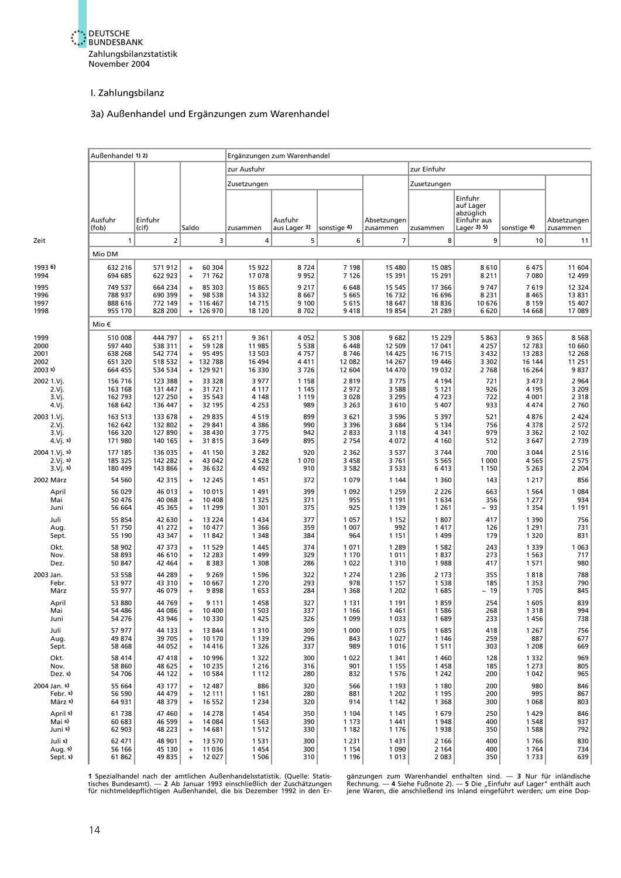## I. Zahlungsbilanz

### 3a) Außenhandel und Ergänzungen zum Warenhandel

| Zeit | Außenhandel 1) 2) | | | Ergänzungen zum Warenhandel | | | | | | | |
|---|---|---|---|---|---|---|---|---|---|---|---|
| | | | | zur Ausfuhr | | | | zur Einfuhr | | | |
| | | | | Zusetzungen | | | | Zusetzungen | | | |
| | Ausfuhr (fob) | Einfuhr (cif) | Saldo | zusammen | Ausfuhr aus Lager 3) | sonstige 4) | Absetzungen zusammen | zusammen | Einfuhr auf Lager abzüglich Einfuhr aus Lager 3) 5) | sonstige 4) | Absetzungen zusammen |
| | 1 | 2 | 3 | 4 | 5 | 6 | 7 | 8 | 9 | 10 | 11 |
| | Mio DM | | | | | | | | | | |
| 1993 6) | 632 216 | 571 912 | + 60 304 | 15 922 | 8 724 | 7 198 | 15 480 | 15 085 | 8 610 | 6 475 | 11 604 |
| 1994 | 694 685 | 622 923 | + 71 762 | 17 078 | 9 952 | 7 126 | 15 391 | 15 291 | 8 211 | 7 080 | 12 499 |
| 1995 | 749 537 | 664 234 | + 85 303 | 15 865 | 9 217 | 6 648 | 15 545 | 17 366 | 9 747 | 7 619 | 12 324 |
| 1996 | 788 937 | 690 399 | + 98 538 | 14 332 | 8 667 | 5 665 | 16 732 | 16 696 | 8 231 | 8 465 | 13 831 |
| 1997 | 888 616 | 772 149 | + 116 467 | 14 715 | 9 100 | 5 615 | 18 647 | 18 836 | 10 676 | 8 159 | 15 407 |
| 1998 | 955 170 | 828 200 | + 126 970 | 18 120 | 8 702 | 9 418 | 19 854 | 21 289 | 6 620 | 14 668 | 17 089 |
| | Mio € | | | | | | | | | | |
| 1999 | 510 008 | 444 797 | + 65 211 | 9 361 | 4 052 | 5 308 | 9 682 | 15 229 | 5 863 | 9 365 | 8 568 |
| 2000 | 597 440 | 538 311 | + 59 128 | 11 985 | 5 538 | 6 448 | 12 509 | 17 041 | 4 257 | 12 783 | 10 660 |
| 2001 | 638 268 | 542 774 | + 95 495 | 13 503 | 4 757 | 8 746 | 14 425 | 16 715 | 3 432 | 13 283 | 12 268 |
| 2002 | 651 320 | 518 532 | + 132 788 | 16 494 | 4 411 | 12 082 | 14 267 | 19 446 | 3 302 | 16 144 | 11 251 |
| 2003 s) | 664 455 | 534 534 | + 129 921 | 16 330 | 3 726 | 12 604 | 14 470 | 19 032 | 2 768 | 16 264 | 9 837 |
| 2002 1.Vj. | 156 716 | 123 388 | + 33 328 | 3 977 | 1 158 | 2 819 | 3 775 | 4 194 | 721 | 3 473 | 2 964 |
| 2.Vj. | 163 168 | 131 447 | + 31 721 | 4 117 | 1 145 | 2 972 | 3 588 | 5 121 | 926 | 4 195 | 3 209 |
| 3.Vj. | 162 793 | 127 250 | + 35 543 | 4 148 | 1 119 | 3 028 | 3 295 | 4 723 | 722 | 4 001 | 2 318 |
| 4.Vj. | 168 642 | 136 447 | + 32 195 | 4 253 | 989 | 3 263 | 3 610 | 5 407 | 933 | 4 474 | 2 760 |
| 2003 1.Vj. | 163 513 | 133 678 | + 29 835 | 4 519 | 899 | 3 621 | 3 596 | 5 397 | 521 | 4 876 | 2 424 |
| 2.Vj. | 162 642 | 132 802 | + 29 841 | 4 386 | 990 | 3 396 | 3 684 | 5 134 | 756 | 4 378 | 2 572 |
| 3.Vj. | 166 320 | 127 890 | + 38 430 | 3 775 | 942 | 2 833 | 3 118 | 4 341 | 979 | 3 362 | 2 102 |
| 4.Vj. s) | 171 980 | 140 165 | + 31 815 | 3 649 | 895 | 2 754 | 4 072 | 4 160 | 512 | 3 647 | 2 739 |
| 2004 1.Vj. s) | 177 185 | 136 035 | + 41 150 | 3 282 | 920 | 2 362 | 3 537 | 3 744 | 700 | 3 044 | 2 516 |
| 2.Vj. s) | 185 325 | 142 282 | + 43 042 | 4 528 | 1 070 | 3 458 | 3 761 | 5 565 | 1 000 | 4 565 | 2 575 |
| 3.Vj. s) | 180 499 | 143 866 | + 36 632 | 4 492 | 910 | 3 582 | 3 533 | 6 413 | 1 150 | 5 263 | 2 204 |
| 2002 März | 54 560 | 42 315 | + 12 245 | 1 451 | 372 | 1 079 | 1 144 | 1 360 | 143 | 1 217 | 856 |
| April | 56 029 | 46 013 | + 10 015 | 1 491 | 399 | 1 092 | 1 259 | 2 226 | 663 | 1 564 | 1 084 |
| Mai | 50 476 | 40 068 | + 10 408 | 1 325 | 371 | 955 | 1 191 | 1 634 | 356 | 1 277 | 934 |
| Juni | 56 664 | 45 365 | + 11 299 | 1 301 | 375 | 925 | 1 139 | 1 261 | – 93 | 1 354 | 1 191 |
| Juli | 55 854 | 42 630 | + 13 224 | 1 434 | 377 | 1 057 | 1 152 | 1 807 | 417 | 1 390 | 756 |
| Aug. | 51 750 | 41 272 | + 10 477 | 1 366 | 359 | 1 007 | 992 | 1 417 | 126 | 1 291 | 731 |
| Sept. | 55 190 | 43 347 | + 11 842 | 1 348 | 384 | 964 | 1 151 | 1 499 | 179 | 1 320 | 831 |
| Okt. | 58 902 | 47 373 | + 11 529 | 1 445 | 374 | 1 071 | 1 289 | 1 582 | 243 | 1 339 | 1 063 |
| Nov. | 58 893 | 46 610 | + 12 283 | 1 499 | 329 | 1 170 | 1 011 | 1 837 | 273 | 1 563 | 717 |
| Dez. | 50 847 | 42 464 | + 8 383 | 1 308 | 286 | 1 022 | 1 310 | 1 988 | 417 | 1 571 | 980 |
| 2003 Jan. | 53 558 | 44 289 | + 9 269 | 1 596 | 322 | 1 274 | 1 236 | 2 173 | 355 | 1 818 | 788 |
| Febr. | 53 977 | 43 310 | + 10 667 | 1 270 | 293 | 978 | 1 157 | 1 538 | 185 | 1 353 | 790 |
| März | 55 977 | 46 079 | + 9 898 | 1 653 | 284 | 1 368 | 1 202 | 1 685 | – 19 | 1 705 | 845 |
| April | 53 880 | 44 769 | + 9 111 | 1 458 | 327 | 1 131 | 1 191 | 1 859 | 254 | 1 605 | 839 |
| Mai | 54 486 | 44 086 | + 10 400 | 1 503 | 337 | 1 166 | 1 461 | 1 586 | 268 | 1 318 | 994 |
| Juni | 54 276 | 43 946 | + 10 330 | 1 425 | 326 | 1 099 | 1 033 | 1 689 | 233 | 1 456 | 738 |
| Juli | 57 977 | 44 133 | + 13 844 | 1 310 | 309 | 1 000 | 1 075 | 1 685 | 418 | 1 267 | 756 |
| Aug. | 49 874 | 39 705 | + 10 170 | 1 139 | 296 | 843 | 1 027 | 1 146 | 259 | 887 | 677 |
| Sept. | 58 468 | 44 052 | + 14 416 | 1 326 | 337 | 989 | 1 016 | 1 511 | 303 | 1 208 | 669 |
| Okt. | 58 414 | 47 418 | + 10 996 | 1 322 | 300 | 1 022 | 1 341 | 1 460 | 128 | 1 332 | 969 |
| Nov. | 58 860 | 48 625 | + 10 235 | 1 216 | 316 | 901 | 1 155 | 1 458 | 185 | 1 273 | 805 |
| Dez. s) | 54 706 | 44 122 | + 10 584 | 1 112 | 280 | 832 | 1 576 | 1 242 | 200 | 1 042 | 965 |
| 2004 Jan. s) | 55 664 | 43 177 | + 12 487 | 886 | 320 | 566 | 1 193 | 1 180 | 200 | 980 | 846 |
| Febr. s) | 56 590 | 44 479 | + 12 111 | 1 161 | 280 | 881 | 1 202 | 1 195 | 200 | 995 | 867 |
| März s) | 64 931 | 48 379 | + 16 552 | 1 234 | 320 | 914 | 1 142 | 1 368 | 300 | 1 068 | 803 |
| April s) | 61 738 | 47 460 | + 14 278 | 1 454 | 350 | 1 104 | 1 145 | 1 679 | 250 | 1 429 | 846 |
| Mai s) | 60 683 | 46 599 | + 14 084 | 1 563 | 390 | 1 173 | 1 441 | 1 948 | 400 | 1 548 | 937 |
| Juni s) | 62 903 | 48 223 | + 14 681 | 1 512 | 330 | 1 182 | 1 176 | 1 938 | 350 | 1 588 | 792 |
| Juli s) | 62 471 | 48 901 | + 13 570 | 1 531 | 300 | 1 231 | 1 431 | 2 166 | 400 | 1 766 | 830 |
| Aug. s) | 56 166 | 45 130 | + 11 036 | 1 454 | 300 | 1 154 | 1 090 | 2 164 | 400 | 1 764 | 734 |
| Sept. s) | 61 862 | 49 835 | + 12 027 | 1 506 | 310 | 1 196 | 1 013 | 2 083 | 350 | 1 733 | 639 |

**1** Spezialhandel nach der amtlichen Außenhandelsstatistik. (Quelle: Statistisches Bundesamt). — **2** Ab Januar 1993 einschließlich der Zuschätzungen für nichtmeldepflichtigen Außenhandel, die bis Dezember 1992 in den Ergänzungen zum Warenhandel enthalten sind. — **3** Nur für inländische Rechnung. — **4** Siehe Fußnote 2). — **5** Die „Einfuhr auf Lager" enthält auch jene Waren, die anschließend ins Inland eingeführt werden; um eine Dop-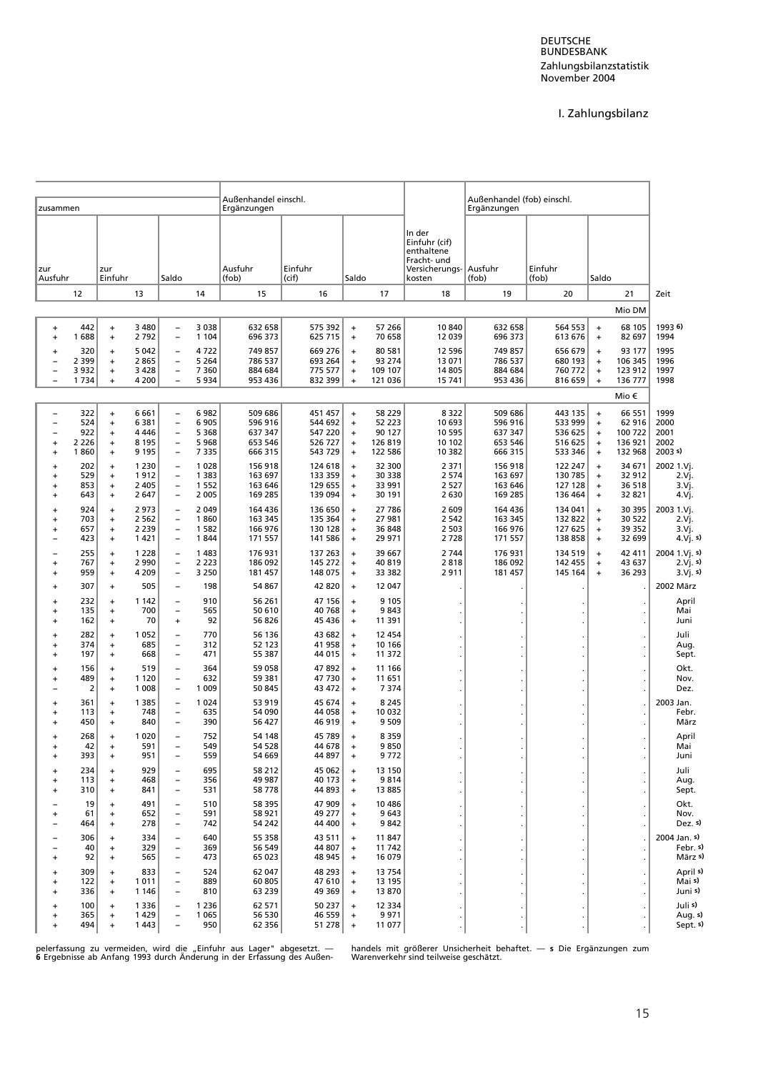# I. Zahlungsbilanz

| zusammen | | | Außenhandel einschl. Ergänzungen | | | | Außenhandel (fob) einschl. Ergänzungen | | | |
|---|---|---|---|---|---|---|---|---|---|---|
| zur Ausfuhr | zur Einfuhr | Saldo | Ausfuhr (fob) | Einfuhr (cif) | Saldo | In der Einfuhr (cif) enthaltene Fracht- und Versicherungskosten | Ausfuhr (fob) | Einfuhr (fob) | Saldo | |
| 12 | 13 | 14 | 15 | 16 | 17 | 18 | 19 | 20 | 21 | Zeit |
| | | | | | | | | | Mio DM | |
| + 442 | + 3 480 | − 3 038 | 632 658 | 575 392 | + 57 266 | 10 840 | 632 658 | 564 553 | + 68 105 | 1993 6) |
| + 1 688 | + 2 792 | − 1 104 | 696 373 | 625 715 | + 70 658 | 12 039 | 696 373 | 613 676 | + 82 697 | 1994 |
| + 320 | + 5 042 | − 4 722 | 749 857 | 669 276 | + 80 581 | 12 596 | 749 857 | 656 679 | + 93 177 | 1995 |
| − 2 399 | + 2 865 | − 5 264 | 786 537 | 693 264 | + 93 274 | 13 071 | 786 537 | 680 193 | + 106 345 | 1996 |
| − 3 932 | + 3 428 | − 7 360 | 884 684 | 775 577 | + 109 107 | 14 805 | 884 684 | 760 772 | + 123 912 | 1997 |
| − 1 734 | + 4 200 | − 5 934 | 953 436 | 832 399 | + 121 036 | 15 741 | 953 436 | 816 659 | + 136 777 | 1998 |
| | | | | | | | | | Mio € | |
| − 322 | + 6 661 | − 6 982 | 509 686 | 451 457 | + 58 229 | 8 322 | 509 686 | 443 135 | + 66 551 | 1999 |
| − 524 | + 6 381 | − 6 905 | 596 916 | 544 692 | + 52 223 | 10 693 | 596 916 | 533 999 | + 62 916 | 2000 |
| − 922 | + 4 446 | − 5 368 | 637 347 | 547 220 | + 90 127 | 10 595 | 637 347 | 536 625 | + 100 722 | 2001 |
| + 2 226 | + 8 195 | − 5 968 | 653 546 | 526 727 | + 126 819 | 10 102 | 653 546 | 516 625 | + 136 921 | 2002 |
| + 1 860 | + 9 195 | − 7 335 | 666 315 | 543 729 | + 122 586 | 10 382 | 666 315 | 533 346 | + 132 968 | 2003 s) |
| + 202 | + 1 230 | − 1 028 | 156 918 | 124 618 | + 32 300 | 2 371 | 156 918 | 122 247 | + 34 671 | 2002 1.Vj. |
| + 529 | + 1 912 | − 1 383 | 163 697 | 133 359 | + 30 338 | 2 574 | 163 697 | 130 785 | + 32 912 | 2.Vj. |
| + 853 | + 2 405 | − 1 552 | 163 646 | 129 655 | + 33 991 | 2 527 | 163 646 | 127 128 | + 36 518 | 3.Vj. |
| + 643 | + 2 647 | − 2 005 | 169 285 | 139 094 | + 30 191 | 2 630 | 169 285 | 136 464 | + 32 821 | 4.Vj. |
| + 924 | + 2 973 | − 2 049 | 164 436 | 136 650 | + 27 786 | 2 609 | 164 436 | 134 041 | + 30 395 | 2003 1.Vj. |
| + 703 | + 2 562 | − 1 860 | 163 345 | 135 364 | + 27 981 | 2 542 | 163 345 | 132 822 | + 30 522 | 2.Vj. |
| + 657 | + 2 239 | − 1 582 | 166 976 | 130 128 | + 36 848 | 2 503 | 166 976 | 127 625 | + 39 352 | 3.Vj. |
| − 423 | + 1 421 | − 1 844 | 171 557 | 141 586 | + 29 971 | 2 728 | 171 557 | 138 858 | + 32 699 | 4.Vj. s) |
| − 255 | + 1 228 | − 1 483 | 176 931 | 137 263 | + 39 667 | 2 744 | 176 931 | 134 519 | + 42 411 | 2004 1.Vj. s) |
| + 767 | + 2 990 | − 2 223 | 186 092 | 145 272 | + 40 819 | 2 818 | 186 092 | 142 455 | + 43 637 | 2.Vj. s) |
| + 959 | + 4 209 | − 3 250 | 181 457 | 148 075 | + 33 382 | 2 911 | 181 457 | 145 164 | + 36 293 | 3.Vj. s) |
| + 307 | + 505 | − 198 | 54 867 | 42 820 | + 12 047 | . | . | . | . | 2002 März |
| + 232 | + 1 142 | − 910 | 56 261 | 47 156 | + 9 105 | . | . | . | . | April |
| + 135 | + 700 | − 565 | 50 610 | 40 768 | + 9 843 | . | . | . | . | Mai |
| + 162 | + 70 | + 92 | 56 826 | 45 436 | + 11 391 | . | . | . | . | Juni |
| + 282 | + 1 052 | − 770 | 56 136 | 43 682 | + 12 454 | . | . | . | . | Juli |
| + 374 | + 685 | − 312 | 52 123 | 41 958 | + 10 166 | . | . | . | . | Aug. |
| + 197 | + 668 | − 471 | 55 387 | 44 015 | + 11 372 | . | . | . | . | Sept. |
| + 156 | + 519 | − 364 | 59 058 | 47 892 | + 11 166 | . | . | . | . | Okt. |
| + 489 | + 1 120 | − 632 | 59 381 | 47 730 | + 11 651 | . | . | . | . | Nov. |
| − 2 | + 1 008 | − 1 009 | 50 845 | 43 472 | + 7 374 | . | . | . | . | Dez. |
| + 361 | + 1 385 | − 1 024 | 53 919 | 45 674 | + 8 245 | . | . | . | . | 2003 Jan. |
| + 113 | + 748 | − 635 | 54 090 | 44 058 | + 10 032 | . | . | . | . | Febr. |
| + 450 | + 840 | − 390 | 56 427 | 46 919 | + 9 509 | . | . | . | . | März |
| + 268 | + 1 020 | − 752 | 54 148 | 45 789 | + 8 359 | . | . | . | . | April |
| + 42 | + 591 | − 549 | 54 528 | 44 678 | + 9 850 | . | . | . | . | Mai |
| + 393 | + 951 | − 559 | 54 669 | 44 897 | + 9 772 | . | . | . | . | Juni |
| + 234 | + 929 | − 695 | 58 212 | 45 062 | + 13 150 | . | . | . | . | Juli |
| + 113 | + 468 | − 356 | 49 987 | 40 173 | + 9 814 | . | . | . | . | Aug. |
| + 310 | + 841 | − 531 | 58 778 | 44 893 | + 13 885 | . | . | . | . | Sept. |
| − 19 | + 491 | − 510 | 58 395 | 47 909 | + 10 486 | . | . | . | . | Okt. |
| + 61 | + 652 | − 591 | 58 921 | 49 277 | + 9 643 | . | . | . | . | Nov. |
| − 464 | + 278 | − 742 | 54 242 | 44 400 | + 9 842 | . | . | . | . | Dez. s) |
| − 306 | + 334 | − 640 | 55 358 | 43 511 | + 11 847 | . | . | . | . | 2004 Jan. s) |
| − 40 | + 329 | − 369 | 56 549 | 44 807 | + 11 742 | . | . | . | . | Febr. s) |
| + 92 | + 565 | − 473 | 65 023 | 48 945 | + 16 079 | . | . | . | . | März s) |
| + 309 | + 833 | − 524 | 62 047 | 48 293 | + 13 754 | . | . | . | . | April s) |
| + 122 | + 1 011 | − 889 | 60 805 | 47 610 | + 13 195 | . | . | . | . | Mai s) |
| + 336 | + 1 146 | − 810 | 63 239 | 49 369 | + 13 870 | . | . | . | . | Juni s) |
| + 100 | + 1 336 | − 1 236 | 62 571 | 50 237 | + 12 334 | . | . | . | . | Juli s) |
| + 365 | + 1 429 | − 1 065 | 56 530 | 46 559 | + 9 971 | . | . | . | . | Aug. s) |
| + 494 | + 1 443 | − 950 | 62 356 | 51 278 | + 11 077 | . | . | . | . | Sept. s) |

pelerfassung zu vermeiden, wird die „Einfuhr aus Lager" abgesetzt. — **6** Ergebnisse ab Anfang 1993 durch Änderung in der Erfassung des Außenhandels mit größerer Unsicherheit behaftet. — **s** Die Ergänzungen zum Warenverkehr sind teilweise geschätzt.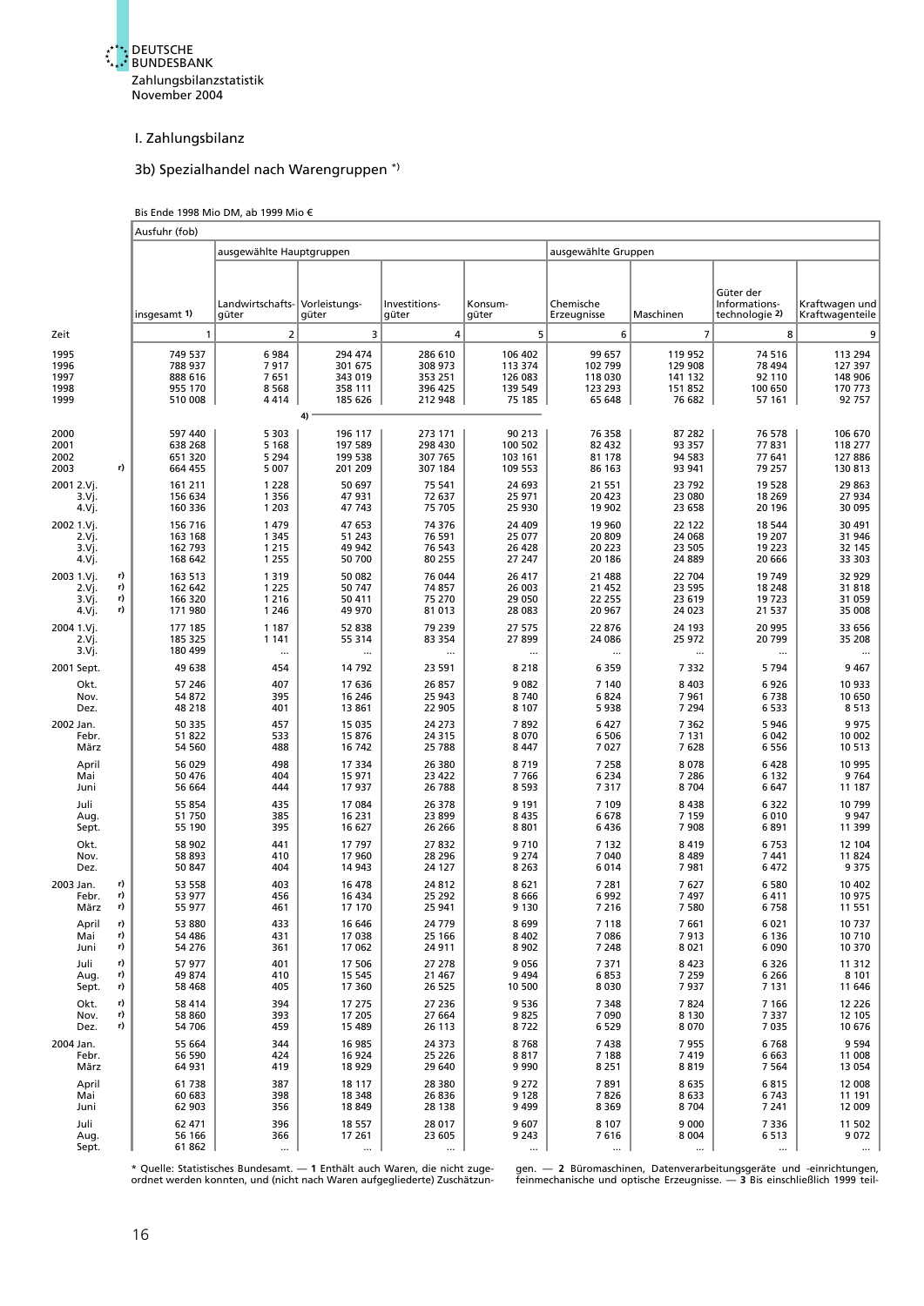## I. Zahlungsbilanz

### 3b) Spezialhandel nach Warengruppen *)

Bis Ende 1998 Mio DM, ab 1999 Mio €

| Zeit | | Ausfuhr (fob) | | | | | | | | |
|---|---|---|---|---|---|---|---|---|---|---|
| | | | ausgewählte Hauptgruppen | | | | ausgewählte Gruppen | | | |
| | | insgesamt 1) | Landwirtschafts-güter | Vorleistungs-güter | Investitions-güter | Konsum-güter | Chemische Erzeugnisse | Maschinen | Güter der Informations-technologie 2) | Kraftwagen und Kraftwagenteile |
| | | 1 | 2 | 3 | 4 | 5 | 6 | 7 | 8 | 9 |
| 1995 | | 749 537 | 6 984 | 294 474 | 286 610 | 106 402 | 99 657 | 119 952 | 74 516 | 113 294 |
| 1996 | | 788 937 | 7 917 | 301 675 | 308 973 | 113 374 | 102 799 | 129 908 | 78 494 | 127 397 |
| 1997 | | 888 616 | 7 651 | 343 019 | 353 251 | 126 083 | 118 030 | 141 132 | 92 110 | 148 906 |
| 1998 | | 955 170 | 8 568 | 358 111 | 396 425 | 139 549 | 123 293 | 151 852 | 100 650 | 170 773 |
| 1999 | | 510 008 | 4 414 | 185 626 | 212 948 | 75 185 | 65 648 | 76 682 | 57 161 | 92 757 |
| | | | | 4) | | | | | | |
| 2000 | | 597 440 | 5 303 | 196 117 | 273 171 | 90 213 | 76 358 | 87 282 | 76 578 | 106 670 |
| 2001 | | 638 268 | 5 168 | 197 589 | 298 430 | 100 502 | 82 432 | 93 357 | 77 831 | 118 277 |
| 2002 | | 651 320 | 5 294 | 199 538 | 307 765 | 103 161 | 81 178 | 94 583 | 77 641 | 127 886 |
| 2003 | r) | 664 455 | 5 007 | 201 209 | 307 184 | 109 553 | 86 163 | 93 941 | 79 257 | 130 813 |
| 2001 2.Vj. | | 161 211 | 1 228 | 50 697 | 75 541 | 24 693 | 21 551 | 23 792 | 19 528 | 29 863 |
| 3.Vj. | | 156 634 | 1 356 | 47 931 | 72 637 | 25 971 | 20 423 | 23 080 | 18 269 | 27 934 |
| 4.Vj. | | 160 336 | 1 203 | 47 743 | 75 705 | 25 930 | 19 902 | 23 658 | 20 196 | 30 095 |
| 2002 1.Vj. | | 156 716 | 1 479 | 47 653 | 74 376 | 24 409 | 19 960 | 22 122 | 18 544 | 30 491 |
| 2.Vj. | | 163 168 | 1 345 | 51 243 | 76 591 | 25 077 | 20 809 | 24 068 | 19 207 | 31 946 |
| 3.Vj. | | 162 793 | 1 215 | 49 942 | 76 543 | 26 428 | 20 223 | 23 505 | 19 223 | 32 145 |
| 4.Vj. | | 168 642 | 1 255 | 50 700 | 80 255 | 27 247 | 20 186 | 24 889 | 20 666 | 33 303 |
| 2003 1.Vj. | r) | 163 513 | 1 319 | 50 082 | 76 044 | 26 417 | 21 488 | 22 704 | 19 749 | 32 929 |
| 2.Vj. | r) | 162 642 | 1 225 | 50 747 | 74 857 | 26 003 | 21 452 | 23 595 | 18 248 | 31 818 |
| 3.Vj. | r) | 166 320 | 1 216 | 50 411 | 75 270 | 29 050 | 22 255 | 23 619 | 19 723 | 31 059 |
| 4.Vj. | r) | 171 980 | 1 246 | 49 970 | 81 013 | 28 083 | 20 967 | 24 023 | 21 537 | 35 008 |
| 2004 1.Vj. | | 177 185 | 1 187 | 52 838 | 79 239 | 27 575 | 22 876 | 24 193 | 20 995 | 33 656 |
| 2.Vj. | | 185 325 | 1 141 | 55 314 | 83 354 | 27 899 | 24 086 | 25 972 | 20 799 | 35 208 |
| 3.Vj. | | 180 499 | ... | ... | ... | ... | ... | ... | ... | ... |
| 2001 Sept. | | 49 638 | 454 | 14 792 | 23 591 | 8 218 | 6 359 | 7 332 | 5 794 | 9 467 |
| Okt. | | 57 246 | 407 | 17 636 | 26 857 | 9 082 | 7 140 | 8 403 | 6 926 | 10 933 |
| Nov. | | 54 872 | 395 | 16 246 | 25 943 | 8 740 | 6 824 | 7 961 | 6 738 | 10 650 |
| Dez. | | 48 218 | 401 | 13 861 | 22 905 | 8 107 | 5 938 | 7 294 | 6 533 | 8 513 |
| 2002 Jan. | | 50 335 | 457 | 15 035 | 24 273 | 7 892 | 6 427 | 7 362 | 5 946 | 9 975 |
| Febr. | | 51 822 | 533 | 15 876 | 24 315 | 8 070 | 6 506 | 7 131 | 6 042 | 10 002 |
| März | | 54 560 | 488 | 16 742 | 25 788 | 8 447 | 7 027 | 7 628 | 6 556 | 10 513 |
| April | | 56 029 | 498 | 17 334 | 26 380 | 8 719 | 7 258 | 8 078 | 6 428 | 10 995 |
| Mai | | 50 476 | 404 | 15 971 | 23 422 | 7 766 | 6 234 | 7 286 | 6 132 | 9 764 |
| Juni | | 56 664 | 444 | 17 937 | 26 788 | 8 593 | 7 317 | 8 704 | 6 647 | 11 187 |
| Juli | | 55 854 | 435 | 17 084 | 26 378 | 9 191 | 7 109 | 8 438 | 6 322 | 10 799 |
| Aug. | | 51 750 | 385 | 16 231 | 23 899 | 8 435 | 6 678 | 7 159 | 6 010 | 9 947 |
| Sept. | | 55 190 | 395 | 16 627 | 26 266 | 8 801 | 6 436 | 7 908 | 6 891 | 11 399 |
| Okt. | | 58 902 | 441 | 17 797 | 27 832 | 9 710 | 7 132 | 8 419 | 6 753 | 12 104 |
| Nov. | | 58 893 | 410 | 17 960 | 28 296 | 9 274 | 7 040 | 8 489 | 7 441 | 11 824 |
| Dez. | | 50 847 | 404 | 14 943 | 24 127 | 8 263 | 6 014 | 7 981 | 6 472 | 9 375 |
| 2003 Jan. | r) | 53 558 | 403 | 16 478 | 24 812 | 8 621 | 7 281 | 7 627 | 6 580 | 10 402 |
| Febr. | r) | 53 977 | 456 | 16 434 | 25 292 | 8 666 | 6 992 | 7 497 | 6 411 | 10 975 |
| März | r) | 55 977 | 461 | 17 170 | 25 941 | 9 130 | 7 216 | 7 580 | 6 758 | 11 551 |
| April | r) | 53 880 | 433 | 16 646 | 24 779 | 8 699 | 7 118 | 7 661 | 6 021 | 10 737 |
| Mai | r) | 54 486 | 431 | 17 038 | 25 166 | 8 402 | 7 086 | 7 913 | 6 136 | 10 710 |
| Juni | r) | 54 276 | 361 | 17 062 | 24 911 | 8 902 | 7 248 | 8 021 | 6 090 | 10 370 |
| Juli | r) | 57 977 | 401 | 17 506 | 27 278 | 9 056 | 7 371 | 8 423 | 6 326 | 11 312 |
| Aug. | r) | 49 874 | 410 | 15 545 | 21 467 | 9 494 | 6 853 | 7 259 | 6 266 | 8 101 |
| Sept. | r) | 58 468 | 405 | 17 360 | 26 525 | 10 500 | 8 030 | 7 937 | 7 131 | 11 646 |
| Okt. | r) | 58 414 | 394 | 17 275 | 27 236 | 9 536 | 7 348 | 7 824 | 7 166 | 12 226 |
| Nov. | r) | 58 860 | 393 | 17 205 | 27 664 | 9 825 | 7 090 | 8 130 | 7 337 | 12 105 |
| Dez. | r) | 54 706 | 459 | 15 489 | 26 113 | 8 722 | 6 529 | 8 070 | 7 035 | 10 676 |
| 2004 Jan. | | 55 664 | 344 | 16 985 | 24 373 | 8 768 | 7 438 | 7 955 | 6 768 | 9 594 |
| Febr. | | 56 590 | 424 | 16 924 | 25 226 | 8 817 | 7 188 | 7 419 | 6 663 | 11 008 |
| März | | 64 931 | 419 | 18 929 | 29 640 | 9 990 | 8 251 | 8 819 | 7 564 | 13 054 |
| April | | 61 738 | 387 | 18 117 | 28 380 | 9 272 | 7 891 | 8 635 | 6 815 | 12 008 |
| Mai | | 60 683 | 398 | 18 348 | 26 836 | 9 128 | 7 826 | 8 633 | 6 743 | 11 191 |
| Juni | | 62 903 | 356 | 18 849 | 28 138 | 9 499 | 8 369 | 8 704 | 7 241 | 12 009 |
| Juli | | 62 471 | 396 | 18 557 | 28 017 | 9 607 | 8 107 | 9 000 | 7 336 | 11 502 |
| Aug. | | 56 166 | 366 | 17 261 | 23 605 | 9 243 | 7 616 | 8 004 | 6 513 | 9 072 |
| Sept. | | 61 862 | ... | ... | ... | ... | ... | ... | ... | ... |

\* Quelle: Statistisches Bundesamt. — **1** Enthält auch Waren, die nicht zugeordnet werden konnten, und (nicht nach Waren aufgegliederte) Zuschätzungen. — **2** Büromaschinen, Datenverarbeitungsgeräte und -einrichtungen, feinmechanische und optische Erzeugnisse. — **3** Bis einschließlich 1999 teil-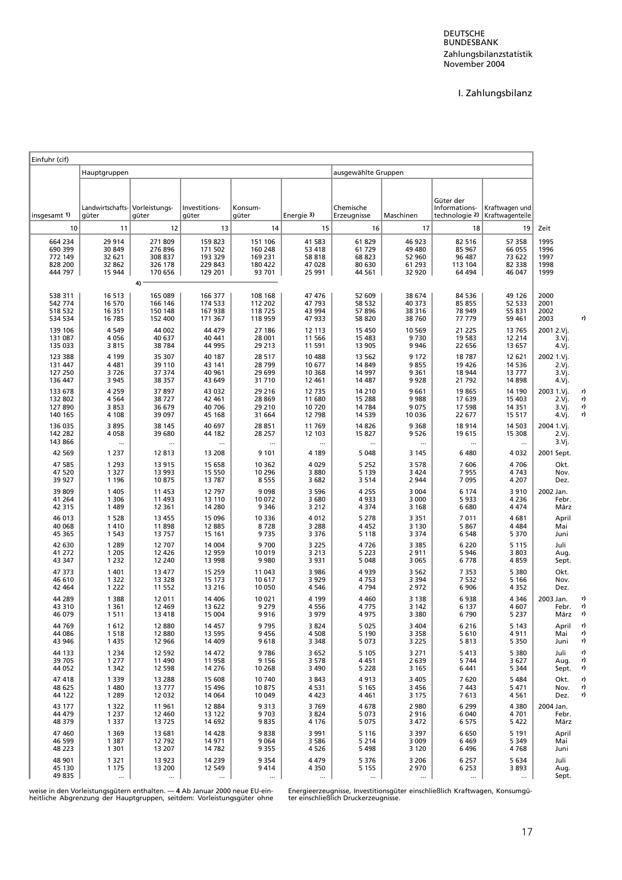DEUTSCHE BUNDESBANK
Zahlungsbilanzstatistik
November 2004

# I. Zahlungsbilanz

| Einfuhr (cif) | | | | | | | | | | | |
|---|---|---|---|---|---|---|---|---|---|---|---|
| | Hauptgruppen | | | | | ausgewählte Gruppen | | | | | |
| insgesamt 1) | Landwirtschafts-güter | Vorleistungs-güter | Investitions-güter | Konsum-güter | Energie 3) | Chemische Erzeugnisse | Maschinen | Güter der Informations-technologie 2) | Kraftwagen und Kraftwagenteile | Zeit | |
| 10 | 11 | 12 | 13 | 14 | 15 | 16 | 17 | 18 | 19 | | |
| 664 234 | 29 914 | 271 809 | 159 823 | 151 106 | 41 583 | 61 829 | 46 923 | 82 516 | 57 358 | 1995 | |
| 690 399 | 30 849 | 276 896 | 171 502 | 160 248 | 53 418 | 61 729 | 49 480 | 85 967 | 66 055 | 1996 | |
| 772 149 | 32 621 | 308 837 | 193 329 | 169 231 | 58 818 | 68 823 | 52 960 | 96 487 | 73 622 | 1997 | |
| 828 200 | 32 862 | 326 178 | 229 843 | 180 422 | 47 028 | 80 630 | 61 293 | 113 104 | 82 338 | 1998 | |
| 444 797 | 15 944 | 170 656 | 129 201 | 93 701 | 25 991 | 44 561 | 32 920 | 64 494 | 46 047 | 1999 | |
| | | 4) | | | | | | | | | |
| 538 311 | 16 513 | 165 089 | 166 377 | 108 168 | 47 476 | 52 609 | 38 674 | 84 536 | 49 126 | 2000 | |
| 542 774 | 16 570 | 166 146 | 174 533 | 112 202 | 47 793 | 58 532 | 40 373 | 85 855 | 52 533 | 2001 | |
| 518 532 | 16 351 | 150 148 | 167 938 | 118 725 | 43 994 | 57 896 | 38 316 | 78 949 | 55 831 | 2002 | |
| 534 534 | 16 785 | 152 400 | 171 367 | 118 959 | 47 933 | 58 820 | 38 760 | 77 779 | 59 461 | 2003 | r) |
| 139 106 | 4 549 | 44 002 | 44 479 | 27 186 | 12 113 | 15 450 | 10 569 | 21 225 | 13 765 | 2001 2.Vj. | |
| 131 087 | 4 056 | 40 637 | 40 441 | 28 001 | 11 566 | 15 483 | 9 730 | 19 583 | 12 214 | 3.Vj. | |
| 135 033 | 3 815 | 38 784 | 44 995 | 29 213 | 11 591 | 13 905 | 9 946 | 22 656 | 13 657 | 4.Vj. | |
| 123 388 | 4 199 | 35 307 | 40 187 | 28 517 | 10 488 | 13 562 | 9 172 | 18 787 | 12 621 | 2002 1.Vj. | |
| 131 447 | 4 481 | 39 110 | 43 141 | 28 799 | 10 677 | 14 849 | 9 855 | 19 426 | 14 536 | 2.Vj. | |
| 127 250 | 3 726 | 37 374 | 40 961 | 29 699 | 10 368 | 14 997 | 9 361 | 18 944 | 13 777 | 3.Vj. | |
| 136 447 | 3 945 | 38 357 | 43 649 | 31 710 | 12 461 | 14 487 | 9 928 | 21 792 | 14 898 | 4.Vj. | |
| 133 678 | 4 259 | 37 897 | 43 032 | 29 216 | 12 735 | 14 210 | 9 661 | 19 865 | 14 190 | 2003 1.Vj. | r) |
| 132 802 | 4 564 | 38 727 | 42 461 | 28 869 | 11 680 | 15 288 | 9 988 | 17 639 | 15 403 | 2.Vj. | r) |
| 127 890 | 3 853 | 36 679 | 40 706 | 29 210 | 10 720 | 14 784 | 9 075 | 17 598 | 14 351 | 3.Vj. | r) |
| 140 165 | 4 108 | 39 097 | 45 168 | 31 664 | 12 798 | 14 539 | 10 036 | 22 677 | 15 517 | 4.Vj. | r) |
| 136 035 | 3 895 | 38 145 | 40 697 | 28 851 | 11 769 | 14 826 | 9 368 | 18 914 | 14 503 | 2004 1.Vj. | |
| 142 282 | 4 058 | 39 680 | 44 182 | 28 257 | 12 103 | 15 827 | 9 526 | 19 615 | 15 308 | 2.Vj. | |
| 143 866 | ... | ... | ... | ... | ... | ... | ... | ... | ... | 3.Vj. | |
| 42 569 | 1 237 | 12 813 | 13 208 | 9 101 | 4 189 | 5 048 | 3 145 | 6 480 | 4 032 | 2001 Sept. | |
| 47 585 | 1 293 | 13 915 | 15 658 | 10 362 | 4 029 | 5 252 | 3 578 | 7 606 | 4 706 | Okt. | |
| 47 520 | 1 327 | 13 993 | 15 550 | 10 296 | 3 880 | 5 139 | 3 424 | 7 955 | 4 743 | Nov. | |
| 39 927 | 1 196 | 10 875 | 13 787 | 8 555 | 3 682 | 3 514 | 2 944 | 7 095 | 4 207 | Dez. | |
| 39 809 | 1 405 | 11 453 | 12 797 | 9 098 | 3 596 | 4 255 | 3 004 | 6 174 | 3 910 | 2002 Jan. | |
| 41 264 | 1 306 | 11 493 | 13 110 | 10 072 | 3 680 | 4 933 | 3 000 | 5 933 | 4 236 | Febr. | |
| 42 315 | 1 489 | 12 361 | 14 280 | 9 346 | 3 212 | 4 374 | 3 168 | 6 680 | 4 474 | März | |
| 46 013 | 1 528 | 13 455 | 15 096 | 10 336 | 4 012 | 5 278 | 3 351 | 7 011 | 4 681 | April | |
| 40 068 | 1 410 | 11 898 | 12 885 | 8 728 | 3 288 | 4 452 | 3 130 | 5 867 | 4 484 | Mai | |
| 45 365 | 1 543 | 13 757 | 15 161 | 9 735 | 3 376 | 5 118 | 3 374 | 6 548 | 5 370 | Juni | |
| 42 630 | 1 289 | 12 707 | 14 004 | 9 700 | 3 225 | 4 726 | 3 385 | 6 220 | 5 115 | Juli | |
| 41 272 | 1 205 | 12 426 | 12 959 | 10 019 | 3 213 | 5 223 | 2 911 | 5 946 | 3 803 | Aug. | |
| 43 347 | 1 232 | 12 240 | 13 998 | 9 980 | 3 931 | 5 048 | 3 065 | 6 778 | 4 859 | Sept. | |
| 47 373 | 1 401 | 13 477 | 15 259 | 11 043 | 3 986 | 4 939 | 3 562 | 7 353 | 5 380 | Okt. | |
| 46 610 | 1 322 | 13 328 | 15 173 | 10 617 | 3 929 | 4 753 | 3 394 | 7 532 | 5 166 | Nov. | |
| 42 464 | 1 222 | 11 552 | 13 216 | 10 050 | 4 546 | 4 794 | 2 972 | 6 906 | 4 352 | Dez. | |
| 44 289 | 1 388 | 12 011 | 14 406 | 10 021 | 4 199 | 4 460 | 3 138 | 6 938 | 4 346 | 2003 Jan. | r) |
| 43 310 | 1 361 | 12 469 | 13 622 | 9 279 | 4 556 | 4 775 | 3 142 | 6 137 | 4 607 | Febr. | r) |
| 46 079 | 1 511 | 13 418 | 15 004 | 9 916 | 3 979 | 4 975 | 3 380 | 6 790 | 5 237 | März | r) |
| 44 769 | 1 612 | 12 880 | 14 457 | 9 795 | 3 824 | 5 025 | 3 404 | 6 216 | 5 143 | April | r) |
| 44 086 | 1 518 | 12 880 | 13 595 | 9 456 | 4 508 | 5 190 | 3 358 | 5 610 | 4 911 | Mai | r) |
| 43 946 | 1 435 | 12 966 | 14 409 | 9 618 | 3 348 | 5 073 | 3 225 | 5 813 | 5 350 | Juni | r) |
| 44 133 | 1 234 | 12 592 | 14 472 | 9 786 | 3 652 | 5 105 | 3 271 | 5 413 | 5 380 | Juli | r) |
| 39 705 | 1 277 | 11 490 | 11 958 | 9 156 | 3 578 | 4 451 | 2 639 | 5 744 | 3 627 | Aug. | r) |
| 44 052 | 1 342 | 12 598 | 14 276 | 10 268 | 3 490 | 5 228 | 3 165 | 6 441 | 5 344 | Sept. | r) |
| 47 418 | 1 339 | 13 288 | 15 608 | 10 740 | 3 843 | 4 913 | 3 405 | 7 620 | 5 484 | Okt. | r) |
| 48 625 | 1 480 | 13 777 | 15 496 | 10 875 | 4 531 | 5 165 | 3 456 | 7 443 | 5 471 | Nov. | r) |
| 44 122 | 1 289 | 12 032 | 14 064 | 10 049 | 4 423 | 4 461 | 3 175 | 7 613 | 4 561 | Dez. | r) |
| 43 177 | 1 322 | 11 961 | 12 884 | 9 313 | 3 769 | 4 678 | 2 980 | 6 299 | 4 380 | 2004 Jan. | |
| 44 479 | 1 237 | 12 460 | 13 122 | 9 703 | 3 824 | 5 073 | 2 916 | 6 040 | 4 701 | Febr. | |
| 48 379 | 1 337 | 13 725 | 14 692 | 9 835 | 4 176 | 5 075 | 3 472 | 6 575 | 5 422 | März | |
| 47 460 | 1 369 | 13 681 | 14 428 | 9 838 | 3 991 | 5 116 | 3 397 | 6 650 | 5 191 | April | |
| 46 599 | 1 387 | 12 792 | 14 971 | 9 064 | 3 586 | 5 214 | 3 009 | 6 469 | 5 349 | Mai | |
| 48 223 | 1 301 | 13 207 | 14 782 | 9 355 | 4 526 | 5 498 | 3 120 | 6 496 | 4 768 | Juni | |
| 48 901 | 1 321 | 13 923 | 14 239 | 9 354 | 4 479 | 5 376 | 3 206 | 6 257 | 5 634 | Juli | |
| 45 130 | 1 175 | 13 200 | 12 549 | 9 414 | 4 350 | 5 155 | 2 970 | 6 253 | 3 893 | Aug. | |
| 49 835 | ... | ... | ... | ... | ... | ... | ... | ... | ... | Sept. | |

weise in den Vorleistungsgütern enthalten. — 4 Ab Januar 2000 neue EU-einheitliche Abgrenzung der Hauptgruppen, seitdem: Vorleistungsgüter ohne Energieerzeugnisse, Investitionsgüter einschließlich Kraftwagen, Konsumgüter einschließlich Druckerzeugnisse.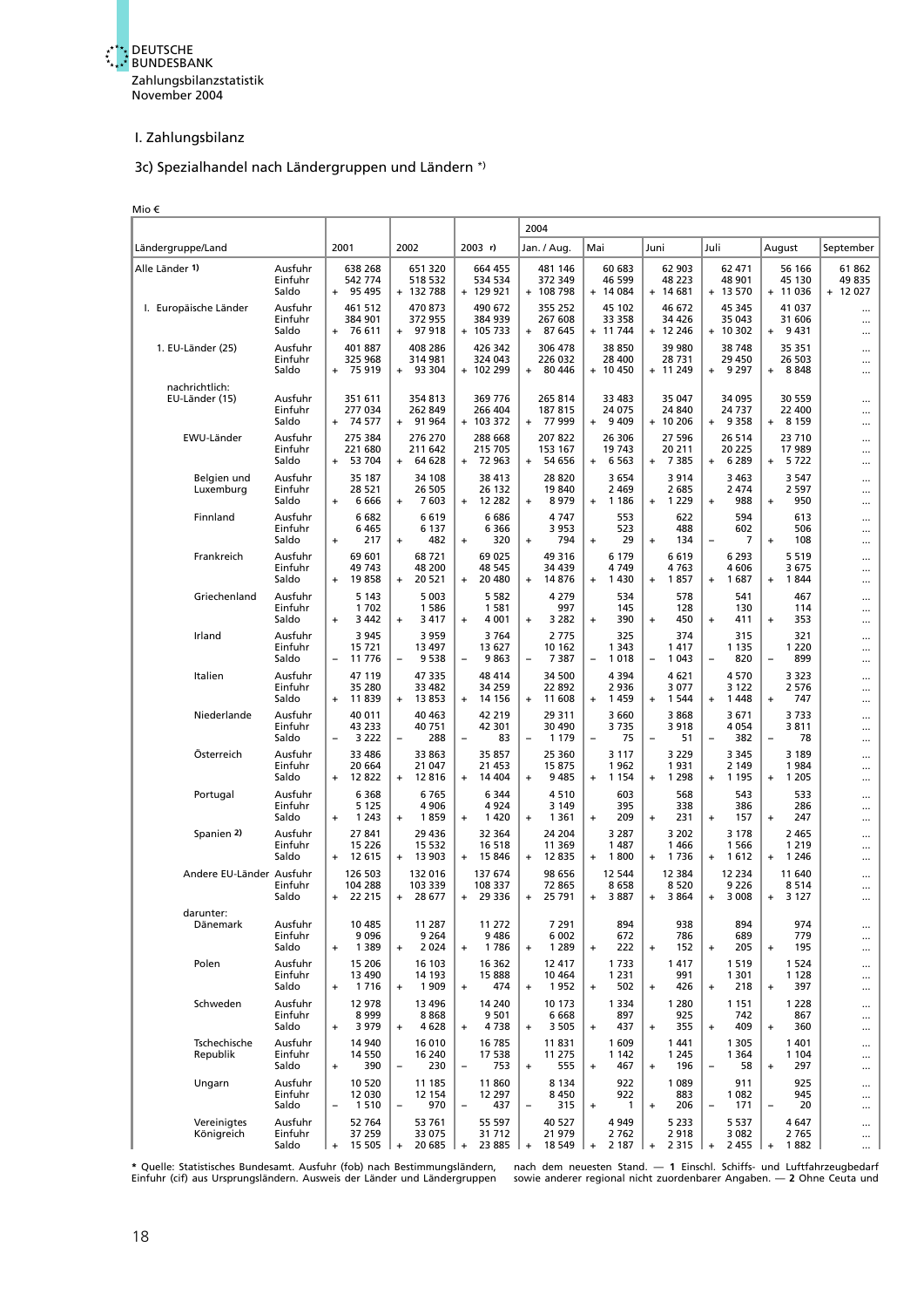## I. Zahlungsbilanz

### 3c) Spezialhandel nach Ländergruppen und Ländern *)

Mio €

| Ländergruppe/Land | | 2001 | 2002 | 2003 r) | 2004 Jan. / Aug. | Mai | Juni | Juli | August | September |
|---|---|---|---|---|---|---|---|---|---|---|
| Alle Länder 1) | Ausfuhr | 638 268 | 651 320 | 664 455 | 481 146 | 60 683 | 62 903 | 62 471 | 56 166 | 61 862 |
| | Einfuhr | 542 774 | 518 532 | 534 534 | 372 349 | 46 599 | 48 223 | 48 901 | 45 130 | 49 835 |
| | Saldo | + 95 495 | + 132 788 | + 129 921 | + 108 798 | + 14 084 | + 14 681 | + 13 570 | + 11 036 | + 12 027 |
| I. Europäische Länder | Ausfuhr | 461 512 | 470 873 | 490 672 | 355 252 | 45 102 | 46 672 | 45 345 | 41 037 | ... |
| | Einfuhr | 384 901 | 372 955 | 384 939 | 267 608 | 33 358 | 34 426 | 35 043 | 31 606 | ... |
| | Saldo | + 76 611 | + 97 918 | + 105 733 | + 87 645 | + 11 744 | + 12 246 | + 10 302 | + 9 431 | ... |
| 1. EU-Länder (25) | Ausfuhr | 401 887 | 408 286 | 426 342 | 306 478 | 38 850 | 39 980 | 38 748 | 35 351 | ... |
| | Einfuhr | 325 968 | 314 981 | 324 043 | 226 032 | 28 400 | 28 731 | 29 450 | 26 503 | ... |
| | Saldo | + 75 919 | + 93 304 | + 102 299 | + 80 446 | + 10 450 | + 11 249 | + 9 297 | + 8 848 | ... |
| nachrichtlich: EU-Länder (15) | Ausfuhr | 351 611 | 354 813 | 369 776 | 265 814 | 33 483 | 35 047 | 34 095 | 30 559 | ... |
| | Einfuhr | 277 034 | 262 849 | 266 404 | 187 815 | 24 075 | 24 840 | 24 737 | 22 400 | ... |
| | Saldo | + 74 577 | + 91 964 | + 103 372 | + 77 999 | + 9 409 | + 10 206 | + 9 358 | + 8 159 | ... |
| EWU-Länder | Ausfuhr | 275 384 | 276 270 | 288 668 | 207 822 | 26 306 | 27 596 | 26 514 | 23 710 | ... |
| | Einfuhr | 221 680 | 211 642 | 215 705 | 153 167 | 19 743 | 20 211 | 20 225 | 17 989 | ... |
| | Saldo | + 53 704 | + 64 628 | + 72 963 | + 54 656 | + 6 563 | + 7 385 | + 6 289 | + 5 722 | ... |
| Belgien und Luxemburg | Ausfuhr | 35 187 | 34 108 | 38 413 | 28 820 | 3 654 | 3 914 | 3 463 | 3 547 | ... |
| | Einfuhr | 28 521 | 26 505 | 26 132 | 19 840 | 2 469 | 2 685 | 2 474 | 2 597 | ... |
| | Saldo | + 6 666 | + 7 603 | + 12 282 | + 8 979 | + 1 186 | + 1 229 | + 988 | + 950 | ... |
| Finnland | Ausfuhr | 6 682 | 6 619 | 6 686 | 4 747 | 553 | 622 | 594 | 613 | ... |
| | Einfuhr | 6 465 | 6 137 | 6 366 | 3 953 | 523 | 488 | 602 | 506 | ... |
| | Saldo | + 217 | + 482 | + 320 | + 794 | + 29 | + 134 | − 7 | + 108 | ... |
| Frankreich | Ausfuhr | 69 601 | 68 721 | 69 025 | 49 316 | 6 179 | 6 619 | 6 293 | 5 519 | ... |
| | Einfuhr | 49 743 | 48 200 | 48 545 | 34 439 | 4 749 | 4 763 | 4 606 | 3 675 | ... |
| | Saldo | + 19 858 | + 20 521 | + 20 480 | + 14 876 | + 1 430 | + 1 857 | + 1 687 | + 1 844 | ... |
| Griechenland | Ausfuhr | 5 143 | 5 003 | 5 582 | 4 279 | 534 | 578 | 541 | 467 | ... |
| | Einfuhr | 1 702 | 1 586 | 1 581 | 997 | 145 | 128 | 130 | 114 | ... |
| | Saldo | + 3 442 | + 3 417 | + 4 001 | + 3 282 | + 390 | + 450 | + 411 | + 353 | ... |
| Irland | Ausfuhr | 3 945 | 3 959 | 3 764 | 2 775 | 325 | 374 | 315 | 321 | ... |
| | Einfuhr | 15 721 | 13 497 | 13 627 | 10 162 | 1 343 | 1 417 | 1 135 | 1 220 | ... |
| | Saldo | − 11 776 | − 9 538 | − 9 863 | − 7 387 | − 1 018 | − 1 043 | − 820 | − 899 | ... |
| Italien | Ausfuhr | 47 119 | 47 335 | 48 414 | 34 500 | 4 394 | 4 621 | 4 570 | 3 323 | ... |
| | Einfuhr | 35 280 | 33 482 | 34 259 | 22 892 | 2 936 | 3 077 | 3 122 | 2 576 | ... |
| | Saldo | + 11 839 | + 13 853 | + 14 156 | + 11 608 | + 1 459 | + 1 544 | + 1 448 | + 747 | ... |
| Niederlande | Ausfuhr | 40 011 | 40 463 | 42 219 | 29 311 | 3 660 | 3 868 | 3 671 | 3 733 | ... |
| | Einfuhr | 43 233 | 40 751 | 42 301 | 30 490 | 3 735 | 3 918 | 4 054 | 3 811 | ... |
| | Saldo | − 3 222 | − 288 | − 83 | − 1 179 | − 75 | − 51 | − 382 | − 78 | ... |
| Österreich | Ausfuhr | 33 486 | 33 863 | 35 857 | 25 360 | 3 117 | 3 229 | 3 345 | 3 189 | ... |
| | Einfuhr | 20 664 | 21 047 | 21 453 | 15 875 | 1 962 | 1 931 | 2 149 | 1 984 | ... |
| | Saldo | + 12 822 | + 12 816 | + 14 404 | + 9 485 | + 1 154 | + 1 298 | + 1 195 | + 1 205 | ... |
| Portugal | Ausfuhr | 6 368 | 6 765 | 6 344 | 4 510 | 603 | 568 | 543 | 533 | ... |
| | Einfuhr | 5 125 | 4 906 | 4 924 | 3 149 | 395 | 338 | 386 | 286 | ... |
| | Saldo | + 1 243 | + 1 859 | + 1 420 | + 1 361 | + 209 | + 231 | + 157 | + 247 | ... |
| Spanien 2) | Ausfuhr | 27 841 | 29 436 | 32 364 | 24 204 | 3 287 | 3 202 | 3 178 | 2 465 | ... |
| | Einfuhr | 15 226 | 15 532 | 16 518 | 11 369 | 1 487 | 1 466 | 1 566 | 1 219 | ... |
| | Saldo | + 12 615 | + 13 903 | + 15 846 | + 12 835 | + 1 800 | + 1 736 | + 1 612 | + 1 246 | ... |
| Andere EU-Länder | Ausfuhr | 126 503 | 132 016 | 137 674 | 98 656 | 12 544 | 12 384 | 12 234 | 11 640 | ... |
| | Einfuhr | 104 288 | 103 339 | 108 337 | 72 865 | 8 658 | 8 520 | 9 226 | 8 514 | ... |
| | Saldo | + 22 215 | + 28 677 | + 29 336 | + 25 791 | + 3 887 | + 3 864 | + 3 008 | + 3 127 | ... |
| darunter: Dänemark | Ausfuhr | 10 485 | 11 287 | 11 272 | 7 291 | 894 | 938 | 894 | 974 | ... |
| | Einfuhr | 9 096 | 9 264 | 9 486 | 6 002 | 672 | 786 | 689 | 779 | ... |
| | Saldo | + 1 389 | + 2 024 | + 1 786 | + 1 289 | + 222 | + 152 | + 205 | + 195 | ... |
| Polen | Ausfuhr | 15 206 | 16 103 | 16 362 | 12 417 | 1 733 | 1 417 | 1 519 | 1 524 | ... |
| | Einfuhr | 13 490 | 14 193 | 15 888 | 10 464 | 1 231 | 991 | 1 301 | 1 128 | ... |
| | Saldo | + 1 716 | + 1 909 | + 474 | + 1 952 | + 502 | + 426 | + 218 | + 397 | ... |
| Schweden | Ausfuhr | 12 978 | 13 496 | 14 240 | 10 173 | 1 334 | 1 280 | 1 151 | 1 228 | ... |
| | Einfuhr | 8 999 | 8 868 | 9 501 | 6 668 | 897 | 925 | 742 | 867 | ... |
| | Saldo | + 3 979 | + 4 628 | + 4 738 | + 3 505 | + 437 | + 355 | + 409 | + 360 | ... |
| Tschechische Republik | Ausfuhr | 14 940 | 16 010 | 16 785 | 11 831 | 1 609 | 1 441 | 1 305 | 1 401 | ... |
| | Einfuhr | 14 550 | 16 240 | 17 538 | 11 275 | 1 142 | 1 245 | 1 364 | 1 104 | ... |
| | Saldo | + 390 | − 230 | − 753 | + 555 | + 467 | + 196 | − 58 | + 297 | ... |
| Ungarn | Ausfuhr | 10 520 | 11 185 | 11 860 | 8 134 | 922 | 1 089 | 911 | 925 | ... |
| | Einfuhr | 12 030 | 12 154 | 12 297 | 8 450 | 922 | 883 | 1 082 | 945 | ... |
| | Saldo | − 1 510 | − 970 | − 437 | − 315 | + 1 | + 206 | − 171 | − 20 | ... |
| Vereinigtes Königreich | Ausfuhr | 52 764 | 53 761 | 55 597 | 40 527 | 4 949 | 5 233 | 5 537 | 4 647 | ... |
| | Einfuhr | 37 259 | 33 075 | 31 712 | 21 979 | 2 762 | 2 918 | 3 082 | 2 765 | ... |
| | Saldo | + 15 505 | + 20 685 | + 23 885 | + 18 549 | + 2 187 | + 2 315 | + 2 455 | + 1 882 | ... |

* Quelle: Statistisches Bundesamt. Ausfuhr (fob) nach Bestimmungsländern, Einfuhr (cif) aus Ursprungsländern. Ausweis der Länder und Ländergruppen nach dem neuesten Stand. — 1 Einschl. Schiffs- und Luftfahrzeugbedarf sowie anderer regional nicht zuordenbarer Angaben. — 2 Ohne Ceuta und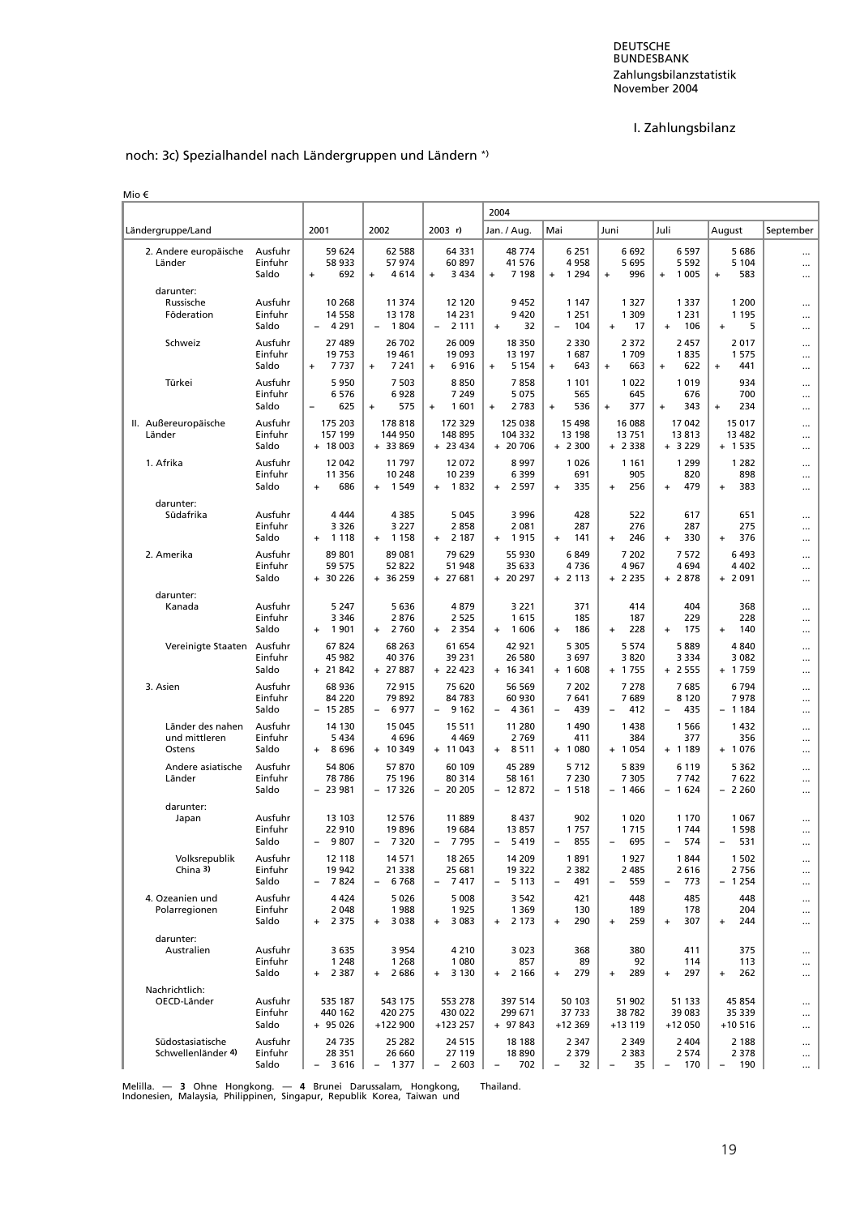I. Zahlungsbilanz

## noch: 3c) Spezialhandel nach Ländergruppen und Ländern *)

Mio €

| Ländergruppe/Land | | 2001 | 2002 | 2003 r) | 2004 Jan. / Aug. | Mai | Juni | Juli | August | September |
|---|---|---|---|---|---|---|---|---|---|---|
| 2. Andere europäische Länder | Ausfuhr | 59 624 | 62 588 | 64 331 | 48 774 | 6 251 | 6 692 | 6 597 | 5 686 | ... |
| | Einfuhr | 58 933 | 57 974 | 60 897 | 41 576 | 4 958 | 5 695 | 5 592 | 5 104 | ... |
| | Saldo | + 692 | + 4 614 | + 3 434 | + 7 198 | + 1 294 | + 996 | + 1 005 | + 583 | ... |
| darunter: | | | | | | | | | | |
| Russische Föderation | Ausfuhr | 10 268 | 11 374 | 12 120 | 9 452 | 1 147 | 1 327 | 1 337 | 1 200 | ... |
| | Einfuhr | 14 558 | 13 178 | 14 231 | 9 420 | 1 251 | 1 309 | 1 231 | 1 195 | ... |
| | Saldo | − 4 291 | − 1 804 | − 2 111 | + 32 | − 104 | + 17 | + 106 | + 5 | ... |
| Schweiz | Ausfuhr | 27 489 | 26 702 | 26 009 | 18 350 | 2 330 | 2 372 | 2 457 | 2 017 | ... |
| | Einfuhr | 19 753 | 19 461 | 19 093 | 13 197 | 1 687 | 1 709 | 1 835 | 1 575 | ... |
| | Saldo | + 7 737 | + 7 241 | + 6 916 | + 5 154 | + 643 | + 663 | + 622 | + 441 | ... |
| Türkei | Ausfuhr | 5 950 | 7 503 | 8 850 | 7 858 | 1 101 | 1 022 | 1 019 | 934 | ... |
| | Einfuhr | 6 576 | 6 928 | 7 249 | 5 075 | 565 | 645 | 676 | 700 | ... |
| | Saldo | − 625 | + 575 | + 1 601 | + 2 783 | + 536 | + 377 | + 343 | + 234 | ... |
| II. Außereuropäische Länder | Ausfuhr | 175 203 | 178 818 | 172 329 | 125 038 | 15 498 | 16 088 | 17 042 | 15 017 | ... |
| | Einfuhr | 157 199 | 144 950 | 148 895 | 104 332 | 13 198 | 13 751 | 13 813 | 13 482 | ... |
| | Saldo | + 18 003 | + 33 869 | + 23 434 | + 20 706 | + 2 300 | + 2 338 | + 3 229 | + 1 535 | ... |
| 1. Afrika | Ausfuhr | 12 042 | 11 797 | 12 072 | 8 997 | 1 026 | 1 161 | 1 299 | 1 282 | ... |
| | Einfuhr | 11 356 | 10 248 | 10 239 | 6 399 | 691 | 905 | 820 | 898 | ... |
| | Saldo | + 686 | + 1 549 | + 1 832 | + 2 597 | + 335 | + 256 | + 479 | + 383 | ... |
| darunter: | | | | | | | | | | |
| Südafrika | Ausfuhr | 4 444 | 4 385 | 5 045 | 3 996 | 428 | 522 | 617 | 651 | ... |
| | Einfuhr | 3 326 | 3 227 | 2 858 | 2 081 | 287 | 276 | 287 | 275 | ... |
| | Saldo | + 1 118 | + 1 158 | + 2 187 | + 1 915 | + 141 | + 246 | + 330 | + 376 | ... |
| 2. Amerika | Ausfuhr | 89 801 | 89 081 | 79 629 | 55 930 | 6 849 | 7 202 | 7 572 | 6 493 | ... |
| | Einfuhr | 59 575 | 52 822 | 51 948 | 35 633 | 4 736 | 4 967 | 4 694 | 4 402 | ... |
| | Saldo | + 30 226 | + 36 259 | + 27 681 | + 20 297 | + 2 113 | + 2 235 | + 2 878 | + 2 091 | ... |
| darunter: | | | | | | | | | | |
| Kanada | Ausfuhr | 5 247 | 5 636 | 4 879 | 3 221 | 371 | 414 | 404 | 368 | ... |
| | Einfuhr | 3 346 | 2 876 | 2 525 | 1 615 | 185 | 187 | 229 | 228 | ... |
| | Saldo | + 1 901 | + 2 760 | + 2 354 | + 1 606 | + 186 | + 228 | + 175 | + 140 | ... |
| Vereinigte Staaten | Ausfuhr | 67 824 | 68 263 | 61 654 | 42 921 | 5 305 | 5 574 | 5 889 | 4 840 | ... |
| | Einfuhr | 45 982 | 40 376 | 39 231 | 26 580 | 3 697 | 3 820 | 3 334 | 3 082 | ... |
| | Saldo | + 21 842 | + 27 887 | + 22 423 | + 16 341 | + 1 608 | + 1 755 | + 2 555 | + 1 759 | ... |
| 3. Asien | Ausfuhr | 68 936 | 72 915 | 75 620 | 56 569 | 7 202 | 7 278 | 7 685 | 6 794 | ... |
| | Einfuhr | 84 220 | 79 892 | 84 783 | 60 930 | 7 641 | 7 689 | 8 120 | 7 978 | ... |
| | Saldo | − 15 285 | − 6 977 | − 9 162 | − 4 361 | − 439 | − 412 | − 435 | − 1 184 | ... |
| Länder des nahen und mittleren Ostens | Ausfuhr | 14 130 | 15 045 | 15 511 | 11 280 | 1 490 | 1 438 | 1 566 | 1 432 | ... |
| | Einfuhr | 5 434 | 4 696 | 4 469 | 2 769 | 411 | 384 | 377 | 356 | ... |
| | Saldo | + 8 696 | + 10 349 | + 11 043 | + 8 511 | + 1 080 | + 1 054 | + 1 189 | + 1 076 | ... |
| Andere asiatische Länder | Ausfuhr | 54 806 | 57 870 | 60 109 | 45 289 | 5 712 | 5 839 | 6 119 | 5 362 | ... |
| | Einfuhr | 78 786 | 75 196 | 80 314 | 58 161 | 7 230 | 7 305 | 7 742 | 7 622 | ... |
| | Saldo | − 23 981 | − 17 326 | − 20 205 | − 12 872 | − 1 518 | − 1 466 | − 1 624 | − 2 260 | ... |
| darunter: | | | | | | | | | | |
| Japan | Ausfuhr | 13 103 | 12 576 | 11 889 | 8 437 | 902 | 1 020 | 1 170 | 1 067 | ... |
| | Einfuhr | 22 910 | 19 896 | 19 684 | 13 857 | 1 757 | 1 715 | 1 744 | 1 598 | ... |
| | Saldo | − 9 807 | − 7 320 | − 7 795 | − 5 419 | − 855 | − 695 | − 574 | − 531 | ... |
| Volksrepublik China 3) | Ausfuhr | 12 118 | 14 571 | 18 265 | 14 209 | 1 891 | 1 927 | 1 844 | 1 502 | ... |
| | Einfuhr | 19 942 | 21 338 | 25 681 | 19 322 | 2 382 | 2 485 | 2 616 | 2 756 | ... |
| | Saldo | − 7 824 | − 6 768 | − 7 417 | − 5 113 | − 491 | − 559 | − 773 | − 1 254 | ... |
| 4. Ozeanien und Polarregionen | Ausfuhr | 4 424 | 5 026 | 5 008 | 3 542 | 421 | 448 | 485 | 448 | ... |
| | Einfuhr | 2 048 | 1 988 | 1 925 | 1 369 | 130 | 189 | 178 | 204 | ... |
| | Saldo | + 2 375 | + 3 038 | + 3 083 | + 2 173 | + 290 | + 259 | + 307 | + 244 | ... |
| darunter: | | | | | | | | | | |
| Australien | Ausfuhr | 3 635 | 3 954 | 4 210 | 3 023 | 368 | 380 | 411 | 375 | ... |
| | Einfuhr | 1 248 | 1 268 | 1 080 | 857 | 89 | 92 | 114 | 113 | ... |
| | Saldo | + 2 387 | + 2 686 | + 3 130 | + 2 166 | + 279 | + 289 | + 297 | + 262 | ... |
| Nachrichtlich: | | | | | | | | | | |
| OECD-Länder | Ausfuhr | 535 187 | 543 175 | 553 278 | 397 514 | 50 103 | 51 902 | 51 133 | 45 854 | ... |
| | Einfuhr | 440 162 | 420 275 | 430 022 | 299 671 | 37 733 | 38 782 | 39 083 | 35 339 | ... |
| | Saldo | + 95 026 | +122 900 | +123 257 | + 97 843 | +12 369 | +13 119 | +12 050 | +10 516 | ... |
| Südostasiatische Schwellenländer 4) | Ausfuhr | 24 735 | 25 282 | 24 515 | 18 188 | 2 347 | 2 349 | 2 404 | 2 188 | ... |
| | Einfuhr | 28 351 | 26 660 | 27 119 | 18 890 | 2 379 | 2 383 | 2 574 | 2 378 | ... |
| | Saldo | − 3 616 | − 1 377 | − 2 603 | − 702 | − 32 | − 35 | − 170 | − 190 | ... |

Melilla. — 3 Ohne Hongkong. — 4 Brunei Darussalam, Hongkong, Indonesien, Malaysia, Philippinen, Singapur, Republik Korea, Taiwan und Thailand.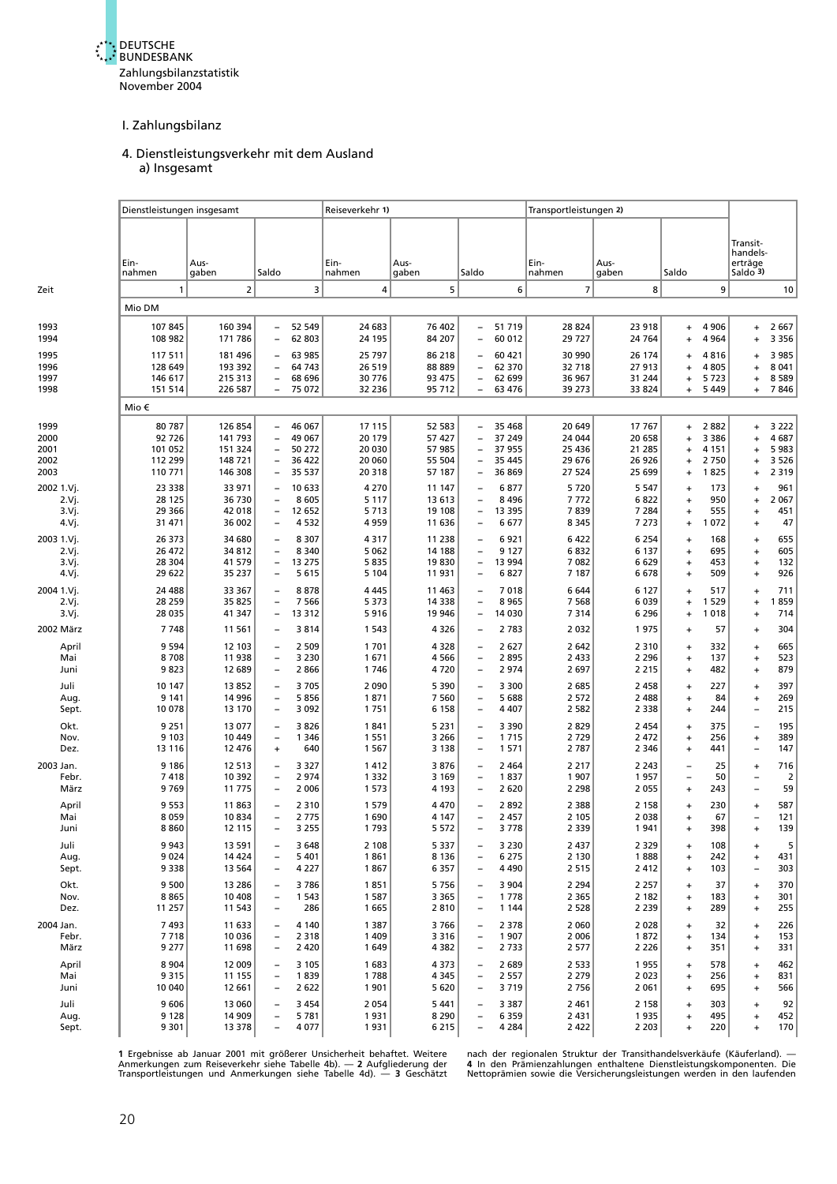## I. Zahlungsbilanz

### 4. Dienstleistungsverkehr mit dem Ausland

#### a) Insgesamt

| Zeit | Dienstleistungen insgesamt | | | Reiseverkehr 1) | | | Transportleistungen 2) | | | Transit-handels-erträge Saldo 3) |
|---|---|---|---|---|---|---|---|---|---|---|
| | Ein-nahmen | Aus-gaben | Saldo | Ein-nahmen | Aus-gaben | Saldo | Ein-nahmen | Aus-gaben | Saldo | |
| | 1 | 2 | 3 | 4 | 5 | 6 | 7 | 8 | 9 | 10 |
| | Mio DM | | | | | | | | | |
| 1993 | 107 845 | 160 394 | – 52 549 | 24 683 | 76 402 | – 51 719 | 28 824 | 23 918 | + 4 906 | + 2 667 |
| 1994 | 108 982 | 171 786 | – 62 803 | 24 195 | 84 207 | – 60 012 | 29 727 | 24 764 | + 4 964 | + 3 356 |
| 1995 | 117 511 | 181 496 | – 63 985 | 25 797 | 86 218 | – 60 421 | 30 990 | 26 174 | + 4 816 | + 3 985 |
| 1996 | 128 649 | 193 392 | – 64 743 | 26 519 | 88 889 | – 62 370 | 32 718 | 27 913 | + 4 805 | + 8 041 |
| 1997 | 146 617 | 215 313 | – 68 696 | 30 776 | 93 475 | – 62 699 | 36 967 | 31 244 | + 5 723 | + 8 589 |
| 1998 | 151 514 | 226 587 | – 75 072 | 32 236 | 95 712 | – 63 476 | 39 273 | 33 824 | + 5 449 | + 7 846 |
| | Mio € | | | | | | | | | |
| 1999 | 80 787 | 126 854 | – 46 067 | 17 115 | 52 583 | – 35 468 | 20 649 | 17 767 | + 2 882 | + 3 222 |
| 2000 | 92 726 | 141 793 | – 49 067 | 20 179 | 57 427 | – 37 249 | 24 044 | 20 658 | + 3 386 | + 4 687 |
| 2001 | 101 052 | 151 324 | – 50 272 | 20 030 | 57 985 | – 37 955 | 25 436 | 21 285 | + 4 151 | + 5 983 |
| 2002 | 112 299 | 148 721 | – 36 422 | 20 060 | 55 504 | – 35 445 | 29 676 | 26 926 | + 2 750 | + 3 526 |
| 2003 | 110 771 | 146 308 | – 35 537 | 20 318 | 57 187 | – 36 869 | 27 524 | 25 699 | + 1 825 | + 2 319 |
| 2002 1.Vj. | 23 338 | 33 971 | – 10 633 | 4 270 | 11 147 | – 6 877 | 5 720 | 5 547 | + 173 | + 961 |
| 2.Vj. | 28 125 | 36 730 | – 8 605 | 5 117 | 13 613 | – 8 496 | 7 772 | 6 822 | + 950 | + 2 067 |
| 3.Vj. | 29 366 | 42 018 | – 12 652 | 5 713 | 19 108 | – 13 395 | 7 839 | 7 284 | + 555 | + 451 |
| 4.Vj. | 31 471 | 36 002 | – 4 532 | 4 959 | 11 636 | – 6 677 | 8 345 | 7 273 | + 1 072 | + 47 |
| 2003 1.Vj. | 26 373 | 34 680 | – 8 307 | 4 317 | 11 238 | – 6 921 | 6 422 | 6 254 | + 168 | + 655 |
| 2.Vj. | 26 472 | 34 812 | – 8 340 | 5 062 | 14 188 | – 9 127 | 6 832 | 6 137 | + 695 | + 605 |
| 3.Vj. | 28 304 | 41 579 | – 13 275 | 5 835 | 19 830 | – 13 994 | 7 082 | 6 629 | + 453 | + 132 |
| 4.Vj. | 29 622 | 35 237 | – 5 615 | 5 104 | 11 931 | – 6 827 | 7 187 | 6 678 | + 509 | + 926 |
| 2004 1.Vj. | 24 488 | 33 367 | – 8 878 | 4 445 | 11 463 | – 7 018 | 6 644 | 6 127 | + 517 | + 711 |
| 2.Vj. | 28 259 | 35 825 | – 7 566 | 5 373 | 14 338 | – 8 965 | 7 568 | 6 039 | + 1 529 | + 1 859 |
| 3.Vj. | 28 035 | 41 347 | – 13 312 | 5 916 | 19 946 | – 14 030 | 7 314 | 6 296 | + 1 018 | + 714 |
| 2002 März | 7 748 | 11 561 | – 3 814 | 1 543 | 4 326 | – 2 783 | 2 032 | 1 975 | + 57 | + 304 |
| April | 9 594 | 12 103 | – 2 509 | 1 701 | 4 328 | – 2 627 | 2 642 | 2 310 | + 332 | + 665 |
| Mai | 8 708 | 11 938 | – 3 230 | 1 671 | 4 566 | – 2 895 | 2 433 | 2 296 | + 137 | + 523 |
| Juni | 9 823 | 12 689 | – 2 866 | 1 746 | 4 720 | – 2 974 | 2 697 | 2 215 | + 482 | + 879 |
| Juli | 10 147 | 13 852 | – 3 705 | 2 090 | 5 390 | – 3 300 | 2 685 | 2 458 | + 227 | + 397 |
| Aug. | 9 141 | 14 996 | – 5 856 | 1 871 | 7 560 | – 5 688 | 2 572 | 2 488 | + 84 | + 269 |
| Sept. | 10 078 | 13 170 | – 3 092 | 1 751 | 6 158 | – 4 407 | 2 582 | 2 338 | + 244 | – 215 |
| Okt. | 9 251 | 13 077 | – 3 826 | 1 841 | 5 231 | – 3 390 | 2 829 | 2 454 | + 375 | – 195 |
| Nov. | 9 103 | 10 449 | – 1 346 | 1 551 | 3 266 | – 1 715 | 2 729 | 2 472 | + 256 | + 389 |
| Dez. | 13 116 | 12 476 | + 640 | 1 567 | 3 138 | – 1 571 | 2 787 | 2 346 | + 441 | – 147 |
| 2003 Jan. | 9 186 | 12 513 | – 3 327 | 1 412 | 3 876 | – 2 464 | 2 217 | 2 243 | – 25 | + 716 |
| Febr. | 7 418 | 10 392 | – 2 974 | 1 332 | 3 169 | – 1 837 | 1 907 | 1 957 | – 50 | – 2 |
| März | 9 769 | 11 775 | – 2 006 | 1 573 | 4 193 | – 2 620 | 2 298 | 2 055 | + 243 | – 59 |
| April | 9 553 | 11 863 | – 2 310 | 1 579 | 4 470 | – 2 892 | 2 388 | 2 158 | + 230 | + 587 |
| Mai | 8 059 | 10 834 | – 2 775 | 1 690 | 4 147 | – 2 457 | 2 105 | 2 038 | + 67 | – 121 |
| Juni | 8 860 | 12 115 | – 3 255 | 1 793 | 5 572 | – 3 778 | 2 339 | 1 941 | + 398 | + 139 |
| Juli | 9 943 | 13 591 | – 3 648 | 2 108 | 5 337 | – 3 230 | 2 437 | 2 329 | + 108 | + 5 |
| Aug. | 9 024 | 14 424 | – 5 401 | 1 861 | 8 136 | – 6 275 | 2 130 | 1 888 | + 242 | + 431 |
| Sept. | 9 338 | 13 564 | – 4 227 | 1 867 | 6 357 | – 4 490 | 2 515 | 2 412 | + 103 | – 303 |
| Okt. | 9 500 | 13 286 | – 3 786 | 1 851 | 5 756 | – 3 904 | 2 294 | 2 257 | + 37 | + 370 |
| Nov. | 8 865 | 10 408 | – 1 543 | 1 587 | 3 365 | – 1 778 | 2 365 | 2 182 | + 183 | + 301 |
| Dez. | 11 257 | 11 543 | – 286 | 1 665 | 2 810 | – 1 144 | 2 528 | 2 239 | + 289 | + 255 |
| 2004 Jan. | 7 493 | 11 633 | – 4 140 | 1 387 | 3 766 | – 2 378 | 2 060 | 2 028 | + 32 | + 226 |
| Febr. | 7 718 | 10 036 | – 2 318 | 1 409 | 3 316 | – 1 907 | 2 006 | 1 872 | + 134 | + 153 |
| März | 9 277 | 11 698 | – 2 420 | 1 649 | 4 382 | – 2 733 | 2 577 | 2 226 | + 351 | + 331 |
| April | 8 904 | 12 009 | – 3 105 | 1 683 | 4 373 | – 2 689 | 2 533 | 1 955 | + 578 | + 462 |
| Mai | 9 315 | 11 155 | – 1 839 | 1 788 | 4 345 | – 2 557 | 2 279 | 2 023 | + 256 | + 831 |
| Juni | 10 040 | 12 661 | – 2 622 | 1 901 | 5 620 | – 3 719 | 2 756 | 2 061 | + 695 | + 566 |
| Juli | 9 606 | 13 060 | – 3 454 | 2 054 | 5 441 | – 3 387 | 2 461 | 2 158 | + 303 | + 92 |
| Aug. | 9 128 | 14 909 | – 5 781 | 1 931 | 8 290 | – 6 359 | 2 431 | 1 935 | + 495 | + 452 |
| Sept. | 9 301 | 13 378 | – 4 077 | 1 931 | 6 215 | – 4 284 | 2 422 | 2 203 | + 220 | + 170 |

1 Ergebnisse ab Januar 2001 mit größerer Unsicherheit behaftet. Weitere Anmerkungen zum Reiseverkehr siehe Tabelle 4b). — 2 Aufgliederung der Transportleistungen und Anmerkungen siehe Tabelle 4d). — 3 Geschätzt nach der regionalen Struktur der Transithandelsverkäufe (Käuferland). — 4 In den Prämienzahlungen enthaltene Dienstleistungskomponenten. Die Nettoprämien sowie die Versicherungsleistungen werden in den laufenden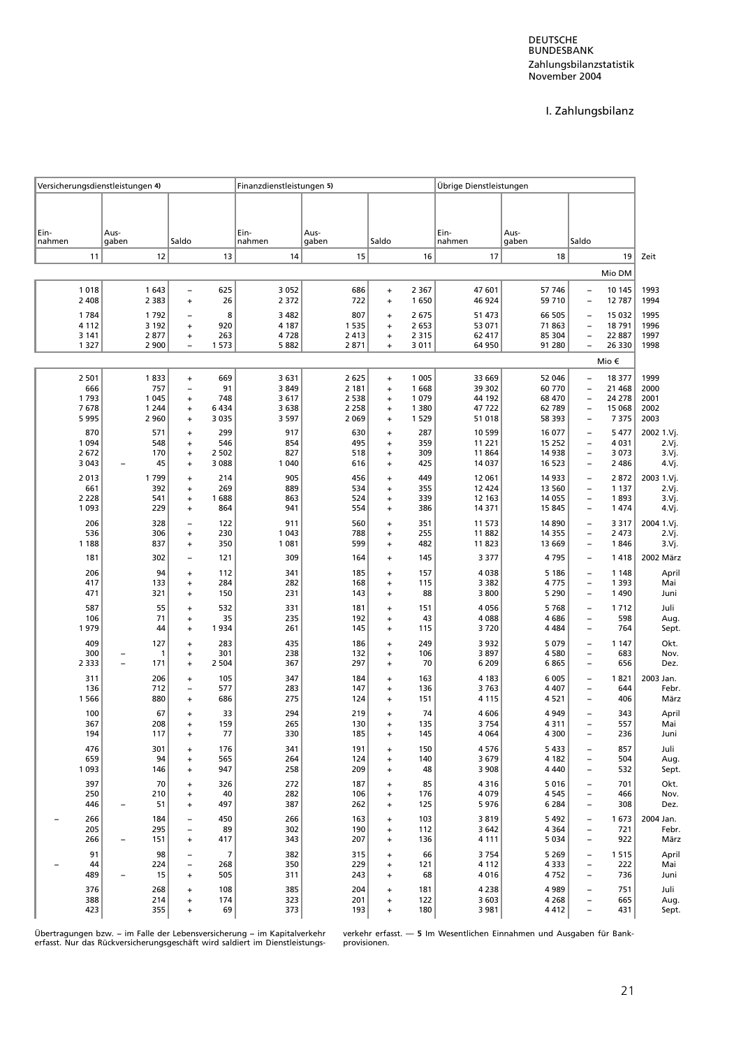# I. Zahlungsbilanz

| Versicherungsdienstleistungen 4) | | | Finanzdienstleistungen 5) | | | Übrige Dienstleistungen | | | |
|---|---|---|---|---|---|---|---|---|---|
| Ein-nahmen | Aus-gaben | Saldo | Ein-nahmen | Aus-gaben | Saldo | Ein-nahmen | Aus-gaben | Saldo | Zeit |
| 11 | 12 | 13 | 14 | 15 | 16 | 17 | 18 | 19 | |
| | | | | | | | | Mio DM | |
| 1 018 | 1 643 | – 625 | 3 052 | 686 | + 2 367 | 47 601 | 57 746 | – 10 145 | 1993 |
| 2 408 | 2 383 | + 26 | 2 372 | 722 | + 1 650 | 46 924 | 59 710 | – 12 787 | 1994 |
| 1 784 | 1 792 | – 8 | 3 482 | 807 | + 2 675 | 51 473 | 66 505 | – 15 032 | 1995 |
| 4 112 | 3 192 | + 920 | 4 187 | 1 535 | + 2 653 | 53 071 | 71 863 | – 18 791 | 1996 |
| 3 141 | 2 877 | + 263 | 4 728 | 2 413 | + 2 315 | 62 417 | 85 304 | – 22 887 | 1997 |
| 1 327 | 2 900 | – 1 573 | 5 882 | 2 871 | + 3 011 | 64 950 | 91 280 | – 26 330 | 1998 |
| | | | | | | | | Mio € | |
| 2 501 | 1 833 | + 669 | 3 631 | 2 625 | + 1 005 | 33 669 | 52 046 | – 18 377 | 1999 |
| 666 | 757 | – 91 | 3 849 | 2 181 | + 1 668 | 39 302 | 60 770 | – 21 468 | 2000 |
| 1 793 | 1 045 | + 748 | 3 617 | 2 538 | + 1 079 | 44 192 | 68 470 | – 24 278 | 2001 |
| 7 678 | 1 244 | + 6 434 | 3 638 | 2 258 | + 1 380 | 47 722 | 62 789 | – 15 068 | 2002 |
| 5 995 | 2 960 | + 3 035 | 3 597 | 2 069 | + 1 529 | 51 018 | 58 393 | – 7 375 | 2003 |
| 870 | 571 | + 299 | 917 | 630 | + 287 | 10 599 | 16 077 | – 5 477 | 2002 1.Vj. |
| 1 094 | 548 | + 546 | 854 | 495 | + 359 | 11 221 | 15 252 | – 4 031 | 2.Vj. |
| 2 672 | 170 | + 2 502 | 827 | 518 | + 309 | 11 864 | 14 938 | – 3 073 | 3.Vj. |
| 3 043 | – 45 | + 3 088 | 1 040 | 616 | + 425 | 14 037 | 16 523 | – 2 486 | 4.Vj. |
| 2 013 | 1 799 | + 214 | 905 | 456 | + 449 | 12 061 | 14 933 | – 2 872 | 2003 1.Vj. |
| 661 | 392 | + 269 | 889 | 534 | + 355 | 12 424 | 13 560 | – 1 137 | 2.Vj. |
| 2 228 | 541 | + 1 688 | 863 | 524 | + 339 | 12 163 | 14 055 | – 1 893 | 3.Vj. |
| 1 093 | 229 | + 864 | 941 | 554 | + 386 | 14 371 | 15 845 | – 1 474 | 4.Vj. |
| 206 | 328 | – 122 | 911 | 560 | + 351 | 11 573 | 14 890 | – 3 317 | 2004 1.Vj. |
| 536 | 306 | + 230 | 1 043 | 788 | + 255 | 11 882 | 14 355 | – 2 473 | 2.Vj. |
| 1 188 | 837 | + 350 | 1 081 | 599 | + 482 | 11 823 | 13 669 | – 1 846 | 3.Vj. |
| 181 | 302 | – 121 | 309 | 164 | + 145 | 3 377 | 4 795 | – 1 418 | 2002 März |
| 206 | 94 | + 112 | 341 | 185 | + 157 | 4 038 | 5 186 | – 1 148 | April |
| 417 | 133 | + 284 | 282 | 168 | + 115 | 3 382 | 4 775 | – 1 393 | Mai |
| 471 | 321 | + 150 | 231 | 143 | + 88 | 3 800 | 5 290 | – 1 490 | Juni |
| 587 | 55 | + 532 | 331 | 181 | + 151 | 4 056 | 5 768 | – 1 712 | Juli |
| 106 | 71 | + 35 | 235 | 192 | + 43 | 4 088 | 4 686 | – 598 | Aug. |
| 1 979 | 44 | + 1 934 | 261 | 145 | + 115 | 3 720 | 4 484 | – 764 | Sept. |
| 409 | 127 | + 283 | 435 | 186 | + 249 | 3 932 | 5 079 | – 1 147 | Okt. |
| 300 | – 1 | + 301 | 238 | 132 | + 106 | 3 897 | 4 580 | – 683 | Nov. |
| 2 333 | – 171 | + 2 504 | 367 | 297 | + 70 | 6 209 | 6 865 | – 656 | Dez. |
| 311 | 206 | + 105 | 347 | 184 | + 163 | 4 183 | 6 005 | – 1 821 | 2003 Jan. |
| 136 | 712 | – 577 | 283 | 147 | + 136 | 3 763 | 4 407 | – 644 | Febr. |
| 1 566 | 880 | + 686 | 275 | 124 | + 151 | 4 115 | 4 521 | – 406 | März |
| 100 | 67 | + 33 | 294 | 219 | + 74 | 4 606 | 4 949 | – 343 | April |
| 367 | 208 | + 159 | 265 | 130 | + 135 | 3 754 | 4 311 | – 557 | Mai |
| 194 | 117 | + 77 | 330 | 185 | + 145 | 4 064 | 4 300 | – 236 | Juni |
| 476 | 301 | + 176 | 341 | 191 | + 150 | 4 576 | 5 433 | – 857 | Juli |
| 659 | 94 | + 565 | 264 | 124 | + 140 | 3 679 | 4 182 | – 504 | Aug. |
| 1 093 | 146 | + 947 | 258 | 209 | + 48 | 3 908 | 4 440 | – 532 | Sept. |
| 397 | 70 | + 326 | 272 | 187 | + 85 | 4 316 | 5 016 | – 701 | Okt. |
| 250 | 210 | + 40 | 282 | 106 | + 176 | 4 079 | 4 545 | – 466 | Nov. |
| 446 | – 51 | + 497 | 387 | 262 | + 125 | 5 976 | 6 284 | – 308 | Dez. |
| – 266 | 184 | – 450 | 266 | 163 | + 103 | 3 819 | 5 492 | – 1 673 | 2004 Jan. |
| 205 | 295 | – 89 | 302 | 190 | + 112 | 3 642 | 4 364 | – 721 | Febr. |
| 266 | – 151 | + 417 | 343 | 207 | + 136 | 4 111 | 5 034 | – 922 | März |
| 91 | 98 | – 7 | 382 | 315 | + 66 | 3 754 | 5 269 | – 1 515 | April |
| – 44 | 224 | – 268 | 350 | 229 | + 121 | 4 112 | 4 333 | – 222 | Mai |
| 489 | – 15 | + 505 | 311 | 243 | + 68 | 4 016 | 4 752 | – 736 | Juni |
| 376 | 268 | + 108 | 385 | 204 | + 181 | 4 238 | 4 989 | – 751 | Juli |
| 388 | 214 | + 174 | 323 | 201 | + 122 | 3 603 | 4 268 | – 665 | Aug. |
| 423 | 355 | + 69 | 373 | 193 | + 180 | 3 981 | 4 412 | – 431 | Sept. |

Übertragungen bzw. – im Falle der Lebensversicherung – im Kapitalverkehr erfasst. Nur das Rückversicherungsgeschäft wird saldiert im Dienstleistungsverkehr erfasst. — **5** Im Wesentlichen Einnahmen und Ausgaben für Bankprovisionen.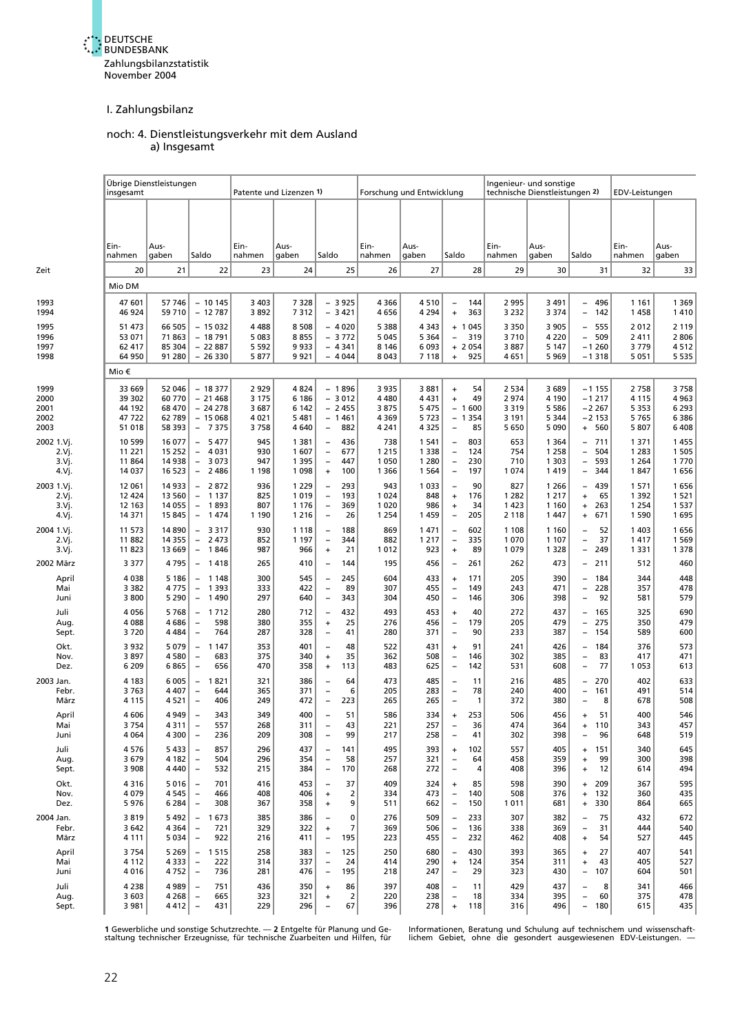I. Zahlungsbilanz

noch: 4. Dienstleistungsverkehr mit dem Ausland
a) Insgesamt

| Zeit | Übrige Dienstleistungen insgesamt | | | Patente und Lizenzen 1) | | | Forschung und Entwicklung | | | Ingenieur- und sonstige technische Dienstleistungen 2) | | | EDV-Leistungen | |
|---|---|---|---|---|---|---|---|---|---|---|---|---|---|---|
| | Ein-nahmen | Aus-gaben | Saldo | Ein-nahmen | Aus-gaben | Saldo | Ein-nahmen | Aus-gaben | Saldo | Ein-nahmen | Aus-gaben | Saldo | Ein-nahmen | Aus-gaben |
| | 20 | 21 | 22 | 23 | 24 | 25 | 26 | 27 | 28 | 29 | 30 | 31 | 32 | 33 |
| | Mio DM | | | | | | | | | | | | | |
| 1993 | 47 601 | 57 746 | − 10 145 | 3 403 | 7 328 | − 3 925 | 4 366 | 4 510 | − 144 | 2 995 | 3 491 | − 496 | 1 161 | 1 369 |
| 1994 | 46 924 | 59 710 | − 12 787 | 3 892 | 7 312 | − 3 421 | 4 656 | 4 294 | + 363 | 3 232 | 3 374 | − 142 | 1 458 | 1 410 |
| 1995 | 51 473 | 66 505 | − 15 032 | 4 488 | 8 508 | − 4 020 | 5 388 | 4 343 | + 1 045 | 3 350 | 3 905 | − 555 | 2 012 | 2 119 |
| 1996 | 53 071 | 71 863 | − 18 791 | 5 083 | 8 855 | − 3 772 | 5 045 | 5 364 | − 319 | 3 710 | 4 220 | − 509 | 2 411 | 2 806 |
| 1997 | 62 417 | 85 304 | − 22 887 | 5 592 | 9 933 | − 4 341 | 8 146 | 6 093 | + 2 054 | 3 887 | 5 147 | − 1 260 | 3 779 | 4 512 |
| 1998 | 64 950 | 91 280 | − 26 330 | 5 877 | 9 921 | − 4 044 | 8 043 | 7 118 | + 925 | 4 651 | 5 969 | − 1 318 | 5 051 | 5 535 |
| | Mio € | | | | | | | | | | | | | |
| 1999 | 33 669 | 52 046 | − 18 377 | 2 929 | 4 824 | − 1 896 | 3 935 | 3 881 | + 54 | 2 534 | 3 689 | − 1 155 | 2 758 | 3 758 |
| 2000 | 39 302 | 60 770 | − 21 468 | 3 175 | 6 186 | − 3 012 | 4 480 | 4 431 | + 49 | 2 974 | 4 190 | − 1 217 | 4 115 | 4 963 |
| 2001 | 44 192 | 68 470 | − 24 278 | 3 687 | 6 142 | − 2 455 | 3 875 | 5 475 | − 1 600 | 3 319 | 5 586 | − 2 267 | 5 353 | 6 293 |
| 2002 | 47 722 | 62 789 | − 15 068 | 4 021 | 5 481 | − 1 461 | 4 369 | 5 723 | − 1 354 | 3 191 | 5 344 | − 2 153 | 5 765 | 6 386 |
| 2003 | 51 018 | 58 393 | − 7 375 | 3 758 | 4 640 | − 882 | 4 241 | 4 325 | − 85 | 5 650 | 5 090 | + 560 | 5 807 | 6 408 |
| 2002 1.Vj. | 10 599 | 16 077 | − 5 477 | 945 | 1 381 | − 436 | 738 | 1 541 | − 803 | 653 | 1 364 | − 711 | 1 371 | 1 455 |
| 2.Vj. | 11 221 | 15 252 | − 4 031 | 930 | 1 607 | − 677 | 1 215 | 1 338 | − 124 | 754 | 1 258 | − 504 | 1 283 | 1 505 |
| 3.Vj. | 11 864 | 14 938 | − 3 073 | 947 | 1 395 | − 447 | 1 050 | 1 280 | − 230 | 710 | 1 303 | − 593 | 1 264 | 1 770 |
| 4.Vj. | 14 037 | 16 523 | − 2 486 | 1 198 | 1 098 | + 100 | 1 366 | 1 564 | − 197 | 1 074 | 1 419 | − 344 | 1 847 | 1 656 |
| 2003 1.Vj. | 12 061 | 14 933 | − 2 872 | 936 | 1 229 | − 293 | 943 | 1 033 | − 90 | 827 | 1 266 | − 439 | 1 571 | 1 656 |
| 2.Vj. | 12 424 | 13 560 | − 1 137 | 825 | 1 019 | − 193 | 1 024 | 848 | + 176 | 1 282 | 1 217 | + 65 | 1 392 | 1 521 |
| 3.Vj. | 12 163 | 14 055 | − 1 893 | 807 | 1 176 | − 369 | 1 020 | 986 | + 34 | 1 423 | 1 160 | + 263 | 1 254 | 1 537 |
| 4.Vj. | 14 371 | 15 845 | − 1 474 | 1 190 | 1 216 | − 26 | 1 254 | 1 459 | − 205 | 2 118 | 1 447 | + 671 | 1 590 | 1 695 |
| 2004 1.Vj. | 11 573 | 14 890 | − 3 317 | 930 | 1 118 | − 188 | 869 | 1 471 | − 602 | 1 108 | 1 160 | − 52 | 1 403 | 1 656 |
| 2.Vj. | 11 882 | 14 355 | − 2 473 | 852 | 1 197 | − 344 | 882 | 1 217 | − 335 | 1 070 | 1 107 | − 37 | 1 417 | 1 569 |
| 3.Vj. | 11 823 | 13 669 | − 1 846 | 987 | 966 | + 21 | 1 012 | 923 | + 89 | 1 079 | 1 328 | − 249 | 1 331 | 1 378 |
| 2002 März | 3 377 | 4 795 | − 1 418 | 265 | 410 | − 144 | 195 | 456 | − 261 | 262 | 473 | − 211 | 512 | 460 |
| April | 4 038 | 5 186 | − 1 148 | 300 | 545 | − 245 | 604 | 433 | + 171 | 205 | 390 | − 184 | 344 | 448 |
| Mai | 3 382 | 4 775 | − 1 393 | 333 | 422 | − 89 | 307 | 455 | − 149 | 243 | 471 | − 228 | 357 | 478 |
| Juni | 3 800 | 5 290 | − 1 490 | 297 | 640 | − 343 | 304 | 450 | − 146 | 306 | 398 | − 92 | 581 | 579 |
| Juli | 4 056 | 5 768 | − 1 712 | 280 | 712 | − 432 | 493 | 453 | + 40 | 272 | 437 | − 165 | 325 | 690 |
| Aug. | 4 088 | 4 686 | − 598 | 380 | 355 | + 25 | 276 | 456 | − 179 | 205 | 479 | − 275 | 350 | 479 |
| Sept. | 3 720 | 4 484 | − 764 | 287 | 328 | − 41 | 280 | 371 | − 90 | 233 | 387 | − 154 | 589 | 600 |
| Okt. | 3 932 | 5 079 | − 1 147 | 353 | 401 | − 48 | 522 | 431 | + 91 | 241 | 426 | − 184 | 376 | 573 |
| Nov. | 3 897 | 4 580 | − 683 | 375 | 340 | + 35 | 362 | 508 | − 146 | 302 | 385 | − 83 | 417 | 471 |
| Dez. | 6 209 | 6 865 | − 656 | 470 | 358 | + 113 | 483 | 625 | − 142 | 531 | 608 | − 77 | 1 053 | 613 |
| 2003 Jan. | 4 183 | 6 005 | − 1 821 | 321 | 386 | − 64 | 473 | 485 | − 11 | 216 | 485 | − 270 | 402 | 633 |
| Febr. | 3 763 | 4 407 | − 644 | 365 | 371 | − 6 | 205 | 283 | − 78 | 240 | 400 | − 161 | 491 | 514 |
| März | 4 115 | 4 521 | − 406 | 249 | 472 | − 223 | 265 | 265 | − 1 | 372 | 380 | − 8 | 678 | 508 |
| April | 4 606 | 4 949 | − 343 | 349 | 400 | − 51 | 586 | 334 | + 253 | 506 | 456 | + 51 | 400 | 546 |
| Mai | 3 754 | 4 311 | − 557 | 268 | 311 | − 43 | 221 | 257 | − 36 | 474 | 364 | + 110 | 343 | 457 |
| Juni | 4 064 | 4 300 | − 236 | 209 | 308 | − 99 | 217 | 258 | − 41 | 302 | 398 | − 96 | 648 | 519 |
| Juli | 4 576 | 5 433 | − 857 | 296 | 437 | − 141 | 495 | 393 | + 102 | 557 | 405 | + 151 | 340 | 645 |
| Aug. | 3 679 | 4 182 | − 504 | 296 | 354 | − 58 | 257 | 321 | − 64 | 458 | 359 | + 99 | 300 | 398 |
| Sept. | 3 908 | 4 440 | − 532 | 215 | 384 | − 170 | 268 | 272 | − 4 | 408 | 396 | + 12 | 614 | 494 |
| Okt. | 4 316 | 5 016 | − 701 | 416 | 453 | − 37 | 409 | 324 | + 85 | 598 | 390 | + 209 | 367 | 595 |
| Nov. | 4 079 | 4 545 | − 466 | 408 | 406 | + 2 | 334 | 473 | − 140 | 508 | 376 | + 132 | 360 | 435 |
| Dez. | 5 976 | 6 284 | − 308 | 367 | 358 | + 9 | 511 | 662 | − 150 | 1 011 | 681 | + 330 | 864 | 665 |
| 2004 Jan. | 3 819 | 5 492 | − 1 673 | 385 | 386 | − 0 | 276 | 509 | − 233 | 307 | 382 | − 75 | 432 | 672 |
| Febr. | 3 642 | 4 364 | − 721 | 329 | 322 | + 7 | 369 | 506 | − 136 | 338 | 369 | − 31 | 444 | 540 |
| März | 4 111 | 5 034 | − 922 | 216 | 411 | − 195 | 223 | 455 | − 232 | 462 | 408 | + 54 | 527 | 445 |
| April | 3 754 | 5 269 | − 1 515 | 258 | 383 | − 125 | 250 | 680 | − 430 | 393 | 365 | + 27 | 407 | 541 |
| Mai | 4 112 | 4 333 | − 222 | 314 | 337 | − 24 | 414 | 290 | + 124 | 354 | 311 | + 43 | 405 | 527 |
| Juni | 4 016 | 4 752 | − 736 | 281 | 476 | − 195 | 218 | 247 | − 29 | 323 | 430 | − 107 | 604 | 501 |
| Juli | 4 238 | 4 989 | − 751 | 436 | 350 | + 86 | 397 | 408 | − 11 | 429 | 437 | − 8 | 341 | 466 |
| Aug. | 3 603 | 4 268 | − 665 | 323 | 321 | + 2 | 220 | 238 | − 18 | 334 | 395 | − 60 | 375 | 478 |
| Sept. | 3 981 | 4 412 | − 431 | 229 | 296 | − 67 | 396 | 278 | + 118 | 316 | 496 | − 180 | 615 | 435 |

1 Gewerbliche und sonstige Schutzrechte. — 2 Entgelte für Planung und Gestaltung technischer Erzeugnisse, für technische Zuarbeiten und Hilfen, für Informationen, Beratung und Schulung auf technischem und wissenschaftlichem Gebiet, ohne die gesondert ausgewiesenen EDV-Leistungen. —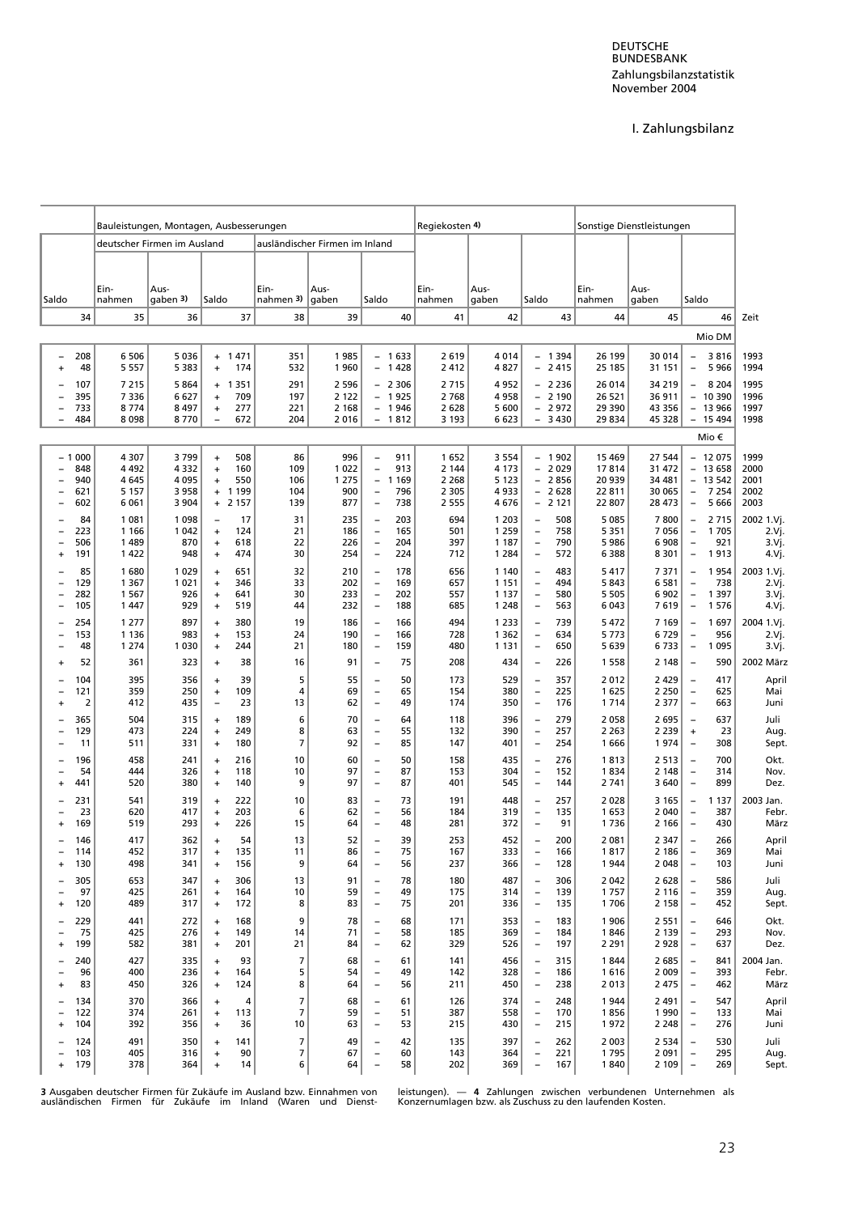# I. Zahlungsbilanz

| Saldo | Bauleistungen, Montagen, Ausbesserungen | | | | | | Regiekosten 4) | | | Sonstige Dienstleistungen | | | |
|---|---|---|---|---|---|---|---|---|---|---|---|---|---|
| | deutscher Firmen im Ausland | | | ausländischer Firmen im Inland | | | | | | | | | |
| | Ein-nahmen | Aus-gaben 3) | Saldo | Ein-nahmen 3) | Aus-gaben | Saldo | Ein-nahmen | Aus-gaben | Saldo | Ein-nahmen | Aus-gaben | Saldo | |
| 34 | 35 | 36 | 37 | 38 | 39 | 40 | 41 | 42 | 43 | 44 | 45 | 46 | Zeit |
| | | | | | | | | | | | | Mio DM | |
| – 208 | 6 506 | 5 036 | + 1 471 | 351 | 1 985 | – 1 633 | 2 619 | 4 014 | – 1 394 | 26 199 | 30 014 | – 3 816 | 1993 |
| + 48 | 5 557 | 5 383 | + 174 | 532 | 1 960 | – 1 428 | 2 412 | 4 827 | – 2 415 | 25 185 | 31 151 | – 5 966 | 1994 |
| – 107 | 7 215 | 5 864 | + 1 351 | 291 | 2 596 | – 2 306 | 2 715 | 4 952 | – 2 236 | 26 014 | 34 219 | – 8 204 | 1995 |
| – 395 | 7 336 | 6 627 | + 709 | 197 | 2 122 | – 1 925 | 2 768 | 4 958 | – 2 190 | 26 521 | 36 911 | – 10 390 | 1996 |
| – 733 | 8 774 | 8 497 | + 277 | 221 | 2 168 | – 1 946 | 2 628 | 5 600 | – 2 972 | 29 390 | 43 356 | – 13 966 | 1997 |
| – 484 | 8 098 | 8 770 | – 672 | 204 | 2 016 | – 1 812 | 3 193 | 6 623 | – 3 430 | 29 834 | 45 328 | – 15 494 | 1998 |
| | | | | | | | | | | | | Mio € | |
| – 1 000 | 4 307 | 3 799 | + 508 | 86 | 996 | – 911 | 1 652 | 3 554 | – 1 902 | 15 469 | 27 544 | – 12 075 | 1999 |
| – 848 | 4 492 | 4 332 | + 160 | 109 | 1 022 | – 913 | 2 144 | 4 173 | – 2 029 | 17 814 | 31 472 | – 13 658 | 2000 |
| – 940 | 4 645 | 4 095 | + 550 | 106 | 1 275 | – 1 169 | 2 268 | 5 123 | – 2 856 | 20 939 | 34 481 | – 13 542 | 2001 |
| – 621 | 5 157 | 3 958 | + 1 199 | 104 | 900 | – 796 | 2 305 | 4 933 | – 2 628 | 22 811 | 30 065 | – 7 254 | 2002 |
| – 602 | 6 061 | 3 904 | + 2 157 | 139 | 877 | – 738 | 2 555 | 4 676 | – 2 121 | 22 807 | 28 473 | – 5 666 | 2003 |
| – 84 | 1 081 | 1 098 | – 17 | 31 | 235 | – 203 | 694 | 1 203 | – 508 | 5 085 | 7 800 | – 2 715 | 2002 1.Vj. |
| – 223 | 1 166 | 1 042 | + 124 | 21 | 186 | – 165 | 501 | 1 259 | – 758 | 5 351 | 7 056 | – 1 705 | 2.Vj. |
| – 506 | 1 489 | 870 | + 618 | 22 | 226 | – 204 | 397 | 1 187 | – 790 | 5 986 | 6 908 | – 921 | 3.Vj. |
| + 191 | 1 422 | 948 | + 474 | 30 | 254 | – 224 | 712 | 1 284 | – 572 | 6 388 | 8 301 | – 1 913 | 4.Vj. |
| – 85 | 1 680 | 1 029 | + 651 | 32 | 210 | – 178 | 656 | 1 140 | – 483 | 5 417 | 7 371 | – 1 954 | 2003 1.Vj. |
| – 129 | 1 367 | 1 021 | + 346 | 33 | 202 | – 169 | 657 | 1 151 | – 494 | 5 843 | 6 581 | – 738 | 2.Vj. |
| – 282 | 1 567 | 926 | + 641 | 30 | 233 | – 202 | 557 | 1 137 | – 580 | 5 505 | 6 902 | – 1 397 | 3.Vj. |
| – 105 | 1 447 | 929 | + 519 | 44 | 232 | – 188 | 685 | 1 248 | – 563 | 6 043 | 7 619 | – 1 576 | 4.Vj. |
| – 254 | 1 277 | 897 | + 380 | 19 | 186 | – 166 | 494 | 1 233 | – 739 | 5 472 | 7 169 | – 1 697 | 2004 1.Vj. |
| – 153 | 1 136 | 983 | + 153 | 24 | 190 | – 166 | 728 | 1 362 | – 634 | 5 773 | 6 729 | – 956 | 2.Vj. |
| – 48 | 1 274 | 1 030 | + 244 | 21 | 180 | – 159 | 480 | 1 131 | – 650 | 5 639 | 6 733 | – 1 095 | 3.Vj. |
| + 52 | 361 | 323 | + 38 | 16 | 91 | – 75 | 208 | 434 | – 226 | 1 558 | 2 148 | – 590 | 2002 März |
| – 104 | 395 | 356 | + 39 | 5 | 55 | – 50 | 173 | 529 | – 357 | 2 012 | 2 429 | – 417 | April |
| – 121 | 359 | 250 | + 109 | 4 | 69 | – 65 | 154 | 380 | – 225 | 1 625 | 2 250 | – 625 | Mai |
| + 2 | 412 | 435 | – 23 | 13 | 62 | – 49 | 174 | 350 | – 176 | 1 714 | 2 377 | – 663 | Juni |
| – 365 | 504 | 315 | + 189 | 6 | 70 | – 64 | 118 | 396 | – 279 | 2 058 | 2 695 | – 637 | Juli |
| – 129 | 473 | 224 | + 249 | 8 | 63 | – 55 | 132 | 390 | – 257 | 2 263 | 2 239 | + 23 | Aug. |
| – 11 | 511 | 331 | + 180 | 7 | 92 | – 85 | 147 | 401 | – 254 | 1 666 | 1 974 | – 308 | Sept. |
| – 196 | 458 | 241 | + 216 | 10 | 60 | – 50 | 158 | 435 | – 276 | 1 813 | 2 513 | – 700 | Okt. |
| – 54 | 444 | 326 | + 118 | 10 | 97 | – 87 | 153 | 304 | – 152 | 1 834 | 2 148 | – 314 | Nov. |
| + 441 | 520 | 380 | + 140 | 9 | 97 | – 87 | 401 | 545 | – 144 | 2 741 | 3 640 | – 899 | Dez. |
| – 231 | 541 | 319 | + 222 | 10 | 83 | – 73 | 191 | 448 | – 257 | 2 028 | 3 165 | – 1 137 | 2003 Jan. |
| – 23 | 620 | 417 | + 203 | 6 | 62 | – 56 | 184 | 319 | – 135 | 1 653 | 2 040 | – 387 | Febr. |
| + 169 | 519 | 293 | + 226 | 15 | 64 | – 48 | 281 | 372 | – 91 | 1 736 | 2 166 | – 430 | März |
| – 146 | 417 | 362 | + 54 | 13 | 52 | – 39 | 253 | 452 | – 200 | 2 081 | 2 347 | – 266 | April |
| – 114 | 452 | 317 | + 135 | 11 | 86 | – 75 | 167 | 333 | – 166 | 1 817 | 2 186 | – 369 | Mai |
| + 130 | 498 | 341 | + 156 | 9 | 64 | – 56 | 237 | 366 | – 128 | 1 944 | 2 048 | – 103 | Juni |
| – 305 | 653 | 347 | + 306 | 13 | 91 | – 78 | 180 | 487 | – 306 | 2 042 | 2 628 | – 586 | Juli |
| – 97 | 425 | 261 | + 164 | 10 | 59 | – 49 | 175 | 314 | – 139 | 1 757 | 2 116 | – 359 | Aug. |
| + 120 | 489 | 317 | + 172 | 8 | 83 | – 75 | 201 | 336 | – 135 | 1 706 | 2 158 | – 452 | Sept. |
| – 229 | 441 | 272 | + 168 | 9 | 78 | – 68 | 171 | 353 | – 183 | 1 906 | 2 551 | – 646 | Okt. |
| – 75 | 425 | 276 | + 149 | 14 | 71 | – 58 | 185 | 369 | – 184 | 1 846 | 2 139 | – 293 | Nov. |
| + 199 | 582 | 381 | + 201 | 21 | 84 | – 62 | 329 | 526 | – 197 | 2 291 | 2 928 | – 637 | Dez. |
| – 240 | 427 | 335 | + 93 | 7 | 68 | – 61 | 141 | 456 | – 315 | 1 844 | 2 685 | – 841 | 2004 Jan. |
| – 96 | 400 | 236 | + 164 | 5 | 54 | – 49 | 142 | 328 | – 186 | 1 616 | 2 009 | – 393 | Febr. |
| + 83 | 450 | 326 | + 124 | 8 | 64 | – 56 | 211 | 450 | – 238 | 2 013 | 2 475 | – 462 | März |
| – 134 | 370 | 366 | + 4 | 7 | 68 | – 61 | 126 | 374 | – 248 | 1 944 | 2 491 | – 547 | April |
| – 122 | 374 | 261 | + 113 | 7 | 59 | – 51 | 387 | 558 | – 170 | 1 856 | 1 990 | – 133 | Mai |
| + 104 | 392 | 356 | + 36 | 10 | 63 | – 53 | 215 | 430 | – 215 | 1 972 | 2 248 | – 276 | Juni |
| – 124 | 491 | 350 | + 141 | 7 | 49 | – 42 | 135 | 397 | – 262 | 2 003 | 2 534 | – 530 | Juli |
| – 103 | 405 | 316 | + 90 | 7 | 67 | – 60 | 143 | 364 | – 221 | 1 795 | 2 091 | – 295 | Aug. |
| + 179 | 378 | 364 | + 14 | 6 | 64 | – 58 | 202 | 369 | – 167 | 1 840 | 2 109 | – 269 | Sept. |

**3** Ausgaben deutscher Firmen für Zukäufe im Ausland bzw. Einnahmen von ausländischen Firmen für Zukäufe im Inland (Waren und Dienstleistungen). — **4** Zahlungen zwischen verbundenen Unternehmen als Konzernumlagen bzw. als Zuschuss zu den laufenden Kosten.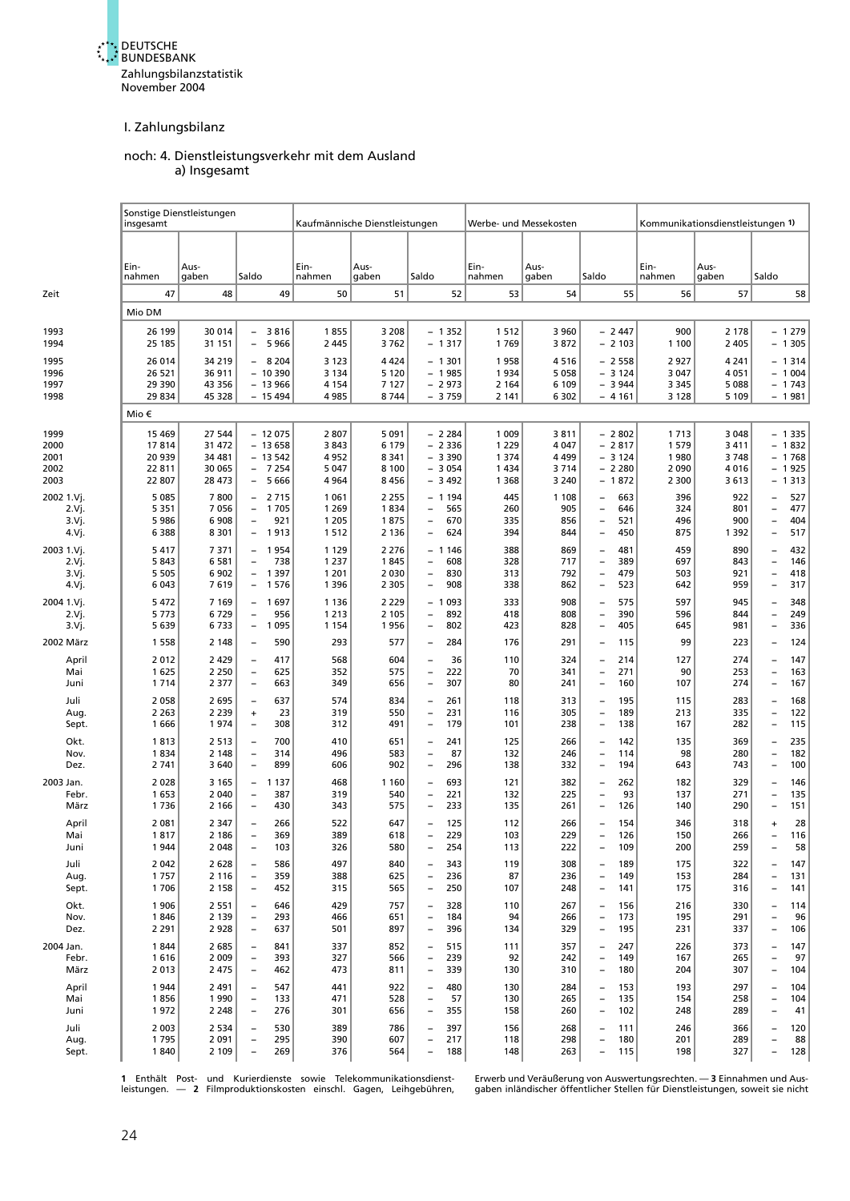## I. Zahlungsbilanz

### noch: 4. Dienstleistungsverkehr mit dem Ausland
#### a) Insgesamt

| Zeit | Sonstige Dienstleistungen insgesamt | | | Kaufmännische Dienstleistungen | | | Werbe- und Messekosten | | | Kommunikationsdienstleistungen 1) | | |
|---|---|---|---|---|---|---|---|---|---|---|---|---|
| | Ein-nahmen | Aus-gaben | Saldo | Ein-nahmen | Aus-gaben | Saldo | Ein-nahmen | Aus-gaben | Saldo | Ein-nahmen | Aus-gaben | Saldo |
| | 47 | 48 | 49 | 50 | 51 | 52 | 53 | 54 | 55 | 56 | 57 | 58 |
| | Mio DM | | | | | | | | | | | |
| 1993 | 26 199 | 30 014 | – 3 816 | 1 855 | 3 208 | – 1 352 | 1 512 | 3 960 | – 2 447 | 900 | 2 178 | – 1 279 |
| 1994 | 25 185 | 31 151 | – 5 966 | 2 445 | 3 762 | – 1 317 | 1 769 | 3 872 | – 2 103 | 1 100 | 2 405 | – 1 305 |
| 1995 | 26 014 | 34 219 | – 8 204 | 3 123 | 4 424 | – 1 301 | 1 958 | 4 516 | – 2 558 | 2 927 | 4 241 | – 1 314 |
| 1996 | 26 521 | 36 911 | – 10 390 | 3 134 | 5 120 | – 1 985 | 1 934 | 5 058 | – 3 124 | 3 047 | 4 051 | – 1 004 |
| 1997 | 29 390 | 43 356 | – 13 966 | 4 154 | 7 127 | – 2 973 | 2 164 | 6 109 | – 3 944 | 3 345 | 5 088 | – 1 743 |
| 1998 | 29 834 | 45 328 | – 15 494 | 4 985 | 8 744 | – 3 759 | 2 141 | 6 302 | – 4 161 | 3 128 | 5 109 | – 1 981 |
| | Mio € | | | | | | | | | | | |
| 1999 | 15 469 | 27 544 | – 12 075 | 2 807 | 5 091 | – 2 284 | 1 009 | 3 811 | – 2 802 | 1 713 | 3 048 | – 1 335 |
| 2000 | 17 814 | 31 472 | – 13 658 | 3 843 | 6 179 | – 2 336 | 1 229 | 4 047 | – 2 817 | 1 579 | 3 411 | – 1 832 |
| 2001 | 20 939 | 34 481 | – 13 542 | 4 952 | 8 341 | – 3 390 | 1 374 | 4 499 | – 3 124 | 1 980 | 3 748 | – 1 768 |
| 2002 | 22 811 | 30 065 | – 7 254 | 5 047 | 8 100 | – 3 054 | 1 434 | 3 714 | – 2 280 | 2 090 | 4 016 | – 1 925 |
| 2003 | 22 807 | 28 473 | – 5 666 | 4 964 | 8 456 | – 3 492 | 1 368 | 3 240 | – 1 872 | 2 300 | 3 613 | – 1 313 |
| 2002 1.Vj. | 5 085 | 7 800 | – 2 715 | 1 061 | 2 255 | – 1 194 | 445 | 1 108 | – 663 | 396 | 922 | – 527 |
| 2.Vj. | 5 351 | 7 056 | – 1 705 | 1 269 | 1 834 | – 565 | 260 | 905 | – 646 | 324 | 801 | – 477 |
| 3.Vj. | 5 986 | 6 908 | – 921 | 1 205 | 1 875 | – 670 | 335 | 856 | – 521 | 496 | 900 | – 404 |
| 4.Vj. | 6 388 | 8 301 | – 1 913 | 1 512 | 2 136 | – 624 | 394 | 844 | – 450 | 875 | 1 392 | – 517 |
| 2003 1.Vj. | 5 417 | 7 371 | – 1 954 | 1 129 | 2 276 | – 1 146 | 388 | 869 | – 481 | 459 | 890 | – 432 |
| 2.Vj. | 5 843 | 6 581 | – 738 | 1 237 | 1 845 | – 608 | 328 | 717 | – 389 | 697 | 843 | – 146 |
| 3.Vj. | 5 505 | 6 902 | – 1 397 | 1 201 | 2 030 | – 830 | 313 | 792 | – 479 | 503 | 921 | – 418 |
| 4.Vj. | 6 043 | 7 619 | – 1 576 | 1 396 | 2 305 | – 908 | 338 | 862 | – 523 | 642 | 959 | – 317 |
| 2004 1.Vj. | 5 472 | 7 169 | – 1 697 | 1 136 | 2 229 | – 1 093 | 333 | 908 | – 575 | 597 | 945 | – 348 |
| 2.Vj. | 5 773 | 6 729 | – 956 | 1 213 | 2 105 | – 892 | 418 | 808 | – 390 | 596 | 844 | – 249 |
| 3.Vj. | 5 639 | 6 733 | – 1 095 | 1 154 | 1 956 | – 802 | 423 | 828 | – 405 | 645 | 981 | – 336 |
| 2002 März | 1 558 | 2 148 | – 590 | 293 | 577 | – 284 | 176 | 291 | – 115 | 99 | 223 | – 124 |
| April | 2 012 | 2 429 | – 417 | 568 | 604 | – 36 | 110 | 324 | – 214 | 127 | 274 | – 147 |
| Mai | 1 625 | 2 250 | – 625 | 352 | 575 | – 222 | 70 | 341 | – 271 | 90 | 253 | – 163 |
| Juni | 1 714 | 2 377 | – 663 | 349 | 656 | – 307 | 80 | 241 | – 160 | 107 | 274 | – 167 |
| Juli | 2 058 | 2 695 | – 637 | 574 | 834 | – 261 | 118 | 313 | – 195 | 115 | 283 | – 168 |
| Aug. | 2 263 | 2 239 | + 23 | 319 | 550 | – 231 | 116 | 305 | – 189 | 213 | 335 | – 122 |
| Sept. | 1 666 | 1 974 | – 308 | 312 | 491 | – 179 | 101 | 238 | – 138 | 167 | 282 | – 115 |
| Okt. | 1 813 | 2 513 | – 700 | 410 | 651 | – 241 | 125 | 266 | – 142 | 135 | 369 | – 235 |
| Nov. | 1 834 | 2 148 | – 314 | 496 | 583 | – 87 | 132 | 246 | – 114 | 98 | 280 | – 182 |
| Dez. | 2 741 | 3 640 | – 899 | 606 | 902 | – 296 | 138 | 332 | – 194 | 643 | 743 | – 100 |
| 2003 Jan. | 2 028 | 3 165 | – 1 137 | 468 | 1 160 | – 693 | 121 | 382 | – 262 | 182 | 329 | – 146 |
| Febr. | 1 653 | 2 040 | – 387 | 319 | 540 | – 221 | 132 | 225 | – 93 | 137 | 271 | – 135 |
| März | 1 736 | 2 166 | – 430 | 343 | 575 | – 233 | 135 | 261 | – 126 | 140 | 290 | – 151 |
| April | 2 081 | 2 347 | – 266 | 522 | 647 | – 125 | 112 | 266 | – 154 | 346 | 318 | + 28 |
| Mai | 1 817 | 2 186 | – 369 | 389 | 618 | – 229 | 103 | 229 | – 126 | 150 | 266 | – 116 |
| Juni | 1 944 | 2 048 | – 103 | 326 | 580 | – 254 | 113 | 222 | – 109 | 200 | 259 | – 58 |
| Juli | 2 042 | 2 628 | – 586 | 497 | 840 | – 343 | 119 | 308 | – 189 | 175 | 322 | – 147 |
| Aug. | 1 757 | 2 116 | – 359 | 388 | 625 | – 236 | 87 | 236 | – 149 | 153 | 284 | – 131 |
| Sept. | 1 706 | 2 158 | – 452 | 315 | 565 | – 250 | 107 | 248 | – 141 | 175 | 316 | – 141 |
| Okt. | 1 906 | 2 551 | – 646 | 429 | 757 | – 328 | 110 | 267 | – 156 | 216 | 330 | – 114 |
| Nov. | 1 846 | 2 139 | – 293 | 466 | 651 | – 184 | 94 | 266 | – 173 | 195 | 291 | – 96 |
| Dez. | 2 291 | 2 928 | – 637 | 501 | 897 | – 396 | 134 | 329 | – 195 | 231 | 337 | – 106 |
| 2004 Jan. | 1 844 | 2 685 | – 841 | 337 | 852 | – 515 | 111 | 357 | – 247 | 226 | 373 | – 147 |
| Febr. | 1 616 | 2 009 | – 393 | 327 | 566 | – 239 | 92 | 242 | – 149 | 167 | 265 | – 97 |
| März | 2 013 | 2 475 | – 462 | 473 | 811 | – 339 | 130 | 310 | – 180 | 204 | 307 | – 104 |
| April | 1 944 | 2 491 | – 547 | 441 | 922 | – 480 | 130 | 284 | – 153 | 193 | 297 | – 104 |
| Mai | 1 856 | 1 990 | – 133 | 471 | 528 | – 57 | 130 | 265 | – 135 | 154 | 258 | – 104 |
| Juni | 1 972 | 2 248 | – 276 | 301 | 656 | – 355 | 158 | 260 | – 102 | 248 | 289 | – 41 |
| Juli | 2 003 | 2 534 | – 530 | 389 | 786 | – 397 | 156 | 268 | – 111 | 246 | 366 | – 120 |
| Aug. | 1 795 | 2 091 | – 295 | 390 | 607 | – 217 | 118 | 298 | – 180 | 201 | 289 | – 88 |
| Sept. | 1 840 | 2 109 | – 269 | 376 | 564 | – 188 | 148 | 263 | – 115 | 198 | 327 | – 128 |

**1** Enthält Post- und Kurierdienste sowie Telekommunikationsdienstleistungen. — **2** Filmproduktionskosten einschl. Gagen, Leihgebühren, Erwerb und Veräußerung von Auswertungsrechten. — **3** Einnahmen und Ausgaben inländischer öffentlicher Stellen für Dienstleistungen, soweit sie nicht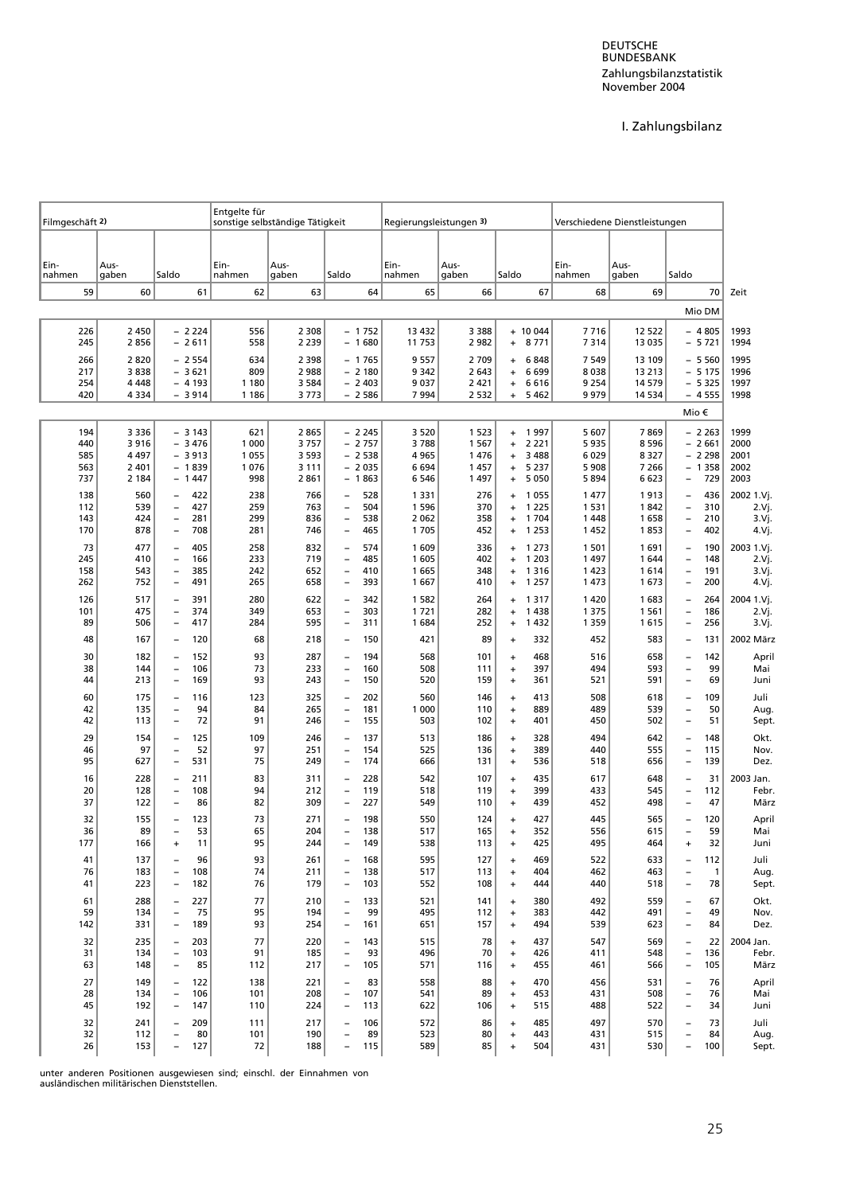DEUTSCHE BUNDESBANK
Zahlungsbilanzstatistik
November 2004

## I. Zahlungsbilanz

| Filmgeschäft 2) | | | Entgelte für sonstige selbständige Tätigkeit | | | Regierungsleistungen 3) | | | Verschiedene Dienstleistungen | | | |
|---|---|---|---|---|---|---|---|---|---|---|---|---|
| Ein- nahmen | Aus- gaben | Saldo | Ein- nahmen | Aus- gaben | Saldo | Ein- nahmen | Aus- gaben | Saldo | Ein- nahmen | Aus- gaben | Saldo | |
| 59 | 60 | 61 | 62 | 63 | 64 | 65 | 66 | 67 | 68 | 69 | 70 | Zeit |
| | | | | | | | | | | | Mio DM | |
| 226 | 2 450 | – 2 224 | 556 | 2 308 | – 1 752 | 13 432 | 3 388 | + 10 044 | 7 716 | 12 522 | – 4 805 | 1993 |
| 245 | 2 856 | – 2 611 | 558 | 2 239 | – 1 680 | 11 753 | 2 982 | + 8 771 | 7 314 | 13 035 | – 5 721 | 1994 |
| 266 | 2 820 | – 2 554 | 634 | 2 398 | – 1 765 | 9 557 | 2 709 | + 6 848 | 7 549 | 13 109 | – 5 560 | 1995 |
| 217 | 3 838 | – 3 621 | 809 | 2 988 | – 2 180 | 9 342 | 2 643 | + 6 699 | 8 038 | 13 213 | – 5 175 | 1996 |
| 254 | 4 448 | – 4 193 | 1 180 | 3 584 | – 2 403 | 9 037 | 2 421 | + 6 616 | 9 254 | 14 579 | – 5 325 | 1997 |
| 420 | 4 334 | – 3 914 | 1 186 | 3 773 | – 2 586 | 7 994 | 2 532 | + 5 462 | 9 979 | 14 534 | – 4 555 | 1998 |
| | | | | | | | | | | | Mio € | |
| 194 | 3 336 | – 3 143 | 621 | 2 865 | – 2 245 | 3 520 | 1 523 | + 1 997 | 5 607 | 7 869 | – 2 263 | 1999 |
| 440 | 3 916 | – 3 476 | 1 000 | 3 757 | – 2 757 | 3 788 | 1 567 | + 2 221 | 5 935 | 8 596 | – 2 661 | 2000 |
| 585 | 4 497 | – 3 913 | 1 055 | 3 593 | – 2 538 | 4 965 | 1 476 | + 3 488 | 6 029 | 8 327 | – 2 298 | 2001 |
| 563 | 2 401 | – 1 839 | 1 076 | 3 111 | – 2 035 | 6 694 | 1 457 | + 5 237 | 5 908 | 7 266 | – 1 358 | 2002 |
| 737 | 2 184 | – 1 447 | 998 | 2 861 | – 1 863 | 6 546 | 1 497 | + 5 050 | 5 894 | 6 623 | – 729 | 2003 |
| 138 | 560 | – 422 | 238 | 766 | – 528 | 1 331 | 276 | + 1 055 | 1 477 | 1 913 | – 436 | 2002 1.Vj. |
| 112 | 539 | – 427 | 259 | 763 | – 504 | 1 596 | 370 | + 1 225 | 1 531 | 1 842 | – 310 | 2.Vj. |
| 143 | 424 | – 281 | 299 | 836 | – 538 | 2 062 | 358 | + 1 704 | 1 448 | 1 658 | – 210 | 3.Vj. |
| 170 | 878 | – 708 | 281 | 746 | – 465 | 1 705 | 452 | + 1 253 | 1 452 | 1 853 | – 402 | 4.Vj. |
| 73 | 477 | – 405 | 258 | 832 | – 574 | 1 609 | 336 | + 1 273 | 1 501 | 1 691 | – 190 | 2003 1.Vj. |
| 245 | 410 | – 166 | 233 | 719 | – 485 | 1 605 | 402 | + 1 203 | 1 497 | 1 644 | – 148 | 2.Vj. |
| 158 | 543 | – 385 | 242 | 652 | – 410 | 1 665 | 348 | + 1 316 | 1 423 | 1 614 | – 191 | 3.Vj. |
| 262 | 752 | – 491 | 265 | 658 | – 393 | 1 667 | 410 | + 1 257 | 1 473 | 1 673 | – 200 | 4.Vj. |
| 126 | 517 | – 391 | 280 | 622 | – 342 | 1 582 | 264 | + 1 317 | 1 420 | 1 683 | – 264 | 2004 1.Vj. |
| 101 | 475 | – 374 | 349 | 653 | – 303 | 1 721 | 282 | + 1 438 | 1 375 | 1 561 | – 186 | 2.Vj. |
| 89 | 506 | – 417 | 284 | 595 | – 311 | 1 684 | 252 | + 1 432 | 1 359 | 1 615 | – 256 | 3.Vj. |
| 48 | 167 | – 120 | 68 | 218 | – 150 | 421 | 89 | + 332 | 452 | 583 | – 131 | 2002 März |
| 30 | 182 | – 152 | 93 | 287 | – 194 | 568 | 101 | + 468 | 516 | 658 | – 142 | April |
| 38 | 144 | – 106 | 73 | 233 | – 160 | 508 | 111 | + 397 | 494 | 593 | – 99 | Mai |
| 44 | 213 | – 169 | 93 | 243 | – 150 | 520 | 159 | + 361 | 521 | 591 | – 69 | Juni |
| 60 | 175 | – 116 | 123 | 325 | – 202 | 560 | 146 | + 413 | 508 | 618 | – 109 | Juli |
| 42 | 135 | – 94 | 84 | 265 | – 181 | 1 000 | 110 | + 889 | 489 | 539 | – 50 | Aug. |
| 42 | 113 | – 72 | 91 | 246 | – 155 | 503 | 102 | + 401 | 450 | 502 | – 51 | Sept. |
| 29 | 154 | – 125 | 109 | 246 | – 137 | 513 | 186 | + 328 | 494 | 642 | – 148 | Okt. |
| 46 | 97 | – 52 | 97 | 251 | – 154 | 525 | 136 | + 389 | 440 | 555 | – 115 | Nov. |
| 95 | 627 | – 531 | 75 | 249 | – 174 | 666 | 131 | + 536 | 518 | 656 | – 139 | Dez. |
| 16 | 228 | – 211 | 83 | 311 | – 228 | 542 | 107 | + 435 | 617 | 648 | – 31 | 2003 Jan. |
| 20 | 128 | – 108 | 94 | 212 | – 119 | 518 | 119 | + 399 | 433 | 545 | – 112 | Febr. |
| 37 | 122 | – 86 | 82 | 309 | – 227 | 549 | 110 | + 439 | 452 | 498 | – 47 | März |
| 32 | 155 | – 123 | 73 | 271 | – 198 | 550 | 124 | + 427 | 445 | 565 | – 120 | April |
| 36 | 89 | – 53 | 65 | 204 | – 138 | 517 | 165 | + 352 | 556 | 615 | – 59 | Mai |
| 177 | 166 | + 11 | 95 | 244 | – 149 | 538 | 113 | + 425 | 495 | 464 | + 32 | Juni |
| 41 | 137 | – 96 | 93 | 261 | – 168 | 595 | 127 | + 469 | 522 | 633 | – 112 | Juli |
| 76 | 183 | – 108 | 74 | 211 | – 138 | 517 | 113 | + 404 | 462 | 463 | – 1 | Aug. |
| 41 | 223 | – 182 | 76 | 179 | – 103 | 552 | 108 | + 444 | 440 | 518 | – 78 | Sept. |
| 61 | 288 | – 227 | 77 | 210 | – 133 | 521 | 141 | + 380 | 492 | 559 | – 67 | Okt. |
| 59 | 134 | – 75 | 95 | 194 | – 99 | 495 | 112 | + 383 | 442 | 491 | – 49 | Nov. |
| 142 | 331 | – 189 | 93 | 254 | – 161 | 651 | 157 | + 494 | 539 | 623 | – 84 | Dez. |
| 32 | 235 | – 203 | 77 | 220 | – 143 | 515 | 78 | + 437 | 547 | 569 | – 22 | 2004 Jan. |
| 31 | 134 | – 103 | 91 | 185 | – 93 | 496 | 70 | + 426 | 411 | 548 | – 136 | Febr. |
| 63 | 148 | – 85 | 112 | 217 | – 105 | 571 | 116 | + 455 | 461 | 566 | – 105 | März |
| 27 | 149 | – 122 | 138 | 221 | – 83 | 558 | 88 | + 470 | 456 | 531 | – 76 | April |
| 28 | 134 | – 106 | 101 | 208 | – 107 | 541 | 89 | + 453 | 431 | 508 | – 76 | Mai |
| 45 | 192 | – 147 | 110 | 224 | – 113 | 622 | 106 | + 515 | 488 | 522 | – 34 | Juni |
| 32 | 241 | – 209 | 111 | 217 | – 106 | 572 | 86 | + 485 | 497 | 570 | – 73 | Juli |
| 32 | 112 | – 80 | 101 | 190 | – 89 | 523 | 80 | + 443 | 431 | 515 | – 84 | Aug. |
| 26 | 153 | – 127 | 72 | 188 | – 115 | 589 | 85 | + 504 | 431 | 530 | – 100 | Sept. |

unter anderen Positionen ausgewiesen sind; einschl. der Einnahmen von ausländischen militärischen Dienststellen.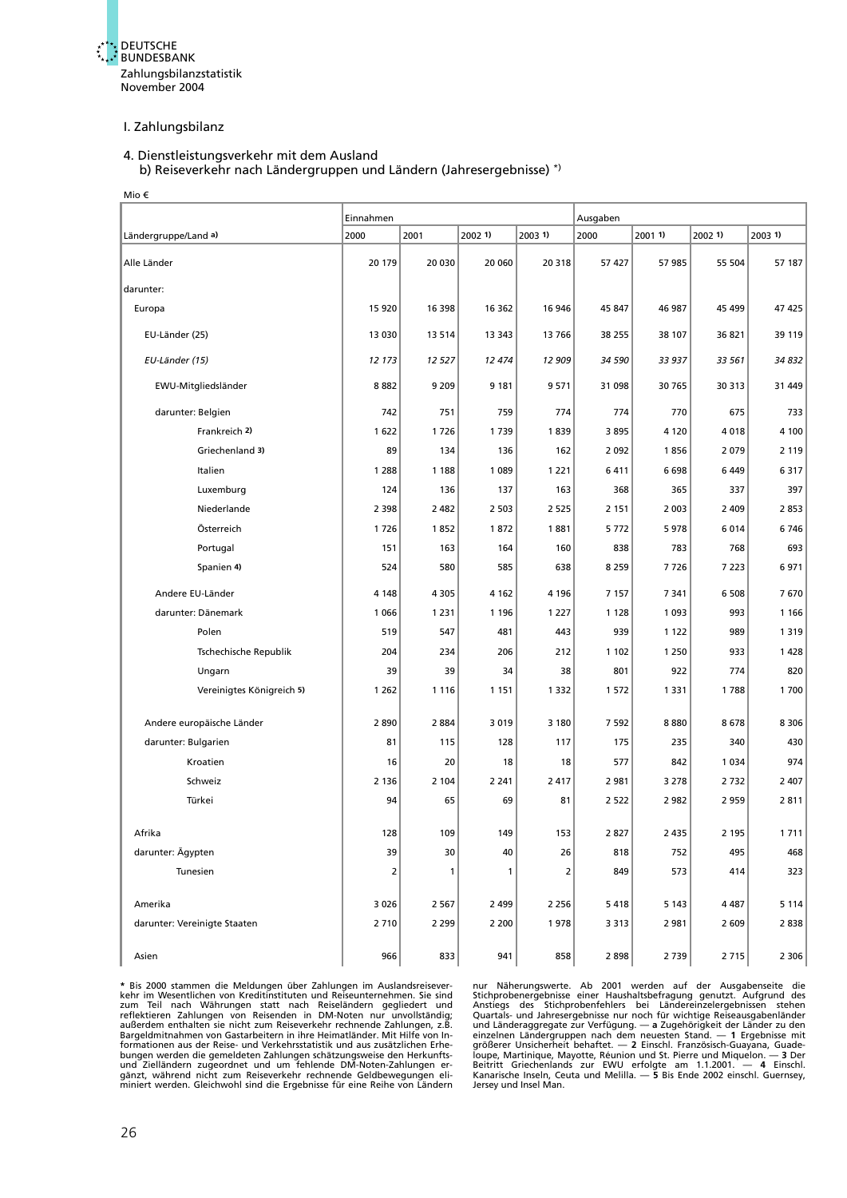I. Zahlungsbilanz

### 4. Dienstleistungsverkehr mit dem Ausland
#### b) Reiseverkehr nach Ländergruppen und Ländern (Jahresergebnisse) *)

Mio €

| Ländergruppe/Land a) | Einnahmen | | | | Ausgaben | | | |
|---|---|---|---|---|---|---|---|---|
| | 2000 | 2001 | 2002 1) | 2003 1) | 2000 | 2001 1) | 2002 1) | 2003 1) |
| Alle Länder | 20 179 | 20 030 | 20 060 | 20 318 | 57 427 | 57 985 | 55 504 | 57 187 |
| darunter: | | | | | | | | |
| Europa | 15 920 | 16 398 | 16 362 | 16 946 | 45 847 | 46 987 | 45 499 | 47 425 |
| EU-Länder (25) | 13 030 | 13 514 | 13 343 | 13 766 | 38 255 | 38 107 | 36 821 | 39 119 |
| *EU-Länder (15)* | *12 173* | *12 527* | *12 474* | *12 909* | *34 590* | *33 937* | *33 561* | *34 832* |
| EWU-Mitgliedsländer | 8 882 | 9 209 | 9 181 | 9 571 | 31 098 | 30 765 | 30 313 | 31 449 |
| darunter: Belgien | 742 | 751 | 759 | 774 | 774 | 770 | 675 | 733 |
| Frankreich 2) | 1 622 | 1 726 | 1 739 | 1 839 | 3 895 | 4 120 | 4 018 | 4 100 |
| Griechenland 3) | 89 | 134 | 136 | 162 | 2 092 | 1 856 | 2 079 | 2 119 |
| Italien | 1 288 | 1 188 | 1 089 | 1 221 | 6 411 | 6 698 | 6 449 | 6 317 |
| Luxemburg | 124 | 136 | 137 | 163 | 368 | 365 | 337 | 397 |
| Niederlande | 2 398 | 2 482 | 2 503 | 2 525 | 2 151 | 2 003 | 2 409 | 2 853 |
| Österreich | 1 726 | 1 852 | 1 872 | 1 881 | 5 772 | 5 978 | 6 014 | 6 746 |
| Portugal | 151 | 163 | 164 | 160 | 838 | 783 | 768 | 693 |
| Spanien 4) | 524 | 580 | 585 | 638 | 8 259 | 7 726 | 7 223 | 6 971 |
| Andere EU-Länder | 4 148 | 4 305 | 4 162 | 4 196 | 7 157 | 7 341 | 6 508 | 7 670 |
| darunter: Dänemark | 1 066 | 1 231 | 1 196 | 1 227 | 1 128 | 1 093 | 993 | 1 166 |
| Polen | 519 | 547 | 481 | 443 | 939 | 1 122 | 989 | 1 319 |
| Tschechische Republik | 204 | 234 | 206 | 212 | 1 102 | 1 250 | 933 | 1 428 |
| Ungarn | 39 | 39 | 34 | 38 | 801 | 922 | 774 | 820 |
| Vereinigtes Königreich 5) | 1 262 | 1 116 | 1 151 | 1 332 | 1 572 | 1 331 | 1 788 | 1 700 |
| Andere europäische Länder | 2 890 | 2 884 | 3 019 | 3 180 | 7 592 | 8 880 | 8 678 | 8 306 |
| darunter: Bulgarien | 81 | 115 | 128 | 117 | 175 | 235 | 340 | 430 |
| Kroatien | 16 | 20 | 18 | 18 | 577 | 842 | 1 034 | 974 |
| Schweiz | 2 136 | 2 104 | 2 241 | 2 417 | 2 981 | 3 278 | 2 732 | 2 407 |
| Türkei | 94 | 65 | 69 | 81 | 2 522 | 2 982 | 2 959 | 2 811 |
| Afrika | 128 | 109 | 149 | 153 | 2 827 | 2 435 | 2 195 | 1 711 |
| darunter: Ägypten | 39 | 30 | 40 | 26 | 818 | 752 | 495 | 468 |
| Tunesien | 2 | 1 | 1 | 2 | 849 | 573 | 414 | 323 |
| Amerika | 3 026 | 2 567 | 2 499 | 2 256 | 5 418 | 5 143 | 4 487 | 5 114 |
| darunter: Vereinigte Staaten | 2 710 | 2 299 | 2 200 | 1 978 | 3 313 | 2 981 | 2 609 | 2 838 |
| Asien | 966 | 833 | 941 | 858 | 2 898 | 2 739 | 2 715 | 2 306 |

* Bis 2000 stammen die Meldungen über Zahlungen im Auslandsreiseverkehr im Wesentlichen von Kreditinstituten und Reiseunternehmen. Sie sind zum Teil nach Währungen statt nach Reiseländern gegliedert und reflektieren Zahlungen von Reisenden in DM-Noten nur unvollständig; außerdem enthalten sie nicht zum Reiseverkehr rechnende Zahlungen, z.B. Bargeldmitnahmen von Gastarbeitern in ihre Heimatländer. Mit Hilfe von Informationen aus der Reise- und Verkehrsstatistik und aus zusätzlichen Erhebungen werden die gemeldeten Zahlungen schätzungsweise den Herkunfts- und Zielländern zugeordnet und um fehlende DM-Noten-Zahlungen ergänzt, während nicht zum Reiseverkehr rechnende Geldbewegungen eliminiert werden. Gleichwohl sind die Ergebnisse für eine Reihe von Ländern nur Näherungswerte. Ab 2001 werden auf der Ausgabenseite die Stichprobenergebnisse einer Haushaltsbefragung genutzt. Aufgrund des Anstiegs des Stichprobenfehlers bei Ländereinzelergebnissen stehen Quartals- und Jahresergebnisse nur noch für wichtige Reiseausgabenländer und Länderaggregate zur Verfügung. — **a** Zugehörigkeit der Länder zu den einzelnen Ländergruppen nach dem neuesten Stand. — **1** Ergebnisse mit größerer Unsicherheit behaftet. — **2** Einschl. Französisch-Guayana, Guadeloupe, Martinique, Mayotte, Réunion und St. Pierre und Miquelon. — **3** Der Beitritt Griechenlands zur EWU erfolgte am 1.1.2001. — **4** Einschl. Kanarische Inseln, Ceuta und Melilla. — **5** Bis Ende 2002 einschl. Guernsey, Jersey und Insel Man.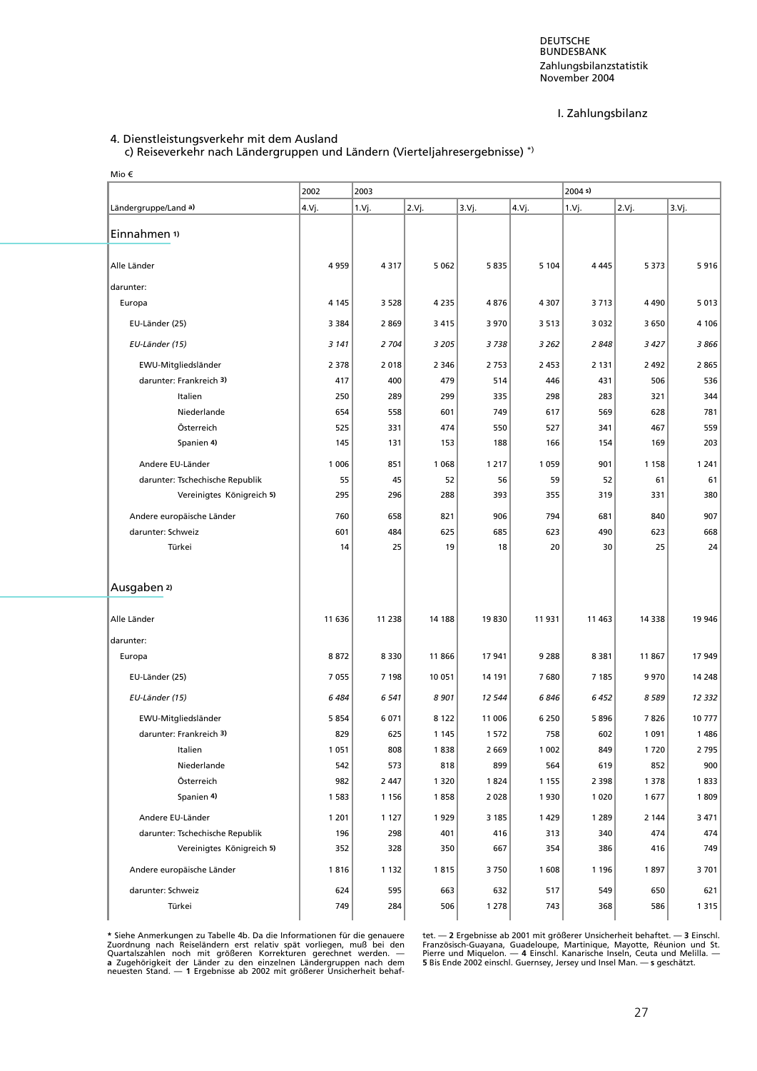# I. Zahlungsbilanz

## 4. Dienstleistungsverkehr mit dem Ausland

### c) Reiseverkehr nach Ländergruppen und Ländern (Vierteljahresergebnisse) *)

Mio €

| Ländergruppe/Land a) | 2002 4.Vj. | 2003 1.Vj. | 2003 2.Vj. | 2003 3.Vj. | 2003 4.Vj. | 2004 s) 1.Vj. | 2004 s) 2.Vj. | 2004 s) 3.Vj. |
|---|---|---|---|---|---|---|---|---|
| **Einnahmen 1)** | | | | | | | | |
| Alle Länder | 4 959 | 4 317 | 5 062 | 5 835 | 5 104 | 4 445 | 5 373 | 5 916 |
| darunter: | | | | | | | | |
| Europa | 4 145 | 3 528 | 4 235 | 4 876 | 4 307 | 3 713 | 4 490 | 5 013 |
| EU-Länder (25) | 3 384 | 2 869 | 3 415 | 3 970 | 3 513 | 3 032 | 3 650 | 4 106 |
| *EU-Länder (15)* | *3 141* | *2 704* | *3 205* | *3 738* | *3 262* | *2 848* | *3 427* | *3 866* |
| EWU-Mitgliedsländer | 2 378 | 2 018 | 2 346 | 2 753 | 2 453 | 2 131 | 2 492 | 2 865 |
| darunter: Frankreich 3) | 417 | 400 | 479 | 514 | 446 | 431 | 506 | 536 |
| Italien | 250 | 289 | 299 | 335 | 298 | 283 | 321 | 344 |
| Niederlande | 654 | 558 | 601 | 749 | 617 | 569 | 628 | 781 |
| Österreich | 525 | 331 | 474 | 550 | 527 | 341 | 467 | 559 |
| Spanien 4) | 145 | 131 | 153 | 188 | 166 | 154 | 169 | 203 |
| Andere EU-Länder | 1 006 | 851 | 1 068 | 1 217 | 1 059 | 901 | 1 158 | 1 241 |
| darunter: Tschechische Republik | 55 | 45 | 52 | 56 | 59 | 52 | 61 | 61 |
| Vereinigtes Königreich 5) | 295 | 296 | 288 | 393 | 355 | 319 | 331 | 380 |
| Andere europäische Länder | 760 | 658 | 821 | 906 | 794 | 681 | 840 | 907 |
| darunter: Schweiz | 601 | 484 | 625 | 685 | 623 | 490 | 623 | 668 |
| Türkei | 14 | 25 | 19 | 18 | 20 | 30 | 25 | 24 |
| **Ausgaben 2)** | | | | | | | | |
| Alle Länder | 11 636 | 11 238 | 14 188 | 19 830 | 11 931 | 11 463 | 14 338 | 19 946 |
| darunter: | | | | | | | | |
| Europa | 8 872 | 8 330 | 11 866 | 17 941 | 9 288 | 8 381 | 11 867 | 17 949 |
| EU-Länder (25) | 7 055 | 7 198 | 10 051 | 14 191 | 7 680 | 7 185 | 9 970 | 14 248 |
| *EU-Länder (15)* | *6 484* | *6 541* | *8 901* | *12 544* | *6 846* | *6 452* | *8 589* | *12 332* |
| EWU-Mitgliedsländer | 5 854 | 6 071 | 8 122 | 11 006 | 6 250 | 5 896 | 7 826 | 10 777 |
| darunter: Frankreich 3) | 829 | 625 | 1 145 | 1 572 | 758 | 602 | 1 091 | 1 486 |
| Italien | 1 051 | 808 | 1 838 | 2 669 | 1 002 | 849 | 1 720 | 2 795 |
| Niederlande | 542 | 573 | 818 | 899 | 564 | 619 | 852 | 900 |
| Österreich | 982 | 2 447 | 1 320 | 1 824 | 1 155 | 2 398 | 1 378 | 1 833 |
| Spanien 4) | 1 583 | 1 156 | 1 858 | 2 028 | 1 930 | 1 020 | 1 677 | 1 809 |
| Andere EU-Länder | 1 201 | 1 127 | 1 929 | 3 185 | 1 429 | 1 289 | 2 144 | 3 471 |
| darunter: Tschechische Republik | 196 | 298 | 401 | 416 | 313 | 340 | 474 | 474 |
| Vereinigtes Königreich 5) | 352 | 328 | 350 | 667 | 354 | 386 | 416 | 749 |
| Andere europäische Länder | 1 816 | 1 132 | 1 815 | 3 750 | 1 608 | 1 196 | 1 897 | 3 701 |
| darunter: Schweiz | 624 | 595 | 663 | 632 | 517 | 549 | 650 | 621 |
| Türkei | 749 | 284 | 506 | 1 278 | 743 | 368 | 586 | 1 315 |

\* Siehe Anmerkungen zu Tabelle 4b. Da die Informationen für die genauere Zuordnung nach Reiseländern erst relativ spät vorliegen, muß bei den Quartalszahlen noch mit größeren Korrekturen gerechnet werden. — **a** Zugehörigkeit der Länder zu den einzelnen Ländergruppen nach dem neuesten Stand. — **1** Ergebnisse ab 2002 mit größerer Unsicherheit behaftet. — **2** Ergebnisse ab 2001 mit größerer Unsicherheit behaftet. — **3** Einschl. Französisch-Guayana, Guadeloupe, Martinique, Mayotte, Réunion und St. Pierre und Miquelon. — **4** Einschl. Kanarische Inseln, Ceuta und Melilla. — **5** Bis Ende 2002 einschl. Guernsey, Jersey und Insel Man. — **s** geschätzt.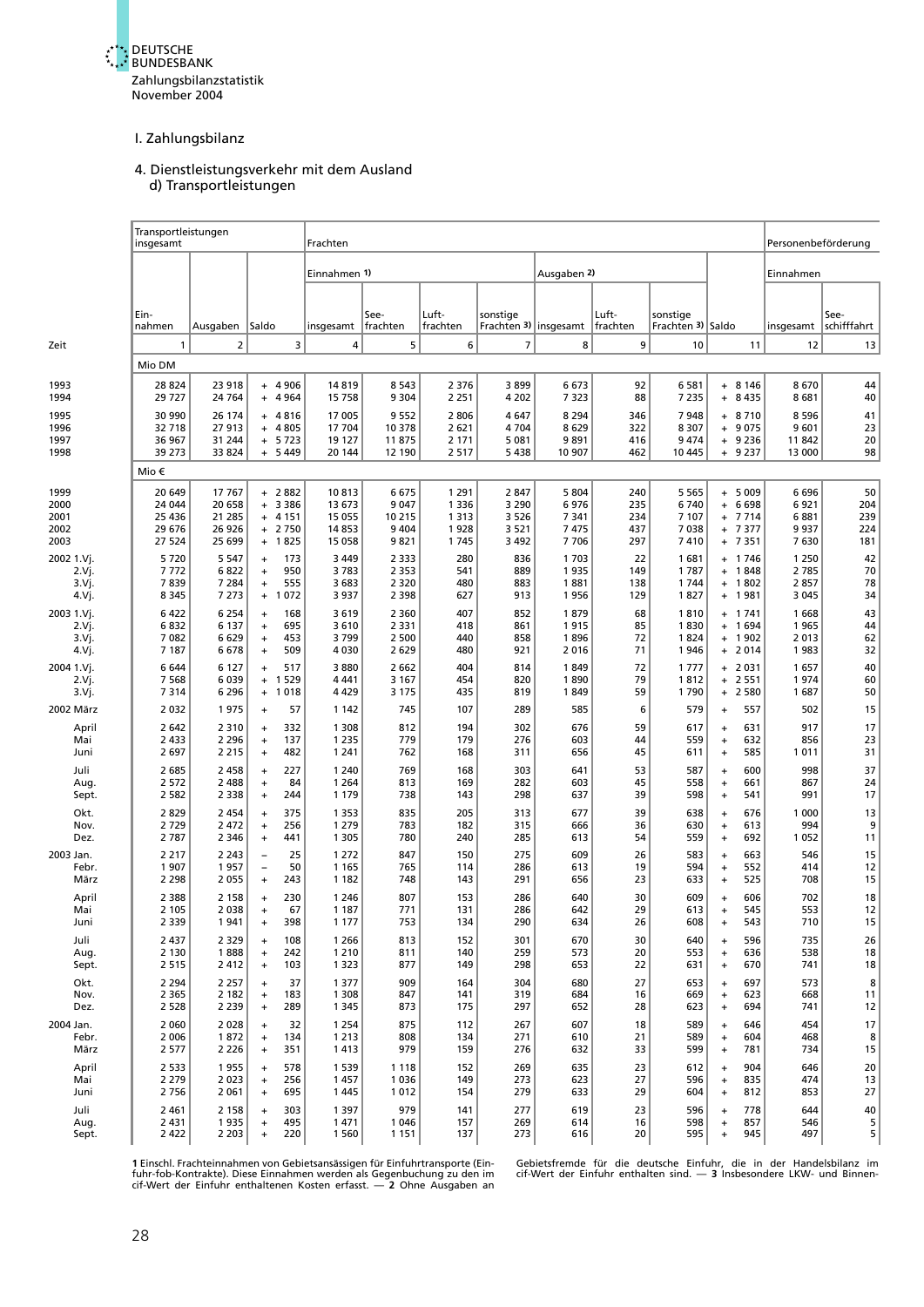DEUTSCHE BUNDESBANK
Zahlungsbilanzstatistik
November 2004

## I. Zahlungsbilanz

### 4. Dienstleistungsverkehr mit dem Ausland
### d) Transportleistungen

| Zeit | Transportleistungen insgesamt | | | Frachten | | | | | | | | Personenbeförderung | |
|---|---|---|---|---|---|---|---|---|---|---|---|---|---|
| | | | | Einnahmen 1) | | | | Ausgaben 2) | | | | Einnahmen | |
| | Einnahmen | Ausgaben | Saldo | insgesamt | Seefrachten | Luftfrachten | sonstige Frachten 3) | insgesamt | Luftfrachten | sonstige Frachten 3) | Saldo | insgesamt | Seeschifffahrt |
| | 1 | 2 | 3 | 4 | 5 | 6 | 7 | 8 | 9 | 10 | 11 | 12 | 13 |
| | Mio DM | | | | | | | | | | | | |
| 1993 | 28 824 | 23 918 | + 4 906 | 14 819 | 8 543 | 2 376 | 3 899 | 6 673 | 92 | 6 581 | + 8 146 | 8 670 | 44 |
| 1994 | 29 727 | 24 764 | + 4 964 | 15 758 | 9 304 | 2 251 | 4 202 | 7 323 | 88 | 7 235 | + 8 435 | 8 681 | 40 |
| 1995 | 30 990 | 26 174 | + 4 816 | 17 005 | 9 552 | 2 806 | 4 647 | 8 294 | 346 | 7 948 | + 8 710 | 8 596 | 41 |
| 1996 | 32 718 | 27 913 | + 4 805 | 17 704 | 10 378 | 2 621 | 4 704 | 8 629 | 322 | 8 307 | + 9 075 | 9 601 | 23 |
| 1997 | 36 967 | 31 244 | + 5 723 | 19 127 | 11 875 | 2 171 | 5 081 | 9 891 | 416 | 9 474 | + 9 236 | 11 842 | 20 |
| 1998 | 39 273 | 33 824 | + 5 449 | 20 144 | 12 190 | 2 517 | 5 438 | 10 907 | 462 | 10 445 | + 9 237 | 13 000 | 98 |
| | Mio € | | | | | | | | | | | | |
| 1999 | 20 649 | 17 767 | + 2 882 | 10 813 | 6 675 | 1 291 | 2 847 | 5 804 | 240 | 5 565 | + 5 009 | 6 696 | 50 |
| 2000 | 24 044 | 20 658 | + 3 386 | 13 673 | 9 047 | 1 336 | 3 290 | 6 976 | 235 | 6 740 | + 6 698 | 6 921 | 204 |
| 2001 | 25 436 | 21 285 | + 4 151 | 15 055 | 10 215 | 1 313 | 3 526 | 7 341 | 234 | 7 107 | + 7 714 | 6 881 | 239 |
| 2002 | 29 676 | 26 926 | + 2 750 | 14 853 | 9 404 | 1 928 | 3 521 | 7 475 | 437 | 7 038 | + 7 377 | 9 937 | 224 |
| 2003 | 27 524 | 25 699 | + 1 825 | 15 058 | 9 821 | 1 745 | 3 492 | 7 706 | 297 | 7 410 | + 7 351 | 7 630 | 181 |
| 2002 1.Vj. | 5 720 | 5 547 | + 173 | 3 449 | 2 333 | 280 | 836 | 1 703 | 22 | 1 681 | + 1 746 | 1 250 | 42 |
| 2.Vj. | 7 772 | 6 822 | + 950 | 3 783 | 2 353 | 541 | 889 | 1 935 | 149 | 1 787 | + 1 848 | 2 785 | 70 |
| 3.Vj. | 7 839 | 7 284 | + 555 | 3 683 | 2 320 | 480 | 883 | 1 881 | 138 | 1 744 | + 1 802 | 2 857 | 78 |
| 4.Vj. | 8 345 | 7 273 | + 1 072 | 3 937 | 2 398 | 627 | 913 | 1 956 | 129 | 1 827 | + 1 981 | 3 045 | 34 |
| 2003 1.Vj. | 6 422 | 6 254 | + 168 | 3 619 | 2 360 | 407 | 852 | 1 879 | 68 | 1 810 | + 1 741 | 1 668 | 43 |
| 2.Vj. | 6 832 | 6 137 | + 695 | 3 610 | 2 331 | 418 | 861 | 1 915 | 85 | 1 830 | + 1 694 | 1 965 | 44 |
| 3.Vj. | 7 082 | 6 629 | + 453 | 3 799 | 2 500 | 440 | 858 | 1 896 | 72 | 1 824 | + 1 902 | 2 013 | 62 |
| 4.Vj. | 7 187 | 6 678 | + 509 | 4 030 | 2 629 | 480 | 921 | 2 016 | 71 | 1 946 | + 2 014 | 1 983 | 32 |
| 2004 1.Vj. | 6 644 | 6 127 | + 517 | 3 880 | 2 662 | 404 | 814 | 1 849 | 72 | 1 777 | + 2 031 | 1 657 | 40 |
| 2.Vj. | 7 568 | 6 039 | + 1 529 | 4 441 | 3 167 | 454 | 820 | 1 890 | 79 | 1 812 | + 2 551 | 1 974 | 60 |
| 3.Vj. | 7 314 | 6 296 | + 1 018 | 4 429 | 3 175 | 435 | 819 | 1 849 | 59 | 1 790 | + 2 580 | 1 687 | 50 |
| 2002 März | 2 032 | 1 975 | + 57 | 1 142 | 745 | 107 | 289 | 585 | 6 | 579 | + 557 | 502 | 15 |
| April | 2 642 | 2 310 | + 332 | 1 308 | 812 | 194 | 302 | 676 | 59 | 617 | + 631 | 917 | 17 |
| Mai | 2 433 | 2 296 | + 137 | 1 235 | 779 | 179 | 276 | 603 | 44 | 559 | + 632 | 856 | 23 |
| Juni | 2 697 | 2 215 | + 482 | 1 241 | 762 | 168 | 311 | 656 | 45 | 611 | + 585 | 1 011 | 31 |
| Juli | 2 685 | 2 458 | + 227 | 1 240 | 769 | 168 | 303 | 641 | 53 | 587 | + 600 | 998 | 37 |
| Aug. | 2 572 | 2 488 | + 84 | 1 264 | 813 | 169 | 282 | 603 | 45 | 558 | + 661 | 867 | 24 |
| Sept. | 2 582 | 2 338 | + 244 | 1 179 | 738 | 143 | 298 | 637 | 39 | 598 | + 541 | 991 | 17 |
| Okt. | 2 829 | 2 454 | + 375 | 1 353 | 835 | 205 | 313 | 677 | 39 | 638 | + 676 | 1 000 | 13 |
| Nov. | 2 729 | 2 472 | + 256 | 1 279 | 783 | 182 | 315 | 666 | 36 | 630 | + 613 | 994 | 9 |
| Dez. | 2 787 | 2 346 | + 441 | 1 305 | 780 | 240 | 285 | 613 | 54 | 559 | + 692 | 1 052 | 11 |
| 2003 Jan. | 2 217 | 2 243 | − 25 | 1 272 | 847 | 150 | 275 | 609 | 26 | 583 | + 663 | 546 | 15 |
| Febr. | 1 907 | 1 957 | − 50 | 1 165 | 765 | 114 | 286 | 613 | 19 | 594 | + 552 | 414 | 12 |
| März | 2 298 | 2 055 | + 243 | 1 182 | 748 | 143 | 291 | 656 | 23 | 633 | + 525 | 708 | 15 |
| April | 2 388 | 2 158 | + 230 | 1 246 | 807 | 153 | 286 | 640 | 30 | 609 | + 606 | 702 | 18 |
| Mai | 2 105 | 2 038 | + 67 | 1 187 | 771 | 131 | 286 | 642 | 29 | 613 | + 545 | 553 | 12 |
| Juni | 2 339 | 1 941 | + 398 | 1 177 | 753 | 134 | 290 | 634 | 26 | 608 | + 543 | 710 | 15 |
| Juli | 2 437 | 2 329 | + 108 | 1 266 | 813 | 152 | 301 | 670 | 30 | 640 | + 596 | 735 | 26 |
| Aug. | 2 130 | 1 888 | + 242 | 1 210 | 811 | 140 | 259 | 573 | 20 | 553 | + 636 | 538 | 18 |
| Sept. | 2 515 | 2 412 | + 103 | 1 323 | 877 | 149 | 298 | 653 | 22 | 631 | + 670 | 741 | 18 |
| Okt. | 2 294 | 2 257 | + 37 | 1 377 | 909 | 164 | 304 | 680 | 27 | 653 | + 697 | 573 | 8 |
| Nov. | 2 365 | 2 182 | + 183 | 1 308 | 847 | 141 | 319 | 684 | 16 | 669 | + 623 | 668 | 11 |
| Dez. | 2 528 | 2 239 | + 289 | 1 345 | 873 | 175 | 297 | 652 | 28 | 623 | + 694 | 741 | 12 |
| 2004 Jan. | 2 060 | 2 028 | + 32 | 1 254 | 875 | 112 | 267 | 607 | 18 | 589 | + 646 | 454 | 17 |
| Febr. | 2 006 | 1 872 | + 134 | 1 213 | 808 | 134 | 271 | 610 | 21 | 589 | + 604 | 468 | 8 |
| März | 2 577 | 2 226 | + 351 | 1 413 | 979 | 159 | 276 | 632 | 33 | 599 | + 781 | 734 | 15 |
| April | 2 533 | 1 955 | + 578 | 1 539 | 1 118 | 152 | 269 | 635 | 23 | 612 | + 904 | 646 | 20 |
| Mai | 2 279 | 2 023 | + 256 | 1 457 | 1 036 | 149 | 273 | 623 | 27 | 596 | + 835 | 474 | 13 |
| Juni | 2 756 | 2 061 | + 695 | 1 445 | 1 012 | 154 | 279 | 633 | 29 | 604 | + 812 | 853 | 27 |
| Juli | 2 461 | 2 158 | + 303 | 1 397 | 979 | 141 | 277 | 619 | 23 | 596 | + 778 | 644 | 40 |
| Aug. | 2 431 | 1 935 | + 495 | 1 471 | 1 046 | 157 | 269 | 614 | 16 | 598 | + 857 | 546 | 5 |
| Sept. | 2 422 | 2 203 | + 220 | 1 560 | 1 151 | 137 | 273 | 616 | 20 | 595 | + 945 | 497 | 5 |

1 Einschl. Frachteinnahmen von Gebietsansässigen für Einfuhrtransporte (Ein-fuhr-fob-Kontrakte). Diese Einnahmen werden als Gegenbuchung zu den im cif-Wert der Einfuhr enthaltenen Kosten erfasst. — 2 Ohne Ausgaben an Gebietsfremde für die deutsche Einfuhr, die in der Handelsbilanz im cif-Wert der Einfuhr enthalten sind. — 3 Insbesondere LKW- und Binnen-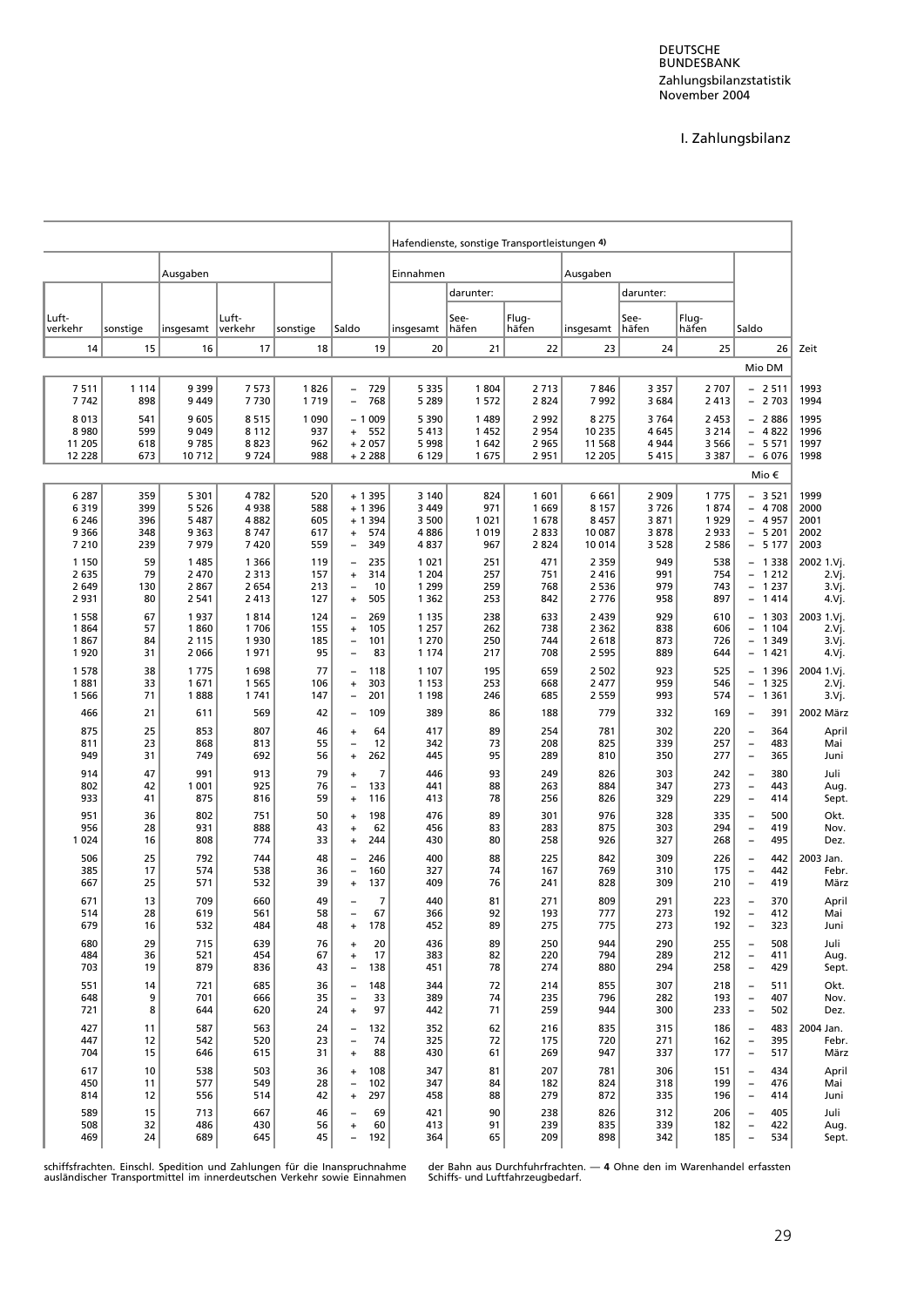DEUTSCHE BUNDESBANK
Zahlungsbilanzstatistik
November 2004

# I. Zahlungsbilanz

| | | Ausgaben | | | | Hafendienste, sonstige Transportleistungen 4) | | | | | | | |
|---|---|---|---|---|---|---|---|---|---|---|---|---|---|
| | | | | | | Einnahmen | | | Ausgaben | | | | |
| | | | | | | | darunter: | | | darunter: | | | |
| Luft-verkehr | sonstige | insgesamt | Luft-verkehr | sonstige | Saldo | insgesamt | See-häfen | Flug-häfen | insgesamt | See-häfen | Flug-häfen | Saldo | |
| 14 | 15 | 16 | 17 | 18 | 19 | 20 | 21 | 22 | 23 | 24 | 25 | 26 | Zeit |
| | | | | | | | | | | | | Mio DM | |
| 7 511 | 1 114 | 9 399 | 7 573 | 1 826 | – 729 | 5 335 | 1 804 | 2 713 | 7 846 | 3 357 | 2 707 | – 2 511 | 1993 |
| 7 742 | 898 | 9 449 | 7 730 | 1 719 | – 768 | 5 289 | 1 572 | 2 824 | 7 992 | 3 684 | 2 413 | – 2 703 | 1994 |
| 8 013 | 541 | 9 605 | 8 515 | 1 090 | – 1 009 | 5 390 | 1 489 | 2 992 | 8 275 | 3 764 | 2 453 | – 2 886 | 1995 |
| 8 980 | 599 | 9 049 | 8 112 | 937 | + 552 | 5 413 | 1 452 | 2 954 | 10 235 | 4 645 | 3 214 | – 4 822 | 1996 |
| 11 205 | 618 | 9 785 | 8 823 | 962 | + 2 057 | 5 998 | 1 642 | 2 965 | 11 568 | 4 944 | 3 566 | – 5 571 | 1997 |
| 12 228 | 673 | 10 712 | 9 724 | 988 | + 2 288 | 6 129 | 1 675 | 2 951 | 12 205 | 5 415 | 3 387 | – 6 076 | 1998 |
| | | | | | | | | | | | | Mio € | |
| 6 287 | 359 | 5 301 | 4 782 | 520 | + 1 395 | 3 140 | 824 | 1 601 | 6 661 | 2 909 | 1 775 | – 3 521 | 1999 |
| 6 319 | 399 | 5 526 | 4 938 | 588 | + 1 396 | 3 449 | 971 | 1 669 | 8 157 | 3 726 | 1 874 | – 4 708 | 2000 |
| 6 246 | 396 | 5 487 | 4 882 | 605 | + 1 394 | 3 500 | 1 021 | 1 678 | 8 457 | 3 871 | 1 929 | – 4 957 | 2001 |
| 9 366 | 348 | 9 363 | 8 747 | 617 | + 574 | 4 886 | 1 019 | 2 833 | 10 087 | 3 878 | 2 933 | – 5 201 | 2002 |
| 7 210 | 239 | 7 979 | 7 420 | 559 | – 349 | 4 837 | 967 | 2 824 | 10 014 | 3 528 | 2 586 | – 5 177 | 2003 |
| 1 150 | 59 | 1 485 | 1 366 | 119 | – 235 | 1 021 | 251 | 471 | 2 359 | 949 | 538 | – 1 338 | 2002 1.Vj. |
| 2 635 | 79 | 2 470 | 2 313 | 157 | + 314 | 1 204 | 257 | 751 | 2 416 | 991 | 754 | – 1 212 | 2.Vj. |
| 2 649 | 130 | 2 867 | 2 654 | 213 | – 10 | 1 299 | 259 | 768 | 2 536 | 979 | 743 | – 1 237 | 3.Vj. |
| 2 931 | 80 | 2 541 | 2 413 | 127 | + 505 | 1 362 | 253 | 842 | 2 776 | 958 | 897 | – 1 414 | 4.Vj. |
| 1 558 | 67 | 1 937 | 1 814 | 124 | – 269 | 1 135 | 238 | 633 | 2 439 | 929 | 610 | – 1 303 | 2003 1.Vj. |
| 1 864 | 57 | 1 860 | 1 706 | 155 | + 105 | 1 257 | 262 | 738 | 2 362 | 838 | 606 | – 1 104 | 2.Vj. |
| 1 867 | 84 | 2 115 | 1 930 | 185 | – 101 | 1 270 | 250 | 744 | 2 618 | 873 | 726 | – 1 349 | 3.Vj. |
| 1 920 | 31 | 2 066 | 1 971 | 95 | – 83 | 1 174 | 217 | 708 | 2 595 | 889 | 644 | – 1 421 | 4.Vj. |
| 1 578 | 38 | 1 775 | 1 698 | 77 | – 118 | 1 107 | 195 | 659 | 2 502 | 923 | 525 | – 1 396 | 2004 1.Vj. |
| 1 881 | 33 | 1 671 | 1 565 | 106 | + 303 | 1 153 | 253 | 668 | 2 477 | 959 | 546 | – 1 325 | 2.Vj. |
| 1 566 | 71 | 1 888 | 1 741 | 147 | – 201 | 1 198 | 246 | 685 | 2 559 | 993 | 574 | – 1 361 | 3.Vj. |
| 466 | 21 | 611 | 569 | 42 | – 109 | 389 | 86 | 188 | 779 | 332 | 169 | – 391 | 2002 März |
| 875 | 25 | 853 | 807 | 46 | + 64 | 417 | 89 | 254 | 781 | 302 | 220 | – 364 | April |
| 811 | 23 | 868 | 813 | 55 | – 12 | 342 | 73 | 208 | 825 | 339 | 257 | – 483 | Mai |
| 949 | 31 | 749 | 692 | 56 | + 262 | 445 | 95 | 289 | 810 | 350 | 277 | – 365 | Juni |
| 914 | 47 | 991 | 913 | 79 | + 7 | 446 | 93 | 249 | 826 | 303 | 242 | – 380 | Juli |
| 802 | 42 | 1 001 | 925 | 76 | – 133 | 441 | 88 | 263 | 884 | 347 | 273 | – 443 | Aug. |
| 933 | 41 | 875 | 816 | 59 | + 116 | 413 | 78 | 256 | 826 | 329 | 229 | – 414 | Sept. |
| 951 | 36 | 802 | 751 | 50 | + 198 | 476 | 89 | 301 | 976 | 328 | 335 | – 500 | Okt. |
| 956 | 28 | 931 | 888 | 43 | + 62 | 456 | 83 | 283 | 875 | 303 | 294 | – 419 | Nov. |
| 1 024 | 16 | 808 | 774 | 33 | + 244 | 430 | 80 | 258 | 926 | 327 | 268 | – 495 | Dez. |
| 506 | 25 | 792 | 744 | 48 | – 246 | 400 | 88 | 225 | 842 | 309 | 226 | – 442 | 2003 Jan. |
| 385 | 17 | 574 | 538 | 36 | – 160 | 327 | 74 | 167 | 769 | 310 | 175 | – 442 | Febr. |
| 667 | 25 | 571 | 532 | 39 | + 137 | 409 | 76 | 241 | 828 | 309 | 210 | – 419 | März |
| 671 | 13 | 709 | 660 | 49 | – 7 | 440 | 81 | 271 | 809 | 291 | 223 | – 370 | April |
| 514 | 28 | 619 | 561 | 58 | – 67 | 366 | 92 | 193 | 777 | 273 | 192 | – 412 | Mai |
| 679 | 16 | 532 | 484 | 48 | + 178 | 452 | 89 | 275 | 775 | 273 | 192 | – 323 | Juni |
| 680 | 29 | 715 | 639 | 76 | + 20 | 436 | 89 | 250 | 944 | 290 | 255 | – 508 | Juli |
| 484 | 36 | 521 | 454 | 67 | + 17 | 383 | 82 | 220 | 794 | 289 | 212 | – 411 | Aug. |
| 703 | 19 | 879 | 836 | 43 | – 138 | 451 | 78 | 274 | 880 | 294 | 258 | – 429 | Sept. |
| 551 | 14 | 721 | 685 | 36 | – 148 | 344 | 72 | 214 | 855 | 307 | 218 | – 511 | Okt. |
| 648 | 9 | 701 | 666 | 35 | – 33 | 389 | 74 | 235 | 796 | 282 | 193 | – 407 | Nov. |
| 721 | 8 | 644 | 620 | 24 | + 97 | 442 | 71 | 259 | 944 | 300 | 233 | – 502 | Dez. |
| 427 | 11 | 587 | 563 | 24 | – 132 | 352 | 62 | 216 | 835 | 315 | 186 | – 483 | 2004 Jan. |
| 447 | 12 | 542 | 520 | 23 | – 74 | 325 | 72 | 175 | 720 | 271 | 162 | – 395 | Febr. |
| 704 | 15 | 646 | 615 | 31 | + 88 | 430 | 61 | 269 | 947 | 337 | 177 | – 517 | März |
| 617 | 10 | 538 | 503 | 36 | + 108 | 347 | 81 | 207 | 781 | 306 | 151 | – 434 | April |
| 450 | 11 | 577 | 549 | 28 | – 102 | 347 | 84 | 182 | 824 | 318 | 199 | – 476 | Mai |
| 814 | 12 | 556 | 514 | 42 | + 297 | 458 | 88 | 279 | 872 | 335 | 196 | – 414 | Juni |
| 589 | 15 | 713 | 667 | 46 | – 69 | 421 | 90 | 238 | 826 | 312 | 206 | – 405 | Juli |
| 508 | 32 | 486 | 430 | 56 | + 60 | 413 | 91 | 239 | 835 | 339 | 182 | – 422 | Aug. |
| 469 | 24 | 689 | 645 | 45 | – 192 | 364 | 65 | 209 | 898 | 342 | 185 | – 534 | Sept. |

schiffsfrachten. Einschl. Spedition und Zahlungen für die Inanspruchnahme ausländischer Transportmittel im innerdeutschen Verkehr sowie Einnahmen der Bahn aus Durchfuhrfrachten. — **4** Ohne den im Warenhandel erfassten Schiffs- und Luftfahrzeugbedarf.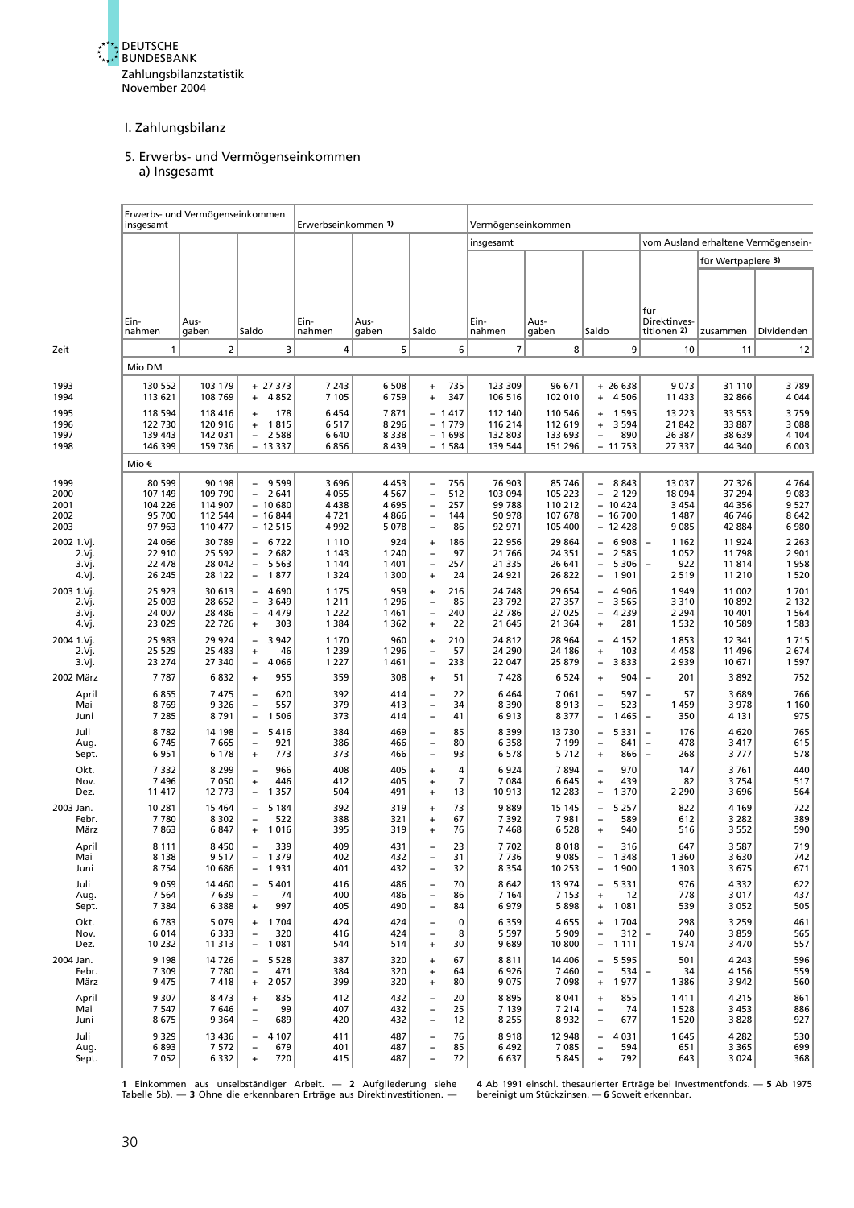I. Zahlungsbilanz

5. Erwerbs- und Vermögenseinkommen
a) Insgesamt

| Zeit | Erwerbs- und Vermögenseinkommen insgesamt | | | Erwerbseinkommen 1) | | | Vermögenseinkommen | | | | | |
|---|---|---|---|---|---|---|---|---|---|---|---|---|
| | | | | | | | insgesamt | | | vom Ausland erhaltene Vermögensein- | | |
| | | | | | | | | | | für Direktinvestitionen 2) | für Wertpapiere 3) | |
| | Einnahmen | Ausgaben | Saldo | Einnahmen | Ausgaben | Saldo | Einnahmen | Ausgaben | Saldo | | zusammen | Dividenden |
| | 1 | 2 | 3 | 4 | 5 | 6 | 7 | 8 | 9 | 10 | 11 | 12 |
| | Mio DM | | | | | | | | | | | |
| 1993 | 130 552 | 103 179 | + 27 373 | 7 243 | 6 508 | + 735 | 123 309 | 96 671 | + 26 638 | 9 073 | 31 110 | 3 789 |
| 1994 | 113 621 | 108 769 | + 4 852 | 7 105 | 6 759 | + 347 | 106 516 | 102 010 | + 4 506 | 11 433 | 32 866 | 4 044 |
| 1995 | 118 594 | 118 416 | + 178 | 6 454 | 7 871 | − 1 417 | 112 140 | 110 546 | + 1 595 | 13 223 | 33 553 | 3 759 |
| 1996 | 122 730 | 120 916 | + 1 815 | 6 517 | 8 296 | − 1 779 | 116 214 | 112 619 | + 3 594 | 21 842 | 33 887 | 3 088 |
| 1997 | 139 443 | 142 031 | − 2 588 | 6 640 | 8 338 | − 1 698 | 132 803 | 133 693 | − 890 | 26 387 | 38 639 | 4 104 |
| 1998 | 146 399 | 159 736 | − 13 337 | 6 856 | 8 439 | − 1 584 | 139 544 | 151 296 | − 11 753 | 27 337 | 44 340 | 6 003 |
| | Mio € | | | | | | | | | | | |
| 1999 | 80 599 | 90 198 | − 9 599 | 3 696 | 4 453 | − 756 | 76 903 | 85 746 | − 8 843 | 13 037 | 27 326 | 4 764 |
| 2000 | 107 149 | 109 790 | − 2 641 | 4 055 | 4 567 | − 512 | 103 094 | 105 223 | − 2 129 | 18 094 | 37 294 | 9 083 |
| 2001 | 104 226 | 114 907 | − 10 680 | 4 438 | 4 695 | − 257 | 99 788 | 110 212 | − 10 424 | 3 454 | 44 356 | 9 527 |
| 2002 | 95 700 | 112 544 | − 16 844 | 4 721 | 4 866 | − 144 | 90 978 | 107 678 | − 16 700 | 1 487 | 46 746 | 8 642 |
| 2003 | 97 963 | 110 477 | − 12 515 | 4 992 | 5 078 | − 86 | 92 971 | 105 400 | − 12 428 | 9 085 | 42 884 | 6 980 |
| 2002 1.Vj. | 24 066 | 30 789 | − 6 722 | 1 110 | 924 | + 186 | 22 956 | 29 864 | − 6 908 | − 1 162 | 11 924 | 2 263 |
| 2.Vj. | 22 910 | 25 592 | − 2 682 | 1 143 | 1 240 | − 97 | 21 766 | 24 351 | − 2 585 | 1 052 | 11 798 | 2 901 |
| 3.Vj. | 22 478 | 28 042 | − 5 563 | 1 144 | 1 401 | − 257 | 21 335 | 26 641 | − 5 306 | − 922 | 11 814 | 1 958 |
| 4.Vj. | 26 245 | 28 122 | − 1 877 | 1 324 | 1 300 | + 24 | 24 921 | 26 822 | − 1 901 | 2 519 | 11 210 | 1 520 |
| 2003 1.Vj. | 25 923 | 30 613 | − 4 690 | 1 175 | 959 | + 216 | 24 748 | 29 654 | − 4 906 | 1 949 | 11 002 | 1 701 |
| 2.Vj. | 25 003 | 28 652 | − 3 649 | 1 211 | 1 296 | − 85 | 23 792 | 27 357 | − 3 565 | 3 310 | 10 892 | 2 132 |
| 3.Vj. | 24 007 | 28 486 | − 4 479 | 1 222 | 1 461 | − 240 | 22 786 | 27 025 | − 4 239 | 2 294 | 10 401 | 1 564 |
| 4.Vj. | 23 029 | 22 726 | + 303 | 1 384 | 1 362 | + 22 | 21 645 | 21 364 | + 281 | 1 532 | 10 589 | 1 583 |
| 2004 1.Vj. | 25 983 | 29 924 | − 3 942 | 1 170 | 960 | + 210 | 24 812 | 28 964 | − 4 152 | 1 853 | 12 341 | 1 715 |
| 2.Vj. | 25 529 | 25 483 | + 46 | 1 239 | 1 296 | − 57 | 24 290 | 24 186 | + 103 | 4 458 | 11 496 | 2 674 |
| 3.Vj. | 23 274 | 27 340 | − 4 066 | 1 227 | 1 461 | − 233 | 22 047 | 25 879 | − 3 833 | 2 939 | 10 671 | 1 597 |
| 2002 März | 7 787 | 6 832 | + 955 | 359 | 308 | + 51 | 7 428 | 6 524 | + 904 | − 201 | 3 892 | 752 |
| April | 6 855 | 7 475 | − 620 | 392 | 414 | − 22 | 6 464 | 7 061 | − 597 | − 57 | 3 689 | 766 |
| Mai | 8 769 | 9 326 | − 557 | 379 | 413 | − 34 | 8 390 | 8 913 | − 523 | 1 459 | 3 978 | 1 160 |
| Juni | 7 285 | 8 791 | − 1 506 | 373 | 414 | − 41 | 6 913 | 8 377 | − 1 465 | − 350 | 4 131 | 975 |
| Juli | 8 782 | 14 198 | − 5 416 | 384 | 469 | − 85 | 8 399 | 13 730 | − 5 331 | − 176 | 4 620 | 765 |
| Aug. | 6 745 | 7 665 | − 921 | 386 | 466 | − 80 | 6 358 | 7 199 | − 841 | − 478 | 3 417 | 615 |
| Sept. | 6 951 | 6 178 | + 773 | 373 | 466 | − 93 | 6 578 | 5 712 | + 866 | − 268 | 3 777 | 578 |
| Okt. | 7 332 | 8 299 | − 966 | 408 | 405 | + 4 | 6 924 | 7 894 | − 970 | 147 | 3 761 | 440 |
| Nov. | 7 496 | 7 050 | + 446 | 412 | 405 | + 7 | 7 084 | 6 645 | + 439 | 82 | 3 754 | 517 |
| Dez. | 11 417 | 12 773 | − 1 357 | 504 | 491 | + 13 | 10 913 | 12 283 | − 1 370 | 2 290 | 3 696 | 564 |
| 2003 Jan. | 10 281 | 15 464 | − 5 184 | 392 | 319 | + 73 | 9 889 | 15 145 | − 5 257 | 822 | 4 169 | 722 |
| Febr. | 7 780 | 8 302 | − 522 | 388 | 321 | + 67 | 7 392 | 7 981 | − 589 | 612 | 3 282 | 389 |
| März | 7 863 | 6 847 | + 1 016 | 395 | 319 | + 76 | 7 468 | 6 528 | + 940 | 516 | 3 552 | 590 |
| April | 8 111 | 8 450 | − 339 | 409 | 431 | − 23 | 7 702 | 8 018 | − 316 | 647 | 3 587 | 719 |
| Mai | 8 138 | 9 517 | − 1 379 | 402 | 432 | − 31 | 7 736 | 9 085 | − 1 348 | 1 360 | 3 630 | 742 |
| Juni | 8 754 | 10 686 | − 1 931 | 401 | 432 | − 32 | 8 354 | 10 253 | − 1 900 | 1 303 | 3 675 | 671 |
| Juli | 9 059 | 14 460 | − 5 401 | 416 | 486 | − 70 | 8 642 | 13 974 | − 5 331 | 976 | 4 332 | 622 |
| Aug. | 7 564 | 7 639 | − 74 | 400 | 486 | − 86 | 7 164 | 7 153 | + 12 | 778 | 3 017 | 437 |
| Sept. | 7 384 | 6 388 | + 997 | 405 | 490 | − 84 | 6 979 | 5 898 | + 1 081 | 539 | 3 052 | 505 |
| Okt. | 6 783 | 5 079 | + 1 704 | 424 | 424 | − 0 | 6 359 | 4 655 | + 1 704 | 298 | 3 259 | 461 |
| Nov. | 6 014 | 6 333 | − 320 | 416 | 424 | − 8 | 5 597 | 5 909 | − 312 | − 740 | 3 859 | 565 |
| Dez. | 10 232 | 11 313 | − 1 081 | 544 | 514 | + 30 | 9 689 | 10 800 | − 1 111 | 1 974 | 3 470 | 557 |
| 2004 Jan. | 9 198 | 14 726 | − 5 528 | 387 | 320 | + 67 | 8 811 | 14 406 | − 5 595 | 501 | 4 243 | 596 |
| Febr. | 7 309 | 7 780 | − 471 | 384 | 320 | + 64 | 6 926 | 7 460 | − 534 | − 34 | 4 156 | 559 |
| März | 9 475 | 7 418 | + 2 057 | 399 | 320 | + 80 | 9 075 | 7 098 | + 1 977 | 1 386 | 3 942 | 560 |
| April | 9 307 | 8 473 | + 835 | 412 | 432 | − 20 | 8 895 | 8 041 | + 855 | 1 411 | 4 215 | 861 |
| Mai | 7 547 | 7 646 | − 99 | 407 | 432 | − 25 | 7 139 | 7 214 | − 74 | 1 528 | 3 453 | 886 |
| Juni | 8 675 | 9 364 | − 689 | 420 | 432 | − 12 | 8 255 | 8 932 | − 677 | 1 520 | 3 828 | 927 |
| Juli | 9 329 | 13 436 | − 4 107 | 411 | 487 | − 76 | 8 918 | 12 948 | − 4 031 | 1 645 | 4 282 | 530 |
| Aug. | 6 893 | 7 572 | − 679 | 401 | 487 | − 85 | 6 492 | 7 085 | − 594 | 651 | 3 365 | 699 |
| Sept. | 7 052 | 6 332 | + 720 | 415 | 487 | − 72 | 6 637 | 5 845 | + 792 | 643 | 3 024 | 368 |

**1** Einkommen aus unselbständiger Arbeit. — **2** Aufgliederung siehe Tabelle 5b). — **3** Ohne die erkennbaren Erträge aus Direktinvestitionen. — **4** Ab 1991 einschl. thesaurierter Erträge bei Investmentfonds. — **5** Ab 1975 bereinigt um Stückzinsen. — **6** Soweit erkennbar.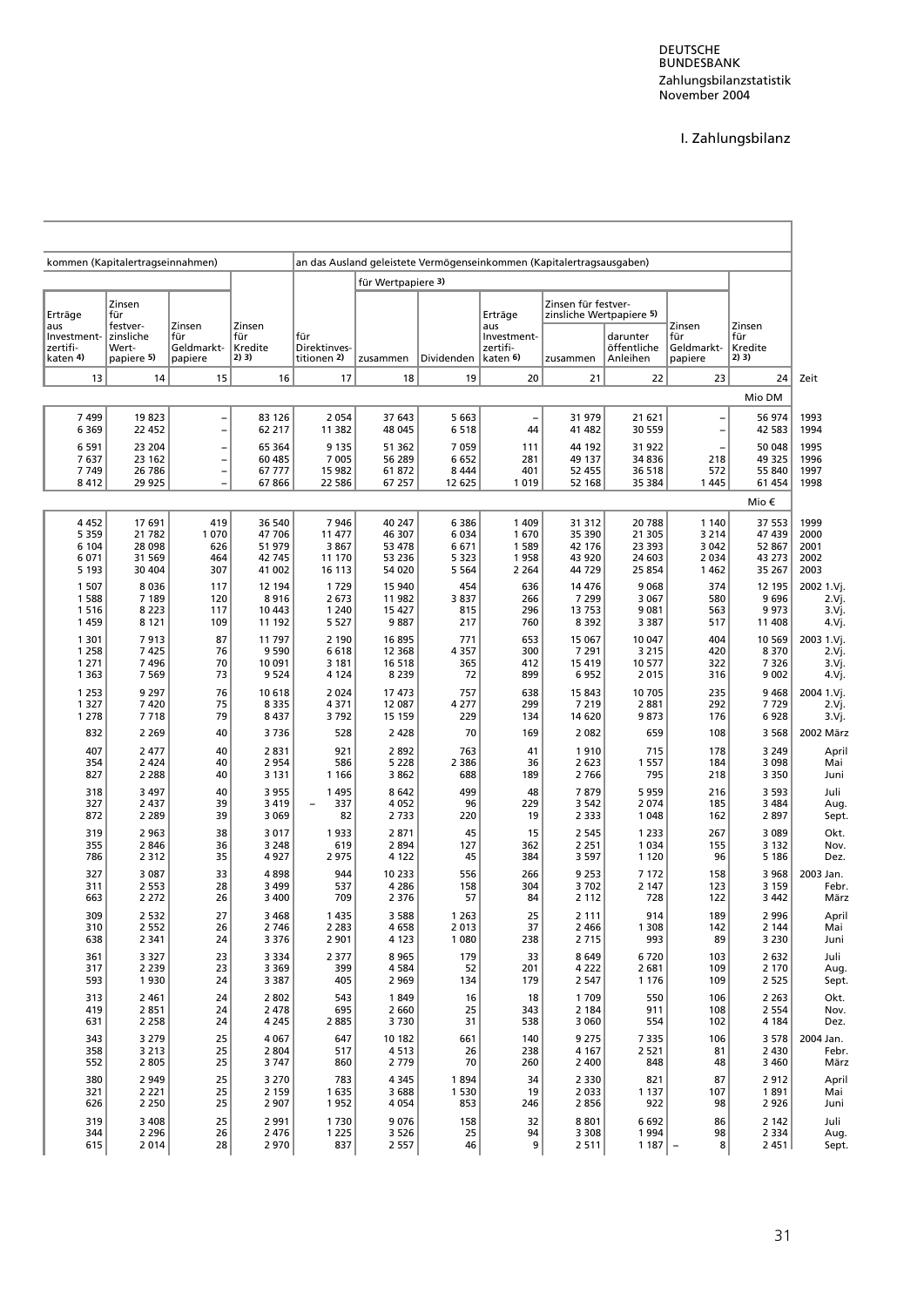# I. Zahlungsbilanz

| kommen (Kapitalertragseinnahmen) | | | | an das Ausland geleistete Vermögenseinkommen (Kapitalertragsausgaben) | | | | | | | | |
|---|---|---|---|---|---|---|---|---|---|---|---|---|
| | | | | | für Wertpapiere 3) | | | | | | | |
| | | | | | | | | Zinsen für festverzinsliche Wertpapiere 5) | | | | |
| Erträge aus Investment-zertifikaten 4) | Zinsen für festverzinsliche Wertpapiere 5) | Zinsen für Geldmarktpapiere | Zinsen für Kredite 2) 3) | für Direktinvestitionen 2) | zusammen | Dividenden | Erträge aus Investment-zertifikaten 6) | zusammen | darunter öffentliche Anleihen | Zinsen für Geldmarktpapiere | Zinsen für Kredite 2) 3) | |
| 13 | 14 | 15 | 16 | 17 | 18 | 19 | 20 | 21 | 22 | 23 | 24 | Zeit |
| | | | | | | | | | | | Mio DM | |
| 7 499 | 19 823 | – | 83 126 | 2 054 | 37 643 | 5 663 | – | 31 979 | 21 621 | – | 56 974 | 1993 |
| 6 369 | 22 452 | – | 62 217 | 11 382 | 48 045 | 6 518 | 44 | 41 482 | 30 559 | – | 42 583 | 1994 |
| 6 591 | 23 204 | – | 65 364 | 9 135 | 51 362 | 7 059 | 111 | 44 192 | 31 922 | – | 50 048 | 1995 |
| 7 637 | 23 162 | – | 60 485 | 7 005 | 56 289 | 6 652 | 281 | 49 137 | 34 836 | 218 | 49 325 | 1996 |
| 7 749 | 26 786 | – | 67 777 | 15 982 | 61 872 | 8 444 | 401 | 52 455 | 36 518 | 572 | 55 840 | 1997 |
| 8 412 | 29 925 | – | 67 866 | 22 586 | 67 257 | 12 625 | 1 019 | 52 168 | 35 384 | 1 445 | 61 454 | 1998 |
| | | | | | | | | | | | Mio € | |
| 4 452 | 17 691 | 419 | 36 540 | 7 946 | 40 247 | 6 386 | 1 409 | 31 312 | 20 788 | 1 140 | 37 553 | 1999 |
| 5 359 | 21 782 | 1 070 | 47 706 | 11 477 | 46 307 | 6 034 | 1 670 | 35 390 | 21 305 | 3 214 | 47 439 | 2000 |
| 6 104 | 28 098 | 626 | 51 979 | 3 867 | 53 478 | 6 671 | 1 589 | 42 176 | 23 393 | 3 042 | 52 867 | 2001 |
| 6 071 | 31 569 | 464 | 42 745 | 11 170 | 53 236 | 5 323 | 1 958 | 43 920 | 24 603 | 2 034 | 43 273 | 2002 |
| 5 193 | 30 404 | 307 | 41 002 | 16 113 | 54 020 | 5 564 | 2 264 | 44 729 | 25 854 | 1 462 | 35 267 | 2003 |
| 1 507 | 8 036 | 117 | 12 194 | 1 729 | 15 940 | 454 | 636 | 14 476 | 9 068 | 374 | 12 195 | 2002 1.Vj. |
| 1 588 | 7 189 | 120 | 8 916 | 2 673 | 11 982 | 3 837 | 266 | 7 299 | 3 067 | 580 | 9 696 | 2.Vj. |
| 1 516 | 8 223 | 117 | 10 443 | 1 240 | 15 427 | 815 | 296 | 13 753 | 9 081 | 563 | 9 973 | 3.Vj. |
| 1 459 | 8 121 | 109 | 11 192 | 5 527 | 9 887 | 217 | 760 | 8 392 | 3 387 | 517 | 11 408 | 4.Vj. |
| 1 301 | 7 913 | 87 | 11 797 | 2 190 | 16 895 | 771 | 653 | 15 067 | 10 047 | 404 | 10 569 | 2003 1.Vj. |
| 1 258 | 7 425 | 76 | 9 590 | 6 618 | 12 368 | 4 357 | 300 | 7 291 | 3 215 | 420 | 8 370 | 2.Vj. |
| 1 271 | 7 496 | 70 | 10 091 | 3 181 | 16 518 | 365 | 412 | 15 419 | 10 577 | 322 | 7 326 | 3.Vj. |
| 1 363 | 7 569 | 73 | 9 524 | 4 124 | 8 239 | 72 | 899 | 6 952 | 2 015 | 316 | 9 002 | 4.Vj. |
| 1 253 | 9 297 | 76 | 10 618 | 2 024 | 17 473 | 757 | 638 | 15 843 | 10 705 | 235 | 9 468 | 2004 1.Vj. |
| 1 327 | 7 420 | 75 | 8 335 | 4 371 | 12 087 | 4 277 | 299 | 7 219 | 2 881 | 292 | 7 729 | 2.Vj. |
| 1 278 | 7 718 | 79 | 8 437 | 3 792 | 15 159 | 229 | 134 | 14 620 | 9 873 | 176 | 6 928 | 3.Vj. |
| 832 | 2 269 | 40 | 3 736 | 528 | 2 428 | 70 | 169 | 2 082 | 659 | 108 | 3 568 | 2002 März |
| 407 | 2 477 | 40 | 2 831 | 921 | 2 892 | 763 | 41 | 1 910 | 715 | 178 | 3 249 | April |
| 354 | 2 424 | 40 | 2 954 | 586 | 5 228 | 2 386 | 36 | 2 623 | 1 557 | 184 | 3 098 | Mai |
| 827 | 2 288 | 40 | 3 131 | 1 166 | 3 862 | 688 | 189 | 2 766 | 795 | 218 | 3 350 | Juni |
| 318 | 3 497 | 40 | 3 955 | 1 495 | 8 642 | 499 | 48 | 7 879 | 5 959 | 216 | 3 593 | Juli |
| 327 | 2 437 | 39 | 3 419 | – 337 | 4 052 | 96 | 229 | 3 542 | 2 074 | 185 | 3 484 | Aug. |
| 872 | 2 289 | 39 | 3 069 | 82 | 2 733 | 220 | 19 | 2 333 | 1 048 | 162 | 2 897 | Sept. |
| 319 | 2 963 | 38 | 3 017 | 1 933 | 2 871 | 45 | 15 | 2 545 | 1 233 | 267 | 3 089 | Okt. |
| 355 | 2 846 | 36 | 3 248 | 619 | 2 894 | 127 | 362 | 2 251 | 1 034 | 155 | 3 132 | Nov. |
| 786 | 2 312 | 35 | 4 927 | 2 975 | 4 122 | 45 | 384 | 3 597 | 1 120 | 96 | 5 186 | Dez. |
| 327 | 3 087 | 33 | 4 898 | 944 | 10 233 | 556 | 266 | 9 253 | 7 172 | 158 | 3 968 | 2003 Jan. |
| 311 | 2 553 | 28 | 3 499 | 537 | 4 286 | 158 | 304 | 3 702 | 2 147 | 123 | 3 159 | Febr. |
| 663 | 2 272 | 26 | 3 400 | 709 | 2 376 | 57 | 84 | 2 112 | 728 | 122 | 3 442 | März |
| 309 | 2 532 | 27 | 3 468 | 1 435 | 3 588 | 1 263 | 25 | 2 111 | 914 | 189 | 2 996 | April |
| 310 | 2 552 | 26 | 2 746 | 2 283 | 4 658 | 2 013 | 37 | 2 466 | 1 308 | 142 | 2 144 | Mai |
| 638 | 2 341 | 24 | 3 376 | 2 901 | 4 123 | 1 080 | 238 | 2 715 | 993 | 89 | 3 230 | Juni |
| 361 | 3 327 | 23 | 3 334 | 2 377 | 8 965 | 179 | 33 | 8 649 | 6 720 | 103 | 2 632 | Juli |
| 317 | 2 239 | 23 | 3 369 | 399 | 4 584 | 52 | 201 | 4 222 | 2 681 | 109 | 2 170 | Aug. |
| 593 | 1 930 | 24 | 3 387 | 405 | 2 969 | 134 | 179 | 2 547 | 1 176 | 109 | 2 525 | Sept. |
| 313 | 2 461 | 24 | 2 802 | 543 | 1 849 | 16 | 18 | 1 709 | 550 | 106 | 2 263 | Okt. |
| 419 | 2 851 | 24 | 2 478 | 695 | 2 660 | 25 | 343 | 2 184 | 911 | 108 | 2 554 | Nov. |
| 631 | 2 258 | 24 | 4 245 | 2 885 | 3 730 | 31 | 538 | 3 060 | 554 | 102 | 4 184 | Dez. |
| 343 | 3 279 | 25 | 4 067 | 647 | 10 182 | 661 | 140 | 9 275 | 7 335 | 106 | 3 578 | 2004 Jan. |
| 358 | 3 213 | 25 | 2 804 | 517 | 4 513 | 26 | 238 | 4 167 | 2 521 | 81 | 2 430 | Febr. |
| 552 | 2 805 | 25 | 3 747 | 860 | 2 779 | 70 | 260 | 2 400 | 848 | 48 | 3 460 | März |
| 380 | 2 949 | 25 | 3 270 | 783 | 4 345 | 1 894 | 34 | 2 330 | 821 | 87 | 2 912 | April |
| 321 | 2 221 | 25 | 2 159 | 1 635 | 3 688 | 1 530 | 19 | 2 033 | 1 137 | 107 | 1 891 | Mai |
| 626 | 2 250 | 25 | 2 907 | 1 952 | 4 054 | 853 | 246 | 2 856 | 922 | 98 | 2 926 | Juni |
| 319 | 3 408 | 25 | 2 991 | 1 730 | 9 076 | 158 | 32 | 8 801 | 6 692 | 86 | 2 142 | Juli |
| 344 | 2 296 | 26 | 2 476 | 1 225 | 3 526 | 25 | 94 | 3 308 | 1 994 | 98 | 2 334 | Aug. |
| 615 | 2 014 | 28 | 2 970 | 837 | 2 557 | 46 | 9 | 2 511 | 1 187 | – 8 | 2 451 | Sept. |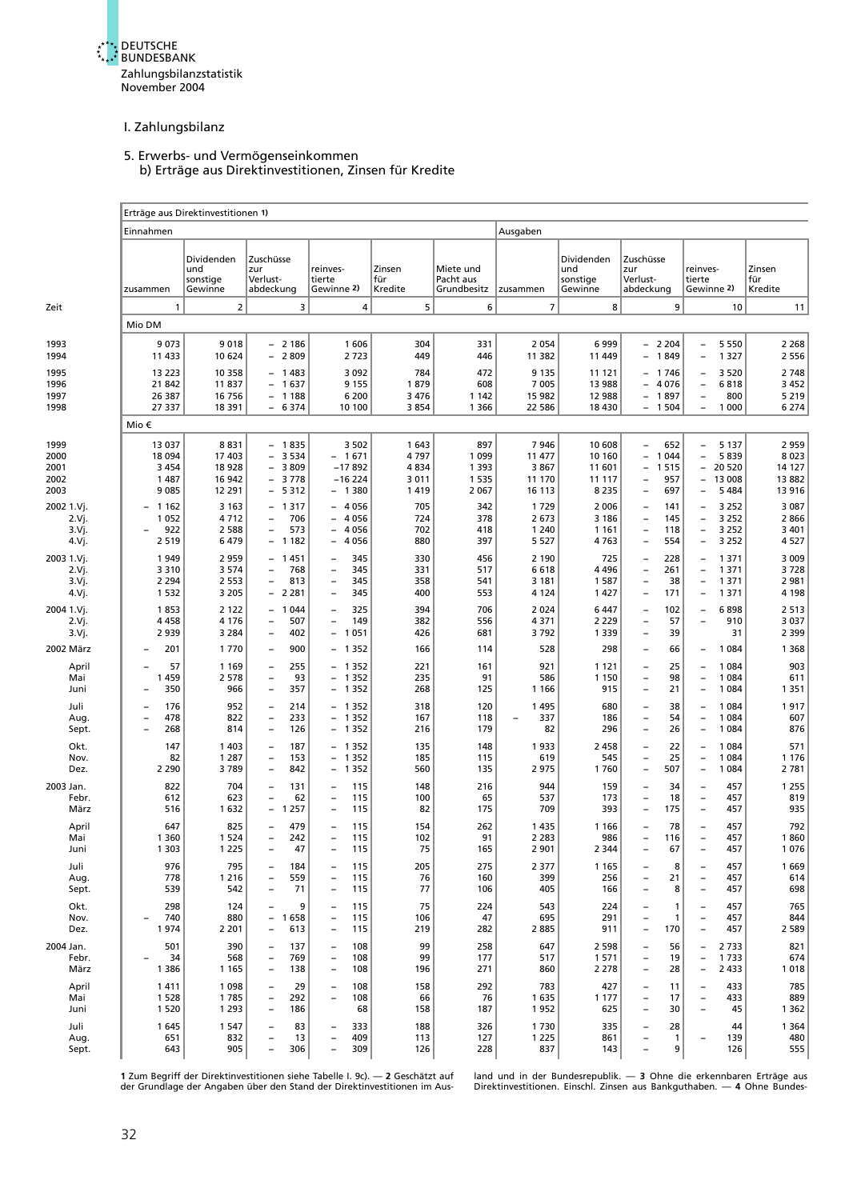I. Zahlungsbilanz

### 5. Erwerbs- und Vermögenseinkommen
b) Erträge aus Direktinvestitionen, Zinsen für Kredite

| | Erträge aus Direktinvestitionen [1] | | | | | | | | | | |
|---|---|---|---|---|---|---|---|---|---|---|---|
| | Einnahmen | | | | | | Ausgaben | | | | |
| | zusammen | Dividenden und sonstige Gewinne | Zuschüsse zur Verlust-abdeckung | reinves-tierte Gewinne [2] | Zinsen für Kredite | Miete und Pacht aus Grundbesitz | zusammen | Dividenden und sonstige Gewinne | Zuschüsse zur Verlust-abdeckung | reinves-tierte Gewinne [2] | Zinsen für Kredite |
| Zeit | 1 | 2 | 3 | 4 | 5 | 6 | 7 | 8 | 9 | 10 | 11 |
| | Mio DM | | | | | | | | | | |
| 1993 | 9 073 | 9 018 | – 2 186 | 1 606 | 304 | 331 | 2 054 | 6 999 | – 2 204 | – 5 550 | 2 268 |
| 1994 | 11 433 | 10 624 | – 2 809 | 2 723 | 449 | 446 | 11 382 | 11 449 | – 1 849 | – 1 327 | 2 556 |
| 1995 | 13 223 | 10 358 | – 1 483 | 3 092 | 784 | 472 | 9 135 | 11 121 | – 1 746 | – 3 520 | 2 748 |
| 1996 | 21 842 | 11 837 | – 1 637 | 9 155 | 1 879 | 608 | 7 005 | 13 988 | – 4 076 | – 6 818 | 3 452 |
| 1997 | 26 387 | 16 756 | – 1 188 | 6 200 | 3 476 | 1 142 | 15 982 | 12 988 | – 1 897 | – 800 | 5 219 |
| 1998 | 27 337 | 18 391 | – 6 374 | 10 100 | 3 854 | 1 366 | 22 586 | 18 430 | – 1 504 | – 1 000 | 6 274 |
| | Mio € | | | | | | | | | | |
| 1999 | 13 037 | 8 831 | – 1 835 | 3 502 | 1 643 | 897 | 7 946 | 10 608 | – 652 | – 5 137 | 2 959 |
| 2000 | 18 094 | 17 403 | – 3 534 | – 1 671 | 4 797 | 1 099 | 11 477 | 10 160 | – 1 044 | – 5 839 | 8 023 |
| 2001 | 3 454 | 18 928 | – 3 809 | –17 892 | 4 834 | 1 393 | 3 867 | 11 601 | – 1 515 | – 20 520 | 14 127 |
| 2002 | 1 487 | 16 942 | – 3 778 | –16 224 | 3 011 | 1 535 | 11 170 | 11 117 | – 957 | – 13 008 | 13 882 |
| 2003 | 9 085 | 12 291 | – 5 312 | – 1 380 | 1 419 | 2 067 | 16 113 | 8 235 | – 697 | – 5 484 | 13 916 |
| 2002 1.Vj. | – 1 162 | 3 163 | – 1 317 | – 4 056 | 705 | 342 | 1 729 | 2 006 | – 141 | – 3 252 | 3 087 |
| 2.Vj. | 1 052 | 4 712 | – 706 | – 4 056 | 724 | 378 | 2 673 | 3 186 | – 145 | – 3 252 | 2 866 |
| 3.Vj. | – 922 | 2 588 | – 573 | – 4 056 | 702 | 418 | 1 240 | 1 161 | – 118 | – 3 252 | 3 401 |
| 4.Vj. | 2 519 | 6 479 | – 1 182 | – 4 056 | 880 | 397 | 5 527 | 4 763 | – 554 | – 3 252 | 4 527 |
| 2003 1.Vj. | 1 949 | 2 959 | – 1 451 | – 345 | 330 | 456 | 2 190 | 725 | – 228 | – 1 371 | 3 009 |
| 2.Vj. | 3 310 | 3 574 | – 768 | – 345 | 331 | 517 | 6 618 | 4 496 | – 261 | – 1 371 | 3 728 |
| 3.Vj. | 2 294 | 2 553 | – 813 | – 345 | 358 | 541 | 3 181 | 1 587 | – 38 | – 1 371 | 2 981 |
| 4.Vj. | 1 532 | 3 205 | – 2 281 | – 345 | 400 | 553 | 4 124 | 1 427 | – 171 | – 1 371 | 4 198 |
| 2004 1.Vj. | 1 853 | 2 122 | – 1 044 | – 325 | 394 | 706 | 2 024 | 6 447 | – 102 | – 6 898 | 2 513 |
| 2.Vj. | 4 458 | 4 176 | – 507 | – 149 | 382 | 556 | 4 371 | 2 229 | – 57 | – 910 | 3 037 |
| 3.Vj. | 2 939 | 3 284 | – 402 | – 1 051 | 426 | 681 | 3 792 | 1 339 | – 39 | 31 | 2 399 |
| 2002 März | – 201 | 1 770 | – 900 | – 1 352 | 166 | 114 | 528 | 298 | – 66 | – 1 084 | 1 368 |
| April | – 57 | 1 169 | – 255 | – 1 352 | 221 | 161 | 921 | 1 121 | – 25 | – 1 084 | 903 |
| Mai | 1 459 | 2 578 | – 93 | – 1 352 | 235 | 91 | 586 | 1 150 | – 98 | – 1 084 | 611 |
| Juni | – 350 | 966 | – 357 | – 1 352 | 268 | 125 | 1 166 | 915 | – 21 | – 1 084 | 1 351 |
| Juli | – 176 | 952 | – 214 | – 1 352 | 318 | 120 | 1 495 | 680 | – 38 | – 1 084 | 1 917 |
| Aug. | – 478 | 822 | – 233 | – 1 352 | 167 | 118 | – 337 | 186 | – 54 | – 1 084 | 607 |
| Sept. | – 268 | 814 | – 126 | – 1 352 | 216 | 179 | 82 | 296 | – 26 | – 1 084 | 876 |
| Okt. | 147 | 1 403 | – 187 | – 1 352 | 135 | 148 | 1 933 | 2 458 | – 22 | – 1 084 | 571 |
| Nov. | 82 | 1 287 | – 153 | – 1 352 | 185 | 115 | 619 | 545 | – 25 | – 1 084 | 1 176 |
| Dez. | 2 290 | 3 789 | – 842 | – 1 352 | 560 | 135 | 2 975 | 1 760 | – 507 | – 1 084 | 2 781 |
| 2003 Jan. | 822 | 704 | – 131 | – 115 | 148 | 216 | 944 | 159 | – 34 | – 457 | 1 255 |
| Febr. | 612 | 623 | – 62 | – 115 | 100 | 65 | 537 | 173 | – 18 | – 457 | 819 |
| März | 516 | 1 632 | – 1 257 | – 115 | 82 | 175 | 709 | 393 | – 175 | – 457 | 935 |
| April | 647 | 825 | – 479 | – 115 | 154 | 262 | 1 435 | 1 166 | – 78 | – 457 | 792 |
| Mai | 1 360 | 1 524 | – 242 | – 115 | 102 | 91 | 2 283 | 986 | – 116 | – 457 | 1 860 |
| Juni | 1 303 | 1 225 | – 47 | – 115 | 75 | 165 | 2 901 | 2 344 | – 67 | – 457 | 1 076 |
| Juli | 976 | 795 | – 184 | – 115 | 205 | 275 | 2 377 | 1 165 | – 8 | – 457 | 1 669 |
| Aug. | 778 | 1 216 | – 559 | – 115 | 76 | 160 | 399 | 256 | – 21 | – 457 | 614 |
| Sept. | 539 | 542 | – 71 | – 115 | 77 | 106 | 405 | 166 | – 8 | – 457 | 698 |
| Okt. | 298 | 124 | – 9 | – 115 | 75 | 224 | 543 | 224 | – 1 | – 457 | 765 |
| Nov. | – 740 | 880 | – 1 658 | – 115 | 106 | 47 | 695 | 291 | – 1 | – 457 | 844 |
| Dez. | 1 974 | 2 201 | – 613 | – 115 | 219 | 282 | 2 885 | 911 | – 170 | – 457 | 2 589 |
| 2004 Jan. | 501 | 390 | – 137 | – 108 | 99 | 258 | 647 | 2 598 | – 56 | – 2 733 | 821 |
| Febr. | – 34 | 568 | – 769 | – 108 | 99 | 177 | 517 | 1 571 | – 19 | – 1 733 | 674 |
| März | 1 386 | 1 165 | – 138 | – 108 | 196 | 271 | 860 | 2 278 | – 28 | – 2 433 | 1 018 |
| April | 1 411 | 1 098 | – 29 | – 108 | 158 | 292 | 783 | 427 | – 11 | – 433 | 785 |
| Mai | 1 528 | 1 785 | – 292 | – 108 | 66 | 76 | 1 635 | 1 177 | – 17 | – 433 | 889 |
| Juni | 1 520 | 1 293 | – 186 | 68 | 158 | 187 | 1 952 | 625 | – 30 | – 45 | 1 362 |
| Juli | 1 645 | 1 547 | – 83 | – 333 | 188 | 326 | 1 730 | 335 | – 28 | 44 | 1 364 |
| Aug. | 651 | 832 | – 13 | – 409 | 113 | 127 | 1 225 | 861 | – 1 | – 139 | 480 |
| Sept. | 643 | 905 | – 306 | – 309 | 126 | 228 | 837 | 143 | – 9 | 126 | 555 |

**1** Zum Begriff der Direktinvestitionen siehe Tabelle I. 9c). — **2** Geschätzt auf der Grundlage der Angaben über den Stand der Direktinvestitionen im Ausland und in der Bundesrepublik. — **3** Ohne die erkennbaren Erträge aus Direktinvestitionen. Einschl. Zinsen aus Bankguthaben. — **4** Ohne Bundes-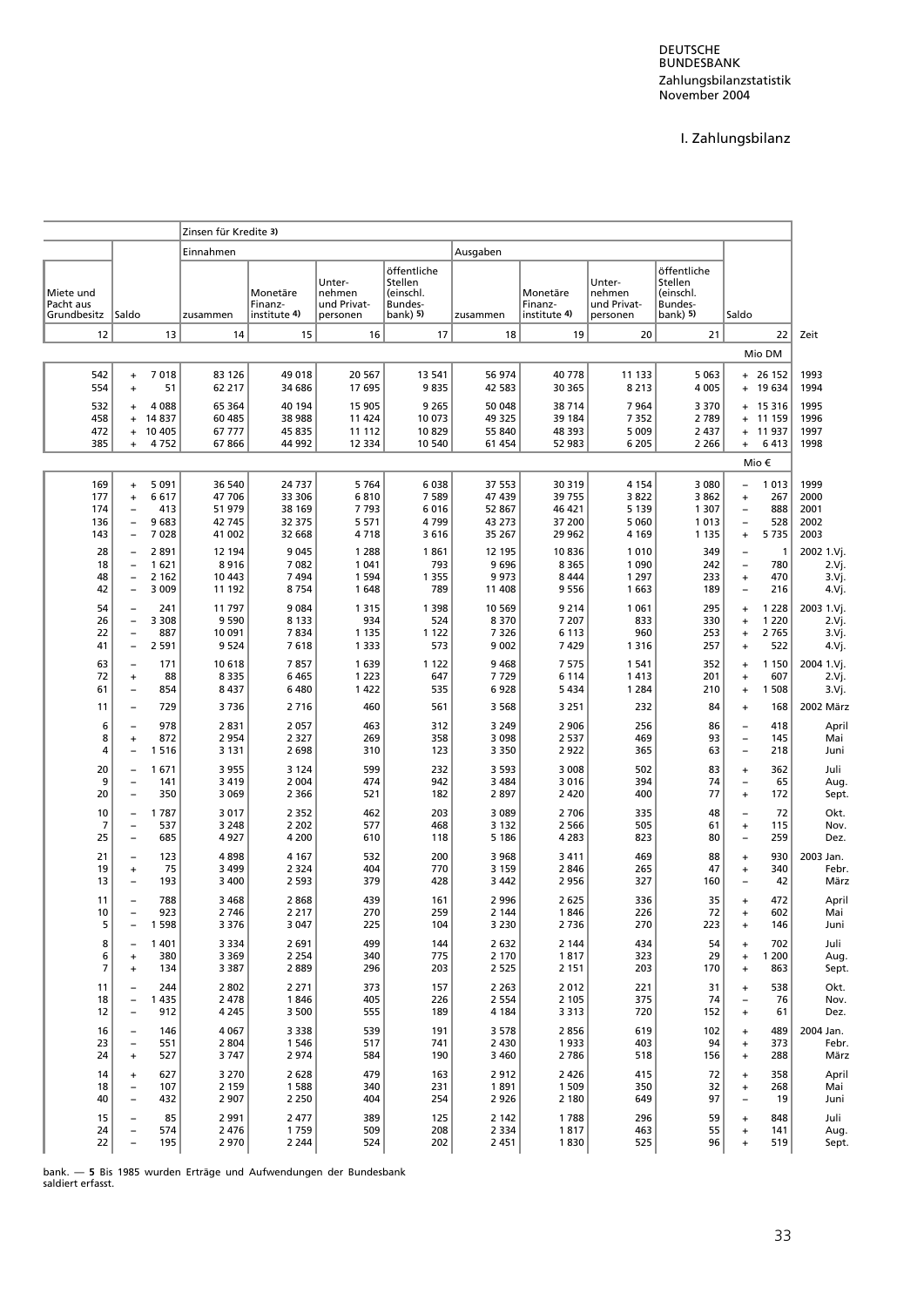# I. Zahlungsbilanz

| Miete und Pacht aus Grundbesitz | Saldo | Zinsen für Kredite 3) Einnahmen zusammen | Monetäre Finanz-institute 4) | Unter-nehmen und Privat-personen | öffentliche Stellen (einschl. Bundes-bank) 5) | Ausgaben zusammen | Monetäre Finanz-institute 4) | Unter-nehmen und Privat-personen | öffentliche Stellen (einschl. Bundes-bank) 5) | Saldo | Zeit |
|---|---|---|---|---|---|---|---|---|---|---|---|
| 12 | 13 | 14 | 15 | 16 | 17 | 18 | 19 | 20 | 21 | 22 | |
| | | | | | | | | | | Mio DM | |
| 542 | + 7 018 | 83 126 | 49 018 | 20 567 | 13 541 | 56 974 | 40 778 | 11 133 | 5 063 | + 26 152 | 1993 |
| 554 | + 51 | 62 217 | 34 686 | 17 695 | 9 835 | 42 583 | 30 365 | 8 213 | 4 005 | + 19 634 | 1994 |
| 532 | + 4 088 | 65 364 | 40 194 | 15 905 | 9 265 | 50 048 | 38 714 | 7 964 | 3 370 | + 15 316 | 1995 |
| 458 | + 14 837 | 60 485 | 38 988 | 11 424 | 10 073 | 49 325 | 39 184 | 7 352 | 2 789 | + 11 159 | 1996 |
| 472 | + 10 405 | 67 777 | 45 835 | 11 112 | 10 829 | 55 840 | 48 393 | 5 009 | 2 437 | + 11 937 | 1997 |
| 385 | + 4 752 | 67 866 | 44 992 | 12 334 | 10 540 | 61 454 | 52 983 | 6 205 | 2 266 | + 6 413 | 1998 |
| | | | | | | | | | | Mio € | |
| 169 | + 5 091 | 36 540 | 24 737 | 5 764 | 6 038 | 37 553 | 30 319 | 4 154 | 3 080 | – 1 013 | 1999 |
| 177 | + 6 617 | 47 706 | 33 306 | 6 810 | 7 589 | 47 439 | 39 755 | 3 822 | 3 862 | + 267 | 2000 |
| 174 | – 413 | 51 979 | 38 169 | 7 793 | 6 016 | 52 867 | 46 421 | 5 139 | 1 307 | – 888 | 2001 |
| 136 | – 9 683 | 42 745 | 32 375 | 5 571 | 4 799 | 43 273 | 37 200 | 5 060 | 1 013 | – 528 | 2002 |
| 143 | – 7 028 | 41 002 | 32 668 | 4 718 | 3 616 | 35 267 | 29 962 | 4 169 | 1 135 | + 5 735 | 2003 |
| 28 | – 2 891 | 12 194 | 9 045 | 1 288 | 1 861 | 12 195 | 10 836 | 1 010 | 349 | – 1 | 2002 1.Vj. |
| 18 | – 1 621 | 8 916 | 7 082 | 1 041 | 793 | 9 696 | 8 365 | 1 090 | 242 | – 780 | 2.Vj. |
| 48 | – 2 162 | 10 443 | 7 494 | 1 594 | 1 355 | 9 973 | 8 444 | 1 297 | 233 | + 470 | 3.Vj. |
| 42 | – 3 009 | 11 192 | 8 754 | 1 648 | 789 | 11 408 | 9 556 | 1 663 | 189 | – 216 | 4.Vj. |
| 54 | – 241 | 11 797 | 9 084 | 1 315 | 1 398 | 10 569 | 9 214 | 1 061 | 295 | + 1 228 | 2003 1.Vj. |
| 26 | – 3 308 | 9 590 | 8 133 | 934 | 524 | 8 370 | 7 207 | 833 | 330 | + 1 220 | 2.Vj. |
| 22 | – 887 | 10 091 | 7 834 | 1 135 | 1 122 | 7 326 | 6 113 | 960 | 253 | + 2 765 | 3.Vj. |
| 41 | – 2 591 | 9 524 | 7 618 | 1 333 | 573 | 9 002 | 7 429 | 1 316 | 257 | + 522 | 4.Vj. |
| 63 | – 171 | 10 618 | 7 857 | 1 639 | 1 122 | 9 468 | 7 575 | 1 541 | 352 | + 1 150 | 2004 1.Vj. |
| 72 | + 88 | 8 335 | 6 465 | 1 223 | 647 | 7 729 | 6 114 | 1 413 | 201 | + 607 | 2.Vj. |
| 61 | – 854 | 8 437 | 6 480 | 1 422 | 535 | 6 928 | 5 434 | 1 284 | 210 | + 1 508 | 3.Vj. |
| 11 | – 729 | 3 736 | 2 716 | 460 | 561 | 3 568 | 3 251 | 232 | 84 | + 168 | 2002 März |
| 6 | – 978 | 2 831 | 2 057 | 463 | 312 | 3 249 | 2 906 | 256 | 86 | – 418 | April |
| 8 | + 872 | 2 954 | 2 327 | 269 | 358 | 3 098 | 2 537 | 469 | 93 | – 145 | Mai |
| 4 | – 1 516 | 3 131 | 2 698 | 310 | 123 | 3 350 | 2 922 | 365 | 63 | – 218 | Juni |
| 20 | – 1 671 | 3 955 | 3 124 | 599 | 232 | 3 593 | 3 008 | 502 | 83 | + 362 | Juli |
| 9 | – 141 | 3 419 | 2 004 | 474 | 942 | 3 484 | 3 016 | 394 | 74 | – 65 | Aug. |
| 20 | – 350 | 3 069 | 2 366 | 521 | 182 | 2 897 | 2 420 | 400 | 77 | + 172 | Sept. |
| 10 | – 1 787 | 3 017 | 2 352 | 462 | 203 | 3 089 | 2 706 | 335 | 48 | – 72 | Okt. |
| 7 | – 537 | 3 248 | 2 202 | 577 | 468 | 3 132 | 2 566 | 505 | 61 | + 115 | Nov. |
| 25 | – 685 | 4 927 | 4 200 | 610 | 118 | 5 186 | 4 283 | 823 | 80 | – 259 | Dez. |
| 21 | – 123 | 4 898 | 4 167 | 532 | 200 | 3 968 | 3 411 | 469 | 88 | + 930 | 2003 Jan. |
| 19 | + 75 | 3 499 | 2 324 | 404 | 770 | 3 159 | 2 846 | 265 | 47 | + 340 | Febr. |
| 13 | – 193 | 3 400 | 2 593 | 379 | 428 | 3 442 | 2 956 | 327 | 160 | – 42 | März |
| 11 | – 788 | 3 468 | 2 868 | 439 | 161 | 2 996 | 2 625 | 336 | 35 | + 472 | April |
| 10 | – 923 | 2 746 | 2 217 | 270 | 259 | 2 144 | 1 846 | 226 | 72 | + 602 | Mai |
| 5 | – 1 598 | 3 376 | 3 047 | 225 | 104 | 3 230 | 2 736 | 270 | 223 | + 146 | Juni |
| 8 | – 1 401 | 3 334 | 2 691 | 499 | 144 | 2 632 | 2 144 | 434 | 54 | + 702 | Juli |
| 6 | + 380 | 3 369 | 2 254 | 340 | 775 | 2 170 | 1 817 | 323 | 29 | + 1 200 | Aug. |
| 7 | + 134 | 3 387 | 2 889 | 296 | 203 | 2 525 | 2 151 | 203 | 170 | + 863 | Sept. |
| 11 | – 244 | 2 802 | 2 271 | 373 | 157 | 2 263 | 2 012 | 221 | 31 | + 538 | Okt. |
| 18 | – 1 435 | 2 478 | 1 846 | 405 | 226 | 2 554 | 2 105 | 375 | 74 | – 76 | Nov. |
| 12 | – 912 | 4 245 | 3 500 | 555 | 189 | 4 184 | 3 313 | 720 | 152 | + 61 | Dez. |
| 16 | – 146 | 4 067 | 3 338 | 539 | 191 | 3 578 | 2 856 | 619 | 102 | + 489 | 2004 Jan. |
| 23 | – 551 | 2 804 | 1 546 | 517 | 741 | 2 430 | 1 933 | 403 | 94 | + 373 | Febr. |
| 24 | + 527 | 3 747 | 2 974 | 584 | 190 | 3 460 | 2 786 | 518 | 156 | + 288 | März |
| 14 | + 627 | 3 270 | 2 628 | 479 | 163 | 2 912 | 2 426 | 415 | 72 | + 358 | April |
| 18 | – 107 | 2 159 | 1 588 | 340 | 231 | 1 891 | 1 509 | 350 | 32 | + 268 | Mai |
| 40 | – 432 | 2 907 | 2 250 | 404 | 254 | 2 926 | 2 180 | 649 | 97 | – 19 | Juni |
| 15 | – 85 | 2 991 | 2 477 | 389 | 125 | 2 142 | 1 788 | 296 | 59 | + 848 | Juli |
| 24 | – 574 | 2 476 | 1 759 | 509 | 208 | 2 334 | 1 817 | 463 | 55 | + 141 | Aug. |
| 22 | – 195 | 2 970 | 2 244 | 524 | 202 | 2 451 | 1 830 | 525 | 96 | + 519 | Sept. |

bank. — 5 Bis 1985 wurden Erträge und Aufwendungen der Bundesbank saldiert erfasst.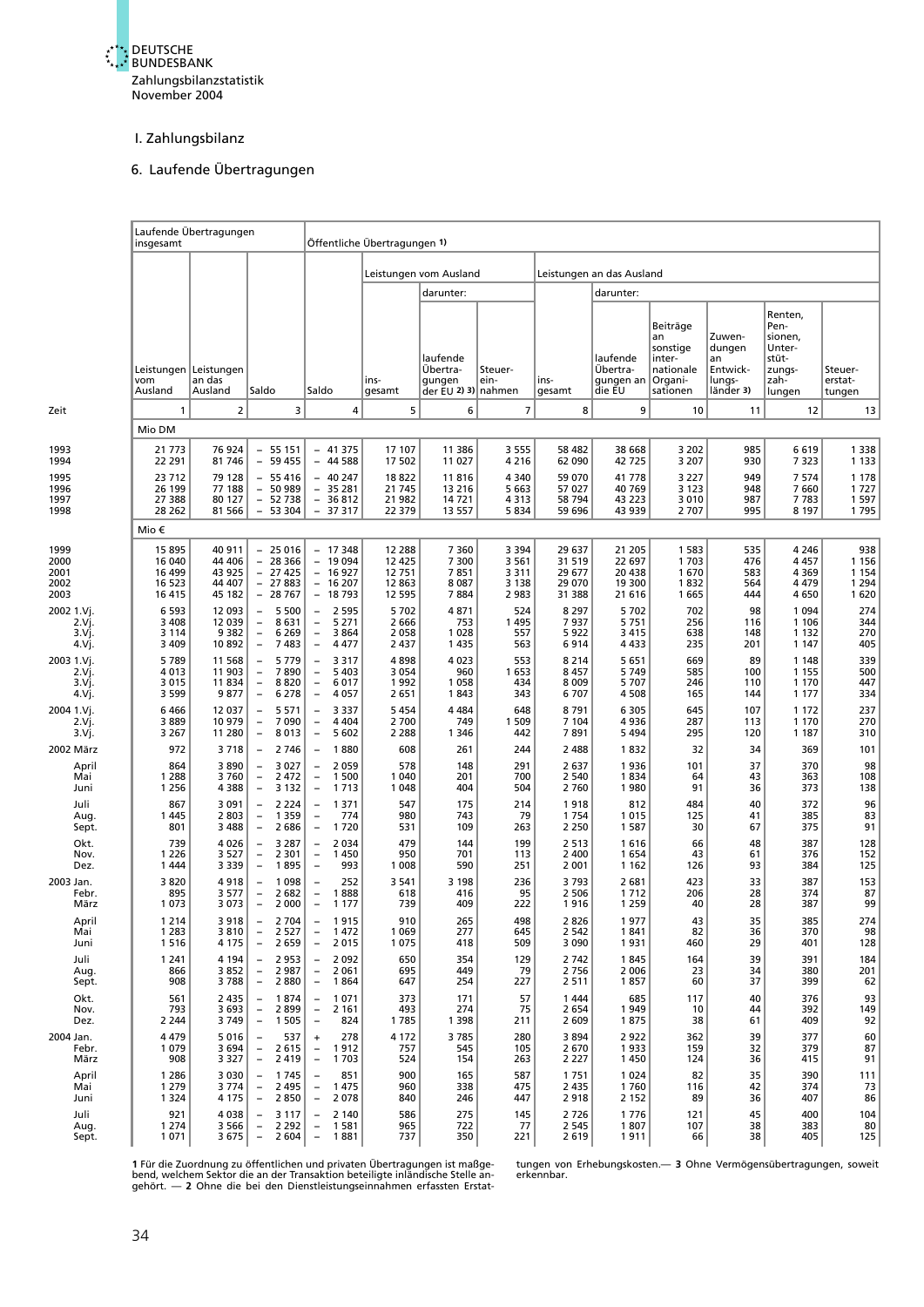Deutsche Bundesbank
Zahlungsbilanzstatistik
November 2004

## I. Zahlungsbilanz

### 6. Laufende Übertragungen

| Zeit | Laufende Übertragungen insgesamt | | | Öffentliche Übertragungen 1) | | | | | | | | | |
|---|---|---|---|---|---|---|---|---|---|---|---|---|---|
| | | | | | Leistungen vom Ausland | | | Leistungen an das Ausland | | | | | |
| | | | | | | darunter: | | | darunter: | | | | |
| | Leistungen vom Ausland | Leistungen an das Ausland | Saldo | Saldo | insgesamt | laufende Übertragungen der EU 2) 3) | Steuereinnahmen | insgesamt | laufende Übertragungen an die EU | Beiträge an sonstige internationale Organisationen | Zuwendungen an Entwicklungsländer 3) | Renten, Pensionen, Unterstützungszahlungen | Steuererstattungen |
| | 1 | 2 | 3 | 4 | 5 | 6 | 7 | 8 | 9 | 10 | 11 | 12 | 13 |
| | Mio DM | | | | | | | | | | | | |
| 1993 | 21 773 | 76 924 | – 55 151 | – 41 375 | 17 107 | 11 386 | 3 555 | 58 482 | 38 668 | 3 202 | 985 | 6 619 | 1 338 |
| 1994 | 22 291 | 81 746 | – 59 455 | – 44 588 | 17 502 | 11 027 | 4 216 | 62 090 | 42 725 | 3 207 | 930 | 7 323 | 1 133 |
| 1995 | 23 712 | 79 128 | – 55 416 | – 40 247 | 18 822 | 11 816 | 4 340 | 59 070 | 41 778 | 3 227 | 949 | 7 574 | 1 178 |
| 1996 | 26 199 | 77 188 | – 50 989 | – 35 281 | 21 745 | 13 216 | 5 663 | 57 027 | 40 769 | 3 123 | 948 | 7 660 | 1 727 |
| 1997 | 27 388 | 80 127 | – 52 738 | – 36 812 | 21 982 | 14 721 | 4 313 | 58 794 | 43 223 | 3 010 | 987 | 7 783 | 1 597 |
| 1998 | 28 262 | 81 566 | – 53 304 | – 37 317 | 22 379 | 13 557 | 5 834 | 59 696 | 43 939 | 2 707 | 995 | 8 197 | 1 795 |
| | Mio € | | | | | | | | | | | | |
| 1999 | 15 895 | 40 911 | – 25 016 | – 17 348 | 12 288 | 7 360 | 3 394 | 29 637 | 21 205 | 1 583 | 535 | 4 246 | 938 |
| 2000 | 16 040 | 44 406 | – 28 366 | – 19 094 | 12 425 | 7 300 | 3 561 | 31 519 | 22 697 | 1 703 | 476 | 4 457 | 1 156 |
| 2001 | 16 499 | 43 925 | – 27 425 | – 16 927 | 12 751 | 7 851 | 3 311 | 29 677 | 20 438 | 1 670 | 583 | 4 369 | 1 154 |
| 2002 | 16 523 | 44 407 | – 27 883 | – 16 207 | 12 863 | 8 087 | 3 138 | 29 070 | 19 300 | 1 832 | 564 | 4 479 | 1 294 |
| 2003 | 16 415 | 45 182 | – 28 767 | – 18 793 | 12 595 | 7 884 | 2 983 | 31 388 | 21 616 | 1 665 | 444 | 4 650 | 1 620 |
| 2002 1.Vj. | 6 593 | 12 093 | – 5 500 | – 2 595 | 5 702 | 4 871 | 524 | 8 297 | 5 702 | 702 | 98 | 1 094 | 274 |
| 2.Vj. | 3 408 | 12 039 | – 8 631 | – 5 271 | 2 666 | 753 | 1 495 | 7 937 | 5 751 | 256 | 116 | 1 106 | 344 |
| 3.Vj. | 3 114 | 9 382 | – 6 269 | – 3 864 | 2 058 | 1 028 | 557 | 5 922 | 3 415 | 638 | 148 | 1 132 | 270 |
| 4.Vj. | 3 409 | 10 892 | – 7 483 | – 4 477 | 2 437 | 1 435 | 563 | 6 914 | 4 433 | 235 | 201 | 1 147 | 405 |
| 2003 1.Vj. | 5 789 | 11 568 | – 5 779 | – 3 317 | 4 898 | 4 023 | 553 | 8 214 | 5 651 | 669 | 89 | 1 148 | 339 |
| 2.Vj. | 4 013 | 11 903 | – 7 890 | – 5 403 | 3 054 | 960 | 1 653 | 8 457 | 5 749 | 585 | 100 | 1 155 | 500 |
| 3.Vj. | 3 015 | 11 834 | – 8 820 | – 6 017 | 1 992 | 1 058 | 434 | 8 009 | 5 707 | 246 | 110 | 1 170 | 447 |
| 4.Vj. | 3 599 | 9 877 | – 6 278 | – 4 057 | 2 651 | 1 843 | 343 | 6 707 | 4 508 | 165 | 144 | 1 177 | 334 |
| 2004 1.Vj. | 6 466 | 12 037 | – 5 571 | – 3 337 | 5 454 | 4 484 | 648 | 8 791 | 6 305 | 645 | 107 | 1 172 | 237 |
| 2.Vj. | 3 889 | 10 979 | – 7 090 | – 4 404 | 2 700 | 749 | 1 509 | 7 104 | 4 936 | 287 | 113 | 1 170 | 270 |
| 3.Vj. | 3 267 | 11 280 | – 8 013 | – 5 602 | 2 288 | 1 346 | 442 | 7 891 | 5 494 | 295 | 120 | 1 187 | 310 |
| 2002 März | 972 | 3 718 | – 2 746 | – 1 880 | 608 | 261 | 244 | 2 488 | 1 832 | 32 | 34 | 369 | 101 |
| April | 864 | 3 890 | – 3 027 | – 2 059 | 578 | 148 | 291 | 2 637 | 1 936 | 101 | 37 | 370 | 98 |
| Mai | 1 288 | 3 760 | – 2 472 | – 1 500 | 1 040 | 201 | 700 | 2 540 | 1 834 | 64 | 43 | 363 | 108 |
| Juni | 1 256 | 4 388 | – 3 132 | – 1 713 | 1 048 | 404 | 504 | 2 760 | 1 980 | 91 | 36 | 373 | 138 |
| Juli | 867 | 3 091 | – 2 224 | – 1 371 | 547 | 175 | 214 | 1 918 | 812 | 484 | 40 | 372 | 96 |
| Aug. | 1 445 | 2 803 | – 1 359 | – 774 | 980 | 743 | 79 | 1 754 | 1 015 | 125 | 41 | 385 | 83 |
| Sept. | 801 | 3 488 | – 2 686 | – 1 720 | 531 | 109 | 263 | 2 250 | 1 587 | 30 | 67 | 375 | 91 |
| Okt. | 739 | 4 026 | – 3 287 | – 2 034 | 479 | 144 | 199 | 2 513 | 1 616 | 66 | 48 | 387 | 128 |
| Nov. | 1 226 | 3 527 | – 2 301 | – 1 450 | 950 | 701 | 113 | 2 400 | 1 654 | 43 | 61 | 376 | 152 |
| Dez. | 1 444 | 3 339 | – 1 895 | – 993 | 1 008 | 590 | 251 | 2 001 | 1 162 | 126 | 93 | 384 | 125 |
| 2003 Jan. | 3 820 | 4 918 | – 1 098 | – 252 | 3 541 | 3 198 | 236 | 3 793 | 2 681 | 423 | 33 | 387 | 153 |
| Febr. | 895 | 3 577 | – 2 682 | – 1 888 | 618 | 416 | 95 | 2 506 | 1 712 | 206 | 28 | 374 | 87 |
| März | 1 073 | 3 073 | – 2 000 | – 1 177 | 739 | 409 | 222 | 1 916 | 1 259 | 40 | 28 | 387 | 99 |
| April | 1 214 | 3 918 | – 2 704 | – 1 915 | 910 | 265 | 498 | 2 826 | 1 977 | 43 | 35 | 385 | 274 |
| Mai | 1 283 | 3 810 | – 2 527 | – 1 472 | 1 069 | 277 | 645 | 2 542 | 1 841 | 82 | 36 | 370 | 98 |
| Juni | 1 516 | 4 175 | – 2 659 | – 2 015 | 1 075 | 418 | 509 | 3 090 | 1 931 | 460 | 29 | 401 | 128 |
| Juli | 1 241 | 4 194 | – 2 953 | – 2 092 | 650 | 354 | 129 | 2 742 | 1 845 | 164 | 39 | 391 | 184 |
| Aug. | 866 | 3 852 | – 2 987 | – 2 061 | 695 | 449 | 79 | 2 756 | 2 006 | 23 | 34 | 380 | 201 |
| Sept. | 908 | 3 788 | – 2 880 | – 1 864 | 647 | 254 | 227 | 2 511 | 1 857 | 60 | 37 | 399 | 62 |
| Okt. | 561 | 2 435 | – 1 874 | – 1 071 | 373 | 171 | 57 | 1 444 | 685 | 117 | 40 | 376 | 93 |
| Nov. | 793 | 3 693 | – 2 899 | – 2 161 | 493 | 274 | 75 | 2 654 | 1 949 | 10 | 44 | 392 | 149 |
| Dez. | 2 244 | 3 749 | – 1 505 | – 824 | 1 785 | 1 398 | 211 | 2 609 | 1 875 | 38 | 61 | 409 | 92 |
| 2004 Jan. | 4 479 | 5 016 | – 537 | + 278 | 4 172 | 3 785 | 280 | 3 894 | 2 922 | 362 | 39 | 377 | 60 |
| Febr. | 1 079 | 3 694 | – 2 615 | – 1 912 | 757 | 545 | 105 | 2 670 | 1 933 | 159 | 32 | 379 | 87 |
| März | 908 | 3 327 | – 2 419 | – 1 703 | 524 | 154 | 263 | 2 227 | 1 450 | 124 | 36 | 415 | 91 |
| April | 1 286 | 3 030 | – 1 745 | – 851 | 900 | 165 | 587 | 1 751 | 1 024 | 82 | 35 | 390 | 111 |
| Mai | 1 279 | 3 774 | – 2 495 | – 1 475 | 960 | 338 | 475 | 2 435 | 1 760 | 116 | 42 | 374 | 73 |
| Juni | 1 324 | 4 175 | – 2 850 | – 2 078 | 840 | 246 | 447 | 2 918 | 2 152 | 89 | 36 | 407 | 86 |
| Juli | 921 | 4 038 | – 3 117 | – 2 140 | 586 | 275 | 145 | 2 726 | 1 776 | 121 | 45 | 400 | 104 |
| Aug. | 1 274 | 3 566 | – 2 292 | – 1 581 | 965 | 722 | 77 | 2 545 | 1 807 | 107 | 38 | 383 | 80 |
| Sept. | 1 071 | 3 675 | – 2 604 | – 1 881 | 737 | 350 | 221 | 2 619 | 1 911 | 66 | 38 | 405 | 125 |

**1** Für die Zuordnung zu öffentlichen und privaten Übertragungen ist maßgebend, welchem Sektor die an der Transaktion beteiligte inländische Stelle angehört. — **2** Ohne die bei den Dienstleistungseinnahmen erfassten Erstattungen von Erhebungskosten.— **3** Ohne Vermögensübertragungen, soweit erkennbar.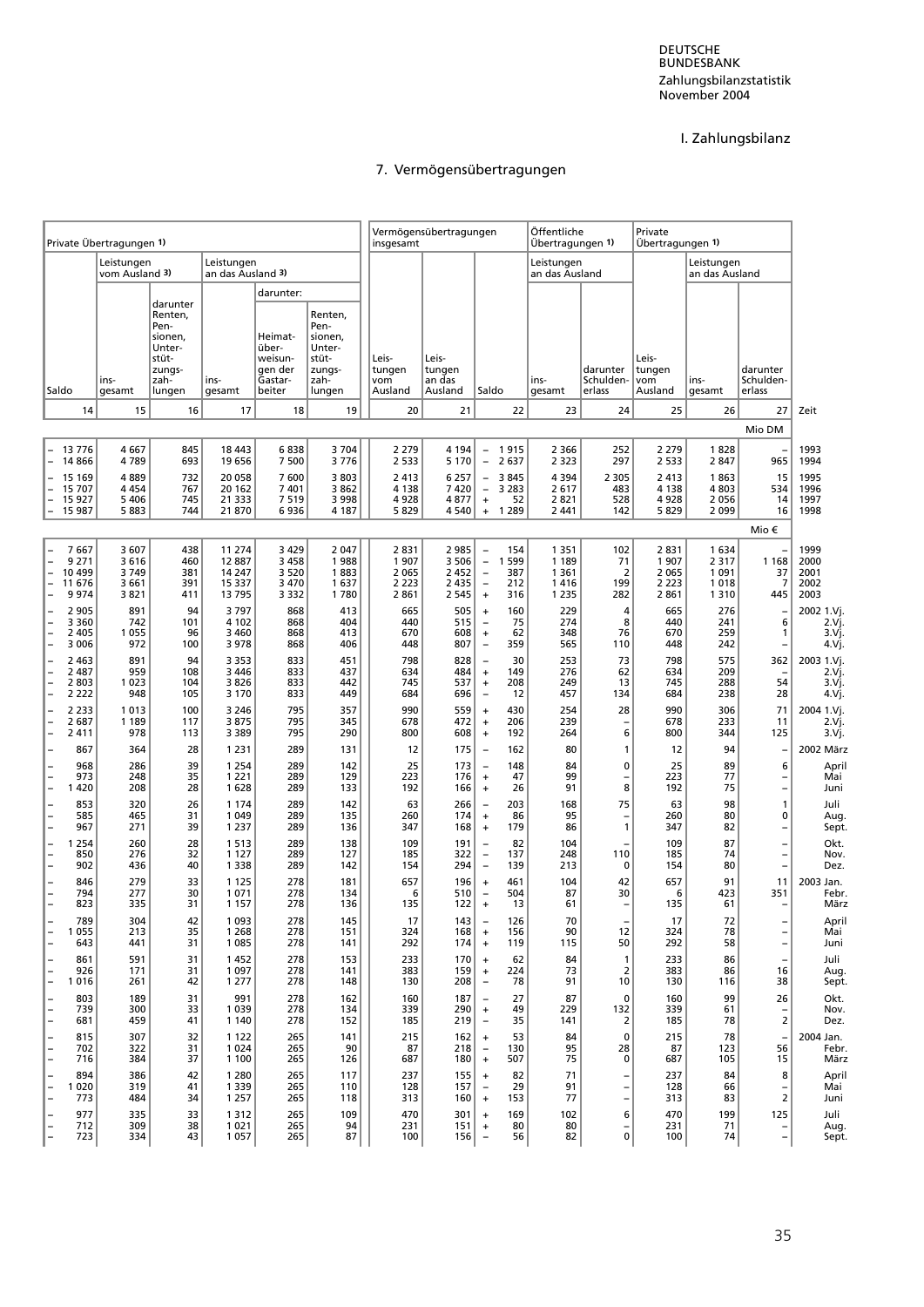I. Zahlungsbilanz

## 7. Vermögensübertragungen

| Private Übertragungen 1) | | | | | | Vermögensübertragungen insgesamt | | | Öffentliche Übertragungen 1) | | Private Übertragungen 1) | | | |
|---|---|---|---|---|---|---|---|---|---|---|---|---|---|---|
| | Leistungen vom Ausland 3) | | Leistungen an das Ausland 3) | | | | | | Leistungen an das Ausland | | | Leistungen an das Ausland | | |
| | | | | darunter: | | | | | | | | | | |
| Saldo | insgesamt | darunter Renten, Pensionen, Unterstützungszahlungen | insgesamt | Heimatüberweisungen der Gastarbeiter | Renten, Pensionen, Unterstützungszahlungen | Leistungen vom Ausland | Leistungen an das Ausland | Saldo | insgesamt | darunter Schuldenerlass | Leistungen vom Ausland | insgesamt | darunter Schuldenerlass | Zeit |
| 14 | 15 | 16 | 17 | 18 | 19 | 20 | 21 | 22 | 23 | 24 | 25 | 26 | 27 | Zeit |
| | | | | | | | | | | | | | Mio DM | |
| – 13 776 | 4 667 | 845 | 18 443 | 6 838 | 3 704 | 2 279 | 4 194 | – 1 915 | 2 366 | 252 | 2 279 | 1 828 | – | 1993 |
| – 14 866 | 4 789 | 693 | 19 656 | 7 500 | 3 776 | 2 533 | 5 170 | – 2 637 | 2 323 | 297 | 2 533 | 2 847 | 965 | 1994 |
| – 15 169 | 4 889 | 732 | 20 058 | 7 600 | 3 803 | 2 413 | 6 257 | – 3 845 | 4 394 | 2 305 | 2 413 | 1 863 | 15 | 1995 |
| – 15 707 | 4 454 | 767 | 20 162 | 7 401 | 3 862 | 4 138 | 7 420 | – 3 283 | 2 617 | 483 | 4 138 | 4 803 | 534 | 1996 |
| – 15 927 | 5 406 | 745 | 21 333 | 7 519 | 3 998 | 4 928 | 4 877 | + 52 | 2 821 | 528 | 4 928 | 2 056 | 14 | 1997 |
| – 15 987 | 5 883 | 744 | 21 870 | 6 936 | 4 187 | 5 829 | 4 540 | + 1 289 | 2 441 | 142 | 5 829 | 2 099 | 16 | 1998 |
| | | | | | | | | | | | | | Mio € | |
| – 7 667 | 3 607 | 438 | 11 274 | 3 429 | 2 047 | 2 831 | 2 985 | – 154 | 1 351 | 102 | 2 831 | 1 634 | – | 1999 |
| – 9 271 | 3 616 | 460 | 12 887 | 3 458 | 1 988 | 1 907 | 3 506 | – 1 599 | 1 189 | 71 | 1 907 | 2 317 | 1 168 | 2000 |
| – 10 499 | 3 749 | 381 | 14 247 | 3 520 | 1 883 | 2 065 | 2 452 | – 387 | 1 361 | 2 | 2 065 | 1 091 | 37 | 2001 |
| – 11 676 | 3 661 | 391 | 15 337 | 3 470 | 1 637 | 2 223 | 2 435 | – 212 | 1 416 | 199 | 2 223 | 1 018 | 7 | 2002 |
| – 9 974 | 3 821 | 411 | 13 795 | 3 332 | 1 780 | 2 861 | 2 545 | + 316 | 1 235 | 282 | 2 861 | 1 310 | 445 | 2003 |
| – 2 905 | 891 | 94 | 3 797 | 868 | 413 | 665 | 505 | + 160 | 229 | 4 | 665 | 276 | – | 2002 1.Vj. |
| – 3 360 | 742 | 101 | 4 102 | 868 | 404 | 440 | 515 | – 75 | 274 | 8 | 440 | 241 | 6 | 2.Vj. |
| – 2 405 | 1 055 | 96 | 3 460 | 868 | 413 | 670 | 608 | + 62 | 348 | 76 | 670 | 259 | 1 | 3.Vj. |
| – 3 006 | 972 | 100 | 3 978 | 868 | 406 | 448 | 807 | – 359 | 565 | 110 | 448 | 242 | – | 4.Vj. |
| – 2 463 | 891 | 94 | 3 353 | 833 | 451 | 798 | 828 | – 30 | 253 | 73 | 798 | 575 | 362 | 2003 1.Vj. |
| – 2 487 | 959 | 108 | 3 446 | 833 | 437 | 634 | 484 | + 149 | 276 | 62 | 634 | 209 | – | 2.Vj. |
| – 2 803 | 1 023 | 104 | 3 826 | 833 | 442 | 745 | 537 | + 208 | 249 | 13 | 745 | 288 | 54 | 3.Vj. |
| – 2 222 | 948 | 105 | 3 170 | 833 | 449 | 684 | 696 | – 12 | 457 | 134 | 684 | 238 | 28 | 4.Vj. |
| – 2 233 | 1 013 | 100 | 3 246 | 795 | 357 | 990 | 559 | + 430 | 254 | 28 | 990 | 306 | 71 | 2004 1.Vj. |
| – 2 687 | 1 189 | 117 | 3 875 | 795 | 345 | 678 | 472 | + 206 | 239 | – | 678 | 233 | 11 | 2.Vj. |
| – 2 411 | 978 | 113 | 3 389 | 795 | 290 | 800 | 608 | + 192 | 264 | 6 | 800 | 344 | 125 | 3.Vj. |
| – 867 | 364 | 28 | 1 231 | 289 | 131 | 12 | 175 | – 162 | 80 | 1 | 12 | 94 | – | 2002 März |
| – 968 | 286 | 39 | 1 254 | 289 | 142 | 25 | 173 | – 148 | 84 | 0 | 25 | 89 | 6 | April |
| – 973 | 248 | 35 | 1 221 | 289 | 129 | 223 | 176 | + 47 | 99 | – | 223 | 77 | – | Mai |
| – 1 420 | 208 | 28 | 1 628 | 289 | 133 | 192 | 166 | + 26 | 91 | 8 | 192 | 75 | – | Juni |
| – 853 | 320 | 26 | 1 174 | 289 | 142 | 63 | 266 | – 203 | 168 | 75 | 63 | 98 | 1 | Juli |
| – 585 | 465 | 31 | 1 049 | 289 | 135 | 260 | 174 | + 86 | 95 | – | 260 | 80 | 0 | Aug. |
| – 967 | 271 | 39 | 1 237 | 289 | 136 | 347 | 168 | + 179 | 86 | 1 | 347 | 82 | – | Sept. |
| – 1 254 | 260 | 28 | 1 513 | 289 | 138 | 109 | 191 | – 82 | 104 | – | 109 | 87 | – | Okt. |
| – 850 | 276 | 32 | 1 127 | 289 | 127 | 185 | 322 | – 137 | 248 | 110 | 185 | 74 | – | Nov. |
| – 902 | 436 | 40 | 1 338 | 289 | 142 | 154 | 294 | – 139 | 213 | 0 | 154 | 80 | – | Dez. |
| – 846 | 279 | 33 | 1 125 | 278 | 181 | 657 | 196 | + 461 | 104 | 42 | 657 | 91 | 11 | 2003 Jan. |
| – 794 | 277 | 30 | 1 071 | 278 | 134 | 6 | 510 | – 504 | 87 | 30 | 6 | 423 | 351 | Febr. |
| – 823 | 335 | 31 | 1 157 | 278 | 136 | 135 | 122 | + 13 | 61 | – | 135 | 61 | – | März |
| – 789 | 304 | 42 | 1 093 | 278 | 145 | 17 | 143 | – 126 | 70 | – | 17 | 72 | – | April |
| – 1 055 | 213 | 35 | 1 268 | 278 | 151 | 324 | 168 | + 156 | 90 | 12 | 324 | 78 | – | Mai |
| – 643 | 441 | 31 | 1 085 | 278 | 141 | 292 | 174 | + 119 | 115 | 50 | 292 | 58 | – | Juni |
| – 861 | 591 | 31 | 1 452 | 278 | 153 | 233 | 170 | + 62 | 84 | 1 | 233 | 86 | – | Juli |
| – 926 | 171 | 31 | 1 097 | 278 | 141 | 383 | 159 | + 224 | 73 | 2 | 383 | 86 | 16 | Aug. |
| – 1 016 | 261 | 42 | 1 277 | 278 | 148 | 130 | 208 | – 78 | 91 | 10 | 130 | 116 | 38 | Sept. |
| – 803 | 189 | 31 | 991 | 278 | 162 | 160 | 187 | – 27 | 87 | 0 | 160 | 99 | 26 | Okt. |
| – 739 | 300 | 33 | 1 039 | 278 | 134 | 339 | 290 | + 49 | 229 | 132 | 339 | 61 | – | Nov. |
| – 681 | 459 | 41 | 1 140 | 278 | 152 | 185 | 219 | – 35 | 141 | 2 | 185 | 78 | 2 | Dez. |
| – 815 | 307 | 32 | 1 122 | 265 | 141 | 215 | 162 | + 53 | 84 | 0 | 215 | 78 | – | 2004 Jan. |
| – 702 | 322 | 31 | 1 024 | 265 | 90 | 87 | 218 | – 130 | 95 | 28 | 87 | 123 | 56 | Febr. |
| – 716 | 384 | 37 | 1 100 | 265 | 126 | 687 | 180 | + 507 | 75 | 0 | 687 | 105 | 15 | März |
| – 894 | 386 | 42 | 1 280 | 265 | 117 | 237 | 155 | + 82 | 71 | – | 237 | 84 | 8 | April |
| – 1 020 | 319 | 41 | 1 339 | 265 | 110 | 128 | 157 | – 29 | 91 | – | 128 | 66 | – | Mai |
| – 773 | 484 | 34 | 1 257 | 265 | 118 | 313 | 160 | + 153 | 77 | – | 313 | 83 | 2 | Juni |
| – 977 | 335 | 33 | 1 312 | 265 | 109 | 470 | 301 | + 169 | 102 | 6 | 470 | 199 | 125 | Juli |
| – 712 | 309 | 38 | 1 021 | 265 | 94 | 231 | 151 | + 80 | 80 | – | 231 | 71 | – | Aug. |
| – 723 | 334 | 43 | 1 057 | 265 | 87 | 100 | 156 | – 56 | 82 | 0 | 100 | 74 | – | Sept. |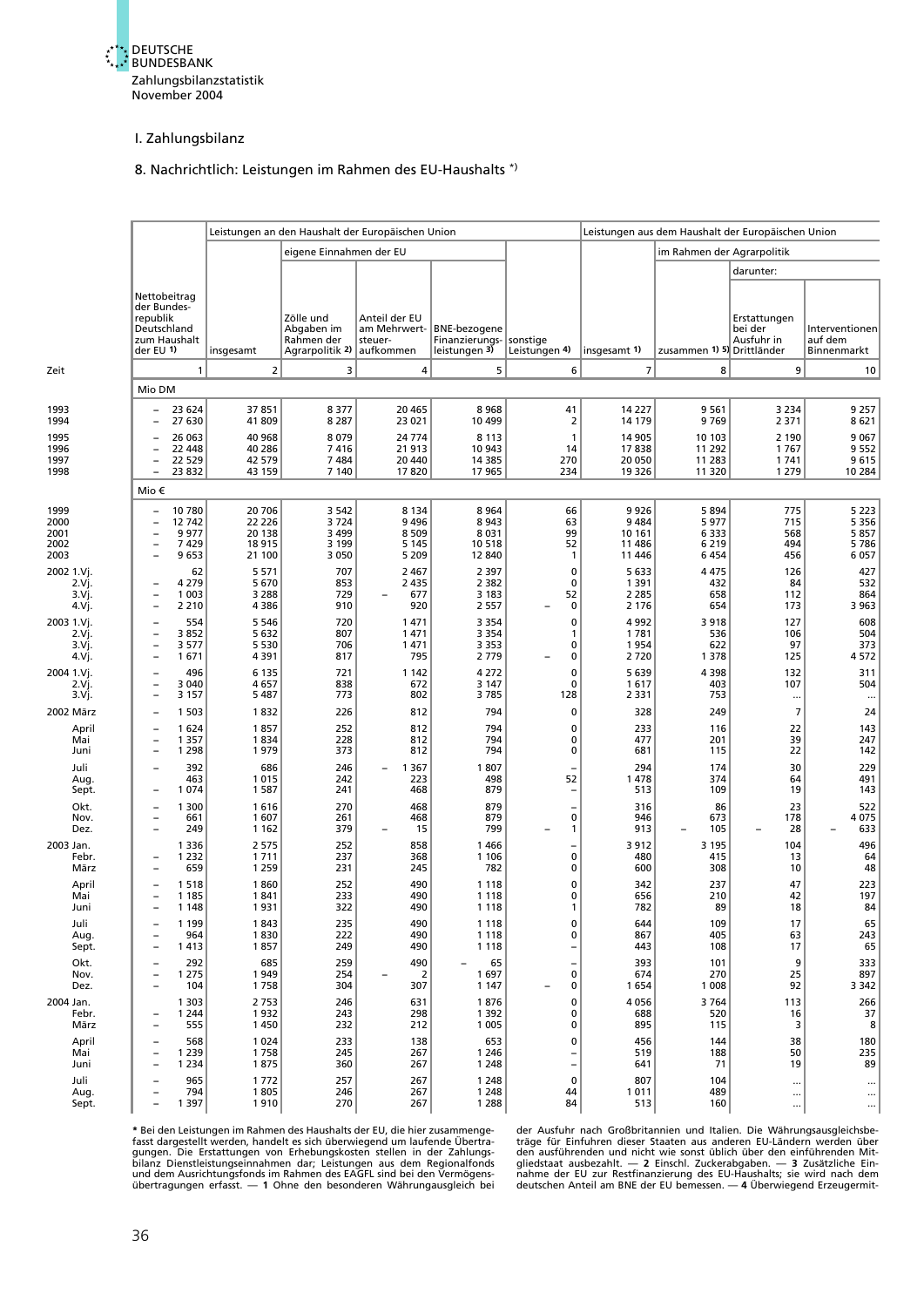I. Zahlungsbilanz

## 8. Nachrichtlich: Leistungen im Rahmen des EU-Haushalts *)

| Zeit | Nettobeitrag der Bundesrepublik Deutschland zum Haushalt der EU 1) | Leistungen an den Haushalt der Europäischen Union | | | | | Leistungen aus dem Haushalt der Europäischen Union | | | |
|---|---|---|---|---|---|---|---|---|---|---|
| | | insgesamt | eigene Einnahmen der EU | | | sonstige Leistungen 4) | insgesamt 1) | im Rahmen der Agrarpolitik | | |
| | | | Zölle und Abgaben im Rahmen der Agrarpolitik 2) | Anteil der EU am Mehrwertsteueraufkommen | BNE-bezogene Finanzierungsleistungen 3) | | | zusammen 1) 5) | darunter: Erstattungen bei der Ausfuhr in Drittländer | darunter: Interventionen auf dem Binnenmarkt |
| | 1 | 2 | 3 | 4 | 5 | 6 | 7 | 8 | 9 | 10 |
| | Mio DM | | | | | | | | | |
| 1993 | – 23 624 | 37 851 | 8 377 | 20 465 | 8 968 | 41 | 14 227 | 9 561 | 3 234 | 9 257 |
| 1994 | – 27 630 | 41 809 | 8 287 | 23 021 | 10 499 | 2 | 14 179 | 9 769 | 2 371 | 8 621 |
| 1995 | – 26 063 | 40 968 | 8 079 | 24 774 | 8 113 | 1 | 14 905 | 10 103 | 2 190 | 9 067 |
| 1996 | – 22 448 | 40 286 | 7 416 | 21 913 | 10 943 | 14 | 17 838 | 11 292 | 1 767 | 9 552 |
| 1997 | – 22 529 | 42 579 | 7 484 | 20 440 | 14 385 | 270 | 20 050 | 11 283 | 1 741 | 9 615 |
| 1998 | – 23 832 | 43 159 | 7 140 | 17 820 | 17 965 | 234 | 19 326 | 11 320 | 1 279 | 10 284 |
| | Mio € | | | | | | | | | |
| 1999 | – 10 780 | 20 706 | 3 542 | 8 134 | 8 964 | 66 | 9 926 | 5 894 | 775 | 5 223 |
| 2000 | – 12 742 | 22 226 | 3 724 | 9 496 | 8 943 | 63 | 9 484 | 5 977 | 715 | 5 356 |
| 2001 | – 9 977 | 20 138 | 3 499 | 8 509 | 8 031 | 99 | 10 161 | 6 333 | 568 | 5 857 |
| 2002 | – 7 429 | 18 915 | 3 199 | 5 145 | 10 518 | 52 | 11 486 | 6 219 | 494 | 5 786 |
| 2003 | – 9 653 | 21 100 | 3 050 | 5 209 | 12 840 | 1 | 11 446 | 6 454 | 456 | 6 057 |
| 2002 1.Vj. | 62 | 5 571 | 707 | 2 467 | 2 397 | 0 | 5 633 | 4 475 | 126 | 427 |
| 2.Vj. | – 4 279 | 5 670 | 853 | 2 435 | 2 382 | 0 | 1 391 | 432 | 84 | 532 |
| 3.Vj. | – 1 003 | 3 288 | 729 | – 677 | 3 183 | 52 | 2 285 | 658 | 112 | 864 |
| 4.Vj. | – 2 210 | 4 386 | 910 | 920 | 2 557 | – 0 | 2 176 | 654 | 173 | 3 963 |
| 2003 1.Vj. | – 554 | 5 546 | 720 | 1 471 | 3 354 | 0 | 4 992 | 3 918 | 127 | 608 |
| 2.Vj. | – 3 852 | 5 632 | 807 | 1 471 | 3 354 | 1 | 1 781 | 536 | 106 | 504 |
| 3.Vj. | – 3 577 | 5 530 | 706 | 1 471 | 3 353 | 0 | 1 954 | 622 | 97 | 373 |
| 4.Vj. | – 1 671 | 4 391 | 817 | 795 | 2 779 | – 0 | 2 720 | 1 378 | 125 | 4 572 |
| 2004 1.Vj. | – 496 | 6 135 | 721 | 1 142 | 4 272 | 0 | 5 639 | 4 398 | 132 | 311 |
| 2.Vj. | – 3 040 | 4 657 | 838 | 672 | 3 147 | 0 | 1 617 | 403 | 107 | 504 |
| 3.Vj. | – 3 157 | 5 487 | 773 | 802 | 3 785 | 128 | 2 331 | 753 | ... | ... |
| 2002 März | – 1 503 | 1 832 | 226 | 812 | 794 | 0 | 328 | 249 | 7 | 24 |
| April | – 1 624 | 1 857 | 252 | 812 | 794 | 0 | 233 | 116 | 22 | 143 |
| Mai | – 1 357 | 1 834 | 228 | 812 | 794 | 0 | 477 | 201 | 39 | 247 |
| Juni | – 1 298 | 1 979 | 373 | 812 | 794 | 0 | 681 | 115 | 22 | 142 |
| Juli | – 392 | 686 | 246 | – 1 367 | 1 807 | – | 294 | 174 | 30 | 229 |
| Aug. | 463 | 1 015 | 242 | 223 | 498 | 52 | 1 478 | 374 | 64 | 491 |
| Sept. | – 1 074 | 1 587 | 241 | 468 | 879 | – | 513 | 109 | 19 | 143 |
| Okt. | – 1 300 | 1 616 | 270 | 468 | 879 | – | 316 | 86 | 23 | 522 |
| Nov. | – 661 | 1 607 | 261 | 468 | 879 | 0 | 946 | 673 | 178 | 4 075 |
| Dez. | – 249 | 1 162 | 379 | – 15 | 799 | – 1 | 913 | – 105 | – 28 | – 633 |
| 2003 Jan. | 1 336 | 2 575 | 252 | 858 | 1 466 | – | 3 912 | 3 195 | 104 | 496 |
| Febr. | – 1 232 | 1 711 | 237 | 368 | 1 106 | 0 | 480 | 415 | 13 | 64 |
| März | – 659 | 1 259 | 231 | 245 | 782 | 0 | 600 | 308 | 10 | 48 |
| April | – 1 518 | 1 860 | 252 | 490 | 1 118 | 0 | 342 | 237 | 47 | 223 |
| Mai | – 1 185 | 1 841 | 233 | 490 | 1 118 | 0 | 656 | 210 | 42 | 197 |
| Juni | – 1 148 | 1 931 | 322 | 490 | 1 118 | 1 | 782 | 89 | 18 | 84 |
| Juli | – 1 199 | 1 843 | 235 | 490 | 1 118 | 0 | 644 | 109 | 17 | 65 |
| Aug. | – 964 | 1 830 | 222 | 490 | 1 118 | 0 | 867 | 405 | 63 | 243 |
| Sept. | – 1 413 | 1 857 | 249 | 490 | 1 118 | – | 443 | 108 | 17 | 65 |
| Okt. | – 292 | 685 | 259 | 490 | – 65 | – | 393 | 101 | 9 | 333 |
| Nov. | – 1 275 | 1 949 | 254 | – 2 | 1 697 | 0 | 674 | 270 | 25 | 897 |
| Dez. | – 104 | 1 758 | 304 | 307 | 1 147 | – 0 | 1 654 | 1 008 | 92 | 3 342 |
| 2004 Jan. | 1 303 | 2 753 | 246 | 631 | 1 876 | 0 | 4 056 | 3 764 | 113 | 266 |
| Febr. | – 1 244 | 1 932 | 243 | 298 | 1 392 | 0 | 688 | 520 | 16 | 37 |
| März | – 555 | 1 450 | 232 | 212 | 1 005 | 0 | 895 | 115 | 3 | 8 |
| April | – 568 | 1 024 | 233 | 138 | 653 | 0 | 456 | 144 | 38 | 180 |
| Mai | – 1 239 | 1 758 | 245 | 267 | 1 246 | – | 519 | 188 | 50 | 235 |
| Juni | – 1 234 | 1 875 | 360 | 267 | 1 248 | – | 641 | 71 | 19 | 89 |
| Juli | – 965 | 1 772 | 257 | 267 | 1 248 | 0 | 807 | 104 | ... | ... |
| Aug. | – 794 | 1 805 | 246 | 267 | 1 248 | 44 | 1 011 | 489 | ... | ... |
| Sept. | – 1 397 | 1 910 | 270 | 267 | 1 288 | 84 | 513 | 160 | ... | ... |

\* Bei den Leistungen im Rahmen des Haushalts der EU, die hier zusammengefasst dargestellt werden, handelt es sich überwiegend um laufende Übertragungen. Die Erstattungen von Erhebungskosten stellen in der Zahlungsbilanz Dienstleistungseinnahmen dar; Leistungen aus dem Regionalfonds und dem Ausrichtungsfonds im Rahmen des EAGFL sind bei den Vermögensübertragungen erfasst. — **1** Ohne den besonderen Währungsausgleich bei der Ausfuhr nach Großbritannien und Italien. Die Währungsausgleichsbeträge für Einfuhren dieser Staaten aus anderen EU-Ländern werden über den ausführenden und nicht wie sonst üblich über den einführenden Mitgliedstaat ausbezahlt. — **2** Einschl. Zuckerabgaben. — **3** Zusätzliche Einnahme der EU zur Restfinanzierung des EU-Haushalts; sie wird nach dem deutschen Anteil am BNE der EU bemessen. — **4** Überwiegend Erzeugermit-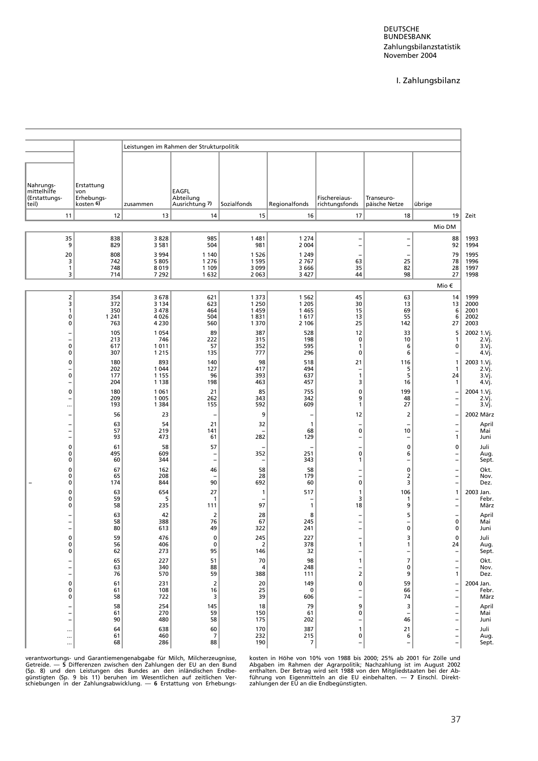# I. Zahlungsbilanz

| Nahrungsmittelhilfe (Erstattungsteil) | Erstattung von Erhebungskosten 6) | Leistungen im Rahmen der Strukturpolitik | | | | | | | |
|---|---|---|---|---|---|---|---|---|---|
| | | zusammen | EAGFL Abteilung Ausrichtung 7) | Sozialfonds | Regionalfonds | Fischereiausrichtungsfonds | Transeuropäische Netze | übrige | |
| 11 | 12 | 13 | 14 | 15 | 16 | 17 | 18 | 19 | Zeit |
| | | | | | | | | Mio DM | |
| 35 | 838 | 3 828 | 985 | 1 481 | 1 274 | – | – | 88 | 1993 |
| 9 | 829 | 3 581 | 504 | 981 | 2 004 | – | – | 92 | 1994 |
| 20 | 808 | 3 994 | 1 140 | 1 526 | 1 249 | – | – | 79 | 1995 |
| 3 | 742 | 5 805 | 1 276 | 1 595 | 2 767 | 63 | 25 | 78 | 1996 |
| 1 | 748 | 8 019 | 1 109 | 3 099 | 3 666 | 35 | 82 | 28 | 1997 |
| 3 | 714 | 7 292 | 1 632 | 2 063 | 3 427 | 44 | 98 | 27 | 1998 |
| | | | | | | | | Mio € | |
| 2 | 354 | 3 678 | 621 | 1 373 | 1 562 | 45 | 63 | 14 | 1999 |
| 3 | 372 | 3 134 | 623 | 1 250 | 1 205 | 30 | 13 | 13 | 2000 |
| 1 | 350 | 3 478 | 464 | 1 459 | 1 465 | 15 | 69 | 6 | 2001 |
| 0 | 1 241 | 4 026 | 504 | 1 831 | 1 617 | 13 | 55 | 6 | 2002 |
| 0 | 763 | 4 230 | 560 | 1 370 | 2 106 | 25 | 142 | 27 | 2003 |
| – | 105 | 1 054 | 89 | 387 | 528 | 12 | 33 | 5 | 2002 1.Vj. |
| – | 213 | 746 | 222 | 315 | 198 | 0 | 10 | 1 | 2.Vj. |
| 0 | 617 | 1 011 | 57 | 352 | 595 | 1 | 6 | 0 | 3.Vj. |
| 0 | 307 | 1 215 | 135 | 777 | 296 | 0 | 6 | – | 4.Vj. |
| 0 | 180 | 893 | 140 | 98 | 518 | 21 | 116 | 1 | 2003 1.Vj. |
| – | 202 | 1 044 | 127 | 417 | 494 | – | 5 | 1 | 2.Vj. |
| 0 | 177 | 1 155 | 96 | 393 | 637 | 1 | 5 | 24 | 3.Vj. |
| – | 204 | 1 138 | 198 | 463 | 457 | 3 | 16 | 1 | 4.Vj. |
| 0 | 180 | 1 061 | 21 | 85 | 755 | 0 | 199 | – | 2004 1.Vj. |
| – | 209 | 1 005 | 262 | 343 | 342 | 9 | 48 | – | 2.Vj. |
| ... | 193 | 1 384 | 155 | 592 | 609 | 1 | 27 | – | 3.Vj. |
| – | 56 | 23 | – | 9 | – | 12 | 2 | – | 2002 März |
| – | 63 | 54 | 21 | 32 | 1 | – | – | – | April |
| – | 57 | 219 | 141 | – | 68 | 0 | 10 | – | Mai |
| – | 93 | 473 | 61 | 282 | 129 | – | – | 1 | Juni |
| 0 | 61 | 58 | 57 | – | – | – | 0 | 0 | Juli |
| 0 | 495 | 609 | – | 352 | 251 | 0 | 6 | – | Aug. |
| 0 | 60 | 344 | – | – | 343 | 1 | – | – | Sept. |
| 0 | 67 | 162 | 46 | 58 | 58 | – | 0 | – | Okt. |
| 0 | 65 | 208 | – | 28 | 179 | – | 2 | – | Nov. |
| 0 | 174 | 844 | 90 | 692 | 60 | 0 | 3 | – | Dez. |
| 0 | 63 | 654 | 27 | 1 | 517 | 1 | 106 | 1 | 2003 Jan. |
| 0 | 59 | 5 | 1 | – | – | 3 | 1 | – | Febr. |
| 0 | 58 | 235 | 111 | 97 | 1 | 18 | 9 | – | März |
| – | 63 | 42 | 2 | 28 | 8 | – | 5 | – | April |
| – | 58 | 388 | 76 | 67 | 245 | – | – | 0 | Mai |
| – | 80 | 613 | 49 | 322 | 241 | – | 0 | 0 | Juni |
| 0 | 59 | 476 | 0 | 245 | 227 | – | 3 | 0 | Juli |
| 0 | 56 | 406 | 0 | 2 | 378 | 1 | 1 | 24 | Aug. |
| 0 | 62 | 273 | 95 | 146 | 32 | – | – | – | Sept. |
| – | 65 | 227 | 51 | 70 | 98 | 1 | 7 | – | Okt. |
| – | 63 | 340 | 88 | 4 | 248 | – | 0 | – | Nov. |
| – | 76 | 570 | 59 | 388 | 111 | 2 | 9 | 1 | Dez. |
| 0 | 61 | 231 | 2 | 20 | 149 | 0 | 59 | – | 2004 Jan. |
| 0 | 61 | 108 | 16 | 25 | 0 | – | 66 | – | Febr. |
| 0 | 58 | 722 | 3 | 39 | 606 | – | 74 | – | März |
| – | 58 | 254 | 145 | 18 | 79 | 9 | 3 | – | April |
| – | 61 | 270 | 59 | 150 | 61 | 0 | – | – | Mai |
| – | 90 | 480 | 58 | 175 | 202 | – | 46 | – | Juni |
| ... | 64 | 638 | 60 | 170 | 387 | 1 | 21 | – | Juli |
| ... | 61 | 460 | 7 | 232 | 215 | 0 | 6 | – | Aug. |
| ... | 68 | 286 | 88 | 190 | 7 | – | – | – | Sept. |

verantwortungs- und Garantiemengenabgabe für Milch, Milcherzeugnisse, Getreide. — **5** Differenzen zwischen den Zahlungen der EU an den Bund (Sp. 8) und den Leistungen des Bundes an den inländischen Endbegünstigten (Sp. 9 bis 11) beruhen im Wesentlichen auf zeitlichen Verschiebungen in der Zahlungsabwicklung. — **6** Erstattung von Erhebungskosten in Höhe von 10% von 1988 bis 2000; 25% ab 2001 für Zölle und Abgaben im Rahmen der Agrarpolitik; Nachzahlung ist im August 2002 enthalten. Der Betrag wird seit 1988 von den Mitgliedstaaten bei der Abführung von Eigenmitteln an die EU einbehalten. — **7** Einschl. Direktzahlungen der EU an die Endbegünstigten.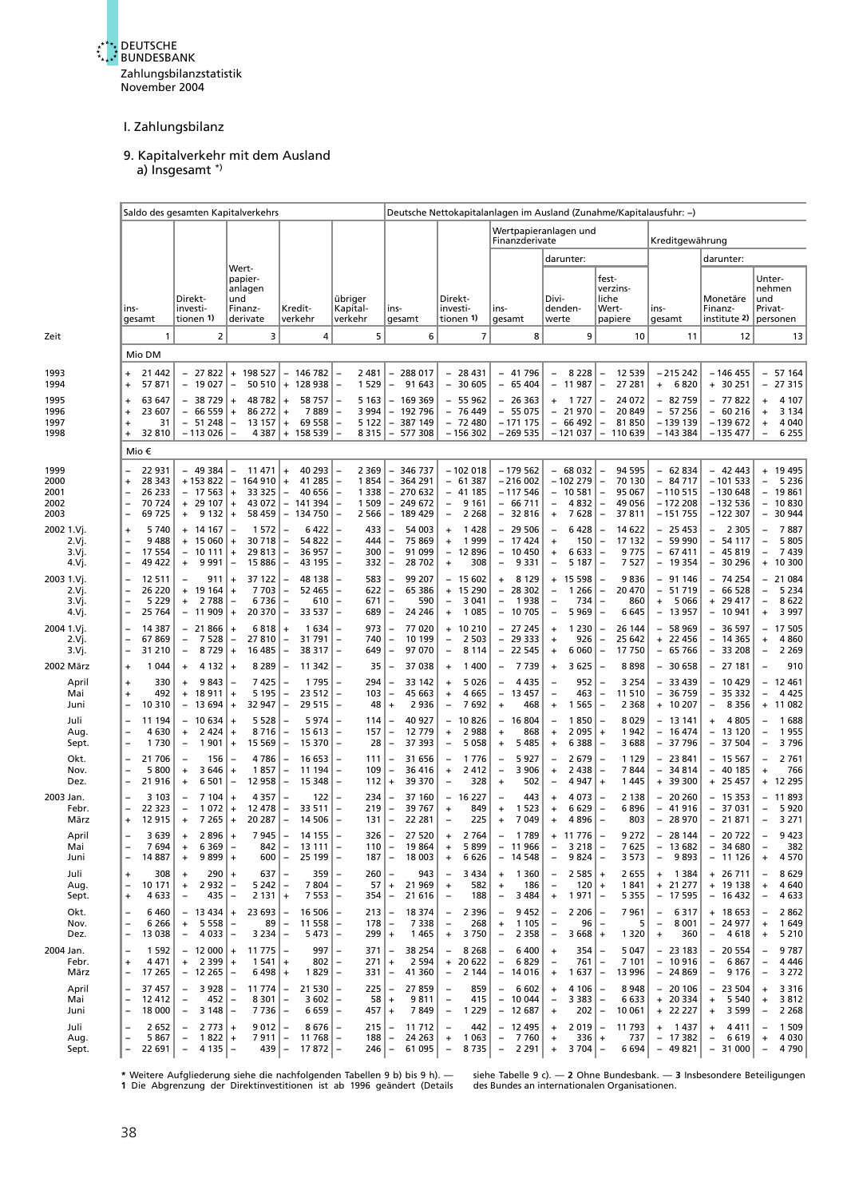# I. Zahlungsbilanz

## 9. Kapitalverkehr mit dem Ausland

### a) Insgesamt *)

| Zeit | Saldo des gesamten Kapitalverkehrs | | | | | Deutsche Nettokapitalanlagen im Ausland (Zunahme/Kapitalausfuhr: –) | | | | | | | |
|---|---|---|---|---|---|---|---|---|---|---|---|---|---|
| | | | | | | | | Wertpapieranlagen und Finanzderivate | | | Kreditgewährung | | |
| | | | | | | | | | darunter: | | | darunter: | |
| | insgesamt | Direktinvestitionen 1) | Wertpapieranlagen und Finanzderivate | Kreditverkehr | übriger Kapitalverkehr | insgesamt | Direktinvestitionen 1) | insgesamt | Dividendenwerte | festverzinsliche Wertpapiere | insgesamt | Monetäre Finanzinstitute 2) | Unternehmen und Privatpersonen |
| | 1 | 2 | 3 | 4 | 5 | 6 | 7 | 8 | 9 | 10 | 11 | 12 | 13 |
| | Mio DM | | | | | | | | | | | | |
| 1993 | + 21 442 | – 27 822 | + 198 527 | – 146 782 | – 2 481 | – 288 017 | – 28 431 | – 41 796 | – 8 228 | – 12 539 | – 215 242 | – 146 455 | – 57 164 |
| 1994 | + 57 871 | – 19 027 | – 50 510 | + 128 938 | – 1 529 | – 91 643 | – 30 605 | – 65 404 | – 11 987 | – 27 281 | + 6 820 | + 30 251 | – 27 315 |
| 1995 | + 63 647 | – 38 729 | + 48 782 | + 58 757 | – 5 163 | – 169 369 | – 55 962 | – 26 363 | + 1 727 | – 24 072 | – 82 759 | – 77 822 | + 4 107 |
| 1996 | + 23 607 | – 66 559 | + 86 272 | + 7 889 | – 3 994 | – 192 796 | – 76 449 | – 55 075 | – 21 970 | – 20 849 | – 57 256 | – 60 216 | + 3 134 |
| 1997 | + 31 | – 51 248 | – 13 157 | + 69 558 | – 5 122 | – 387 149 | – 72 480 | – 171 175 | – 66 492 | – 81 850 | – 139 139 | – 139 672 | + 4 040 |
| 1998 | + 32 810 | – 113 026 | – 4 387 | + 158 539 | – 8 315 | – 577 308 | – 156 302 | – 269 535 | – 121 037 | – 110 639 | – 143 384 | – 135 477 | – 6 255 |
| | Mio € | | | | | | | | | | | | |
| 1999 | – 22 931 | – 49 384 | – 11 471 | + 40 293 | – 2 369 | – 346 737 | – 102 018 | – 179 562 | – 68 032 | – 94 595 | – 62 834 | – 42 443 | + 19 495 |
| 2000 | + 28 343 | + 153 822 | – 164 910 | + 41 285 | – 1 854 | – 364 291 | – 61 387 | – 216 002 | – 102 279 | – 70 130 | – 84 717 | – 101 533 | – 5 236 |
| 2001 | – 26 233 | – 17 563 | + 33 325 | – 40 656 | – 1 338 | – 270 632 | – 41 185 | – 117 546 | – 10 581 | – 95 067 | – 110 515 | – 130 648 | – 19 861 |
| 2002 | – 70 724 | + 29 107 | + 43 072 | – 141 394 | – 1 509 | – 249 672 | – 9 161 | – 66 711 | – 4 832 | – 49 056 | – 172 208 | – 132 536 | – 10 830 |
| 2003 | – 69 725 | + 9 132 | + 58 459 | – 134 750 | – 2 566 | – 189 429 | – 2 268 | – 32 816 | + 7 628 | – 37 811 | – 151 755 | – 122 307 | – 30 944 |
| 2002 1.Vj. | + 5 740 | + 14 167 | – 1 572 | – 6 422 | – 433 | – 54 003 | + 1 428 | – 29 506 | – 6 428 | – 14 622 | – 25 453 | – 2 305 | – 7 887 |
| 2.Vj. | – 9 488 | + 15 060 | + 30 718 | – 54 822 | – 444 | – 75 869 | + 1 999 | – 17 424 | + 150 | – 17 132 | – 59 990 | – 54 117 | – 5 805 |
| 3.Vj. | – 17 554 | – 10 111 | + 29 813 | – 36 957 | – 300 | – 91 099 | – 12 896 | – 10 450 | + 6 633 | – 9 775 | – 67 411 | – 45 819 | – 7 439 |
| 4.Vj. | – 49 422 | + 9 991 | – 15 886 | – 43 195 | – 332 | – 28 702 | + 308 | – 9 331 | – 5 187 | – 7 527 | – 19 354 | – 30 296 | + 10 300 |
| 2003 1.Vj. | – 12 511 | – 911 | + 37 122 | – 48 138 | – 583 | – 99 207 | – 15 602 | + 8 129 | + 15 598 | – 9 836 | – 91 146 | – 74 254 | – 21 084 |
| 2.Vj. | – 26 220 | + 19 164 | + 7 703 | – 52 465 | – 622 | – 65 386 | + 15 290 | – 28 302 | – 1 266 | – 20 470 | – 51 719 | – 66 528 | – 5 234 |
| 3.Vj. | – 5 229 | + 2 788 | – 6 736 | – 610 | – 671 | – 590 | – 3 041 | – 1 938 | – 734 | – 860 | + 5 066 | + 29 417 | – 8 622 |
| 4.Vj. | – 25 764 | – 11 909 | + 20 370 | – 33 537 | – 689 | – 24 246 | + 1 085 | – 10 705 | – 5 969 | – 6 645 | – 13 957 | – 10 941 | + 3 997 |
| 2004 1.Vj. | – 14 387 | – 21 866 | + 6 818 | + 1 634 | – 973 | – 77 020 | + 10 210 | – 27 245 | + 1 230 | – 26 144 | – 58 969 | – 36 597 | – 17 505 |
| 2.Vj. | – 67 869 | – 7 528 | – 27 810 | – 31 791 | – 740 | – 10 199 | – 2 503 | – 29 333 | + 926 | – 25 642 | + 22 456 | – 14 365 | + 4 860 |
| 3.Vj. | – 31 210 | – 8 729 | + 16 485 | – 38 317 | – 649 | – 97 070 | – 8 114 | – 22 545 | + 6 060 | – 17 750 | – 65 766 | – 33 208 | – 2 269 |
| 2002 März | + 1 044 | + 4 132 | + 8 289 | – 11 342 | – 35 | – 37 038 | + 1 400 | – 7 739 | + 3 625 | – 8 898 | – 30 658 | – 27 181 | – 910 |
| April | + 330 | + 9 843 | – 7 425 | – 1 795 | – 294 | – 33 142 | + 5 026 | – 4 435 | – 952 | – 3 254 | – 33 439 | – 10 429 | – 12 461 |
| Mai | + 492 | + 18 911 | + 5 195 | – 23 512 | – 103 | – 45 663 | + 4 665 | – 13 457 | – 463 | – 11 510 | – 36 759 | – 35 332 | – 4 425 |
| Juni | – 10 310 | – 13 694 | + 32 947 | – 29 515 | – 48 | + 2 936 | – 7 692 | + 468 | + 1 565 | – 2 368 | + 10 207 | – 8 356 | + 11 082 |
| Juli | – 11 194 | – 10 634 | + 5 528 | – 5 974 | – 114 | – 40 927 | – 10 826 | – 16 804 | – 1 850 | – 8 029 | – 13 141 | + 4 805 | – 1 688 |
| Aug. | – 4 630 | + 2 424 | + 8 716 | – 15 613 | – 157 | – 12 779 | + 2 988 | + 868 | + 2 095 | + 1 942 | – 16 474 | – 13 120 | – 1 955 |
| Sept. | – 1 730 | – 1 901 | + 15 569 | – 15 370 | – 28 | – 37 393 | – 5 058 | + 5 485 | + 6 388 | – 3 688 | – 37 796 | – 37 504 | – 3 796 |
| Okt. | – 21 706 | – 156 | – 4 786 | – 16 653 | – 111 | – 31 656 | – 1 776 | – 5 927 | – 2 679 | – 1 129 | – 23 841 | – 15 567 | – 2 761 |
| Nov. | – 5 800 | + 3 646 | + 1 857 | – 11 194 | – 109 | – 36 416 | + 2 412 | – 3 906 | + 2 438 | – 7 844 | – 34 814 | – 40 185 | + 766 |
| Dez. | – 21 916 | + 6 501 | – 12 958 | – 15 348 | – 112 | + 39 370 | – 328 | + 502 | – 4 947 | + 1 445 | + 39 300 | + 25 457 | + 12 295 |
| 2003 Jan. | – 3 103 | – 7 104 | + 4 357 | – 122 | – 234 | – 37 160 | – 16 227 | – 443 | + 4 073 | – 2 138 | – 20 260 | – 15 353 | – 11 893 |
| Febr. | – 22 323 | – 1 072 | + 12 478 | – 33 511 | – 219 | – 39 767 | + 849 | + 1 523 | + 6 629 | – 6 896 | – 41 916 | – 37 031 | – 5 920 |
| März | + 12 915 | + 7 265 | + 20 287 | – 14 506 | – 131 | – 22 281 | – 225 | + 7 049 | + 4 896 | – 803 | – 28 970 | – 21 871 | – 3 271 |
| April | – 3 639 | + 2 896 | + 7 945 | – 14 155 | – 326 | – 27 520 | + 2 764 | – 1 789 | + 11 776 | – 9 272 | – 28 144 | – 20 722 | – 9 423 |
| Mai | – 7 694 | + 6 369 | – 842 | – 13 111 | – 110 | – 19 864 | + 5 899 | – 11 966 | – 3 218 | – 7 625 | – 13 682 | – 34 680 | – 382 |
| Juni | – 14 887 | + 9 899 | + 600 | – 25 199 | – 187 | – 18 003 | + 6 626 | – 14 548 | – 9 824 | – 3 573 | – 9 893 | – 11 126 | + 4 570 |
| Juli | + 308 | + 290 | + 637 | – 359 | – 260 | – 943 | – 3 434 | + 1 360 | – 2 585 | + 2 655 | + 1 384 | + 26 711 | – 8 629 |
| Aug. | – 10 171 | + 2 932 | – 5 242 | – 7 804 | – 57 | + 21 969 | + 582 | + 186 | – 120 | + 1 841 | + 21 277 | + 19 138 | + 4 640 |
| Sept. | + 4 633 | – 435 | – 2 131 | + 7 553 | – 354 | – 21 616 | – 188 | – 3 484 | + 1 971 | – 5 355 | – 17 595 | – 16 432 | – 4 633 |
| Okt. | – 6 460 | – 13 434 | + 23 693 | – 16 506 | – 213 | – 18 374 | – 2 396 | – 9 452 | – 2 206 | – 7 961 | – 6 317 | + 18 653 | – 2 862 |
| Nov. | – 6 266 | + 5 558 | – 89 | – 11 558 | – 178 | – 7 338 | – 268 | + 1 105 | – 96 | – 5 | – 8 001 | – 24 977 | + 1 649 |
| Dez. | – 13 038 | – 4 033 | – 3 234 | – 5 473 | – 299 | + 1 465 | + 3 750 | – 2 358 | – 3 668 | + 1 320 | + 360 | – 4 618 | + 5 210 |
| 2004 Jan. | – 1 592 | – 12 000 | + 11 775 | – 997 | – 371 | – 38 254 | – 8 268 | – 6 400 | + 354 | – 5 047 | – 23 183 | – 20 554 | – 9 787 |
| Febr. | + 4 471 | + 2 399 | + 1 541 | + 802 | – 271 | + 2 594 | + 20 622 | – 6 829 | – 761 | – 7 101 | – 10 916 | – 6 867 | – 4 446 |
| März | – 17 265 | – 12 265 | – 6 498 | + 1 829 | – 331 | – 41 360 | – 2 144 | – 14 016 | + 1 637 | – 13 996 | – 24 869 | – 9 176 | – 3 272 |
| April | – 37 457 | – 3 928 | – 11 774 | – 21 530 | – 225 | – 27 859 | – 859 | – 6 602 | + 4 106 | – 8 948 | – 20 106 | – 23 504 | + 3 316 |
| Mai | – 12 412 | – 452 | – 8 301 | – 3 602 | – 58 | + 9 811 | – 415 | – 10 044 | – 3 383 | – 6 633 | + 20 334 | + 5 540 | + 3 812 |
| Juni | – 18 000 | – 3 148 | – 7 736 | – 6 659 | – 457 | + 7 849 | – 1 229 | – 12 687 | + 202 | – 10 061 | + 22 227 | + 3 599 | – 2 268 |
| Juli | – 2 652 | – 2 773 | + 9 012 | – 8 676 | – 215 | – 11 712 | – 442 | – 12 495 | + 2 019 | – 11 793 | + 1 437 | + 4 411 | – 1 509 |
| Aug. | – 5 867 | – 1 822 | + 7 911 | – 11 768 | – 188 | – 24 263 | + 1 063 | – 7 760 | + 336 | + 737 | – 17 382 | – 6 619 | + 4 030 |
| Sept. | – 22 691 | – 4 135 | – 439 | – 17 872 | – 246 | – 61 095 | – 8 735 | – 2 291 | + 3 704 | – 6 694 | – 49 821 | – 31 000 | – 4 790 |

\* Weitere Aufgliederung siehe die nachfolgenden Tabellen 9 b) bis 9 h). — **1** Die Abgrenzung der Direktinvestitionen ist ab 1996 geändert (Details siehe Tabelle 9 c). — **2** Ohne Bundesbank. — **3** Insbesondere Beteiligungen des Bundes an internationalen Organisationen.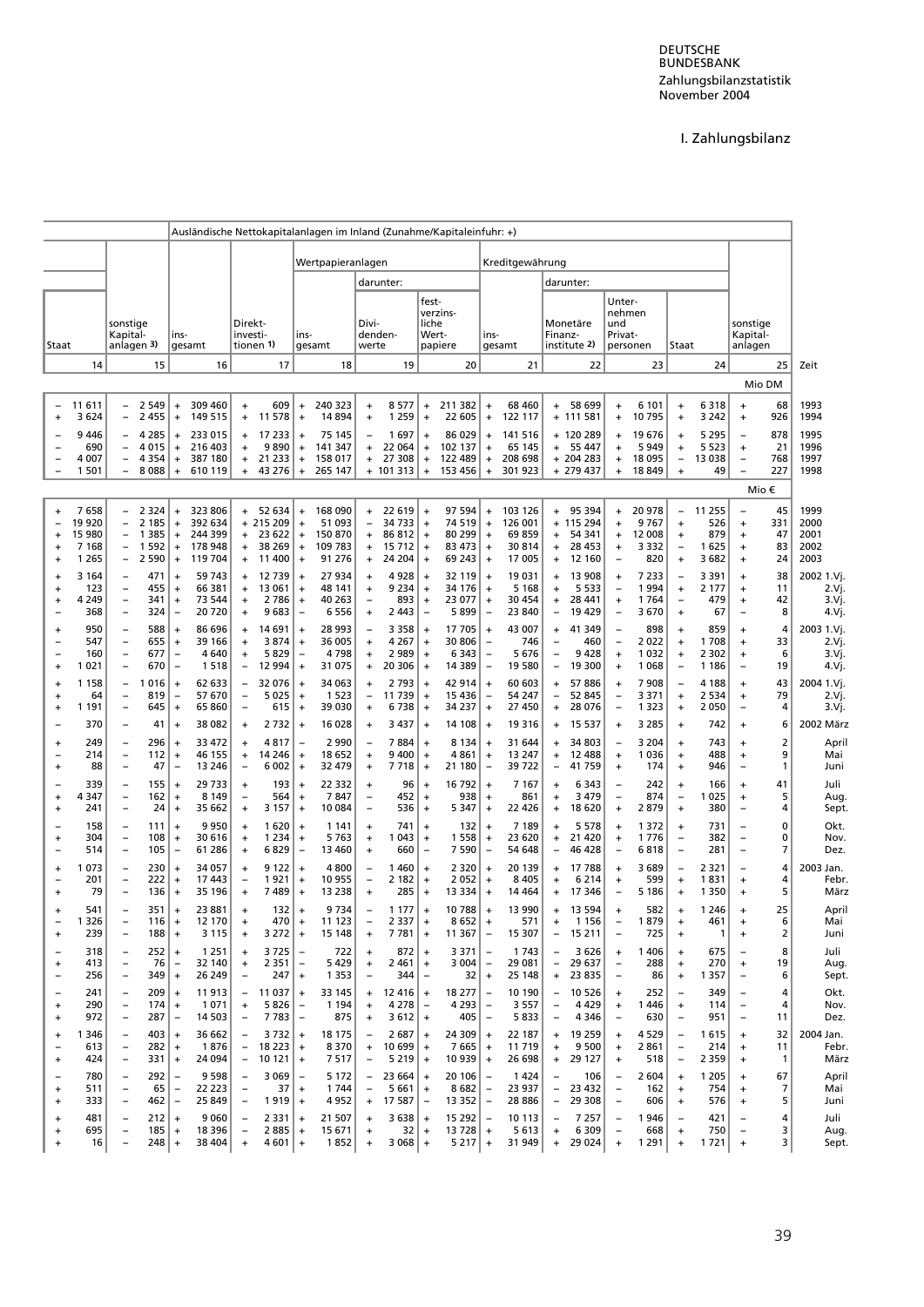DEUTSCHE BUNDESBANK
Zahlungsbilanzstatistik
November 2004

# I. Zahlungsbilanz

| Staat | sonstige Kapital-anlagen 3) | Ausländische Nettokapitalanlagen im Inland (Zunahme/Kapitaleinfuhr: +) insgesamt | Direkt-investitionen 1) | Wertpapieranlagen insgesamt | darunter: Dividendenwerte | darunter: festverzinsliche Wertpapiere | Kreditgewährung insgesamt | darunter: Monetäre Finanzinstitute 2) | darunter: Unternehmen und Privatpersonen | Staat | sonstige Kapitalanlagen | Zeit |
|---|---|---|---|---|---|---|---|---|---|---|---|---|
| 14 | 15 | 16 | 17 | 18 | 19 | 20 | 21 | 22 | 23 | 24 | 25 | |
| | | | | | | | | | | | Mio DM | |
| – 11 611 | – 2 549 | + 309 460 | + 609 | + 240 323 | + 8 577 | + 211 382 | + 68 460 | + 58 699 | + 6 101 | + 6 318 | + 68 | 1993 |
| + 3 624 | – 2 455 | + 149 515 | + 11 578 | + 14 894 | + 1 259 | + 22 605 | + 122 117 | + 111 581 | + 10 795 | + 3 242 | + 926 | 1994 |
| – 9 446 | – 4 285 | + 233 015 | + 17 233 | + 75 145 | – 1 697 | + 86 029 | + 141 516 | + 120 289 | + 19 676 | + 5 295 | – 878 | 1995 |
| – 690 | – 4 015 | + 216 403 | + 9 890 | + 141 347 | + 22 064 | + 102 137 | + 65 145 | + 55 447 | + 5 949 | + 5 523 | + 21 | 1996 |
| – 4 007 | – 4 354 | + 387 180 | + 21 233 | + 158 017 | + 27 308 | + 122 489 | + 208 698 | + 204 283 | + 18 095 | – 13 038 | – 768 | 1997 |
| – 1 501 | – 8 088 | + 610 119 | + 43 276 | + 265 147 | + 101 313 | + 153 456 | + 301 923 | + 279 437 | + 18 849 | + 49 | – 227 | 1998 |
| | | | | | | | | | | | Mio € | |
| + 7 658 | – 2 324 | + 323 806 | + 52 634 | + 168 090 | + 22 619 | + 97 594 | + 103 126 | + 95 394 | + 20 978 | – 11 255 | – 45 | 1999 |
| – 19 920 | – 2 185 | + 392 634 | + 215 209 | + 51 093 | – 34 733 | + 74 519 | + 126 001 | + 115 294 | + 9 767 | + 526 | + 331 | 2000 |
| + 15 980 | – 1 385 | + 244 399 | + 23 622 | + 150 870 | + 86 812 | + 80 299 | + 69 859 | + 54 341 | + 12 008 | + 879 | + 47 | 2001 |
| + 7 168 | – 1 592 | + 178 948 | + 38 269 | + 109 783 | + 15 712 | + 83 473 | + 30 814 | + 28 453 | + 3 332 | – 1 625 | + 83 | 2002 |
| + 1 265 | – 2 590 | + 119 704 | + 11 400 | + 91 276 | + 24 204 | + 69 243 | + 17 005 | + 12 160 | – 820 | + 3 682 | + 24 | 2003 |
| + 3 164 | – 471 | + 59 743 | + 12 739 | + 27 934 | + 4 928 | + 32 119 | + 19 031 | + 13 908 | + 7 233 | – 3 391 | + 38 | 2002 1.Vj. |
| + 123 | – 455 | + 66 381 | + 13 061 | + 48 141 | + 9 234 | + 34 176 | + 5 168 | + 5 533 | – 1 994 | + 2 177 | + 11 | 2.Vj. |
| + 4 249 | – 341 | + 73 544 | + 2 786 | + 40 263 | – 893 | + 23 077 | + 30 454 | + 28 441 | + 1 764 | – 479 | + 42 | 3.Vj. |
| – 368 | – 324 | – 20 720 | + 9 683 | – 6 556 | + 2 443 | – 5 899 | – 23 840 | – 19 429 | – 3 670 | + 67 | – 8 | 4.Vj. |
| + 950 | – 588 | + 86 696 | + 14 691 | + 28 993 | – 3 358 | + 17 705 | + 43 007 | + 41 349 | – 898 | + 859 | + 4 | 2003 1.Vj. |
| – 547 | – 655 | + 39 166 | + 3 874 | + 36 005 | + 4 267 | + 30 806 | – 746 | – 460 | – 2 022 | + 1 708 | + 33 | 2.Vj. |
| – 160 | – 677 | – 4 640 | + 5 829 | – 4 798 | + 2 989 | + 6 343 | – 5 676 | – 9 428 | + 1 032 | + 2 302 | + 6 | 3.Vj. |
| + 1 021 | – 670 | – 1 518 | – 12 994 | + 31 075 | + 20 306 | + 14 389 | – 19 580 | – 19 300 | + 1 068 | – 1 186 | – 19 | 4.Vj. |
| + 1 158 | – 1 016 | + 62 633 | – 32 076 | + 34 063 | + 2 793 | + 42 914 | + 60 603 | + 57 886 | + 7 908 | – 4 188 | + 43 | 2004 1.Vj. |
| + 64 | – 819 | – 57 670 | – 5 025 | + 1 523 | – 11 739 | + 15 436 | – 54 247 | – 52 845 | – 3 371 | + 2 534 | + 79 | 2.Vj. |
| + 1 191 | – 645 | + 65 860 | – 615 | + 39 030 | + 6 738 | + 34 237 | + 27 450 | + 28 076 | – 1 323 | + 2 050 | – 4 | 3.Vj. |
| – 370 | – 41 | + 38 082 | + 2 732 | + 16 028 | + 3 437 | + 14 108 | + 19 316 | + 15 537 | + 3 285 | + 742 | + 6 | 2002 März |
| + 249 | – 296 | + 33 472 | + 4 817 | – 2 990 | – 7 884 | + 8 134 | + 31 644 | + 34 803 | – 3 204 | + 743 | + 2 | April |
| – 214 | – 112 | + 46 155 | + 14 246 | + 18 652 | + 9 400 | + 4 861 | + 13 247 | + 12 488 | + 1 036 | + 488 | + 9 | Mai |
| + 88 | – 47 | – 13 246 | – 6 002 | + 32 479 | + 7 718 | + 21 180 | – 39 722 | – 41 759 | + 174 | – 946 | – 1 | Juni |
| – 339 | – 155 | + 29 733 | + 193 | + 22 332 | + 96 | + 16 792 | + 7 167 | + 6 343 | – 242 | + 166 | + 41 | Juli |
| + 4 347 | – 162 | + 8 149 | – 564 | + 7 847 | – 452 | + 938 | + 861 | + 3 479 | – 874 | – 1 025 | + 5 | Aug. |
| + 241 | – 24 | + 35 662 | + 3 157 | + 10 084 | – 536 | + 5 347 | + 22 426 | + 18 620 | + 2 879 | + 380 | – 4 | Sept. |
| – 158 | – 111 | + 9 950 | + 1 620 | + 1 141 | + 741 | + 132 | + 7 189 | + 5 578 | + 1 372 | + 731 | – 0 | Okt. |
| + 304 | – 108 | + 30 616 | + 1 234 | + 5 763 | + 1 043 | + 1 558 | + 23 620 | + 21 420 | + 1 776 | – 382 | – 0 | Nov. |
| – 514 | – 105 | – 61 286 | + 6 829 | – 13 460 | + 660 | – 7 590 | – 54 648 | – 46 428 | – 6 818 | – 281 | – 7 | Dez. |
| + 1 073 | – 230 | + 34 057 | + 9 122 | + 4 800 | – 1 460 | + 2 320 | + 20 139 | + 17 788 | + 3 689 | – 2 321 | – 4 | 2003 Jan. |
| – 201 | – 222 | + 17 443 | – 1 921 | + 10 955 | – 2 182 | + 2 052 | + 8 405 | + 6 214 | + 599 | + 1 831 | + 4 | Febr. |
| + 79 | – 136 | + 35 196 | + 7 489 | + 13 238 | + 285 | + 13 334 | + 14 464 | + 17 346 | – 5 186 | + 1 350 | + 5 | März |
| + 541 | – 351 | + 23 881 | + 132 | + 9 734 | – 1 177 | + 10 788 | + 13 990 | + 13 594 | + 582 | + 1 246 | + 25 | April |
| – 1 326 | – 116 | + 12 170 | + 470 | + 11 123 | – 2 337 | + 8 652 | + 571 | + 1 156 | – 1 879 | + 461 | + 6 | Mai |
| + 239 | – 188 | + 3 115 | + 3 272 | + 15 148 | + 7 781 | + 11 367 | – 15 307 | – 15 211 | – 725 | + 1 | + 2 | Juni |
| – 318 | – 252 | + 1 251 | + 3 725 | – 722 | + 872 | + 3 371 | – 1 743 | – 3 626 | + 1 406 | + 675 | – 8 | Juli |
| + 413 | – 76 | – 32 140 | + 2 351 | – 5 429 | + 2 461 | + 3 004 | – 29 081 | – 29 637 | – 288 | + 270 | + 19 | Aug. |
| – 256 | – 349 | + 26 249 | – 247 | + 1 353 | – 344 | – 32 | + 25 148 | + 23 835 | – 86 | + 1 357 | – 6 | Sept. |
| – 241 | – 209 | + 11 913 | – 11 037 | + 33 145 | + 12 416 | + 18 277 | – 10 190 | – 10 526 | + 252 | – 349 | – 4 | Okt. |
| + 290 | – 174 | + 1 071 | + 5 826 | – 1 194 | + 4 278 | – 4 293 | – 3 557 | – 4 429 | + 1 446 | + 114 | – 4 | Nov. |
| + 972 | – 287 | – 14 503 | – 7 783 | – 875 | + 3 612 | + 405 | – 5 833 | – 4 346 | – 630 | – 951 | – 11 | Dez. |
| + 1 346 | – 403 | + 36 662 | – 3 732 | + 18 175 | – 2 687 | + 24 309 | + 22 187 | + 19 259 | + 4 529 | – 1 615 | + 32 | 2004 Jan. |
| – 613 | – 282 | + 1 876 | – 18 223 | + 8 370 | + 10 699 | + 7 665 | + 11 719 | + 9 500 | + 2 861 | – 214 | + 11 | Febr. |
| + 424 | – 331 | + 24 094 | – 10 121 | + 7 517 | – 5 219 | + 10 939 | + 26 698 | + 29 127 | + 518 | – 2 359 | + 1 | März |
| – 780 | – 292 | – 9 598 | – 3 069 | – 5 172 | – 23 664 | + 20 106 | – 1 424 | – 106 | – 2 604 | + 1 205 | + 67 | April |
| + 511 | – 65 | – 22 223 | – 37 | + 1 744 | – 5 661 | + 8 682 | – 23 937 | – 23 432 | – 162 | + 754 | + 7 | Mai |
| + 333 | – 462 | – 25 849 | – 1 919 | + 4 952 | + 17 587 | – 13 352 | – 28 886 | – 29 308 | – 606 | + 576 | + 5 | Juni |
| + 481 | – 212 | + 9 060 | – 2 331 | + 21 507 | + 3 638 | + 15 292 | – 10 113 | – 7 257 | – 1 946 | – 421 | – 4 | Juli |
| + 695 | – 185 | + 18 396 | – 2 885 | + 15 671 | + 32 | + 13 728 | + 5 613 | + 6 309 | – 668 | + 750 | – 3 | Aug. |
| + 16 | – 248 | + 38 404 | + 4 601 | + 1 852 | + 3 068 | + 5 217 | + 31 949 | + 29 024 | + 1 291 | + 1 721 | + 3 | Sept. |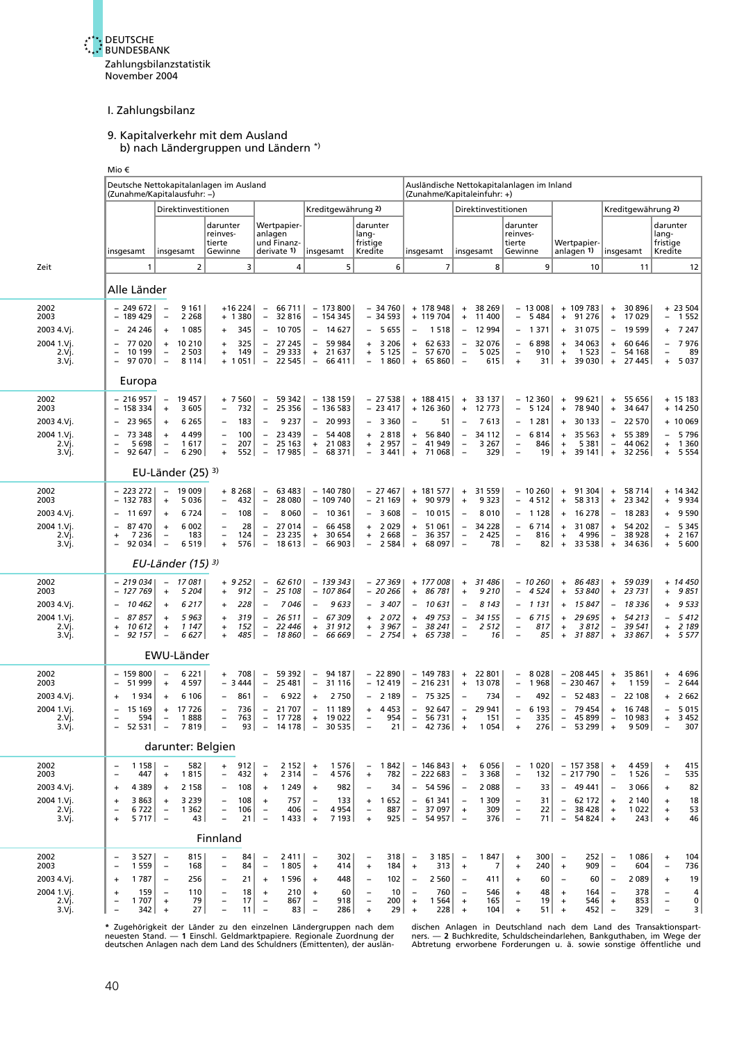# I. Zahlungsbilanz

## 9. Kapitalverkehr mit dem Ausland
### b) nach Ländergruppen und Ländern *)

Mio €

| Zeit | Deutsche Nettokapitalanlagen im Ausland (Zunahme/Kapitalausfuhr: –) | | | | | | Ausländische Nettokapitalanlagen im Inland (Zunahme/Kapitaleinfuhr: +) | | | | | |
|---|---|---|---|---|---|---|---|---|---|---|---|---|
| | | Direktinvestitionen | | | Kreditgewährung 2) | | | Direktinvestitionen | | | Kreditgewährung 2) | |
| | insgesamt | insgesamt | darunter reinvestierte Gewinne | Wertpapieranlagen und Finanzderivate 1) | insgesamt | darunter langfristige Kredite | insgesamt | insgesamt | darunter reinvestierte Gewinne | Wertpapieranlagen 1) | insgesamt | darunter langfristige Kredite |
| | 1 | 2 | 3 | 4 | 5 | 6 | 7 | 8 | 9 | 10 | 11 | 12 |
| **Alle Länder** | | | | | | | | | | | | |
| 2002 | – 249 672 | – 9 161 | +16 224 | – 66 711 | – 173 800 | – 34 760 | + 178 948 | + 38 269 | – 13 008 | + 109 783 | + 30 896 | + 23 504 |
| 2003 | – 189 429 | – 2 268 | + 1 380 | – 32 816 | – 154 345 | – 34 593 | + 119 704 | + 11 400 | – 5 484 | + 91 276 | + 17 029 | – 1 552 |
| 2003 4.Vj. | – 24 246 | + 1 085 | + 345 | – 10 705 | – 14 627 | – 5 655 | – 1 518 | – 12 994 | – 1 371 | + 31 075 | – 19 599 | + 7 247 |
| 2004 1.Vj. | – 77 020 | + 10 210 | + 325 | – 27 245 | – 59 984 | + 3 206 | + 62 633 | – 32 076 | – 6 898 | + 34 063 | + 60 646 | – 7 976 |
| 2.Vj. | – 10 199 | – 2 503 | + 149 | – 29 333 | + 21 637 | + 5 125 | – 57 670 | – 5 025 | – 910 | + 1 523 | – 54 168 | – 89 |
| 3.Vj. | – 97 070 | – 8 114 | + 1 051 | – 22 545 | – 66 411 | – 1 860 | + 65 860 | – 615 | + 31 | + 39 030 | + 27 445 | + 5 037 |
| **Europa** | | | | | | | | | | | | |
| 2002 | – 216 957 | – 19 457 | + 7 560 | – 59 342 | – 138 159 | – 27 538 | + 188 415 | + 33 137 | – 12 360 | + 99 621 | + 55 656 | + 15 183 |
| 2003 | – 158 334 | + 3 605 | – 732 | – 25 356 | – 136 583 | – 23 417 | + 126 360 | + 12 773 | – 5 124 | + 78 940 | + 34 647 | + 14 250 |
| 2003 4.Vj. | – 23 965 | + 6 265 | – 183 | – 9 237 | – 20 993 | – 3 360 | – 51 | – 7 613 | – 1 281 | + 30 133 | – 22 570 | + 10 069 |
| 2004 1.Vj. | – 73 348 | + 4 499 | – 100 | – 23 439 | – 54 408 | + 2 818 | + 56 840 | – 34 112 | – 6 814 | + 35 563 | + 55 389 | – 5 796 |
| 2.Vj. | – 5 698 | – 1 617 | – 207 | – 25 163 | + 21 083 | + 2 957 | – 41 949 | + 3 267 | – 846 | + 5 381 | – 44 062 | + 1 360 |
| 3.Vj. | – 92 647 | – 6 290 | + 552 | – 17 985 | – 68 371 | – 3 441 | + 71 068 | – 329 | – 19 | + 39 141 | + 32 256 | + 5 554 |
| **EU-Länder (25) 3)** | | | | | | | | | | | | |
| 2002 | – 223 272 | – 19 009 | + 8 268 | – 63 483 | – 140 780 | – 27 467 | + 181 577 | + 31 559 | – 10 260 | + 91 304 | + 58 714 | + 14 342 |
| 2003 | – 132 783 | + 5 036 | – 432 | – 28 080 | – 109 740 | – 21 169 | + 90 979 | + 9 323 | – 4 512 | + 58 313 | + 23 342 | + 9 934 |
| 2003 4.Vj. | – 11 697 | + 6 724 | – 108 | – 8 060 | – 10 361 | – 3 608 | – 10 015 | – 8 010 | – 1 128 | + 16 278 | – 18 283 | + 9 590 |
| 2004 1.Vj. | – 87 470 | + 6 002 | – 28 | – 27 014 | – 66 458 | + 2 029 | + 51 061 | – 34 228 | – 6 714 | + 31 087 | + 54 202 | – 5 345 |
| 2.Vj. | + 7 236 | – 183 | – 124 | – 23 235 | + 30 654 | + 2 668 | – 36 357 | – 2 425 | – 816 | + 4 996 | – 38 928 | + 2 167 |
| 3.Vj. | – 92 034 | – 6 519 | + 576 | – 18 613 | – 66 903 | – 2 584 | + 68 097 | – 78 | – 82 | + 33 538 | + 34 636 | + 5 600 |
| ***EU-Länder (15) 3)*** | | | | | | | | | | | | |
| *2002* | *– 219 034* | *– 17 081* | *+ 9 252* | *– 62 610* | *– 139 343* | *– 27 369* | *+ 177 008* | *+ 31 486* | *– 10 260* | *+ 86 483* | *+ 59 039* | *+ 14 450* |
| *2003* | *– 127 769* | *+ 5 204* | *+ 912* | *– 25 108* | *– 107 864* | *– 20 266* | *+ 86 781* | *+ 9 210* | *– 4 524* | *+ 53 840* | *+ 23 731* | *+ 9 851* |
| *2003 4.Vj.* | *– 10 462* | *+ 6 217* | *+ 228* | *– 7 046* | *– 9 633* | *– 3 407* | *– 10 631* | *– 8 143* | *– 1 131* | *+ 15 847* | *– 18 336* | *+ 9 533* |
| *2004 1.Vj.* | *– 87 857* | *+ 5 963* | *+ 319* | *– 26 511* | *– 67 309* | *+ 2 072* | *+ 49 753* | *– 34 155* | *– 6 715* | *+ 29 695* | *+ 54 213* | *– 5 412* |
| *2.Vj.* | *+ 10 612* | *+ 1 147* | *+ 152* | *– 22 446* | *+ 31 912* | *+ 3 967* | *– 38 241* | *– 2 512* | *– 817* | *+ 3 812* | *– 39 541* | *+ 2 189* |
| *3.Vj.* | *– 92 157* | *– 6 627* | *+ 485* | *– 18 860* | *– 66 669* | *– 2 754* | *+ 65 738* | *– 16* | *– 85* | *+ 31 887* | *+ 33 867* | *+ 5 577* |
| **EWU-Länder** | | | | | | | | | | | | |
| 2002 | – 159 800 | – 6 221 | + 708 | – 59 392 | – 94 187 | – 22 890 | – 149 783 | + 22 801 | – 8 028 | – 208 445 | + 35 861 | + 4 696 |
| 2003 | – 51 999 | + 4 597 | – 3 444 | – 25 481 | – 31 116 | – 12 419 | – 216 231 | + 13 078 | – 1 968 | – 230 467 | + 1 159 | – 2 644 |
| 2003 4.Vj. | + 1 934 | + 6 106 | – 861 | – 6 922 | + 2 750 | – 2 189 | – 75 325 | – 734 | – 492 | – 52 483 | – 22 108 | + 2 662 |
| 2004 1.Vj. | – 15 169 | + 17 726 | – 736 | – 21 707 | – 11 189 | + 4 453 | – 92 647 | – 29 941 | – 6 193 | – 79 454 | + 16 748 | – 5 015 |
| 2.Vj. | – 594 | – 1 888 | – 763 | – 17 728 | + 19 022 | – 954 | – 56 731 | + 151 | – 335 | – 45 899 | – 10 983 | + 3 452 |
| 3.Vj. | – 52 531 | – 7 819 | – 93 | – 14 178 | – 30 535 | – 21 | – 42 736 | + 1 054 | + 276 | – 53 299 | + 9 509 | – 307 |
| **darunter: Belgien** | | | | | | | | | | | | |
| 2002 | – 1 158 | – 582 | + 912 | – 2 152 | + 1 576 | – 1 842 | – 146 843 | + 6 056 | – 1 020 | – 157 358 | + 4 459 | + 415 |
| 2003 | – 447 | + 1 815 | – 432 | + 2 314 | – 4 576 | + 782 | – 222 683 | – 3 368 | – 132 | – 217 790 | – 1 526 | – 535 |
| 2003 4.Vj. | + 4 389 | + 2 158 | – 108 | + 1 249 | + 982 | – 34 | – 54 596 | – 2 088 | – 33 | – 49 441 | – 3 066 | + 82 |
| 2004 1.Vj. | + 3 863 | + 3 239 | – 108 | + 757 | – 133 | + 1 652 | – 61 341 | – 1 309 | – 31 | – 62 172 | + 2 140 | + 18 |
| 2.Vj. | – 6 722 | – 1 362 | – 106 | – 406 | – 4 954 | – 887 | – 37 097 | + 309 | – 22 | – 38 428 | + 1 022 | + 53 |
| 3.Vj. | + 5 717 | – 43 | – 21 | – 1 433 | + 7 193 | + 925 | – 54 957 | – 376 | – 71 | – 54 824 | + 243 | + 46 |
| **Finnland** | | | | | | | | | | | | |
| 2002 | – 3 527 | – 815 | – 84 | – 2 411 | – 302 | – 318 | – 3 185 | – 1 847 | + 300 | – 252 | – 1 086 | + 104 |
| 2003 | – 1 559 | – 168 | – 84 | – 1 805 | + 414 | + 184 | + 313 | + 7 | + 240 | + 909 | – 604 | – 736 |
| 2003 4.Vj. | + 1 787 | – 256 | – 21 | + 1 596 | + 448 | – 102 | – 2 560 | – 411 | + 60 | – 60 | – 2 089 | + 19 |
| 2004 1.Vj. | + 159 | – 110 | – 18 | + 210 | + 60 | – 10 | – 760 | – 546 | + 48 | + 164 | – 378 | – 4 |
| 2.Vj. | – 1 707 | + 79 | – 17 | – 867 | – 918 | – 200 | + 1 564 | + 165 | – 19 | + 546 | + 853 | – 0 |
| 3.Vj. | – 342 | + 27 | – 11 | – 83 | – 286 | + 29 | + 228 | + 104 | + 51 | + 452 | – 329 | – 3 |

\* Zugehörigkeit der Länder zu den einzelnen Ländergruppen nach dem neuesten Stand. — **1** Einschl. Geldmarktpapiere. Regionale Zuordnung der deutschen Anlagen nach dem Land des Schuldners (Emittenten), der ausländischen Anlagen in Deutschland nach dem Land des Transaktionspartners. — **2** Buchkredite, Schuldscheindarlehen, Bankguthaben, im Wege der Abtretung erworbene Forderungen u. ä. sowie sonstige öffentliche und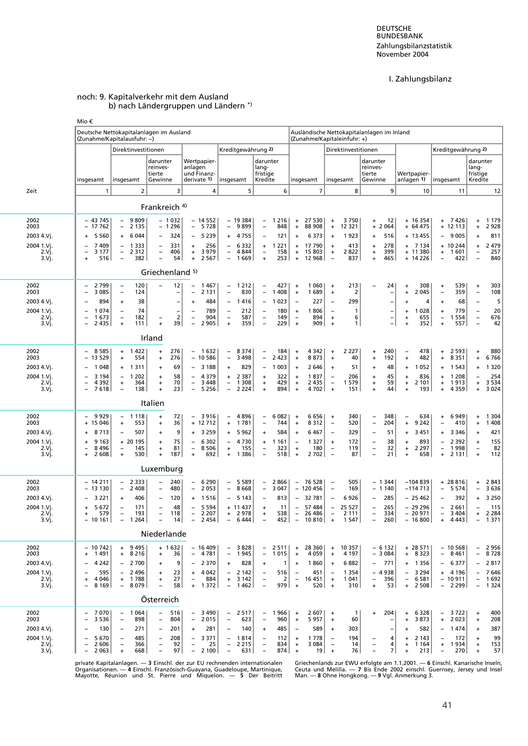## noch: 9. Kapitalverkehr mit dem Ausland
### b) nach Ländergruppen und Ländern *)

Mio €

| Zeit | Deutsche Nettokapitalanlagen im Ausland (Zunahme/Kapitalausfuhr: –) insgesamt | Direktinvestitionen insgesamt | darunter reinvestierte Gewinne | Wertpapieranlagen und Finanzderivate 1) | Kreditgewährung 2) insgesamt | darunter langfristige Kredite | Ausländische Nettokapitalanlagen im Inland (Zunahme/Kapitaleinfuhr: +) insgesamt | Direktinvestitionen insgesamt | darunter reinvestierte Gewinne | Wertpapieranlagen 1) | Kreditgewährung 2) insgesamt | darunter langfristige Kredite |
|---|---|---|---|---|---|---|---|---|---|---|---|---|
| | 1 | 2 | 3 | 4 | 5 | 6 | 7 | 8 | 9 | 10 | 11 | 12 |
| **Frankreich 4)** | | | | | | | | | | | | |
| 2002 | – 43 745 | – 9 809 | – 1 032 | – 14 552 | – 19 384 | – 1 216 | + 27 530 | + 3 750 | + 12 | + 16 354 | + 7 426 | + 1 179 |
| 2003 | – 17 762 | – 2 135 | – 1 296 | – 5 728 | – 9 899 | – 848 | + 88 908 | + 12 321 | + 2 064 | + 64 475 | + 12 113 | + 2 928 |
| 2003 4.Vj. | + 5 560 | + 6 044 | – 324 | – 5 239 | + 4 755 | – 121 | + 6 373 | + 1 923 | + 516 | + 13 455 | – 9 005 | + 811 |
| 2004 1.Vj. | – 7 409 | – 1 333 | – 331 | + 256 | – 6 332 | + 1 221 | + 17 790 | + 413 | + 278 | + 7 134 | + 10 244 | + 2 479 |
| 2.Vj. | – 3 177 | – 2 312 | – 406 | + 3 979 | – 4 844 | – 158 | + 15 803 | + 2 822 | + 399 | + 11 380 | + 1 601 | – 257 |
| 3.Vj. | + 516 | – 382 | – 54 | + 2 567 | – 1 669 | + 253 | + 12 968 | – 837 | + 465 | + 14 226 | – 422 | – 840 |
| **Griechenland 5)** | | | | | | | | | | | | |
| 2002 | – 2 799 | – 120 | – 12 | – 1 467 | – 1 212 | – 427 | + 1 060 | + 213 | – 24 | + 308 | + 539 | + 303 |
| 2003 | – 3 085 | – 124 | – | – 2 131 | – 830 | – 1 408 | + 1 689 | + 2 | – | + 2 045 | – 359 | – 108 |
| 2003 4.Vj. | – 894 | + 38 | – | + 484 | – 1 416 | – 1 023 | – 227 | – 299 | – | + 4 | + 68 | – 5 |
| 2004 1.Vj. | – 1 074 | – 74 | – | – 789 | – 212 | – 180 | + 1 806 | – 1 | – | + 1 028 | + 779 | – 20 |
| 2.Vj. | – 1 673 | – 182 | – 2 | – 904 | – 587 | – 149 | – 894 | + 6 | – | + 655 | – 1 554 | – 676 |
| 3.Vj. | – 2 435 | + 111 | + 39 | – 2 905 | + 359 | – 229 | + 909 | + 1 | – | + 352 | + 557 | – 42 |
| **Irland** | | | | | | | | | | | | |
| 2002 | – 8 585 | + 1 422 | + 276 | – 1 632 | – 8 374 | – 184 | + 4 342 | + 2 227 | + 240 | – 478 | + 2 593 | + 880 |
| 2003 | – 13 529 | + 554 | + 276 | – 10 586 | – 3 498 | – 2 423 | + 8 873 | + 40 | + 192 | + 482 | + 8 351 | + 6 766 |
| 2003 4.Vj. | – 1 048 | + 1 311 | + 69 | – 3 188 | + 829 | – 1 003 | + 2 646 | + 51 | + 48 | + 1 052 | + 1 543 | + 1 320 |
| 2004 1.Vj. | – 3 194 | – 1 202 | + 58 | – 4 379 | + 2 387 | + 322 | + 1 837 | – 206 | + 45 | + 836 | + 1 208 | – 254 |
| 2.Vj. | – 4 392 | + 364 | + 70 | – 3 448 | – 1 308 | + 429 | + 2 435 | – 1 579 | + 59 | + 2 101 | + 1 913 | + 3 534 |
| 3.Vj. | – 7 618 | – 138 | + 23 | – 5 256 | – 2 224 | + 894 | + 4 702 | + 151 | + 44 | + 193 | + 4 359 | + 3 024 |
| **Italien** | | | | | | | | | | | | |
| 2002 | – 9 929 | – 1 118 | + 72 | – 3 916 | – 4 896 | – 6 082 | + 6 656 | + 340 | – 348 | – 634 | + 6 949 | + 1 304 |
| 2003 | + 15 046 | + 553 | + 36 | + 12 712 | + 1 781 | – 744 | + 8 312 | – 520 | – 204 | + 9 242 | – 410 | + 1 408 |
| 2003 4.Vj. | + 8 713 | – 507 | + 9 | + 3 259 | + 5 962 | + 584 | + 6 467 | – 329 | – 51 | + 3 451 | + 3 346 | + 421 |
| 2004 1.Vj. | + 9 163 | + 20 195 | + 75 | – 6 302 | – 4 730 | + 1 161 | – 1 327 | + 172 | – 38 | + 893 | – 2 392 | + 155 |
| 2.Vj. | – 8 496 | – 145 | + 81 | – 8 506 | + 155 | – 323 | + 180 | – 119 | – 32 | + 2 297 | – 1 998 | – 82 |
| 3.Vj. | + 2 608 | + 530 | + 187 | + 692 | + 1 386 | – 518 | + 2 702 | – 87 | – 21 | + 658 | + 2 131 | + 112 |
| **Luxemburg** | | | | | | | | | | | | |
| 2002 | – 14 211 | – 2 333 | – 240 | – 6 290 | – 5 589 | – 2 866 | – 76 528 | – 505 | – 1 344 | –104 839 | + 28 816 | + 2 843 |
| 2003 | – 13 130 | – 2 408 | – 480 | – 2 053 | – 8 668 | – 3 047 | – 120 456 | – 169 | – 1 140 | –114 713 | – 5 574 | – 3 636 |
| 2003 4.Vj. | – 3 221 | + 406 | – 120 | + 1 516 | – 5 143 | – 813 | – 32 781 | – 6 926 | – 285 | – 25 462 | – 392 | + 3 250 |
| 2004 1.Vj. | + 5 672 | – 171 | – 48 | – 5 594 | + 11 437 | + 11 | – 57 484 | – 25 527 | – 265 | – 29 296 | – 2 661 | – 115 |
| 2.Vj. | + 579 | – 193 | – 118 | – 2 207 | + 2 978 | + 538 | – 26 486 | – 2 111 | – 334 | – 20 971 | – 3 404 | + 2 284 |
| 3.Vj. | – 10 161 | – 1 264 | – 14 | – 2 454 | – 6 444 | – 452 | – 10 810 | – 1 547 | – 260 | – 16 800 | + 4 443 | – 1 371 |
| **Niederlande** | | | | | | | | | | | | |
| 2002 | – 10 742 | + 9 495 | + 1 632 | – 16 409 | – 3 828 | – 2 511 | + 28 360 | + 10 357 | – 6 132 | + 28 571 | – 10 568 | – 2 956 |
| 2003 | + 1 491 | + 8 216 | + 36 | – 4 781 | – 1 945 | – 1 015 | + 4 059 | + 4 197 | – 3 084 | + 8 323 | – 8 461 | – 8 728 |
| 2003 4.Vj. | – 4 242 | – 2 700 | + 9 | – 2 370 | + 828 | + 1 | + 1 860 | + 6 882 | – 771 | + 1 356 | – 6 377 | – 2 817 |
| 2004 1.Vj. | – 595 | – 2 496 | + 23 | + 4 042 | – 2 142 | – 516 | – 451 | + 1 354 | – 4 938 | – 3 294 | + 4 196 | – 7 646 |
| 2.Vj. | + 4 046 | + 1 788 | + 27 | – 884 | + 3 142 | – 2 | – 16 451 | + 1 041 | – 396 | – 6 581 | – 10 911 | – 1 692 |
| 3.Vj. | – 8 169 | – 8 079 | – 58 | + 1 372 | – 1 462 | – 979 | + 520 | + 310 | + 53 | + 2 508 | – 2 299 | – 1 324 |
| **Österreich** | | | | | | | | | | | | |
| 2002 | – 7 070 | – 1 064 | – 516 | – 3 490 | – 2 517 | – 1 966 | + 2 607 | + 1 | + 204 | + 6 328 | – 3 722 | + 400 |
| 2003 | – 3 536 | – 898 | – 804 | – 2 015 | – 623 | – 960 | + 5 957 | + 60 | – | + 3 873 | + 2 023 | + 208 |
| 2003 4.Vj. | – 130 | – 271 | – 201 | + 281 | – 140 | + 485 | – 589 | + 303 | – | + 582 | – 1 474 | + 387 |
| 2004 1.Vj. | – 5 670 | – 485 | – 208 | – 3 371 | – 1 814 | – 112 | + 1 778 | – 194 | – 4 | + 2 143 | – 172 | + 99 |
| 2.Vj. | – 2 606 | – 366 | – 92 | – 25 | – 2 215 | – 834 | + 3 084 | – 14 | – 4 | + 1 164 | + 1 934 | + 153 |
| 3.Vj. | – 2 063 | + 668 | – 97 | – 2 100 | – 631 | – 874 | + 19 | + 76 | – 7 | + 213 | – 270 | + 57 |

private Kapitalanlagen. — 3 Einschl. der zur EU rechnenden internationalen Organisationen. — 4 Einschl. Französisch-Guayana, Guadeloupe, Martinique, Mayotte, Réunion und St. Pierre und Miquelon. — 5 Der Beitritt Griechenlands zur EWU erfolgte am 1.1.2001. — 6 Einschl. Kanarische Inseln, Ceuta und Melilla. — 7 Bis Ende 2002 einschl. Guernsey, Jersey und Insel Man. — 8 Ohne Hongkong. — 9 Vgl. Anmerkung 3.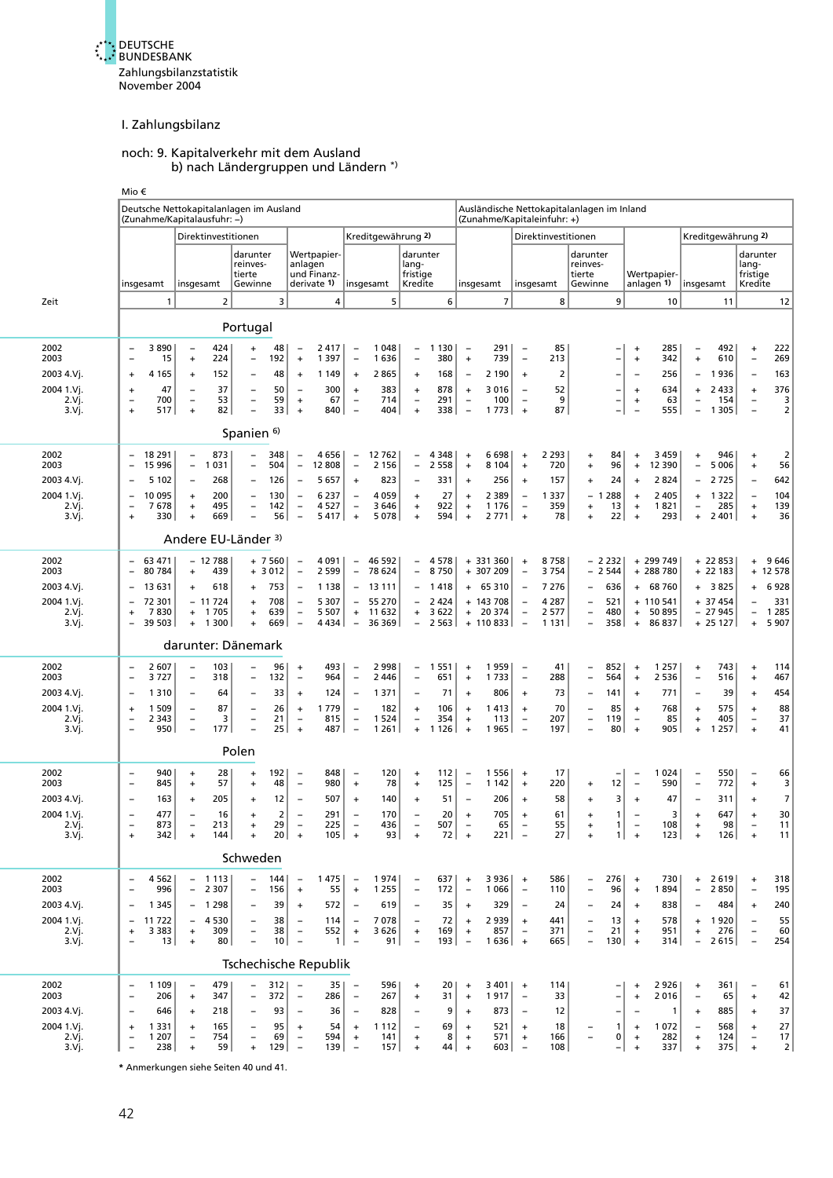# I. Zahlungsbilanz

## noch: 9. Kapitalverkehr mit dem Ausland
### b) nach Ländergruppen und Ländern *)

Mio €

| Zeit | Deutsche Nettokapitalanlagen im Ausland (Zunahme/Kapitalausfuhr: –) | | | | | | Ausländische Nettokapitalanlagen im Inland (Zunahme/Kapitaleinfuhr: +) | | | | | |
|---|---|---|---|---|---|---|---|---|---|---|---|---|
| | | Direktinvestitionen | | | Kreditgewährung 2) | | | Direktinvestitionen | | | Kreditgewährung 2) | |
| | insgesamt | insgesamt | darunter reinvestierte Gewinne | Wertpapieranlagen und Finanzderivate 1) | insgesamt | darunter langfristige Kredite | insgesamt | insgesamt | darunter reinvestierte Gewinne | Wertpapieranlagen 1) | insgesamt | darunter langfristige Kredite |
| | 1 | 2 | 3 | 4 | 5 | 6 | 7 | 8 | 9 | 10 | 11 | 12 |
| | **Portugal** | | | | | | | | | | | |
| 2002 | – 3 890 | – 424 | + 48 | – 2 417 | – 1 048 | – 1 130 | – 291 | – 85 | – | + 285 | – 492 | + 222 |
| 2003 | – 15 | + 224 | – 192 | + 1 397 | – 1 636 | – 380 | + 739 | – 213 | – | + 342 | + 610 | – 269 |
| 2003 4.Vj. | + 4 165 | + 152 | – 48 | + 1 149 | + 2 865 | + 168 | – 2 190 | + 2 | – | – 256 | – 1 936 | – 163 |
| 2004 1.Vj. | + 47 | – 37 | – 50 | – 300 | + 383 | + 878 | + 3 016 | – 52 | – | + 634 | + 2 433 | + 376 |
| 2.Vj. | – 700 | – 53 | – 59 | + 67 | – 714 | – 291 | – 100 | – 9 | – | + 63 | – 154 | – 3 |
| 3.Vj. | + 517 | + 82 | – 33 | + 840 | – 404 | + 338 | – 1 773 | + 87 | – | – 555 | – 1 305 | – 2 |
| | **Spanien 6)** | | | | | | | | | | | |
| 2002 | – 18 291 | – 873 | – 348 | – 4 656 | – 12 762 | – 4 348 | + 6 698 | + 2 293 | + 84 | + 3 459 | – 946 | + 2 |
| 2003 | – 15 996 | – 1 031 | – 504 | – 12 808 | – 2 156 | – 2 558 | + 8 104 | + 720 | + 96 | + 12 390 | – 5 006 | + 56 |
| 2003 4.Vj. | – 5 102 | – 268 | – 126 | – 5 657 | + 823 | – 331 | + 256 | + 157 | + 24 | + 2 824 | – 2 725 | – 642 |
| 2004 1.Vj. | – 10 095 | + 200 | – 130 | – 6 237 | – 4 059 | + 27 | + 2 389 | – 1 337 | – 1 288 | + 2 405 | + 1 322 | – 104 |
| 2.Vj. | – 7 678 | + 495 | – 142 | – 4 527 | – 3 646 | + 922 | + 1 176 | – 359 | + 13 | + 1 821 | – 285 | + 139 |
| 3.Vj. | + 330 | + 669 | – 56 | – 5 417 | + 5 078 | + 594 | + 2 771 | + 78 | + 22 | + 293 | + 2 401 | + 36 |
| | **Andere EU-Länder 3)** | | | | | | | | | | | |
| 2002 | – 63 471 | – 12 788 | + 7 560 | – 4 091 | – 46 592 | – 4 578 | + 331 360 | + 8 758 | – 2 232 | + 299 749 | + 22 853 | + 9 646 |
| 2003 | – 80 784 | + 439 | + 3 012 | – 2 599 | – 78 624 | – 8 750 | + 307 209 | – 3 754 | – 2 544 | + 288 780 | + 22 183 | + 12 578 |
| 2003 4.Vj. | – 13 631 | + 618 | + 753 | – 1 138 | – 13 111 | – 1 418 | + 65 310 | – 7 276 | – 636 | + 68 760 | + 3 825 | + 6 928 |
| 2004 1.Vj. | – 72 301 | – 11 724 | + 708 | – 5 307 | – 55 270 | – 2 424 | + 143 708 | – 4 287 | – 521 | + 110 541 | + 37 454 | – 331 |
| 2.Vj. | + 7 830 | + 1 705 | + 639 | – 5 507 | + 11 632 | + 3 622 | + 20 374 | – 2 577 | – 480 | + 50 895 | – 27 945 | – 1 285 |
| 3.Vj. | – 39 503 | + 1 300 | + 669 | – 4 434 | – 36 369 | – 2 563 | + 110 833 | – 1 131 | – 358 | + 86 837 | + 25 127 | + 5 907 |
| | **darunter: Dänemark** | | | | | | | | | | | |
| 2002 | – 2 607 | – 103 | – 96 | + 493 | – 2 998 | – 1 551 | + 1 959 | – 41 | – 852 | + 1 257 | + 743 | + 114 |
| 2003 | – 3 727 | – 318 | – 132 | – 964 | – 2 446 | – 651 | + 1 733 | – 288 | – 564 | + 2 536 | – 516 | + 467 |
| 2003 4.Vj. | – 1 310 | – 64 | – 33 | + 124 | – 1 371 | – 71 | + 806 | + 73 | – 141 | + 771 | – 39 | + 454 |
| 2004 1.Vj. | + 1 509 | – 87 | – 26 | + 1 779 | – 182 | + 106 | + 1 413 | + 70 | – 85 | + 768 | + 575 | + 88 |
| 2.Vj. | – 2 343 | – 3 | – 21 | – 815 | – 1 524 | – 354 | + 113 | – 207 | – 119 | – 85 | + 405 | – 37 |
| 3.Vj. | – 950 | – 177 | – 25 | + 487 | – 1 261 | + 1 126 | + 1 965 | – 197 | – 80 | + 905 | + 1 257 | + 41 |
| | **Polen** | | | | | | | | | | | |
| 2002 | – 940 | + 28 | + 192 | – 848 | – 120 | + 112 | – 1 556 | + 17 | – | – 1 024 | – 550 | – 66 |
| 2003 | – 845 | + 57 | + 48 | – 980 | + 78 | + 125 | – 1 142 | + 220 | + 12 | – 590 | – 772 | + 3 |
| 2003 4.Vj. | – 163 | + 205 | + 12 | – 507 | + 140 | + 51 | – 206 | + 58 | + 3 | + 47 | – 311 | + 7 |
| 2004 1.Vj. | – 477 | – 16 | + 2 | – 291 | – 170 | – 20 | + 705 | + 61 | + 1 | – 3 | + 647 | + 30 |
| 2.Vj. | – 873 | – 213 | + 29 | – 225 | – 436 | – 507 | – 65 | – 55 | + 1 | – 108 | + 98 | – 11 |
| 3.Vj. | + 342 | + 144 | + 20 | + 105 | + 93 | + 72 | + 221 | – 27 | + 1 | + 123 | + 126 | + 11 |
| | **Schweden** | | | | | | | | | | | |
| 2002 | – 4 562 | – 1 113 | – 144 | – 1 475 | – 1 974 | – 637 | + 3 936 | + 586 | – 276 | + 730 | + 2 619 | + 318 |
| 2003 | – 996 | – 2 307 | – 156 | + 55 | + 1 255 | – 172 | – 1 066 | – 110 | – 96 | + 1 894 | – 2 850 | – 195 |
| 2003 4.Vj. | – 1 345 | – 1 298 | – 39 | + 572 | – 619 | – 35 | + 329 | – 24 | – 24 | + 838 | – 484 | + 240 |
| 2004 1.Vj. | – 11 722 | – 4 530 | – 38 | – 114 | – 7 078 | – 72 | + 2 939 | + 441 | – 13 | + 578 | + 1 920 | – 55 |
| 2.Vj. | + 3 383 | + 309 | – 38 | – 552 | + 3 626 | + 169 | + 857 | – 371 | – 21 | + 951 | + 276 | – 60 |
| 3.Vj. | – 13 | + 80 | – 10 | – 1 | – 91 | – 193 | – 1 636 | + 665 | – 130 | + 314 | – 2 615 | – 254 |
| | **Tschechische Republik** | | | | | | | | | | | |
| 2002 | – 1 109 | – 479 | – 312 | – 35 | – 596 | + 20 | + 3 401 | + 114 | – | + 2 926 | + 361 | – 61 |
| 2003 | – 206 | + 347 | – 372 | – 286 | – 267 | + 31 | + 1 917 | – 33 | – | + 2 016 | – 65 | + 42 |
| 2003 4.Vj. | – 646 | + 218 | – 93 | – 36 | – 828 | – 9 | + 873 | – 12 | – | – 1 | + 885 | + 37 |
| 2004 1.Vj. | + 1 331 | + 165 | – 95 | + 54 | + 1 112 | – 69 | + 521 | + 18 | – 1 | + 1 072 | – 568 | + 27 |
| 2.Vj. | – 1 207 | – 754 | – 69 | – 594 | + 141 | + 8 | + 571 | + 166 | – 0 | + 282 | + 124 | – 17 |
| 3.Vj. | – 238 | + 59 | + 129 | – 139 | – 157 | + 44 | + 603 | – 108 | – | + 337 | + 375 | + 2 |

* Anmerkungen siehe Seiten 40 und 41.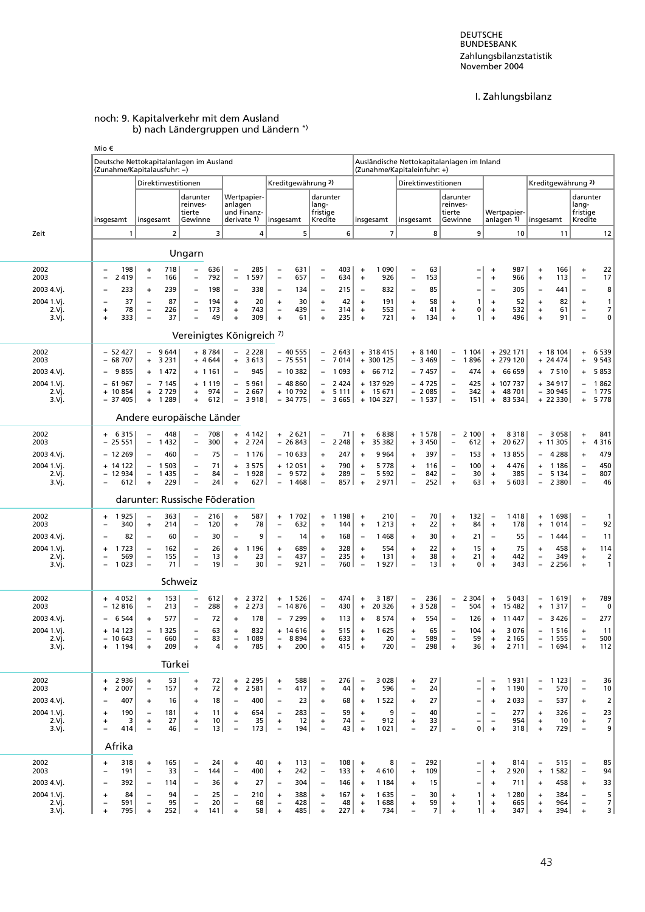I. Zahlungsbilanz

noch: 9. Kapitalverkehr mit dem Ausland
b) nach Ländergruppen und Ländern *)

Mio €

| Zeit | Deutsche Nettokapitalanlagen im Ausland (Zunahme/Kapitalausfuhr: –) | | | | | | Ausländische Nettokapitalanlagen im Inland (Zunahme/Kapitaleinfuhr: +) | | | | | |
|---|---|---|---|---|---|---|---|---|---|---|---|---|
| | insgesamt | Direktinvestitionen | | Wertpapieranlagen und Finanzderivate 1) | Kreditgewährung 2) | | insgesamt | Direktinvestitionen | | Wertpapieranlagen 1) | Kreditgewährung 2) | |
| | | insgesamt | darunter reinvestierte Gewinne | | insgesamt | darunter langfristige Kredite | | insgesamt | darunter reinvestierte Gewinne | | insgesamt | darunter langfristige Kredite |
| | 1 | 2 | 3 | 4 | 5 | 6 | 7 | 8 | 9 | 10 | 11 | 12 |
| | **Ungarn** | | | | | | | | | | | |
| 2002 | – 198 | + 718 | – 636 | – 285 | – 631 | – 403 | + 1 090 | – 63 | – | + 987 | + 166 | + 22 |
| 2003 | – 2 419 | – 166 | – 792 | – 1 597 | – 657 | – 634 | + 926 | – 153 | – | + 966 | + 113 | – 17 |
| 2003 4.Vj. | – 233 | + 239 | – 198 | – 338 | – 134 | – 215 | – 832 | – 85 | – | – 305 | – 441 | – 8 |
| 2004 1.Vj. | – 37 | – 87 | – 194 | + 20 | + 30 | + 42 | + 191 | + 58 | + 1 | + 52 | + 82 | + 1 |
| 2.Vj. | + 78 | – 226 | – 173 | + 743 | – 439 | – 314 | + 553 | – 41 | + 0 | + 532 | + 61 | – 7 |
| 3.Vj. | + 333 | – 37 | – 49 | + 309 | + 61 | + 235 | + 721 | + 134 | + 1 | + 496 | + 91 | – 0 |
| | **Vereinigtes Königreich 7)** | | | | | | | | | | | |
| 2002 | – 52 427 | – 9 644 | + 8 784 | – 2 228 | – 40 555 | – 2 643 | + 318 415 | + 8 140 | – 1 104 | + 292 171 | + 18 104 | + 6 539 |
| 2003 | – 68 707 | + 3 231 | + 4 644 | + 3 613 | – 75 551 | – 7 014 | + 300 125 | – 3 469 | – 1 896 | + 279 120 | + 24 474 | + 9 543 |
| 2003 4.Vj. | – 9 855 | + 1 472 | + 1 161 | – 945 | – 10 382 | – 1 093 | + 66 712 | – 7 457 | – 474 | + 66 659 | + 7 510 | + 5 853 |
| 2004 1.Vj. | – 61 967 | – 7 145 | + 1 119 | – 5 961 | – 48 860 | – 2 424 | + 137 929 | – 4 725 | – 425 | + 107 737 | + 34 917 | – 1 862 |
| 2.Vj. | + 10 854 | + 2 729 | + 974 | – 2 667 | + 10 792 | + 5 111 | + 15 671 | – 2 085 | – 342 | + 48 701 | – 30 945 | – 1 775 |
| 3.Vj. | – 37 405 | + 1 289 | + 612 | – 3 918 | – 34 775 | – 3 665 | + 104 327 | – 1 537 | – 151 | + 83 534 | + 22 330 | + 5 778 |
| | **Andere europäische Länder** | | | | | | | | | | | |
| 2002 | + 6 315 | – 448 | – 708 | + 4 142 | + 2 621 | – 71 | + 6 838 | + 1 578 | – 2 100 | + 8 318 | – 3 058 | + 841 |
| 2003 | – 25 551 | – 1 432 | – 300 | + 2 724 | – 26 843 | – 2 248 | + 35 382 | + 3 450 | – 612 | + 20 627 | + 11 305 | + 4 316 |
| 2003 4.Vj. | – 12 269 | – 460 | – 75 | – 1 176 | – 10 633 | + 247 | + 9 964 | + 397 | – 153 | + 13 855 | – 4 288 | + 479 |
| 2004 1.Vj. | + 14 122 | – 1 503 | – 71 | + 3 575 | + 12 051 | + 790 | + 5 778 | + 116 | – 100 | + 4 476 | + 1 186 | – 450 |
| 2.Vj. | – 12 934 | – 1 435 | – 84 | – 1 928 | – 9 572 | + 289 | – 5 592 | – 842 | – 30 | + 385 | – 5 134 | – 807 |
| 3.Vj. | – 612 | + 229 | – 24 | + 627 | – 1 468 | – 857 | + 2 971 | – 252 | + 63 | + 5 603 | – 2 380 | – 46 |
| | **darunter: Russische Föderation** | | | | | | | | | | | |
| 2002 | + 1 925 | – 363 | – 216 | + 587 | + 1 702 | + 1 198 | + 210 | – 70 | + 132 | – 1 418 | + 1 698 | – 1 |
| 2003 | – 340 | + 214 | – 120 | + 78 | – 632 | + 144 | + 1 213 | + 22 | + 84 | + 178 | + 1 014 | – 92 |
| 2003 4.Vj. | – 82 | – 60 | – 30 | – 9 | – 14 | + 168 | – 1 468 | + 30 | + 21 | – 55 | – 1 444 | – 11 |
| 2004 1.Vj. | + 1 723 | – 162 | – 26 | + 1 196 | + 689 | + 328 | + 554 | + 22 | + 15 | + 75 | + 458 | + 114 |
| 2.Vj. | – 569 | – 155 | – 13 | + 23 | – 437 | – 235 | + 131 | + 38 | + 21 | + 442 | – 349 | + 2 |
| 3.Vj. | – 1 023 | – 71 | – 19 | – 30 | – 921 | – 760 | – 1 927 | – 13 | + 0 | + 343 | – 2 256 | + 1 |
| | **Schweiz** | | | | | | | | | | | |
| 2002 | + 4 052 | + 153 | – 612 | + 2 372 | + 1 526 | – 474 | + 3 187 | – 236 | – 2 304 | + 5 043 | – 1 619 | + 789 |
| 2003 | – 12 816 | – 213 | – 288 | + 2 273 | – 14 876 | – 430 | + 20 326 | + 3 528 | – 504 | + 15 482 | + 1 317 | – 0 |
| 2003 4.Vj. | – 6 544 | + 577 | – 72 | + 178 | – 7 299 | + 113 | + 8 574 | + 554 | – 126 | + 11 447 | – 3 426 | – 277 |
| 2004 1.Vj. | + 14 123 | – 1 325 | – 63 | + 832 | + 14 616 | + 515 | + 1 625 | + 65 | – 104 | + 3 076 | – 1 516 | + 11 |
| 2.Vj. | – 10 643 | – 660 | – 83 | – 1 089 | – 8 894 | + 633 | + 20 | – 589 | – 59 | + 2 165 | – 1 555 | – 500 |
| 3.Vj. | + 1 194 | + 209 | + 4 | + 785 | + 200 | + 415 | + 720 | – 298 | + 36 | + 2 711 | – 1 694 | + 112 |
| | **Türkei** | | | | | | | | | | | |
| 2002 | + 2 936 | + 53 | + 72 | + 2 295 | + 588 | – 276 | – 3 028 | + 27 | – | – 1 931 | – 1 123 | – 36 |
| 2003 | + 2 007 | – 157 | + 72 | + 2 581 | – 417 | + 44 | + 596 | – 24 | – | + 1 190 | – 570 | – 10 |
| 2003 4.Vj. | – 407 | + 16 | + 18 | – 400 | – 23 | + 68 | + 1 522 | + 27 | – | + 2 033 | – 537 | + 2 |
| 2004 1.Vj. | + 190 | – 181 | + 11 | + 654 | – 283 | – 59 | + 9 | – 40 | – | – 277 | + 326 | – 23 |
| 2.Vj. | + 3 | + 27 | + 10 | – 35 | + 12 | + 74 | – 912 | + 33 | – | – 954 | + 10 | + 7 |
| 3.Vj. | – 414 | – 46 | – 13 | – 173 | – 194 | – 43 | + 1 021 | – 27 | – 0 | + 318 | + 729 | – 9 |
| | **Afrika** | | | | | | | | | | | |
| 2002 | + 318 | + 165 | – 24 | + 40 | + 113 | – 108 | + 8 | – 292 | – | + 814 | – 515 | – 85 |
| 2003 | – 191 | – 33 | – 144 | – 400 | + 242 | – 133 | + 4 610 | + 109 | – | + 2 920 | + 1 582 | – 94 |
| 2003 4.Vj. | – 392 | – 114 | – 36 | + 27 | – 304 | – 146 | + 1 184 | + 15 | – | + 711 | + 458 | + 33 |
| 2004 1.Vj. | + 84 | – 94 | – 25 | – 210 | + 388 | + 167 | + 1 635 | – 30 | + 1 | + 1 280 | + 384 | – 5 |
| 2.Vj. | – 591 | – 95 | – 20 | – 68 | – 428 | – 48 | + 1 688 | + 59 | + 1 | + 665 | + 964 | – 7 |
| 3.Vj. | + 795 | + 252 | + 141 | + 58 | + 485 | + 227 | + 734 | – 7 | + 1 | + 347 | + 394 | + 3 |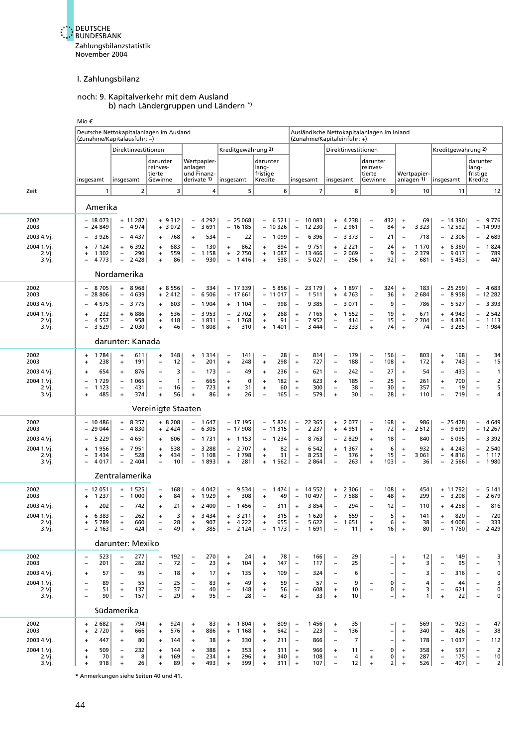# I. Zahlungsbilanz

## noch: 9. Kapitalverkehr mit dem Ausland
### b) nach Ländergruppen und Ländern *)

Mio €

| Zeit | Deutsche Nettokapitalanlagen im Ausland (Zunahme/Kapitalausfuhr: –) | | | | | | Ausländische Nettokapitalanlagen im Inland (Zunahme/Kapitaleinfuhr: +) | | | | | |
|---|---|---|---|---|---|---|---|---|---|---|---|---|
| | | Direktinvestitionen | | | Kreditgewährung 2) | | | Direktinvestitionen | | | Kreditgewährung 2) | |
| | insgesamt | insgesamt | darunter reinves-tierte Gewinne | Wertpapier-anlagen und Finanz-derivate 1) | insgesamt | darunter lang-fristige Kredite | insgesamt | insgesamt | darunter reinves-tierte Gewinne | Wertpapier-anlagen 1) | insgesamt | darunter lang-fristige Kredite |
| | 1 | 2 | 3 | 4 | 5 | 6 | 7 | 8 | 9 | 10 | 11 | 12 |
| **Amerika** | | | | | | | | | | | | |
| 2002 | – 18 073 | + 11 287 | + 9 312 | – 4 292 | – 25 068 | – 6 521 | – 10 083 | + 4 238 | – 432 | + 69 | – 14 390 | + 9 776 |
| 2003 | – 24 849 | – 4 974 | + 3 072 | – 3 691 | – 16 185 | – 10 326 | – 12 230 | – 2 961 | – 84 | + 3 323 | – 12 592 | – 14 999 |
| 2003 4.Vj. | – 3 926 | – 4 437 | + 768 | + 534 | – 22 | – 1 099 | – 6 396 | – 3 373 | – 21 | – 718 | – 2 306 | – 2 689 |
| 2004 1.Vj. | + 7 124 | + 6 392 | + 683 | – 130 | + 862 | + 894 | + 9 751 | + 2 221 | – 24 | + 1 170 | + 6 360 | – 1 824 |
| 2.Vj. | + 1 302 | – 290 | + 559 | – 1 158 | + 2 750 | + 1 087 | – 13 466 | – 2 069 | – 9 | – 2 379 | – 9 017 | – 789 |
| 3.Vj. | – 4 773 | – 2 428 | + 86 | – 930 | – 1 416 | + 538 | – 5 027 | – 256 | + 92 | + 681 | – 5 453 | + 447 |
| **Nordamerika** | | | | | | | | | | | | |
| 2002 | – 8 705 | + 8 968 | + 8 556 | – 334 | – 17 339 | – 5 856 | – 23 179 | + 1 897 | – 324 | + 183 | – 25 259 | + 4 683 |
| 2003 | – 28 806 | – 4 639 | + 2 412 | – 6 506 | – 17 661 | – 11 017 | – 1 511 | + 4 763 | – 36 | + 2 684 | – 8 958 | – 12 282 |
| 2003 4.Vj. | – 4 575 | – 3 775 | + 603 | – 1 904 | + 1 104 | – 998 | – 9 385 | – 3 071 | – 9 | – 786 | – 5 527 | – 3 393 |
| 2004 1.Vj. | + 232 | + 6 886 | + 536 | – 3 953 | – 2 702 | + 268 | + 7 165 | + 1 552 | – 19 | + 671 | + 4 943 | – 2 542 |
| 2.Vj. | – 4 557 | – 958 | + 418 | – 1 831 | – 1 768 | + 91 | – 7 952 | – 414 | – 15 | – 2 704 | – 4 834 | – 1 113 |
| 3.Vj. | – 3 529 | – 2 030 | + 46 | – 1 808 | + 310 | + 1 401 | – 3 444 | – 233 | + 74 | + 74 | – 3 285 | – 1 984 |
| **darunter: Kanada** | | | | | | | | | | | | |
| 2002 | + 1 784 | + 611 | + 348 | + 1 314 | – 141 | – 28 | – 814 | – 179 | – 156 | – 803 | + 168 | + 34 |
| 2003 | + 238 | + 191 | – 12 | – 201 | + 248 | + 298 | + 727 | – 188 | – 108 | + 172 | + 743 | – 15 |
| 2003 4.Vj. | + 654 | + 876 | – 3 | – 173 | – 49 | + 236 | – 621 | – 242 | – 27 | + 54 | – 433 | – 1 |
| 2004 1.Vj. | – 1 729 | – 1 065 | – 1 | – 665 | + 0 | + 182 | + 623 | + 185 | – 25 | – 261 | + 700 | – 2 |
| 2.Vj. | – 1 123 | – 431 | – 16 | – 723 | + 31 | + 60 | + 300 | – 38 | – 30 | + 357 | – 19 | + 5 |
| 3.Vj. | + 485 | + 374 | + 56 | + 86 | + 26 | – 165 | – 579 | + 30 | – 28 | + 110 | – 719 | – 4 |
| **Vereinigte Staaten** | | | | | | | | | | | | |
| 2002 | – 10 486 | + 8 357 | + 8 208 | – 1 647 | – 17 195 | – 5 824 | – 22 365 | + 2 077 | – 168 | + 986 | – 25 428 | + 4 649 |
| 2003 | – 29 044 | – 4 830 | + 2 424 | – 6 305 | – 17 908 | – 11 315 | – 2 237 | + 4 951 | + 72 | + 2 512 | – 9 699 | – 12 267 |
| 2003 4.Vj. | – 5 229 | – 4 651 | + 606 | – 1 731 | + 1 153 | – 1 234 | – 8 763 | – 2 829 | + 18 | – 840 | – 5 095 | – 3 392 |
| 2004 1.Vj. | + 1 956 | + 7 951 | + 538 | – 3 288 | – 2 707 | + 82 | + 6 542 | + 1 367 | + 6 | + 932 | + 4 243 | – 2 540 |
| 2.Vj. | – 3 434 | – 528 | + 434 | – 1 108 | – 1 798 | + 31 | – 8 253 | – 376 | + 15 | – 3 061 | – 4 816 | – 1 117 |
| 3.Vj. | – 4 017 | – 2 404 | – 10 | – 1 893 | + 281 | + 1 562 | – 2 864 | – 263 | + 103 | – 36 | – 2 566 | – 1 980 |
| **Zentralamerika** | | | | | | | | | | | | |
| 2002 | – 12 051 | + 1 525 | – 168 | – 4 042 | – 9 534 | – 1 474 | + 14 552 | + 2 306 | – 108 | + 454 | + 11 792 | + 5 141 |
| 2003 | + 1 237 | – 1 000 | + 84 | + 1 929 | + 308 | + 49 | – 10 497 | – 7 588 | – 48 | + 299 | – 3 208 | – 2 679 |
| 2003 4.Vj. | + 202 | – 742 | + 21 | + 2 400 | – 1 456 | – 311 | + 3 854 | – 294 | – 12 | – 110 | + 4 258 | + 816 |
| 2004 1.Vj. | + 6 383 | – 262 | + 3 | + 3 434 | + 3 211 | + 315 | + 1 620 | + 659 | – 5 | + 141 | + 820 | + 720 |
| 2.Vj. | + 5 789 | + 660 | – 28 | + 907 | + 4 222 | + 655 | – 5 622 | – 1 651 | + 6 | + 38 | – 4 008 | + 333 |
| 3.Vj. | – 2 163 | – 424 | – 49 | + 385 | – 2 124 | – 1 173 | – 1 691 | – 11 | + 16 | + 80 | – 1 760 | + 2 429 |
| **darunter: Mexiko** | | | | | | | | | | | | |
| 2002 | – 523 | – 277 | – 192 | – 270 | + 24 | + 78 | – 166 | – 29 | – | + 12 | – 149 | + 3 |
| 2003 | – 201 | – 282 | – 72 | – 23 | + 104 | + 147 | – 117 | – 25 | – | + 3 | – 95 | – 1 |
| 2003 4.Vj. | + 57 | – 95 | – 18 | + 17 | + 135 | + 109 | – 324 | – 6 | – | – 3 | – 316 | – 0 |
| 2004 1.Vj. | – 89 | – 55 | – 25 | – 83 | + 49 | + 59 | – 57 | – 9 | – 0 | – 4 | – 44 | + 3 |
| 2.Vj. | – 51 | + 137 | – 37 | – 40 | – 148 | + 56 | – 608 | + 10 | – 0 | + 3 | – 621 | ± 0 |
| 3.Vj. | – 90 | – 157 | – 29 | + 95 | – 28 | – 43 | + 33 | + 10 | – | + 1 | + 22 | – 0 |
| **Südamerika** | | | | | | | | | | | | |
| 2002 | + 2 682 | + 794 | + 924 | + 83 | + 1 804 | + 809 | – 1 456 | + 35 | – | – 569 | – 923 | – 47 |
| 2003 | + 2 720 | + 666 | + 576 | + 886 | + 1 168 | + 642 | – 223 | – 136 | – | + 340 | – 426 | – 38 |
| 2003 4.Vj. | + 447 | + 80 | + 144 | + 38 | + 330 | + 211 | – 866 | – 7 | – | + 178 | – 1 037 | – 112 |
| 2004 1.Vj. | + 509 | – 232 | + 144 | + 388 | + 353 | + 311 | + 966 | + 11 | – 0 | + 358 | + 597 | – 2 |
| 2.Vj. | + 70 | + 8 | + 169 | – 234 | + 296 | + 340 | + 108 | – 4 | + 0 | + 287 | – 175 | – 10 |
| 3.Vj. | + 918 | + 26 | + 89 | + 493 | + 399 | + 311 | + 107 | – 12 | + 2 | + 526 | – 407 | + 2 |

* Anmerkungen siehe Seiten 40 und 41.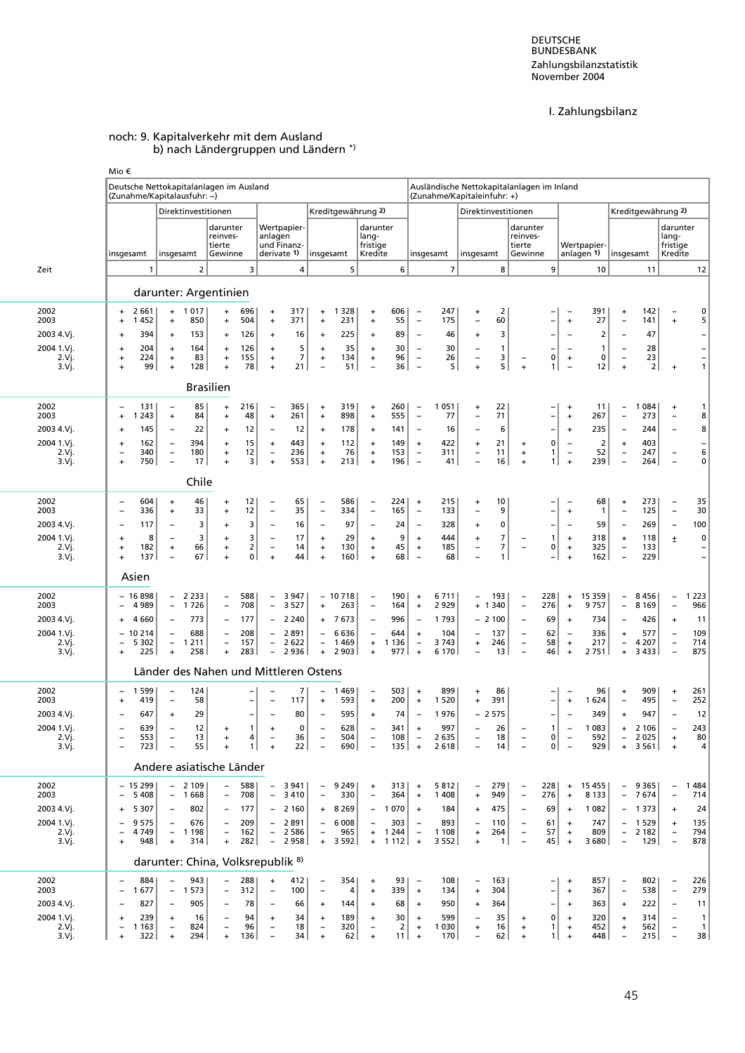I. Zahlungsbilanz

noch: 9. Kapitalverkehr mit dem Ausland
b) nach Ländergruppen und Ländern *)

Mio €

| Zeit | Deutsche Nettokapitalanlagen im Ausland (Zunahme/Kapitalausfuhr: –) | | | | | | Ausländische Nettokapitalanlagen im Inland (Zunahme/Kapitaleinfuhr: +) | | | | | |
|---|---|---|---|---|---|---|---|---|---|---|---|---|
| | insgesamt | Direktinvestitionen | | Wertpapieranlagen und Finanzderivate 1) | Kreditgewährung 2) | | insgesamt | Direktinvestitionen | | Wertpapieranlagen 1) | Kreditgewährung 2) | |
| | | insgesamt | darunter reinvestierte Gewinne | | insgesamt | darunter langfristige Kredite | | insgesamt | darunter reinvestierte Gewinne | | insgesamt | darunter langfristige Kredite |
| | 1 | 2 | 3 | 4 | 5 | 6 | 7 | 8 | 9 | 10 | 11 | 12 |
| **darunter: Argentinien** | | | | | | | | | | | | |
| 2002 | + 2 661 | + 1 017 | + 696 | + 317 | + 1 328 | + 606 | – 247 | + 2 | – | – 391 | + 142 | – 0 |
| 2003 | + 1 452 | + 850 | + 504 | + 371 | + 231 | + 55 | – 175 | – 60 | – | + 27 | – 141 | + 5 |
| 2003 4.Vj. | + 394 | + 153 | + 126 | + 16 | + 225 | + 89 | – 46 | + 3 | – | – 2 | – 47 | – |
| 2004 1.Vj. | + 204 | + 164 | + 126 | + 5 | + 35 | + 30 | – 30 | – 1 | – | – 1 | – 28 | – |
| 2.Vj. | + 224 | + 83 | + 155 | + 7 | + 134 | + 96 | – 26 | – 3 | – 0 | + 0 | – 23 | – |
| 3.Vj. | + 99 | + 128 | + 78 | + 21 | – 51 | – 36 | – 5 | + 5 | + 1 | – 12 | + 2 | + 1 |
| **Brasilien** | | | | | | | | | | | | |
| 2002 | – 131 | – 85 | + 216 | – 365 | + 319 | + 260 | – 1 051 | + 22 | – | + 11 | – 1 084 | + 1 |
| 2003 | + 1 243 | + 84 | + 48 | + 261 | + 898 | + 555 | – 77 | – 71 | – | + 267 | – 273 | – 8 |
| 2003 4.Vj. | + 145 | – 22 | + 12 | – 12 | + 178 | + 141 | – 16 | – 6 | – | + 235 | – 244 | – 8 |
| 2004 1.Vj. | + 162 | – 394 | + 15 | + 443 | + 112 | + 149 | + 422 | + 21 | + 0 | – 2 | + 403 | – |
| 2.Vj. | – 340 | – 180 | + 12 | – 236 | + 76 | + 153 | – 311 | – 11 | + 1 | – 52 | – 247 | – 6 |
| 3.Vj. | + 750 | – 17 | + 3 | + 553 | + 213 | + 196 | – 41 | – 16 | + 1 | + 239 | – 264 | – 0 |
| **Chile** | | | | | | | | | | | | |
| 2002 | – 604 | + 46 | + 12 | – 65 | – 586 | – 224 | + 215 | + 10 | – | – 68 | + 273 | – 35 |
| 2003 | – 336 | + 33 | + 12 | – 35 | – 334 | – 165 | – 133 | – 9 | – | + 1 | – 125 | – 30 |
| 2003 4.Vj. | – 117 | – 3 | + 3 | – 16 | – 97 | – 24 | – 328 | + 0 | – | – 59 | – 269 | – 100 |
| 2004 1.Vj. | + 8 | – 3 | + 3 | – 17 | + 29 | + 9 | + 444 | + 7 | – 1 | + 318 | + 118 | ± 0 |
| 2.Vj. | + 182 | + 66 | + 2 | – 14 | + 130 | + 45 | + 185 | – 7 | – 0 | + 325 | – 133 | – |
| 3.Vj. | + 137 | – 67 | + 0 | + 44 | + 160 | + 68 | – 68 | – 1 | – | + 162 | – 229 | – |
| **Asien** | | | | | | | | | | | | |
| 2002 | – 16 898 | – 2 233 | – 588 | – 3 947 | – 10 718 | – 190 | + 6 711 | – 193 | – 228 | + 15 359 | – 8 456 | – 1 223 |
| 2003 | – 4 989 | – 1 726 | – 708 | – 3 527 | + 263 | – 164 | + 2 929 | + 1 340 | – 276 | + 9 757 | – 8 169 | – 966 |
| 2003 4.Vj. | + 4 660 | – 773 | – 177 | – 2 240 | + 7 673 | – 996 | – 1 793 | – 2 100 | – 69 | + 734 | – 426 | + 11 |
| 2004 1.Vj. | – 10 214 | – 688 | – 208 | – 2 891 | – 6 636 | – 644 | + 104 | – 137 | – 62 | – 336 | + 577 | – 109 |
| 2.Vj. | – 5 302 | – 1 211 | – 157 | – 2 622 | – 1 469 | + 1 136 | – 3 743 | + 246 | – 58 | + 217 | – 4 207 | – 714 |
| 3.Vj. | + 225 | + 258 | + 283 | – 2 936 | + 2 903 | + 977 | + 6 170 | – 13 | – 46 | + 2 751 | + 3 433 | – 875 |
| **Länder des Nahen und Mittleren Ostens** | | | | | | | | | | | | |
| 2002 | – 1 599 | – 124 | – | – 7 | – 1 469 | – 503 | + 899 | + 86 | – | – 96 | + 909 | + 261 |
| 2003 | + 419 | – 58 | – | – 117 | + 593 | + 200 | + 1 520 | + 391 | – | + 1 624 | – 495 | – 252 |
| 2003 4.Vj. | – 647 | + 29 | – | – 80 | – 595 | + 74 | – 1 976 | – 2 575 | – | – 349 | + 947 | – 12 |
| 2004 1.Vj. | – 639 | – 12 | + 1 | + 0 | – 628 | – 341 | + 997 | – 26 | – 1 | – 1 083 | + 2 106 | – 243 |
| 2.Vj. | – 553 | – 13 | + 4 | – 36 | – 504 | – 108 | + 2 635 | – 18 | – 0 | – 592 | – 2 025 | + 80 |
| 3.Vj. | – 723 | – 55 | + 1 | + 22 | – 690 | – 135 | + 2 618 | – 14 | – 0 | – 929 | + 3 561 | + 4 |
| **Andere asiatische Länder** | | | | | | | | | | | | |
| 2002 | – 15 299 | – 2 109 | – 588 | – 3 941 | – 9 249 | + 313 | + 5 812 | – 279 | – 228 | + 15 455 | – 9 365 | – 1 484 |
| 2003 | – 5 408 | – 1 668 | – 708 | – 3 410 | – 330 | – 364 | + 1 408 | + 949 | – 276 | + 8 133 | – 7 674 | – 714 |
| 2003 4.Vj. | + 5 307 | – 802 | – 177 | – 2 160 | + 8 269 | – 1 070 | + 184 | + 475 | – 69 | + 1 082 | – 1 373 | + 24 |
| 2004 1.Vj. | – 9 575 | – 676 | – 209 | – 2 891 | – 6 008 | – 303 | – 893 | – 110 | – 61 | + 747 | – 1 529 | + 135 |
| 2.Vj. | – 4 749 | – 1 198 | – 162 | – 2 586 | – 965 | + 1 244 | – 1 108 | + 264 | – 57 | + 809 | – 2 182 | – 794 |
| 3.Vj. | + 948 | + 314 | + 282 | – 2 958 | + 3 592 | + 1 112 | + 3 552 | + 1 | – 45 | + 3 680 | – 129 | – 878 |
| **darunter: China, Volksrepublik 8)** | | | | | | | | | | | | |
| 2002 | – 884 | – 943 | – 288 | + 412 | – 354 | + 93 | – 108 | – 163 | – | + 857 | – 802 | – 226 |
| 2003 | – 1 677 | – 1 573 | – 312 | – 100 | – 4 | + 339 | + 134 | + 304 | – | + 367 | – 538 | – 279 |
| 2003 4.Vj. | – 827 | – 905 | – 78 | – 66 | + 144 | + 68 | + 950 | + 364 | – | + 363 | + 222 | – 11 |
| 2004 1.Vj. | + 239 | + 16 | – 94 | + 34 | + 189 | + 30 | + 599 | – 35 | + 0 | + 320 | + 314 | – 1 |
| 2.Vj. | – 1 163 | – 824 | – 96 | – 18 | – 320 | – 2 | + 1 030 | + 16 | + 1 | + 452 | + 562 | – 1 |
| 3.Vj. | + 322 | + 294 | + 136 | – 34 | + 62 | + 11 | + 170 | – 62 | + 1 | + 448 | – 215 | – 38 |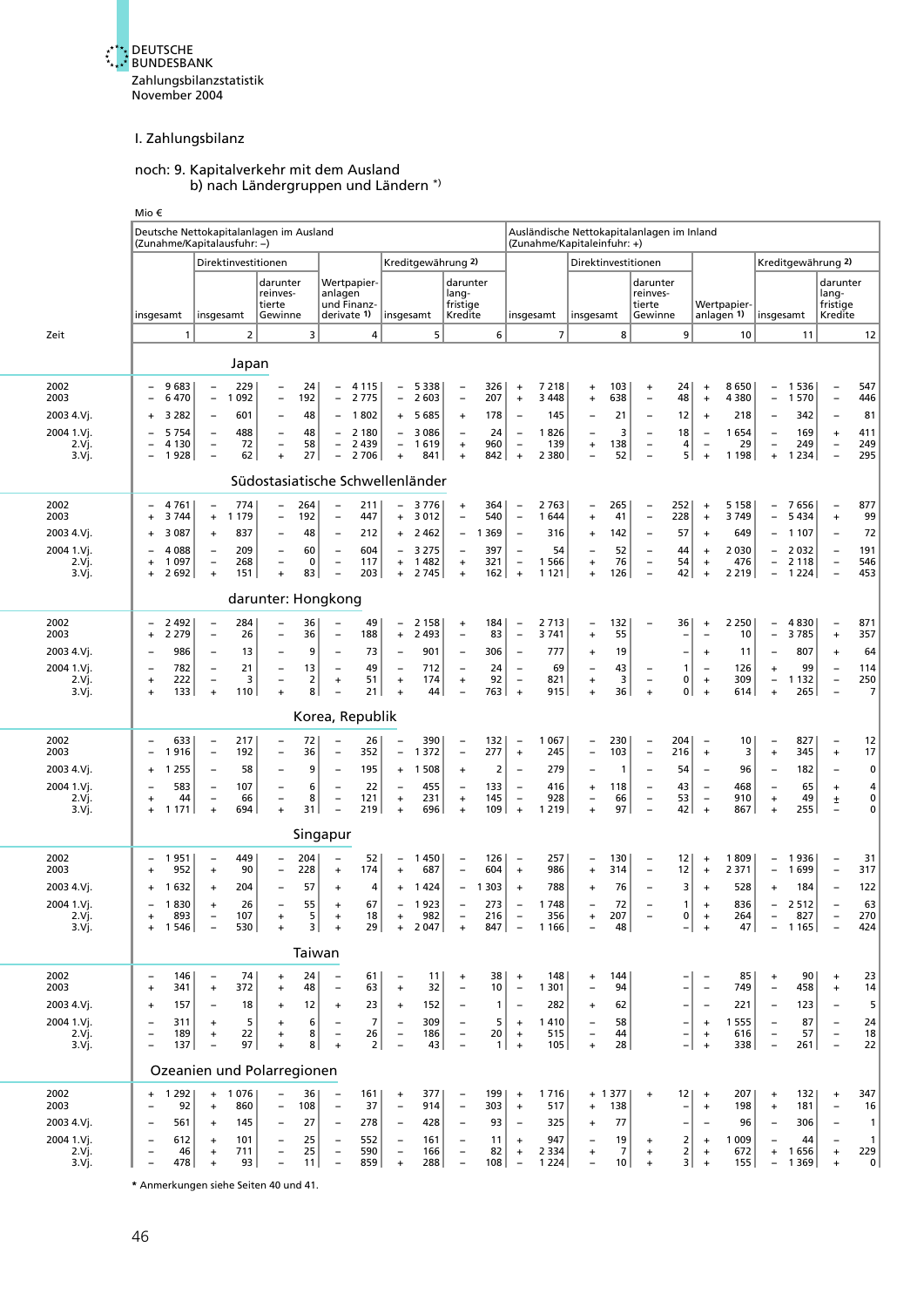# I. Zahlungsbilanz

## noch: 9. Kapitalverkehr mit dem Ausland
### b) nach Ländergruppen und Ländern *)

Mio €

| Zeit | Deutsche Nettokapitalanlagen im Ausland (Zunahme/Kapitalausfuhr: –) | | | | | | Ausländische Nettokapitalanlagen im Inland (Zunahme/Kapitaleinfuhr: +) | | | | | |
|---|---|---|---|---|---|---|---|---|---|---|---|---|
| | insgesamt | Direktinvestitionen | | Wertpapieranlagen und Finanzderivate 1) | Kreditgewährung 2) | | insgesamt | Direktinvestitionen | | Wertpapieranlagen 1) | Kreditgewährung 2) | |
| | | insgesamt | darunter reinvestierte Gewinne | | insgesamt | darunter langfristige Kredite | | insgesamt | darunter reinvestierte Gewinne | | insgesamt | darunter langfristige Kredite |
| | 1 | 2 | 3 | 4 | 5 | 6 | 7 | 8 | 9 | 10 | 11 | 12 |
| | **Japan** | | | | | | | | | | | |
| 2002 | – 9 683 | – 229 | – 24 | – 4 115 | – 5 338 | – 326 | + 7 218 | + 103 | + 24 | + 8 650 | – 1 536 | – 547 |
| 2003 | – 6 470 | – 1 092 | – 192 | – 2 775 | – 2 603 | – 207 | + 3 448 | + 638 | – 48 | + 4 380 | – 1 570 | – 446 |
| 2003 4.Vj. | + 3 282 | – 601 | – 48 | – 1 802 | + 5 685 | + 178 | – 145 | – 21 | – 12 | + 218 | – 342 | – 81 |
| 2004 1.Vj. | – 5 754 | – 488 | – 48 | – 2 180 | – 3 086 | – 24 | – 1 826 | – 3 | – 18 | – 1 654 | – 169 | + 411 |
| 2.Vj. | – 4 130 | – 72 | – 58 | – 2 439 | – 1 619 | + 960 | – 139 | + 138 | – 4 | – 29 | – 249 | – 249 |
| 3.Vj. | – 1 928 | – 62 | + 27 | – 2 706 | + 841 | + 842 | + 2 380 | – 52 | – 5 | + 1 198 | + 1 234 | – 295 |
| | **Südostasiatische Schwellenländer** | | | | | | | | | | | |
| 2002 | – 4 761 | – 774 | – 264 | – 211 | – 3 776 | + 364 | – 2 763 | – 265 | – 252 | + 5 158 | – 7 656 | – 877 |
| 2003 | + 3 744 | + 1 179 | – 192 | – 447 | + 3 012 | – 540 | – 1 644 | + 41 | – 228 | + 3 749 | – 5 434 | + 99 |
| 2003 4.Vj. | + 3 087 | + 837 | – 48 | – 212 | + 2 462 | – 1 369 | – 316 | + 142 | – 57 | + 649 | – 1 107 | – 72 |
| 2004 1.Vj. | – 4 088 | – 209 | – 60 | – 604 | – 3 275 | – 397 | – 54 | – 52 | – 44 | + 2 030 | – 2 032 | – 191 |
| 2.Vj. | + 1 097 | – 268 | – 0 | – 117 | + 1 482 | + 321 | – 1 566 | + 76 | – 54 | + 476 | – 2 118 | – 546 |
| 3.Vj. | + 2 692 | + 151 | + 83 | – 203 | + 2 745 | + 162 | + 1 121 | + 126 | – 42 | + 2 219 | – 1 224 | – 453 |
| | **darunter: Hongkong** | | | | | | | | | | | |
| 2002 | – 2 492 | – 284 | – 36 | – 49 | – 2 158 | + 184 | – 2 713 | – 132 | – 36 | + 2 250 | – 4 830 | – 871 |
| 2003 | + 2 279 | – 26 | – 36 | – 188 | + 2 493 | – 83 | – 3 741 | + 55 | – | – 10 | – 3 785 | + 357 |
| 2003 4.Vj. | – 986 | – 13 | – 9 | – 73 | – 901 | – 306 | – 777 | + 19 | – | + 11 | – 807 | + 64 |
| 2004 1.Vj. | – 782 | – 21 | – 13 | – 49 | – 712 | – 24 | – 69 | – 43 | – 1 | – 126 | + 99 | – 114 |
| 2.Vj. | + 222 | – 3 | – 2 | + 51 | + 174 | + 92 | – 821 | + 3 | – 0 | + 309 | – 1 132 | – 250 |
| 3.Vj. | + 133 | + 110 | + 8 | – 21 | + 44 | – 763 | + 915 | + 36 | + 0 | + 614 | + 265 | – 7 |
| | **Korea, Republik** | | | | | | | | | | | |
| 2002 | – 633 | – 217 | – 72 | – 26 | – 390 | – 132 | – 1 067 | – 230 | – 204 | – 10 | – 827 | – 12 |
| 2003 | – 1 916 | – 192 | – 36 | – 352 | – 1 372 | – 277 | + 245 | – 103 | – 216 | + 3 | + 345 | + 17 |
| 2003 4.Vj. | + 1 255 | – 58 | – 9 | – 195 | + 1 508 | + 2 | – 279 | – 1 | – 54 | – 96 | – 182 | – 0 |
| 2004 1.Vj. | – 583 | – 107 | – 6 | – 22 | – 455 | – 133 | – 416 | + 118 | – 43 | – 468 | – 65 | + 4 |
| 2.Vj. | + 44 | – 66 | – 8 | – 121 | + 231 | + 145 | – 928 | – 66 | – 53 | – 910 | + 49 | ± 0 |
| 3.Vj. | + 1 171 | + 694 | + 31 | – 219 | + 696 | + 109 | + 1 219 | + 97 | – 42 | + 867 | + 255 | – 0 |
| | **Singapur** | | | | | | | | | | | |
| 2002 | – 1 951 | – 449 | – 204 | – 52 | – 1 450 | – 126 | – 257 | – 130 | – 12 | + 1 809 | – 1 936 | – 31 |
| 2003 | + 952 | + 90 | – 228 | + 174 | + 687 | – 604 | + 986 | + 314 | – 12 | + 2 371 | – 1 699 | – 317 |
| 2003 4.Vj. | + 1 632 | + 204 | – 57 | + 4 | + 1 424 | – 1 303 | + 788 | + 76 | – 3 | + 528 | + 184 | – 122 |
| 2004 1.Vj. | – 1 830 | + 26 | – 55 | + 67 | – 1 923 | – 273 | – 1 748 | – 72 | – 1 | + 836 | – 2 512 | – 63 |
| 2.Vj. | + 893 | – 107 | + 5 | + 18 | + 982 | – 216 | – 356 | + 207 | – 0 | + 264 | – 827 | – 270 |
| 3.Vj. | + 1 546 | – 530 | + 3 | + 29 | + 2 047 | + 847 | – 1 166 | – 48 | – | + 47 | – 1 165 | – 424 |
| | **Taiwan** | | | | | | | | | | | |
| 2002 | – 146 | – 74 | + 24 | – 61 | – 11 | + 38 | + 148 | + 144 | – | – 85 | + 90 | + 23 |
| 2003 | + 341 | + 372 | + 48 | – 63 | + 32 | – 10 | – 1 301 | – 94 | – | – 749 | – 458 | + 14 |
| 2003 4.Vj. | + 157 | – 18 | + 12 | + 23 | + 152 | – 1 | – 282 | + 62 | – | – 221 | – 123 | – 5 |
| 2004 1.Vj. | – 311 | + 5 | + 6 | – 7 | – 309 | – 5 | + 1 410 | – 58 | – | + 1 555 | – 87 | – 24 |
| 2.Vj. | – 189 | + 22 | + 8 | – 26 | – 186 | – 20 | + 515 | – 44 | – | + 616 | – 57 | – 18 |
| 3.Vj. | – 137 | – 97 | + 8 | + 2 | – 43 | – 1 | + 105 | + 28 | – | + 338 | – 261 | – 22 |
| | **Ozeanien und Polarregionen** | | | | | | | | | | | |
| 2002 | + 1 292 | + 1 076 | – 36 | – 161 | + 377 | – 199 | + 1 716 | + 1 377 | + 12 | + 207 | + 132 | + 347 |
| 2003 | – 92 | + 860 | – 108 | – 37 | – 914 | – 303 | + 517 | + 138 | – | + 198 | + 181 | – 16 |
| 2003 4.Vj. | – 561 | + 145 | – 27 | – 278 | – 428 | – 93 | – 325 | + 77 | – | – 96 | – 306 | – 1 |
| 2004 1.Vj. | – 612 | + 101 | – 25 | – 552 | – 161 | – 11 | + 947 | – 19 | + 2 | + 1 009 | – 44 | – 1 |
| 2.Vj. | – 46 | + 711 | – 25 | – 590 | – 166 | – 82 | + 2 334 | + 7 | + 2 | + 672 | + 1 656 | + 229 |
| 3.Vj. | – 478 | + 93 | – 11 | – 859 | + 288 | – 108 | – 1 224 | – 10 | + 3 | + 155 | – 1 369 | + 0 |

* Anmerkungen siehe Seiten 40 und 41.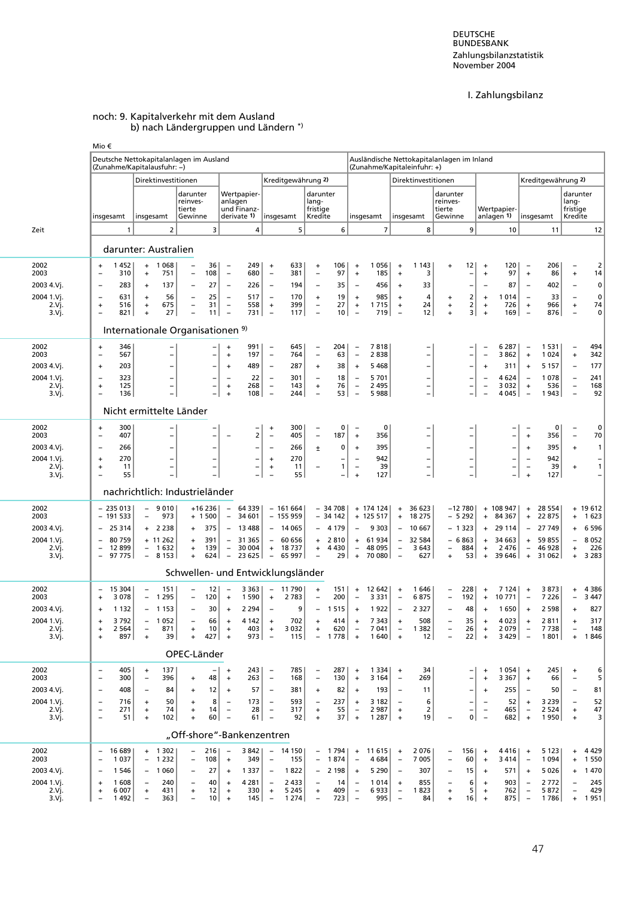I. Zahlungsbilanz

noch: 9. Kapitalverkehr mit dem Ausland
b) nach Ländergruppen und Ländern *)

Mio €

| Zeit | Deutsche Nettokapitalanlagen im Ausland (Zunahme/Kapitalausfuhr: –) | | | | | | Ausländische Nettokapitalanlagen im Inland (Zunahme/Kapitaleinfuhr: +) | | | | | |
|---|---|---|---|---|---|---|---|---|---|---|---|---|
| | insgesamt | Direktinvestitionen | | Wertpapier­anlagen und Finanz­derivate 1) | Kreditgewährung 2) | | insgesamt | Direktinvestitionen | | Wertpapier­anlagen 1) | Kreditgewährung 2) | |
| | | insgesamt | darunter reinves­tierte Gewinne | | insgesamt | darunter lang­fristige Kredite | | insgesamt | darunter reinves­tierte Gewinne | | insgesamt | darunter lang­fristige Kredite |
| | 1 | 2 | 3 | 4 | 5 | 6 | 7 | 8 | 9 | 10 | 11 | 12 |
| **darunter: Australien** | | | | | | | | | | | | |
| 2002 | + 1 452 | + 1 068 | – 36 | – 249 | + 633 | + 106 | + 1 056 | + 1 143 | + 12 | + 120 | – 206 | – 2 |
| 2003 | – 310 | + 751 | – 108 | – 680 | – 381 | – 97 | + 185 | + 3 | – | + 97 | + 86 | + 14 |
| 2003 4.Vj. | – 283 | + 137 | – 27 | – 226 | – 194 | – 35 | – 456 | + 33 | – | – 87 | – 402 | – 0 |
| 2004 1.Vj. | – 631 | + 56 | – 25 | – 517 | – 170 | + 19 | + 985 | + 4 | + 2 | + 1 014 | – 33 | – 0 |
| 2.Vj. | + 516 | + 675 | – 31 | – 558 | + 399 | – 27 | + 1 715 | + 24 | + 2 | + 726 | + 966 | + 74 |
| 3.Vj. | – 821 | + 27 | – 11 | – 731 | – 117 | – 10 | – 719 | – 12 | + 3 | + 169 | – 876 | – 0 |
| **Internationale Organisationen 9)** | | | | | | | | | | | | |
| 2002 | + 346 | – | – | + 991 | – 645 | – 204 | – 7 818 | – | – | – 6 287 | – 1 531 | – 494 |
| 2003 | – 567 | – | – | + 197 | – 764 | – 63 | – 2 838 | – | – | – 3 862 | + 1 024 | + 342 |
| 2003 4.Vj. | + 203 | – | – | + 489 | – 287 | + 38 | + 5 468 | – | – | + 311 | + 5 157 | – 177 |
| 2004 1.Vj. | – 323 | – | – | – 22 | – 301 | – 18 | – 5 701 | – | – | – 4 624 | – 1 078 | – 241 |
| 2.Vj. | + 125 | – | – | + 268 | – 143 | + 76 | – 2 495 | – | – | – 3 032 | + 536 | – 168 |
| 3.Vj. | – 136 | – | – | + 108 | – 244 | – 53 | – 5 988 | – | – | – 4 045 | – 1 943 | – 92 |
| **Nicht ermittelte Länder** | | | | | | | | | | | | |
| 2002 | + 300 | – | – | – | + 300 | – 0 | – 0 | – | – | – | – 0 | – 0 |
| 2003 | – 407 | – | – | – 2 | – 405 | – 187 | + 356 | – | – | – | + 356 | – 70 |
| 2003 4.Vj. | – 266 | – | – | – | – 266 | ± 0 | + 395 | – | – | – | + 395 | + 1 |
| 2004 1.Vj. | + 270 | – | – | – | + 270 | – | – 942 | – | – | – | – 942 | – |
| 2.Vj. | + 11 | – | – | – | + 11 | – 1 | – 39 | – | – | – | – 39 | + 1 |
| 3.Vj. | – 55 | – | – | – | – 55 | – | + 127 | – | – | – | + 127 | – |
| **nachrichtlich: Industrieländer** | | | | | | | | | | | | |
| 2002 | – 235 013 | – 9 010 | +16 236 | – 64 339 | – 161 664 | – 34 708 | + 174 124 | + 36 623 | –12 780 | + 108 947 | + 28 554 | + 19 612 |
| 2003 | – 191 533 | – 973 | + 1 500 | – 34 601 | – 155 959 | – 34 142 | + 125 517 | + 18 275 | – 5 292 | + 84 367 | + 22 875 | + 1 623 |
| 2003 4.Vj. | – 25 314 | + 2 238 | + 375 | – 13 488 | – 14 065 | – 4 179 | – 9 303 | – 10 667 | – 1 323 | + 29 114 | – 27 749 | + 6 596 |
| 2004 1.Vj. | – 80 759 | + 11 262 | + 391 | – 31 365 | – 60 656 | + 2 810 | + 61 934 | – 32 584 | – 6 863 | + 34 663 | + 59 855 | – 8 052 |
| 2.Vj. | – 12 899 | – 1 632 | + 139 | – 30 004 | + 18 737 | + 4 430 | – 48 095 | + 3 643 | – 884 | + 2 476 | – 46 928 | + 226 |
| 3.Vj. | – 97 775 | – 8 153 | + 624 | – 23 625 | – 65 997 | – 29 | + 70 080 | – 627 | + 53 | + 39 646 | + 31 062 | + 3 283 |
| **Schwellen- und Entwicklungsländer** | | | | | | | | | | | | |
| 2002 | – 15 304 | – 151 | – 12 | – 3 363 | – 11 790 | + 151 | + 12 642 | + 1 646 | – 228 | + 7 124 | + 3 873 | + 4 386 |
| 2003 | + 3 078 | – 1 295 | – 120 | + 1 590 | + 2 783 | – 200 | – 3 331 | – 6 875 | – 192 | + 10 771 | – 7 226 | – 3 447 |
| 2003 4.Vj. | + 1 132 | – 1 153 | – 30 | + 2 294 | – 9 | – 1 515 | + 1 922 | – 2 327 | – 48 | + 1 650 | + 2 598 | + 827 |
| 2004 1.Vj. | + 3 792 | – 1 052 | – 66 | + 4 142 | + 702 | + 414 | + 7 343 | + 508 | – 35 | + 4 023 | + 2 811 | + 317 |
| 2.Vj. | + 2 564 | – 871 | + 10 | + 403 | + 3 032 | + 620 | – 7 041 | – 1 382 | – 26 | + 2 079 | – 7 738 | – 148 |
| 3.Vj. | + 897 | + 39 | + 427 | + 973 | – 115 | – 1 778 | + 1 640 | + 12 | – 22 | + 3 429 | – 1 801 | + 1 846 |
| **OPEC-Länder** | | | | | | | | | | | | |
| 2002 | – 405 | + 137 | – | + 243 | – 785 | – 287 | + 1 334 | + 34 | – | + 1 054 | + 245 | + 6 |
| 2003 | – 300 | – 396 | + 48 | + 263 | – 168 | – 130 | + 3 164 | – 269 | – | + 3 367 | + 66 | – 5 |
| 2003 4.Vj. | – 408 | – 84 | + 12 | + 57 | – 381 | + 82 | + 193 | – 11 | – | + 255 | – 50 | – 81 |
| 2004 1.Vj. | – 716 | + 50 | + 8 | – 173 | – 593 | – 237 | + 3 182 | – 6 | – | – 52 | + 3 239 | – 52 |
| 2.Vj. | – 271 | + 74 | + 14 | – 28 | – 317 | + 55 | – 2 987 | + 2 | – | – 465 | – 2 524 | + 47 |
| 3.Vj. | – 51 | + 102 | + 60 | – 61 | – 92 | + 37 | + 1 287 | + 19 | – 0 | – 682 | + 1 950 | + 3 |
| **„Off-shore“-Bankenzentren** | | | | | | | | | | | | |
| 2002 | – 16 689 | + 1 302 | – 216 | – 3 842 | – 14 150 | – 1 794 | + 11 615 | + 2 076 | – 156 | + 4 416 | + 5 123 | + 4 429 |
| 2003 | – 1 037 | – 1 232 | – 108 | + 349 | – 155 | – 1 874 | – 4 684 | – 7 005 | – 60 | + 3 414 | – 1 094 | + 1 550 |
| 2003 4.Vj. | – 1 546 | – 1 060 | – 27 | + 1 337 | – 1 822 | – 2 198 | + 5 290 | – 307 | – 15 | + 571 | + 5 026 | + 1 470 |
| 2004 1.Vj. | + 1 608 | – 240 | – 40 | + 4 281 | – 2 433 | – 14 | + 1 014 | + 855 | – 6 | + 903 | – 2 772 | – 245 |
| 2.Vj. | + 6 007 | + 431 | + 12 | + 330 | + 5 245 | + 409 | – 6 933 | – 1 823 | + 5 | + 762 | – 5 872 | – 429 |
| 3.Vj. | – 1 492 | – 363 | – 10 | + 145 | – 1 274 | – 723 | – 995 | – 84 | + 16 | + 875 | – 1 786 | + 1 951 |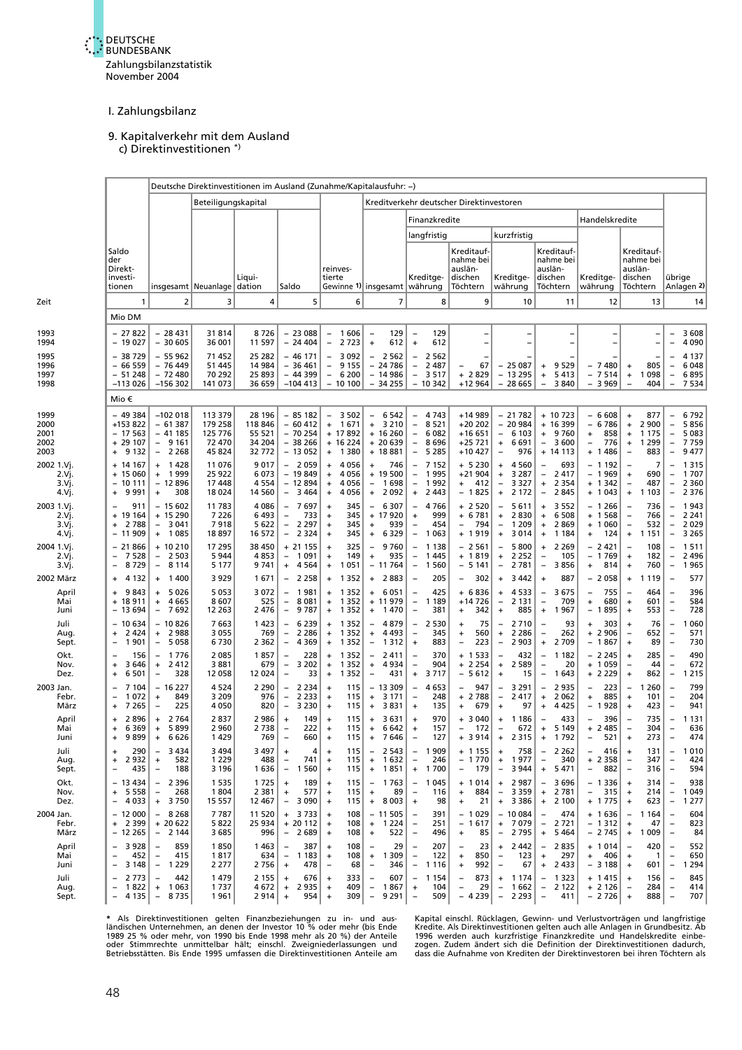# I. Zahlungsbilanz

## 9. Kapitalverkehr mit dem Ausland
### c) Direktinvestitionen *)

| Zeit | Saldo der Direktinvestitionen | Deutsche Direktinvestitionen im Ausland (Zunahme/Kapitalausfuhr: –) | | | | | | | | | | | | |
|---|---|---|---|---|---|---|---|---|---|---|---|---|---|---|
| | | insgesamt | Beteiligungskapital | | | reinvestierte Gewinne 1) | Kreditverkehr deutscher Direktinvestoren | | | | | | | übrige Anlagen 2) |
| | | | | | | | insgesamt | Finanzkredite | | | | Handelskredite | | |
| | | | | | | | | langfristig | | kurzfristig | | | | |
| | | | Neuanlage | Liquidation | Saldo | | | Kreditgewährung | Kreditaufnahme bei ausländischen Töchtern | Kreditgewährung | Kreditaufnahme bei ausländischen Töchtern | Kreditgewährung | Kreditaufnahme bei ausländischen Töchtern | |
| | 1 | 2 | 3 | 4 | 5 | 6 | 7 | 8 | 9 | 10 | 11 | 12 | 13 | 14 |
| | Mio DM | | | | | | | | | | | | | |
| 1993 | – 27 822 | – 28 431 | 31 814 | 8 726 | – 23 088 | – 1 606 | – 129 | – 129 | – | – | – | – | – | – 3 608 |
| 1994 | – 19 027 | – 30 605 | 36 001 | 11 597 | – 24 404 | – 2 723 | + 612 | + 612 | – | – | – | – | – | – 4 090 |
| 1995 | – 38 729 | – 55 962 | 71 452 | 25 282 | – 46 171 | – 3 092 | – 2 562 | – 2 562 | – | – | – | – | – | – 4 137 |
| 1996 | – 66 559 | – 76 449 | 51 445 | 14 984 | – 36 461 | – 9 155 | – 24 786 | – 2 487 | – 67 | – 25 087 | + 9 529 | – 7 480 | + 805 | – 6 048 |
| 1997 | – 51 248 | – 72 480 | 70 292 | 25 893 | – 44 399 | – 6 200 | – 14 986 | – 3 517 | + 2 829 | – 13 295 | + 5 413 | – 7 514 | + 1 098 | – 6 895 |
| 1998 | –113 026 | –156 302 | 141 073 | 36 659 | –104 413 | – 10 100 | – 34 255 | – 10 342 | +12 964 | – 28 665 | – 3 840 | – 3 969 | – 404 | – 7 534 |
| | Mio € | | | | | | | | | | | | | |
| 1999 | – 49 384 | –102 018 | 113 379 | 28 196 | – 85 182 | – 3 502 | – 6 542 | – 4 743 | +14 989 | – 21 782 | + 10 723 | – 6 608 | + 877 | – 6 792 |
| 2000 | +153 822 | – 61 387 | 179 258 | 118 846 | – 60 412 | + 1 671 | + 3 210 | – 8 521 | +20 202 | – 20 984 | + 16 399 | – 6 786 | + 2 900 | – 5 856 |
| 2001 | – 17 563 | – 41 185 | 125 776 | 55 521 | – 70 254 | + 17 892 | + 16 260 | – 6 082 | +16 651 | – 6 103 | + 9 760 | + 858 | + 1 175 | – 5 083 |
| 2002 | + 29 107 | – 9 161 | 72 470 | 34 204 | – 38 266 | + 16 224 | + 20 639 | – 8 696 | +25 721 | + 6 691 | – 3 600 | – 776 | + 1 299 | – 7 759 |
| 2003 | + 9 132 | – 2 268 | 45 824 | 32 772 | – 13 052 | + 1 380 | + 18 881 | – 5 285 | +10 427 | – 976 | + 14 113 | + 1 486 | – 883 | – 9 477 |
| 2002 1.Vj. | + 14 167 | + 1 428 | 11 076 | 9 017 | – 2 059 | + 4 056 | + 746 | – 7 152 | + 5 230 | + 4 560 | – 693 | – 1 192 | – 7 | – 1 315 |
| 2.Vj. | + 15 060 | + 1 999 | 25 922 | 6 073 | – 19 849 | + 4 056 | + 19 500 | – 1 995 | +21 904 | + 3 287 | – 2 417 | – 1 969 | + 690 | – 1 707 |
| 3.Vj. | – 10 111 | – 12 896 | 17 448 | 4 554 | – 12 894 | + 4 056 | – 1 698 | – 1 992 | + 412 | – 3 327 | + 2 354 | + 1 342 | – 487 | – 2 360 |
| 4.Vj. | + 9 991 | + 308 | 18 024 | 14 560 | – 3 464 | + 4 056 | + 2 092 | + 2 443 | – 1 825 | + 2 172 | – 2 845 | + 1 043 | + 1 103 | – 2 376 |
| 2003 1.Vj. | – 911 | – 15 602 | 11 783 | 4 086 | – 7 697 | + 345 | – 6 307 | – 4 766 | + 2 520 | – 5 611 | + 3 552 | – 1 266 | – 736 | – 1 943 |
| 2.Vj. | + 19 164 | + 15 290 | 7 226 | 6 493 | – 733 | + 345 | + 17 920 | + 999 | + 6 781 | + 2 830 | + 6 508 | + 1 568 | – 766 | – 2 241 |
| 3.Vj. | + 2 788 | – 3 041 | 7 918 | 5 622 | – 2 297 | + 345 | + 939 | – 454 | – 794 | – 1 209 | + 2 869 | + 1 060 | – 532 | – 2 029 |
| 4.Vj. | – 11 909 | + 1 085 | 18 897 | 16 572 | – 2 324 | + 345 | + 6 329 | – 1 063 | + 1 919 | + 3 014 | + 1 184 | + 124 | + 1 151 | – 3 265 |
| 2004 1.Vj. | – 21 866 | + 10 210 | 17 295 | 38 450 | + 21 155 | + 325 | – 9 760 | – 1 138 | – 2 561 | – 5 800 | + 2 269 | – 2 421 | – 108 | – 1 511 |
| 2.Vj. | – 7 528 | – 2 503 | 5 944 | 4 853 | – 1 091 | + 149 | + 935 | – 1 445 | + 1 819 | + 2 252 | – 105 | – 1 769 | + 182 | – 2 496 |
| 3.Vj. | – 8 729 | – 8 114 | 5 177 | 9 741 | + 4 564 | + 1 051 | – 11 764 | – 1 560 | – 5 141 | – 2 781 | – 3 856 | + 814 | + 760 | – 1 965 |
| 2002 März | + 4 132 | + 1 400 | 3 929 | 1 671 | – 2 258 | + 1 352 | + 2 883 | – 205 | – 302 | + 3 442 | + 887 | – 2 058 | + 1 119 | – 577 |
| April | + 9 843 | + 5 026 | 5 053 | 3 072 | – 1 981 | + 1 352 | + 6 051 | – 425 | + 6 836 | + 4 533 | – 3 675 | – 755 | – 464 | – 396 |
| Mai | + 18 911 | + 4 665 | 8 607 | 525 | – 8 081 | + 1 352 | + 11 979 | – 1 189 | +14 726 | – 2 131 | – 709 | + 680 | + 601 | – 584 |
| Juni | – 13 694 | – 7 692 | 12 263 | 2 476 | – 9 787 | + 1 352 | + 1 470 | – 381 | + 342 | + 885 | + 1 967 | – 1 895 | + 553 | – 728 |
| Juli | – 10 634 | – 10 826 | 7 663 | 1 423 | – 6 239 | + 1 352 | – 4 879 | – 2 530 | + 75 | – 2 710 | – 93 | + 303 | + 76 | – 1 060 |
| Aug. | + 2 424 | + 2 988 | 3 055 | 769 | – 2 286 | + 1 352 | + 4 493 | – 345 | + 560 | + 2 286 | – 262 | + 2 906 | – 652 | – 571 |
| Sept. | – 1 901 | – 5 058 | 6 730 | 2 362 | – 4 369 | + 1 352 | – 1 312 | + 883 | – 223 | – 2 903 | + 2 709 | – 1 867 | + 89 | – 730 |
| Okt. | – 156 | – 1 776 | 2 085 | 1 857 | – 228 | + 1 352 | – 2 411 | – 370 | + 1 533 | – 432 | – 1 182 | – 2 245 | + 285 | – 490 |
| Nov. | + 3 646 | + 2 412 | 3 881 | 679 | – 3 202 | + 1 352 | + 4 934 | – 904 | + 2 254 | + 2 589 | – 20 | + 1 059 | – 44 | – 672 |
| Dez. | + 6 501 | – 328 | 12 058 | 12 024 | – 33 | + 1 352 | – 431 | + 3 717 | – 5 612 | + 15 | – 1 643 | + 2 229 | + 862 | – 1 215 |
| 2003 Jan. | – 7 104 | – 16 227 | 4 524 | 2 290 | – 2 234 | + 115 | – 13 309 | – 4 653 | – 947 | – 3 291 | – 2 935 | – 223 | – 1 260 | – 799 |
| Febr. | – 1 072 | + 849 | 3 209 | 976 | – 2 233 | + 115 | + 3 171 | – 248 | + 2 788 | – 2 417 | + 2 062 | + 885 | + 101 | – 204 |
| März | + 7 265 | – 225 | 4 050 | 820 | – 3 230 | + 115 | + 3 831 | + 135 | + 679 | + 97 | + 4 425 | – 1 928 | + 423 | – 941 |
| April | + 2 896 | + 2 764 | 2 837 | 2 986 | + 149 | + 115 | + 3 631 | + 970 | + 3 040 | + 1 186 | – 433 | – 396 | – 735 | – 1 131 |
| Mai | + 6 369 | + 5 899 | 2 960 | 2 738 | – 222 | + 115 | + 6 642 | + 157 | – 172 | – 672 | + 5 149 | + 2 485 | – 304 | – 636 |
| Juni | + 9 899 | + 6 626 | 1 429 | 769 | – 660 | + 115 | + 7 646 | – 127 | + 3 914 | + 2 315 | + 1 792 | – 521 | + 273 | – 474 |
| Juli | + 290 | – 3 434 | 3 494 | 3 497 | + 4 | + 115 | – 2 543 | – 1 909 | + 1 155 | + 758 | – 2 262 | – 416 | + 131 | – 1 010 |
| Aug. | + 2 932 | + 582 | 1 229 | 488 | – 741 | + 115 | + 1 632 | – 246 | – 1 770 | + 1 977 | – 340 | + 2 358 | – 347 | – 424 |
| Sept. | – 435 | – 188 | 3 196 | 1 636 | – 1 560 | + 115 | + 1 851 | + 1 700 | – 179 | – 3 944 | + 5 471 | – 882 | – 316 | – 594 |
| Okt. | – 13 434 | – 2 396 | 1 535 | 1 725 | + 189 | + 115 | – 1 763 | – 1 045 | + 1 014 | + 2 987 | – 3 696 | – 1 336 | + 314 | – 938 |
| Nov. | + 5 558 | – 268 | 1 804 | 2 381 | + 577 | + 115 | + 89 | – 116 | + 884 | – 3 359 | + 2 781 | – 315 | + 214 | – 1 049 |
| Dez. | – 4 033 | + 3 750 | 15 557 | 12 467 | – 3 090 | + 115 | + 8 003 | + 98 | + 21 | + 3 386 | + 2 100 | + 1 775 | + 623 | – 1 277 |
| 2004 Jan. | – 12 000 | – 8 268 | 7 787 | 11 520 | + 3 733 | + 108 | – 11 505 | – 391 | – 1 029 | – 10 084 | – 474 | + 1 636 | – 1 164 | – 604 |
| Febr. | + 2 399 | + 20 622 | 5 822 | 25 934 | + 20 112 | + 108 | + 1 224 | – 251 | – 1 617 | + 7 079 | – 2 721 | – 1 312 | + 47 | – 823 |
| März | – 12 265 | – 2 144 | 3 685 | 996 | – 2 689 | + 108 | + 522 | – 496 | + 85 | – 2 795 | + 5 464 | – 2 745 | + 1 009 | – 84 |
| April | – 3 928 | – 859 | 1 850 | 1 463 | – 387 | + 108 | – 29 | – 207 | – 23 | + 2 442 | – 2 835 | + 1 014 | – 420 | – 552 |
| Mai | – 452 | – 415 | 1 817 | 634 | – 1 183 | + 108 | + 1 309 | – 122 | + 850 | – 123 | + 297 | + 406 | + 1 | – 650 |
| Juni | – 3 148 | – 1 229 | 2 277 | 2 756 | + 478 | – 68 | – 346 | – 1 116 | + 992 | – 67 | + 2 433 | – 3 188 | + 601 | – 1 294 |
| Juli | – 2 773 | – 442 | 1 479 | 2 155 | + 676 | + 333 | – 607 | – 1 154 | – 873 | + 1 174 | – 1 323 | + 1 415 | + 156 | – 845 |
| Aug. | – 1 822 | + 1 063 | 1 737 | 4 672 | + 2 935 | + 409 | – 1 867 | + 104 | – 29 | – 1 662 | – 2 122 | + 2 126 | – 284 | – 414 |
| Sept. | – 4 135 | – 8 735 | 1 961 | 2 914 | + 954 | + 309 | – 9 291 | – 509 | – 4 239 | – 2 293 | – 411 | – 2 726 | + 888 | – 707 |

\* Als Direktinvestitionen gelten Finanzbeziehungen zu in- und ausländischen Unternehmen, an denen der Investor 10 % oder mehr (bis Ende 1989 25 % oder mehr, von 1990 bis Ende 1998 mehr als 20 %) der Anteile oder Stimmrechte unmittelbar hält; einschl. Zweigniederlassungen und Betriebsstätten. Bis Ende 1995 umfassen die Direktinvestitionen Anteile am Kapital einschl. Rücklagen, Gewinn- und Verlustvorträgen und langfristige Kredite. Als Direktinvestitionen gelten auch alle Anlagen in Grundbesitz. Ab 1996 werden auch kurzfristige Finanzkredite und Handelskredite einbezogen. Zudem ändert sich die Definition der Direktinvestitionen dadurch, dass die Aufnahme von Krediten der Direktinvestoren bei ihren Töchtern als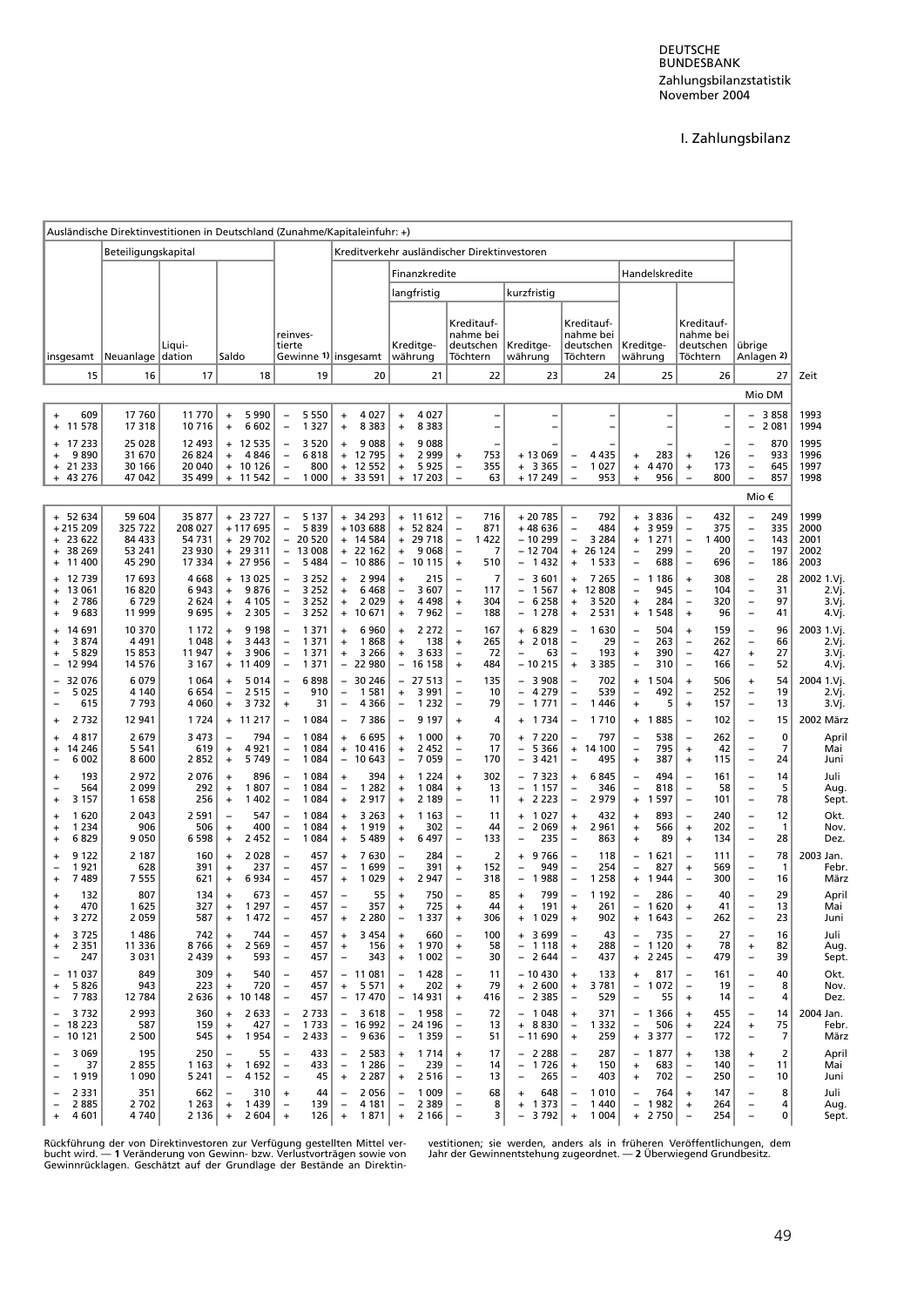# I. Zahlungsbilanz

| Ausländische Direktinvestitionen in Deutschland (Zunahme/Kapitaleinfuhr: +) | | | | | | | | | | | | | |
|---|---|---|---|---|---|---|---|---|---|---|---|---|---|
| | Beteiligungskapital | | | | Kreditverkehr ausländischer Direktinvestoren | | | | | | | | |
| | | | | | | Finanzkredite | | | | Handelskredite | | | |
| | | | | | | langfristig | | kurzfristig | | | | | |
| insgesamt | Neuanlage | Liquidation | Saldo | reinvestierte Gewinne 1) | insgesamt | Kreditgewährung | Kreditaufnahme bei deutschen Töchtern | Kreditgewährung | Kreditaufnahme bei deutschen Töchtern | Kreditgewährung | Kreditaufnahme bei deutschen Töchtern | übrige Anlagen 2) | Zeit |
| 15 | 16 | 17 | 18 | 19 | 20 | 21 | 22 | 23 | 24 | 25 | 26 | 27 | |
| Mio DM | | | | | | | | | | | | | |
| + 609 | 17 760 | 11 770 | + 5 990 | – 5 550 | + 4 027 | + 4 027 | – | – | – | – | – | – 3 858 | 1993 |
| + 11 578 | 17 318 | 10 716 | + 6 602 | – 1 327 | + 8 383 | + 8 383 | – | – | – | – | – | – 2 081 | 1994 |
| + 17 233 | 25 028 | 12 493 | + 12 535 | – 3 520 | + 9 088 | + 9 088 | – | – | – | – | – | – 870 | 1995 |
| + 9 890 | 31 670 | 26 824 | + 4 846 | – 6 818 | + 12 795 | + 2 999 | + 753 | + 13 069 | – 4 435 | + 283 | + 126 | – 933 | 1996 |
| + 21 233 | 30 166 | 20 040 | + 10 126 | – 800 | + 12 552 | + 5 925 | – 355 | + 3 365 | – 1 027 | + 4 470 | + 173 | – 645 | 1997 |
| + 43 276 | 47 042 | 35 499 | + 11 542 | – 1 000 | + 33 591 | + 17 203 | – 63 | + 17 249 | – 953 | + 956 | – 800 | – 857 | 1998 |
| Mio € | | | | | | | | | | | | | |
| + 52 634 | 59 604 | 35 877 | + 23 727 | – 5 137 | + 34 293 | + 11 612 | – 716 | + 20 785 | – 792 | + 3 836 | – 432 | – 249 | 1999 |
| + 215 209 | 325 722 | 208 027 | + 117 695 | – 5 839 | + 103 688 | + 52 824 | – 871 | + 48 636 | – 484 | + 3 959 | – 375 | – 335 | 2000 |
| + 23 622 | 84 433 | 54 731 | + 29 702 | – 20 520 | + 14 584 | + 29 718 | – 1 422 | – 10 299 | – 3 284 | + 1 271 | – 1 400 | – 143 | 2001 |
| + 38 269 | 53 241 | 23 930 | + 29 311 | – 13 008 | + 22 162 | + 9 068 | – 7 | – 12 704 | + 26 124 | – 299 | – 20 | – 197 | 2002 |
| + 11 400 | 45 290 | 17 334 | + 27 956 | – 5 484 | – 10 886 | – 10 115 | + 510 | – 1 432 | + 1 533 | – 688 | – 696 | – 186 | 2003 |
| + 12 739 | 17 693 | 4 668 | + 13 025 | – 3 252 | + 2 994 | + 215 | – 7 | – 3 601 | + 7 265 | – 1 186 | + 308 | – 28 | 2002 1.Vj. |
| + 13 061 | 16 820 | 6 943 | + 9 876 | – 3 252 | + 6 468 | – 3 607 | – 117 | – 1 567 | + 12 808 | – 945 | – 104 | – 31 | 2.Vj. |
| + 2 786 | 6 729 | 2 624 | + 4 105 | – 3 252 | + 2 029 | + 4 498 | + 304 | – 6 258 | + 3 520 | + 284 | – 320 | – 97 | 3.Vj. |
| + 9 683 | 11 999 | 9 695 | + 2 305 | – 3 252 | + 10 671 | + 7 962 | – 188 | – 1 278 | + 2 531 | + 1 548 | + 96 | – 41 | 4.Vj. |
| + 14 691 | 10 370 | 1 172 | + 9 198 | – 1 371 | + 6 960 | + 2 272 | – 167 | + 6 829 | – 1 630 | – 504 | + 159 | – 96 | 2003 1.Vj. |
| + 3 874 | 4 491 | 1 048 | + 3 443 | – 1 371 | + 1 868 | + 138 | + 265 | + 2 018 | – 29 | – 263 | – 262 | – 66 | 2.Vj. |
| + 5 829 | 15 853 | 11 947 | + 3 906 | – 1 371 | + 3 266 | + 3 633 | – 72 | – 63 | – 193 | + 390 | – 427 | + 27 | 3.Vj. |
| – 12 994 | 14 576 | 3 167 | + 11 409 | – 1 371 | – 22 980 | – 16 158 | + 484 | – 10 215 | + 3 385 | – 310 | – 166 | – 52 | 4.Vj. |
| – 32 076 | 6 079 | 1 064 | + 5 014 | – 6 898 | – 30 246 | – 27 513 | – 135 | – 3 908 | – 702 | + 1 504 | + 506 | + 54 | 2004 1.Vj. |
| – 5 025 | 4 140 | 6 654 | – 2 515 | – 910 | – 1 581 | + 3 991 | – 10 | – 4 279 | – 539 | – 492 | – 252 | – 19 | 2.Vj. |
| – 615 | 7 793 | 4 060 | + 3 732 | + 31 | – 4 366 | – 1 232 | – 79 | – 1 771 | – 1 446 | + 5 | + 157 | – 13 | 3.Vj. |
| + 2 732 | 12 941 | 1 724 | + 11 217 | – 1 084 | – 7 386 | – 9 197 | + 4 | + 1 734 | – 1 710 | + 1 885 | – 102 | – 15 | 2002 März |
| + 4 817 | 2 679 | 3 473 | – 794 | – 1 084 | + 6 695 | + 1 000 | + 70 | + 7 220 | – 797 | – 538 | – 262 | – 0 | April |
| + 14 246 | 5 541 | 619 | + 4 921 | – 1 084 | + 10 416 | + 2 452 | – 17 | – 5 366 | + 14 100 | – 795 | + 42 | – 7 | Mai |
| – 6 002 | 8 600 | 2 852 | + 5 749 | – 1 084 | – 10 643 | – 7 059 | – 170 | – 3 421 | – 495 | + 387 | + 115 | – 24 | Juni |
| + 193 | 2 972 | 2 076 | + 896 | – 1 084 | + 394 | + 1 224 | + 302 | – 7 323 | + 6 845 | – 494 | – 161 | – 14 | Juli |
| – 564 | 2 099 | 292 | + 1 807 | – 1 084 | – 1 282 | + 1 084 | + 13 | – 1 157 | – 346 | – 818 | – 58 | – 5 | Aug. |
| + 3 157 | 1 658 | 256 | + 1 402 | – 1 084 | + 2 917 | + 2 189 | – 11 | + 2 223 | – 2 979 | + 1 597 | – 101 | – 78 | Sept. |
| + 1 620 | 2 043 | 2 591 | – 547 | – 1 084 | + 3 263 | + 1 163 | – 11 | + 1 027 | + 432 | + 893 | – 240 | – 12 | Okt. |
| + 1 234 | 906 | 506 | + 400 | – 1 084 | + 1 919 | + 302 | – 44 | – 2 069 | + 2 961 | + 566 | + 202 | – 1 | Nov. |
| + 6 829 | 9 050 | 6 598 | + 2 452 | – 1 084 | + 5 489 | + 6 497 | – 133 | – 235 | – 863 | + 89 | + 134 | – 28 | Dez. |
| + 9 122 | 2 187 | 160 | + 2 028 | – 457 | + 7 630 | – 284 | – 2 | + 9 766 | – 118 | – 1 621 | – 111 | – 78 | 2003 Jan. |
| – 1 921 | 628 | 391 | + 237 | – 457 | – 1 699 | – 391 | + 152 | – 949 | – 254 | – 827 | + 569 | – 1 | Febr. |
| + 7 489 | 7 555 | 621 | + 6 934 | – 457 | + 1 029 | + 2 947 | – 318 | – 1 988 | – 1 258 | + 1 944 | – 300 | – 16 | März |
| + 132 | 807 | 134 | + 673 | – 457 | – 55 | + 750 | – 85 | + 799 | – 1 192 | – 286 | – 40 | – 29 | April |
| + 470 | 1 625 | 327 | + 1 297 | – 457 | – 357 | + 725 | + 44 | + 191 | + 261 | – 1 620 | + 41 | – 13 | Mai |
| + 3 272 | 2 059 | 587 | + 1 472 | – 457 | + 2 280 | – 1 337 | + 306 | + 1 029 | + 902 | + 1 643 | – 262 | – 23 | Juni |
| + 3 725 | 1 486 | 742 | + 744 | – 457 | + 3 454 | + 660 | – 100 | + 3 699 | – 43 | – 735 | – 27 | – 16 | Juli |
| + 2 351 | 11 336 | 8 766 | + 2 569 | – 457 | + 156 | + 1 970 | + 58 | – 1 118 | + 288 | – 1 120 | + 78 | + 82 | Aug. |
| – 247 | 3 031 | 2 439 | + 593 | – 457 | – 343 | + 1 002 | – 30 | – 2 644 | – 437 | + 2 245 | – 479 | – 39 | Sept. |
| – 11 037 | 849 | 309 | + 540 | – 457 | – 11 081 | – 1 428 | – 11 | – 10 430 | + 133 | + 817 | – 161 | – 40 | Okt. |
| + 5 826 | 943 | 223 | + 720 | – 457 | + 5 571 | + 202 | + 79 | + 2 600 | + 3 781 | – 1 072 | – 19 | – 8 | Nov. |
| – 7 783 | 12 784 | 2 636 | + 10 148 | – 457 | – 17 470 | – 14 931 | + 416 | – 2 385 | – 529 | – 55 | + 14 | – 4 | Dez. |
| – 3 732 | 2 993 | 360 | + 2 633 | – 2 733 | – 3 618 | – 1 958 | – 72 | – 1 048 | + 371 | – 1 366 | + 455 | – 14 | 2004 Jan. |
| – 18 223 | 587 | 159 | + 427 | – 1 733 | – 16 992 | – 24 196 | – 13 | + 8 830 | – 1 332 | – 506 | + 224 | + 75 | Febr. |
| – 10 121 | 2 500 | 545 | + 1 954 | – 2 433 | – 9 636 | – 1 359 | – 51 | – 11 690 | + 259 | + 3 377 | – 172 | – 7 | März |
| – 3 069 | 195 | 250 | – 55 | – 433 | – 2 583 | + 1 714 | + 17 | – 2 288 | – 287 | – 1 877 | + 138 | + 2 | April |
| – 37 | 2 855 | 1 163 | + 1 692 | – 433 | – 1 286 | – 239 | – 14 | – 1 726 | + 150 | + 683 | – 140 | – 11 | Mai |
| – 1 919 | 1 090 | 5 241 | – 4 152 | – 45 | + 2 287 | + 2 516 | – 13 | – 265 | – 403 | + 702 | – 250 | – 10 | Juni |
| – 2 331 | 351 | 662 | – 310 | + 44 | – 2 056 | – 1 009 | – 68 | + 648 | – 1 010 | – 764 | + 147 | – 8 | Juli |
| – 2 885 | 2 702 | 1 263 | + 1 439 | – 139 | – 4 181 | – 2 389 | – 8 | + 1 373 | – 1 440 | – 1 982 | + 264 | – 4 | Aug. |
| + 4 601 | 4 740 | 2 136 | + 2 604 | + 126 | + 1 871 | + 2 166 | – 3 | – 3 792 | + 1 004 | + 2 750 | – 254 | – 0 | Sept. |

Rückführung der von Direktinvestoren zur Verfügung gestellten Mittel verbucht wird. — **1** Veränderung von Gewinn- bzw. Verlustvorträgen sowie von Gewinnrücklagen. Geschätzt auf der Grundlage der Bestände an Direktinvestitionen; sie werden, anders als in früheren Veröffentlichungen, dem Jahr der Gewinnentstehung zugeordnet. — **2** Überwiegend Grundbesitz.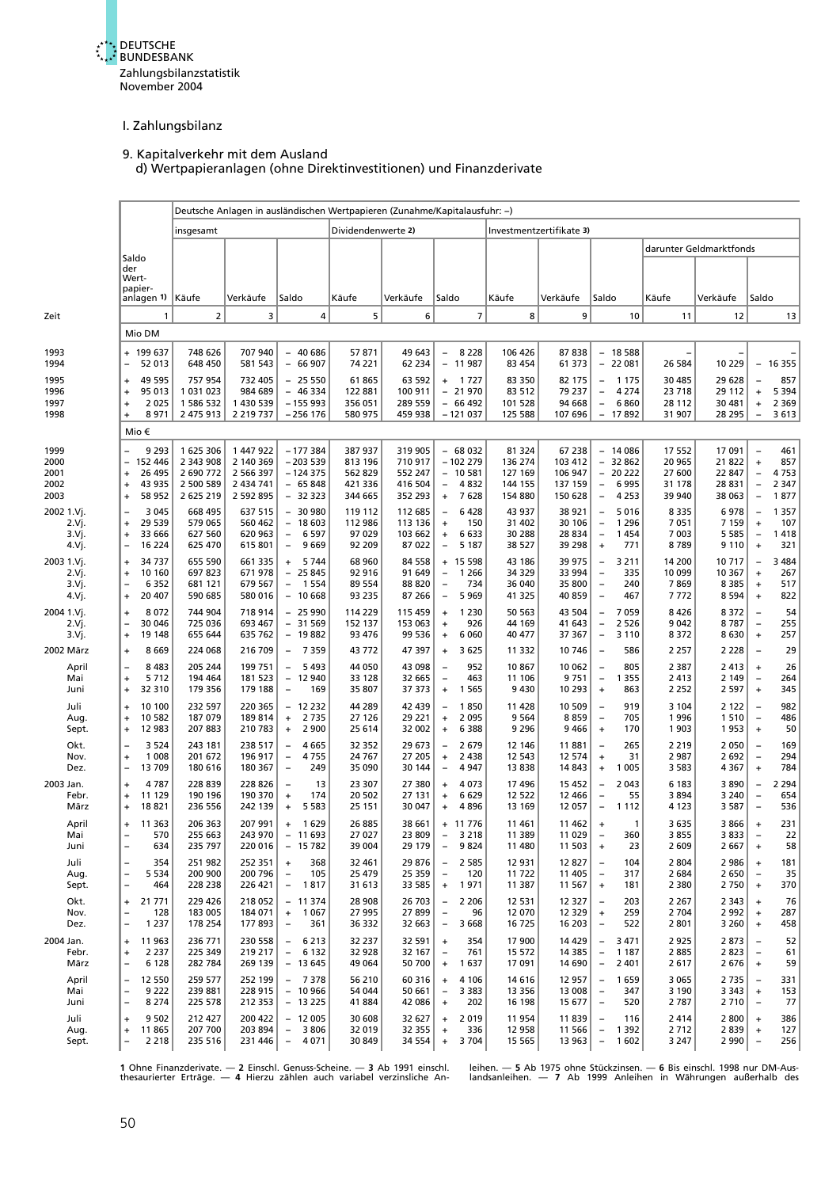I. Zahlungsbilanz

9. Kapitalverkehr mit dem Ausland
d) Wertpapieranlagen (ohne Direktinvestitionen) und Finanzderivate

| Zeit | Saldo der Wertpapieranlagen 1) | Deutsche Anlagen in ausländischen Wertpapieren (Zunahme/Kapitalausfuhr: –) | | | | | | | | | | | |
|---|---|---|---|---|---|---|---|---|---|---|---|---|---|
| | | insgesamt | | | Dividendenwerte 2) | | | Investmentzertifikate 3) | | | darunter Geldmarktfonds | | |
| | | Käufe | Verkäufe | Saldo | Käufe | Verkäufe | Saldo | Käufe | Verkäufe | Saldo | Käufe | Verkäufe | Saldo |
| | 1 | 2 | 3 | 4 | 5 | 6 | 7 | 8 | 9 | 10 | 11 | 12 | 13 |
| | Mio DM | | | | | | | | | | | | |
| 1993 | + 199 637 | 748 626 | 707 940 | – 40 686 | 57 871 | 49 643 | – 8 228 | 106 426 | 87 838 | – 18 588 | – | – | – |
| 1994 | – 52 013 | 648 450 | 581 543 | – 66 907 | 74 221 | 62 234 | – 11 987 | 83 454 | 61 373 | – 22 081 | 26 584 | 10 229 | – 16 355 |
| 1995 | + 49 595 | 757 954 | 732 405 | – 25 550 | 61 865 | 63 592 | + 1 727 | 83 350 | 82 175 | – 1 175 | 30 485 | 29 628 | – 857 |
| 1996 | + 95 013 | 1 031 023 | 984 689 | – 46 334 | 122 881 | 100 911 | – 21 970 | 83 512 | 79 237 | – 4 274 | 23 718 | 29 112 | + 5 394 |
| 1997 | + 2 025 | 1 586 532 | 1 430 539 | – 155 993 | 356 051 | 289 559 | – 66 492 | 101 528 | 94 668 | – 6 860 | 28 112 | 30 481 | + 2 369 |
| 1998 | + 8 971 | 2 475 913 | 2 219 737 | – 256 176 | 580 975 | 459 938 | – 121 037 | 125 588 | 107 696 | – 17 892 | 31 907 | 28 295 | – 3 613 |
| | Mio € | | | | | | | | | | | | |
| 1999 | – 9 293 | 1 625 306 | 1 447 922 | – 177 384 | 387 937 | 319 905 | – 68 032 | 81 324 | 67 238 | – 14 086 | 17 552 | 17 091 | – 461 |
| 2000 | – 152 446 | 2 343 908 | 2 140 369 | – 203 539 | 813 196 | 710 917 | – 102 279 | 136 274 | 103 412 | – 32 862 | 20 965 | 21 822 | + 857 |
| 2001 | + 26 495 | 2 690 772 | 2 566 397 | – 124 375 | 562 829 | 552 247 | – 10 581 | 127 169 | 106 947 | – 20 222 | 27 600 | 22 847 | – 4 753 |
| 2002 | + 43 935 | 2 500 589 | 2 434 741 | – 65 848 | 421 336 | 416 504 | – 4 832 | 144 155 | 137 159 | – 6 995 | 31 178 | 28 831 | – 2 347 |
| 2003 | + 58 952 | 2 625 219 | 2 592 895 | – 32 323 | 344 665 | 352 293 | + 7 628 | 154 880 | 150 628 | – 4 253 | 39 940 | 38 063 | – 1 877 |
| 2002 1.Vj. | – 3 045 | 668 495 | 637 515 | – 30 980 | 119 112 | 112 685 | – 6 428 | 43 937 | 38 921 | – 5 016 | 8 335 | 6 978 | – 1 357 |
| 2.Vj. | + 29 539 | 579 065 | 560 462 | – 18 603 | 112 986 | 113 136 | + 150 | 31 402 | 30 106 | – 1 296 | 7 051 | 7 159 | + 107 |
| 3.Vj. | + 33 666 | 627 560 | 620 963 | – 6 597 | 97 029 | 103 662 | + 6 633 | 30 288 | 28 834 | – 1 454 | 7 003 | 5 585 | – 1 418 |
| 4.Vj. | – 16 224 | 625 470 | 615 801 | – 9 669 | 92 209 | 87 022 | – 5 187 | 38 527 | 39 298 | + 771 | 8 789 | 9 110 | + 321 |
| 2003 1.Vj. | + 34 737 | 655 590 | 661 335 | + 5 744 | 68 960 | 84 558 | + 15 598 | 43 186 | 39 975 | – 3 211 | 14 200 | 10 717 | – 3 484 |
| 2.Vj. | + 10 160 | 697 823 | 671 978 | – 25 845 | 92 916 | 91 649 | – 1 266 | 34 329 | 33 994 | – 335 | 10 099 | 10 367 | + 267 |
| 3.Vj. | – 6 352 | 681 121 | 679 567 | – 1 554 | 89 554 | 88 820 | – 734 | 36 040 | 35 800 | – 240 | 7 869 | 8 385 | + 517 |
| 4.Vj. | + 20 407 | 590 685 | 580 016 | – 10 668 | 93 235 | 87 266 | – 5 969 | 41 325 | 40 859 | – 467 | 7 772 | 8 594 | + 822 |
| 2004 1.Vj. | + 8 072 | 744 904 | 718 914 | – 25 990 | 114 229 | 115 459 | + 1 230 | 50 563 | 43 504 | – 7 059 | 8 426 | 8 372 | – 54 |
| 2.Vj. | – 30 046 | 725 036 | 693 467 | – 31 569 | 152 137 | 153 063 | + 926 | 44 169 | 41 643 | – 2 526 | 9 042 | 8 787 | – 255 |
| 3.Vj. | + 19 148 | 655 644 | 635 762 | – 19 882 | 93 476 | 99 536 | + 6 060 | 40 477 | 37 367 | – 3 110 | 8 372 | 8 630 | + 257 |
| 2002 März | + 8 669 | 224 068 | 216 709 | – 7 359 | 43 772 | 47 397 | + 3 625 | 11 332 | 10 746 | – 586 | 2 257 | 2 228 | – 29 |
| April | – 8 483 | 205 244 | 199 751 | – 5 493 | 44 050 | 43 098 | – 952 | 10 867 | 10 062 | – 805 | 2 387 | 2 413 | + 26 |
| Mai | + 5 712 | 194 464 | 181 523 | – 12 940 | 33 128 | 32 665 | – 463 | 11 106 | 9 751 | – 1 355 | 2 413 | 2 149 | – 264 |
| Juni | + 32 310 | 179 356 | 179 188 | – 169 | 35 807 | 37 373 | + 1 565 | 9 430 | 10 293 | + 863 | 2 252 | 2 597 | + 345 |
| Juli | + 10 100 | 232 597 | 220 365 | – 12 232 | 44 289 | 42 439 | – 1 850 | 11 428 | 10 509 | – 919 | 3 104 | 2 122 | – 982 |
| Aug. | + 10 582 | 187 079 | 189 814 | + 2 735 | 27 126 | 29 221 | + 2 095 | 9 564 | 8 859 | – 705 | 1 996 | 1 510 | – 486 |
| Sept. | + 12 983 | 207 883 | 210 783 | + 2 900 | 25 614 | 32 002 | + 6 388 | 9 296 | 9 466 | + 170 | 1 903 | 1 953 | + 50 |
| Okt. | – 3 524 | 243 181 | 238 517 | – 4 665 | 32 352 | 29 673 | – 2 679 | 12 146 | 11 881 | – 265 | 2 219 | 2 050 | – 169 |
| Nov. | + 1 008 | 201 672 | 196 917 | – 4 755 | 24 767 | 27 205 | + 2 438 | 12 543 | 12 574 | + 31 | 2 987 | 2 692 | – 294 |
| Dez. | – 13 709 | 180 616 | 180 367 | – 249 | 35 090 | 30 144 | – 4 947 | 13 838 | 14 843 | + 1 005 | 3 583 | 4 367 | + 784 |
| 2003 Jan. | + 4 787 | 228 839 | 228 826 | – 13 | 23 307 | 27 380 | + 4 073 | 17 496 | 15 452 | – 2 043 | 6 183 | 3 890 | – 2 294 |
| Febr. | + 11 129 | 190 196 | 190 370 | + 174 | 20 502 | 27 131 | + 6 629 | 12 522 | 12 466 | – 55 | 3 894 | 3 240 | – 654 |
| März | + 18 821 | 236 556 | 242 139 | + 5 583 | 25 151 | 30 047 | + 4 896 | 13 169 | 12 057 | – 1 112 | 4 123 | 3 587 | – 536 |
| April | + 11 363 | 206 363 | 207 991 | + 1 629 | 26 885 | 38 661 | + 11 776 | 11 461 | 11 462 | + 1 | 3 635 | 3 866 | + 231 |
| Mai | – 570 | 255 663 | 243 970 | – 11 693 | 27 027 | 23 809 | – 3 218 | 11 389 | 11 029 | – 360 | 3 855 | 3 833 | – 22 |
| Juni | – 634 | 235 797 | 220 016 | – 15 782 | 39 004 | 29 179 | – 9 824 | 11 480 | 11 503 | + 23 | 2 609 | 2 667 | + 58 |
| Juli | – 354 | 251 982 | 252 351 | + 368 | 32 461 | 29 876 | – 2 585 | 12 931 | 12 827 | – 104 | 2 804 | 2 986 | + 181 |
| Aug. | – 5 534 | 200 900 | 200 796 | – 105 | 25 479 | 25 359 | – 120 | 11 722 | 11 405 | – 317 | 2 684 | 2 650 | – 35 |
| Sept. | – 464 | 228 238 | 226 421 | – 1 817 | 31 613 | 33 585 | + 1 971 | 11 387 | 11 567 | + 181 | 2 380 | 2 750 | + 370 |
| Okt. | + 21 771 | 229 426 | 218 052 | – 11 374 | 28 908 | 26 703 | – 2 206 | 12 531 | 12 327 | – 203 | 2 267 | 2 343 | + 76 |
| Nov. | – 128 | 183 005 | 184 071 | + 1 067 | 27 995 | 27 899 | – 96 | 12 070 | 12 329 | + 259 | 2 704 | 2 992 | + 287 |
| Dez. | – 1 237 | 178 254 | 177 893 | – 361 | 36 332 | 32 663 | – 3 668 | 16 725 | 16 203 | – 522 | 2 801 | 3 260 | + 458 |
| 2004 Jan. | + 11 963 | 236 771 | 230 558 | – 6 213 | 32 237 | 32 591 | + 354 | 17 900 | 14 429 | – 3 471 | 2 925 | 2 873 | – 52 |
| Febr. | + 2 237 | 225 349 | 219 217 | – 6 132 | 32 928 | 32 167 | – 761 | 15 572 | 14 385 | – 1 187 | 2 885 | 2 823 | – 61 |
| März | – 6 128 | 282 784 | 269 139 | – 13 645 | 49 064 | 50 700 | + 1 637 | 17 091 | 14 690 | – 2 401 | 2 617 | 2 676 | + 59 |
| April | – 12 550 | 259 577 | 252 199 | – 7 378 | 56 210 | 60 316 | + 4 106 | 14 616 | 12 957 | – 1 659 | 3 065 | 2 735 | – 331 |
| Mai | – 9 222 | 239 881 | 228 915 | – 10 966 | 54 044 | 50 661 | – 3 383 | 13 356 | 13 008 | – 347 | 3 190 | 3 343 | + 153 |
| Juni | – 8 274 | 225 578 | 212 353 | – 13 225 | 41 884 | 42 086 | + 202 | 16 198 | 15 677 | – 520 | 2 787 | 2 710 | – 77 |
| Juli | + 9 502 | 212 427 | 200 422 | – 12 005 | 30 608 | 32 627 | + 2 019 | 11 954 | 11 839 | – 116 | 2 414 | 2 800 | + 386 |
| Aug. | + 11 865 | 207 700 | 203 894 | – 3 806 | 32 019 | 32 355 | + 336 | 12 958 | 11 566 | – 1 392 | 2 712 | 2 839 | + 127 |
| Sept. | – 2 218 | 235 516 | 231 446 | – 4 071 | 30 849 | 34 554 | + 3 704 | 15 565 | 13 963 | – 1 602 | 3 247 | 2 990 | – 256 |

1 Ohne Finanzderivate. — 2 Einschl. Genuss-Scheine. — 3 Ab 1991 einschl. thesaurierter Erträge. — 4 Hierzu zählen auch variabel verzinsliche Anleihen. — 5 Ab 1975 ohne Stückzinsen. — 6 Bis einschl. 1998 nur DM-Auslandsanleihen. — 7 Ab 1999 Anleihen in Währungen außerhalb des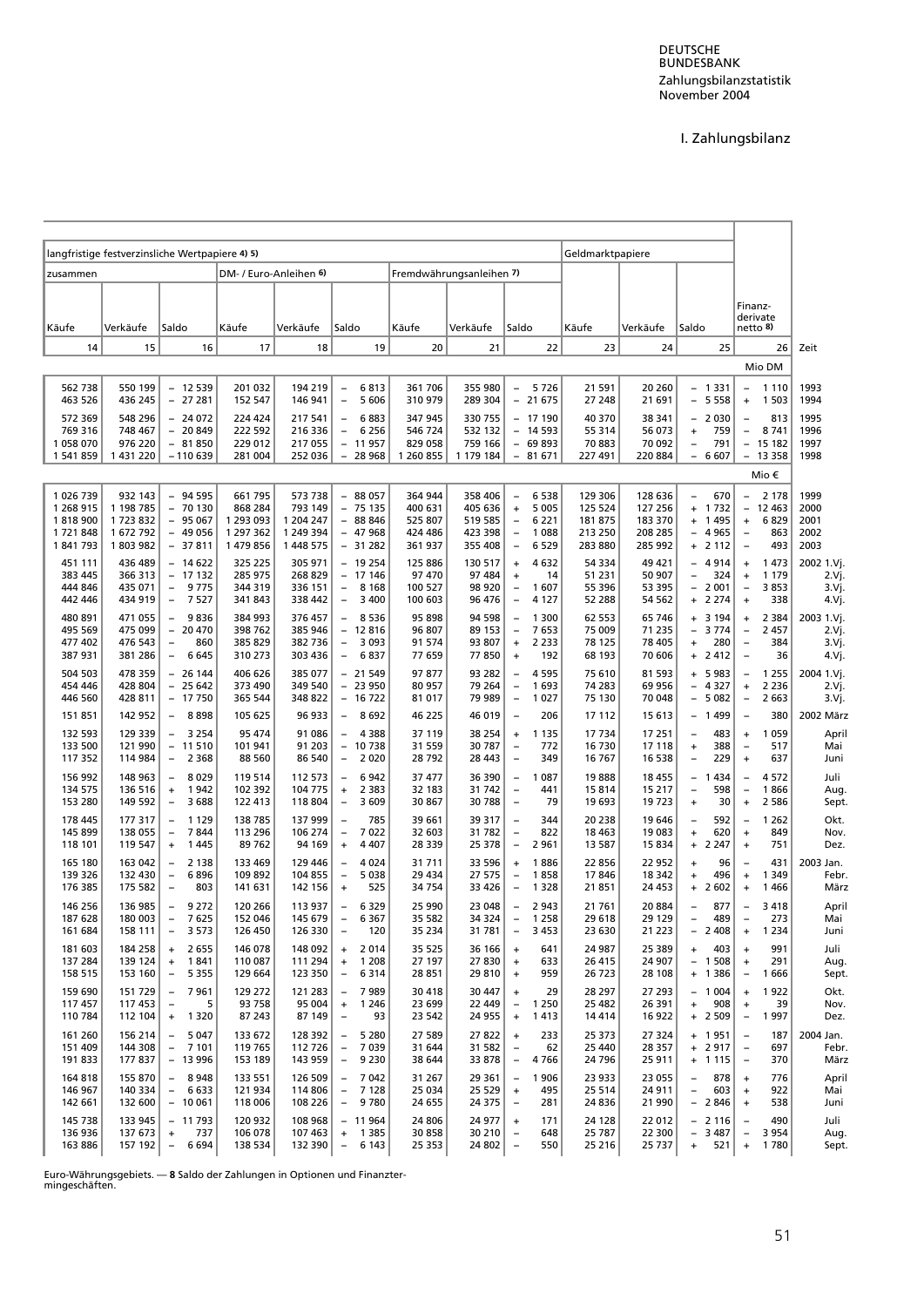# I. Zahlungsbilanz

| langfristige festverzinsliche Wertpapiere 4) 5) | | | | | | | | | Geldmarktpapiere | | | | |
|---|---|---|---|---|---|---|---|---|---|---|---|---|---|
| zusammen | | | DM- / Euro-Anleihen 6) | | | Fremdwährungsanleihen 7) | | | | | | | |
| Käufe | Verkäufe | Saldo | Käufe | Verkäufe | Saldo | Käufe | Verkäufe | Saldo | Käufe | Verkäufe | Saldo | Finanz-derivate netto 8) | |
| 14 | 15 | 16 | 17 | 18 | 19 | 20 | 21 | 22 | 23 | 24 | 25 | 26 | Zeit |
| | | | | | | | | | | | | Mio DM | |
| 562 738 | 550 199 | – 12 539 | 201 032 | 194 219 | – 6 813 | 361 706 | 355 980 | – 5 726 | 21 591 | 20 260 | – 1 331 | – 1 110 | 1993 |
| 463 526 | 436 245 | – 27 281 | 152 547 | 146 941 | – 5 606 | 310 979 | 289 304 | – 21 675 | 27 248 | 21 691 | – 5 558 | + 1 503 | 1994 |
| 572 369 | 548 296 | – 24 072 | 224 424 | 217 541 | – 6 883 | 347 945 | 330 755 | – 17 190 | 40 370 | 38 341 | – 2 030 | – 813 | 1995 |
| 769 316 | 748 467 | – 20 849 | 222 592 | 216 336 | – 6 256 | 546 724 | 532 132 | – 14 593 | 55 314 | 56 073 | + 759 | – 8 741 | 1996 |
| 1 058 070 | 976 220 | – 81 850 | 229 012 | 217 055 | – 11 957 | 829 058 | 759 166 | – 69 893 | 70 883 | 70 092 | – 791 | – 15 182 | 1997 |
| 1 541 859 | 1 431 220 | – 110 639 | 281 004 | 252 036 | – 28 968 | 1 260 855 | 1 179 184 | – 81 671 | 227 491 | 220 884 | – 6 607 | – 13 358 | 1998 |
| | | | | | | | | | | | | Mio € | |
| 1 026 739 | 932 143 | – 94 595 | 661 795 | 573 738 | – 88 057 | 364 944 | 358 406 | – 6 538 | 129 306 | 128 636 | – 670 | – 2 178 | 1999 |
| 1 268 915 | 1 198 785 | – 70 130 | 868 284 | 793 149 | – 75 135 | 400 631 | 405 636 | + 5 005 | 125 524 | 127 256 | + 1 732 | – 12 463 | 2000 |
| 1 818 900 | 1 723 832 | – 95 067 | 1 293 093 | 1 204 247 | – 88 846 | 525 807 | 519 585 | – 6 221 | 181 875 | 183 370 | + 1 495 | + 6 829 | 2001 |
| 1 721 848 | 1 672 792 | – 49 056 | 1 297 362 | 1 249 394 | – 47 968 | 424 486 | 423 398 | – 1 088 | 213 250 | 208 285 | – 4 965 | – 863 | 2002 |
| 1 841 793 | 1 803 982 | – 37 811 | 1 479 856 | 1 448 575 | – 31 282 | 361 937 | 355 408 | – 6 529 | 283 880 | 285 992 | + 2 112 | – 493 | 2003 |
| 451 111 | 436 489 | – 14 622 | 325 225 | 305 971 | – 19 254 | 125 886 | 130 517 | + 4 632 | 54 334 | 49 421 | – 4 914 | + 1 473 | 2002 1.Vj. |
| 383 445 | 366 313 | – 17 132 | 285 975 | 268 829 | – 17 146 | 97 470 | 97 484 | + 14 | 51 231 | 50 907 | – 324 | + 1 179 | 2.Vj. |
| 444 846 | 435 071 | – 9 775 | 344 319 | 336 151 | – 8 168 | 100 527 | 98 920 | – 1 607 | 55 396 | 53 395 | – 2 001 | – 3 853 | 3.Vj. |
| 442 446 | 434 919 | – 7 527 | 341 843 | 338 442 | – 3 400 | 100 603 | 96 476 | – 4 127 | 52 288 | 54 562 | + 2 274 | + 338 | 4.Vj. |
| 480 891 | 471 055 | – 9 836 | 384 993 | 376 457 | – 8 536 | 95 898 | 94 598 | – 1 300 | 62 553 | 65 746 | + 3 194 | + 2 384 | 2003 1.Vj. |
| 495 569 | 475 099 | – 20 470 | 398 762 | 385 946 | – 12 816 | 96 807 | 89 153 | – 7 653 | 75 009 | 71 235 | – 3 774 | – 2 457 | 2.Vj. |
| 477 402 | 476 543 | – 860 | 385 829 | 382 736 | – 3 093 | 91 574 | 93 807 | + 2 233 | 78 125 | 78 405 | + 280 | – 384 | 3.Vj. |
| 387 931 | 381 286 | – 6 645 | 310 273 | 303 436 | – 6 837 | 77 659 | 77 850 | + 192 | 68 193 | 70 606 | + 2 412 | – 36 | 4.Vj. |
| 504 503 | 478 359 | – 26 144 | 406 626 | 385 077 | – 21 549 | 97 877 | 93 282 | – 4 595 | 75 610 | 81 593 | + 5 983 | – 1 255 | 2004 1.Vj. |
| 454 446 | 428 804 | – 25 642 | 373 490 | 349 540 | – 23 950 | 80 957 | 79 264 | – 1 693 | 74 283 | 69 956 | – 4 327 | + 2 236 | 2.Vj. |
| 446 560 | 428 811 | – 17 750 | 365 544 | 348 822 | – 16 722 | 81 017 | 79 989 | – 1 027 | 75 130 | 70 048 | – 5 082 | – 2 663 | 3.Vj. |
| 151 851 | 142 952 | – 8 898 | 105 625 | 96 933 | – 8 692 | 46 225 | 46 019 | – 206 | 17 112 | 15 613 | – 1 499 | – 380 | 2002 März |
| 132 593 | 129 339 | – 3 254 | 95 474 | 91 086 | – 4 388 | 37 119 | 38 254 | + 1 135 | 17 734 | 17 251 | – 483 | + 1 059 | April |
| 133 500 | 121 990 | – 11 510 | 101 941 | 91 203 | – 10 738 | 31 559 | 30 787 | – 772 | 16 730 | 17 118 | + 388 | – 517 | Mai |
| 117 352 | 114 984 | – 2 368 | 88 560 | 86 540 | – 2 020 | 28 792 | 28 443 | – 349 | 16 767 | 16 538 | – 229 | + 637 | Juni |
| 156 992 | 148 963 | – 8 029 | 119 514 | 112 573 | – 6 942 | 37 477 | 36 390 | – 1 087 | 19 888 | 18 455 | – 1 434 | – 4 572 | Juli |
| 134 575 | 136 516 | + 1 942 | 102 392 | 104 775 | + 2 383 | 32 183 | 31 742 | – 441 | 15 814 | 15 217 | – 598 | – 1 866 | Aug. |
| 153 280 | 149 592 | – 3 688 | 122 413 | 118 804 | – 3 609 | 30 867 | 30 788 | – 79 | 19 693 | 19 723 | + 30 | + 2 586 | Sept. |
| 178 445 | 177 317 | – 1 129 | 138 785 | 137 999 | – 785 | 39 661 | 39 317 | – 344 | 20 238 | 19 646 | – 592 | – 1 262 | Okt. |
| 145 899 | 138 055 | – 7 844 | 113 296 | 106 274 | – 7 022 | 32 603 | 31 782 | – 822 | 18 463 | 19 083 | + 620 | + 849 | Nov. |
| 118 101 | 119 547 | + 1 445 | 89 762 | 94 169 | + 4 407 | 28 339 | 25 378 | – 2 961 | 13 587 | 15 834 | + 2 247 | + 751 | Dez. |
| 165 180 | 163 042 | – 2 138 | 133 469 | 129 446 | – 4 024 | 31 711 | 33 596 | + 1 886 | 22 856 | 22 952 | + 96 | – 431 | 2003 Jan. |
| 139 326 | 132 430 | – 6 896 | 109 892 | 104 855 | – 5 038 | 29 434 | 27 575 | – 1 858 | 17 846 | 18 342 | + 496 | + 1 349 | Febr. |
| 176 385 | 175 582 | – 803 | 141 631 | 142 156 | + 525 | 34 754 | 33 426 | – 1 328 | 21 851 | 24 453 | + 2 602 | + 1 466 | März |
| 146 256 | 136 985 | – 9 272 | 120 266 | 113 937 | – 6 329 | 25 990 | 23 048 | – 2 943 | 21 761 | 20 884 | – 877 | – 3 418 | April |
| 187 628 | 180 003 | – 7 625 | 152 046 | 145 679 | – 6 367 | 35 582 | 34 324 | – 1 258 | 29 618 | 29 129 | – 489 | – 273 | Mai |
| 161 684 | 158 111 | – 3 573 | 126 450 | 126 330 | – 120 | 35 234 | 31 781 | – 3 453 | 23 630 | 21 223 | – 2 408 | + 1 234 | Juni |
| 181 603 | 184 258 | + 2 655 | 146 078 | 148 092 | + 2 014 | 35 525 | 36 166 | + 641 | 24 987 | 25 389 | + 403 | + 991 | Juli |
| 137 284 | 139 124 | + 1 841 | 110 087 | 111 294 | + 1 208 | 27 197 | 27 830 | + 633 | 26 415 | 24 907 | – 1 508 | + 291 | Aug. |
| 158 515 | 153 160 | – 5 355 | 129 664 | 123 350 | – 6 314 | 28 851 | 29 810 | + 959 | 26 723 | 28 108 | + 1 386 | – 1 666 | Sept. |
| 159 690 | 151 729 | – 7 961 | 129 272 | 121 283 | – 7 989 | 30 418 | 30 447 | + 29 | 28 297 | 27 293 | – 1 004 | + 1 922 | Okt. |
| 117 457 | 117 453 | – 5 | 93 758 | 95 004 | + 1 246 | 23 699 | 22 449 | – 1 250 | 25 482 | 26 391 | + 908 | + 39 | Nov. |
| 110 784 | 112 104 | + 1 320 | 87 243 | 87 149 | – 93 | 23 542 | 24 955 | + 1 413 | 14 414 | 16 922 | + 2 509 | – 1 997 | Dez. |
| 161 260 | 156 214 | – 5 047 | 133 672 | 128 392 | – 5 280 | 27 589 | 27 822 | + 233 | 25 373 | 27 324 | + 1 951 | – 187 | 2004 Jan. |
| 151 409 | 144 308 | – 7 101 | 119 765 | 112 726 | – 7 039 | 31 644 | 31 582 | – 62 | 25 440 | 28 357 | + 2 917 | – 697 | Febr. |
| 191 833 | 177 837 | – 13 996 | 153 189 | 143 959 | – 9 230 | 38 644 | 33 878 | – 4 766 | 24 796 | 25 911 | + 1 115 | – 370 | März |
| 164 818 | 155 870 | – 8 948 | 133 551 | 126 509 | – 7 042 | 31 267 | 29 361 | – 1 906 | 23 933 | 23 055 | – 878 | + 776 | April |
| 146 967 | 140 334 | – 6 633 | 121 934 | 114 806 | – 7 128 | 25 034 | 25 529 | + 495 | 25 514 | 24 911 | – 603 | + 922 | Mai |
| 142 661 | 132 600 | – 10 061 | 118 006 | 108 226 | – 9 780 | 24 655 | 24 375 | – 281 | 24 836 | 21 990 | – 2 846 | + 538 | Juni |
| 145 738 | 133 945 | – 11 793 | 120 932 | 108 968 | – 11 964 | 24 806 | 24 977 | + 171 | 24 128 | 22 012 | – 2 116 | – 490 | Juli |
| 136 936 | 137 673 | + 737 | 106 078 | 107 463 | + 1 385 | 30 858 | 30 210 | – 648 | 25 787 | 22 300 | – 3 487 | – 3 954 | Aug. |
| 163 886 | 157 192 | – 6 694 | 138 534 | 132 390 | – 6 143 | 25 353 | 24 802 | – 550 | 25 216 | 25 737 | + 521 | + 1 780 | Sept. |

Euro-Währungsgebiets. — 8 Saldo der Zahlungen in Optionen und Finanztermingeschäften.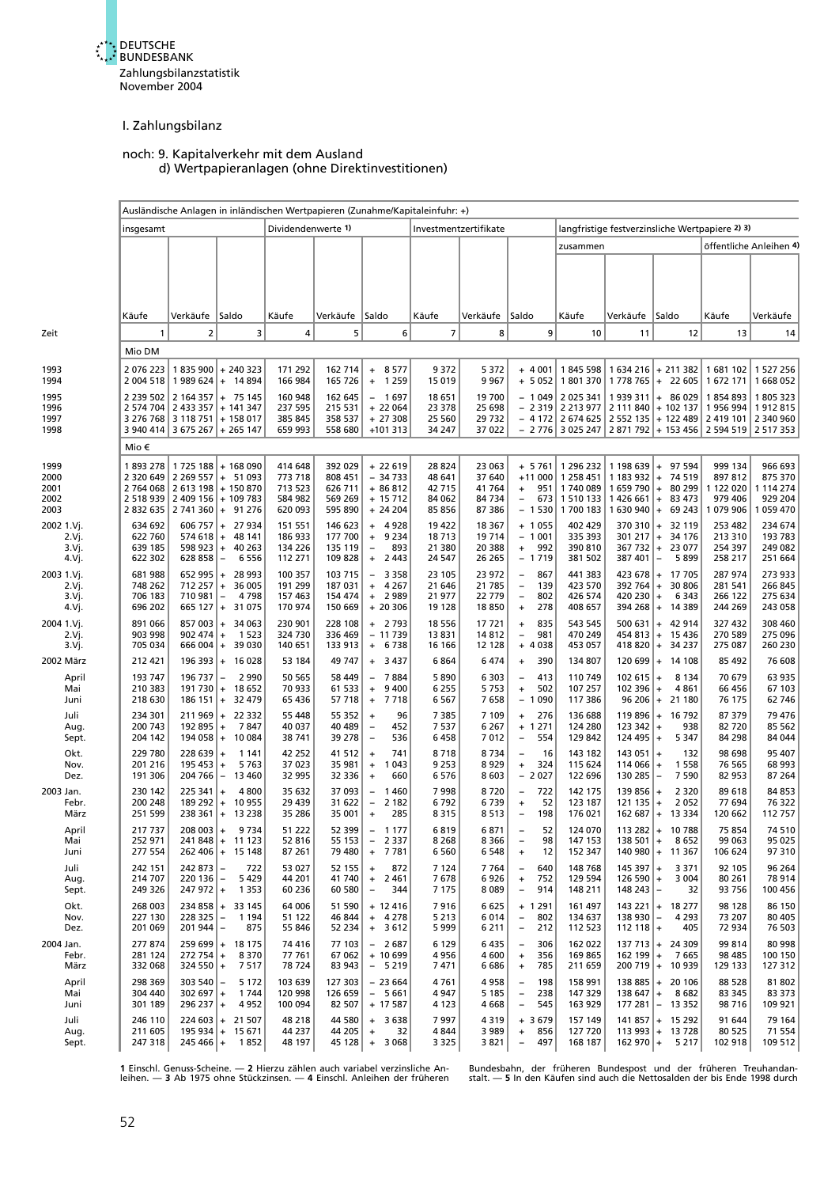# I. Zahlungsbilanz

## noch: 9. Kapitalverkehr mit dem Ausland
### d) Wertpapieranlagen (ohne Direktinvestitionen)

| Zeit | Ausländische Anlagen in inländischen Wertpapieren (Zunahme/Kapitaleinfuhr: +) | | | | | | | | | | | | | |
|---|---|---|---|---|---|---|---|---|---|---|---|---|---|---|
| | insgesamt | | | Dividendenwerte 1) | | | Investmentzertifikate | | | langfristige festverzinsliche Wertpapiere 2) 3) | | | | |
| | | | | | | | | | | zusammen | | | öffentliche Anleihen 4) | |
| | Käufe | Verkäufe | Saldo | Käufe | Verkäufe | Saldo | Käufe | Verkäufe | Saldo | Käufe | Verkäufe | Saldo | Käufe | Verkäufe |
| | 1 | 2 | 3 | 4 | 5 | 6 | 7 | 8 | 9 | 10 | 11 | 12 | 13 | 14 |
| | Mio DM | | | | | | | | | | | | | |
| 1993 | 2 076 223 | 1 835 900 | + 240 323 | 171 292 | 162 714 | + 8 577 | 9 372 | 5 372 | + 4 001 | 1 845 598 | 1 634 216 | + 211 382 | 1 681 102 | 1 527 256 |
| 1994 | 2 004 518 | 1 989 624 | + 14 894 | 166 984 | 165 726 | + 1 259 | 15 019 | 9 967 | + 5 052 | 1 801 370 | 1 778 765 | + 22 605 | 1 672 171 | 1 668 052 |
| 1995 | 2 239 502 | 2 164 357 | + 75 145 | 160 948 | 162 645 | − 1 697 | 18 651 | 19 700 | − 1 049 | 2 025 341 | 1 939 311 | + 86 029 | 1 854 893 | 1 805 323 |
| 1996 | 2 574 704 | 2 433 357 | + 141 347 | 237 595 | 215 531 | + 22 064 | 23 378 | 25 698 | − 2 319 | 2 213 977 | 2 111 840 | + 102 137 | 1 956 994 | 1 912 815 |
| 1997 | 3 276 768 | 3 118 751 | + 158 017 | 385 845 | 358 537 | + 27 308 | 25 560 | 29 732 | − 4 172 | 2 674 625 | 2 552 135 | + 122 489 | 2 419 101 | 2 340 960 |
| 1998 | 3 940 414 | 3 675 267 | + 265 147 | 659 993 | 558 680 | +101 313 | 34 247 | 37 022 | − 2 776 | 3 025 247 | 2 871 792 | + 153 456 | 2 594 519 | 2 517 353 |
| | Mio € | | | | | | | | | | | | | |
| 1999 | 1 893 278 | 1 725 188 | + 168 090 | 414 648 | 392 029 | + 22 619 | 28 824 | 23 063 | + 5 761 | 1 296 232 | 1 198 639 | + 97 594 | 999 134 | 966 693 |
| 2000 | 2 320 649 | 2 269 557 | + 51 093 | 773 718 | 808 451 | − 34 733 | 48 641 | 37 640 | +11 000 | 1 258 451 | 1 183 932 | + 74 519 | 897 812 | 875 370 |
| 2001 | 2 764 068 | 2 613 198 | + 150 870 | 713 523 | 626 711 | + 86 812 | 42 715 | 41 764 | + 951 | 1 740 089 | 1 659 790 | + 80 299 | 1 122 020 | 1 114 274 |
| 2002 | 2 518 939 | 2 409 156 | + 109 783 | 584 982 | 569 269 | + 15 712 | 84 062 | 84 734 | − 673 | 1 510 133 | 1 426 661 | + 83 473 | 979 406 | 929 204 |
| 2003 | 2 832 635 | 2 741 360 | + 91 276 | 620 093 | 595 890 | + 24 204 | 85 856 | 87 386 | − 1 530 | 1 700 183 | 1 630 940 | + 69 243 | 1 079 906 | 1 059 470 |
| 2002 1.Vj. | 634 692 | 606 757 | + 27 934 | 151 551 | 146 623 | + 4 928 | 19 422 | 18 367 | + 1 055 | 402 429 | 370 310 | + 32 119 | 253 482 | 234 674 |
| 2.Vj. | 622 760 | 574 618 | + 48 141 | 186 933 | 177 700 | + 9 234 | 18 713 | 19 714 | − 1 001 | 335 393 | 301 217 | + 34 176 | 213 310 | 193 783 |
| 3.Vj. | 639 185 | 598 923 | + 40 263 | 134 226 | 135 119 | − 893 | 21 380 | 20 388 | + 992 | 390 810 | 367 732 | + 23 077 | 254 397 | 249 082 |
| 4.Vj. | 622 302 | 628 858 | − 6 556 | 112 271 | 109 828 | + 2 443 | 24 547 | 26 265 | − 1 719 | 381 502 | 387 401 | − 5 899 | 258 217 | 251 664 |
| 2003 1.Vj. | 681 988 | 652 995 | + 28 993 | 100 357 | 103 715 | − 3 358 | 23 105 | 23 972 | − 867 | 441 383 | 423 678 | + 17 705 | 287 974 | 273 933 |
| 2.Vj. | 748 262 | 712 257 | + 36 005 | 191 299 | 187 031 | + 4 267 | 21 646 | 21 785 | − 139 | 423 570 | 392 764 | + 30 806 | 281 541 | 266 845 |
| 3.Vj. | 706 183 | 710 981 | − 4 798 | 157 463 | 154 474 | + 2 989 | 21 977 | 22 779 | − 802 | 426 574 | 420 230 | + 6 343 | 266 122 | 275 634 |
| 4.Vj. | 696 202 | 665 127 | + 31 075 | 170 974 | 150 669 | + 20 306 | 19 128 | 18 850 | + 278 | 408 657 | 394 268 | + 14 389 | 244 269 | 243 058 |
| 2004 1.Vj. | 891 066 | 857 003 | + 34 063 | 230 901 | 228 108 | + 2 793 | 18 556 | 17 721 | + 835 | 543 545 | 500 631 | + 42 914 | 327 432 | 308 460 |
| 2.Vj. | 903 998 | 902 474 | + 1 523 | 324 730 | 336 469 | − 11 739 | 13 831 | 14 812 | − 981 | 470 249 | 454 813 | + 15 436 | 270 589 | 275 096 |
| 3.Vj. | 705 034 | 666 004 | + 39 030 | 140 651 | 133 913 | + 6 738 | 16 166 | 12 128 | + 4 038 | 453 057 | 418 820 | + 34 237 | 275 087 | 260 230 |
| 2002 März | 212 421 | 196 393 | + 16 028 | 53 184 | 49 747 | + 3 437 | 6 864 | 6 474 | + 390 | 134 807 | 120 699 | + 14 108 | 85 492 | 76 608 |
| April | 193 747 | 196 737 | − 2 990 | 50 565 | 58 449 | − 7 884 | 5 890 | 6 303 | − 413 | 110 749 | 102 615 | + 8 134 | 70 679 | 63 935 |
| Mai | 210 383 | 191 730 | + 18 652 | 70 933 | 61 533 | + 9 400 | 6 255 | 5 753 | + 502 | 107 257 | 102 396 | + 4 861 | 66 456 | 67 103 |
| Juni | 218 630 | 186 151 | + 32 479 | 65 436 | 57 718 | + 7 718 | 6 567 | 7 658 | − 1 090 | 117 386 | 96 206 | + 21 180 | 76 175 | 62 746 |
| Juli | 234 301 | 211 969 | + 22 332 | 55 448 | 55 352 | + 96 | 7 385 | 7 109 | + 276 | 136 688 | 119 896 | + 16 792 | 87 379 | 79 476 |
| Aug. | 200 743 | 192 895 | + 7 847 | 40 037 | 40 489 | − 452 | 7 537 | 6 267 | + 1 271 | 124 280 | 123 342 | + 938 | 82 720 | 85 562 |
| Sept. | 204 142 | 194 058 | + 10 084 | 38 741 | 39 278 | − 536 | 6 458 | 7 012 | − 554 | 129 842 | 124 495 | + 5 347 | 84 298 | 84 044 |
| Okt. | 229 780 | 228 639 | + 1 141 | 42 252 | 41 512 | + 741 | 8 718 | 8 734 | − 16 | 143 182 | 143 051 | + 132 | 98 698 | 95 407 |
| Nov. | 201 216 | 195 453 | + 5 763 | 37 023 | 35 981 | + 1 043 | 9 253 | 8 929 | + 324 | 115 624 | 114 066 | + 1 558 | 76 565 | 68 993 |
| Dez. | 191 306 | 204 766 | − 13 460 | 32 995 | 32 336 | + 660 | 6 576 | 8 603 | − 2 027 | 122 696 | 130 285 | − 7 590 | 82 953 | 87 264 |
| 2003 Jan. | 230 142 | 225 341 | + 4 800 | 35 632 | 37 093 | − 1 460 | 7 998 | 8 720 | − 722 | 142 175 | 139 856 | + 2 320 | 89 618 | 84 853 |
| Febr. | 200 248 | 189 292 | + 10 955 | 29 439 | 31 622 | − 2 182 | 6 792 | 6 739 | + 52 | 123 187 | 121 135 | + 2 052 | 77 694 | 76 322 |
| März | 251 599 | 238 361 | + 13 238 | 35 286 | 35 001 | + 285 | 8 315 | 8 513 | − 198 | 176 021 | 162 687 | + 13 334 | 120 662 | 112 757 |
| April | 217 737 | 208 003 | + 9 734 | 51 222 | 52 399 | − 1 177 | 6 819 | 6 871 | − 52 | 124 070 | 113 282 | + 10 788 | 75 854 | 74 510 |
| Mai | 252 971 | 241 848 | + 11 123 | 52 816 | 55 153 | − 2 337 | 8 268 | 8 366 | − 98 | 147 153 | 138 501 | + 8 652 | 99 063 | 95 025 |
| Juni | 277 554 | 262 406 | + 15 148 | 87 261 | 79 480 | + 7 781 | 6 560 | 6 548 | + 12 | 152 347 | 140 980 | + 11 367 | 106 624 | 97 310 |
| Juli | 242 151 | 242 873 | − 722 | 53 027 | 52 155 | + 872 | 7 124 | 7 764 | − 640 | 148 768 | 145 397 | + 3 371 | 92 105 | 96 264 |
| Aug. | 214 707 | 220 136 | − 5 429 | 44 201 | 41 740 | + 2 461 | 7 678 | 6 926 | + 752 | 129 594 | 126 590 | + 3 004 | 80 261 | 78 914 |
| Sept. | 249 326 | 247 972 | + 1 353 | 60 236 | 60 580 | − 344 | 7 175 | 8 089 | − 914 | 148 211 | 148 243 | − 32 | 93 756 | 100 456 |
| Okt. | 268 003 | 234 858 | + 33 145 | 64 006 | 51 590 | + 12 416 | 7 916 | 6 625 | + 1 291 | 161 497 | 143 221 | + 18 277 | 98 128 | 86 150 |
| Nov. | 227 130 | 228 325 | − 1 194 | 51 122 | 46 844 | + 4 278 | 5 213 | 6 014 | − 802 | 134 637 | 138 930 | − 4 293 | 73 207 | 80 405 |
| Dez. | 201 069 | 201 944 | − 875 | 55 846 | 52 234 | + 3 612 | 5 999 | 6 211 | − 212 | 112 523 | 112 118 | + 405 | 72 934 | 76 503 |
| 2004 Jan. | 277 874 | 259 699 | + 18 175 | 74 416 | 77 103 | − 2 687 | 6 129 | 6 435 | − 306 | 162 022 | 137 713 | + 24 309 | 99 814 | 80 998 |
| Febr. | 281 124 | 272 754 | + 8 370 | 77 761 | 67 062 | + 10 699 | 4 956 | 4 600 | + 356 | 169 865 | 162 199 | + 7 665 | 98 485 | 100 150 |
| März | 332 068 | 324 550 | + 7 517 | 78 724 | 83 943 | − 5 219 | 7 471 | 6 686 | + 785 | 211 659 | 200 719 | + 10 939 | 129 133 | 127 312 |
| April | 298 369 | 303 540 | − 5 172 | 103 639 | 127 303 | − 23 664 | 4 761 | 4 958 | − 198 | 158 991 | 138 885 | + 20 106 | 88 528 | 81 802 |
| Mai | 304 440 | 302 697 | + 1 744 | 120 998 | 126 659 | − 5 661 | 4 947 | 5 185 | − 238 | 147 329 | 138 647 | + 8 682 | 83 345 | 83 373 |
| Juni | 301 189 | 296 237 | + 4 952 | 100 094 | 82 507 | + 17 587 | 4 123 | 4 668 | − 545 | 163 929 | 177 281 | − 13 352 | 98 716 | 109 921 |
| Juli | 246 110 | 224 603 | + 21 507 | 48 218 | 44 580 | + 3 638 | 7 997 | 4 319 | + 3 679 | 157 149 | 141 857 | + 15 292 | 91 644 | 79 164 |
| Aug. | 211 605 | 195 934 | + 15 671 | 44 237 | 44 205 | + 32 | 4 844 | 3 989 | + 856 | 127 720 | 113 993 | + 13 728 | 80 525 | 71 554 |
| Sept. | 247 318 | 245 466 | + 1 852 | 48 197 | 45 128 | + 3 068 | 3 325 | 3 821 | − 497 | 168 187 | 162 970 | + 5 217 | 102 918 | 109 512 |

1 Einschl. Genuss-Scheine. — 2 Hierzu zählen auch variabel verzinsliche Anleihen. — 3 Ab 1975 ohne Stückzinsen. — 4 Einschl. Anleihen der früheren Bundesbahn, der früheren Bundespost und der früheren Treuhandanstalt. — 5 In den Käufen sind auch die Nettosalden der bis Ende 1998 durch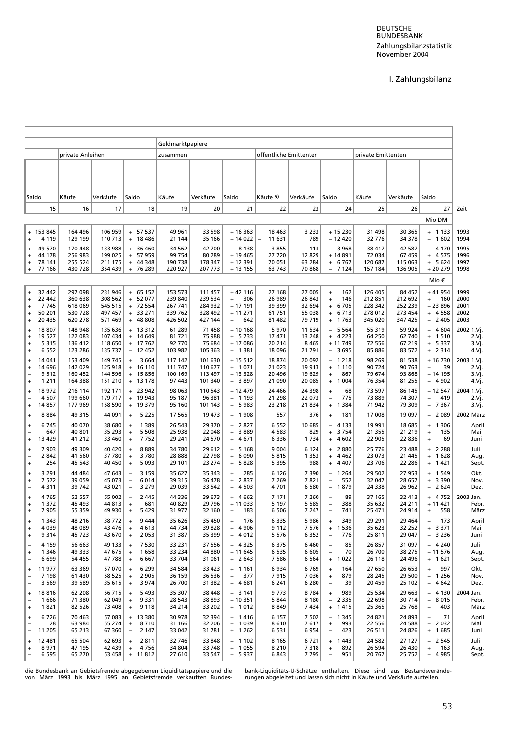# I. Zahlungsbilanz

| Saldo | private Anleihen Käufe | private Anleihen Verkäufe | private Anleihen Saldo | Geldmarktpapiere zusammen Käufe | Geldmarktpapiere zusammen Verkäufe | Geldmarktpapiere zusammen Saldo | öffentliche Emittenten Käufe 5) | öffentliche Emittenten Verkäufe | öffentliche Emittenten Saldo | private Emittenten Käufe | private Emittenten Verkäufe | private Emittenten Saldo | Zeit |
|---|---|---|---|---|---|---|---|---|---|---|---|---|---|
| 15 | 16 | 17 | 18 | 19 | 20 | 21 | 22 | 23 | 24 | 25 | 26 | 27 | |
| | | | | | | | | | | | | Mio DM | |
| + 153 845 | 164 496 | 106 959 | + 57 537 | 49 961 | 33 598 | + 16 363 | 18 463 | 3 233 | + 15 230 | 31 498 | 30 365 | + 1 133 | 1993 |
| + 4 119 | 129 199 | 110 713 | + 18 486 | 21 144 | 35 166 | − 14 022 | − 11 631 | 789 | − 12 420 | 32 776 | 34 378 | − 1 602 | 1994 |
| + 49 570 | 170 448 | 133 988 | + 36 460 | 34 562 | 42 700 | − 8 138 | − 3 855 | 113 | − 3 968 | 38 417 | 42 587 | − 4 170 | 1995 |
| + 44 178 | 256 983 | 199 025 | + 57 959 | 99 754 | 80 289 | + 19 465 | 27 720 | 12 829 | + 14 891 | 72 034 | 67 459 | + 4 575 | 1996 |
| + 78 141 | 255 524 | 211 175 | + 44 348 | 190 738 | 178 347 | + 12 391 | 70 051 | 63 284 | + 6 767 | 120 687 | 115 063 | + 5 624 | 1997 |
| + 77 166 | 430 728 | 354 439 | + 76 289 | 220 927 | 207 773 | + 13 155 | 63 743 | 70 868 | − 7 124 | 157 184 | 136 905 | + 20 279 | 1998 |
| | | | | | | | | | | | | Mio € | |
| + 32 442 | 297 098 | 231 946 | + 65 152 | 153 573 | 111 457 | + 42 116 | 27 168 | 27 005 | + 162 | 126 405 | 84 452 | + 41 954 | 1999 |
| + 22 442 | 360 638 | 308 562 | + 52 077 | 239 840 | 239 534 | + 306 | 26 989 | 26 843 | + 146 | 212 851 | 212 692 | + 160 | 2000 |
| + 7 745 | 618 069 | 545 515 | + 72 554 | 267 741 | 284 932 | − 17 191 | 39 399 | 32 694 | + 6 705 | 228 342 | 252 239 | − 23 896 | 2001 |
| + 50 201 | 530 728 | 497 457 | + 33 271 | 339 762 | 328 492 | + 11 271 | 61 751 | 55 038 | + 6 713 | 278 012 | 273 454 | + 4 558 | 2002 |
| + 20 435 | 620 278 | 571 469 | + 48 808 | 426 502 | 427 144 | − 642 | 81 482 | 79 719 | + 1 763 | 345 020 | 347 425 | − 2 405 | 2003 |
| + 18 807 | 148 948 | 135 636 | + 13 312 | 61 289 | 71 458 | − 10 168 | 5 970 | 11 534 | − 5 564 | 55 319 | 59 924 | − 4 604 | 2002 1.Vj. |
| + 19 527 | 122 083 | 107 434 | + 14 649 | 81 721 | 75 988 | + 5 733 | 17 471 | 13 248 | + 4 223 | 64 250 | 62 740 | + 1 510 | 2.Vj. |
| + 5 315 | 136 412 | 118 650 | + 17 762 | 92 770 | 75 684 | + 17 086 | 20 214 | 8 465 | + 11 749 | 72 556 | 67 219 | + 5 337 | 3.Vj. |
| + 6 552 | 123 286 | 135 737 | − 12 452 | 103 982 | 105 363 | − 1 381 | 18 096 | 21 791 | − 3 695 | 85 886 | 83 572 | + 2 314 | 4.Vj. |
| + 14 041 | 153 409 | 149 745 | + 3 664 | 117 142 | 101 630 | + 15 512 | 18 874 | 20 092 | − 1 218 | 98 269 | 81 538 | + 16 730 | 2003 1.Vj. |
| + 14 696 | 142 029 | 125 918 | + 16 110 | 111 747 | 110 677 | + 1 071 | 21 023 | 19 913 | + 1 110 | 90 724 | 90 763 | − 39 | 2.Vj. |
| − 9 512 | 160 452 | 144 596 | + 15 856 | 100 169 | 113 497 | − 13 328 | 20 496 | 19 629 | + 867 | 79 674 | 93 868 | − 14 195 | 3.Vj. |
| + 1 211 | 164 388 | 151 210 | + 13 178 | 97 443 | 101 340 | − 3 897 | 21 090 | 20 085 | + 1 004 | 76 354 | 81 255 | − 4 902 | 4.Vj. |
| + 18 972 | 216 114 | 192 171 | + 23 942 | 98 063 | 110 543 | − 12 479 | 24 466 | 24 398 | + 68 | 73 597 | 86 145 | − 12 547 | 2004 1.Vj. |
| − 4 507 | 199 660 | 179 717 | + 19 943 | 95 187 | 96 381 | − 1 193 | 21 298 | 22 073 | − 775 | 73 889 | 74 307 | − 419 | 2.Vj. |
| + 14 857 | 177 969 | 158 590 | + 19 379 | 95 160 | 101 143 | − 5 983 | 23 218 | 21 834 | + 1 384 | 71 942 | 79 309 | − 7 367 | 3.Vj. |
| + 8 884 | 49 315 | 44 091 | + 5 225 | 17 565 | 19 473 | − 1 908 | 557 | 376 | + 181 | 17 008 | 19 097 | − 2 089 | 2002 März |
| + 6 745 | 40 070 | 38 680 | + 1 389 | 26 543 | 29 370 | − 2 827 | 6 552 | 10 685 | − 4 133 | 19 991 | 18 685 | + 1 306 | April |
| − 647 | 40 801 | 35 293 | + 5 508 | 25 938 | 22 048 | + 3 889 | 4 583 | 829 | + 3 754 | 21 355 | 21 219 | + 135 | Mai |
| + 13 429 | 41 212 | 33 460 | + 7 752 | 29 241 | 24 570 | + 4 671 | 6 336 | 1 734 | + 4 602 | 22 905 | 22 836 | + 69 | Juni |
| + 7 903 | 49 309 | 40 420 | + 8 889 | 34 780 | 29 612 | + 5 168 | 9 004 | 6 124 | + 2 880 | 25 776 | 23 488 | + 2 288 | Juli |
| − 2 842 | 41 560 | 37 780 | + 3 780 | 28 888 | 22 798 | + 6 090 | 5 815 | 1 353 | + 4 462 | 23 073 | 21 445 | + 1 628 | Aug. |
| + 254 | 45 543 | 40 450 | + 5 093 | 29 101 | 23 274 | + 5 828 | 5 395 | 988 | + 4 407 | 23 706 | 22 286 | + 1 421 | Sept. |
| + 3 291 | 44 484 | 47 643 | − 3 159 | 35 627 | 35 343 | + 285 | 6 126 | 7 390 | − 1 264 | 29 502 | 27 953 | + 1 549 | Okt. |
| + 7 572 | 39 059 | 45 073 | − 6 014 | 39 315 | 36 478 | + 2 837 | 7 269 | 7 821 | − 552 | 32 047 | 28 657 | + 3 390 | Nov. |
| − 4 311 | 39 742 | 43 021 | − 3 279 | 29 039 | 33 542 | − 4 503 | 4 701 | 6 580 | − 1 879 | 24 338 | 26 962 | − 2 624 | Dez. |
| + 4 765 | 52 557 | 55 002 | − 2 445 | 44 336 | 39 673 | + 4 662 | 7 171 | 7 260 | − 89 | 37 165 | 32 413 | + 4 752 | 2003 Jan. |
| + 1 372 | 45 493 | 44 813 | + 681 | 40 829 | 29 796 | + 11 033 | 5 197 | 5 585 | − 388 | 35 632 | 24 211 | + 11 421 | Febr. |
| + 7 905 | 55 359 | 49 930 | + 5 429 | 31 977 | 32 160 | − 183 | 6 506 | 7 247 | − 741 | 25 471 | 24 914 | + 558 | März |
| + 1 343 | 48 216 | 38 772 | + 9 444 | 35 626 | 35 450 | + 176 | 6 335 | 5 986 | + 349 | 29 291 | 29 464 | − 173 | April |
| + 4 039 | 48 089 | 43 476 | + 4 613 | 44 734 | 39 828 | + 4 906 | 9 112 | 7 576 | + 1 536 | 35 623 | 32 252 | + 3 371 | Mai |
| + 9 314 | 45 723 | 43 670 | + 2 053 | 31 387 | 35 399 | − 4 012 | 5 576 | 6 352 | − 776 | 25 811 | 29 047 | − 3 236 | Juni |
| − 4 159 | 56 663 | 49 133 | + 7 530 | 33 231 | 37 556 | − 4 325 | 6 375 | 6 460 | − 85 | 26 857 | 31 097 | − 4 240 | Juli |
| + 1 346 | 49 333 | 47 675 | + 1 658 | 33 234 | 44 880 | − 11 645 | 6 535 | 6 605 | − 70 | 26 700 | 38 275 | − 11 576 | Aug. |
| − 6 699 | 54 455 | 47 788 | + 6 667 | 33 704 | 31 061 | + 2 643 | 7 586 | 6 564 | + 1 022 | 26 118 | 24 496 | + 1 621 | Sept. |
| + 11 977 | 63 369 | 57 070 | + 6 299 | 34 584 | 33 423 | + 1 161 | 6 934 | 6 769 | + 164 | 27 650 | 26 653 | + 997 | Okt. |
| − 7 198 | 61 430 | 58 525 | + 2 905 | 36 159 | 36 536 | − 377 | 7 915 | 7 036 | + 879 | 28 245 | 29 500 | − 1 256 | Nov. |
| − 3 569 | 39 589 | 35 615 | + 3 974 | 26 700 | 31 382 | − 4 681 | 6 241 | 6 280 | − 39 | 20 459 | 25 102 | − 4 642 | Dez. |
| + 18 816 | 62 208 | 56 715 | + 5 493 | 35 307 | 38 448 | − 3 141 | 9 773 | 8 784 | + 989 | 25 534 | 29 663 | − 4 130 | 2004 Jan. |
| − 1 666 | 71 380 | 62 049 | + 9 331 | 28 543 | 38 893 | − 10 351 | 5 844 | 8 180 | − 2 335 | 22 698 | 30 714 | − 8 015 | Febr. |
| + 1 821 | 82 526 | 73 408 | + 9 118 | 34 214 | 33 202 | + 1 012 | 8 849 | 7 434 | + 1 415 | 25 365 | 25 768 | − 403 | März |
| + 6 726 | 70 463 | 57 083 | + 13 380 | 30 978 | 32 394 | − 1 416 | 6 157 | 7 502 | − 1 345 | 24 821 | 24 893 | − 71 | April |
| − 28 | 63 984 | 55 274 | + 8 710 | 31 166 | 32 206 | − 1 039 | 8 610 | 7 617 | + 993 | 22 556 | 24 588 | − 2 032 | Mai |
| − 11 205 | 65 213 | 67 360 | − 2 147 | 33 042 | 31 781 | + 1 262 | 6 531 | 6 954 | − 423 | 26 511 | 24 826 | + 1 685 | Juni |
| + 12 481 | 65 504 | 62 693 | + 2 811 | 32 746 | 33 848 | − 1 102 | 8 165 | 6 721 | + 1 443 | 24 582 | 27 127 | − 2 545 | Juli |
| + 8 971 | 47 195 | 42 439 | + 4 756 | 34 804 | 33 748 | + 1 055 | 8 210 | 7 318 | + 892 | 26 594 | 26 430 | + 163 | Aug. |
| − 6 595 | 65 270 | 53 458 | + 11 812 | 27 610 | 33 547 | − 5 937 | 6 843 | 7 795 | − 951 | 20 767 | 25 752 | − 4 985 | Sept. |

die Bundesbank an Gebietsfremde abgegebenen Liquiditätspapiere und die von März 1993 bis März 1995 an Gebietsfremde verkauften Bundesbank-Liquiditäts-U-Schätze enthalten. Diese sind aus Bestandsveränderungen abgeleitet und lassen sich nicht in Käufe und Verkäufe aufteilen.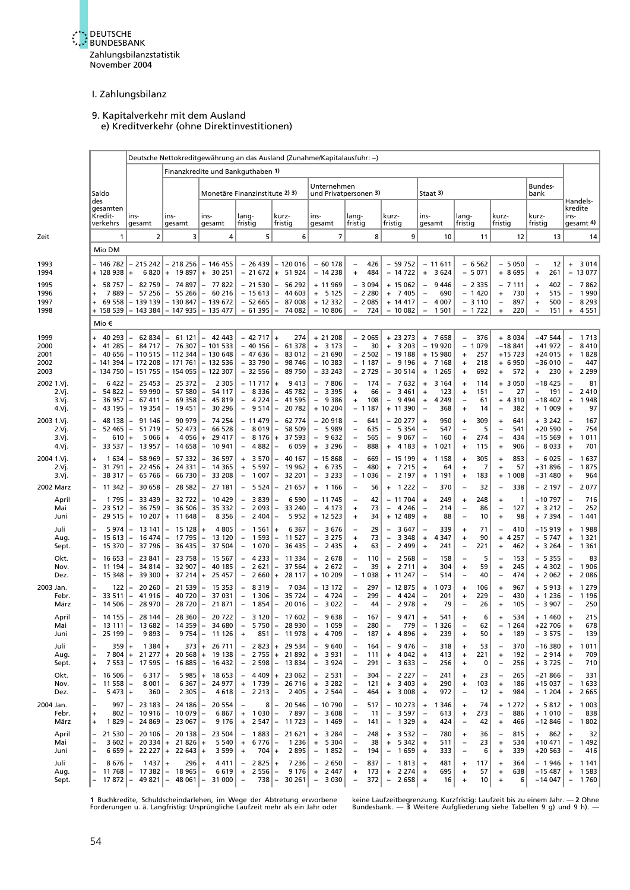## I. Zahlungsbilanz

### 9. Kapitalverkehr mit dem Ausland
#### e) Kreditverkehr (ohne Direktinvestitionen)

| Zeit | Saldo des gesamten Kreditverkehrs | Deutsche Nettokreditgewährung an das Ausland (Zunahme/Kapitalausfuhr: –) insgesamt | Finanzkredite und Bankguthaben 1) insgesamt | Monetäre Finanzinstitute 2) 3) insgesamt | langfristig | kurzfristig | Unternehmen und Privatpersonen 3) insgesamt | langfristig | kurzfristig | Staat 3) insgesamt | langfristig | kurzfristig | Bundesbank kurzfristig | Handelskredite insgesamt 4) |
|---|---|---|---|---|---|---|---|---|---|---|---|---|---|---|
| | 1 | 2 | 3 | 4 | 5 | 6 | 7 | 8 | 9 | 10 | 11 | 12 | 13 | 14 |
| | Mio DM | | | | | | | | | | | | | |
| 1993 | – 146 782 | – 215 242 | – 218 256 | – 146 455 | – 26 439 | – 120 016 | – 60 178 | – 426 | – 59 752 | – 11 611 | – 6 562 | – 5 050 | – 12 | + 3 014 |
| 1994 | + 128 938 | + 6 820 | + 19 897 | + 30 251 | – 21 672 | + 51 924 | – 14 238 | + 484 | – 14 722 | + 3 624 | – 5 071 | + 8 695 | + 261 | – 13 077 |
| 1995 | + 58 757 | – 82 759 | – 74 897 | – 77 822 | – 21 530 | – 56 292 | + 11 969 | – 3 094 | + 15 062 | – 9 446 | – 2 335 | – 7 111 | + 402 | – 7 862 |
| 1996 | + 7 889 | – 57 256 | – 55 266 | – 60 216 | – 15 613 | – 44 603 | + 5 125 | – 2 280 | + 7 405 | – 690 | – 1 420 | + 730 | + 515 | – 1 990 |
| 1997 | + 69 558 | – 139 139 | – 130 847 | – 139 672 | – 52 665 | – 87 008 | + 12 332 | – 2 085 | + 14 417 | – 4 007 | – 3 110 | – 897 | + 500 | – 8 293 |
| 1998 | + 158 539 | – 143 384 | – 147 935 | – 135 477 | – 61 395 | – 74 082 | – 10 806 | – 724 | – 10 082 | – 1 501 | – 1 722 | + 220 | – 151 | + 4 551 |
| | Mio € | | | | | | | | | | | | | |
| 1999 | + 40 293 | – 62 834 | – 61 121 | – 42 443 | – 42 717 | + 274 | + 21 208 | – 2 065 | + 23 273 | + 7 658 | – 376 | + 8 034 | –47 544 | – 1 713 |
| 2000 | + 41 285 | – 84 717 | – 76 307 | – 101 533 | – 40 156 | – 61 378 | + 3 173 | – 30 | + 3 203 | – 19 920 | – 1 079 | –18 841 | +41 972 | – 8 410 |
| 2001 | – 40 656 | – 110 515 | – 112 344 | – 130 648 | – 47 636 | – 83 012 | – 21 690 | – 2 502 | – 19 188 | + 15 980 | + 257 | +15 723 | +24 015 | + 1 828 |
| 2002 | – 141 394 | – 172 208 | – 171 761 | – 132 536 | – 33 790 | – 98 746 | – 10 383 | – 1 187 | – 9 196 | + 7 168 | + 218 | + 6 950 | –36 010 | – 447 |
| 2003 | – 134 750 | – 151 755 | – 154 055 | – 122 307 | – 32 556 | – 89 750 | – 33 243 | – 2 729 | – 30 514 | + 1 265 | + 692 | + 572 | + 230 | + 2 299 |
| 2002 1.Vj. | – 6 422 | – 25 453 | – 25 372 | – 2 305 | – 11 717 | + 9 413 | – 7 806 | – 174 | – 7 632 | + 3 164 | + 114 | + 3 050 | –18 425 | – 81 |
| 2.Vj. | – 54 822 | – 59 990 | – 57 580 | – 54 117 | – 8 336 | – 45 782 | – 3 395 | + 66 | – 3 461 | + 123 | + 151 | – 27 | – 191 | – 2 410 |
| 3.Vj. | – 36 957 | – 67 411 | – 69 358 | – 45 819 | – 4 224 | – 41 595 | – 9 386 | + 108 | – 9 494 | + 4 249 | – 61 | + 4 310 | –18 402 | + 1 948 |
| 4.Vj. | – 43 195 | – 19 354 | – 19 451 | – 30 296 | – 9 514 | – 20 782 | + 10 204 | – 1 187 | + 11 390 | – 368 | + 14 | – 382 | + 1 009 | + 97 |
| 2003 1.Vj. | – 48 138 | – 91 146 | – 90 979 | – 74 254 | – 11 479 | – 62 774 | – 20 918 | – 641 | – 20 277 | + 950 | + 309 | + 641 | + 3 242 | – 167 |
| 2.Vj. | – 52 465 | – 51 719 | – 52 473 | – 66 528 | – 8 019 | – 58 509 | – 5 989 | – 635 | – 5 354 | – 547 | – 5 | – 541 | +20 590 | + 754 |
| 3.Vj. | – 610 | + 5 066 | + 4 056 | + 29 417 | – 8 176 | + 37 593 | – 9 632 | – 565 | – 9 067 | – 160 | + 274 | – 434 | –15 569 | + 1 011 |
| 4.Vj. | – 33 537 | – 13 957 | – 14 658 | – 10 941 | – 4 882 | – 6 059 | + 3 296 | – 888 | + 4 183 | + 1 021 | + 115 | + 906 | – 8 033 | + 701 |
| 2004 1.Vj. | + 1 634 | – 58 969 | – 57 332 | – 36 597 | + 3 570 | – 40 167 | – 15 868 | – 669 | – 15 199 | + 1 158 | + 305 | + 853 | – 6 025 | – 1 637 |
| 2.Vj. | – 31 791 | + 22 456 | + 24 331 | – 14 365 | + 5 597 | – 19 962 | + 6 735 | – 480 | + 7 215 | + 64 | + 7 | + 57 | +31 896 | – 1 875 |
| 3.Vj. | – 38 317 | – 65 766 | – 66 730 | – 33 208 | – 1 007 | – 32 201 | – 3 233 | – 1 036 | – 2 197 | + 1 191 | + 183 | + 1 008 | –31 480 | + 964 |
| 2002 März | – 11 342 | – 30 658 | – 28 582 | – 27 181 | – 5 524 | – 21 657 | + 1 166 | – 56 | + 1 222 | – 370 | – 32 | – 338 | – 2 197 | – 2 077 |
| April | – 1 795 | – 33 439 | – 32 722 | – 10 429 | – 3 839 | – 6 590 | – 11 745 | – 42 | – 11 704 | + 249 | + 248 | + 1 | –10 797 | – 716 |
| Mai | – 23 512 | – 36 759 | – 36 506 | – 35 332 | – 2 093 | – 33 240 | – 4 173 | + 73 | – 4 246 | – 214 | – 86 | – 127 | + 3 212 | – 252 |
| Juni | – 29 515 | + 10 207 | + 11 648 | – 8 356 | – 2 404 | – 5 952 | + 12 523 | + 34 | + 12 489 | + 88 | – 10 | + 98 | + 7 394 | – 1 441 |
| Juli | – 5 974 | – 13 141 | – 15 128 | + 4 805 | – 1 561 | + 6 367 | – 3 676 | – 29 | – 3 647 | – 339 | + 71 | – 410 | –15 919 | + 1 988 |
| Aug. | – 15 613 | – 16 474 | – 17 795 | – 13 120 | – 1 593 | – 11 527 | – 3 275 | + 73 | – 3 348 | + 4 347 | + 90 | + 4 257 | – 5 747 | + 1 321 |
| Sept. | – 15 370 | – 37 796 | – 36 435 | – 37 504 | – 1 070 | – 36 435 | – 2 435 | + 63 | – 2 499 | + 241 | – 221 | + 462 | + 3 264 | – 1 361 |
| Okt. | – 16 653 | – 23 841 | – 23 758 | – 15 567 | – 4 233 | – 11 334 | – 2 678 | – 110 | – 2 568 | – 158 | – 5 | – 153 | – 5 355 | – 83 |
| Nov. | – 11 194 | – 34 814 | – 32 907 | – 40 185 | – 2 621 | – 37 564 | + 2 672 | – 39 | + 2 711 | + 304 | + 59 | + 245 | + 4 302 | – 1 906 |
| Dez. | – 15 348 | + 39 300 | + 37 214 | + 25 457 | – 2 660 | + 28 117 | + 10 209 | – 1 038 | + 11 247 | – 514 | – 40 | – 474 | + 2 062 | + 2 086 |
| 2003 Jan. | – 122 | – 20 260 | – 21 539 | – 15 353 | – 8 319 | – 7 034 | – 13 172 | – 297 | – 12 875 | + 1 073 | + 106 | + 967 | + 5 913 | + 1 279 |
| Febr. | – 33 511 | – 41 916 | – 40 720 | – 37 031 | – 1 306 | – 35 724 | – 4 724 | – 299 | – 4 424 | – 201 | + 229 | – 430 | + 1 236 | – 1 196 |
| März | – 14 506 | – 28 970 | – 28 720 | – 21 871 | – 1 854 | – 20 016 | – 3 022 | – 44 | – 2 978 | + 79 | – 26 | + 105 | – 3 907 | – 250 |
| April | – 14 155 | – 28 144 | – 28 360 | – 20 722 | – 3 120 | – 17 602 | – 9 638 | – 167 | – 9 471 | + 541 | + 6 | + 534 | + 1 460 | + 215 |
| Mai | – 13 111 | – 13 682 | – 14 359 | – 34 680 | – 5 750 | – 28 930 | – 1 059 | – 280 | – 779 | – 1 326 | – 62 | – 1 264 | +22 706 | + 678 |
| Juni | – 25 199 | – 9 893 | – 9 754 | – 11 126 | + 851 | – 11 978 | + 4 709 | – 187 | + 4 896 | + 239 | + 50 | + 189 | – 3 575 | – 139 |
| Juli | – 359 | + 1 384 | + 373 | + 26 711 | – 2 823 | + 29 534 | – 9 640 | – 164 | – 9 476 | – 318 | + 53 | – 370 | –16 380 | + 1 011 |
| Aug. | – 7 804 | + 21 277 | + 20 568 | + 19 138 | – 2 755 | + 21 892 | + 3 931 | – 111 | + 4 042 | + 413 | + 221 | + 192 | – 2 914 | + 709 |
| Sept. | + 7 553 | – 17 595 | – 16 885 | – 16 432 | – 2 598 | – 13 834 | – 3 924 | – 291 | – 3 633 | – 256 | + 0 | – 256 | + 3 725 | – 710 |
| Okt. | – 16 506 | – 6 317 | – 5 985 | + 18 653 | – 4 409 | + 23 062 | – 2 531 | – 304 | – 2 227 | – 241 | + 23 | – 265 | –21 866 | – 331 |
| Nov. | – 11 558 | – 8 001 | – 6 367 | – 24 977 | + 1 739 | – 26 716 | + 3 282 | – 121 | + 3 403 | + 290 | + 103 | + 186 | +15 037 | – 1 633 |
| Dez. | – 5 473 | + 360 | – 2 305 | – 4 618 | – 2 213 | – 2 405 | + 2 544 | – 464 | + 3 008 | + 972 | – 12 | + 984 | – 1 204 | + 2 665 |
| 2004 Jan. | – 997 | – 23 183 | – 24 186 | – 20 554 | – 8 | – 20 546 | – 10 790 | – 517 | – 10 273 | + 1 346 | + 74 | + 1 272 | + 5 812 | + 1 003 |
| Febr. | + 802 | – 10 916 | – 10 079 | – 6 867 | + 1 030 | – 7 897 | – 3 608 | – 11 | – 3 597 | – 613 | + 273 | – 886 | + 1 010 | – 838 |
| März | + 1 829 | – 24 869 | – 23 067 | – 9 176 | + 2 547 | – 11 723 | – 1 469 | – 141 | – 1 329 | + 424 | – 42 | + 466 | –12 846 | – 1 802 |
| April | – 21 530 | – 20 106 | – 20 138 | – 23 504 | – 1 883 | – 21 621 | + 3 284 | – 248 | + 3 532 | – 780 | + 36 | – 815 | + 862 | + 32 |
| Mai | – 3 602 | + 20 334 | + 21 826 | + 5 540 | + 6 776 | – 1 236 | + 5 304 | – 38 | + 5 342 | + 511 | – 23 | + 534 | +10 471 | – 1 492 |
| Juni | – 6 659 | + 22 227 | + 22 643 | + 3 599 | + 704 | + 2 895 | – 1 852 | – 194 | – 1 659 | + 333 | – 6 | + 339 | +20 563 | – 416 |
| Juli | – 8 676 | + 1 437 | + 296 | + 4 411 | – 2 825 | + 7 236 | – 2 650 | – 837 | – 1 813 | + 481 | + 117 | + 364 | – 1 946 | + 1 141 |
| Aug. | – 11 768 | – 17 382 | – 18 965 | – 6 619 | + 2 556 | – 9 176 | + 2 447 | + 173 | + 2 274 | + 695 | + 57 | + 638 | –15 487 | + 1 583 |
| Sept. | – 17 872 | – 49 821 | – 48 061 | – 31 000 | – 738 | – 30 261 | – 3 030 | – 372 | – 2 658 | + 16 | + 10 | + 6 | –14 047 | – 1 760 |

**1** Buchkredite, Schuldscheindarlehen, im Wege der Abtretung erworbene Forderungen u. ä. Langfristig: Ursprüngliche Laufzeit mehr als ein Jahr oder keine Laufzeitbegrenzung. Kurzfristig: Laufzeit bis zu einem Jahr. — **2** Ohne Bundesbank. — **3** Weitere Aufgliederung siehe Tabellen 9 g) und 9 h). —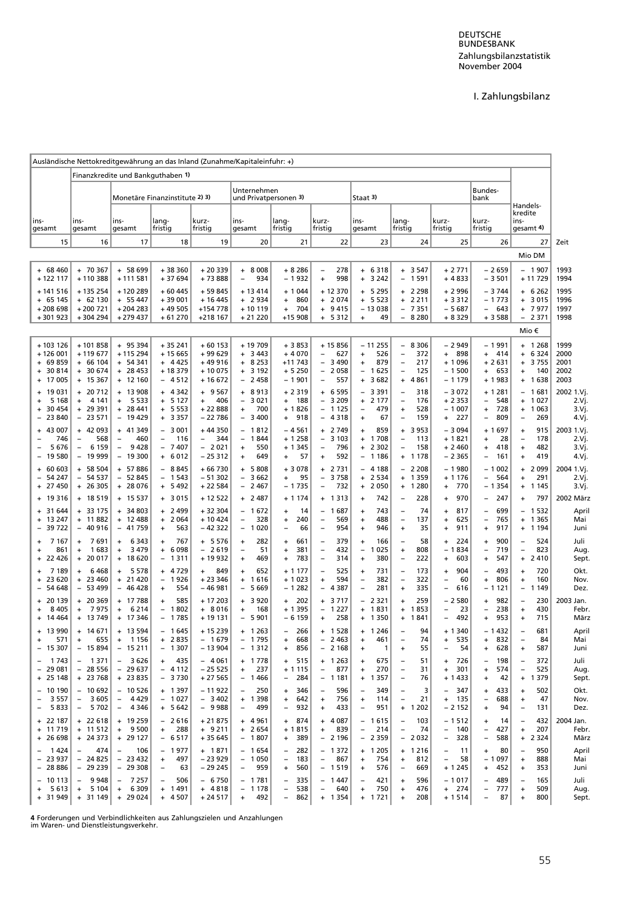# I. Zahlungsbilanz

| Ausländische Nettokreditgewährung an das Inland (Zunahme/Kapitaleinfuhr: +) | | | | | | | | | | | | | | |
|---|---|---|---|---|---|---|---|---|---|---|---|---|---|---|
| | Finanzkredite und Bankguthaben 1) | | | | | | | | | | | | | |
| | | Monetäre Finanzinstitute 2) 3) | | | Unternehmen und Privatpersonen 3) | | | Staat 3) | | | Bundesbank | Handelskredite insgesamt 4) | | |
| insgesamt | insgesamt | insgesamt | langfristig | kurzfristig | insgesamt | langfristig | kurzfristig | insgesamt | langfristig | kurzfristig | kurzfristig | | | |
| 15 | 16 | 17 | 18 | 19 | 20 | 21 | 22 | 23 | 24 | 25 | 26 | 27 | Zeit |
| | | | | | | | | | | | | Mio DM | |
| + 68 460 | + 70 367 | + 58 699 | + 38 360 | + 20 339 | + 8 008 | + 8 286 | − 278 | + 6 318 | + 3 547 | + 2 771 | − 2 659 | − 1 907 | 1993 |
| + 122 117 | + 110 388 | + 111 581 | + 37 694 | + 73 888 | − 934 | − 1 932 | + 998 | + 3 242 | − 1 591 | + 4 833 | − 3 501 | + 11 729 | 1994 |
| + 141 516 | + 135 254 | + 120 289 | + 60 445 | + 59 845 | + 13 414 | + 1 044 | + 12 370 | + 5 295 | + 2 298 | + 2 996 | − 3 744 | + 6 262 | 1995 |
| + 65 145 | + 62 130 | + 55 447 | + 39 001 | + 16 445 | + 2 934 | + 860 | + 2 074 | + 5 523 | + 2 211 | + 3 312 | − 1 773 | + 3 015 | 1996 |
| + 208 698 | + 200 721 | + 204 283 | + 49 505 | + 154 778 | + 10 119 | + 704 | + 9 415 | − 13 038 | − 7 351 | − 5 687 | − 643 | + 7 977 | 1997 |
| + 301 923 | + 304 294 | + 279 437 | + 61 270 | + 218 167 | + 21 220 | + 15 908 | + 5 312 | + 49 | − 8 280 | + 8 329 | + 3 588 | − 2 371 | 1998 |
| | | | | | | | | | | | | Mio € | |
| + 103 126 | + 101 858 | + 95 394 | + 35 241 | + 60 153 | + 19 709 | + 3 853 | + 15 856 | − 11 255 | − 8 306 | − 2 949 | − 1 991 | + 1 268 | 1999 |
| + 126 001 | + 119 677 | + 115 294 | + 15 665 | + 99 629 | + 3 443 | + 4 070 | − 627 | + 526 | − 372 | + 898 | + 414 | + 6 324 | 2000 |
| + 69 859 | + 66 104 | + 54 341 | + 4 425 | + 49 916 | + 8 253 | + 11 743 | − 3 490 | + 879 | − 217 | + 1 096 | + 2 631 | + 3 755 | 2001 |
| + 30 814 | + 30 674 | + 28 453 | + 18 379 | + 10 075 | + 3 192 | + 5 250 | − 2 058 | − 1 625 | − 125 | − 1 500 | + 653 | + 140 | 2002 |
| + 17 005 | + 15 367 | + 12 160 | − 4 512 | + 16 672 | − 2 458 | − 1 901 | − 557 | + 3 682 | + 4 861 | − 1 179 | + 1 983 | + 1 638 | 2003 |
| + 19 031 | + 20 712 | + 13 908 | + 4 342 | + 9 567 | + 8 913 | + 2 319 | + 6 595 | − 3 391 | − 318 | − 3 072 | + 1 281 | − 1 681 | 2002 1.Vj. |
| + 5 168 | + 4 141 | + 5 533 | + 5 127 | + 406 | − 3 021 | + 188 | − 3 209 | + 2 177 | − 176 | + 2 353 | − 548 | + 1 027 | 2.Vj. |
| + 30 454 | + 29 391 | + 28 441 | + 5 553 | + 22 888 | + 700 | + 1 826 | − 1 125 | − 479 | + 528 | − 1 007 | + 728 | + 1 063 | 3.Vj. |
| − 23 840 | − 23 571 | − 19 429 | + 3 357 | − 22 786 | − 3 400 | + 918 | − 4 318 | + 67 | − 159 | + 227 | − 809 | − 269 | 4.Vj. |
| + 43 007 | + 42 093 | + 41 349 | − 3 001 | + 44 350 | − 1 812 | − 4 561 | + 2 749 | + 859 | + 3 953 | − 3 094 | + 1 697 | + 915 | 2003 1.Vj. |
| − 746 | − 568 | − 460 | − 116 | − 344 | − 1 844 | + 1 258 | − 3 103 | + 1 708 | − 113 | + 1 821 | + 28 | − 178 | 2.Vj. |
| − 5 676 | − 6 159 | − 9 428 | − 7 407 | − 2 021 | + 550 | + 1 345 | − 796 | + 2 302 | − 158 | + 2 460 | + 418 | + 482 | 3.Vj. |
| − 19 580 | − 19 999 | − 19 300 | + 6 012 | − 25 312 | + 649 | + 57 | + 592 | − 1 186 | + 1 178 | − 2 365 | − 161 | + 419 | 4.Vj. |
| + 60 603 | + 58 504 | + 57 886 | − 8 845 | + 66 730 | + 5 808 | + 3 078 | + 2 731 | − 4 188 | − 2 208 | − 1 980 | − 1 002 | + 2 099 | 2004 1.Vj. |
| − 54 247 | − 54 537 | − 52 845 | − 1 543 | − 51 302 | − 3 662 | + 95 | − 3 758 | + 2 534 | + 1 359 | + 1 176 | − 564 | + 291 | 2.Vj. |
| + 27 450 | + 26 305 | + 28 076 | + 5 492 | + 22 584 | − 2 467 | − 1 735 | − 732 | + 2 050 | + 1 280 | + 770 | − 1 354 | + 1 145 | 3.Vj. |
| + 19 316 | + 18 519 | + 15 537 | + 3 015 | + 12 522 | + 2 487 | + 1 174 | + 1 313 | + 742 | − 228 | + 970 | − 247 | + 797 | 2002 März |
| + 31 644 | + 33 175 | + 34 803 | + 2 499 | + 32 304 | − 1 672 | + 14 | − 1 687 | + 743 | − 74 | + 817 | − 699 | − 1 532 | April |
| + 13 247 | + 11 882 | + 12 488 | + 2 064 | + 10 424 | − 328 | + 240 | − 569 | + 488 | − 137 | + 625 | − 765 | + 1 365 | Mai |
| − 39 722 | − 40 916 | − 41 759 | + 563 | − 42 322 | − 1 020 | − 66 | − 954 | + 946 | + 35 | + 911 | + 917 | + 1 194 | Juni |
| + 7 167 | + 7 691 | + 6 343 | + 767 | + 5 576 | + 282 | + 661 | − 379 | + 166 | − 58 | + 224 | + 900 | − 524 | Juli |
| + 861 | + 1 683 | + 3 479 | + 6 098 | − 2 619 | − 51 | + 381 | − 432 | − 1 025 | + 808 | − 1 834 | − 719 | − 823 | Aug. |
| + 22 426 | + 20 017 | + 18 620 | − 1 311 | + 19 932 | + 469 | + 783 | − 314 | + 380 | − 222 | + 603 | + 547 | + 2 410 | Sept. |
| + 7 189 | + 6 468 | + 5 578 | + 4 729 | + 849 | + 652 | + 1 177 | − 525 | + 731 | − 173 | + 904 | − 493 | + 720 | Okt. |
| + 23 620 | + 23 460 | + 21 420 | − 1 926 | + 23 346 | + 1 616 | + 1 023 | + 594 | − 382 | − 322 | − 60 | + 806 | + 160 | Nov. |
| − 54 648 | − 53 499 | − 46 428 | + 554 | − 46 981 | − 5 669 | − 1 282 | − 4 387 | − 281 | + 335 | − 616 | − 1 121 | − 1 149 | Dez. |
| + 20 139 | + 20 369 | + 17 788 | + 585 | + 17 203 | + 3 920 | + 202 | + 3 717 | − 2 321 | + 259 | − 2 580 | + 982 | − 230 | 2003 Jan. |
| + 8 405 | + 7 975 | + 6 214 | − 1 802 | + 8 016 | + 168 | + 1 395 | − 1 227 | + 1 831 | + 1 853 | − 23 | − 238 | + 430 | Febr. |
| + 14 464 | + 13 749 | + 17 346 | − 1 785 | + 19 131 | − 5 901 | − 6 159 | + 258 | + 1 350 | + 1 841 | − 492 | + 953 | + 715 | März |
| + 13 990 | + 14 671 | + 13 594 | − 1 645 | + 15 239 | + 1 263 | − 266 | + 1 528 | + 1 246 | − 94 | + 1 340 | − 1 432 | − 681 | April |
| + 571 | + 655 | + 1 156 | + 2 835 | − 1 679 | − 1 795 | + 668 | − 2 463 | + 461 | − 74 | + 535 | + 832 | − 84 | Mai |
| − 15 307 | − 15 894 | − 15 211 | − 1 307 | − 13 904 | − 1 312 | + 856 | − 2 168 | + 1 | + 55 | − 54 | + 628 | + 587 | Juni |
| − 1 743 | − 1 371 | − 3 626 | + 435 | − 4 061 | + 1 778 | + 515 | + 1 263 | + 675 | − 51 | + 726 | − 198 | − 372 | Juli |
| − 29 081 | − 28 556 | − 29 637 | − 4 112 | − 25 525 | + 237 | + 1 115 | − 877 | + 270 | − 31 | + 301 | + 574 | − 525 | Aug. |
| + 25 148 | + 23 768 | + 23 835 | − 3 730 | + 27 565 | − 1 466 | − 284 | − 1 181 | + 1 357 | − 76 | + 1 433 | + 42 | + 1 379 | Sept. |
| − 10 190 | − 10 692 | − 10 526 | + 1 397 | − 11 922 | − 250 | + 346 | − 596 | − 349 | − 3 | − 347 | + 433 | + 502 | Okt. |
| − 3 557 | − 3 605 | − 4 429 | − 1 027 | − 3 402 | + 1 398 | + 642 | + 756 | + 114 | − 21 | + 135 | − 688 | + 47 | Nov. |
| − 5 833 | − 5 702 | − 4 346 | + 5 642 | − 9 988 | − 499 | − 932 | + 433 | − 951 | + 1 202 | − 2 152 | + 94 | − 131 | Dez. |
| + 22 187 | + 22 618 | + 19 259 | − 2 616 | + 21 875 | + 4 961 | + 874 | + 4 087 | − 1 615 | − 103 | − 1 512 | + 14 | − 432 | 2004 Jan. |
| + 11 719 | + 11 512 | + 9 500 | + 288 | + 9 211 | + 2 654 | + 1 815 | + 839 | − 214 | − 74 | − 140 | − 427 | + 207 | Febr. |
| + 26 698 | + 24 373 | + 29 127 | − 6 517 | + 35 645 | − 1 807 | + 389 | − 2 196 | − 2 359 | − 2 032 | − 328 | − 588 | + 2 324 | März |
| − 1 424 | − 474 | − 106 | − 1 977 | + 1 871 | − 1 654 | − 282 | − 1 372 | + 1 205 | + 1 216 | − 11 | + 80 | − 950 | April |
| − 23 937 | − 24 825 | − 23 432 | + 497 | − 23 929 | − 1 050 | − 183 | − 867 | + 754 | + 812 | − 58 | − 1 097 | + 888 | Mai |
| − 28 886 | − 29 239 | − 29 308 | − 63 | − 29 245 | − 959 | + 560 | − 1 519 | + 576 | − 669 | + 1 245 | + 452 | + 353 | Juni |
| − 10 113 | − 9 948 | − 7 257 | − 506 | − 6 750 | − 1 781 | − 335 | − 1 447 | − 421 | + 596 | − 1 017 | − 489 | − 165 | Juli |
| + 5 613 | + 5 104 | + 6 309 | + 1 491 | + 4 818 | − 1 178 | − 538 | − 640 | + 750 | + 476 | + 274 | − 777 | + 509 | Aug. |
| + 31 949 | + 31 149 | + 29 024 | + 4 507 | + 24 517 | + 492 | − 862 | + 1 354 | + 1 721 | + 208 | + 1 514 | − 87 | + 800 | Sept. |

**4** Forderungen und Verbindlichkeiten aus Zahlungszielen und Anzahlungen im Waren- und Dienstleistungsverkehr.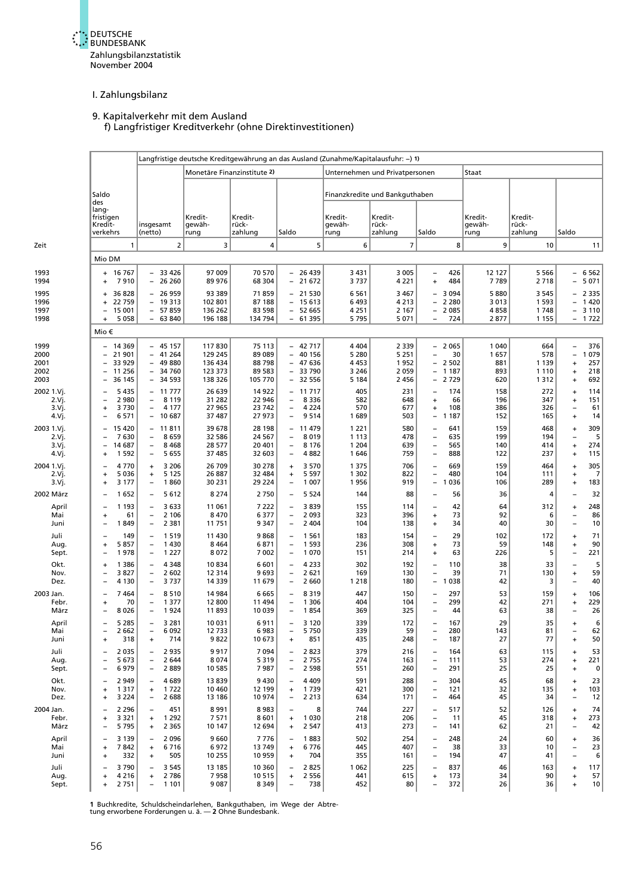DEUTSCHE BUNDESBANK
Zahlungsbilanzstatistik
November 2004

## I. Zahlungsbilanz

### 9. Kapitalverkehr mit dem Ausland
#### f) Langfristiger Kreditverkehr (ohne Direktinvestitionen)

| Zeit | Saldo des langfristigen Kreditverkehrs | Langfristige deutsche Kreditgewährung an das Ausland (Zunahme/Kapitalausfuhr: –) 1) | | | | | | | | | |
|---|---|---|---|---|---|---|---|---|---|---|---|
| | | insgesamt (netto) | Monetäre Finanzinstitute 2) | | | Unternehmen und Privatpersonen – Finanzkredite und Bankguthaben | | | Staat | | |
| | | | Kreditgewährung | Kreditrückzahlung | Saldo | Kreditgewährung | Kreditrückzahlung | Saldo | Kreditgewährung | Kreditrückzahlung | Saldo |
| | 1 | 2 | 3 | 4 | 5 | 6 | 7 | 8 | 9 | 10 | 11 |
| | Mio DM | | | | | | | | | | |
| 1993 | + 16 767 | – 33 426 | 97 009 | 70 570 | – 26 439 | 3 431 | 3 005 | – 426 | 12 127 | 5 566 | – 6 562 |
| 1994 | + 7 910 | – 26 260 | 89 976 | 68 304 | – 21 672 | 3 737 | 4 221 | + 484 | 7 789 | 2 718 | – 5 071 |
| 1995 | + 36 828 | – 26 959 | 93 389 | 71 859 | – 21 530 | 6 561 | 3 467 | – 3 094 | 5 880 | 3 545 | – 2 335 |
| 1996 | + 22 759 | – 19 313 | 102 801 | 87 188 | – 15 613 | 6 493 | 4 213 | – 2 280 | 3 013 | 1 593 | – 1 420 |
| 1997 | – 15 001 | – 57 859 | 136 262 | 83 598 | – 52 665 | 4 251 | 2 167 | – 2 085 | 4 858 | 1 748 | – 3 110 |
| 1998 | + 5 058 | – 63 840 | 196 188 | 134 794 | – 61 395 | 5 795 | 5 071 | – 724 | 2 877 | 1 155 | – 1 722 |
| | Mio € | | | | | | | | | | |
| 1999 | – 14 369 | – 45 157 | 117 830 | 75 113 | – 42 717 | 4 404 | 2 339 | – 2 065 | 1 040 | 664 | – 376 |
| 2000 | – 21 901 | – 41 264 | 129 245 | 89 089 | – 40 156 | 5 280 | 5 251 | – 30 | 1 657 | 578 | – 1 079 |
| 2001 | – 33 929 | – 49 880 | 136 434 | 88 798 | – 47 636 | 4 453 | 1 952 | – 2 502 | 881 | 1 139 | + 257 |
| 2002 | – 11 256 | – 34 760 | 123 373 | 89 583 | – 33 790 | 3 246 | 2 059 | – 1 187 | 893 | 1 110 | + 218 |
| 2003 | – 36 145 | – 34 593 | 138 326 | 105 770 | – 32 556 | 5 184 | 2 456 | – 2 729 | 620 | 1 312 | + 692 |
| 2002 1.Vj. | – 5 435 | – 11 777 | 26 639 | 14 922 | – 11 717 | 405 | 231 | – 174 | 158 | 272 | + 114 |
| 2.Vj. | – 2 980 | – 8 119 | 31 282 | 22 946 | – 8 336 | 582 | 648 | + 66 | 196 | 347 | + 151 |
| 3.Vj. | + 3 730 | – 4 177 | 27 965 | 23 742 | – 4 224 | 570 | 677 | + 108 | 386 | 326 | – 61 |
| 4.Vj. | – 6 571 | – 10 687 | 37 487 | 27 973 | – 9 514 | 1 689 | 503 | – 1 187 | 152 | 165 | + 14 |
| 2003 1.Vj. | – 15 420 | – 11 811 | 39 678 | 28 198 | – 11 479 | 1 221 | 580 | – 641 | 159 | 468 | + 309 |
| 2.Vj. | – 7 630 | – 8 659 | 32 586 | 24 567 | – 8 019 | 1 113 | 478 | – 635 | 199 | 194 | – 5 |
| 3.Vj. | – 14 687 | – 8 468 | 28 577 | 20 401 | – 8 176 | 1 204 | 639 | – 565 | 140 | 414 | + 274 |
| 4.Vj. | + 1 592 | – 5 655 | 37 485 | 32 603 | – 4 882 | 1 646 | 759 | – 888 | 122 | 237 | + 115 |
| 2004 1.Vj. | – 4 770 | + 3 206 | 26 709 | 30 278 | + 3 570 | 1 375 | 706 | – 669 | 159 | 464 | + 305 |
| 2.Vj. | + 5 036 | + 5 125 | 26 887 | 32 484 | + 5 597 | 1 302 | 822 | – 480 | 104 | 111 | + 7 |
| 3.Vj. | + 3 177 | – 1 860 | 30 231 | 29 224 | – 1 007 | 1 956 | 919 | – 1 036 | 106 | 289 | + 183 |
| 2002 März | – 1 652 | – 5 612 | 8 274 | 2 750 | – 5 524 | 144 | 88 | – 56 | 36 | 4 | – 32 |
| April | – 1 193 | – 3 633 | 11 061 | 7 222 | – 3 839 | 155 | 114 | – 42 | 64 | 312 | + 248 |
| Mai | + 61 | – 2 106 | 8 470 | 6 377 | – 2 093 | 323 | 396 | + 73 | 92 | 6 | – 86 |
| Juni | – 1 849 | – 2 381 | 11 751 | 9 347 | – 2 404 | 104 | 138 | + 34 | 40 | 30 | – 10 |
| Juli | – 149 | – 1 519 | 11 430 | 9 868 | – 1 561 | 183 | 154 | – 29 | 102 | 172 | + 71 |
| Aug. | + 5 857 | – 1 430 | 8 464 | 6 871 | – 1 593 | 236 | 308 | + 73 | 59 | 148 | + 90 |
| Sept. | – 1 978 | – 1 227 | 8 072 | 7 002 | – 1 070 | 151 | 214 | + 63 | 226 | 5 | – 221 |
| Okt. | + 1 386 | – 4 348 | 10 834 | 6 601 | – 4 233 | 302 | 192 | – 110 | 38 | 33 | – 5 |
| Nov. | – 3 827 | – 2 602 | 12 314 | 9 693 | – 2 621 | 169 | 130 | – 39 | 71 | 130 | + 59 |
| Dez. | – 4 130 | – 3 737 | 14 339 | 11 679 | – 2 660 | 1 218 | 180 | – 1 038 | 42 | 3 | – 40 |
| 2003 Jan. | – 7 464 | – 8 510 | 14 984 | 6 665 | – 8 319 | 447 | 150 | – 297 | 53 | 159 | + 106 |
| Febr. | + 70 | – 1 377 | 12 800 | 11 494 | – 1 306 | 404 | 104 | – 299 | 42 | 271 | + 229 |
| März | – 8 026 | – 1 924 | 11 893 | 10 039 | – 1 854 | 369 | 325 | – 44 | 63 | 38 | – 26 |
| April | – 5 285 | – 3 281 | 10 031 | 6 911 | – 3 120 | 339 | 172 | – 167 | 29 | 35 | + 6 |
| Mai | – 2 662 | – 6 092 | 12 733 | 6 983 | – 5 750 | 339 | 59 | – 280 | 143 | 81 | – 62 |
| Juni | + 318 | + 714 | 9 822 | 10 673 | + 851 | 435 | 248 | – 187 | 27 | 77 | + 50 |
| Juli | – 2 035 | – 2 935 | 9 917 | 7 094 | – 2 823 | 379 | 216 | – 164 | 63 | 115 | + 53 |
| Aug. | – 5 673 | – 2 644 | 8 074 | 5 319 | – 2 755 | 274 | 163 | – 111 | 53 | 274 | + 221 |
| Sept. | – 6 979 | – 2 889 | 10 585 | 7 987 | – 2 598 | 551 | 260 | – 291 | 25 | 25 | + 0 |
| Okt. | – 2 949 | – 4 689 | 13 839 | 9 430 | – 4 409 | 591 | 288 | – 304 | 45 | 68 | + 23 |
| Nov. | + 1 317 | + 1 722 | 10 460 | 12 199 | + 1 739 | 421 | 300 | – 121 | 32 | 135 | + 103 |
| Dez. | + 3 224 | – 2 688 | 13 186 | 10 974 | – 2 213 | 634 | 171 | – 464 | 45 | 34 | – 12 |
| 2004 Jan. | – 2 296 | – 451 | 8 991 | 8 983 | – 8 | 744 | 227 | – 517 | 52 | 126 | + 74 |
| Febr. | + 3 321 | + 1 292 | 7 571 | 8 601 | + 1 030 | 218 | 206 | – 11 | 45 | 318 | + 273 |
| März | – 5 795 | + 2 365 | 10 147 | 12 694 | + 2 547 | 413 | 273 | – 141 | 62 | 21 | – 42 |
| April | – 3 139 | – 2 096 | 9 660 | 7 776 | – 1 883 | 502 | 254 | – 248 | 24 | 60 | + 36 |
| Mai | + 7 842 | + 6 716 | 6 972 | 13 749 | + 6 776 | 445 | 407 | – 38 | 33 | 10 | – 23 |
| Juni | + 332 | + 505 | 10 255 | 10 959 | + 704 | 355 | 161 | – 194 | 47 | 41 | – 6 |
| Juli | – 3 790 | – 3 545 | 13 185 | 10 360 | – 2 825 | 1 062 | 225 | – 837 | 46 | 163 | + 117 |
| Aug. | + 4 216 | + 2 786 | 7 958 | 10 515 | + 2 556 | 441 | 615 | + 173 | 34 | 90 | + 57 |
| Sept. | + 2 751 | – 1 101 | 9 087 | 8 349 | – 738 | 452 | 80 | – 372 | 26 | 36 | + 10 |

**1** Buchkredite, Schuldscheindarlehen, Bankguthaben, im Wege der Abtretung erworbene Forderungen u. ä. — **2** Ohne Bundesbank.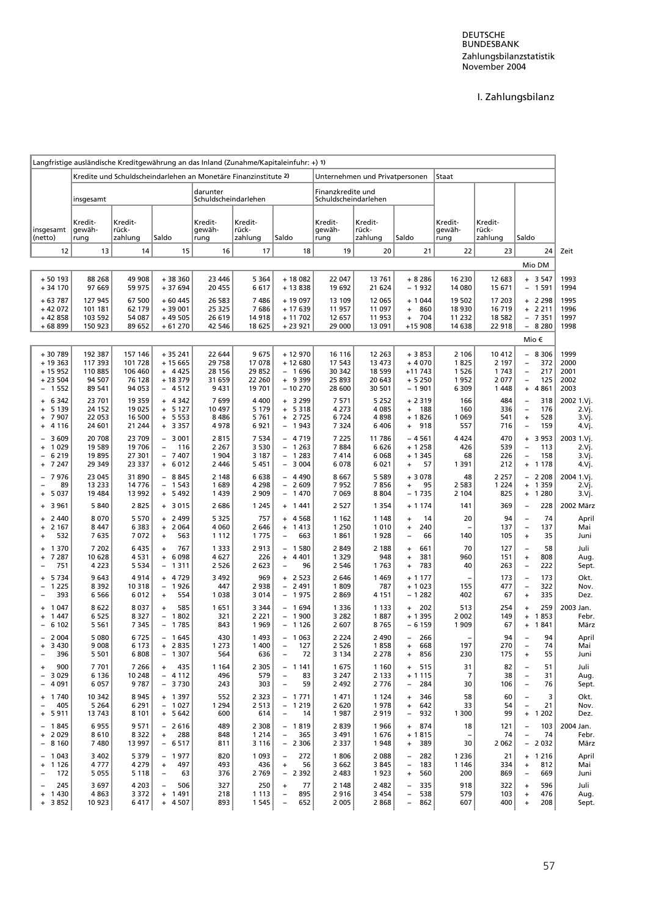DEUTSCHE BUNDESBANK
Zahlungsbilanzstatistik
November 2004

# I. Zahlungsbilanz

| Langfristige ausländische Kreditgewährung an das Inland (Zunahme/Kapitaleinfuhr: +) 1) | | | | | | | | | | | | | |
|---|---|---|---|---|---|---|---|---|---|---|---|---|---|
| | Kredite und Schuldscheindarlehen an Monetäre Finanzinstitute 2) | | | | | | Unternehmen und Privatpersonen | | | Staat | | | |
| | insgesamt | | | darunter Schuldscheindarlehen | | | Finanzkredite und Schuldscheindarlehen | | | | | | |
| insgesamt (netto) | Kredit­gewäh­rung | Kredit­rück­zahlung | Saldo | Kredit­gewäh­rung | Kredit­rück­zahlung | Saldo | Kredit­gewäh­rung | Kredit­rück­zahlung | Saldo | Kredit­gewäh­rung | Kredit­rück­zahlung | Saldo | |
| 12 | 13 | 14 | 15 | 16 | 17 | 18 | 19 | 20 | 21 | 22 | 23 | 24 | Zeit |
| | | | | | | | | | | | | Mio DM | |
| + 50 193 | 88 268 | 49 908 | + 38 360 | 23 446 | 5 364 | + 18 082 | 22 047 | 13 761 | + 8 286 | 16 230 | 12 683 | + 3 547 | 1993 |
| + 34 170 | 97 669 | 59 975 | + 37 694 | 20 455 | 6 617 | + 13 838 | 19 692 | 21 624 | − 1 932 | 14 080 | 15 671 | − 1 591 | 1994 |
| + 63 787 | 127 945 | 67 500 | + 60 445 | 26 583 | 7 486 | + 19 097 | 13 109 | 12 065 | + 1 044 | 19 502 | 17 203 | + 2 298 | 1995 |
| + 42 072 | 101 181 | 62 179 | + 39 001 | 25 325 | 7 686 | + 17 639 | 11 957 | 11 097 | + 860 | 18 930 | 16 719 | + 2 211 | 1996 |
| + 42 858 | 103 592 | 54 087 | + 49 505 | 26 619 | 14 918 | + 11 702 | 12 657 | 11 953 | + 704 | 11 232 | 18 582 | − 7 351 | 1997 |
| + 68 899 | 150 923 | 89 652 | + 61 270 | 42 546 | 18 625 | + 23 921 | 29 000 | 13 091 | +15 908 | 14 638 | 22 918 | − 8 280 | 1998 |
| | | | | | | | | | | | | Mio € | |
| + 30 789 | 192 387 | 157 146 | + 35 241 | 22 644 | 9 675 | + 12 970 | 16 116 | 12 263 | + 3 853 | 2 106 | 10 412 | − 8 306 | 1999 |
| + 19 363 | 117 393 | 101 728 | + 15 665 | 29 758 | 17 078 | + 12 680 | 17 543 | 13 473 | + 4 070 | 1 825 | 2 197 | − 372 | 2000 |
| + 15 952 | 110 885 | 106 460 | + 4 425 | 28 156 | 29 852 | − 1 696 | 30 342 | 18 599 | +11 743 | 1 526 | 1 743 | − 217 | 2001 |
| + 23 504 | 94 507 | 76 128 | + 18 379 | 31 659 | 22 260 | + 9 399 | 25 893 | 20 643 | + 5 250 | 1 952 | 2 077 | − 125 | 2002 |
| − 1 552 | 89 541 | 94 053 | − 4 512 | 9 431 | 19 701 | − 10 270 | 28 600 | 30 501 | − 1 901 | 6 309 | 1 448 | + 4 861 | 2003 |
| + 6 342 | 23 701 | 19 359 | + 4 342 | 7 699 | 4 400 | + 3 299 | 7 571 | 5 252 | + 2 319 | 166 | 484 | − 318 | 2002 1.Vj. |
| + 5 139 | 24 152 | 19 025 | + 5 127 | 10 497 | 5 179 | + 5 318 | 4 273 | 4 085 | + 188 | 160 | 336 | − 176 | 2.Vj. |
| + 7 907 | 22 053 | 16 500 | + 5 553 | 8 486 | 5 761 | + 2 725 | 6 724 | 4 898 | + 1 826 | 1 069 | 541 | + 528 | 3.Vj. |
| + 4 116 | 24 601 | 21 244 | + 3 357 | 4 978 | 6 921 | − 1 943 | 7 324 | 6 406 | + 918 | 557 | 716 | − 159 | 4.Vj. |
| − 3 609 | 20 708 | 23 709 | − 3 001 | 2 815 | 7 534 | − 4 719 | 7 225 | 11 786 | − 4 561 | 4 424 | 470 | + 3 953 | 2003 1.Vj. |
| + 1 029 | 19 589 | 19 706 | − 116 | 2 267 | 3 530 | − 1 263 | 7 884 | 6 626 | + 1 258 | 426 | 539 | − 113 | 2.Vj. |
| − 6 219 | 19 895 | 27 301 | − 7 407 | 1 904 | 3 187 | − 1 283 | 7 414 | 6 068 | + 1 345 | 68 | 226 | − 158 | 3.Vj. |
| + 7 247 | 29 349 | 23 337 | + 6 012 | 2 446 | 5 451 | − 3 004 | 6 078 | 6 021 | + 57 | 1 391 | 212 | + 1 178 | 4.Vj. |
| − 7 976 | 23 045 | 31 890 | − 8 845 | 2 148 | 6 638 | − 4 490 | 8 667 | 5 589 | + 3 078 | 48 | 2 257 | − 2 208 | 2004 1.Vj. |
| − 89 | 13 233 | 14 776 | − 1 543 | 1 689 | 4 298 | − 2 609 | 7 952 | 7 856 | + 95 | 2 583 | 1 224 | + 1 359 | 2.Vj. |
| + 5 037 | 19 484 | 13 992 | + 5 492 | 1 439 | 2 909 | − 1 470 | 7 069 | 8 804 | − 1 735 | 2 104 | 825 | + 1 280 | 3.Vj. |
| + 3 961 | 5 840 | 2 825 | + 3 015 | 2 686 | 1 245 | + 1 441 | 2 527 | 1 354 | + 1 174 | 141 | 369 | − 228 | 2002 März |
| + 2 440 | 8 070 | 5 570 | + 2 499 | 5 325 | 757 | + 4 568 | 1 162 | 1 148 | + 14 | 20 | 94 | − 74 | April |
| + 2 167 | 8 447 | 6 383 | + 2 064 | 4 060 | 2 646 | + 1 413 | 1 250 | 1 010 | + 240 | − | 137 | − 137 | Mai |
| + 532 | 7 635 | 7 072 | + 563 | 1 112 | 1 775 | − 663 | 1 861 | 1 928 | − 66 | 140 | 105 | + 35 | Juni |
| + 1 370 | 7 202 | 6 435 | + 767 | 1 333 | 2 913 | − 1 580 | 2 849 | 2 188 | + 661 | 70 | 127 | − 58 | Juli |
| + 7 287 | 10 628 | 4 531 | + 6 098 | 4 627 | 226 | + 4 401 | 1 329 | 948 | + 381 | 960 | 151 | + 808 | Aug. |
| − 751 | 4 223 | 5 534 | − 1 311 | 2 526 | 2 623 | − 96 | 2 546 | 1 763 | + 783 | 40 | 263 | − 222 | Sept. |
| + 5 734 | 9 643 | 4 914 | + 4 729 | 3 492 | 969 | + 2 523 | 2 646 | 1 469 | + 1 177 | − | 173 | − 173 | Okt. |
| − 1 225 | 8 392 | 10 318 | − 1 926 | 447 | 2 938 | − 2 491 | 1 809 | 787 | + 1 023 | 155 | 477 | − 322 | Nov. |
| − 393 | 6 566 | 6 012 | + 554 | 1 038 | 3 014 | − 1 975 | 2 869 | 4 151 | − 1 282 | 402 | 67 | + 335 | Dez. |
| + 1 047 | 8 622 | 8 037 | + 585 | 1 651 | 3 344 | − 1 694 | 1 336 | 1 133 | + 202 | 513 | 254 | + 259 | 2003 Jan. |
| + 1 447 | 6 525 | 8 327 | − 1 802 | 321 | 2 221 | − 1 900 | 3 282 | 1 887 | + 1 395 | 2 002 | 149 | + 1 853 | Febr. |
| − 6 102 | 5 561 | 7 345 | − 1 785 | 843 | 1 969 | − 1 126 | 2 607 | 8 765 | − 6 159 | 1 909 | 67 | + 1 841 | März |
| − 2 004 | 5 080 | 6 725 | − 1 645 | 430 | 1 493 | − 1 063 | 2 224 | 2 490 | − 266 | − | 94 | − 94 | April |
| + 3 430 | 9 008 | 6 173 | + 2 835 | 1 273 | 1 400 | − 127 | 2 526 | 1 858 | + 668 | 197 | 270 | − 74 | Mai |
| − 396 | 5 501 | 6 808 | − 1 307 | 564 | 636 | − 72 | 3 134 | 2 278 | + 856 | 230 | 175 | + 55 | Juni |
| + 900 | 7 701 | 7 266 | + 435 | 1 164 | 2 305 | − 1 141 | 1 675 | 1 160 | + 515 | 31 | 82 | − 51 | Juli |
| − 3 029 | 6 136 | 10 248 | − 4 112 | 496 | 579 | − 83 | 3 247 | 2 133 | + 1 115 | 7 | 38 | − 31 | Aug. |
| − 4 091 | 6 057 | 9 787 | − 3 730 | 243 | 303 | − 59 | 2 492 | 2 776 | − 284 | 30 | 106 | − 76 | Sept. |
| + 1 740 | 10 342 | 8 945 | + 1 397 | 552 | 2 323 | − 1 771 | 1 471 | 1 124 | + 346 | 58 | 60 | − 3 | Okt. |
| − 405 | 5 264 | 6 291 | − 1 027 | 1 294 | 2 513 | − 1 219 | 2 620 | 1 978 | + 642 | 33 | 54 | − 21 | Nov. |
| + 5 911 | 13 743 | 8 101 | + 5 642 | 600 | 614 | − 14 | 1 987 | 2 919 | − 932 | 1 300 | 99 | + 1 202 | Dez. |
| − 1 845 | 6 955 | 9 571 | − 2 616 | 489 | 2 308 | − 1 819 | 2 839 | 1 966 | + 874 | 18 | 121 | − 103 | 2004 Jan. |
| + 2 029 | 8 610 | 8 322 | + 288 | 848 | 1 214 | − 365 | 3 491 | 1 676 | + 1 815 | − | 74 | − 74 | Febr. |
| − 8 160 | 7 480 | 13 997 | − 6 517 | 811 | 3 116 | − 2 306 | 2 337 | 1 948 | + 389 | 30 | 2 062 | − 2 032 | März |
| − 1 043 | 3 402 | 5 379 | − 1 977 | 820 | 1 093 | − 272 | 1 806 | 2 088 | − 282 | 1 236 | 21 | + 1 216 | April |
| + 1 126 | 4 777 | 4 279 | + 497 | 493 | 436 | + 56 | 3 662 | 3 845 | − 183 | 1 146 | 334 | + 812 | Mai |
| − 172 | 5 055 | 5 118 | − 63 | 376 | 2 769 | − 2 392 | 2 483 | 1 923 | + 560 | 200 | 869 | − 669 | Juni |
| − 245 | 3 697 | 4 203 | − 506 | 327 | 250 | + 77 | 2 148 | 2 482 | − 335 | 918 | 322 | + 596 | Juli |
| + 1 430 | 4 863 | 3 372 | + 1 491 | 218 | 1 113 | − 895 | 2 916 | 3 454 | − 538 | 579 | 103 | + 476 | Aug. |
| + 3 852 | 10 923 | 6 417 | + 4 507 | 893 | 1 545 | − 652 | 2 005 | 2 868 | − 862 | 607 | 400 | + 208 | Sept. |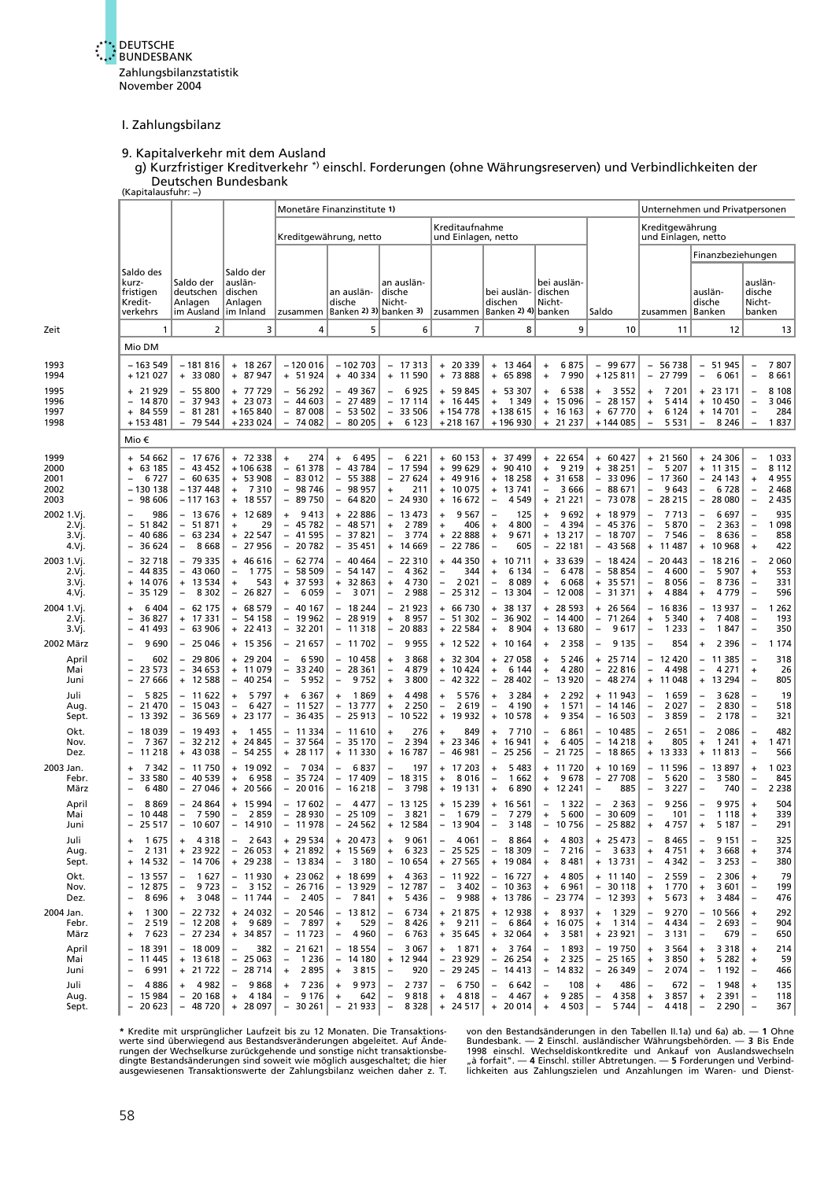## I. Zahlungsbilanz

### 9. Kapitalverkehr mit dem Ausland

#### g) Kurzfristiger Kreditverkehr *) einschl. Forderungen (ohne Währungsreserven) und Verbindlichkeiten der Deutschen Bundesbank

(Kapitalausfuhr: –)

| Zeit | Saldo des kurzfristigen Kreditverkehrs | Saldo der deutschen Anlagen im Ausland | Saldo der ausländischen Anlagen im Inland | Monetäre Finanzinstitute 1) Kreditgewährung, netto zusammen | an ausländische Banken 2) 3) | an ausländische Nichtbanken 3) | Kreditaufnahme und Einlagen, netto zusammen | bei ausländischen Banken 2) 4) | bei ausländischen Nichtbanken | Saldo | Unternehmen und Privatpersonen Kreditgewährung und Einlagen, netto zusammen | Finanzbeziehungen ausländische Banken | ausländische Nichtbanken |
|---|---|---|---|---|---|---|---|---|---|---|---|---|---|
| | 1 | 2 | 3 | 4 | 5 | 6 | 7 | 8 | 9 | 10 | 11 | 12 | 13 |
| | Mio DM | | | | | | | | | | | | |
| 1993 | – 163 549 | – 181 816 | + 18 267 | – 120 016 | – 102 703 | – 17 313 | + 20 339 | + 13 464 | + 6 875 | – 99 677 | – 56 738 | – 51 945 | – 7 807 |
| 1994 | + 121 027 | + 33 080 | + 87 947 | + 51 924 | + 40 334 | + 11 590 | + 73 888 | + 65 898 | + 7 990 | + 125 811 | – 27 799 | – 6 061 | – 8 661 |
| 1995 | + 21 929 | – 55 800 | + 77 729 | – 56 292 | – 49 367 | – 6 925 | + 59 845 | + 53 307 | + 6 538 | + 3 552 | + 7 201 | + 23 171 | – 8 108 |
| 1996 | – 14 870 | – 37 943 | + 23 073 | – 44 603 | – 27 489 | – 17 114 | + 16 445 | + 1 349 | + 15 096 | – 28 157 | + 5 414 | + 10 450 | – 3 046 |
| 1997 | + 84 559 | – 81 281 | + 165 840 | – 87 008 | – 53 502 | – 33 506 | + 154 778 | + 138 615 | + 16 163 | + 67 770 | + 6 124 | + 14 701 | – 284 |
| 1998 | + 153 481 | – 79 544 | + 233 024 | – 74 082 | – 80 205 | + 6 123 | + 218 167 | + 196 930 | + 21 237 | + 144 085 | – 5 531 | – 8 246 | – 1 837 |
| | Mio € | | | | | | | | | | | | |
| 1999 | + 54 662 | – 17 676 | + 72 338 | + 274 | + 6 495 | – 6 221 | + 60 153 | + 37 499 | + 22 654 | + 60 427 | + 21 560 | + 24 306 | – 1 033 |
| 2000 | + 63 185 | – 43 452 | + 106 638 | – 61 378 | – 43 784 | – 17 594 | + 99 629 | + 90 410 | + 9 219 | + 38 251 | – 5 207 | + 11 315 | – 8 112 |
| 2001 | – 6 727 | – 60 635 | + 53 908 | – 83 012 | – 55 388 | – 27 624 | + 49 916 | + 18 258 | + 31 658 | – 33 096 | – 17 360 | – 24 143 | + 4 955 |
| 2002 | – 130 138 | – 137 448 | + 7 310 | – 98 746 | – 98 957 | + 211 | + 10 075 | + 13 741 | – 3 666 | – 88 671 | – 9 643 | – 6 728 | – 2 468 |
| 2003 | – 98 606 | – 117 163 | + 18 557 | – 89 750 | – 64 820 | – 24 930 | + 16 672 | – 4 549 | + 21 221 | – 73 078 | – 28 215 | – 28 080 | – 2 435 |
| 2002 1.Vj. | – 986 | – 13 676 | + 12 689 | + 9 413 | + 22 886 | – 13 473 | + 9 567 | – 125 | + 9 692 | + 18 979 | – 7 713 | – 6 697 | – 935 |
| 2.Vj. | – 51 842 | – 51 871 | + 29 | – 45 782 | – 48 571 | + 2 789 | + 406 | + 4 800 | – 4 394 | – 45 376 | – 5 870 | – 2 363 | – 1 098 |
| 3.Vj. | – 40 686 | – 63 234 | + 22 547 | – 41 595 | – 37 821 | – 3 774 | + 22 888 | + 9 671 | + 13 217 | – 18 707 | – 7 546 | – 8 636 | – 858 |
| 4.Vj. | – 36 624 | + 8 668 | – 27 956 | – 20 782 | – 35 451 | + 14 669 | – 22 786 | – 605 | – 22 181 | – 43 568 | + 11 487 | + 10 968 | + 422 |
| 2003 1.Vj. | – 32 718 | – 79 335 | + 46 616 | – 62 774 | – 40 464 | – 22 310 | + 44 350 | + 10 711 | + 33 639 | – 18 424 | – 20 443 | – 18 216 | – 2 060 |
| 2.Vj. | – 44 835 | – 43 060 | – 1 775 | – 58 509 | – 54 147 | – 4 362 | – 344 | + 6 134 | – 6 478 | – 58 854 | – 4 600 | – 5 907 | + 553 |
| 3.Vj. | + 14 076 | + 13 534 | + 543 | + 37 593 | + 32 863 | + 4 730 | – 2 021 | – 8 089 | + 6 068 | + 35 571 | – 8 056 | – 8 736 | – 331 |
| 4.Vj. | – 35 129 | – 8 302 | – 26 827 | – 6 059 | – 3 071 | – 2 988 | – 25 312 | – 13 304 | – 12 008 | – 31 371 | + 4 884 | + 4 779 | – 596 |
| 2004 1.Vj. | + 6 404 | – 62 175 | + 68 579 | – 40 167 | – 18 244 | – 21 923 | + 66 730 | + 38 137 | + 28 593 | + 26 564 | – 16 836 | – 13 937 | – 1 262 |
| 2.Vj. | – 36 827 | + 17 331 | – 54 158 | – 19 962 | – 28 919 | + 8 957 | – 51 302 | – 36 902 | – 14 400 | – 71 264 | + 5 340 | + 7 408 | – 193 |
| 3.Vj. | – 41 493 | – 63 906 | + 22 413 | – 32 201 | – 11 318 | – 20 883 | + 22 584 | + 8 904 | + 13 680 | – 9 617 | – 1 233 | – 1 847 | – 350 |
| 2002 März | – 9 690 | – 25 046 | + 15 356 | – 21 657 | – 11 702 | – 9 955 | + 12 522 | + 10 164 | + 2 358 | – 9 135 | – 854 | + 2 396 | – 1 174 |
| April | – 602 | – 29 806 | + 29 204 | – 6 590 | – 10 458 | + 3 868 | + 32 304 | + 27 058 | + 5 246 | + 25 714 | – 12 420 | – 11 385 | – 318 |
| Mai | – 23 573 | – 34 653 | + 11 079 | – 33 240 | – 28 361 | – 4 879 | + 10 424 | + 6 144 | + 4 280 | – 22 816 | – 4 498 | – 4 271 | + 26 |
| Juni | – 27 666 | + 12 588 | – 40 254 | – 5 952 | – 9 752 | + 3 800 | – 42 322 | – 28 402 | – 13 920 | – 48 274 | + 11 048 | + 13 294 | – 805 |
| Juli | – 5 825 | – 11 622 | + 5 797 | + 6 367 | + 1 869 | + 4 498 | + 5 576 | + 3 284 | + 2 292 | + 11 943 | – 1 659 | – 3 628 | – 19 |
| Aug. | – 21 470 | – 15 043 | – 6 427 | – 11 527 | – 13 777 | + 2 250 | – 2 619 | – 4 190 | + 1 571 | – 14 146 | – 2 027 | – 2 830 | – 518 |
| Sept. | – 13 392 | – 36 569 | + 23 177 | – 36 435 | – 25 913 | – 10 522 | + 19 932 | + 10 578 | + 9 354 | – 16 503 | – 3 859 | – 2 178 | – 321 |
| Okt. | – 18 039 | – 19 493 | + 1 455 | – 11 334 | – 11 610 | + 276 | + 849 | + 7 710 | – 6 861 | – 10 485 | – 2 651 | – 2 086 | – 482 |
| Nov. | – 7 367 | – 32 212 | + 24 845 | – 37 564 | – 35 170 | – 2 394 | + 23 346 | + 16 941 | + 6 405 | – 14 218 | + 805 | + 1 241 | + 1 471 |
| Dez. | – 11 218 | + 43 038 | – 54 255 | + 28 117 | + 11 330 | + 16 787 | – 46 981 | – 25 256 | – 21 725 | – 18 865 | + 13 333 | + 11 813 | – 566 |
| 2003 Jan. | + 7 342 | – 11 750 | + 19 092 | – 7 034 | – 6 837 | – 197 | + 17 203 | + 5 483 | + 11 720 | + 10 169 | – 11 596 | – 13 897 | + 1 023 |
| Febr. | – 33 580 | – 40 539 | + 6 958 | – 35 724 | – 17 409 | – 18 315 | + 8 016 | – 1 662 | + 9 678 | – 27 708 | – 5 620 | – 3 580 | – 845 |
| März | – 6 480 | – 27 046 | + 20 566 | – 20 016 | – 16 218 | – 3 798 | + 19 131 | + 6 890 | + 12 241 | – 885 | – 3 227 | – 740 | – 2 238 |
| April | – 8 869 | – 24 864 | + 15 994 | – 17 602 | – 4 477 | – 13 125 | + 15 239 | + 16 561 | – 1 322 | – 2 363 | – 9 256 | – 9 975 | + 504 |
| Mai | – 10 448 | – 7 590 | – 2 859 | – 28 930 | – 25 109 | – 3 821 | – 1 679 | – 7 279 | + 5 600 | – 30 609 | – 101 | – 1 118 | + 339 |
| Juni | – 25 517 | – 10 607 | – 14 910 | – 11 978 | – 24 562 | + 12 584 | – 13 904 | – 3 148 | – 10 756 | – 25 882 | + 4 757 | + 5 187 | – 291 |
| Juli | + 1 675 | + 4 318 | – 2 643 | + 29 534 | + 20 473 | + 9 061 | – 4 061 | – 8 864 | + 4 803 | + 25 473 | – 8 465 | – 9 151 | – 325 |
| Aug. | – 2 131 | + 23 922 | – 26 053 | + 21 892 | + 15 569 | + 6 323 | – 25 525 | – 18 309 | – 7 216 | – 3 633 | + 4 751 | + 3 668 | + 374 |
| Sept. | + 14 532 | – 14 706 | + 29 238 | – 13 834 | – 3 180 | – 10 654 | + 27 565 | + 19 084 | + 8 481 | + 13 731 | – 4 342 | – 3 253 | – 380 |
| Okt. | – 13 557 | – 1 627 | – 11 930 | + 23 062 | + 18 699 | + 4 363 | – 11 922 | – 16 727 | + 4 805 | + 11 140 | – 2 559 | – 2 306 | + 79 |
| Nov. | – 12 875 | – 9 723 | – 3 152 | – 26 716 | – 13 929 | – 12 787 | – 3 402 | – 10 363 | + 6 961 | – 30 118 | + 1 770 | + 3 601 | – 199 |
| Dez. | – 8 696 | + 3 048 | – 11 744 | – 2 405 | – 7 841 | + 5 436 | – 9 988 | + 13 786 | – 23 774 | – 12 393 | + 5 673 | + 3 484 | – 476 |
| 2004 Jan. | + 1 300 | – 22 732 | + 24 032 | – 20 546 | – 13 812 | – 6 734 | + 21 875 | + 12 938 | + 8 937 | + 1 329 | – 9 270 | – 10 566 | + 292 |
| Febr. | – 2 519 | – 12 208 | + 9 689 | – 7 897 | + 529 | – 8 426 | + 9 211 | – 6 864 | + 16 075 | + 1 314 | – 4 434 | – 2 693 | – 904 |
| März | + 7 623 | – 27 234 | + 34 857 | – 11 723 | – 4 960 | – 6 763 | + 35 645 | + 32 064 | + 3 581 | + 23 921 | – 3 131 | – 679 | – 650 |
| April | – 18 391 | – 18 009 | – 382 | – 21 621 | – 18 554 | – 3 067 | + 1 871 | + 3 764 | – 1 893 | – 19 750 | + 3 564 | + 3 318 | + 214 |
| Mai | – 11 445 | + 13 618 | – 25 063 | – 1 236 | – 14 180 | + 12 944 | – 23 929 | – 26 254 | + 2 325 | – 25 165 | + 3 850 | + 5 282 | + 59 |
| Juni | – 6 991 | + 21 722 | – 28 714 | + 2 895 | + 3 815 | – 920 | – 29 245 | – 14 413 | – 14 832 | – 26 349 | – 2 074 | – 1 192 | – 466 |
| Juli | – 4 886 | + 4 982 | – 9 868 | + 7 236 | + 9 973 | – 2 737 | – 6 750 | – 6 642 | – 108 | + 486 | – 672 | – 1 948 | + 135 |
| Aug. | – 15 984 | – 20 168 | + 4 184 | – 9 176 | + 642 | – 9 818 | + 4 818 | – 4 467 | + 9 285 | – 4 358 | + 3 857 | + 2 391 | – 118 |
| Sept. | – 20 623 | – 48 720 | + 28 097 | – 30 261 | – 21 933 | – 8 328 | + 24 517 | + 20 014 | + 4 503 | – 5 744 | – 4 418 | – 2 290 | – 367 |

\* Kredite mit ursprünglicher Laufzeit bis zu 12 Monaten. Die Transaktionswerte sind überwiegend aus Bestandsveränderungen abgeleitet. Auf Änderungen der Wechselkurse zurückgehende und sonstige nicht transaktionsbedingte Bestandsänderungen sind soweit wie möglich ausgeschaltet; die hier ausgewiesenen Transaktionswerte der Zahlungsbilanz weichen daher z. T. von den Bestandsänderungen in den Tabellen II.1a) und 6a) ab. — 1 Ohne Bundesbank. — 2 Einschl. ausländischer Währungsbehörden. — 3 Bis Ende 1998 einschl. Wechseldiskontkredite und Ankauf von Auslandswechseln „à forfait". — 4 Einschl. stiller Abtretungen. — 5 Forderungen und Verbindlichkeiten aus Zahlungszielen und Anzahlungen im Waren- und Dienst-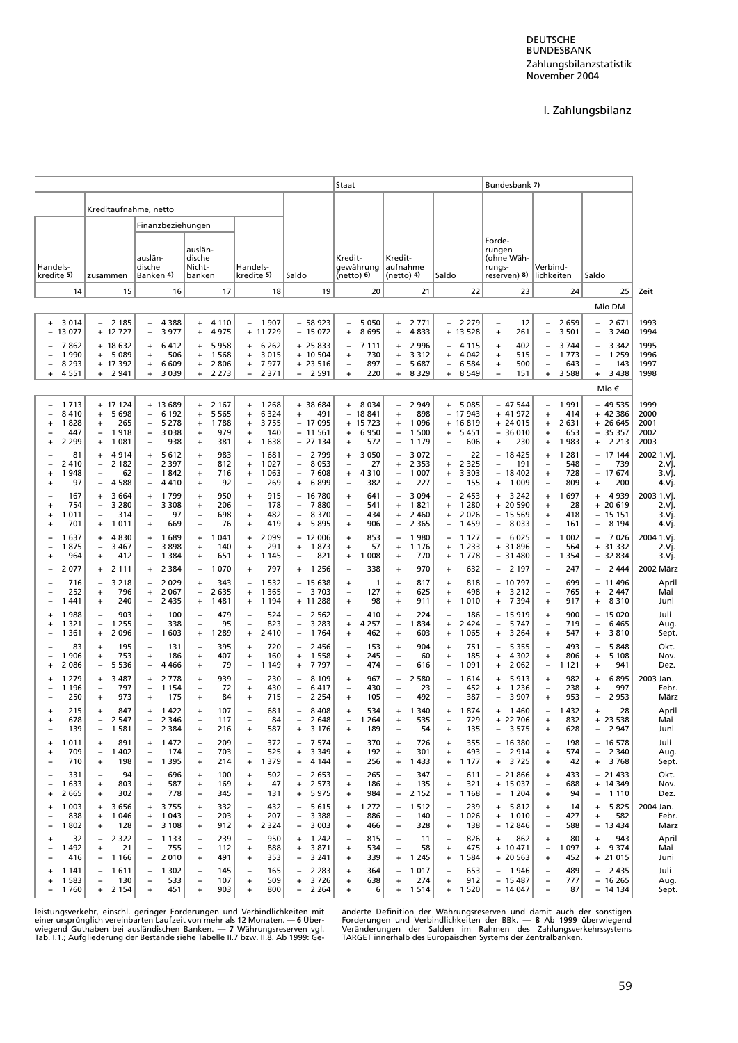# I. Zahlungsbilanz

| | | | | | | Staat | | | Bundesbank 7) | | | |
|---|---|---|---|---|---|---|---|---|---|---|---|---|
| | Kreditaufnahme, netto | | | | | | | | | | | |
| | | Finanzbeziehungen | | | | | | | | | | |
| Handelskredite 5) | zusammen | ausländische Banken 4) | ausländische Nichtbanken | Handelskredite 5) | Saldo | Kreditgewährung (netto) 6) | Kreditaufnahme (netto) 4) | Saldo | Forderungen (ohne Währungsreserven) 8) | Verbindlichkeiten | Saldo | |
| 14 | 15 | 16 | 17 | 18 | 19 | 20 | 21 | 22 | 23 | 24 | 25 | Zeit |
| | | | | | | | | | | | Mio DM | |
| + 3 014 | – 2 185 | – 4 388 | + 4 110 | – 1 907 | – 58 923 | – 5 050 | + 2 771 | – 2 279 | – 12 | – 2 659 | – 2 671 | 1993 |
| – 13 077 | + 12 727 | – 3 977 | + 4 975 | + 11 729 | – 15 072 | + 8 695 | + 4 833 | + 13 528 | + 261 | – 3 501 | – 3 240 | 1994 |
| – 7 862 | + 18 632 | + 6 412 | + 5 958 | + 6 262 | + 25 833 | – 7 111 | + 2 996 | – 4 115 | + 402 | – 3 744 | – 3 342 | 1995 |
| – 1 990 | + 5 089 | + 506 | + 1 568 | + 3 015 | + 10 504 | + 730 | + 3 312 | + 4 042 | + 515 | – 1 773 | – 1 259 | 1996 |
| – 8 293 | + 17 392 | + 6 609 | + 2 806 | + 7 977 | + 23 516 | – 897 | – 5 687 | – 6 584 | + 500 | – 643 | – 143 | 1997 |
| + 4 551 | + 2 941 | + 3 039 | + 2 273 | – 2 371 | – 2 591 | + 220 | + 8 329 | + 8 549 | – 151 | + 3 588 | + 3 438 | 1998 |
| | | | | | | | | | | | Mio € | |
| – 1 713 | + 17 124 | + 13 689 | + 2 167 | + 1 268 | + 38 684 | + 8 034 | – 2 949 | + 5 085 | – 47 544 | – 1 991 | – 49 535 | 1999 |
| – 8 410 | + 5 698 | – 6 192 | + 5 565 | + 6 324 | + 491 | – 18 841 | + 898 | – 17 943 | + 41 972 | + 414 | + 42 386 | 2000 |
| + 1 828 | + 265 | – 5 278 | + 1 788 | + 3 755 | – 17 095 | + 15 723 | + 1 096 | + 16 819 | + 24 015 | + 2 631 | + 26 645 | 2001 |
| – 447 | – 1 918 | – 3 038 | + 979 | + 140 | – 11 561 | + 6 950 | – 1 500 | + 5 451 | – 36 010 | + 653 | – 35 357 | 2002 |
| + 2 299 | + 1 081 | – 938 | + 381 | + 1 638 | – 27 134 | + 572 | – 1 179 | – 606 | + 230 | + 1 983 | + 2 213 | 2003 |
| – 81 | + 4 914 | + 5 612 | + 983 | – 1 681 | – 2 799 | + 3 050 | – 3 072 | – 22 | – 18 425 | + 1 281 | – 17 144 | 2002 1.Vj. |
| – 2 410 | – 2 182 | – 2 397 | – 812 | + 1 027 | – 8 053 | – 27 | + 2 353 | + 2 325 | – 191 | – 548 | – 739 | 2.Vj. |
| + 1 948 | – 62 | – 1 842 | + 716 | + 1 063 | – 7 608 | + 4 310 | – 1 007 | + 3 303 | – 18 402 | + 728 | – 17 674 | 3.Vj. |
| + 97 | – 4 588 | – 4 410 | + 92 | – 269 | + 6 899 | – 382 | + 227 | – 155 | + 1 009 | – 809 | + 200 | 4.Vj. |
| – 167 | + 3 664 | + 1 799 | + 950 | + 915 | – 16 780 | + 641 | – 3 094 | – 2 453 | + 3 242 | + 1 697 | + 4 939 | 2003 1.Vj. |
| + 754 | – 3 280 | – 3 308 | + 206 | – 178 | – 7 880 | – 541 | + 1 821 | + 1 280 | + 20 590 | + 28 | + 20 619 | 2.Vj. |
| + 1 011 | – 314 | – 97 | – 698 | + 482 | – 8 370 | – 434 | + 2 460 | + 2 026 | – 15 569 | + 418 | – 15 151 | 3.Vj. |
| + 701 | + 1 011 | + 669 | – 76 | + 419 | + 5 895 | + 906 | – 2 365 | – 1 459 | – 8 033 | – 161 | – 8 194 | 4.Vj. |
| – 1 637 | + 4 830 | + 1 689 | + 1 041 | + 2 099 | – 12 006 | + 853 | – 1 980 | – 1 127 | – 6 025 | – 1 002 | – 7 026 | 2004 1.Vj. |
| – 1 875 | – 3 467 | – 3 898 | + 140 | + 291 | + 1 873 | + 57 | + 1 176 | + 1 233 | + 31 896 | – 564 | + 31 332 | 2.Vj. |
| + 964 | + 412 | – 1 384 | + 651 | + 1 145 | – 821 | + 1 008 | + 770 | + 1 778 | – 31 480 | – 1 354 | – 32 834 | 3.Vj. |
| – 2 077 | + 2 111 | + 2 384 | – 1 070 | + 797 | + 1 256 | – 338 | + 970 | + 632 | – 2 197 | – 247 | – 2 444 | 2002 März |
| – 716 | – 3 218 | – 2 029 | + 343 | – 1 532 | – 15 638 | + 1 | + 817 | + 818 | – 10 797 | – 699 | – 11 496 | April |
| – 252 | + 796 | + 2 067 | – 2 635 | + 1 365 | – 3 703 | – 127 | + 625 | + 498 | + 3 212 | – 765 | + 2 447 | Mai |
| – 1 441 | + 240 | – 2 435 | + 1 481 | + 1 194 | + 11 288 | + 98 | + 911 | + 1 010 | + 7 394 | + 917 | + 8 310 | Juni |
| + 1 988 | – 903 | + 100 | – 479 | – 524 | – 2 562 | – 410 | + 224 | – 186 | – 15 919 | + 900 | – 15 020 | Juli |
| + 1 321 | – 1 255 | – 338 | – 95 | – 823 | – 3 283 | + 4 257 | – 1 834 | + 2 424 | – 5 747 | – 719 | – 6 465 | Aug. |
| – 1 361 | + 2 096 | – 1 603 | + 1 289 | + 2 410 | – 1 764 | + 462 | + 603 | + 1 065 | + 3 264 | + 547 | + 3 810 | Sept. |
| – 83 | + 195 | – 131 | – 395 | + 720 | – 2 456 | – 153 | + 904 | + 751 | – 5 355 | – 493 | – 5 848 | Okt. |
| – 1 906 | + 753 | + 186 | + 407 | + 160 | + 1 558 | + 245 | – 60 | + 185 | + 4 302 | + 806 | + 5 108 | Nov. |
| + 2 086 | – 5 536 | – 4 466 | + 79 | – 1 149 | + 7 797 | – 474 | – 616 | – 1 091 | + 2 062 | – 1 121 | + 941 | Dez. |
| + 1 279 | + 3 487 | + 2 778 | + 939 | – 230 | – 8 109 | + 967 | – 2 580 | – 1 614 | + 5 913 | + 982 | + 6 895 | 2003 Jan. |
| – 1 196 | – 797 | – 1 154 | – 72 | + 430 | – 6 417 | – 430 | – 23 | – 452 | + 1 236 | – 238 | + 997 | Febr. |
| – 250 | + 973 | + 175 | + 84 | + 715 | – 2 254 | + 105 | – 492 | – 387 | – 3 907 | + 953 | – 2 953 | März |
| + 215 | + 847 | + 1 422 | + 107 | – 681 | – 8 408 | + 534 | + 1 340 | + 1 874 | + 1 460 | – 1 432 | + 28 | April |
| + 678 | – 2 547 | – 2 346 | – 117 | – 84 | – 2 648 | – 1 264 | + 535 | – 729 | + 22 706 | + 832 | + 23 538 | Mai |
| – 139 | – 1 581 | – 2 384 | + 216 | + 587 | + 3 176 | + 189 | – 54 | + 135 | – 3 575 | + 628 | – 2 947 | Juni |
| + 1 011 | + 891 | + 1 472 | – 209 | – 372 | – 7 574 | – 370 | + 726 | + 355 | – 16 380 | – 198 | – 16 578 | Juli |
| + 709 | – 1 402 | – 174 | – 703 | – 525 | + 3 349 | + 192 | + 301 | + 493 | – 2 914 | + 574 | – 2 340 | Aug. |
| – 710 | + 198 | – 1 395 | + 214 | + 1 379 | – 4 144 | – 256 | + 1 433 | + 1 177 | + 3 725 | + 42 | + 3 768 | Sept. |
| – 331 | – 94 | – 696 | + 100 | + 502 | – 2 653 | – 265 | – 347 | – 611 | – 21 866 | + 433 | – 21 433 | Okt. |
| – 1 633 | + 803 | + 587 | + 169 | + 47 | + 2 573 | + 186 | + 135 | + 321 | + 15 037 | – 688 | + 14 349 | Nov. |
| + 2 665 | + 302 | + 778 | – 345 | – 131 | + 5 975 | + 984 | – 2 152 | – 1 168 | – 1 204 | + 94 | – 1 110 | Dez. |
| + 1 003 | + 3 656 | + 3 755 | + 332 | – 432 | – 5 615 | + 1 272 | – 1 512 | – 239 | + 5 812 | + 14 | + 5 825 | 2004 Jan. |
| – 838 | + 1 046 | + 1 043 | – 203 | + 207 | – 3 388 | – 886 | – 140 | – 1 026 | + 1 010 | – 427 | + 582 | Febr. |
| – 1 802 | + 128 | – 3 108 | + 912 | + 2 324 | – 3 003 | + 466 | – 328 | + 138 | – 12 846 | – 588 | – 13 434 | März |
| + 32 | – 2 322 | – 1 133 | – 239 | – 950 | + 1 242 | – 815 | – 11 | – 826 | + 862 | + 80 | + 943 | April |
| – 1 492 | + 21 | – 755 | – 112 | + 888 | + 3 871 | + 534 | – 58 | + 475 | + 10 471 | – 1 097 | + 9 374 | Mai |
| – 416 | – 1 166 | – 2 010 | + 491 | + 353 | – 3 241 | + 339 | + 1 245 | + 1 584 | + 20 563 | + 452 | + 21 015 | Juni |
| + 1 141 | – 1 611 | – 1 302 | – 145 | – 165 | – 2 283 | + 364 | – 1 017 | – 653 | – 1 946 | – 489 | – 2 435 | Juli |
| + 1 583 | – 130 | – 533 | – 107 | + 509 | + 3 726 | + 638 | + 274 | + 912 | – 15 487 | – 777 | – 16 265 | Aug. |
| – 1 760 | + 2 154 | + 451 | + 903 | + 800 | – 2 264 | + 6 | + 1 514 | + 1 520 | – 14 047 | – 87 | – 14 134 | Sept. |

leistungsverkehr, einschl. geringer Forderungen und Verbindlichkeiten mit einer ursprünglich vereinbarten Laufzeit von mehr als 12 Monaten. — **6** Überwiegend Guthaben bei ausländischen Banken. — **7** Währungsreserven vgl. Tab. I.1.; Aufgliederung der Bestände siehe Tabelle II.7 bzw. II.8. Ab 1999: Geänderte Definition der Währungsreserven und damit auch der sonstigen Forderungen und Verbindlichkeiten der BBk. — **8** Ab 1999 überwiegend Veränderungen der Salden im Rahmen des Zahlungsverkehrssystems TARGET innerhalb des Europäischen Systems der Zentralbanken.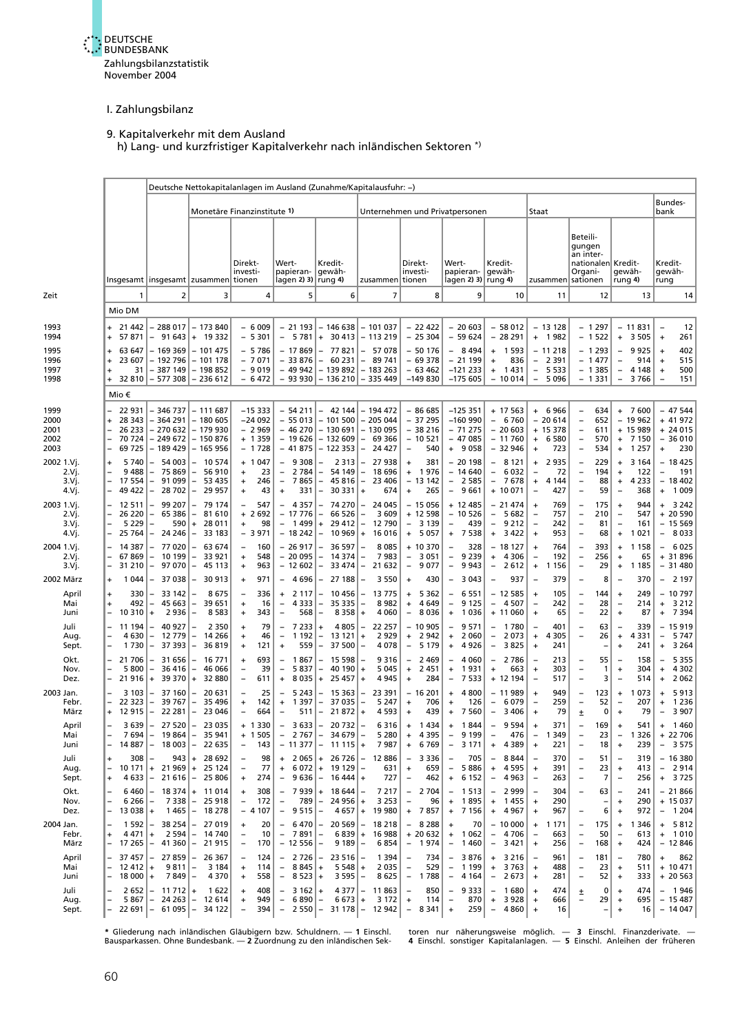Zahlungsbilanzstatistik
November 2004

## I. Zahlungsbilanz

### 9. Kapitalverkehr mit dem Ausland
#### h) Lang- und kurzfristiger Kapitalverkehr nach inländischen Sektoren *)

| Zeit | Deutsche Nettokapitalanlagen im Ausland (Zunahme/Kapitalausfuhr: –) | | | | | | | | | | | | | |
|---|---|---|---|---|---|---|---|---|---|---|---|---|---|---|
| | | | Monetäre Finanzinstitute 1) | | | | Unternehmen und Privatpersonen | | | | Staat | | | Bundesbank |
| | Insgesamt | insgesamt | zusammen | Direktinvestitionen | Wertpapieranlagen 2) 3) | Kreditgewährung 4) | zusammen | Direktinvestitionen | Wertpapieranlagen 2) 3) | Kreditgewährung 4) | zusammen | Beteiligungen an internationalen Organisationen | Kreditgewährung 4) | Kreditgewährung |
| | 1 | 2 | 3 | 4 | 5 | 6 | 7 | 8 | 9 | 10 | 11 | 12 | 13 | 14 |
| | Mio DM | | | | | | | | | | | | | |
| 1993 | + 21 442 | – 288 017 | – 173 840 | – 6 009 | – 21 193 | – 146 638 | – 101 037 | – 22 422 | – 20 603 | – 58 012 | – 13 128 | – 1 297 | – 11 831 | – 12 |
| 1994 | + 57 871 | – 91 643 | + 19 332 | – 5 301 | – 5 781 | + 30 413 | – 113 219 | – 25 304 | – 59 624 | – 28 291 | + 1 982 | – 1 522 | + 3 505 | + 261 |
| 1995 | + 63 647 | – 169 369 | – 101 475 | – 5 786 | – 17 869 | – 77 821 | – 57 078 | – 50 176 | – 8 494 | + 1 593 | – 11 218 | – 1 293 | – 9 925 | + 402 |
| 1996 | + 23 607 | – 192 796 | – 101 178 | – 7 071 | – 33 876 | – 60 231 | – 89 741 | – 69 378 | – 21 199 | + 836 | – 2 391 | – 1 477 | – 914 | + 515 |
| 1997 | + 31 | – 387 149 | – 198 852 | – 9 019 | – 49 942 | – 139 892 | – 183 263 | – 63 462 | –121 233 | + 1 431 | – 5 533 | – 1 385 | – 4 148 | + 500 |
| 1998 | + 32 810 | – 577 308 | – 236 612 | – 6 472 | – 93 930 | – 136 210 | – 335 449 | –149 830 | –175 605 | – 10 014 | – 5 096 | – 1 331 | – 3 766 | – 151 |
| | Mio € | | | | | | | | | | | | | |
| 1999 | – 22 931 | – 346 737 | – 111 687 | –15 333 | – 54 211 | – 42 144 | – 194 472 | – 86 685 | –125 351 | + 17 563 | + 6 966 | – 634 | + 7 600 | – 47 544 |
| 2000 | + 28 343 | – 364 291 | – 180 605 | –24 092 | – 55 013 | – 101 500 | – 205 044 | – 37 295 | –160 990 | – 6 760 | – 20 614 | – 652 | – 19 962 | + 41 972 |
| 2001 | – 26 233 | – 270 632 | – 179 930 | – 2 969 | – 46 270 | – 130 691 | – 130 095 | – 38 216 | – 71 275 | – 20 603 | + 15 378 | – 611 | + 15 989 | + 24 015 |
| 2002 | – 70 724 | – 249 672 | – 150 876 | + 1 359 | – 19 626 | – 132 609 | – 69 366 | – 10 521 | – 47 085 | – 11 760 | + 6 580 | – 570 | + 7 150 | – 36 010 |
| 2003 | – 69 725 | – 189 429 | – 165 956 | – 1 728 | – 41 875 | – 122 353 | – 24 427 | – 540 | + 9 058 | – 32 946 | + 723 | – 534 | + 1 257 | + 230 |
| 2002 1.Vj. | + 5 740 | – 54 003 | – 10 574 | + 1 047 | – 9 308 | – 2 313 | – 27 938 | + 381 | – 20 198 | – 8 121 | + 2 935 | – 229 | + 3 164 | – 18 425 |
| 2.Vj. | – 9 488 | – 75 869 | – 56 910 | + 23 | – 2 784 | – 54 149 | – 18 696 | + 1 976 | – 14 640 | – 6 032 | – 72 | – 194 | + 122 | – 191 |
| 3.Vj. | – 17 554 | – 91 099 | – 53 435 | + 246 | – 7 865 | – 45 816 | – 23 406 | – 13 142 | – 2 585 | – 7 678 | + 4 144 | – 88 | + 4 233 | – 18 402 |
| 4.Vj. | – 49 422 | – 28 702 | – 29 957 | + 43 | + 331 | – 30 331 | + 674 | + 265 | – 9 661 | + 10 071 | – 427 | – 59 | – 368 | + 1 009 |
| 2003 1.Vj. | – 12 511 | – 99 207 | – 79 174 | – 547 | – 4 357 | – 74 270 | – 24 045 | – 15 056 | + 12 485 | – 21 474 | + 769 | – 175 | + 944 | + 3 242 |
| 2.Vj. | – 26 220 | – 65 386 | – 81 610 | + 2 692 | – 17 776 | – 66 526 | – 3 609 | + 12 598 | – 10 526 | – 5 682 | – 757 | – 210 | – 547 | + 20 590 |
| 3.Vj. | – 5 229 | – 590 | + 28 011 | + 98 | – 1 499 | + 29 412 | – 12 790 | – 3 139 | – 439 | – 9 212 | – 242 | – 81 | – 161 | – 15 569 |
| 4.Vj. | – 25 764 | – 24 246 | – 33 183 | – 3 971 | – 18 242 | – 10 969 | + 16 016 | + 5 057 | + 7 538 | + 3 422 | + 953 | – 68 | + 1 021 | – 8 033 |
| 2004 1.Vj. | – 14 387 | – 77 020 | – 63 674 | – 160 | – 26 917 | – 36 597 | – 8 085 | + 10 370 | – 328 | – 18 127 | + 764 | – 393 | + 1 158 | – 6 025 |
| 2.Vj. | – 67 869 | – 10 199 | – 33 921 | + 548 | – 20 095 | – 14 374 | – 7 983 | – 3 051 | – 9 239 | + 4 306 | – 192 | – 256 | + 65 | + 31 896 |
| 3.Vj. | – 31 210 | – 97 070 | – 45 113 | + 963 | – 12 602 | – 33 474 | – 21 632 | – 9 077 | – 9 943 | – 2 612 | + 1 156 | – 29 | + 1 185 | – 31 480 |
| 2002 März | + 1 044 | – 37 038 | – 30 913 | + 971 | – 4 696 | – 27 188 | – 3 550 | + 430 | – 3 043 | – 937 | – 379 | – 8 | – 370 | – 2 197 |
| April | + 330 | – 33 142 | – 8 675 | – 336 | + 2 117 | – 10 456 | – 13 775 | + 5 362 | – 6 551 | – 12 585 | + 105 | – 144 | + 249 | – 10 797 |
| Mai | + 492 | – 45 663 | – 39 651 | + 16 | – 4 333 | – 35 335 | – 8 982 | + 4 649 | – 9 125 | – 4 507 | – 242 | – 28 | – 214 | + 3 212 |
| Juni | – 10 310 | + 2 936 | – 8 583 | + 343 | – 568 | – 8 358 | + 4 060 | – 8 036 | + 1 036 | + 11 060 | + 65 | – 22 | + 87 | + 7 394 |
| Juli | – 11 194 | – 40 927 | – 2 350 | + 79 | – 7 233 | + 4 805 | – 22 257 | – 10 905 | – 9 571 | – 1 780 | – 401 | – 63 | – 339 | – 15 919 |
| Aug. | – 4 630 | – 12 779 | – 14 266 | + 46 | – 1 192 | – 13 121 | + 2 929 | + 2 942 | + 2 060 | – 2 073 | + 4 305 | – 26 | + 4 331 | – 5 747 |
| Sept. | – 1 730 | – 37 393 | – 36 819 | + 121 | + 559 | – 37 500 | – 4 078 | – 5 179 | + 4 926 | – 3 825 | + 241 | – | + 241 | + 3 264 |
| Okt. | – 21 706 | – 31 656 | – 16 771 | + 693 | – 1 867 | – 15 598 | – 9 316 | – 2 469 | – 4 060 | – 2 786 | – 213 | – 55 | – 158 | – 5 355 |
| Nov. | – 5 800 | – 36 416 | – 46 066 | – 39 | – 5 837 | – 40 190 | + 5 045 | + 2 451 | + 1 931 | + 663 | + 303 | – 1 | + 304 | + 4 302 |
| Dez. | – 21 916 | + 39 370 | + 32 880 | – 611 | + 8 035 | + 25 457 | + 4 945 | + 284 | – 7 533 | + 12 194 | – 517 | – 3 | – 514 | + 2 062 |
| 2003 Jan. | – 3 103 | – 37 160 | – 20 631 | – 25 | – 5 243 | – 15 363 | – 23 391 | – 16 201 | + 4 800 | – 11 989 | + 949 | – 123 | + 1 073 | + 5 913 |
| Febr. | – 22 323 | – 39 767 | – 35 496 | + 142 | + 1 397 | – 37 035 | – 5 247 | + 706 | + 126 | – 6 079 | – 259 | – 52 | – 207 | + 1 236 |
| März | + 12 915 | – 22 281 | – 23 046 | – 664 | – 511 | – 21 872 | + 4 593 | + 439 | + 7 560 | – 3 406 | + 79 | ± 0 | + 79 | – 3 907 |
| April | – 3 639 | – 27 520 | – 23 035 | + 1 330 | – 3 633 | – 20 732 | – 6 316 | + 1 434 | + 1 844 | – 9 594 | + 371 | – 169 | + 541 | + 1 460 |
| Mai | – 7 694 | – 19 864 | – 35 941 | + 1 505 | – 2 767 | – 34 679 | – 5 280 | + 4 395 | – 9 199 | – 476 | – 1 349 | – 23 | – 1 326 | + 22 706 |
| Juni | – 14 887 | – 18 003 | – 22 635 | – 143 | – 11 377 | – 11 115 | + 7 987 | + 6 769 | – 3 171 | + 4 389 | + 221 | – 18 | + 239 | – 3 575 |
| Juli | + 308 | – 943 | + 28 692 | – 98 | + 2 065 | + 26 726 | – 12 886 | – 3 336 | – 705 | – 8 844 | – 370 | – 51 | – 319 | – 16 380 |
| Aug. | – 10 171 | + 21 969 | + 25 124 | – 77 | + 6 072 | + 19 129 | – 631 | + 659 | – 5 886 | + 4 595 | + 391 | – 23 | + 413 | – 2 914 |
| Sept. | + 4 633 | – 21 616 | – 25 806 | + 274 | – 9 636 | – 16 444 | + 727 | – 462 | + 6 152 | – 4 963 | – 263 | – 7 | – 256 | + 3 725 |
| Okt. | – 6 460 | – 18 374 | + 11 014 | + 308 | – 7 939 | + 18 644 | – 7 217 | – 2 704 | – 1 513 | – 2 999 | – 304 | – 63 | – 241 | – 21 866 |
| Nov. | – 6 266 | – 7 338 | – 25 918 | – 172 | – 789 | – 24 956 | + 3 253 | – 96 | + 1 895 | + 1 455 | + 290 | – | + 290 | + 15 037 |
| Dez. | – 13 038 | + 1 465 | – 18 278 | – 4 107 | – 9 515 | – 4 657 | + 19 980 | + 7 857 | + 7 156 | + 4 967 | + 967 | – 6 | + 972 | – 1 204 |
| 2004 Jan. | – 1 592 | – 38 254 | – 27 019 | + 20 | – 6 470 | – 20 569 | – 18 218 | – 8 288 | + 70 | – 10 000 | + 1 171 | – 175 | + 1 346 | + 5 812 |
| Febr. | + 4 471 | + 2 594 | – 14 740 | – 10 | – 7 891 | – 6 839 | + 16 988 | + 20 632 | + 1 062 | – 4 706 | – 663 | – 50 | – 613 | + 1 010 |
| März | – 17 265 | – 41 360 | – 21 915 | – 170 | – 12 556 | – 9 189 | – 6 854 | – 1 974 | – 1 460 | – 3 421 | + 256 | – 168 | + 424 | – 12 846 |
| April | – 37 457 | – 27 859 | – 26 367 | – 124 | – 2 726 | – 23 516 | – 1 394 | – 734 | – 3 876 | + 3 216 | – 961 | – 181 | – 780 | + 862 |
| Mai | – 12 412 | + 9 811 | – 3 184 | + 114 | – 8 845 | + 5 548 | + 2 035 | – 529 | – 1 199 | + 3 763 | + 488 | – 23 | + 511 | + 10 471 |
| Juni | – 18 000 | + 7 849 | – 4 370 | + 558 | – 8 523 | + 3 595 | – 8 625 | – 1 788 | – 4 164 | – 2 673 | + 281 | – 52 | + 333 | + 20 563 |
| Juli | – 2 652 | – 11 712 | + 1 622 | + 408 | – 3 162 | + 4 377 | – 11 863 | – 850 | – 9 333 | – 1 680 | + 474 | ± 0 | + 474 | – 1 946 |
| Aug. | – 5 867 | – 24 263 | – 12 614 | + 949 | – 6 890 | – 6 673 | + 3 172 | + 114 | – 870 | + 3 928 | + 666 | – 29 | + 695 | – 15 487 |
| Sept. | – 22 691 | – 61 095 | – 34 122 | – 394 | – 2 550 | – 31 178 | – 12 942 | – 8 341 | + 259 | – 4 860 | + 16 | – | + 16 | – 14 047 |

* Gliederung nach inländischen Gläubigern bzw. Schuldnern. — **1** Einschl. Bausparkassen. Ohne Bundesbank. — **2** Zuordnung zu den inländischen Sektoren nur näherungsweise möglich. — **3** Einschl. Finanzderivate. — **4** Einschl. sonstiger Kapitalanlagen. — **5** Einschl. Anleihen der früheren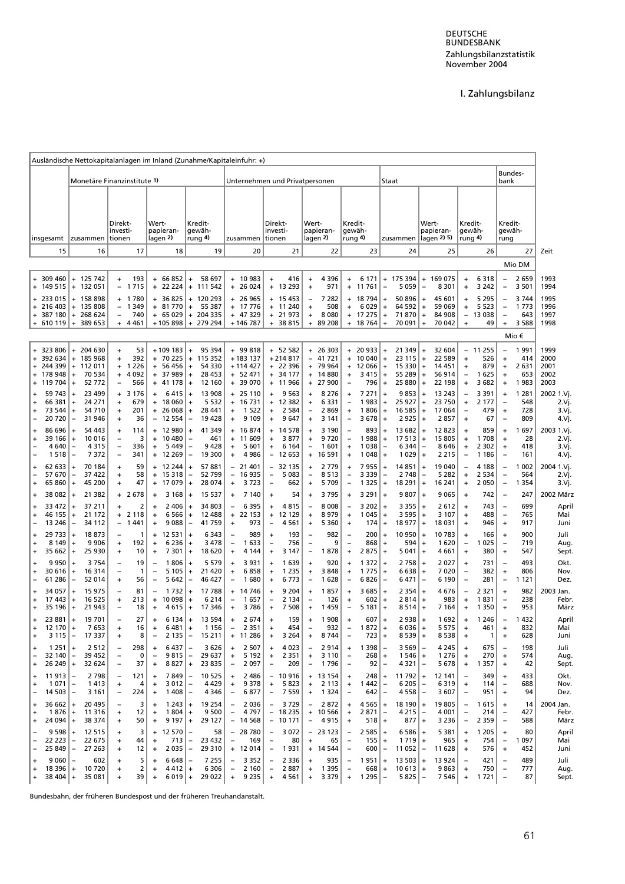# I. Zahlungsbilanz

| Ausländische Nettokapitalanlagen im Inland (Zunahme/Kapitaleinfuhr: +) | | | | | | | | | | | | | | | |
|---|---|---|---|---|---|---|---|---|---|---|---|---|---|---|---|
| | Monetäre Finanzinstitute 1) | | | | Unternehmen und Privatpersonen | | | | Staat | | | Bundesbank | | | |
| insgesamt | zusammen | Direktinvestitionen | Wertpapieranlagen 2) | Kreditgewährung 4) | zusammen | Direktinvestitionen | Wertpapieranlagen 2) | Kreditgewährung 4) | zusammen | Wertpapieranlagen 2) 5) | Kreditgewährung 4) | Kreditgewährung | | | Zeit |
| 15 | 16 | 17 | 18 | 19 | 20 | 21 | 22 | 23 | 24 | 25 | 26 | 27 | | | |
| Mio DM | | | | | | | | | | | | | | | |
| + 309 460 | + 125 742 | + 193 | + 66 852 | + 58 697 | + 10 983 | + 416 | + 4 396 | + 6 171 | + 175 394 | + 169 075 | + 6 318 | – 2 659 | | | 1993 |
| + 149 515 | + 132 051 | – 1 715 | + 22 224 | + 111 542 | + 26 024 | + 13 293 | + 971 | + 11 761 | – 5 059 | – 8 301 | + 3 242 | – 3 501 | | | 1994 |
| + 233 015 | + 158 898 | + 1 780 | + 36 825 | + 120 293 | + 26 965 | + 15 453 | – 7 282 | + 18 794 | + 50 896 | + 45 601 | + 5 295 | – 3 744 | | | 1995 |
| + 216 403 | + 135 808 | – 1 349 | + 81 770 | + 55 387 | + 17 776 | + 11 240 | + 508 | + 6 029 | + 64 592 | + 59 069 | + 5 523 | – 1 773 | | | 1996 |
| + 387 180 | + 268 624 | – 740 | + 65 029 | + 204 335 | + 47 329 | + 21 973 | + 8 080 | + 17 275 | + 71 870 | + 84 908 | – 13 038 | – 643 | | | 1997 |
| + 610 119 | + 389 653 | + 4 461 | + 105 898 | + 279 294 | + 146 787 | + 38 815 | + 89 208 | + 18 764 | + 70 091 | + 70 042 | + 49 | + 3 588 | | | 1998 |
| Mio € | | | | | | | | | | | | | | | |
| + 323 806 | + 204 630 | + 53 | + 109 183 | + 95 394 | + 99 818 | + 52 582 | + 26 303 | + 20 933 | + 21 349 | + 32 604 | – 11 255 | – 1 991 | | | 1999 |
| + 392 634 | + 185 968 | + 392 | + 70 225 | + 115 352 | + 183 137 | + 214 817 | – 41 721 | + 10 040 | + 23 115 | + 22 589 | + 526 | + 414 | | | 2000 |
| + 244 399 | + 112 011 | + 1 226 | + 56 456 | + 54 330 | + 114 427 | + 22 396 | + 79 964 | + 12 066 | + 15 330 | + 14 451 | + 879 | + 2 631 | | | 2001 |
| + 178 948 | + 70 534 | + 4 092 | + 37 989 | + 28 453 | + 52 471 | + 34 177 | + 14 880 | + 3 415 | + 55 289 | + 56 914 | – 1 625 | + 653 | | | 2002 |
| + 119 704 | + 52 772 | – 566 | + 41 178 | + 12 160 | + 39 070 | + 11 966 | + 27 900 | – 796 | + 25 880 | + 22 198 | + 3 682 | + 1 983 | | | 2003 |
| + 59 743 | + 23 499 | + 3 176 | + 6 415 | + 13 908 | + 25 110 | + 9 563 | + 8 276 | + 7 271 | + 9 853 | + 13 243 | – 3 391 | + 1 281 | | | 2002 1.Vj. |
| + 66 381 | + 24 271 | + 679 | + 18 060 | + 5 532 | + 16 731 | + 12 382 | + 6 331 | – 1 983 | + 25 927 | + 23 750 | + 2 177 | – 548 | | | 2.Vj. |
| + 73 544 | + 54 710 | + 201 | + 26 068 | + 28 441 | + 1 522 | + 2 584 | – 2 869 | + 1 806 | + 16 585 | + 17 064 | – 479 | + 728 | | | 3.Vj. |
| – 20 720 | – 31 946 | + 36 | – 12 554 | – 19 428 | + 9 109 | + 9 647 | + 3 141 | – 3 678 | + 2 925 | + 2 857 | + 67 | – 809 | | | 4.Vj. |
| + 86 696 | + 54 443 | + 114 | + 12 980 | + 41 349 | + 16 874 | + 14 578 | + 3 190 | – 893 | + 13 682 | + 12 823 | + 859 | + 1 697 | | | 2003 1.Vj. |
| + 39 166 | + 10 016 | – 3 | + 10 480 | – 461 | + 11 609 | + 3 877 | + 9 720 | – 1 988 | + 17 513 | + 15 805 | + 1 708 | + 28 | | | 2.Vj. |
| – 4 640 | – 4 315 | – 336 | + 5 449 | – 9 428 | + 5 601 | + 6 164 | – 1 601 | + 1 038 | – 6 344 | – 8 646 | + 2 302 | + 418 | | | 3.Vj. |
| – 1 518 | – 7 372 | – 341 | + 12 269 | – 19 300 | + 4 986 | – 12 653 | + 16 591 | + 1 048 | + 1 029 | + 2 215 | – 1 186 | – 161 | | | 4.Vj. |
| + 62 633 | + 70 184 | + 59 | + 12 244 | + 57 881 | – 21 401 | – 32 135 | + 2 779 | + 7 955 | + 14 851 | + 19 040 | – 4 188 | – 1 002 | | | 2004 1.Vj. |
| – 57 670 | – 37 422 | + 58 | + 15 318 | – 52 799 | – 16 935 | – 5 083 | – 8 513 | – 3 339 | – 2 748 | – 5 282 | + 2 534 | – 564 | | | 2.Vj. |
| + 65 860 | + 45 200 | + 47 | + 17 079 | + 28 074 | + 3 723 | – 662 | + 5 709 | – 1 325 | + 18 291 | + 16 241 | + 2 050 | – 1 354 | | | 3.Vj. |
| + 38 082 | + 21 382 | + 2 678 | + 3 168 | + 15 537 | + 7 140 | + 54 | + 3 795 | + 3 291 | + 9 807 | + 9 065 | + 742 | – 247 | | | 2002 März |
| + 33 472 | + 37 211 | + 2 | + 2 406 | + 34 803 | – 6 395 | + 4 815 | – 8 008 | – 3 202 | + 3 355 | + 2 612 | + 743 | – 699 | | | April |
| + 46 155 | + 21 172 | + 2 118 | + 6 566 | + 12 488 | + 22 153 | + 12 129 | + 8 979 | + 1 045 | + 3 595 | + 3 107 | + 488 | – 765 | | | Mai |
| – 13 246 | – 34 112 | – 1 441 | + 9 088 | – 41 759 | + 973 | – 4 561 | + 5 360 | + 174 | + 18 977 | + 18 031 | + 946 | + 917 | | | Juni |
| + 29 733 | + 18 873 | – 1 | + 12 531 | + 6 343 | – 989 | + 193 | – 982 | – 200 | + 10 950 | + 10 783 | + 166 | + 900 | | | Juli |
| + 8 149 | + 9 906 | + 192 | + 6 236 | + 3 478 | – 1 633 | – 756 | – 9 | + 868 | + 594 | + 1 620 | – 1 025 | – 719 | | | Aug. |
| + 35 662 | + 25 930 | + 10 | + 7 301 | + 18 620 | + 4 144 | + 3 147 | – 1 878 | + 2 875 | + 5 041 | + 4 661 | + 380 | + 547 | | | Sept. |
| + 9 950 | + 3 754 | – 19 | – 1 806 | + 5 579 | + 3 931 | + 1 639 | + 920 | + 1 372 | + 2 758 | + 2 027 | + 731 | – 493 | | | Okt. |
| + 30 616 | + 16 314 | – 1 | – 5 105 | + 21 420 | + 6 858 | + 1 235 | + 3 848 | + 1 775 | + 6 638 | + 7 020 | – 382 | + 806 | | | Nov. |
| – 61 286 | – 52 014 | + 56 | – 5 642 | – 46 427 | – 1 680 | + 6 773 | – 1 628 | – 6 826 | – 6 471 | – 6 190 | – 281 | – 1 121 | | | Dez. |
| + 34 057 | + 15 975 | – 81 | – 1 732 | + 17 788 | + 14 746 | + 9 204 | + 1 857 | + 3 685 | + 2 354 | + 4 676 | – 2 321 | + 982 | | | 2003 Jan. |
| + 17 443 | + 16 525 | + 213 | + 10 098 | + 6 214 | – 1 657 | – 2 134 | – 126 | + 602 | + 2 814 | + 983 | + 1 831 | – 238 | | | Febr. |
| + 35 196 | + 21 943 | – 18 | + 4 615 | + 17 346 | + 3 786 | + 7 508 | + 1 459 | – 5 181 | + 8 514 | + 7 164 | + 1 350 | + 953 | | | März |
| + 23 881 | + 19 701 | – 27 | + 6 134 | + 13 594 | + 2 674 | + 159 | + 1 908 | + 607 | + 2 938 | + 1 692 | + 1 246 | – 1 432 | | | April |
| + 12 170 | + 7 653 | + 16 | + 6 481 | + 1 156 | – 2 351 | + 454 | – 932 | – 1 872 | + 6 036 | + 5 575 | + 461 | + 832 | | | Mai |
| + 3 115 | – 17 337 | + 8 | – 2 135 | – 15 211 | + 11 286 | + 3 264 | + 8 744 | – 723 | + 8 539 | + 8 538 | + 1 | + 628 | | | Juni |
| + 1 251 | + 2 512 | – 298 | + 6 437 | – 3 626 | + 2 507 | + 4 023 | – 2 914 | + 1 398 | – 3 569 | – 4 245 | + 675 | – 198 | | | Juli |
| – 32 140 | – 39 452 | – 0 | – 9 815 | – 29 637 | + 5 192 | + 2 351 | + 3 110 | – 268 | + 1 546 | + 1 276 | + 270 | + 574 | | | Aug. |
| + 26 249 | + 32 624 | – 37 | + 8 827 | + 23 835 | – 2 097 | – 209 | – 1 796 | – 92 | – 4 321 | – 5 678 | + 1 357 | + 42 | | | Sept. |
| + 11 913 | – 2 798 | – 121 | + 7 849 | – 10 525 | + 2 486 | – 10 916 | + 13 154 | + 248 | + 11 792 | + 12 141 | – 349 | + 433 | | | Okt. |
| + 1 071 | – 1 413 | + 4 | + 3 012 | – 4 429 | + 9 378 | + 5 823 | + 2 113 | + 1 442 | – 6 205 | – 6 319 | + 114 | – 688 | | | Nov. |
| – 14 503 | – 3 161 | – 224 | + 1 408 | – 4 346 | – 6 877 | – 7 559 | + 1 324 | – 642 | – 4 558 | – 3 607 | – 951 | + 94 | | | Dez. |
| + 36 662 | + 20 495 | – 3 | + 1 243 | + 19 254 | – 2 036 | – 3 729 | – 2 872 | + 4 565 | + 18 190 | + 19 805 | – 1 615 | + 14 | | | 2004 Jan. |
| + 1 876 | + 11 316 | + 12 | + 1 804 | + 9 500 | – 4 797 | – 18 235 | + 10 566 | + 2 871 | – 4 215 | – 4 001 | – 214 | – 427 | | | Febr. |
| + 24 094 | + 38 374 | + 50 | + 9 197 | + 29 127 | – 14 568 | – 10 171 | – 4 915 | + 518 | + 877 | + 3 236 | – 2 359 | – 588 | | | März |
| – 9 598 | + 12 515 | + 3 | + 12 570 | – 58 | – 28 780 | – 3 072 | – 23 123 | – 2 585 | + 6 586 | + 5 381 | + 1 205 | + 80 | | | April |
| – 22 223 | – 22 675 | + 44 | + 713 | – 23 432 | – 169 | – 80 | + 65 | – 155 | + 1 719 | + 965 | + 754 | – 1 097 | | | Mai |
| – 25 849 | – 27 263 | + 12 | + 2 035 | – 29 310 | + 12 014 | – 1 931 | + 14 544 | – 600 | – 11 052 | – 11 628 | + 576 | + 452 | | | Juni |
| + 9 060 | – 602 | + 5 | + 6 648 | – 7 255 | – 3 352 | – 2 336 | + 935 | – 1 951 | + 13 503 | + 13 924 | – 421 | – 489 | | | Juli |
| + 18 396 | + 10 720 | + 2 | + 4 412 | + 6 306 | – 2 160 | – 2 887 | + 1 395 | – 668 | + 10 613 | + 9 863 | + 750 | – 777 | | | Aug. |
| + 38 404 | + 35 081 | + 39 | + 6 019 | + 29 022 | + 9 235 | + 4 561 | + 3 379 | + 1 295 | – 5 825 | – 7 546 | + 1 721 | – 87 | | | Sept. |

Bundesbahn, der früheren Bundespost und der früheren Treuhandanstalt.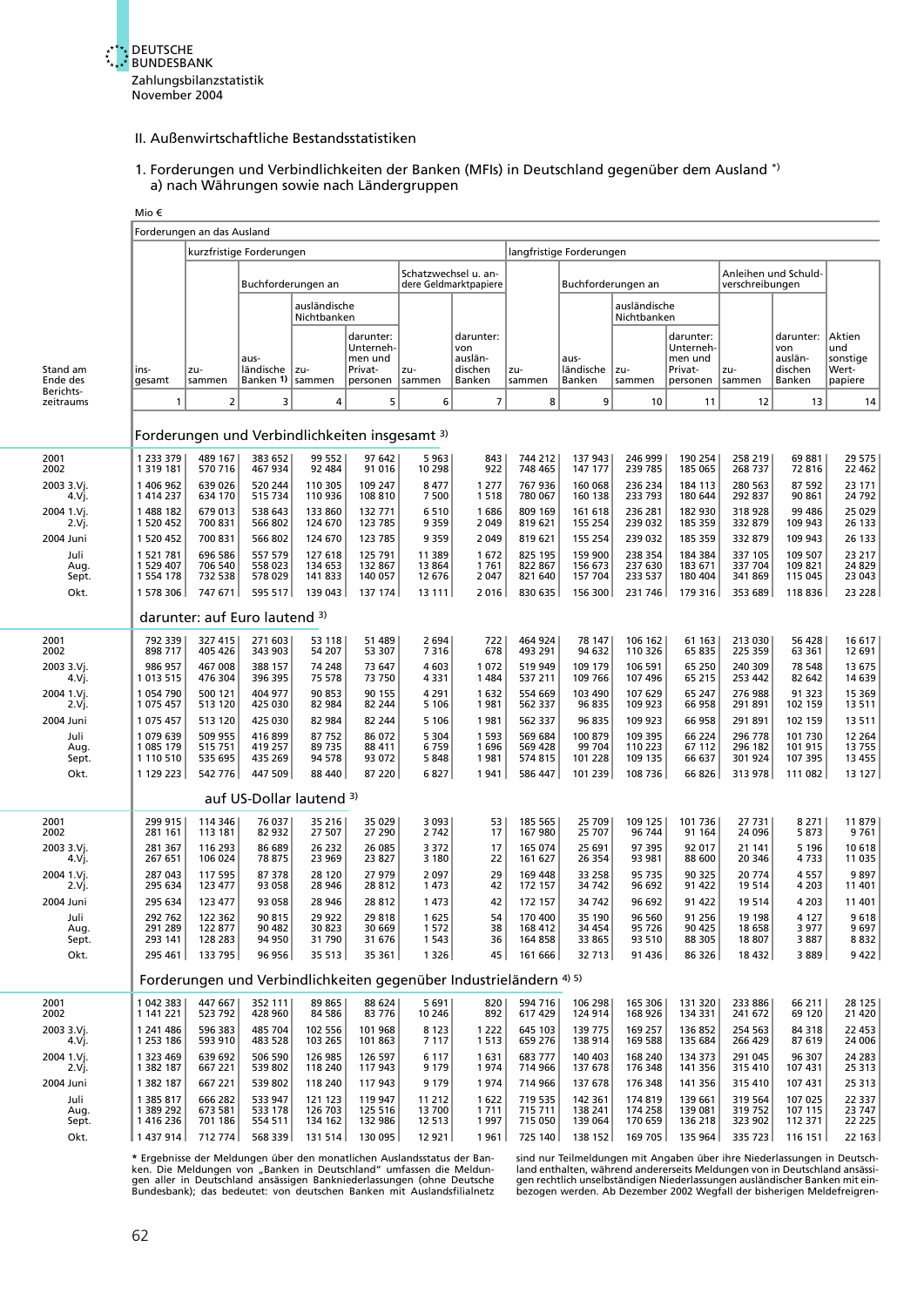## II. Außenwirtschaftliche Bestandsstatistiken

### 1. Forderungen und Verbindlichkeiten der Banken (MFIs) in Deutschland gegenüber dem Ausland *)
#### a) nach Währungen sowie nach Ländergruppen

Mio €

| Stand am Ende des Berichtszeitraums | Forderungen an das Ausland | kurzfristige Forderungen | | | | | | langfristige Forderungen | | | | | | |
|---|---|---|---|---|---|---|---|---|---|---|---|---|---|---|
| | | | Buchforderungen an | | | Schatzwechsel u. andere Geldmarktpapiere | | | Buchforderungen an | | | Anleihen und Schuldverschreibungen | | |
| | | | | ausländische Nichtbanken | | | | | | ausländische Nichtbanken | | | | |
| | insgesamt | zusammen | ausländische Banken 1) | zusammen | darunter: Unternehmen und Privatpersonen | zusammen | darunter: von ausländischen Banken | zusammen | ausländische Banken | zusammen | darunter: Unternehmen und Privatpersonen | zusammen | darunter: von ausländischen Banken | Aktien und sonstige Wertpapiere |
| | 1 | 2 | 3 | 4 | 5 | 6 | 7 | 8 | 9 | 10 | 11 | 12 | 13 | 14 |
| **Forderungen und Verbindlichkeiten insgesamt 3)** | | | | | | | | | | | | | | |
| 2001 | 1 233 379 | 489 167 | 383 652 | 99 552 | 97 642 | 5 963 | 843 | 744 212 | 137 943 | 246 999 | 190 254 | 258 219 | 69 881 | 29 575 |
| 2002 | 1 319 181 | 570 716 | 467 934 | 92 484 | 91 016 | 10 298 | 922 | 748 465 | 147 177 | 239 785 | 185 065 | 268 737 | 72 816 | 22 462 |
| 2003 3.Vj. | 1 406 962 | 639 026 | 520 244 | 110 305 | 109 247 | 8 477 | 1 277 | 767 936 | 160 068 | 236 234 | 184 113 | 280 563 | 87 592 | 23 171 |
| 4.Vj. | 1 414 237 | 634 170 | 515 734 | 110 936 | 108 810 | 7 500 | 1 518 | 780 067 | 160 138 | 233 793 | 180 644 | 292 837 | 90 861 | 24 792 |
| 2004 1.Vj. | 1 488 182 | 679 013 | 538 643 | 133 860 | 132 771 | 6 510 | 1 686 | 809 169 | 161 618 | 236 281 | 182 930 | 318 928 | 99 486 | 25 029 |
| 2.Vj. | 1 520 452 | 700 831 | 566 802 | 124 670 | 123 785 | 9 359 | 2 049 | 819 621 | 155 254 | 239 032 | 185 359 | 332 879 | 109 943 | 26 133 |
| 2004 Juni | 1 520 452 | 700 831 | 566 802 | 124 670 | 123 785 | 9 359 | 2 049 | 819 621 | 155 254 | 239 032 | 185 359 | 332 879 | 109 943 | 26 133 |
| Juli | 1 521 781 | 696 586 | 557 579 | 127 618 | 125 791 | 11 389 | 1 672 | 825 195 | 159 900 | 238 354 | 184 384 | 337 105 | 109 507 | 23 217 |
| Aug. | 1 529 407 | 706 540 | 558 023 | 134 653 | 132 867 | 13 864 | 1 761 | 822 867 | 156 673 | 237 630 | 183 671 | 337 704 | 109 821 | 24 829 |
| Sept. | 1 554 178 | 732 538 | 578 029 | 141 833 | 140 057 | 12 676 | 2 047 | 821 640 | 157 704 | 233 537 | 180 404 | 341 869 | 115 045 | 23 043 |
| Okt. | 1 578 306 | 747 671 | 595 517 | 139 043 | 137 174 | 13 111 | 2 016 | 830 635 | 156 300 | 231 746 | 179 316 | 353 689 | 118 836 | 23 228 |
| **darunter: auf Euro lautend 3)** | | | | | | | | | | | | | | |
| 2001 | 792 339 | 327 415 | 271 603 | 53 118 | 51 489 | 2 694 | 722 | 464 924 | 78 147 | 106 162 | 61 163 | 213 030 | 56 428 | 16 617 |
| 2002 | 898 717 | 405 426 | 343 903 | 54 207 | 53 307 | 7 316 | 678 | 493 291 | 94 632 | 110 326 | 65 835 | 225 359 | 63 361 | 12 691 |
| 2003 3.Vj. | 986 957 | 467 008 | 388 157 | 74 248 | 73 647 | 4 603 | 1 072 | 519 949 | 109 179 | 106 591 | 65 250 | 240 309 | 78 548 | 13 675 |
| 4.Vj. | 1 013 515 | 476 304 | 396 395 | 75 578 | 73 750 | 4 331 | 1 484 | 537 211 | 109 766 | 107 496 | 65 215 | 253 442 | 82 642 | 14 639 |
| 2004 1.Vj. | 1 054 790 | 500 121 | 404 977 | 90 853 | 90 155 | 4 291 | 1 632 | 554 669 | 103 490 | 107 629 | 65 247 | 276 988 | 91 323 | 15 369 |
| 2.Vj. | 1 075 457 | 513 120 | 425 030 | 82 984 | 82 244 | 5 106 | 1 981 | 562 337 | 96 835 | 109 923 | 66 958 | 291 891 | 102 159 | 13 511 |
| 2004 Juni | 1 075 457 | 513 120 | 425 030 | 82 984 | 82 244 | 5 106 | 1 981 | 562 337 | 96 835 | 109 923 | 66 958 | 291 891 | 102 159 | 13 511 |
| Juli | 1 079 639 | 509 955 | 416 899 | 87 752 | 86 072 | 5 304 | 1 593 | 569 684 | 100 879 | 109 395 | 66 224 | 296 778 | 101 730 | 12 264 |
| Aug. | 1 085 179 | 515 751 | 419 257 | 89 735 | 88 411 | 6 759 | 1 696 | 569 428 | 99 704 | 110 223 | 67 112 | 296 182 | 101 915 | 13 755 |
| Sept. | 1 110 510 | 535 695 | 435 269 | 94 578 | 93 072 | 5 848 | 1 981 | 574 815 | 101 228 | 109 135 | 66 637 | 301 924 | 107 395 | 13 455 |
| Okt. | 1 129 223 | 542 776 | 447 509 | 88 440 | 87 220 | 6 827 | 1 941 | 586 447 | 101 239 | 108 736 | 66 826 | 313 978 | 111 082 | 13 127 |
| **auf US-Dollar lautend 3)** | | | | | | | | | | | | | | |
| 2001 | 299 915 | 114 346 | 76 037 | 35 216 | 35 029 | 3 093 | 53 | 185 565 | 25 709 | 109 125 | 101 736 | 27 731 | 8 271 | 11 879 |
| 2002 | 281 161 | 113 181 | 82 932 | 27 507 | 27 290 | 2 742 | 17 | 167 980 | 25 707 | 96 744 | 91 164 | 24 096 | 5 873 | 9 761 |
| 2003 3.Vj. | 281 367 | 116 293 | 86 689 | 26 232 | 26 085 | 3 372 | 17 | 165 074 | 25 691 | 97 395 | 92 017 | 21 141 | 5 196 | 10 618 |
| 4.Vj. | 267 651 | 106 024 | 78 875 | 23 969 | 23 827 | 3 180 | 22 | 161 627 | 26 354 | 93 981 | 88 600 | 20 346 | 4 733 | 11 035 |
| 2004 1.Vj. | 287 043 | 117 595 | 87 378 | 28 120 | 27 979 | 2 097 | 29 | 169 448 | 33 258 | 95 735 | 90 325 | 20 774 | 4 557 | 9 897 |
| 2.Vj. | 295 634 | 123 477 | 93 058 | 28 946 | 28 812 | 1 473 | 42 | 172 157 | 34 742 | 96 692 | 91 422 | 19 514 | 4 203 | 11 401 |
| 2004 Juni | 295 634 | 123 477 | 93 058 | 28 946 | 28 812 | 1 473 | 42 | 172 157 | 34 742 | 96 692 | 91 422 | 19 514 | 4 203 | 11 401 |
| Juli | 292 762 | 122 362 | 90 815 | 29 922 | 29 818 | 1 625 | 54 | 170 400 | 35 190 | 96 560 | 91 256 | 19 198 | 4 127 | 9 618 |
| Aug. | 291 289 | 122 877 | 90 482 | 30 823 | 30 669 | 1 572 | 38 | 168 412 | 34 454 | 95 726 | 90 425 | 18 658 | 3 977 | 9 697 |
| Sept. | 293 141 | 128 283 | 94 950 | 31 790 | 31 676 | 1 543 | 36 | 164 858 | 33 865 | 93 510 | 88 305 | 18 807 | 3 887 | 8 832 |
| Okt. | 295 461 | 133 795 | 96 956 | 35 513 | 35 361 | 1 326 | 45 | 161 666 | 32 713 | 91 436 | 86 326 | 18 432 | 3 889 | 9 422 |
| **Forderungen und Verbindlichkeiten gegenüber Industrieländern 4) 5)** | | | | | | | | | | | | | | |
| 2001 | 1 042 383 | 447 667 | 352 111 | 89 865 | 88 624 | 5 691 | 820 | 594 716 | 106 298 | 165 306 | 131 320 | 233 886 | 66 211 | 28 125 |
| 2002 | 1 141 221 | 523 792 | 428 960 | 84 586 | 83 776 | 10 246 | 892 | 617 429 | 124 914 | 168 926 | 134 331 | 241 672 | 69 120 | 21 420 |
| 2003 3.Vj. | 1 241 486 | 596 383 | 485 704 | 102 556 | 101 968 | 8 123 | 1 222 | 645 103 | 139 775 | 169 257 | 136 852 | 254 563 | 84 318 | 22 453 |
| 4.Vj. | 1 253 186 | 593 910 | 483 528 | 103 265 | 101 863 | 7 117 | 1 513 | 659 276 | 138 914 | 169 588 | 135 684 | 266 429 | 87 619 | 24 006 |
| 2004 1.Vj. | 1 323 469 | 639 692 | 506 590 | 126 985 | 126 597 | 6 117 | 1 631 | 683 777 | 140 403 | 168 240 | 134 373 | 291 045 | 96 307 | 24 283 |
| 2.Vj. | 1 382 187 | 667 221 | 539 802 | 118 240 | 117 943 | 9 179 | 1 974 | 714 966 | 137 678 | 176 348 | 141 356 | 315 410 | 107 431 | 25 313 |
| 2004 Juni | 1 382 187 | 667 221 | 539 802 | 118 240 | 117 943 | 9 179 | 1 974 | 714 966 | 137 678 | 176 348 | 141 356 | 315 410 | 107 431 | 25 313 |
| Juli | 1 385 817 | 666 282 | 533 947 | 121 123 | 119 947 | 11 212 | 1 622 | 719 535 | 142 361 | 174 819 | 139 661 | 319 564 | 107 025 | 22 337 |
| Aug. | 1 389 292 | 673 581 | 533 178 | 126 703 | 125 516 | 13 700 | 1 711 | 715 711 | 138 241 | 174 258 | 139 081 | 319 752 | 107 115 | 23 747 |
| Sept. | 1 416 236 | 701 186 | 554 511 | 134 162 | 132 986 | 12 513 | 1 997 | 715 050 | 139 064 | 170 659 | 136 218 | 323 902 | 112 371 | 22 225 |
| Okt. | 1 437 914 | 712 774 | 568 339 | 131 514 | 130 095 | 12 921 | 1 961 | 725 140 | 138 152 | 169 705 | 135 964 | 335 723 | 116 151 | 22 163 |

\* Ergebnisse der Meldungen über den monatlichen Auslandsstatus der Banken. Die Meldungen von „Banken in Deutschland" umfassen die Meldungen aller in Deutschland ansässigen Bankniederlassungen (ohne Deutsche Bundesbank); das bedeutet: von deutschen Banken mit Auslandsfilialnetz sind nur Teilmeldungen mit Angaben über ihre Niederlassungen in Deutschland enthalten, während andererseits Meldungen von in Deutschland ansässigen rechtlich unselbständigen Niederlassungen ausländischer Banken mit einbezogen werden. Ab Dezember 2002 Wegfall der bisherigen Meldefreigren-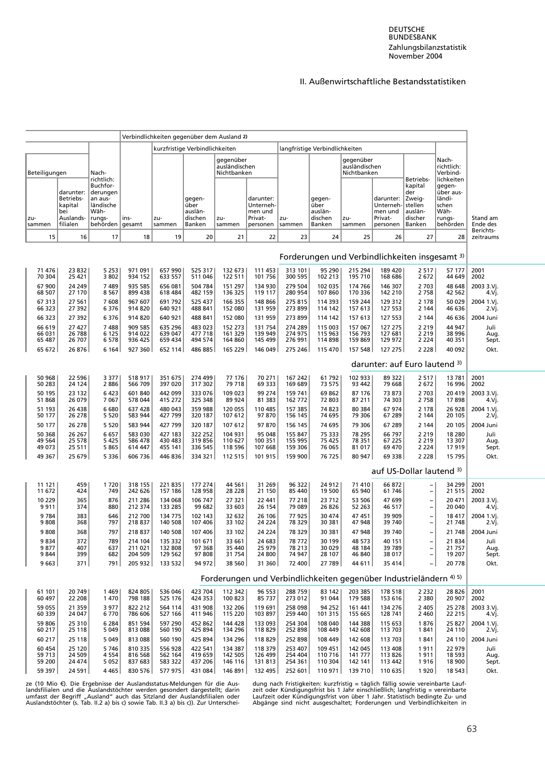II. Außenwirtschaftliche Bestandsstatistiken

| Beteiligungen | | Nachrichtlich: Buchforderungen an ausländische Währungsbehörden | Verbindlichkeiten gegenüber dem Ausland 2) | | | | | | | | | | | |
|---|---|---|---|---|---|---|---|---|---|---|---|---|---|---|
| | | | | kurzfristige Verbindlichkeiten | | | | langfristige Verbindlichkeiten | | | | | | |
| | | | | | | gegenüber ausländischen Nichtbanken | | | | gegenüber ausländischen Nichtbanken | | | | |
| zusammen | darunter: Betriebskapital bei Auslandsfilialen | | insgesamt | zusammen | gegenüber ausländischen Banken | zusammen | darunter: Unternehmen und Privatpersonen | zusammen | gegenüber ausländischen Banken | zusammen | darunter: Unternehmen und Privatpersonen | Betriebskapital der Zweigstellen ausländischer Banken | Nachrichtlich: Verbindlichkeiten gegenüber ausländischen Währungsbehörden | Stand am Ende des Berichtszeitraums |
| 15 | 16 | 17 | 18 | 19 | 20 | 21 | 22 | 23 | 24 | 25 | 26 | 27 | 28 | |
| **Forderungen und Verbindlichkeiten insgesamt 3)** | | | | | | | | | | | | | | |
| 71 476 | 23 832 | 5 253 | 971 091 | 657 990 | 525 317 | 132 673 | 111 453 | 313 101 | 95 290 | 215 294 | 189 420 | 2 517 | 57 177 | 2001 |
| 70 304 | 25 421 | 3 802 | 934 152 | 633 557 | 511 046 | 122 511 | 101 756 | 300 595 | 102 213 | 195 710 | 168 686 | 2 672 | 44 649 | 2002 |
| 67 900 | 24 249 | 7 489 | 935 585 | 656 081 | 504 784 | 151 297 | 134 930 | 279 504 | 102 035 | 174 766 | 146 307 | 2 703 | 48 648 | 2003 3.Vj. |
| 68 507 | 27 170 | 8 567 | 899 438 | 618 484 | 482 159 | 136 325 | 119 117 | 280 954 | 107 860 | 170 336 | 142 210 | 2 758 | 42 562 | 4.Vj. |
| 67 313 | 27 561 | 7 608 | 967 607 | 691 792 | 525 437 | 166 355 | 148 866 | 275 815 | 114 393 | 159 244 | 129 312 | 2 178 | 50 029 | 2004 1.Vj. |
| 66 323 | 27 392 | 6 376 | 914 820 | 640 921 | 488 841 | 152 080 | 131 959 | 273 899 | 114 142 | 157 613 | 127 553 | 2 144 | 46 636 | 2.Vj. |
| 66 323 | 27 392 | 6 376 | 914 820 | 640 921 | 488 841 | 152 080 | 131 959 | 273 899 | 114 142 | 157 613 | 127 553 | 2 144 | 46 636 | 2004 Juni |
| 66 619 | 27 427 | 7 488 | 909 585 | 635 296 | 483 023 | 152 273 | 131 754 | 274 289 | 115 003 | 157 067 | 127 275 | 2 219 | 44 947 | Juli |
| 66 031 | 26 788 | 6 125 | 914 022 | 639 047 | 477 718 | 161 329 | 139 949 | 274 975 | 115 963 | 156 793 | 127 681 | 2 219 | 38 996 | Aug. |
| 65 487 | 26 707 | 6 578 | 936 425 | 659 434 | 494 574 | 164 860 | 145 499 | 276 991 | 114 898 | 159 869 | 129 972 | 2 224 | 40 351 | Sept. |
| 65 672 | 26 876 | 6 164 | 927 360 | 652 114 | 486 885 | 165 229 | 146 049 | 275 246 | 115 470 | 157 548 | 127 275 | 2 228 | 40 092 | Okt. |
| **darunter: auf Euro lautend 3)** | | | | | | | | | | | | | | |
| 50 968 | 22 596 | 3 377 | 518 917 | 351 675 | 274 499 | 77 176 | 70 271 | 167 242 | 61 792 | 89 322 | 79 668 | 2 517 | 13 781 | 2001 |
| 50 283 | 24 124 | 2 886 | 566 709 | 397 020 | 317 302 | 79 718 | 69 333 | 169 689 | 73 575 | 93 442 | 79 668 | 2 672 | 16 996 | 2002 |
| 50 195 | 23 132 | 6 423 | 601 840 | 442 099 | 333 076 | 109 023 | 99 274 | 159 741 | 69 862 | 87 176 | 73 873 | 2 703 | 20 419 | 2003 3.Vj. |
| 51 868 | 26 079 | 7 067 | 578 044 | 415 272 | 325 348 | 89 924 | 81 383 | 162 772 | 72 803 | 87 211 | 74 303 | 2 758 | 17 898 | 4.Vj. |
| 51 193 | 26 438 | 6 680 | 637 428 | 480 043 | 359 988 | 120 055 | 110 485 | 157 385 | 74 823 | 80 384 | 67 974 | 2 178 | 26 928 | 2004 1.Vj. |
| 50 177 | 26 278 | 5 520 | 583 944 | 427 799 | 320 187 | 107 612 | 97 870 | 156 145 | 74 695 | 79 306 | 67 289 | 2 144 | 20 105 | 2.Vj. |
| 50 177 | 26 278 | 5 520 | 583 944 | 427 799 | 320 187 | 107 612 | 97 870 | 156 145 | 74 695 | 79 306 | 67 289 | 2 144 | 20 105 | 2004 Juni |
| 50 368 | 26 267 | 6 657 | 583 030 | 427 183 | 322 252 | 104 931 | 95 048 | 155 847 | 75 333 | 78 295 | 66 797 | 2 219 | 18 280 | Juli |
| 49 564 | 25 578 | 5 425 | 586 478 | 430 483 | 319 856 | 110 627 | 100 351 | 155 995 | 75 425 | 78 351 | 67 225 | 2 219 | 13 307 | Aug. |
| 49 073 | 25 511 | 5 865 | 614 447 | 455 141 | 336 545 | 118 596 | 107 668 | 159 306 | 76 065 | 81 017 | 69 470 | 2 224 | 17 919 | Sept. |
| 49 367 | 25 679 | 5 336 | 606 736 | 446 836 | 334 321 | 112 515 | 101 915 | 159 900 | 76 725 | 80 947 | 69 338 | 2 228 | 15 795 | Okt. |
| **auf US-Dollar lautend 3)** | | | | | | | | | | | | | | |
| 11 121 | 459 | 1 720 | 318 155 | 221 835 | 177 274 | 44 561 | 31 269 | 96 322 | 24 912 | 71 410 | 66 872 | – | 34 299 | 2001 |
| 11 672 | 424 | 749 | 242 626 | 157 186 | 128 958 | 28 228 | 21 150 | 85 440 | 19 500 | 65 940 | 61 746 | – | 21 515 | 2002 |
| 10 229 | 365 | 876 | 211 286 | 134 068 | 106 747 | 27 321 | 22 441 | 77 218 | 23 712 | 53 506 | 47 699 | – | 20 471 | 2003 3.Vj. |
| 9 911 | 374 | 880 | 212 374 | 133 285 | 99 682 | 33 603 | 26 154 | 79 089 | 26 826 | 52 263 | 46 517 | – | 20 040 | 4.Vj. |
| 9 784 | 383 | 646 | 212 700 | 134 775 | 102 143 | 32 632 | 26 106 | 77 925 | 30 474 | 47 451 | 39 909 | – | 18 417 | 2004 1.Vj. |
| 9 808 | 368 | 797 | 218 837 | 140 508 | 107 406 | 33 102 | 24 224 | 78 329 | 30 381 | 47 948 | 39 740 | – | 21 748 | 2.Vj. |
| 9 808 | 368 | 797 | 218 837 | 140 508 | 107 406 | 33 102 | 24 224 | 78 329 | 30 381 | 47 948 | 39 740 | – | 21 748 | 2004 Juni |
| 9 834 | 372 | 789 | 214 104 | 135 332 | 101 671 | 33 661 | 24 683 | 78 772 | 30 199 | 48 573 | 40 151 | – | 21 834 | Juli |
| 9 877 | 407 | 637 | 211 021 | 132 808 | 97 368 | 35 440 | 25 979 | 78 213 | 30 029 | 48 184 | 39 789 | – | 21 757 | Aug. |
| 9 844 | 399 | 682 | 204 509 | 129 562 | 97 808 | 31 754 | 24 800 | 74 947 | 28 107 | 46 840 | 38 017 | – | 19 207 | Sept. |
| 9 663 | 371 | 791 | 205 932 | 133 532 | 94 972 | 38 560 | 31 360 | 72 400 | 27 789 | 44 611 | 35 414 | – | 20 778 | Okt. |
| **Forderungen und Verbindlichkeiten gegenüber Industrieländern 4) 5)** | | | | | | | | | | | | | | |
| 61 101 | 20 749 | 1 469 | 824 805 | 536 046 | 423 704 | 112 342 | 96 553 | 288 759 | 83 142 | 203 385 | 178 518 | 2 232 | 28 826 | 2001 |
| 60 497 | 22 208 | 1 470 | 798 188 | 525 176 | 424 353 | 100 823 | 85 737 | 273 012 | 91 044 | 179 588 | 153 616 | 2 380 | 20 907 | 2002 |
| 59 055 | 21 359 | 3 977 | 822 212 | 564 114 | 431 908 | 132 206 | 119 691 | 258 098 | 94 252 | 161 441 | 134 276 | 2 405 | 25 278 | 2003 3.Vj. |
| 60 339 | 24 047 | 6 770 | 786 606 | 527 166 | 411 946 | 115 220 | 103 897 | 259 440 | 101 315 | 155 665 | 128 741 | 2 460 | 22 215 | 4.Vj. |
| 59 806 | 25 310 | 6 284 | 851 594 | 597 290 | 452 862 | 144 428 | 133 093 | 254 304 | 108 040 | 144 388 | 115 653 | 1 876 | 25 827 | 2004 1.Vj. |
| 60 217 | 25 118 | 5 049 | 813 088 | 560 190 | 425 894 | 134 296 | 118 829 | 252 898 | 108 449 | 142 608 | 113 703 | 1 841 | 24 110 | 2.Vj. |
| 60 217 | 25 118 | 5 049 | 813 088 | 560 190 | 425 894 | 134 296 | 118 829 | 252 898 | 108 449 | 142 608 | 113 703 | 1 841 | 24 110 | 2004 Juni |
| 60 454 | 25 120 | 5 746 | 810 335 | 556 928 | 422 541 | 134 387 | 118 379 | 253 407 | 109 451 | 142 045 | 113 408 | 1 911 | 22 979 | Juli |
| 59 713 | 24 509 | 4 554 | 816 568 | 562 164 | 419 659 | 142 505 | 126 499 | 254 404 | 110 716 | 141 777 | 113 826 | 1 911 | 18 593 | Aug. |
| 59 200 | 24 474 | 5 052 | 837 683 | 583 322 | 437 206 | 146 116 | 131 813 | 254 361 | 110 304 | 142 141 | 113 442 | 1 916 | 18 900 | Sept. |
| 59 397 | 24 591 | 4 465 | 830 576 | 577 975 | 431 084 | 146 891 | 132 495 | 252 601 | 110 971 | 139 710 | 110 635 | 1 920 | 18 543 | Okt. |

ze (10 Mio €). Die Ergebnisse der Auslandsstatus-Meldungen für die Auslandsfilialen und die Auslandstöchter werden gesondert dargestellt; darin umfasst der Begriff „Ausland" auch das Sitzland der Auslandsfilialen oder Auslandstöchter (s. Tab. II.2 a) bis c) sowie Tab. II.3 a) bis c)). Zur Unterscheidung nach Fristigkeiten: kurzfristig = täglich fällig sowie vereinbarte Laufzeit oder Kündigungsfrist bis 1 Jahr einschließlich; langfristig = vereinbarte Laufzeit oder Kündigungsfrist von über 1 Jahr. Statistisch bedingte Zu- und Abgänge sind nicht ausgeschaltet; Forderungen und Verbindlichkeiten in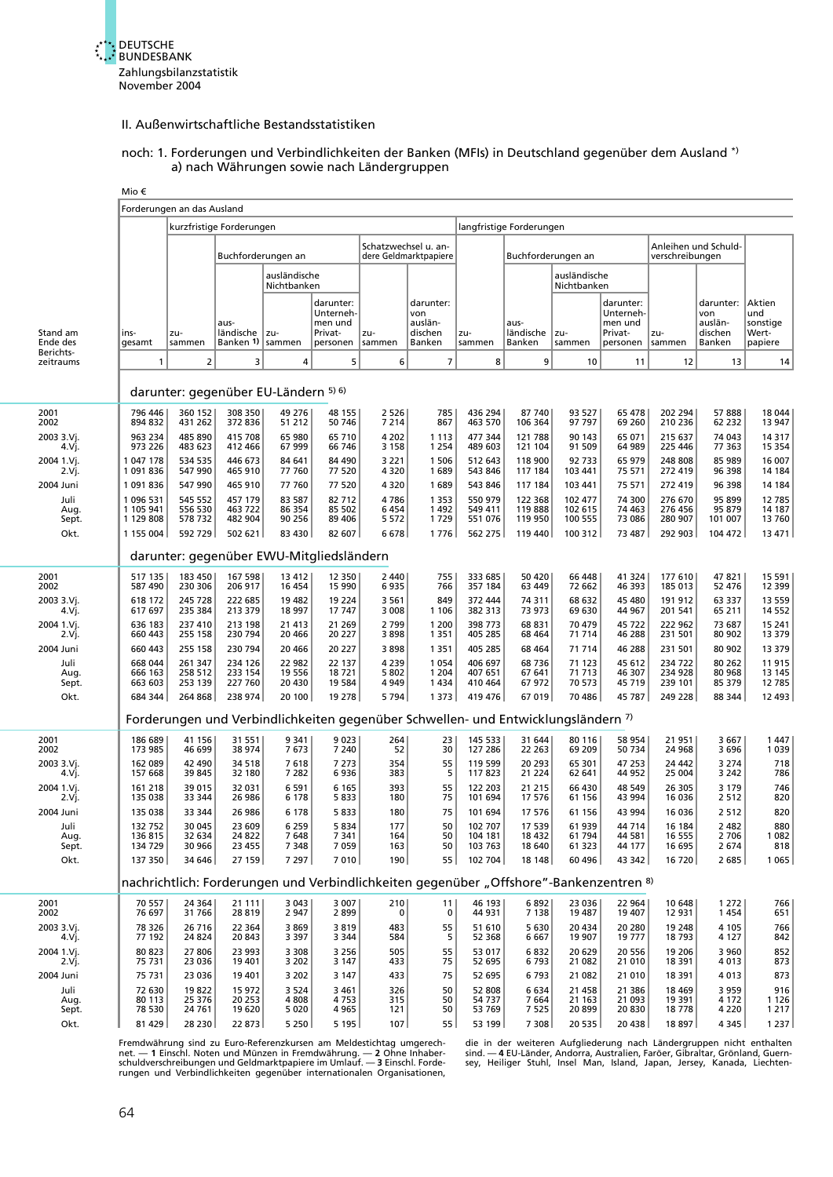II. Außenwirtschaftliche Bestandsstatistiken

noch: 1. Forderungen und Verbindlichkeiten der Banken (MFIs) in Deutschland gegenüber dem Ausland *)
a) nach Währungen sowie nach Ländergruppen

Mio €

| Stand am Ende des Berichtszeitraums | Forderungen an das Ausland | | | | | | | | | | | | | |
|---|---|---|---|---|---|---|---|---|---|---|---|---|---|---|
| | | kurzfristige Forderungen | | | | | | langfristige Forderungen | | | | | | |
| | | | Buchforderungen an | | | Schatzwechsel u. andere Geldmarktpapiere | | | Buchforderungen an | | | Anleihen und Schuldverschreibungen | | |
| | | | | ausländische Nichtbanken | | | | | | ausländische Nichtbanken | | | | |
| | insgesamt | zusammen | ausländische Banken 1) | zusammen | darunter: Unternehmen und Privatpersonen | zusammen | darunter: von ausländischen Banken | zusammen | ausländische Banken | zusammen | darunter: Unternehmen und Privatpersonen | zusammen | darunter: von ausländischen Banken | Aktien und sonstige Wertpapiere |
| | 1 | 2 | 3 | 4 | 5 | 6 | 7 | 8 | 9 | 10 | 11 | 12 | 13 | 14 |
| | **darunter: gegenüber EU-Ländern 5) 6)** | | | | | | | | | | | | | |
| 2001 | 796 446 | 360 152 | 308 350 | 49 276 | 48 155 | 2 526 | 785 | 436 294 | 87 740 | 93 527 | 65 478 | 202 294 | 57 888 | 18 044 |
| 2002 | 894 832 | 431 262 | 372 836 | 51 212 | 50 746 | 7 214 | 867 | 463 570 | 106 364 | 97 797 | 69 260 | 210 236 | 62 232 | 13 947 |
| 2003 3.Vj. | 963 234 | 485 890 | 415 708 | 65 980 | 65 710 | 4 202 | 1 113 | 477 344 | 121 788 | 90 143 | 65 071 | 215 637 | 74 043 | 14 317 |
| 4.Vj. | 973 226 | 483 623 | 412 466 | 67 999 | 66 746 | 3 158 | 1 254 | 489 603 | 121 104 | 91 509 | 64 989 | 225 446 | 77 363 | 15 354 |
| 2004 1.Vj. | 1 047 178 | 534 535 | 446 673 | 84 641 | 84 490 | 3 221 | 1 506 | 512 643 | 118 900 | 92 733 | 65 979 | 248 808 | 85 989 | 16 007 |
| 2.Vj. | 1 091 836 | 547 990 | 465 910 | 77 760 | 77 520 | 4 320 | 1 689 | 543 846 | 117 184 | 103 441 | 75 571 | 272 419 | 96 398 | 14 184 |
| 2004 Juni | 1 091 836 | 547 990 | 465 910 | 77 760 | 77 520 | 4 320 | 1 689 | 543 846 | 117 184 | 103 441 | 75 571 | 272 419 | 96 398 | 14 184 |
| Juli | 1 096 531 | 545 552 | 457 179 | 83 587 | 82 712 | 4 786 | 1 353 | 550 979 | 122 368 | 102 477 | 74 300 | 276 670 | 95 899 | 12 785 |
| Aug. | 1 105 941 | 556 530 | 463 722 | 86 354 | 85 502 | 6 454 | 1 492 | 549 411 | 119 888 | 102 615 | 74 463 | 276 456 | 95 879 | 14 187 |
| Sept. | 1 129 808 | 578 732 | 482 904 | 90 256 | 89 406 | 5 572 | 1 729 | 551 076 | 119 950 | 100 555 | 73 086 | 280 907 | 101 007 | 13 760 |
| Okt. | 1 155 004 | 592 729 | 502 621 | 83 430 | 82 607 | 6 678 | 1 776 | 562 275 | 119 440 | 100 312 | 73 487 | 292 903 | 104 472 | 13 471 |
| | **darunter: gegenüber EWU-Mitgliedsländern** | | | | | | | | | | | | | |
| 2001 | 517 135 | 183 450 | 167 598 | 13 412 | 12 350 | 2 440 | 755 | 333 685 | 50 420 | 66 448 | 41 324 | 177 610 | 47 821 | 15 591 |
| 2002 | 587 490 | 230 306 | 206 917 | 16 454 | 15 990 | 6 935 | 766 | 357 184 | 63 449 | 72 662 | 46 393 | 185 013 | 52 476 | 12 399 |
| 2003 3.Vj. | 618 172 | 245 728 | 222 685 | 19 482 | 19 224 | 3 561 | 849 | 372 444 | 74 311 | 68 632 | 45 480 | 191 912 | 63 337 | 13 559 |
| 4.Vj. | 617 697 | 235 384 | 213 379 | 18 997 | 17 747 | 3 008 | 1 106 | 382 313 | 73 973 | 69 630 | 44 967 | 201 541 | 65 211 | 14 552 |
| 2004 1.Vj. | 636 183 | 237 410 | 213 198 | 21 413 | 21 269 | 2 799 | 1 200 | 398 773 | 68 831 | 70 479 | 45 722 | 222 962 | 73 687 | 15 241 |
| 2.Vj. | 660 443 | 255 158 | 230 794 | 20 466 | 20 227 | 3 898 | 1 351 | 405 285 | 68 464 | 71 714 | 46 288 | 231 501 | 80 902 | 13 379 |
| 2004 Juni | 660 443 | 255 158 | 230 794 | 20 466 | 20 227 | 3 898 | 1 351 | 405 285 | 68 464 | 71 714 | 46 288 | 231 501 | 80 902 | 13 379 |
| Juli | 668 044 | 261 347 | 234 126 | 22 982 | 22 137 | 4 239 | 1 054 | 406 697 | 68 736 | 71 123 | 45 612 | 234 722 | 80 262 | 11 915 |
| Aug. | 666 163 | 258 512 | 233 154 | 19 556 | 18 721 | 5 802 | 1 204 | 407 651 | 67 641 | 71 713 | 46 307 | 234 928 | 80 968 | 13 145 |
| Sept. | 663 603 | 253 139 | 227 760 | 20 430 | 19 584 | 4 949 | 1 434 | 410 464 | 67 972 | 70 573 | 45 719 | 239 101 | 85 379 | 12 785 |
| Okt. | 684 344 | 264 868 | 238 974 | 20 100 | 19 278 | 5 794 | 1 373 | 419 476 | 67 019 | 70 486 | 45 787 | 249 228 | 88 344 | 12 493 |
| | **Forderungen und Verbindlichkeiten gegenüber Schwellen- und Entwicklungsländern 7)** | | | | | | | | | | | | | |
| 2001 | 186 689 | 41 156 | 31 551 | 9 341 | 9 023 | 264 | 23 | 145 533 | 31 644 | 80 116 | 58 954 | 21 951 | 3 667 | 1 447 |
| 2002 | 173 985 | 46 699 | 38 974 | 7 673 | 7 240 | 52 | 30 | 127 286 | 22 263 | 69 209 | 50 734 | 24 968 | 3 696 | 1 039 |
| 2003 3.Vj. | 162 089 | 42 490 | 34 518 | 7 618 | 7 273 | 354 | 55 | 119 599 | 20 293 | 65 301 | 47 253 | 24 442 | 3 274 | 718 |
| 4.Vj. | 157 668 | 39 845 | 32 180 | 7 282 | 6 936 | 383 | 5 | 117 823 | 21 224 | 62 641 | 44 952 | 25 004 | 3 242 | 786 |
| 2004 1.Vj. | 161 218 | 39 015 | 32 031 | 6 591 | 6 165 | 393 | 55 | 122 203 | 21 215 | 66 430 | 48 549 | 26 305 | 3 179 | 746 |
| 2.Vj. | 135 038 | 33 344 | 26 986 | 6 178 | 5 833 | 180 | 75 | 101 694 | 17 576 | 61 156 | 43 994 | 16 036 | 2 512 | 820 |
| 2004 Juni | 135 038 | 33 344 | 26 986 | 6 178 | 5 833 | 180 | 75 | 101 694 | 17 576 | 61 156 | 43 994 | 16 036 | 2 512 | 820 |
| Juli | 132 752 | 30 045 | 23 609 | 6 259 | 5 834 | 177 | 50 | 102 707 | 17 539 | 61 939 | 44 714 | 16 184 | 2 482 | 880 |
| Aug. | 136 815 | 32 634 | 24 822 | 7 648 | 7 341 | 164 | 50 | 104 181 | 18 432 | 61 794 | 44 581 | 16 555 | 2 706 | 1 082 |
| Sept. | 134 729 | 30 966 | 23 455 | 7 348 | 7 059 | 163 | 50 | 103 763 | 18 640 | 61 323 | 44 177 | 16 695 | 2 674 | 818 |
| Okt. | 137 350 | 34 646 | 27 159 | 7 297 | 7 010 | 190 | 55 | 102 704 | 18 148 | 60 496 | 43 342 | 16 720 | 2 685 | 1 065 |
| | **nachrichtlich: Forderungen und Verbindlichkeiten gegenüber „Offshore"-Bankenzentren 8)** | | | | | | | | | | | | | |
| 2001 | 70 557 | 24 364 | 21 111 | 3 043 | 3 007 | 210 | 11 | 46 193 | 6 892 | 23 036 | 22 964 | 10 648 | 1 272 | 766 |
| 2002 | 76 697 | 31 766 | 28 819 | 2 947 | 2 899 | 0 | 0 | 44 931 | 7 138 | 19 487 | 19 407 | 12 931 | 1 454 | 651 |
| 2003 3.Vj. | 78 326 | 26 716 | 22 364 | 3 869 | 3 819 | 483 | 55 | 51 610 | 5 630 | 20 434 | 20 280 | 19 248 | 4 105 | 766 |
| 4.Vj. | 77 192 | 24 824 | 20 843 | 3 397 | 3 344 | 584 | 5 | 52 368 | 6 667 | 19 907 | 19 777 | 18 793 | 4 127 | 842 |
| 2004 1.Vj. | 80 823 | 27 806 | 23 993 | 3 308 | 3 256 | 505 | 55 | 53 017 | 6 832 | 20 629 | 20 556 | 19 206 | 3 960 | 852 |
| 2.Vj. | 75 731 | 23 036 | 19 401 | 3 202 | 3 147 | 433 | 75 | 52 695 | 6 793 | 21 082 | 21 010 | 18 391 | 4 013 | 873 |
| 2004 Juni | 75 731 | 23 036 | 19 401 | 3 202 | 3 147 | 433 | 75 | 52 695 | 6 793 | 21 082 | 21 010 | 18 391 | 4 013 | 873 |
| Juli | 72 630 | 19 822 | 15 972 | 3 524 | 3 461 | 326 | 50 | 52 808 | 6 634 | 21 458 | 21 386 | 18 469 | 3 959 | 916 |
| Aug. | 80 113 | 25 376 | 20 253 | 4 808 | 4 753 | 315 | 50 | 54 737 | 7 664 | 21 163 | 21 093 | 19 391 | 4 172 | 1 126 |
| Sept. | 78 530 | 24 761 | 19 620 | 5 020 | 4 965 | 121 | 50 | 53 769 | 7 525 | 20 899 | 20 830 | 18 778 | 4 220 | 1 217 |
| Okt. | 81 429 | 28 230 | 22 873 | 5 250 | 5 195 | 107 | 55 | 53 199 | 7 308 | 20 535 | 20 438 | 18 897 | 4 345 | 1 237 |

Fremdwährung sind zu Euro-Referenzkursen am Meldestichtag umgerechnet. — **1** Einschl. Noten und Münzen in Fremdwährung. — **2** Ohne Inhaberschuldverschreibungen und Geldmarktpapiere im Umlauf. — **3** Einschl. Forderungen und Verbindlichkeiten gegenüber internationalen Organisationen, die in der weiteren Aufgliederung nach Ländergruppen nicht enthalten sind. — **4** EU-Länder, Andorra, Australien, Faröer, Gibraltar, Grönland, Guernsey, Heiliger Stuhl, Insel Man, Island, Japan, Jersey, Kanada, Liechten-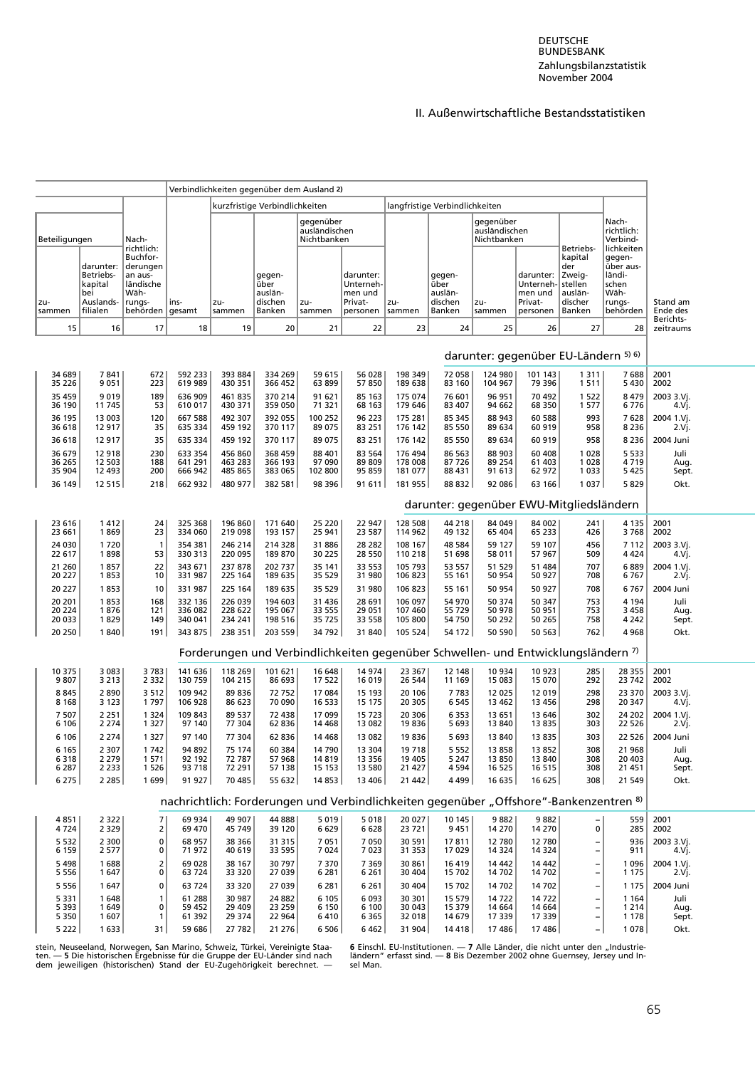II. Außenwirtschaftliche Bestandsstatistiken

| Beteiligungen | | Nachrichtlich: Buchforderungen an ausländische Währungsbehörden | Verbindlichkeiten gegenüber dem Ausland 2) | kurzfristige Verbindlichkeiten | | | | langfristige Verbindlichkeiten | | | | | Nachrichtlich: Verbindlichkeiten gegenüber ausländischen Währungsbehörden | Stand am Ende des Berichtszeitraums |
|---|---|---|---|---|---|---|---|---|---|---|---|---|---|---|
| | | | | | | gegenüber ausländischen Nichtbanken | | | | gegenüber ausländischen Nichtbanken | | | | |
| zusammen | darunter: Betriebskapital bei Auslandsfilialen | | insgesamt | zusammen | gegenüber ausländischen Banken | zusammen | darunter: Unternehmen und Privatpersonen | zusammen | gegenüber ausländischen Banken | zusammen | darunter: Unternehmen und Privatpersonen | Betriebskapital der Zweigstellen ausländischer Banken | | |
| 15 | 16 | 17 | 18 | 19 | 20 | 21 | 22 | 23 | 24 | 25 | 26 | 27 | 28 | |
| **darunter: gegenüber EU-Ländern 5) 6)** | | | | | | | | | | | | | | |
| 34 689 | 7 841 | 672 | 592 233 | 393 884 | 334 269 | 59 615 | 56 028 | 198 349 | 72 058 | 124 980 | 101 143 | 1 311 | 7 688 | 2001 |
| 35 226 | 9 051 | 223 | 619 989 | 430 351 | 366 452 | 63 899 | 57 850 | 189 638 | 83 160 | 104 967 | 79 396 | 1 511 | 5 430 | 2002 |
| 35 459 | 9 019 | 189 | 636 909 | 461 835 | 370 214 | 91 621 | 85 163 | 175 074 | 76 601 | 96 951 | 70 492 | 1 522 | 8 479 | 2003 3.Vj. |
| 36 190 | 11 745 | 53 | 610 017 | 430 371 | 359 050 | 71 321 | 68 163 | 179 646 | 83 407 | 94 662 | 68 350 | 1 577 | 6 776 | 4.Vj. |
| 36 195 | 13 003 | 120 | 667 588 | 492 307 | 392 055 | 100 252 | 96 223 | 175 281 | 85 345 | 88 943 | 60 588 | 993 | 7 628 | 2004 1.Vj. |
| 36 618 | 12 917 | 35 | 635 334 | 459 192 | 370 117 | 89 075 | 83 251 | 176 142 | 85 550 | 89 634 | 60 919 | 958 | 8 236 | 2.Vj. |
| 36 618 | 12 917 | 35 | 635 334 | 459 192 | 370 117 | 89 075 | 83 251 | 176 142 | 85 550 | 89 634 | 60 919 | 958 | 8 236 | 2004 Juni |
| 36 679 | 12 918 | 230 | 633 354 | 456 860 | 368 459 | 88 401 | 83 564 | 176 494 | 86 563 | 88 903 | 60 408 | 1 028 | 5 533 | Juli |
| 36 265 | 12 503 | 188 | 641 291 | 463 283 | 366 193 | 97 090 | 89 809 | 178 008 | 87 726 | 89 254 | 61 403 | 1 028 | 4 719 | Aug. |
| 35 904 | 12 493 | 200 | 666 942 | 485 865 | 383 065 | 102 800 | 95 859 | 181 077 | 88 431 | 91 613 | 62 972 | 1 033 | 5 425 | Sept. |
| 36 149 | 12 515 | 218 | 662 932 | 480 977 | 382 581 | 98 396 | 91 611 | 181 955 | 88 832 | 92 086 | 63 166 | 1 037 | 5 829 | Okt. |
| **darunter: gegenüber EWU-Mitgliedsländern** | | | | | | | | | | | | | | |
| 23 616 | 1 412 | 24 | 325 368 | 196 860 | 171 640 | 25 220 | 22 947 | 128 508 | 44 218 | 84 049 | 84 002 | 241 | 4 135 | 2001 |
| 23 661 | 1 869 | 23 | 334 060 | 219 098 | 193 157 | 25 941 | 23 587 | 114 962 | 49 132 | 65 404 | 65 233 | 426 | 3 768 | 2002 |
| 24 030 | 1 720 | 1 | 354 381 | 246 214 | 214 328 | 31 886 | 28 282 | 108 167 | 48 584 | 59 127 | 59 107 | 456 | 7 112 | 2003 3.Vj. |
| 22 617 | 1 898 | 53 | 330 313 | 220 095 | 189 870 | 30 225 | 28 550 | 110 218 | 51 698 | 58 011 | 57 967 | 509 | 4 424 | 4.Vj. |
| 21 260 | 1 857 | 22 | 343 671 | 237 878 | 202 737 | 35 141 | 33 553 | 105 793 | 53 557 | 51 529 | 51 484 | 707 | 6 889 | 2004 1.Vj. |
| 20 227 | 1 853 | 10 | 331 987 | 225 164 | 189 635 | 35 529 | 31 980 | 106 823 | 55 161 | 50 954 | 50 927 | 708 | 6 767 | 2.Vj. |
| 20 227 | 1 853 | 10 | 331 987 | 225 164 | 189 635 | 35 529 | 31 980 | 106 823 | 55 161 | 50 954 | 50 927 | 708 | 6 767 | 2004 Juni |
| 20 201 | 1 853 | 168 | 332 136 | 226 039 | 194 603 | 31 436 | 28 691 | 106 097 | 54 970 | 50 374 | 50 347 | 753 | 4 194 | Juli |
| 20 224 | 1 876 | 121 | 336 082 | 228 622 | 195 067 | 33 555 | 29 051 | 107 460 | 55 729 | 50 978 | 50 951 | 753 | 3 458 | Aug. |
| 20 033 | 1 829 | 149 | 340 041 | 234 241 | 198 516 | 35 725 | 33 558 | 105 800 | 54 750 | 50 292 | 50 265 | 758 | 4 242 | Sept. |
| 20 250 | 1 840 | 191 | 343 875 | 238 351 | 203 559 | 34 792 | 31 840 | 105 524 | 54 172 | 50 590 | 50 563 | 762 | 4 968 | Okt. |
| **Forderungen und Verbindlichkeiten gegenüber Schwellen- und Entwicklungsländern 7)** | | | | | | | | | | | | | | |
| 10 375 | 3 083 | 3 783 | 141 636 | 118 269 | 101 621 | 16 648 | 14 974 | 23 367 | 12 148 | 10 934 | 10 923 | 285 | 28 355 | 2001 |
| 9 807 | 3 213 | 2 332 | 130 759 | 104 215 | 86 693 | 17 522 | 16 019 | 26 544 | 11 169 | 15 083 | 15 070 | 292 | 23 742 | 2002 |
| 8 845 | 2 890 | 3 512 | 109 942 | 89 836 | 72 752 | 17 084 | 15 193 | 20 106 | 7 783 | 12 025 | 12 019 | 298 | 23 370 | 2003 3.Vj. |
| 8 168 | 3 123 | 1 797 | 106 928 | 86 623 | 70 090 | 16 533 | 15 175 | 20 305 | 6 545 | 13 462 | 13 456 | 298 | 20 347 | 4.Vj. |
| 7 507 | 2 251 | 1 324 | 109 843 | 89 537 | 72 438 | 17 099 | 15 723 | 20 306 | 6 353 | 13 651 | 13 646 | 302 | 24 202 | 2004 1.Vj. |
| 6 106 | 2 274 | 1 327 | 97 140 | 77 304 | 62 836 | 14 468 | 13 082 | 19 836 | 5 693 | 13 840 | 13 835 | 303 | 22 526 | 2.Vj. |
| 6 106 | 2 274 | 1 327 | 97 140 | 77 304 | 62 836 | 14 468 | 13 082 | 19 836 | 5 693 | 13 840 | 13 835 | 303 | 22 526 | 2004 Juni |
| 6 165 | 2 307 | 1 742 | 94 892 | 75 174 | 60 384 | 14 790 | 13 304 | 19 718 | 5 552 | 13 858 | 13 852 | 308 | 21 968 | Juli |
| 6 318 | 2 279 | 1 571 | 92 192 | 72 787 | 57 968 | 14 819 | 13 356 | 19 405 | 5 247 | 13 850 | 13 840 | 308 | 20 403 | Aug. |
| 6 287 | 2 233 | 1 526 | 93 718 | 72 291 | 57 138 | 15 153 | 13 580 | 21 427 | 4 594 | 16 525 | 16 515 | 308 | 21 451 | Sept. |
| 6 275 | 2 285 | 1 699 | 91 927 | 70 485 | 55 632 | 14 853 | 13 406 | 21 442 | 4 499 | 16 635 | 16 625 | 308 | 21 549 | Okt. |
| **nachrichtlich: Forderungen und Verbindlichkeiten gegenüber „Offshore"-Bankenzentren 8)** | | | | | | | | | | | | | | |
| 4 851 | 2 322 | 7 | 69 934 | 49 907 | 44 888 | 5 019 | 5 018 | 20 027 | 10 145 | 9 882 | 9 882 | – | 559 | 2001 |
| 4 724 | 2 329 | 2 | 69 470 | 45 749 | 39 120 | 6 629 | 6 628 | 23 721 | 9 451 | 14 270 | 14 270 | 0 | 285 | 2002 |
| 5 532 | 2 300 | 0 | 68 957 | 38 366 | 31 315 | 7 051 | 7 050 | 30 591 | 17 811 | 12 780 | 12 780 | – | 936 | 2003 3.Vj. |
| 6 159 | 2 577 | 0 | 71 972 | 40 619 | 33 595 | 7 024 | 7 023 | 31 353 | 17 029 | 14 324 | 14 324 | – | 911 | 4.Vj. |
| 5 498 | 1 688 | 2 | 69 028 | 38 167 | 30 797 | 7 370 | 7 369 | 30 861 | 16 419 | 14 442 | 14 442 | – | 1 096 | 2004 1.Vj. |
| 5 556 | 1 647 | 0 | 63 724 | 33 320 | 27 039 | 6 281 | 6 261 | 30 404 | 15 702 | 14 702 | 14 702 | – | 1 175 | 2.Vj. |
| 5 556 | 1 647 | 0 | 63 724 | 33 320 | 27 039 | 6 281 | 6 261 | 30 404 | 15 702 | 14 702 | 14 702 | – | 1 175 | 2004 Juni |
| 5 331 | 1 648 | 1 | 61 288 | 30 987 | 24 882 | 6 105 | 6 093 | 30 301 | 15 579 | 14 722 | 14 722 | – | 1 164 | Juli |
| 5 393 | 1 649 | 0 | 59 452 | 29 409 | 23 259 | 6 150 | 6 100 | 30 043 | 15 379 | 14 664 | 14 664 | – | 1 214 | Aug. |
| 5 350 | 1 607 | 1 | 61 392 | 29 374 | 22 964 | 6 410 | 6 365 | 32 018 | 14 679 | 17 339 | 17 339 | – | 1 178 | Sept. |
| 5 222 | 1 633 | 31 | 59 686 | 27 782 | 21 276 | 6 506 | 6 462 | 31 904 | 14 418 | 17 486 | 17 486 | – | 1 078 | Okt. |

stein, Neuseeland, Norwegen, San Marino, Schweiz, Türkei, Vereinigte Staaten. — 5 Die historischen Ergebnisse für die Gruppe der EU-Länder sind nach dem jeweiligen (historischen) Stand der EU-Zugehörigkeit berechnet. — 6 Einschl. EU-Institutionen. — 7 Alle Länder, die nicht unter den „Industrieländern" erfasst sind. — 8 Bis Dezember 2002 ohne Guernsey, Jersey und Insel Man.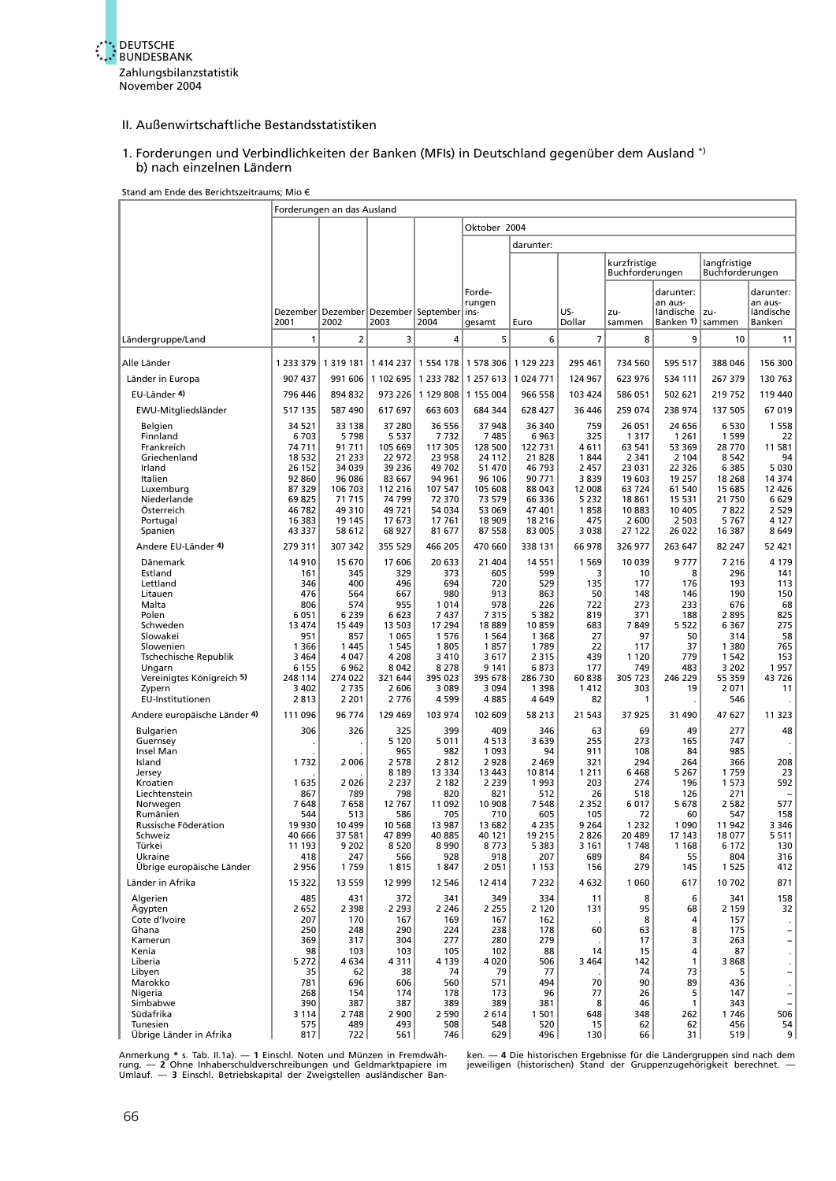## II. Außenwirtschaftliche Bestandsstatistiken

### 1. Forderungen und Verbindlichkeiten der Banken (MFIs) in Deutschland gegenüber dem Ausland *)
### b) nach einzelnen Ländern

Stand am Ende des Berichtszeitraums; Mio €

| Ländergruppe/Land | Forderungen an das Ausland | | | | | | | | | | |
|---|---|---|---|---|---|---|---|---|---|---|---|
| | | | | | Oktober 2004 | | | | | | |
| | | | | | | darunter: | | | | | |
| | | | | | | | | kurzfristige Buchforderungen | | langfristige Buchforderungen | |
| | Dezember 2001 | Dezember 2002 | Dezember 2003 | September 2004 | Forderungen insgesamt | Euro | US-Dollar | zusammen | darunter: an ausländische Banken 1) | zusammen | darunter: an ausländische Banken |
| | 1 | 2 | 3 | 4 | 5 | 6 | 7 | 8 | 9 | 10 | 11 |
| Alle Länder | 1 233 379 | 1 319 181 | 1 414 237 | 1 554 178 | 1 578 306 | 1 129 223 | 295 461 | 734 560 | 595 517 | 388 046 | 156 300 |
| Länder in Europa | 907 437 | 991 606 | 1 102 695 | 1 233 782 | 1 257 613 | 1 024 771 | 124 967 | 623 976 | 534 111 | 267 379 | 130 763 |
| EU-Länder 4) | 796 446 | 894 832 | 973 226 | 1 129 808 | 1 155 004 | 966 558 | 103 424 | 586 051 | 502 621 | 219 752 | 119 440 |
| EWU-Mitgliedsländer | 517 135 | 587 490 | 617 697 | 663 603 | 684 344 | 628 427 | 36 446 | 259 074 | 238 974 | 137 505 | 67 019 |
| Belgien | 34 521 | 33 138 | 37 280 | 36 556 | 37 948 | 36 340 | 759 | 26 051 | 24 656 | 6 530 | 1 558 |
| Finnland | 6 703 | 5 798 | 5 537 | 7 732 | 7 485 | 6 963 | 325 | 1 317 | 1 261 | 1 599 | 22 |
| Frankreich | 74 711 | 91 711 | 105 669 | 117 305 | 128 500 | 122 731 | 4 611 | 63 541 | 53 369 | 28 770 | 11 581 |
| Griechenland | 18 532 | 21 233 | 22 972 | 23 958 | 24 112 | 21 828 | 1 844 | 2 341 | 2 104 | 8 542 | 94 |
| Irland | 26 152 | 34 039 | 39 236 | 49 702 | 51 470 | 46 793 | 2 457 | 23 031 | 22 326 | 6 385 | 5 030 |
| Italien | 92 860 | 96 086 | 83 667 | 94 961 | 96 106 | 90 771 | 3 839 | 19 603 | 19 257 | 18 268 | 14 374 |
| Luxemburg | 87 329 | 106 703 | 112 216 | 107 547 | 105 608 | 88 043 | 12 008 | 63 724 | 61 540 | 15 685 | 12 426 |
| Niederlande | 69 825 | 71 715 | 74 799 | 72 370 | 73 579 | 66 336 | 5 232 | 18 861 | 15 531 | 21 750 | 6 629 |
| Österreich | 46 782 | 49 310 | 49 721 | 54 034 | 53 069 | 47 401 | 1 858 | 10 883 | 10 405 | 7 822 | 2 529 |
| Portugal | 16 383 | 19 145 | 17 673 | 17 761 | 18 909 | 18 216 | 475 | 2 600 | 2 503 | 5 767 | 4 127 |
| Spanien | 43 337 | 58 612 | 68 927 | 81 677 | 87 558 | 83 005 | 3 038 | 27 122 | 26 022 | 16 387 | 8 649 |
| Andere EU-Länder 4) | 279 311 | 307 342 | 355 529 | 466 205 | 470 660 | 338 131 | 66 978 | 326 977 | 263 647 | 82 247 | 52 421 |
| Dänemark | 14 910 | 15 670 | 17 606 | 20 633 | 21 404 | 14 551 | 1 569 | 10 039 | 9 777 | 7 216 | 4 179 |
| Estland | 161 | 345 | 329 | 373 | 605 | 599 | 3 | 10 | 8 | 296 | 141 |
| Lettland | 346 | 400 | 496 | 694 | 720 | 529 | 135 | 177 | 176 | 193 | 113 |
| Litauen | 476 | 564 | 667 | 980 | 913 | 863 | 50 | 148 | 146 | 190 | 150 |
| Malta | 806 | 574 | 955 | 1 014 | 978 | 226 | 722 | 273 | 233 | 676 | 68 |
| Polen | 6 051 | 6 239 | 6 623 | 7 437 | 7 315 | 5 382 | 819 | 371 | 188 | 2 895 | 825 |
| Schweden | 13 474 | 15 449 | 13 503 | 17 294 | 18 889 | 10 859 | 683 | 7 849 | 5 522 | 6 367 | 275 |
| Slowakei | 951 | 857 | 1 065 | 1 576 | 1 564 | 1 368 | 27 | 97 | 50 | 314 | 58 |
| Slowenien | 1 366 | 1 445 | 1 545 | 1 805 | 1 857 | 1 789 | 22 | 117 | 37 | 1 380 | 765 |
| Tschechische Republik | 3 464 | 4 047 | 4 208 | 3 410 | 3 617 | 2 315 | 439 | 1 120 | 779 | 1 542 | 153 |
| Ungarn | 6 155 | 6 962 | 8 042 | 8 278 | 9 141 | 6 873 | 177 | 749 | 483 | 3 202 | 1 957 |
| Vereinigtes Königreich 5) | 248 114 | 274 022 | 321 644 | 395 023 | 395 678 | 286 730 | 60 838 | 305 723 | 246 229 | 55 359 | 43 726 |
| Zypern | 3 402 | 2 735 | 2 606 | 3 089 | 3 094 | 1 398 | 1 412 | 303 | 19 | 2 071 | 11 |
| EU-Institutionen | 2 813 | 2 201 | 2 776 | 4 599 | 4 885 | 4 649 | 82 | 1 | . | 546 | . |
| Andere europäische Länder 4) | 111 096 | 96 774 | 129 469 | 103 974 | 102 609 | 58 213 | 21 543 | 37 925 | 31 490 | 47 627 | 11 323 |
| Bulgarien | 306 | 326 | 325 | 399 | 409 | 346 | 63 | 69 | 49 | 277 | 48 |
| Guernsey | . | . | 5 120 | 5 011 | 4 513 | 3 639 | 255 | 273 | 165 | 747 | . |
| Insel Man | . | . | 965 | 982 | 1 093 | 94 | 911 | 108 | 84 | 985 | . |
| Island | 1 732 | 2 006 | 2 578 | 2 812 | 2 928 | 2 469 | 321 | 294 | 264 | 366 | 208 |
| Jersey | . | . | 8 189 | 13 334 | 13 443 | 10 814 | 1 211 | 6 468 | 5 267 | 1 759 | 23 |
| Kroatien | 1 635 | 2 026 | 2 237 | 2 182 | 2 239 | 1 993 | 203 | 274 | 196 | 1 573 | 592 |
| Liechtenstein | 867 | 789 | 798 | 820 | 821 | 512 | 26 | 518 | 126 | 271 | – |
| Norwegen | 7 648 | 7 658 | 12 767 | 11 092 | 10 908 | 7 548 | 2 352 | 6 017 | 5 678 | 2 582 | 577 |
| Rumänien | 544 | 513 | 586 | 705 | 710 | 605 | 105 | 72 | 60 | 547 | 158 |
| Russische Föderation | 19 930 | 10 499 | 10 568 | 13 987 | 13 682 | 4 235 | 9 264 | 1 232 | 1 090 | 11 942 | 3 346 |
| Schweiz | 40 666 | 37 581 | 47 899 | 40 885 | 40 121 | 19 215 | 2 826 | 20 489 | 17 143 | 18 077 | 5 511 |
| Türkei | 11 193 | 9 202 | 8 520 | 8 990 | 8 773 | 5 383 | 3 161 | 1 748 | 1 168 | 6 172 | 130 |
| Ukraine | 418 | 247 | 566 | 928 | 918 | 207 | 689 | 84 | 55 | 804 | 316 |
| Übrige europäische Länder | 2 956 | 1 759 | 1 815 | 1 847 | 2 051 | 1 153 | 156 | 279 | 145 | 1 525 | 412 |
| Länder in Afrika | 15 322 | 13 559 | 12 999 | 12 546 | 12 414 | 7 232 | 4 632 | 1 060 | 617 | 10 702 | 871 |
| Algerien | 485 | 431 | 372 | 341 | 349 | 334 | 11 | 8 | 6 | 341 | 158 |
| Ägypten | 2 652 | 2 398 | 2 293 | 2 246 | 2 255 | 2 120 | 131 | 95 | 68 | 2 159 | 32 |
| Cote d'Ivoire | 207 | 170 | 167 | 169 | 167 | 162 | . | 8 | 4 | 157 | . |
| Ghana | 250 | 248 | 290 | 224 | 238 | 178 | 60 | 63 | 8 | 175 | – |
| Kamerun | 369 | 317 | 304 | 277 | 280 | 279 | . | 17 | 3 | 263 | – |
| Kenia | 98 | 103 | 103 | 105 | 102 | 88 | 14 | 15 | 4 | 87 | . |
| Liberia | 5 272 | 4 634 | 4 311 | 4 139 | 4 020 | 506 | 3 464 | 142 | 1 | 3 868 | . |
| Libyen | 35 | 62 | 38 | 74 | 79 | 77 | . | 74 | 73 | 5 | – |
| Marokko | 781 | 696 | 606 | 560 | 571 | 494 | 70 | 90 | 89 | 436 | . |
| Nigeria | 268 | 154 | 174 | 178 | 173 | 96 | 77 | 26 | 5 | 147 | – |
| Simbabwe | 390 | 387 | 387 | 389 | 389 | 381 | 8 | 46 | 1 | 343 | – |
| Südafrika | 3 114 | 2 748 | 2 900 | 2 590 | 2 614 | 1 501 | 648 | 348 | 262 | 1 746 | 506 |
| Tunesien | 575 | 489 | 493 | 508 | 548 | 520 | 15 | 62 | 62 | 456 | 54 |
| Übrige Länder in Afrika | 817 | 722 | 561 | 746 | 629 | 496 | 130 | 66 | 31 | 519 | 9 |

Anmerkung * s. Tab. II.1a). — **1** Einschl. Noten und Münzen in Fremdwährung. — **2** Ohne Inhaberschuldverschreibungen und Geldmarktpapiere im Umlauf. — **3** Einschl. Betriebskapital der Zweigstellen ausländischer Banken. — **4** Die historischen Ergebnisse für die Ländergruppen sind nach dem jeweiligen (historischen) Stand der Gruppenzugehörigkeit berechnet. —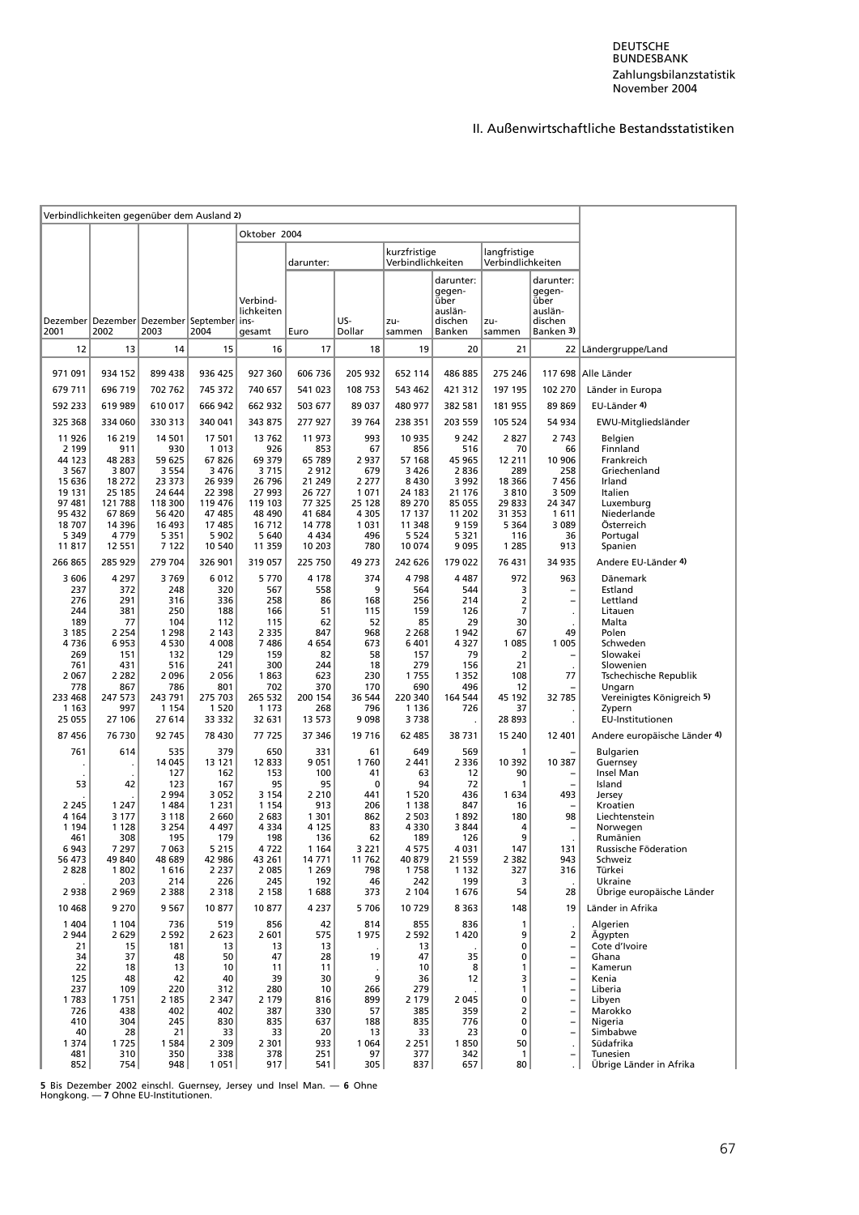## II. Außenwirtschaftliche Bestandsstatistiken

| Verbindlichkeiten gegenüber dem Ausland 2) | | | | | | | | | | | |
|---|---|---|---|---|---|---|---|---|---|---|---|
| | | | | Oktober 2004 | | | | | | | |
| | | | | | darunter: | | kurzfristige Verbindlichkeiten | | langfristige Verbindlichkeiten | | |
| Dezember 2001 | Dezember 2002 | Dezember 2003 | September 2004 | Verbindlichkeiten insgesamt | Euro | US-Dollar | zusammen | darunter: gegenüber ausländischen Banken | zusammen | darunter: gegenüber ausländischen Banken 3) | |
| 12 | 13 | 14 | 15 | 16 | 17 | 18 | 19 | 20 | 21 | 22 | Ländergruppe/Land |
| 971 091 | 934 152 | 899 438 | 936 425 | 927 360 | 606 736 | 205 932 | 652 114 | 486 885 | 275 246 | 117 698 | Alle Länder |
| 679 711 | 696 719 | 702 762 | 745 372 | 740 657 | 541 023 | 108 753 | 543 462 | 421 312 | 197 195 | 102 270 | Länder in Europa |
| 592 233 | 619 989 | 610 017 | 666 942 | 662 932 | 503 677 | 89 037 | 480 977 | 382 581 | 181 955 | 89 869 | EU-Länder 4) |
| 325 368 | 334 060 | 330 313 | 340 041 | 343 875 | 277 927 | 39 764 | 238 351 | 203 559 | 105 524 | 54 934 | EWU-Mitgliedsländer |
| 11 926 | 16 219 | 14 501 | 17 501 | 13 762 | 11 973 | 993 | 10 935 | 9 242 | 2 827 | 2 743 | Belgien |
| 2 199 | 911 | 930 | 1 013 | 926 | 853 | 67 | 856 | 516 | 70 | 66 | Finnland |
| 44 123 | 48 283 | 59 625 | 67 826 | 69 379 | 65 789 | 2 937 | 57 168 | 45 965 | 12 211 | 10 906 | Frankreich |
| 3 567 | 3 807 | 3 554 | 3 476 | 3 715 | 2 912 | 679 | 3 426 | 2 836 | 289 | 258 | Griechenland |
| 15 636 | 18 272 | 23 373 | 26 939 | 26 796 | 21 249 | 2 277 | 8 430 | 3 992 | 18 366 | 7 456 | Irland |
| 19 131 | 25 185 | 24 644 | 22 398 | 27 993 | 26 727 | 1 071 | 24 183 | 21 176 | 3 810 | 3 509 | Italien |
| 97 481 | 121 788 | 118 300 | 119 476 | 119 103 | 77 325 | 25 128 | 89 270 | 85 055 | 29 833 | 24 347 | Luxemburg |
| 95 432 | 67 869 | 56 420 | 47 485 | 48 490 | 41 684 | 4 305 | 17 137 | 11 202 | 31 353 | 1 611 | Niederlande |
| 18 707 | 14 396 | 16 493 | 17 485 | 16 712 | 14 778 | 1 031 | 11 348 | 9 159 | 5 364 | 3 089 | Österreich |
| 5 349 | 4 779 | 5 351 | 5 902 | 5 640 | 4 434 | 496 | 5 524 | 5 321 | 116 | 36 | Portugal |
| 11 817 | 12 551 | 7 122 | 10 540 | 11 359 | 10 203 | 780 | 10 074 | 9 095 | 1 285 | 913 | Spanien |
| 266 865 | 285 929 | 279 704 | 326 901 | 319 057 | 225 750 | 49 273 | 242 626 | 179 022 | 76 431 | 34 935 | Andere EU-Länder 4) |
| 3 606 | 4 297 | 3 769 | 6 012 | 5 770 | 4 178 | 374 | 4 798 | 4 487 | 972 | 963 | Dänemark |
| 237 | 372 | 248 | 320 | 567 | 558 | 9 | 564 | 544 | 3 | – | Estland |
| 276 | 291 | 316 | 336 | 258 | 86 | 168 | 256 | 214 | 2 | – | Lettland |
| 244 | 381 | 250 | 188 | 166 | 51 | 115 | 159 | 126 | 7 | . | Litauen |
| 189 | 77 | 104 | 112 | 115 | 62 | 52 | 85 | 29 | 30 | . | Malta |
| 3 185 | 2 254 | 1 298 | 2 143 | 2 335 | 847 | 968 | 2 268 | 1 942 | 67 | 49 | Polen |
| 4 736 | 6 953 | 4 530 | 4 008 | 7 486 | 4 654 | 673 | 6 401 | 4 327 | 1 085 | 1 005 | Schweden |
| 269 | 151 | 132 | 129 | 159 | 82 | 58 | 157 | 79 | 2 | – | Slowakei |
| 761 | 431 | 516 | 241 | 300 | 244 | 18 | 279 | 156 | 21 | . | Slowenien |
| 2 067 | 2 282 | 2 096 | 2 056 | 1 863 | 623 | 230 | 1 755 | 1 352 | 108 | 77 | Tschechische Republik |
| 778 | 867 | 786 | 801 | 702 | 370 | 170 | 690 | 496 | 12 | – | Ungarn |
| 233 468 | 247 573 | 243 791 | 275 703 | 265 532 | 200 154 | 36 544 | 220 340 | 164 544 | 45 192 | 32 785 | Vereinigtes Königreich 5) |
| 1 163 | 997 | 1 154 | 1 520 | 1 173 | 268 | 796 | 1 136 | 726 | 37 | . | Zypern |
| 25 055 | 27 106 | 27 614 | 33 332 | 32 631 | 13 573 | 9 098 | 3 738 | . | 28 893 | . | EU-Institutionen |
| 87 456 | 76 730 | 92 745 | 78 430 | 77 725 | 37 346 | 19 716 | 62 485 | 38 731 | 15 240 | 12 401 | Andere europäische Länder 4) |
| 761 | 614 | 535 | 379 | 650 | 331 | 61 | 649 | 569 | 1 | – | Bulgarien |
| . | . | 14 045 | 13 121 | 12 833 | 9 051 | 1 760 | 2 441 | 2 336 | 10 392 | 10 387 | Guernsey |
| . | . | 127 | 162 | 153 | 100 | 41 | 63 | 12 | 90 | – | Insel Man |
| 53 | 42 | 123 | 167 | 95 | 95 | 0 | 94 | 72 | 1 | – | Island |
| . | . | 2 994 | 3 052 | 3 154 | 2 210 | 441 | 1 520 | 436 | 1 634 | 493 | Jersey |
| 2 245 | 1 247 | 1 484 | 1 231 | 1 154 | 913 | 206 | 1 138 | 847 | 16 | – | Kroatien |
| 4 164 | 3 177 | 3 118 | 2 660 | 2 683 | 1 301 | 862 | 2 503 | 1 892 | 180 | 98 | Liechtenstein |
| 1 194 | 1 128 | 3 254 | 4 497 | 4 334 | 4 125 | 83 | 4 330 | 3 844 | 4 | – | Norwegen |
| 461 | 308 | 195 | 179 | 198 | 136 | 62 | 189 | 126 | 9 | . | Rumänien |
| 6 943 | 7 297 | 7 063 | 5 215 | 4 722 | 1 164 | 3 221 | 4 575 | 4 031 | 147 | 131 | Russische Föderation |
| 56 473 | 49 840 | 48 689 | 42 986 | 43 261 | 14 771 | 11 762 | 40 879 | 21 559 | 2 382 | 943 | Schweiz |
| 2 828 | 1 802 | 1 616 | 2 237 | 2 085 | 1 269 | 798 | 1 758 | 1 132 | 327 | 316 | Türkei |
| . | 203 | 214 | 226 | 245 | 192 | 46 | 242 | 199 | 3 | . | Ukraine |
| 2 938 | 2 969 | 2 388 | 2 318 | 2 158 | 1 688 | 373 | 2 104 | 1 676 | 54 | 28 | Übrige europäische Länder |
| 10 468 | 9 270 | 9 567 | 10 877 | 10 877 | 4 237 | 5 706 | 10 729 | 8 363 | 148 | 19 | Länder in Afrika |
| 1 404 | 1 104 | 736 | 519 | 856 | 42 | 814 | 855 | 836 | 1 | . | Algerien |
| 2 944 | 2 629 | 2 592 | 2 623 | 2 601 | 575 | 1 975 | 2 592 | 1 420 | 9 | 2 | Ägypten |
| 21 | 15 | 181 | 13 | 13 | 13 | . | 13 | . | 0 | – | Cote d'Ivoire |
| 34 | 37 | 48 | 50 | 47 | 28 | 19 | 47 | 35 | 0 | – | Ghana |
| 22 | 18 | 13 | 10 | 11 | 11 | . | 10 | 8 | 1 | – | Kamerun |
| 125 | 48 | 42 | 40 | 39 | 30 | 9 | 36 | 12 | 3 | – | Kenia |
| 237 | 109 | 220 | 312 | 280 | 10 | 266 | 279 | . | 1 | – | Liberia |
| 1 783 | 1 751 | 2 185 | 2 347 | 2 179 | 816 | 899 | 2 179 | 2 045 | 0 | – | Libyen |
| 726 | 438 | 402 | 402 | 387 | 330 | 57 | 385 | 359 | 2 | – | Marokko |
| 410 | 304 | 245 | 830 | 835 | 637 | 188 | 835 | 776 | 0 | – | Nigeria |
| 40 | 28 | 21 | 33 | 33 | 20 | 13 | 33 | 23 | 0 | – | Simbabwe |
| 1 374 | 1 725 | 1 584 | 2 309 | 2 301 | 933 | 1 064 | 2 251 | 1 850 | 50 | . | Südafrika |
| 481 | 310 | 350 | 338 | 378 | 251 | 97 | 377 | 342 | 1 | – | Tunesien |
| 852 | 754 | 948 | 1 051 | 917 | 541 | 305 | 837 | 657 | 80 | . | Übrige Länder in Afrika |

5 Bis Dezember 2002 einschl. Guernsey, Jersey und Insel Man. — 6 Ohne Hongkong. — 7 Ohne EU-Institutionen.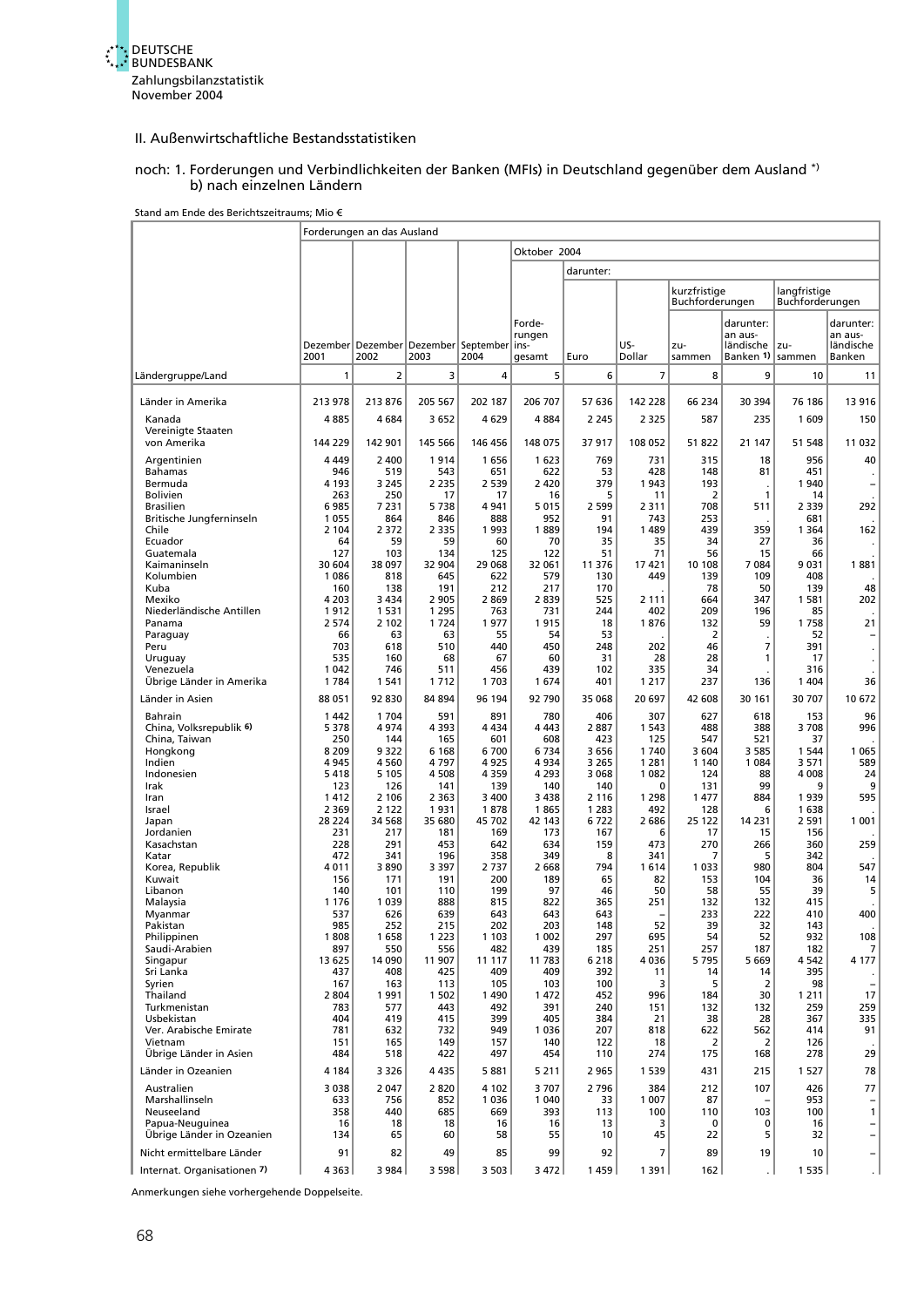## II. Außenwirtschaftliche Bestandsstatistiken

### noch: 1. Forderungen und Verbindlichkeiten der Banken (MFIs) in Deutschland gegenüber dem Ausland *)
### b) nach einzelnen Ländern

Stand am Ende des Berichtszeitraums; Mio €

| Ländergruppe/Land | Forderungen an das Ausland | | | | | | | | | | |
|---|---|---|---|---|---|---|---|---|---|---|---|
| | | | | | Oktober 2004 | | | | | | |
| | | | | | | darunter: | | | | | |
| | | | | | | | | kurzfristige Buchforderungen | | langfristige Buchforderungen | |
| | Dezember 2001 | Dezember 2002 | Dezember 2003 | September 2004 | Forderungen insgesamt | Euro | US-Dollar | zusammen | darunter: an ausländische Banken 1) | zusammen | darunter: an ausländische Banken |
| | 1 | 2 | 3 | 4 | 5 | 6 | 7 | 8 | 9 | 10 | 11 |
| Länder in Amerika | 213 978 | 213 876 | 205 567 | 202 187 | 206 707 | 57 636 | 142 228 | 66 234 | 30 394 | 76 186 | 13 916 |
| Kanada | 4 885 | 4 684 | 3 652 | 4 629 | 4 884 | 2 245 | 2 325 | 587 | 235 | 1 609 | 150 |
| Vereinigte Staaten von Amerika | 144 229 | 142 901 | 145 566 | 146 456 | 148 075 | 37 917 | 108 052 | 51 822 | 21 147 | 51 548 | 11 032 |
| Argentinien | 4 449 | 2 400 | 1 914 | 1 656 | 1 623 | 769 | 731 | 315 | 18 | 956 | 40 |
| Bahamas | 946 | 519 | 543 | 651 | 622 | 53 | 428 | 148 | 81 | 451 | . |
| Bermuda | 4 193 | 3 245 | 2 235 | 2 539 | 2 420 | 379 | 1 943 | 193 | . | 1 940 | – |
| Bolivien | 263 | 250 | 17 | 17 | 16 | 5 | 11 | 2 | 1 | 14 | . |
| Brasilien | 6 985 | 7 231 | 5 738 | 4 941 | 5 015 | 2 599 | 2 311 | 708 | 511 | 2 339 | 292 |
| Britische Jungferninseln | 1 055 | 864 | 846 | 888 | 952 | 91 | 743 | 253 | . | 681 | . |
| Chile | 2 104 | 2 372 | 2 335 | 1 993 | 1 889 | 194 | 1 489 | 439 | 359 | 1 364 | 162 |
| Ecuador | 64 | 59 | 59 | 60 | 70 | 35 | 35 | 34 | 27 | 36 | . |
| Guatemala | 127 | 103 | 134 | 125 | 122 | 51 | 71 | 56 | 15 | 66 | . |
| Kaimaninseln | 30 604 | 38 097 | 32 904 | 29 068 | 32 061 | 11 376 | 17 421 | 10 108 | 7 084 | 9 031 | 1 881 |
| Kolumbien | 1 086 | 818 | 645 | 622 | 579 | 130 | 449 | 139 | 109 | 408 | . |
| Kuba | 160 | 138 | 191 | 212 | 217 | 170 | . | 78 | 50 | 139 | 48 |
| Mexiko | 4 203 | 3 434 | 2 905 | 2 869 | 2 839 | 525 | 2 111 | 664 | 347 | 1 581 | 202 |
| Niederländische Antillen | 1 912 | 1 531 | 1 295 | 763 | 731 | 244 | 402 | 209 | 196 | 85 | . |
| Panama | 2 574 | 2 102 | 1 724 | 1 977 | 1 915 | 18 | 1 876 | 132 | 59 | 1 758 | 21 |
| Paraguay | 66 | 63 | 63 | 55 | 54 | 53 | . | 2 | . | 52 | – |
| Peru | 703 | 618 | 510 | 440 | 450 | 248 | 202 | 46 | 7 | 391 | . |
| Uruguay | 535 | 160 | 68 | 67 | 60 | 31 | 28 | 28 | 1 | 17 | . |
| Venezuela | 1 042 | 746 | 511 | 456 | 439 | 102 | 335 | 34 | . | 316 | . |
| Übrige Länder in Amerika | 1 784 | 1 541 | 1 712 | 1 703 | 1 674 | 401 | 1 217 | 237 | 136 | 1 404 | 36 |
| Länder in Asien | 88 051 | 92 830 | 84 894 | 96 194 | 92 790 | 35 068 | 20 697 | 42 608 | 30 161 | 30 707 | 10 672 |
| Bahrain | 1 442 | 1 704 | 591 | 891 | 780 | 406 | 307 | 627 | 618 | 153 | 96 |
| China, Volksrepublik 6) | 5 378 | 4 974 | 4 393 | 4 434 | 4 443 | 2 887 | 1 543 | 488 | 388 | 3 708 | 996 |
| China, Taiwan | 250 | 144 | 165 | 601 | 608 | 423 | 125 | 547 | 521 | 37 | . |
| Hongkong | 8 209 | 9 322 | 6 168 | 6 700 | 6 734 | 3 656 | 1 740 | 3 604 | 3 585 | 1 544 | 1 065 |
| Indien | 4 945 | 4 560 | 4 797 | 4 925 | 4 934 | 3 265 | 1 281 | 1 140 | 1 084 | 3 571 | 589 |
| Indonesien | 5 418 | 5 105 | 4 508 | 4 359 | 4 293 | 3 068 | 1 082 | 124 | 88 | 4 008 | 24 |
| Irak | 123 | 126 | 141 | 139 | 140 | 140 | 0 | 131 | 99 | 9 | 9 |
| Iran | 1 412 | 2 106 | 2 363 | 3 400 | 3 438 | 2 116 | 1 298 | 1 477 | 884 | 1 939 | 595 |
| Israel | 2 369 | 2 122 | 1 931 | 1 878 | 1 865 | 1 283 | 492 | 128 | 6 | 1 638 | . |
| Japan | 28 224 | 34 568 | 35 680 | 45 702 | 42 143 | 6 722 | 2 686 | 25 122 | 14 231 | 2 591 | 1 001 |
| Jordanien | 231 | 217 | 181 | 169 | 173 | 167 | 6 | 17 | 15 | 156 | . |
| Kasachstan | 228 | 291 | 453 | 642 | 634 | 159 | 473 | 270 | 266 | 360 | 259 |
| Katar | 472 | 341 | 196 | 358 | 349 | 8 | 341 | 7 | 5 | 342 | . |
| Korea, Republik | 4 011 | 3 890 | 3 397 | 2 737 | 2 668 | 794 | 1 614 | 1 033 | 980 | 804 | 547 |
| Kuwait | 156 | 171 | 191 | 200 | 189 | 65 | 82 | 153 | 104 | 36 | 14 |
| Libanon | 140 | 101 | 110 | 199 | 97 | 46 | 50 | 58 | 55 | 39 | 5 |
| Malaysia | 1 176 | 1 039 | 888 | 815 | 822 | 365 | 251 | 132 | 132 | 415 | . |
| Myanmar | 537 | 626 | 639 | 643 | 643 | 643 | – | 233 | 222 | 410 | 400 |
| Pakistan | 985 | 252 | 215 | 202 | 203 | 148 | 52 | 39 | 32 | 143 | . |
| Philippinen | 1 808 | 1 658 | 1 223 | 1 103 | 1 002 | 297 | 695 | 54 | 52 | 932 | 108 |
| Saudi-Arabien | 897 | 550 | 556 | 482 | 439 | 185 | 251 | 257 | 187 | 182 | 7 |
| Singapur | 13 625 | 14 090 | 11 907 | 11 117 | 11 783 | 6 218 | 4 036 | 5 795 | 5 669 | 4 542 | 4 177 |
| Sri Lanka | 437 | 408 | 425 | 409 | 409 | 392 | 11 | 14 | 14 | 395 | . |
| Syrien | 167 | 163 | 113 | 105 | 103 | 100 | 3 | 5 | 2 | 98 | – |
| Thailand | 2 804 | 1 991 | 1 502 | 1 490 | 1 472 | 452 | 996 | 184 | 30 | 1 211 | 17 |
| Turkmenistan | 783 | 577 | 443 | 492 | 391 | 240 | 151 | 132 | 132 | 259 | 259 |
| Usbekistan | 404 | 419 | 415 | 399 | 405 | 384 | 21 | 38 | 28 | 367 | 335 |
| Ver. Arabische Emirate | 781 | 632 | 732 | 949 | 1 036 | 207 | 818 | 622 | 562 | 414 | 91 |
| Vietnam | 151 | 165 | 149 | 157 | 140 | 122 | 18 | 2 | 2 | 126 | . |
| Übrige Länder in Asien | 484 | 518 | 422 | 497 | 454 | 110 | 274 | 175 | 168 | 278 | 29 |
| Länder in Ozeanien | 4 184 | 3 326 | 4 435 | 5 881 | 5 211 | 2 965 | 1 539 | 431 | 215 | 1 527 | 78 |
| Australien | 3 038 | 2 047 | 2 820 | 4 102 | 3 707 | 2 796 | 384 | 212 | 107 | 426 | 77 |
| Marshallinseln | 633 | 756 | 852 | 1 036 | 1 040 | 33 | 1 007 | 87 | – | 953 | – |
| Neuseeland | 358 | 440 | 685 | 669 | 393 | 113 | 100 | 110 | 103 | 100 | 1 |
| Papua-Neuguinea | 16 | 18 | 18 | 16 | 16 | 13 | 3 | 0 | 0 | 16 | – |
| Übrige Länder in Ozeanien | 134 | 65 | 60 | 58 | 55 | 10 | 45 | 22 | 5 | 32 | – |
| Nicht ermittelbare Länder | 91 | 82 | 49 | 85 | 99 | 92 | 7 | 89 | 19 | 10 | – |
| Internat. Organisationen 7) | 4 363 | 3 984 | 3 598 | 3 503 | 3 472 | 1 459 | 1 391 | 162 | . | 1 535 | . |

Anmerkungen siehe vorhergehende Doppelseite.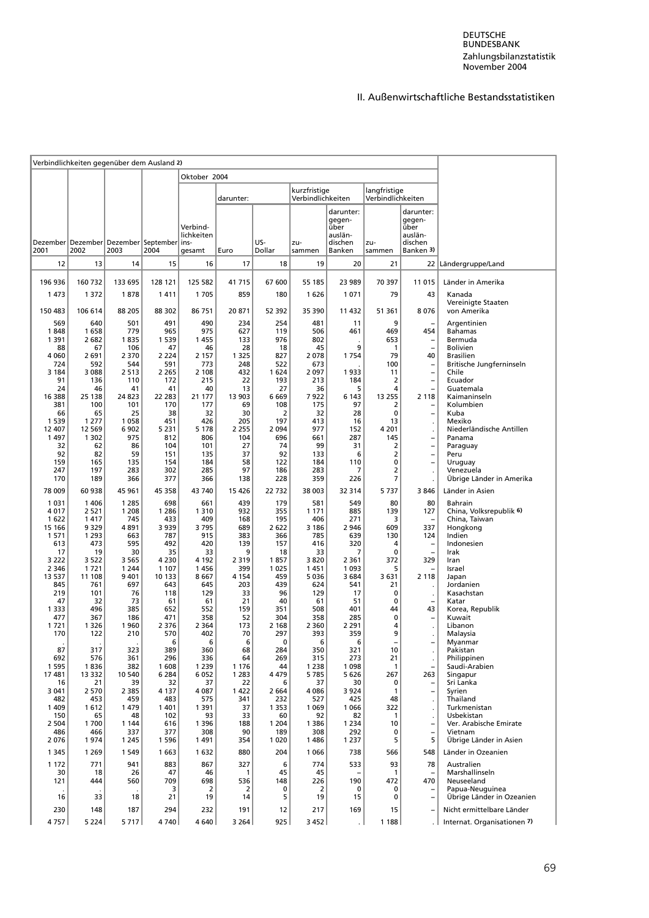## II. Außenwirtschaftliche Bestandsstatistiken

| Verbindlichkeiten gegenüber dem Ausland 2) | | | | | | | | | | | |
|---|---|---|---|---|---|---|---|---|---|---|---|
| | | | | Oktober 2004 | | | | | | | |
| | | | | | darunter: | | kurzfristige Verbindlichkeiten | | langfristige Verbindlichkeiten | | |
| Dezember 2001 | Dezember 2002 | Dezember 2003 | September 2004 | Verbindlichkeiten insgesamt | Euro | US-Dollar | zusammen | darunter: gegenüber ausländischen Banken | zusammen | darunter: gegenüber ausländischen Banken 3) | |
| 12 | 13 | 14 | 15 | 16 | 17 | 18 | 19 | 20 | 21 | 22 | Ländergruppe/Land |
| 196 936 | 160 732 | 133 695 | 128 121 | 125 582 | 41 715 | 67 600 | 55 185 | 23 989 | 70 397 | 11 015 | Länder in Amerika |
| 1 473 | 1 372 | 1 878 | 1 411 | 1 705 | 859 | 180 | 1 626 | 1 071 | 79 | 43 | Kanada |
| 150 483 | 106 614 | 88 205 | 88 302 | 86 751 | 20 871 | 52 392 | 35 390 | 11 432 | 51 361 | 8 076 | Vereinigte Staaten von Amerika |
| 569 | 640 | 501 | 491 | 490 | 234 | 254 | 481 | 11 | 9 | – | Argentinien |
| 1 848 | 1 658 | 779 | 965 | 975 | 627 | 119 | 506 | 461 | 469 | 454 | Bahamas |
| 1 391 | 2 682 | 1 835 | 1 539 | 1 455 | 133 | 976 | 802 | . | 653 | – | Bermuda |
| 88 | 67 | 106 | 47 | 46 | 28 | 18 | 45 | 9 | 1 | – | Bolivien |
| 4 060 | 2 691 | 2 370 | 2 224 | 2 157 | 1 325 | 827 | 2 078 | 1 754 | 79 | 40 | Brasilien |
| 724 | 592 | 544 | 591 | 773 | 248 | 522 | 673 | . | 100 | – | Britische Jungferninseln |
| 3 184 | 3 088 | 2 513 | 2 265 | 2 108 | 432 | 1 624 | 2 097 | 1 933 | 11 | – | Chile |
| 91 | 136 | 110 | 172 | 215 | 22 | 193 | 213 | 184 | 2 | – | Ecuador |
| 24 | 46 | 41 | 41 | 40 | 13 | 27 | 36 | 5 | 4 | – | Guatemala |
| 16 388 | 25 138 | 24 823 | 22 283 | 21 177 | 13 903 | 6 669 | 7 922 | 6 143 | 13 255 | 2 118 | Kaimaninseln |
| 381 | 100 | 101 | 170 | 177 | 69 | 108 | 175 | 97 | 2 | – | Kolumbien |
| 66 | 65 | 25 | 38 | 32 | 30 | 2 | 32 | 28 | 0 | – | Kuba |
| 1 539 | 1 277 | 1 058 | 451 | 426 | 205 | 197 | 413 | 16 | 13 | . | Mexiko |
| 12 407 | 12 569 | 6 902 | 5 231 | 5 178 | 2 255 | 2 094 | 977 | 152 | 4 201 | . | Niederländische Antillen |
| 1 497 | 1 302 | 975 | 812 | 806 | 104 | 696 | 661 | 287 | 145 | – | Panama |
| 32 | 62 | 86 | 104 | 101 | 27 | 74 | 99 | 31 | 2 | – | Paraguay |
| 92 | 82 | 59 | 151 | 135 | 37 | 92 | 133 | 6 | 2 | – | Peru |
| 159 | 165 | 135 | 154 | 184 | 58 | 122 | 184 | 110 | 0 | – | Uruguay |
| 247 | 197 | 283 | 302 | 285 | 97 | 186 | 283 | 7 | 2 | . | Venezuela |
| 170 | 189 | 366 | 377 | 366 | 138 | 228 | 359 | 226 | 7 | . | Übrige Länder in Amerika |
| 78 009 | 60 938 | 45 961 | 45 358 | 43 740 | 15 426 | 22 732 | 38 003 | 32 314 | 5 737 | 3 846 | Länder in Asien |
| 1 031 | 1 406 | 1 285 | 698 | 661 | 439 | 179 | 581 | 549 | 80 | 80 | Bahrain |
| 4 017 | 2 521 | 1 208 | 1 286 | 1 310 | 932 | 355 | 1 171 | 885 | 139 | 127 | China, Volksrepublik 6) |
| 1 622 | 1 417 | 745 | 433 | 409 | 168 | 195 | 406 | 271 | 3 | – | China, Taiwan |
| 15 166 | 9 329 | 4 891 | 3 939 | 3 795 | 689 | 2 622 | 3 186 | 2 946 | 609 | 337 | Hongkong |
| 1 571 | 1 293 | 663 | 787 | 915 | 383 | 366 | 785 | 639 | 130 | 124 | Indien |
| 613 | 473 | 595 | 492 | 420 | 139 | 157 | 416 | 320 | 4 | – | Indonesien |
| 17 | 19 | 30 | 35 | 33 | 9 | 18 | 33 | 7 | 0 | – | Irak |
| 3 222 | 3 522 | 3 565 | 4 230 | 4 192 | 2 319 | 1 857 | 3 820 | 2 361 | 372 | 329 | Iran |
| 2 346 | 1 721 | 1 244 | 1 107 | 1 456 | 399 | 1 025 | 1 451 | 1 093 | 5 | – | Israel |
| 13 537 | 11 108 | 9 401 | 10 133 | 8 667 | 4 154 | 459 | 5 036 | 3 684 | 3 631 | 2 118 | Japan |
| 845 | 761 | 697 | 643 | 645 | 203 | 439 | 624 | 541 | 21 | . | Jordanien |
| 219 | 101 | 76 | 118 | 129 | 33 | 96 | 129 | 17 | 0 | . | Kasachstan |
| 47 | 32 | 73 | 61 | 61 | 21 | 40 | 61 | 51 | 0 | – | Katar |
| 1 333 | 496 | 385 | 652 | 552 | 159 | 351 | 508 | 401 | 44 | 43 | Korea, Republik |
| 477 | 367 | 186 | 471 | 358 | 52 | 304 | 358 | 285 | 0 | – | Kuwait |
| 1 721 | 1 326 | 1 960 | 2 376 | 2 364 | 173 | 2 168 | 2 360 | 2 291 | 4 | . | Libanon |
| 170 | 122 | 210 | 570 | 402 | 70 | 297 | 393 | 359 | 9 | . | Malaysia |
| . | . | . | 6 | 6 | 6 | 0 | 6 | 6 | – | – | Myanmar |
| 87 | 317 | 323 | 389 | 360 | 68 | 284 | 350 | 321 | 10 | . | Pakistan |
| 692 | 576 | 361 | 296 | 336 | 64 | 269 | 315 | 273 | 21 | . | Philippinen |
| 1 595 | 1 836 | 382 | 1 608 | 1 239 | 1 176 | 44 | 1 238 | 1 098 | 1 | – | Saudi-Arabien |
| 17 481 | 13 332 | 10 540 | 6 284 | 6 052 | 1 283 | 4 479 | 5 785 | 5 626 | 267 | 263 | Singapur |
| 16 | 21 | 39 | 32 | 37 | 22 | 6 | 37 | 30 | 0 | – | Sri Lanka |
| 3 041 | 2 570 | 2 385 | 4 137 | 4 087 | 1 422 | 2 664 | 4 086 | 3 924 | 1 | – | Syrien |
| 482 | 453 | 459 | 483 | 575 | 341 | 232 | 527 | 425 | 48 | . | Thailand |
| 1 409 | 1 612 | 1 479 | 1 401 | 1 391 | 37 | 1 353 | 1 069 | 1 066 | 322 | . | Turkmenistan |
| 150 | 65 | 48 | 102 | 93 | 33 | 60 | 92 | 82 | 1 | . | Usbekistan |
| 2 504 | 1 700 | 1 144 | 616 | 1 396 | 188 | 1 204 | 1 386 | 1 234 | 10 | – | Ver. Arabische Emirate |
| 486 | 466 | 337 | 377 | 308 | 90 | 189 | 308 | 292 | 0 | – | Vietnam |
| 2 076 | 1 974 | 1 245 | 1 596 | 1 491 | 354 | 1 020 | 1 486 | 1 237 | 5 | 5 | Übrige Länder in Asien |
| 1 345 | 1 269 | 1 549 | 1 663 | 1 632 | 880 | 204 | 1 066 | 738 | 566 | 548 | Länder in Ozeanien |
| 1 172 | 771 | 941 | 883 | 867 | 327 | 6 | 774 | 533 | 93 | 78 | Australien |
| 30 | 18 | 26 | 47 | 46 | 1 | 45 | 45 | – | 1 | – | Marshallinseln |
| 121 | 444 | 560 | 709 | 698 | 536 | 148 | 226 | 190 | 472 | 470 | Neuseeland |
| . | . | . | 3 | 2 | 2 | 0 | 2 | 0 | 0 | – | Papua-Neuguinea |
| 16 | 33 | 18 | 21 | 19 | 14 | 5 | 19 | 15 | 0 | – | Übrige Länder in Ozeanien |
| 230 | 148 | 187 | 294 | 232 | 191 | 12 | 217 | 169 | 15 | – | Nicht ermittelbare Länder |
| 4 757 | 5 224 | 5 717 | 4 740 | 4 640 | 3 264 | 925 | 3 452 | . | 1 188 | . | Internat. Organisationen 7) |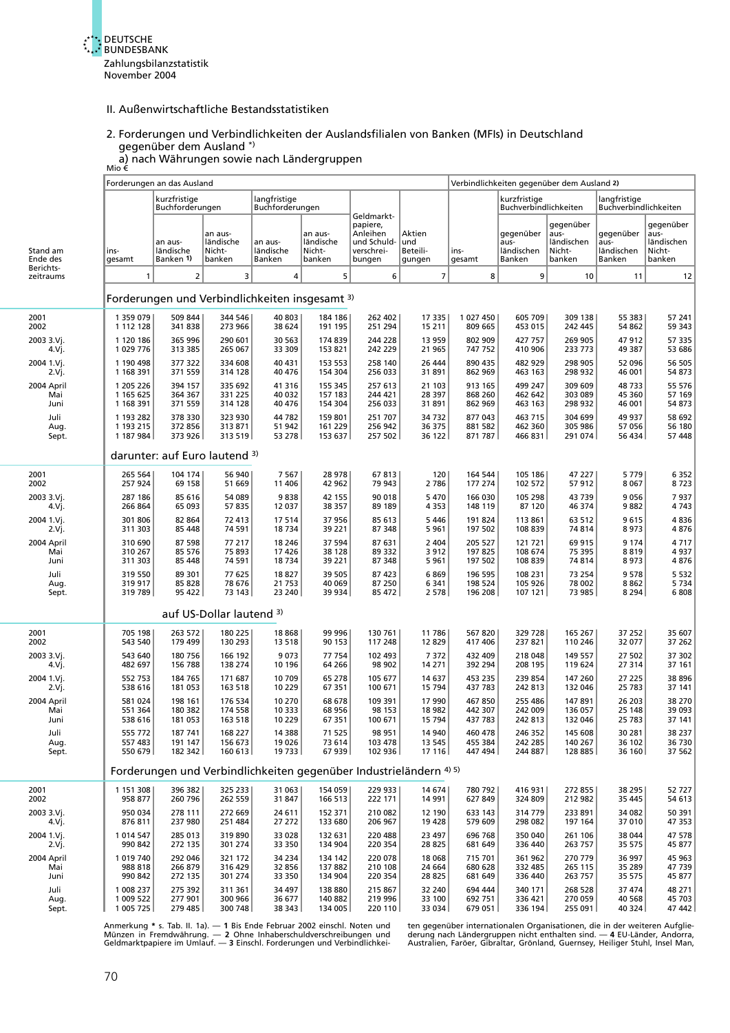## II. Außenwirtschaftliche Bestandsstatistiken

### 2. Forderungen und Verbindlichkeiten der Auslandsfilialen von Banken (MFIs) in Deutschland gegenüber dem Ausland *)

#### a) nach Währungen sowie nach Ländergruppen

Mio €

| Stand am Ende des Berichtszeitraums | Forderungen an das Ausland | | | | | | | Verbindlichkeiten gegenüber dem Ausland 2) | | | | |
|---|---|---|---|---|---|---|---|---|---|---|---|---|
| | insgesamt | kurzfristige Buchforderungen | | langfristige Buchforderungen | | Geldmarktpapiere, Anleihen und Schuldverschreibungen | Aktien und Beteiligungen | insgesamt | kurzfristige Buchverbindlichkeiten | | langfristige Buchverbindlichkeiten | |
| | | an ausländische Banken 1) | an ausländische Nichtbanken | an ausländische Banken | an ausländische Nichtbanken | | | | gegenüber ausländischen Banken | gegenüber ausländischen Nichtbanken | gegenüber ausländischen Banken | gegenüber ausländischen Nichtbanken |
| | 1 | 2 | 3 | 4 | 5 | 6 | 7 | 8 | 9 | 10 | 11 | 12 |
| **Forderungen und Verbindlichkeiten insgesamt 3)** | | | | | | | | | | | | |
| 2001 | 1 359 079 | 509 844 | 344 546 | 40 803 | 184 186 | 262 402 | 17 335 | 1 027 450 | 605 709 | 309 138 | 55 383 | 57 241 |
| 2002 | 1 112 128 | 341 838 | 273 966 | 38 624 | 191 195 | 251 294 | 15 211 | 809 665 | 453 015 | 242 445 | 54 862 | 59 343 |
| 2003 3.Vj. | 1 120 186 | 365 996 | 290 601 | 30 563 | 174 839 | 244 228 | 13 959 | 802 909 | 427 757 | 269 905 | 47 912 | 57 335 |
| 4.Vj. | 1 029 776 | 313 385 | 265 067 | 33 309 | 153 821 | 242 229 | 21 965 | 747 752 | 410 906 | 233 773 | 49 387 | 53 686 |
| 2004 1.Vj. | 1 190 498 | 377 322 | 334 608 | 40 431 | 153 553 | 258 140 | 26 444 | 890 435 | 482 929 | 298 905 | 52 096 | 56 505 |
| 2.Vj. | 1 168 391 | 371 559 | 314 128 | 40 476 | 154 304 | 256 033 | 31 891 | 862 969 | 463 163 | 298 932 | 46 001 | 54 873 |
| 2004 April | 1 205 226 | 394 157 | 335 692 | 41 316 | 155 345 | 257 613 | 21 103 | 913 165 | 499 247 | 309 629 | 48 733 | 55 576 |
| Mai | 1 165 625 | 364 367 | 331 225 | 40 032 | 157 183 | 244 421 | 28 397 | 868 260 | 462 642 | 303 089 | 45 360 | 57 169 |
| Juni | 1 168 391 | 371 559 | 314 128 | 40 476 | 154 304 | 256 033 | 31 891 | 862 969 | 463 163 | 298 932 | 46 001 | 54 873 |
| Juli | 1 193 282 | 378 330 | 323 930 | 44 782 | 159 801 | 251 707 | 34 732 | 877 043 | 463 715 | 304 699 | 49 937 | 58 692 |
| Aug. | 1 193 215 | 372 856 | 313 871 | 51 942 | 161 229 | 256 942 | 36 375 | 881 582 | 462 360 | 305 986 | 57 056 | 56 180 |
| Sept. | 1 187 984 | 373 926 | 313 519 | 53 278 | 153 637 | 257 502 | 36 122 | 871 787 | 466 831 | 291 074 | 56 434 | 57 448 |
| **darunter: auf Euro lautend 3)** | | | | | | | | | | | | |
| 2001 | 265 564 | 104 174 | 56 940 | 7 567 | 28 978 | 67 813 | 120 | 164 544 | 105 186 | 47 227 | 5 779 | 6 352 |
| 2002 | 257 924 | 69 158 | 51 669 | 11 406 | 42 962 | 79 943 | 2 786 | 177 274 | 102 572 | 57 912 | 8 067 | 8 723 |
| 2003 3.Vj. | 287 186 | 85 616 | 54 089 | 9 838 | 42 155 | 90 018 | 5 470 | 166 030 | 105 298 | 43 739 | 9 056 | 7 937 |
| 4.Vj. | 266 864 | 65 093 | 57 835 | 12 037 | 38 357 | 89 189 | 4 353 | 148 119 | 87 120 | 46 374 | 9 882 | 4 743 |
| 2004 1.Vj. | 301 806 | 82 864 | 72 413 | 17 514 | 37 956 | 85 613 | 5 446 | 191 824 | 113 861 | 63 512 | 9 615 | 4 836 |
| 2.Vj. | 311 303 | 85 448 | 74 591 | 18 734 | 39 221 | 87 348 | 5 961 | 197 502 | 108 839 | 74 814 | 8 973 | 4 876 |
| 2004 April | 310 690 | 87 598 | 77 217 | 18 246 | 37 594 | 87 631 | 2 404 | 205 527 | 121 721 | 69 915 | 9 174 | 4 717 |
| Mai | 310 267 | 85 576 | 75 893 | 17 426 | 38 128 | 89 332 | 3 912 | 197 825 | 108 674 | 75 395 | 8 819 | 4 937 |
| Juni | 311 303 | 85 448 | 74 591 | 18 734 | 39 221 | 87 348 | 5 961 | 197 502 | 108 839 | 74 814 | 8 973 | 4 876 |
| Juli | 319 550 | 89 301 | 77 625 | 18 827 | 39 505 | 87 423 | 6 869 | 196 595 | 108 231 | 73 254 | 9 578 | 5 532 |
| Aug. | 319 917 | 85 828 | 78 676 | 21 753 | 40 069 | 87 250 | 6 341 | 198 524 | 105 926 | 78 002 | 8 862 | 5 734 |
| Sept. | 319 789 | 95 422 | 73 143 | 23 240 | 39 934 | 85 472 | 2 578 | 196 208 | 107 121 | 73 985 | 8 294 | 6 808 |
| **auf US-Dollar lautend 3)** | | | | | | | | | | | | |
| 2001 | 705 198 | 263 572 | 180 225 | 18 868 | 99 996 | 130 761 | 11 786 | 567 820 | 329 728 | 165 267 | 37 252 | 35 607 |
| 2002 | 543 540 | 179 499 | 130 293 | 13 518 | 90 153 | 117 248 | 12 829 | 417 406 | 237 821 | 110 246 | 32 077 | 37 262 |
| 2003 3.Vj. | 543 640 | 180 756 | 166 192 | 9 073 | 77 754 | 102 493 | 7 372 | 432 409 | 218 048 | 149 557 | 27 502 | 37 302 |
| 4.Vj. | 482 697 | 156 788 | 138 274 | 10 196 | 64 266 | 98 902 | 14 271 | 392 294 | 208 195 | 119 624 | 27 314 | 37 161 |
| 2004 1.Vj. | 552 753 | 184 765 | 171 687 | 10 709 | 65 278 | 105 677 | 14 637 | 453 235 | 239 854 | 147 260 | 27 225 | 38 896 |
| 2.Vj. | 538 616 | 181 053 | 163 518 | 10 229 | 67 351 | 100 671 | 15 794 | 437 783 | 242 813 | 132 046 | 25 783 | 37 141 |
| 2004 April | 581 024 | 198 161 | 176 534 | 10 270 | 68 678 | 109 391 | 17 990 | 467 850 | 255 486 | 147 891 | 26 203 | 38 270 |
| Mai | 551 364 | 180 382 | 174 558 | 10 333 | 68 956 | 98 153 | 18 982 | 442 307 | 242 009 | 136 057 | 25 148 | 39 093 |
| Juni | 538 616 | 181 053 | 163 518 | 10 229 | 67 351 | 100 671 | 15 794 | 437 783 | 242 813 | 132 046 | 25 783 | 37 141 |
| Juli | 555 772 | 187 741 | 168 227 | 14 388 | 71 525 | 98 951 | 14 940 | 460 478 | 246 352 | 145 608 | 30 281 | 38 237 |
| Aug. | 557 483 | 191 147 | 156 673 | 19 026 | 73 614 | 103 478 | 13 545 | 455 384 | 242 285 | 140 267 | 36 102 | 36 730 |
| Sept. | 550 679 | 182 342 | 160 613 | 19 733 | 67 979 | 102 936 | 17 116 | 447 494 | 244 887 | 128 885 | 36 160 | 37 562 |
| **Forderungen und Verbindlichkeiten gegenüber Industrieländern 4) 5)** | | | | | | | | | | | | |
| 2001 | 1 151 308 | 396 382 | 325 233 | 31 063 | 154 059 | 229 933 | 14 674 | 780 792 | 416 931 | 272 855 | 38 295 | 52 727 |
| 2002 | 958 877 | 260 796 | 262 559 | 31 847 | 166 513 | 222 171 | 14 991 | 627 849 | 324 809 | 212 982 | 35 445 | 54 613 |
| 2003 3.Vj. | 950 034 | 278 111 | 272 669 | 24 611 | 152 371 | 210 082 | 12 190 | 633 143 | 314 779 | 233 891 | 34 082 | 50 391 |
| 4.Vj. | 876 811 | 237 980 | 251 484 | 27 272 | 133 680 | 206 967 | 19 428 | 579 609 | 298 082 | 197 164 | 37 010 | 47 353 |
| 2004 1.Vj. | 1 014 547 | 285 013 | 319 890 | 33 028 | 132 631 | 220 488 | 23 497 | 696 768 | 350 040 | 261 106 | 38 044 | 47 578 |
| 2.Vj. | 990 842 | 272 135 | 301 274 | 33 350 | 134 904 | 220 354 | 28 825 | 681 649 | 336 440 | 263 757 | 35 575 | 45 877 |
| 2004 April | 1 019 740 | 292 046 | 321 172 | 34 234 | 134 142 | 220 078 | 18 068 | 715 701 | 361 962 | 270 779 | 36 997 | 45 963 |
| Mai | 988 818 | 266 879 | 316 429 | 32 856 | 137 882 | 210 108 | 24 664 | 680 628 | 332 485 | 265 115 | 35 289 | 47 739 |
| Juni | 990 842 | 272 135 | 301 274 | 33 350 | 134 904 | 220 354 | 28 825 | 681 649 | 336 440 | 263 757 | 35 575 | 45 877 |
| Juli | 1 008 237 | 275 392 | 311 361 | 34 497 | 138 880 | 215 867 | 32 240 | 694 444 | 340 171 | 268 528 | 37 474 | 48 271 |
| Aug. | 1 009 522 | 277 901 | 300 966 | 36 677 | 140 882 | 219 996 | 33 100 | 692 751 | 336 421 | 270 059 | 40 568 | 45 703 |
| Sept. | 1 005 725 | 279 485 | 300 748 | 38 343 | 134 005 | 220 110 | 33 034 | 679 051 | 336 194 | 255 091 | 40 324 | 47 442 |

Anmerkung * s. Tab. II. 1a). — **1** Bis Ende Februar 2002 einschl. Noten und Münzen in Fremdwährung. — **2** Ohne Inhaberschuldverschreibungen und Geldmarktpapiere im Umlauf. — **3** Einschl. Forderungen und Verbindlichkeiten gegenüber internationalen Organisationen, die in der weiteren Aufgliederung nach Ländergruppen nicht enthalten sind. — **4** EU-Länder, Andorra, Australien, Faröer, Gibraltar, Grönland, Guernsey, Heiliger Stuhl, Insel Man,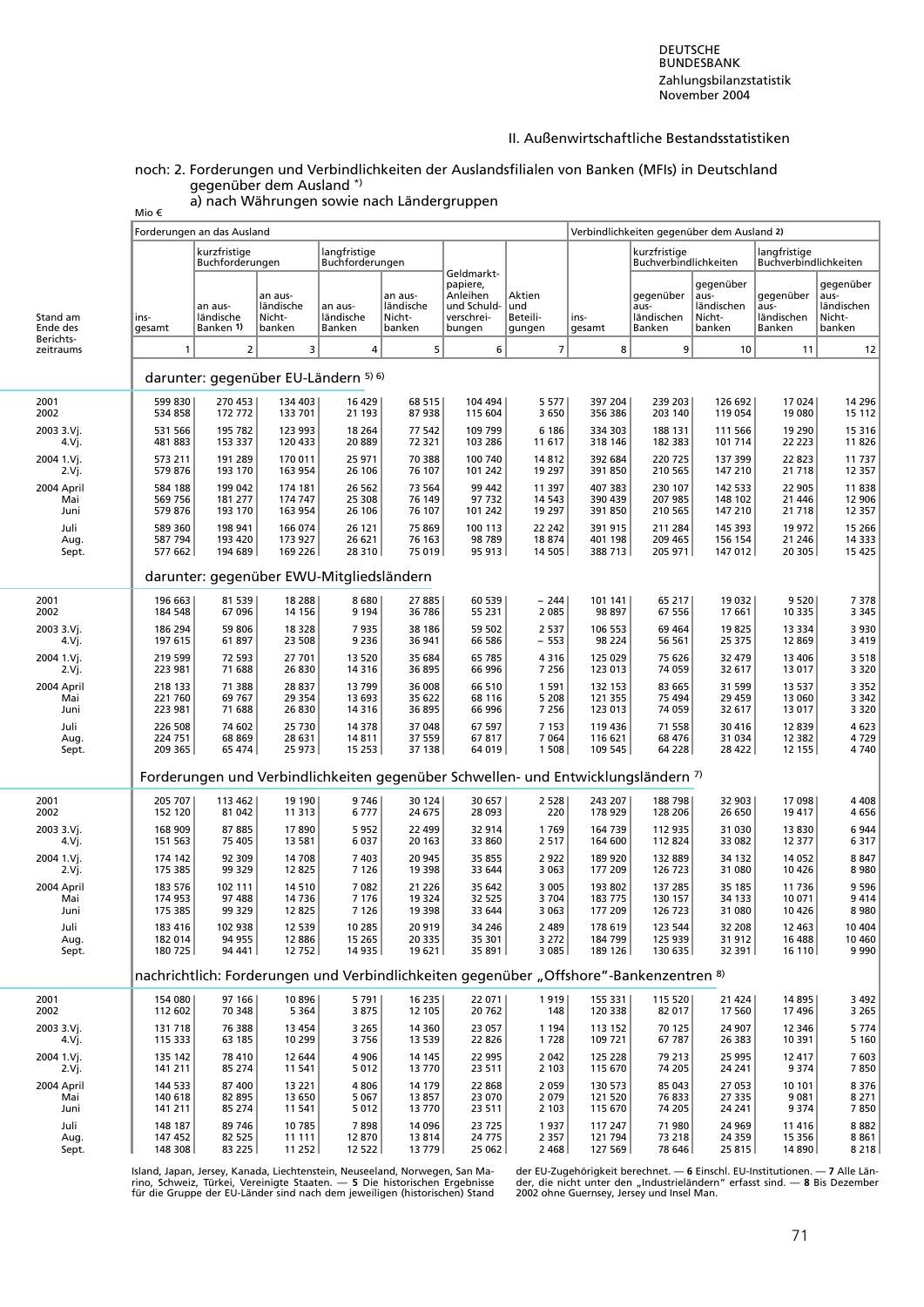## II. Außenwirtschaftliche Bestandsstatistiken

### noch: 2. Forderungen und Verbindlichkeiten der Auslandsfilialen von Banken (MFIs) in Deutschland gegenüber dem Ausland *)

#### a) nach Währungen sowie nach Ländergruppen

Mio €

| Stand am Ende des Berichtszeitraums | Forderungen an das Ausland | | | | | | | Verbindlichkeiten gegenüber dem Ausland 2) | | | | |
|---|---|---|---|---|---|---|---|---|---|---|---|---|
| | insgesamt | kurzfristige Buchforderungen | | langfristige Buchforderungen | | Geldmarktpapiere, Anleihen und Schuldverschreibungen | Aktien und Beteiligungen | insgesamt | kurzfristige Buchverbindlichkeiten | | langfristige Buchverbindlichkeiten | |
| | | an ausländische Banken 1) | an ausländische Nichtbanken | an ausländische Banken | an ausländische Nichtbanken | | | | gegenüber ausländischen Banken | gegenüber ausländischen Nichtbanken | gegenüber ausländischen Banken | gegenüber ausländischen Nichtbanken |
| | 1 | 2 | 3 | 4 | 5 | 6 | 7 | 8 | 9 | 10 | 11 | 12 |
| **darunter: gegenüber EU-Ländern 5) 6)** | | | | | | | | | | | | |
| 2001 | 599 830 | 270 453 | 134 403 | 16 429 | 68 515 | 104 494 | 5 577 | 397 204 | 239 203 | 126 692 | 17 024 | 14 296 |
| 2002 | 534 858 | 172 772 | 133 701 | 21 193 | 87 938 | 115 604 | 3 650 | 356 386 | 203 140 | 119 054 | 19 080 | 15 112 |
| 2003 3.Vj. | 531 566 | 195 782 | 123 993 | 18 264 | 77 542 | 109 799 | 6 186 | 334 303 | 188 131 | 111 566 | 19 290 | 15 316 |
| 4.Vj. | 481 883 | 153 337 | 120 433 | 20 889 | 72 321 | 103 286 | 11 617 | 318 146 | 182 383 | 101 714 | 22 223 | 11 826 |
| 2004 1.Vj. | 573 211 | 191 289 | 170 011 | 25 971 | 70 388 | 100 740 | 14 812 | 392 684 | 220 725 | 137 399 | 22 823 | 11 737 |
| 2.Vj. | 579 876 | 193 170 | 163 954 | 26 106 | 76 107 | 101 242 | 19 297 | 391 850 | 210 565 | 147 210 | 21 718 | 12 357 |
| 2004 April | 584 188 | 199 042 | 174 181 | 26 562 | 73 564 | 99 442 | 11 397 | 407 383 | 230 107 | 142 533 | 22 905 | 11 838 |
| Mai | 569 756 | 181 277 | 174 747 | 25 308 | 76 149 | 97 732 | 14 543 | 390 439 | 207 985 | 148 102 | 21 446 | 12 906 |
| Juni | 579 876 | 193 170 | 163 954 | 26 106 | 76 107 | 101 242 | 19 297 | 391 850 | 210 565 | 147 210 | 21 718 | 12 357 |
| Juli | 589 360 | 198 941 | 166 074 | 26 121 | 75 869 | 100 113 | 22 242 | 391 915 | 211 284 | 145 393 | 19 972 | 15 266 |
| Aug. | 587 794 | 193 420 | 173 927 | 26 621 | 76 163 | 98 789 | 18 874 | 401 198 | 209 465 | 156 154 | 21 246 | 14 333 |
| Sept. | 577 662 | 194 689 | 169 226 | 28 310 | 75 019 | 95 913 | 14 505 | 388 713 | 205 971 | 147 012 | 20 305 | 15 425 |
| **darunter: gegenüber EWU-Mitgliedsländern** | | | | | | | | | | | | |
| 2001 | 196 663 | 81 539 | 18 288 | 8 680 | 27 885 | 60 539 | − 244 | 101 141 | 65 217 | 19 032 | 9 520 | 7 378 |
| 2002 | 184 548 | 67 096 | 14 156 | 9 194 | 36 786 | 55 231 | 2 085 | 98 897 | 67 556 | 17 661 | 10 335 | 3 345 |
| 2003 3.Vj. | 186 294 | 59 806 | 18 328 | 7 935 | 38 186 | 59 502 | 2 537 | 106 553 | 69 464 | 19 825 | 13 334 | 3 930 |
| 4.Vj. | 197 615 | 61 897 | 23 508 | 9 236 | 36 941 | 66 586 | − 553 | 98 224 | 56 561 | 25 375 | 12 869 | 3 419 |
| 2004 1.Vj. | 219 599 | 72 593 | 27 701 | 13 520 | 35 684 | 65 785 | 4 316 | 125 029 | 75 626 | 32 479 | 13 406 | 3 518 |
| 2.Vj. | 223 981 | 71 688 | 26 830 | 14 316 | 36 895 | 66 996 | 7 256 | 123 013 | 74 059 | 32 617 | 13 017 | 3 320 |
| 2004 April | 218 133 | 71 388 | 28 837 | 13 799 | 36 008 | 66 510 | 1 591 | 132 153 | 83 665 | 31 599 | 13 537 | 3 352 |
| Mai | 221 760 | 69 767 | 29 354 | 13 693 | 35 622 | 68 116 | 5 208 | 121 355 | 75 494 | 29 459 | 13 060 | 3 342 |
| Juni | 223 981 | 71 688 | 26 830 | 14 316 | 36 895 | 66 996 | 7 256 | 123 013 | 74 059 | 32 617 | 13 017 | 3 320 |
| Juli | 226 508 | 74 602 | 25 730 | 14 378 | 37 048 | 67 597 | 7 153 | 119 436 | 71 558 | 30 416 | 12 839 | 4 623 |
| Aug. | 224 751 | 68 869 | 28 631 | 14 811 | 37 559 | 67 817 | 7 064 | 116 621 | 68 476 | 31 034 | 12 382 | 4 729 |
| Sept. | 209 365 | 65 474 | 25 973 | 15 253 | 37 138 | 64 019 | 1 508 | 109 545 | 64 228 | 28 422 | 12 155 | 4 740 |
| **Forderungen und Verbindlichkeiten gegenüber Schwellen- und Entwicklungsländern 7)** | | | | | | | | | | | | |
| 2001 | 205 707 | 113 462 | 19 190 | 9 746 | 30 124 | 30 657 | 2 528 | 243 207 | 188 798 | 32 903 | 17 098 | 4 408 |
| 2002 | 152 120 | 81 042 | 11 313 | 6 777 | 24 675 | 28 093 | 220 | 178 929 | 128 206 | 26 650 | 19 417 | 4 656 |
| 2003 3.Vj. | 168 909 | 87 885 | 17 890 | 5 952 | 22 499 | 32 914 | 1 769 | 164 739 | 112 935 | 31 030 | 13 830 | 6 944 |
| 4.Vj. | 151 563 | 75 405 | 13 581 | 6 037 | 20 163 | 33 860 | 2 517 | 164 600 | 112 824 | 33 082 | 12 377 | 6 317 |
| 2004 1.Vj. | 174 142 | 92 309 | 14 708 | 7 403 | 20 945 | 35 855 | 2 922 | 189 920 | 132 889 | 34 132 | 14 052 | 8 847 |
| 2.Vj. | 175 385 | 99 329 | 12 825 | 7 126 | 19 398 | 33 644 | 3 063 | 177 209 | 126 723 | 31 080 | 10 426 | 8 980 |
| 2004 April | 183 576 | 102 111 | 14 510 | 7 082 | 21 226 | 35 642 | 3 005 | 193 802 | 137 285 | 35 185 | 11 736 | 9 596 |
| Mai | 174 953 | 97 488 | 14 736 | 7 176 | 19 324 | 32 525 | 3 704 | 183 775 | 130 157 | 34 133 | 10 071 | 9 414 |
| Juni | 175 385 | 99 329 | 12 825 | 7 126 | 19 398 | 33 644 | 3 063 | 177 209 | 126 723 | 31 080 | 10 426 | 8 980 |
| Juli | 183 416 | 102 938 | 12 539 | 10 285 | 20 919 | 34 246 | 2 489 | 178 619 | 123 544 | 32 208 | 12 463 | 10 404 |
| Aug. | 182 014 | 94 955 | 12 886 | 15 265 | 20 335 | 35 301 | 3 272 | 184 799 | 125 939 | 31 912 | 16 488 | 10 460 |
| Sept. | 180 725 | 94 441 | 12 752 | 14 935 | 19 621 | 35 891 | 3 085 | 189 126 | 130 635 | 32 391 | 16 110 | 9 990 |
| **nachrichtlich: Forderungen und Verbindlichkeiten gegenüber „Offshore"-Bankenzentren 8)** | | | | | | | | | | | | |
| 2001 | 154 080 | 97 166 | 10 896 | 5 791 | 16 235 | 22 071 | 1 919 | 155 331 | 115 520 | 21 424 | 14 895 | 3 492 |
| 2002 | 112 602 | 70 348 | 5 364 | 3 875 | 12 105 | 20 762 | 148 | 120 338 | 82 017 | 17 560 | 17 496 | 3 265 |
| 2003 3.Vj. | 131 718 | 76 388 | 13 454 | 3 265 | 14 360 | 23 057 | 1 194 | 113 152 | 70 125 | 24 907 | 12 346 | 5 774 |
| 4.Vj. | 115 333 | 63 185 | 10 299 | 3 756 | 13 539 | 22 826 | 1 728 | 109 721 | 67 787 | 26 383 | 10 391 | 5 160 |
| 2004 1.Vj. | 135 142 | 78 410 | 12 644 | 4 906 | 14 145 | 22 995 | 2 042 | 125 228 | 79 213 | 25 995 | 12 417 | 7 603 |
| 2.Vj. | 141 211 | 85 274 | 11 541 | 5 012 | 13 770 | 23 511 | 2 103 | 115 670 | 74 205 | 24 241 | 9 374 | 7 850 |
| 2004 April | 144 533 | 87 400 | 13 221 | 4 806 | 14 179 | 22 868 | 2 059 | 130 573 | 85 043 | 27 053 | 10 101 | 8 376 |
| Mai | 140 618 | 82 895 | 13 650 | 5 067 | 13 857 | 23 070 | 2 079 | 121 520 | 76 833 | 27 335 | 9 081 | 8 271 |
| Juni | 141 211 | 85 274 | 11 541 | 5 012 | 13 770 | 23 511 | 2 103 | 115 670 | 74 205 | 24 241 | 9 374 | 7 850 |
| Juli | 148 187 | 89 746 | 10 785 | 7 898 | 14 096 | 23 725 | 1 937 | 117 247 | 71 980 | 24 969 | 11 416 | 8 882 |
| Aug. | 147 452 | 82 525 | 11 111 | 12 870 | 13 814 | 24 775 | 2 357 | 121 794 | 73 218 | 24 359 | 15 356 | 8 861 |
| Sept. | 148 308 | 83 225 | 11 252 | 12 522 | 13 779 | 25 062 | 2 468 | 127 569 | 78 646 | 25 815 | 14 890 | 8 218 |

Island, Japan, Jersey, Kanada, Liechtenstein, Neuseeland, Norwegen, San Marino, Schweiz, Türkei, Vereinigte Staaten. — 5 Die historischen Ergebnisse für die Gruppe der EU-Länder sind nach dem jeweiligen (historischen) Stand der EU-Zugehörigkeit berechnet. — 6 Einschl. EU-Institutionen. — 7 Alle Länder, die nicht unter den „Industrieländern" erfasst sind. — 8 Bis Dezember 2002 ohne Guernsey, Jersey und Insel Man.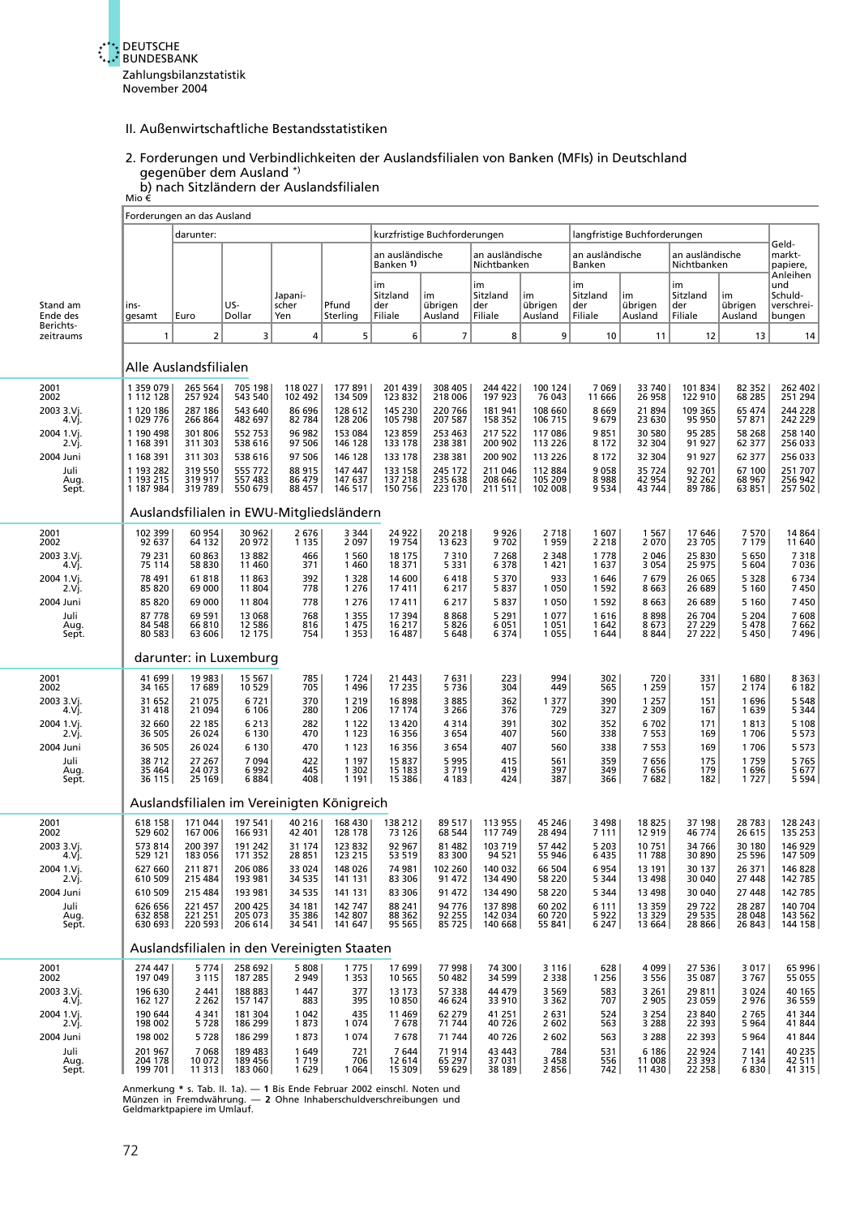## II. Außenwirtschaftliche Bestandsstatistiken

### 2. Forderungen und Verbindlichkeiten der Auslandsfilialen von Banken (MFIs) in Deutschland gegenüber dem Ausland *)

#### b) nach Sitzländern der Auslandsfilialen

Mio €

| Stand am Ende des Berichtszeitraums | Forderungen an das Ausland | | | | | | | | | | | | | |
|---|---|---|---|---|---|---|---|---|---|---|---|---|---|---|
| | | darunter: | | | | kurzfristige Buchforderungen | | | | langfristige Buchforderungen | | | | Geldmarktpapiere, Anleihen und Schuldverschreibungen |
| | | | | | | an ausländische Banken 1) | | an ausländische Nichtbanken | | an ausländische Banken | | an ausländische Nichtbanken | | |
| | insgesamt | Euro | US-Dollar | Japanischer Yen | Pfund Sterling | im Sitzland der Filiale | im übrigen Ausland | im Sitzland der Filiale | im übrigen Ausland | im Sitzland der Filiale | im übrigen Ausland | im Sitzland der Filiale | im übrigen Ausland | |
| | 1 | 2 | 3 | 4 | 5 | 6 | 7 | 8 | 9 | 10 | 11 | 12 | 13 | 14 |
| **Alle Auslandsfilialen** | | | | | | | | | | | | | | |
| 2001 | 1 359 079 | 265 564 | 705 198 | 118 027 | 177 891 | 201 439 | 308 405 | 244 422 | 100 124 | 7 069 | 33 740 | 101 834 | 82 352 | 262 402 |
| 2002 | 1 112 128 | 257 924 | 543 540 | 102 492 | 134 509 | 123 832 | 218 006 | 197 923 | 76 043 | 11 666 | 26 958 | 122 910 | 68 285 | 251 294 |
| 2003 3.Vj. | 1 120 186 | 287 186 | 543 640 | 86 696 | 128 612 | 145 230 | 220 766 | 181 941 | 108 660 | 8 669 | 21 894 | 109 365 | 65 474 | 244 228 |
| 4.Vj. | 1 029 776 | 266 864 | 482 697 | 82 784 | 128 206 | 105 798 | 207 587 | 158 352 | 106 715 | 9 679 | 23 630 | 95 950 | 57 871 | 242 229 |
| 2004 1.Vj. | 1 190 498 | 301 806 | 552 753 | 96 982 | 153 084 | 123 859 | 253 463 | 217 522 | 117 086 | 9 851 | 30 580 | 95 285 | 58 268 | 258 140 |
| 2.Vj. | 1 168 391 | 311 303 | 538 616 | 97 506 | 146 128 | 133 178 | 238 381 | 200 902 | 113 226 | 8 172 | 32 304 | 91 927 | 62 377 | 256 033 |
| 2004 Juni | 1 168 391 | 311 303 | 538 616 | 97 506 | 146 128 | 133 178 | 238 381 | 200 902 | 113 226 | 8 172 | 32 304 | 91 927 | 62 377 | 256 033 |
| Juli | 1 193 282 | 319 550 | 555 772 | 88 915 | 147 447 | 133 158 | 245 172 | 211 046 | 112 884 | 9 058 | 35 724 | 92 701 | 67 100 | 251 707 |
| Aug. | 1 193 215 | 319 917 | 557 483 | 86 479 | 147 637 | 137 218 | 235 638 | 208 662 | 105 209 | 8 988 | 42 954 | 92 262 | 68 967 | 256 942 |
| Sept. | 1 187 984 | 319 789 | 550 679 | 88 457 | 146 517 | 150 756 | 223 170 | 211 511 | 102 008 | 9 534 | 43 744 | 89 786 | 63 851 | 257 502 |
| **Auslandsfilialen in EWU-Mitgliedsländern** | | | | | | | | | | | | | | |
| 2001 | 102 399 | 60 954 | 30 962 | 2 676 | 3 344 | 24 922 | 20 218 | 9 926 | 2 718 | 1 607 | 1 567 | 17 646 | 7 570 | 14 864 |
| 2002 | 92 637 | 64 132 | 20 972 | 1 135 | 2 097 | 19 754 | 13 623 | 9 702 | 1 959 | 2 218 | 2 070 | 23 705 | 7 179 | 11 640 |
| 2003 3.Vj. | 79 231 | 61 003 | 13 882 | 466 | 1 560 | 18 175 | 7 310 | 7 268 | 2 348 | 1 778 | 2 046 | 25 830 | 5 650 | 7 318 |
| 4.Vj. | 75 114 | 58 830 | 11 460 | 371 | 1 460 | 18 371 | 5 331 | 6 378 | 1 421 | 1 637 | 3 054 | 25 975 | 5 604 | 7 036 |
| 2004 1.Vj. | 78 491 | 61 818 | 11 863 | 392 | 1 328 | 14 600 | 6 418 | 5 370 | 933 | 1 646 | 7 679 | 26 065 | 5 328 | 6 734 |
| 2.Vj. | 85 820 | 69 000 | 11 804 | 778 | 1 276 | 17 411 | 6 217 | 5 837 | 1 050 | 1 592 | 8 663 | 26 689 | 5 160 | 7 450 |
| 2004 Juni | 85 820 | 69 000 | 11 804 | 778 | 1 276 | 17 411 | 6 217 | 5 837 | 1 050 | 1 592 | 8 663 | 26 689 | 5 160 | 7 450 |
| Juli | 87 778 | 69 591 | 13 068 | 768 | 1 355 | 17 394 | 8 868 | 5 291 | 1 077 | 1 616 | 8 898 | 26 704 | 5 204 | 7 608 |
| Aug. | 84 548 | 66 810 | 12 586 | 816 | 1 475 | 16 217 | 5 826 | 6 051 | 1 051 | 1 642 | 8 673 | 27 229 | 5 478 | 7 662 |
| Sept. | 80 583 | 63 606 | 12 175 | 754 | 1 353 | 16 487 | 5 648 | 6 374 | 1 055 | 1 644 | 8 844 | 27 222 | 5 450 | 7 496 |
| **darunter: in Luxemburg** | | | | | | | | | | | | | | |
| 2001 | 41 699 | 19 983 | 15 567 | 785 | 1 724 | 21 443 | 7 631 | 223 | 994 | 302 | 720 | 331 | 1 680 | 8 363 |
| 2002 | 34 165 | 17 689 | 10 529 | 705 | 1 496 | 17 235 | 5 736 | 304 | 449 | 565 | 1 259 | 157 | 2 174 | 6 182 |
| 2003 3.Vj. | 31 652 | 21 075 | 6 721 | 370 | 1 219 | 16 898 | 3 885 | 362 | 1 377 | 390 | 1 257 | 151 | 1 696 | 5 548 |
| 4.Vj. | 31 418 | 21 094 | 6 106 | 280 | 1 206 | 17 174 | 3 266 | 376 | 729 | 327 | 2 309 | 167 | 1 639 | 5 344 |
| 2004 1.Vj. | 32 660 | 22 185 | 6 213 | 282 | 1 122 | 13 420 | 4 314 | 391 | 302 | 352 | 6 702 | 171 | 1 813 | 5 108 |
| 2.Vj. | 36 505 | 26 024 | 6 130 | 470 | 1 123 | 16 356 | 3 654 | 407 | 560 | 338 | 7 553 | 169 | 1 706 | 5 573 |
| 2004 Juni | 36 505 | 26 024 | 6 130 | 470 | 1 123 | 16 356 | 3 654 | 407 | 560 | 338 | 7 553 | 169 | 1 706 | 5 573 |
| Juli | 38 712 | 27 267 | 7 094 | 422 | 1 197 | 15 837 | 5 995 | 415 | 561 | 359 | 7 656 | 175 | 1 759 | 5 765 |
| Aug. | 35 464 | 24 073 | 6 992 | 445 | 1 302 | 15 183 | 3 719 | 419 | 397 | 349 | 7 656 | 179 | 1 696 | 5 677 |
| Sept. | 36 115 | 25 169 | 6 884 | 408 | 1 191 | 15 386 | 4 183 | 424 | 387 | 366 | 7 682 | 182 | 1 727 | 5 594 |
| **Auslandsfilialen im Vereinigten Königreich** | | | | | | | | | | | | | | |
| 2001 | 618 158 | 171 044 | 197 541 | 40 216 | 168 430 | 138 212 | 89 517 | 113 955 | 45 246 | 3 498 | 18 825 | 37 198 | 28 783 | 128 243 |
| 2002 | 529 602 | 167 006 | 166 931 | 42 401 | 128 178 | 73 126 | 68 544 | 117 749 | 28 494 | 7 111 | 12 919 | 46 774 | 26 615 | 135 253 |
| 2003 3.Vj. | 573 814 | 200 397 | 191 242 | 31 174 | 123 832 | 92 967 | 81 482 | 103 719 | 57 442 | 5 203 | 10 751 | 34 766 | 30 180 | 146 929 |
| 4.Vj. | 529 121 | 183 056 | 171 352 | 28 851 | 123 215 | 53 519 | 83 300 | 94 521 | 55 946 | 6 435 | 11 788 | 30 890 | 25 596 | 147 509 |
| 2004 1.Vj. | 627 660 | 211 871 | 206 086 | 33 024 | 148 026 | 74 981 | 102 260 | 140 032 | 66 504 | 6 954 | 13 191 | 30 137 | 26 371 | 146 828 |
| 2.Vj. | 610 509 | 215 484 | 193 981 | 34 535 | 141 131 | 83 306 | 91 472 | 134 490 | 58 220 | 5 344 | 13 498 | 30 040 | 27 448 | 142 785 |
| 2004 Juni | 610 509 | 215 484 | 193 981 | 34 535 | 141 131 | 83 306 | 91 472 | 134 490 | 58 220 | 5 344 | 13 498 | 30 040 | 27 448 | 142 785 |
| Juli | 626 656 | 221 457 | 200 425 | 34 181 | 142 747 | 88 241 | 94 776 | 137 898 | 60 202 | 6 111 | 13 359 | 29 722 | 28 287 | 140 704 |
| Aug. | 632 858 | 221 251 | 205 073 | 35 386 | 142 807 | 88 362 | 92 255 | 142 034 | 60 720 | 5 922 | 13 329 | 29 535 | 28 048 | 143 562 |
| Sept. | 630 693 | 220 593 | 206 614 | 34 541 | 141 647 | 95 565 | 85 725 | 140 668 | 55 841 | 6 247 | 13 664 | 28 866 | 26 843 | 144 158 |
| **Auslandsfilialen in den Vereinigten Staaten** | | | | | | | | | | | | | | |
| 2001 | 274 447 | 5 774 | 258 692 | 5 808 | 1 775 | 17 699 | 77 998 | 74 300 | 3 116 | 628 | 4 099 | 27 536 | 3 017 | 65 996 |
| 2002 | 197 049 | 3 115 | 187 285 | 2 949 | 1 353 | 10 565 | 50 482 | 34 599 | 2 338 | 1 256 | 3 556 | 35 087 | 3 767 | 55 055 |
| 2003 3.Vj. | 196 630 | 2 441 | 188 883 | 1 447 | 377 | 13 173 | 57 338 | 44 479 | 3 569 | 583 | 3 261 | 29 811 | 3 024 | 40 165 |
| 4.Vj. | 162 127 | 2 262 | 157 147 | 883 | 395 | 10 850 | 46 624 | 33 910 | 3 362 | 707 | 2 905 | 23 059 | 2 976 | 36 559 |
| 2004 1.Vj. | 190 644 | 4 341 | 181 304 | 1 042 | 435 | 11 469 | 62 279 | 41 251 | 2 631 | 524 | 3 254 | 23 840 | 2 765 | 41 344 |
| 2.Vj. | 198 002 | 5 728 | 186 299 | 1 873 | 1 074 | 7 678 | 71 744 | 40 726 | 2 602 | 563 | 3 288 | 22 393 | 5 964 | 41 844 |
| 2004 Juni | 198 002 | 5 728 | 186 299 | 1 873 | 1 074 | 7 678 | 71 744 | 40 726 | 2 602 | 563 | 3 288 | 22 393 | 5 964 | 41 844 |
| Juli | 201 967 | 7 068 | 189 483 | 1 649 | 721 | 7 644 | 71 914 | 43 443 | 784 | 531 | 6 186 | 22 924 | 7 141 | 40 235 |
| Aug. | 204 178 | 10 072 | 189 456 | 1 719 | 706 | 12 614 | 65 297 | 37 031 | 3 458 | 556 | 11 008 | 23 393 | 7 134 | 42 511 |
| Sept. | 199 701 | 11 313 | 183 060 | 1 629 | 1 064 | 15 309 | 59 629 | 38 189 | 2 856 | 742 | 11 430 | 22 258 | 6 830 | 41 315 |

Anmerkung * s. Tab. II. 1a). — **1** Bis Ende Februar 2002 einschl. Noten und Münzen in Fremdwährung. — **2** Ohne Inhaberschuldverschreibungen und Geldmarktpapiere im Umlauf.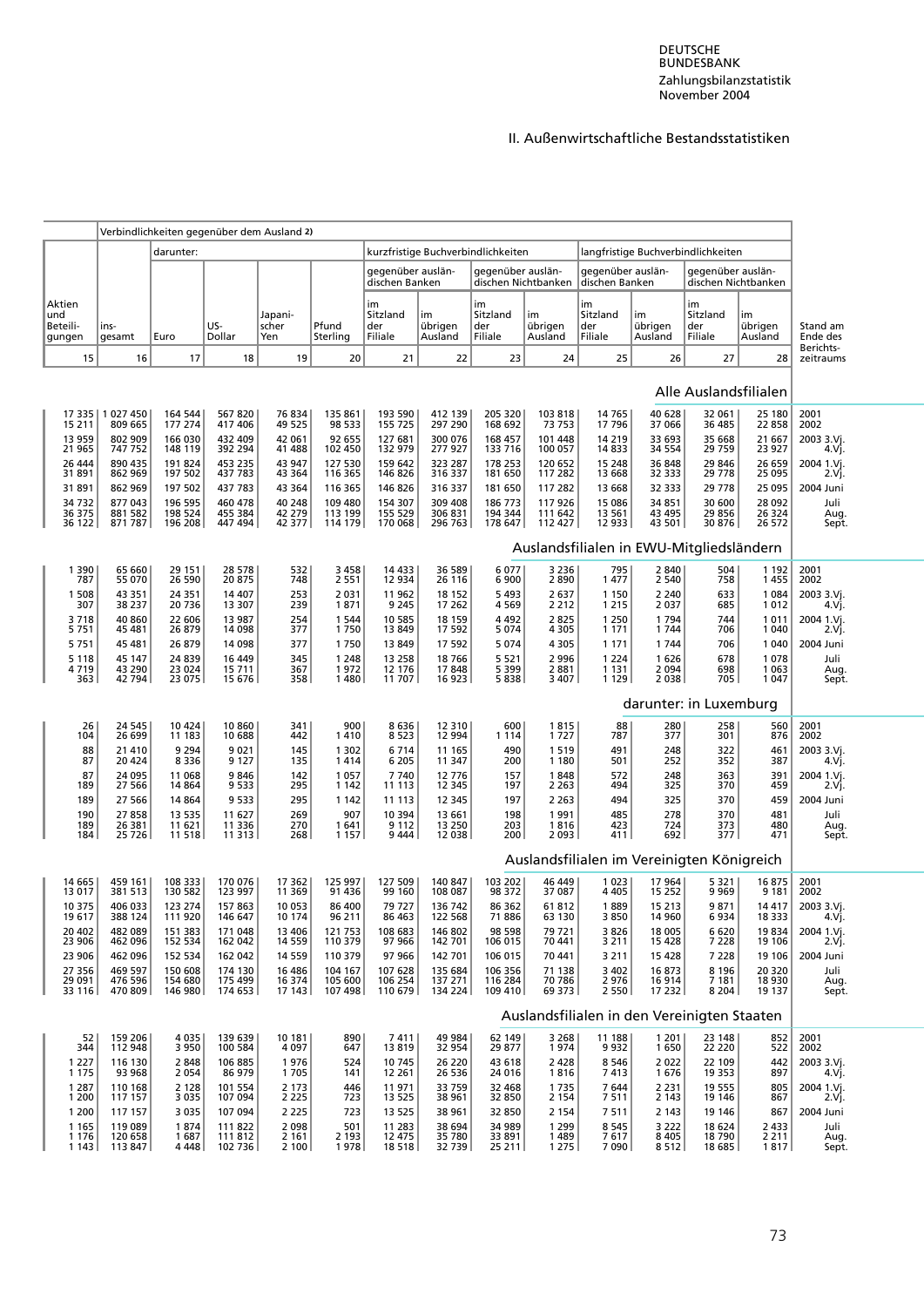II. Außenwirtschaftliche Bestandsstatistiken

| Aktien und Beteiligungen | Verbindlichkeiten gegenüber dem Ausland 2) insgesamt | darunter: Euro | US-Dollar | Japanischer Yen | Pfund Sterling | kurzfristige Buchverbindlichkeiten gegenüber ausländischen Banken im Sitzland der Filiale | im übrigen Ausland | gegenüber ausländischen Nichtbanken im Sitzland der Filiale | im übrigen Ausland | langfristige Buchverbindlichkeiten gegenüber ausländischen Banken im Sitzland der Filiale | im übrigen Ausland | gegenüber ausländischen Nichtbanken im Sitzland der Filiale | im übrigen Ausland | Stand am Ende des Berichtszeitraums |
|---|---|---|---|---|---|---|---|---|---|---|---|---|---|---|
| 15 | 16 | 17 | 18 | 19 | 20 | 21 | 22 | 23 | 24 | 25 | 26 | 27 | 28 | |
| **Alle Auslandsfilialen** | | | | | | | | | | | | | | |
| 17 335 | 1 027 450 | 164 544 | 567 820 | 76 834 | 135 861 | 193 590 | 412 139 | 205 320 | 103 818 | 14 765 | 40 628 | 32 061 | 25 180 | 2001 |
| 15 211 | 809 665 | 177 274 | 417 406 | 49 525 | 98 533 | 155 725 | 297 290 | 168 692 | 73 753 | 17 796 | 37 066 | 36 485 | 22 858 | 2002 |
| 13 959 | 802 909 | 166 030 | 432 409 | 42 061 | 92 655 | 127 681 | 300 076 | 168 457 | 101 448 | 14 219 | 33 693 | 35 668 | 21 667 | 2003 3.Vj. |
| 21 965 | 747 752 | 148 119 | 392 294 | 41 488 | 102 450 | 132 979 | 277 927 | 133 716 | 100 057 | 14 833 | 34 554 | 29 759 | 23 927 | 4.Vj. |
| 26 444 | 890 435 | 191 824 | 453 235 | 43 947 | 127 530 | 159 642 | 323 287 | 178 253 | 120 652 | 15 248 | 36 848 | 29 846 | 26 659 | 2004 1.Vj. |
| 31 891 | 862 969 | 197 502 | 437 783 | 43 364 | 116 365 | 146 826 | 316 337 | 181 650 | 117 282 | 13 668 | 32 333 | 29 778 | 25 095 | 2.Vj. |
| 31 891 | 862 969 | 197 502 | 437 783 | 43 364 | 116 365 | 146 826 | 316 337 | 181 650 | 117 282 | 13 668 | 32 333 | 29 778 | 25 095 | 2004 Juni |
| 34 732 | 877 043 | 196 595 | 460 478 | 40 248 | 109 480 | 154 307 | 309 408 | 186 773 | 117 926 | 15 086 | 34 851 | 30 600 | 28 092 | Juli |
| 36 375 | 881 582 | 198 524 | 455 384 | 42 279 | 113 199 | 155 529 | 306 831 | 194 344 | 111 642 | 13 561 | 43 495 | 29 856 | 26 324 | Aug. |
| 36 122 | 871 787 | 196 208 | 447 494 | 42 377 | 114 179 | 170 068 | 296 763 | 178 647 | 112 427 | 12 933 | 43 501 | 30 876 | 26 572 | Sept. |
| **Auslandsfilialen in EWU-Mitgliedsländern** | | | | | | | | | | | | | | |
| 1 390 | 65 660 | 29 151 | 28 578 | 532 | 3 458 | 14 433 | 36 589 | 6 077 | 3 236 | 795 | 2 840 | 504 | 1 192 | 2001 |
| 787 | 55 070 | 26 590 | 20 875 | 748 | 2 551 | 12 934 | 26 116 | 6 900 | 2 890 | 1 477 | 2 540 | 758 | 1 455 | 2002 |
| 1 508 | 43 351 | 24 351 | 14 407 | 253 | 2 031 | 11 962 | 18 152 | 5 493 | 2 637 | 1 150 | 2 240 | 633 | 1 084 | 2003 3.Vj. |
| 307 | 38 237 | 20 736 | 13 307 | 239 | 1 871 | 9 245 | 17 262 | 4 569 | 2 212 | 1 215 | 2 037 | 685 | 1 012 | 4.Vj. |
| 3 718 | 40 860 | 22 606 | 13 987 | 254 | 1 544 | 10 585 | 18 159 | 4 492 | 2 825 | 1 250 | 1 794 | 744 | 1 011 | 2004 1.Vj. |
| 5 751 | 45 481 | 26 879 | 14 098 | 377 | 1 750 | 13 849 | 17 592 | 5 074 | 4 305 | 1 171 | 1 744 | 706 | 1 040 | 2.Vj. |
| 5 751 | 45 481 | 26 879 | 14 098 | 377 | 1 750 | 13 849 | 17 592 | 5 074 | 4 305 | 1 171 | 1 744 | 706 | 1 040 | 2004 Juni |
| 5 118 | 45 147 | 24 839 | 16 449 | 345 | 1 248 | 13 258 | 18 766 | 5 521 | 2 996 | 1 224 | 1 626 | 678 | 1 078 | Juli |
| 4 719 | 43 290 | 23 024 | 15 711 | 367 | 1 972 | 12 176 | 17 848 | 5 399 | 2 881 | 1 131 | 2 094 | 698 | 1 063 | Aug. |
| 363 | 42 794 | 23 075 | 15 676 | 358 | 1 480 | 11 707 | 16 923 | 5 838 | 3 407 | 1 129 | 2 038 | 705 | 1 047 | Sept. |
| **darunter: in Luxemburg** | | | | | | | | | | | | | | |
| 26 | 24 545 | 10 424 | 10 860 | 341 | 900 | 8 636 | 12 310 | 600 | 1 815 | 88 | 280 | 258 | 560 | 2001 |
| 104 | 26 699 | 11 183 | 10 688 | 442 | 1 410 | 8 523 | 12 994 | 1 114 | 1 727 | 787 | 377 | 301 | 876 | 2002 |
| 88 | 21 410 | 9 294 | 9 021 | 145 | 1 302 | 6 714 | 11 165 | 490 | 1 519 | 491 | 248 | 322 | 461 | 2003 3.Vj. |
| 87 | 20 424 | 8 336 | 9 127 | 135 | 1 414 | 6 205 | 11 347 | 200 | 1 180 | 501 | 252 | 352 | 387 | 4.Vj. |
| 87 | 24 095 | 11 068 | 9 846 | 142 | 1 057 | 7 740 | 12 776 | 157 | 1 848 | 572 | 248 | 363 | 391 | 2004 1.Vj. |
| 189 | 27 566 | 14 864 | 9 533 | 295 | 1 142 | 11 113 | 12 345 | 197 | 2 263 | 494 | 325 | 370 | 459 | 2.Vj. |
| 189 | 27 566 | 14 864 | 9 533 | 295 | 1 142 | 11 113 | 12 345 | 197 | 2 263 | 494 | 325 | 370 | 459 | 2004 Juni |
| 190 | 27 858 | 13 535 | 11 627 | 269 | 907 | 10 394 | 13 661 | 198 | 1 991 | 485 | 278 | 370 | 481 | Juli |
| 189 | 26 381 | 11 621 | 11 336 | 270 | 1 641 | 9 112 | 13 250 | 203 | 1 816 | 423 | 724 | 373 | 480 | Aug. |
| 184 | 25 726 | 11 518 | 11 313 | 268 | 1 157 | 9 444 | 12 038 | 200 | 2 093 | 411 | 692 | 377 | 471 | Sept. |
| **Auslandsfilialen im Vereinigten Königreich** | | | | | | | | | | | | | | |
| 14 665 | 459 161 | 108 333 | 170 076 | 17 362 | 125 997 | 127 509 | 140 847 | 103 202 | 46 449 | 1 023 | 17 964 | 5 321 | 16 875 | 2001 |
| 13 017 | 381 513 | 130 582 | 123 997 | 11 369 | 91 436 | 99 160 | 108 087 | 98 372 | 37 087 | 4 405 | 15 252 | 9 969 | 9 181 | 2002 |
| 10 375 | 406 033 | 123 274 | 157 863 | 10 053 | 86 400 | 79 727 | 136 742 | 86 362 | 61 812 | 1 889 | 15 213 | 9 871 | 14 417 | 2003 3.Vj. |
| 19 617 | 388 124 | 111 920 | 146 647 | 10 174 | 96 211 | 86 463 | 122 568 | 71 886 | 63 130 | 3 850 | 14 960 | 6 934 | 18 333 | 4.Vj. |
| 20 402 | 482 089 | 151 383 | 171 048 | 13 406 | 121 753 | 108 683 | 146 802 | 98 598 | 79 721 | 3 826 | 18 005 | 6 620 | 19 834 | 2004 1.Vj. |
| 23 906 | 462 096 | 152 534 | 162 042 | 14 559 | 110 379 | 97 966 | 142 701 | 106 015 | 70 441 | 3 211 | 15 428 | 7 228 | 19 106 | 2.Vj. |
| 23 906 | 462 096 | 152 534 | 162 042 | 14 559 | 110 379 | 97 966 | 142 701 | 106 015 | 70 441 | 3 211 | 15 428 | 7 228 | 19 106 | 2004 Juni |
| 27 356 | 469 597 | 150 608 | 174 130 | 16 486 | 104 167 | 107 628 | 135 684 | 106 356 | 71 138 | 3 402 | 16 873 | 8 196 | 20 320 | Juli |
| 29 091 | 476 596 | 154 680 | 175 499 | 16 374 | 105 600 | 106 254 | 137 271 | 116 284 | 70 786 | 2 976 | 16 914 | 7 181 | 18 930 | Aug. |
| 33 116 | 470 809 | 146 980 | 174 653 | 17 143 | 107 498 | 110 679 | 134 224 | 109 410 | 69 373 | 2 550 | 17 232 | 8 204 | 19 137 | Sept. |
| **Auslandsfilialen in den Vereinigten Staaten** | | | | | | | | | | | | | | |
| 52 | 159 206 | 4 035 | 139 639 | 10 181 | 890 | 7 411 | 49 984 | 62 149 | 3 268 | 11 188 | 1 201 | 23 148 | 852 | 2001 |
| 344 | 112 948 | 3 950 | 100 584 | 4 097 | 647 | 13 819 | 32 954 | 29 877 | 1 974 | 9 932 | 1 650 | 22 220 | 522 | 2002 |
| 1 227 | 116 130 | 2 848 | 106 885 | 1 976 | 524 | 10 745 | 26 220 | 43 618 | 2 428 | 8 546 | 2 022 | 22 109 | 442 | 2003 3.Vj. |
| 1 175 | 93 968 | 2 054 | 86 979 | 1 705 | 141 | 12 261 | 26 536 | 24 016 | 1 816 | 7 413 | 1 676 | 19 353 | 897 | 4.Vj. |
| 1 287 | 110 168 | 2 128 | 101 554 | 2 173 | 446 | 11 971 | 33 759 | 32 468 | 1 735 | 7 644 | 2 231 | 19 555 | 805 | 2004 1.Vj. |
| 1 200 | 117 157 | 3 035 | 107 094 | 2 225 | 723 | 13 525 | 38 961 | 32 850 | 2 154 | 7 511 | 2 143 | 19 146 | 867 | 2.Vj. |
| 1 200 | 117 157 | 3 035 | 107 094 | 2 225 | 723 | 13 525 | 38 961 | 32 850 | 2 154 | 7 511 | 2 143 | 19 146 | 867 | 2004 Juni |
| 1 165 | 119 089 | 1 874 | 111 822 | 2 098 | 501 | 11 283 | 38 694 | 34 989 | 1 299 | 8 545 | 3 222 | 18 624 | 2 433 | Juli |
| 1 176 | 120 658 | 1 687 | 111 812 | 2 161 | 2 193 | 12 475 | 35 780 | 33 891 | 1 489 | 7 617 | 8 405 | 18 790 | 2 211 | Aug. |
| 1 143 | 113 847 | 4 448 | 102 736 | 2 100 | 1 978 | 18 518 | 32 739 | 25 211 | 1 275 | 7 090 | 8 512 | 18 685 | 1 817 | Sept. |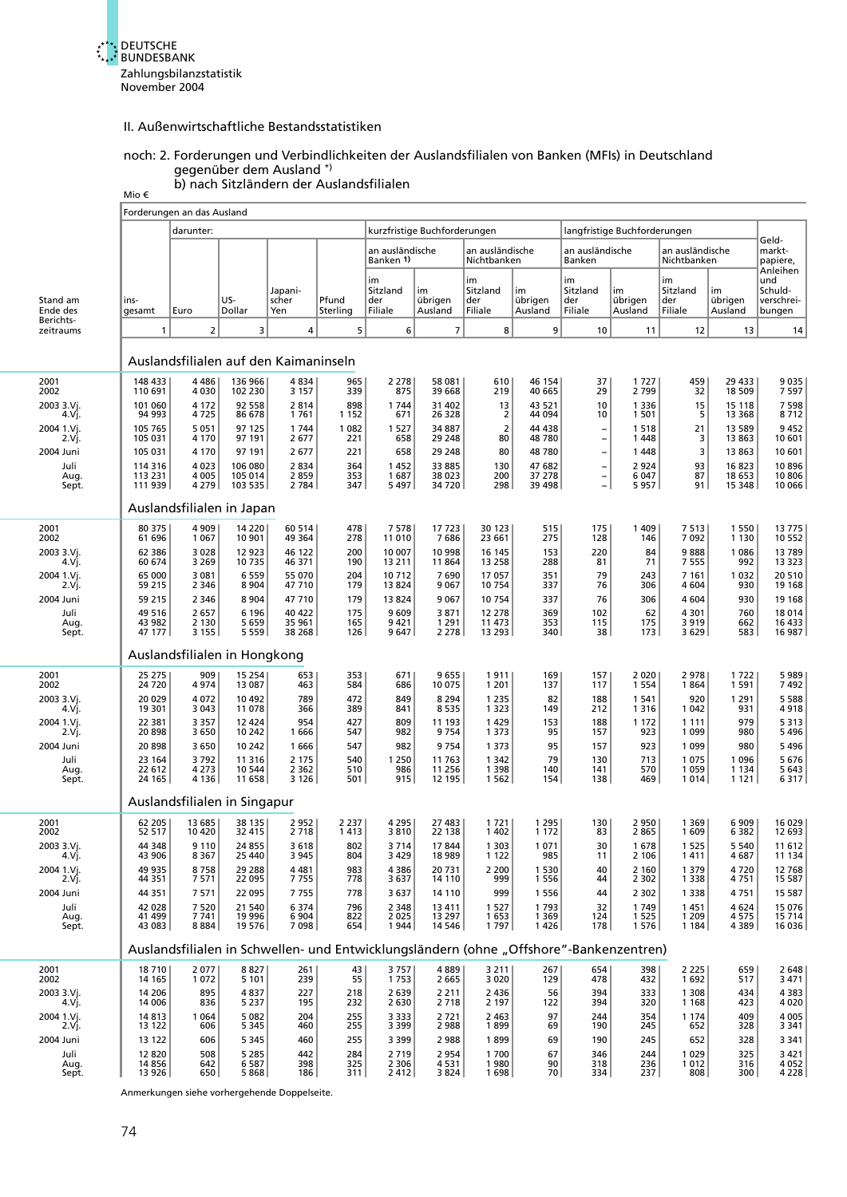## II. Außenwirtschaftliche Bestandsstatistiken

### noch: 2. Forderungen und Verbindlichkeiten der Auslandsfilialen von Banken (MFIs) in Deutschland gegenüber dem Ausland *)
### b) nach Sitzländern der Auslandsfilialen

Mio €

| Stand am Ende des Berichtszeitraums | Forderungen an das Ausland | | | | | kurzfristige Buchforderungen | | | | langfristige Buchforderungen | | | | Geldmarktpapiere, Anleihen und Schuldverschreibungen |
|---|---|---|---|---|---|---|---|---|---|---|---|---|---|---|
| | insgesamt | darunter: | | | | an ausländische Banken 1) | | an ausländische Nichtbanken | | an ausländische Banken | | an ausländische Nichtbanken | | |
| | | Euro | US-Dollar | Japanischer Yen | Pfund Sterling | im Sitzland der Filiale | im übrigen Ausland | im Sitzland der Filiale | im übrigen Ausland | im Sitzland der Filiale | im übrigen Ausland | im Sitzland der Filiale | im übrigen Ausland | |
| | 1 | 2 | 3 | 4 | 5 | 6 | 7 | 8 | 9 | 10 | 11 | 12 | 13 | 14 |
| **Auslandsfilialen auf den Kaimaninseln** | | | | | | | | | | | | | | |
| 2001 | 148 433 | 4 486 | 136 966 | 4 834 | 965 | 2 278 | 58 081 | 610 | 46 154 | 37 | 1 727 | 459 | 29 433 | 9 035 |
| 2002 | 110 691 | 4 030 | 102 230 | 3 157 | 339 | 875 | 39 668 | 219 | 40 665 | 29 | 2 799 | 32 | 18 509 | 7 597 |
| 2003 3.Vj. | 101 060 | 4 172 | 92 558 | 2 814 | 898 | 1 744 | 31 402 | 13 | 43 521 | 10 | 1 336 | 15 | 15 118 | 7 598 |
| 4.Vj. | 94 993 | 4 725 | 86 678 | 1 761 | 1 152 | 671 | 26 328 | 2 | 44 094 | 10 | 1 501 | 5 | 13 368 | 8 712 |
| 2004 1.Vj. | 105 765 | 5 051 | 97 125 | 1 744 | 1 082 | 1 527 | 34 887 | 2 | 44 438 | – | 1 518 | 21 | 13 589 | 9 452 |
| 2.Vj. | 105 031 | 4 170 | 97 191 | 2 677 | 221 | 658 | 29 248 | 80 | 48 780 | – | 1 448 | 3 | 13 863 | 10 601 |
| 2004 Juni | 105 031 | 4 170 | 97 191 | 2 677 | 221 | 658 | 29 248 | 80 | 48 780 | – | 1 448 | 3 | 13 863 | 10 601 |
| Juli | 114 316 | 4 023 | 106 080 | 2 834 | 364 | 1 452 | 33 885 | 130 | 47 682 | – | 2 924 | 93 | 16 823 | 10 896 |
| Aug. | 113 231 | 4 005 | 105 014 | 2 859 | 353 | 1 687 | 38 023 | 200 | 37 278 | – | 6 047 | 87 | 18 653 | 10 806 |
| Sept. | 111 939 | 4 279 | 103 535 | 2 784 | 347 | 5 497 | 34 720 | 298 | 39 498 | – | 5 957 | 91 | 15 348 | 10 066 |
| **Auslandsfilialen in Japan** | | | | | | | | | | | | | | |
| 2001 | 80 375 | 4 909 | 14 220 | 60 514 | 478 | 7 578 | 17 723 | 30 123 | 515 | 175 | 1 409 | 7 513 | 1 550 | 13 775 |
| 2002 | 61 696 | 1 067 | 10 901 | 49 364 | 278 | 11 010 | 7 686 | 23 661 | 275 | 128 | 146 | 7 092 | 1 130 | 10 552 |
| 2003 3.Vj. | 62 386 | 3 028 | 12 923 | 46 122 | 200 | 10 007 | 10 998 | 16 145 | 153 | 220 | 84 | 9 888 | 1 086 | 13 789 |
| 4.Vj. | 60 674 | 3 269 | 10 735 | 46 371 | 190 | 13 211 | 11 864 | 13 258 | 288 | 81 | 71 | 7 555 | 992 | 13 323 |
| 2004 1.Vj. | 65 000 | 3 081 | 6 559 | 55 070 | 204 | 10 712 | 7 690 | 17 057 | 351 | 79 | 243 | 7 161 | 1 032 | 20 510 |
| 2.Vj. | 59 215 | 2 346 | 8 904 | 47 710 | 179 | 13 824 | 9 067 | 10 754 | 337 | 76 | 306 | 4 604 | 930 | 19 168 |
| 2004 Juni | 59 215 | 2 346 | 8 904 | 47 710 | 179 | 13 824 | 9 067 | 10 754 | 337 | 76 | 306 | 4 604 | 930 | 19 168 |
| Juli | 49 516 | 2 657 | 6 196 | 40 422 | 175 | 9 609 | 3 871 | 12 278 | 369 | 102 | 62 | 4 301 | 760 | 18 014 |
| Aug. | 43 982 | 2 130 | 5 659 | 35 961 | 165 | 9 421 | 1 291 | 11 473 | 353 | 115 | 175 | 3 919 | 662 | 16 433 |
| Sept. | 47 177 | 3 155 | 5 559 | 38 268 | 126 | 9 647 | 2 278 | 13 293 | 340 | 38 | 173 | 3 629 | 583 | 16 987 |
| **Auslandsfilialen in Hongkong** | | | | | | | | | | | | | | |
| 2001 | 25 275 | 909 | 15 254 | 653 | 353 | 671 | 9 655 | 1 911 | 169 | 157 | 2 020 | 2 978 | 1 722 | 5 989 |
| 2002 | 24 720 | 4 974 | 13 087 | 463 | 584 | 686 | 10 075 | 1 201 | 137 | 117 | 1 554 | 1 864 | 1 591 | 7 492 |
| 2003 3.Vj. | 20 029 | 4 072 | 10 492 | 789 | 472 | 849 | 8 294 | 1 235 | 82 | 188 | 1 541 | 920 | 1 291 | 5 588 |
| 4.Vj. | 19 301 | 3 043 | 11 078 | 366 | 389 | 841 | 8 535 | 1 323 | 149 | 212 | 1 316 | 1 042 | 931 | 4 918 |
| 2004 1.Vj. | 22 381 | 3 357 | 12 424 | 954 | 427 | 809 | 11 193 | 1 429 | 153 | 188 | 1 172 | 1 111 | 979 | 5 313 |
| 2.Vj. | 20 898 | 3 650 | 10 242 | 1 666 | 547 | 982 | 9 754 | 1 373 | 95 | 157 | 923 | 1 099 | 980 | 5 496 |
| 2004 Juni | 20 898 | 3 650 | 10 242 | 1 666 | 547 | 982 | 9 754 | 1 373 | 95 | 157 | 923 | 1 099 | 980 | 5 496 |
| Juli | 23 164 | 3 792 | 11 316 | 2 175 | 540 | 1 250 | 11 763 | 1 342 | 79 | 130 | 713 | 1 075 | 1 096 | 5 676 |
| Aug. | 22 612 | 4 273 | 10 544 | 2 362 | 510 | 986 | 11 256 | 1 398 | 140 | 141 | 570 | 1 059 | 1 134 | 5 643 |
| Sept. | 24 165 | 4 136 | 11 658 | 3 126 | 501 | 915 | 12 195 | 1 562 | 154 | 138 | 469 | 1 014 | 1 121 | 6 317 |
| **Auslandsfilialen in Singapur** | | | | | | | | | | | | | | |
| 2001 | 62 205 | 13 685 | 38 135 | 2 952 | 2 237 | 4 295 | 27 483 | 1 721 | 1 295 | 130 | 2 950 | 1 369 | 6 909 | 16 029 |
| 2002 | 52 517 | 10 420 | 32 415 | 2 718 | 1 413 | 3 810 | 22 138 | 1 402 | 1 172 | 83 | 2 865 | 1 609 | 6 382 | 12 693 |
| 2003 3.Vj. | 44 348 | 9 110 | 24 855 | 3 618 | 802 | 3 714 | 17 844 | 1 303 | 1 071 | 30 | 1 678 | 1 525 | 5 540 | 11 612 |
| 4.Vj. | 43 906 | 8 367 | 25 440 | 3 945 | 804 | 3 429 | 18 989 | 1 122 | 985 | 11 | 2 106 | 1 411 | 4 687 | 11 134 |
| 2004 1.Vj. | 49 935 | 8 758 | 29 288 | 4 481 | 983 | 4 386 | 20 731 | 2 200 | 1 530 | 40 | 2 160 | 1 379 | 4 720 | 12 768 |
| 2.Vj. | 44 351 | 7 571 | 22 095 | 7 755 | 778 | 3 637 | 14 110 | 999 | 1 556 | 44 | 2 302 | 1 338 | 4 751 | 15 587 |
| 2004 Juni | 44 351 | 7 571 | 22 095 | 7 755 | 778 | 3 637 | 14 110 | 999 | 1 556 | 44 | 2 302 | 1 338 | 4 751 | 15 587 |
| Juli | 42 028 | 7 520 | 21 540 | 6 374 | 796 | 2 348 | 13 411 | 1 527 | 1 793 | 32 | 1 749 | 1 451 | 4 624 | 15 076 |
| Aug. | 41 499 | 7 741 | 19 996 | 6 904 | 822 | 2 025 | 13 297 | 1 653 | 1 369 | 124 | 1 525 | 1 209 | 4 575 | 15 714 |
| Sept. | 43 083 | 8 884 | 19 576 | 7 098 | 654 | 1 944 | 14 546 | 1 797 | 1 426 | 178 | 1 576 | 1 184 | 4 389 | 16 036 |
| **Auslandsfilialen in Schwellen- und Entwicklungsländern (ohne „Offshore“-Bankenzentren)** | | | | | | | | | | | | | | |
| 2001 | 18 710 | 2 077 | 8 827 | 261 | 43 | 3 757 | 4 889 | 3 211 | 267 | 654 | 398 | 2 225 | 659 | 2 648 |
| 2002 | 14 165 | 1 072 | 5 101 | 239 | 55 | 1 753 | 2 665 | 3 020 | 129 | 478 | 432 | 1 692 | 517 | 3 471 |
| 2003 3.Vj. | 14 206 | 895 | 4 837 | 227 | 218 | 2 639 | 2 211 | 2 436 | 56 | 394 | 333 | 1 308 | 434 | 4 383 |
| 4.Vj. | 14 006 | 836 | 5 237 | 195 | 232 | 2 630 | 2 718 | 2 197 | 122 | 394 | 320 | 1 168 | 423 | 4 020 |
| 2004 1.Vj. | 14 813 | 1 064 | 5 082 | 204 | 255 | 3 333 | 2 721 | 2 463 | 97 | 244 | 354 | 1 174 | 409 | 4 005 |
| 2.Vj. | 13 122 | 606 | 5 345 | 460 | 255 | 3 399 | 2 988 | 1 899 | 69 | 190 | 245 | 652 | 328 | 3 341 |
| 2004 Juni | 13 122 | 606 | 5 345 | 460 | 255 | 3 399 | 2 988 | 1 899 | 69 | 190 | 245 | 652 | 328 | 3 341 |
| Juli | 12 820 | 508 | 5 285 | 442 | 284 | 2 719 | 2 954 | 1 700 | 67 | 346 | 244 | 1 029 | 325 | 3 421 |
| Aug. | 14 856 | 642 | 6 587 | 398 | 325 | 2 306 | 4 531 | 1 980 | 90 | 318 | 236 | 1 012 | 316 | 4 052 |
| Sept. | 13 926 | 650 | 5 868 | 186 | 311 | 2 412 | 3 824 | 1 698 | 70 | 334 | 237 | 808 | 300 | 4 228 |

Anmerkungen siehe vorhergehende Doppelseite.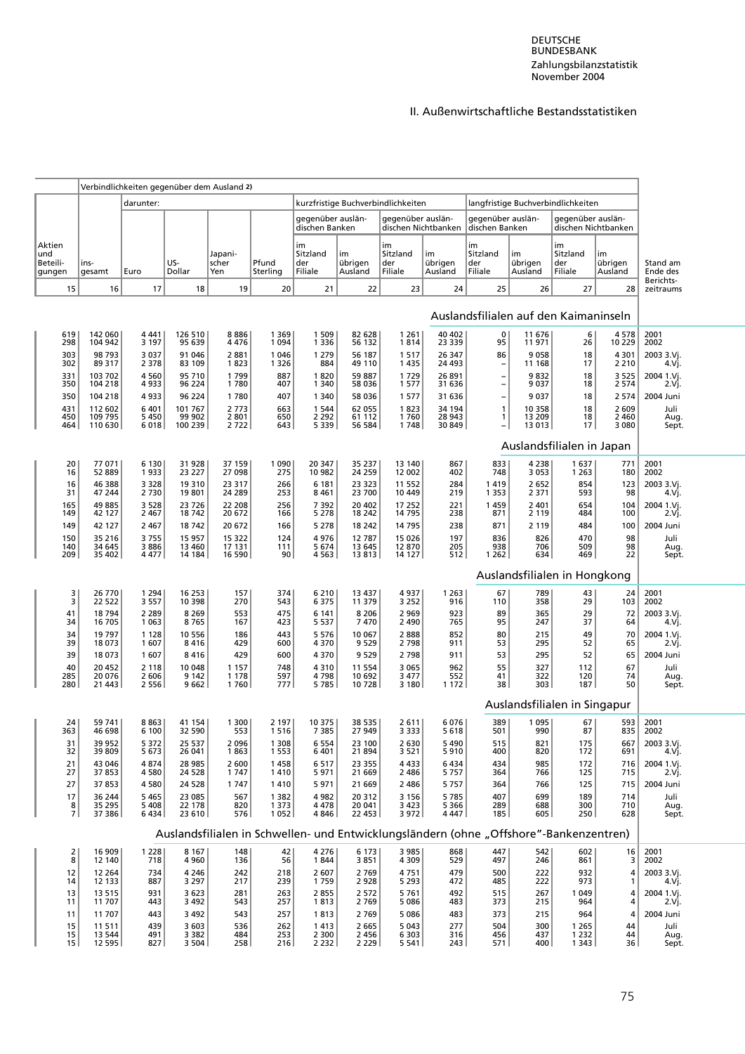II. Außenwirtschaftliche Bestandsstatistiken

| Aktien und Beteili-gungen | Verbindlichkeiten gegenüber dem Ausland 2) | | | | | | | | | | | | | Stand am Ende des Berichts-zeitraums |
|---|---|---|---|---|---|---|---|---|---|---|---|---|---|---|
| | ins-gesamt | darunter: | | | | kurzfristige Buchverbindlichkeiten | | | | langfristige Buchverbindlichkeiten | | | | |
| | | | | | | gegenüber ausländischen Banken | | gegenüber ausländischen Nichtbanken | | gegenüber ausländischen Banken | | gegenüber ausländischen Nichtbanken | | |
| | | Euro | US-Dollar | Japanischer Yen | Pfund Sterling | im Sitzland der Filiale | im übrigen Ausland | im Sitzland der Filiale | im übrigen Ausland | im Sitzland der Filiale | im übrigen Ausland | im Sitzland der Filiale | im übrigen Ausland | |
| 15 | 16 | 17 | 18 | 19 | 20 | 21 | 22 | 23 | 24 | 25 | 26 | 27 | 28 | |
| **Auslandsfilialen auf den Kaimaninseln** | | | | | | | | | | | | | | |
| 619 | 142 060 | 4 441 | 126 510 | 8 886 | 1 369 | 1 509 | 82 628 | 1 261 | 40 402 | 0 | 11 676 | 6 | 4 578 | 2001 |
| 298 | 104 942 | 3 197 | 95 639 | 4 476 | 1 094 | 1 336 | 56 132 | 1 814 | 23 339 | 95 | 11 971 | 26 | 10 229 | 2002 |
| 303 | 98 793 | 3 037 | 91 046 | 2 881 | 1 046 | 1 279 | 56 187 | 1 517 | 26 347 | 86 | 9 058 | 18 | 4 301 | 2003 3.Vj. |
| 302 | 89 317 | 2 378 | 83 109 | 1 823 | 1 326 | 884 | 49 110 | 1 435 | 24 493 | – | 11 168 | 17 | 2 210 | 4.Vj. |
| 331 | 103 702 | 4 560 | 95 710 | 1 799 | 887 | 1 820 | 59 887 | 1 729 | 26 891 | – | 9 832 | 18 | 3 525 | 2004 1.Vj. |
| 350 | 104 218 | 4 933 | 96 224 | 1 780 | 407 | 1 340 | 58 036 | 1 577 | 31 636 | – | 9 037 | 18 | 2 574 | 2.Vj. |
| 350 | 104 218 | 4 933 | 96 224 | 1 780 | 407 | 1 340 | 58 036 | 1 577 | 31 636 | – | 9 037 | 18 | 2 574 | 2004 Juni |
| 431 | 112 602 | 6 401 | 101 767 | 2 773 | 663 | 1 544 | 62 055 | 1 823 | 34 194 | 1 | 10 358 | 18 | 2 609 | Juli |
| 450 | 109 795 | 5 450 | 99 902 | 2 801 | 650 | 2 292 | 61 112 | 1 760 | 28 943 | 1 | 13 209 | 18 | 2 460 | Aug. |
| 464 | 110 630 | 6 018 | 100 239 | 2 722 | 643 | 5 339 | 56 584 | 1 748 | 30 849 | – | 13 013 | 17 | 3 080 | Sept. |
| **Auslandsfilialen in Japan** | | | | | | | | | | | | | | |
| 20 | 77 071 | 6 130 | 31 928 | 37 159 | 1 090 | 20 347 | 35 237 | 13 140 | 867 | 833 | 4 238 | 1 637 | 771 | 2001 |
| 16 | 52 889 | 1 933 | 23 227 | 27 098 | 275 | 10 982 | 24 259 | 12 002 | 402 | 748 | 3 053 | 1 263 | 180 | 2002 |
| 16 | 46 388 | 3 328 | 19 310 | 23 317 | 266 | 6 181 | 23 323 | 11 552 | 284 | 1 419 | 2 652 | 854 | 123 | 2003 3.Vj. |
| 31 | 47 244 | 2 730 | 19 801 | 24 289 | 253 | 8 461 | 23 700 | 10 449 | 219 | 1 353 | 2 371 | 593 | 98 | 4.Vj. |
| 165 | 49 885 | 3 528 | 23 726 | 22 208 | 256 | 7 392 | 20 402 | 17 252 | 221 | 1 459 | 2 401 | 654 | 104 | 2004 1.Vj. |
| 149 | 42 127 | 2 467 | 18 742 | 20 672 | 166 | 5 278 | 18 242 | 14 795 | 238 | 871 | 2 119 | 484 | 100 | 2.Vj. |
| 149 | 42 127 | 2 467 | 18 742 | 20 672 | 166 | 5 278 | 18 242 | 14 795 | 238 | 871 | 2 119 | 484 | 100 | 2004 Juni |
| 150 | 35 216 | 3 755 | 15 957 | 15 322 | 124 | 4 976 | 12 787 | 15 026 | 197 | 836 | 826 | 470 | 98 | Juli |
| 140 | 34 645 | 3 886 | 13 460 | 17 131 | 111 | 5 674 | 13 645 | 12 870 | 205 | 938 | 706 | 509 | 98 | Aug. |
| 209 | 35 402 | 4 477 | 14 184 | 16 590 | 90 | 4 563 | 13 813 | 14 127 | 512 | 1 262 | 634 | 469 | 22 | Sept. |
| **Auslandsfilialen in Hongkong** | | | | | | | | | | | | | | |
| 3 | 26 770 | 1 294 | 16 253 | 157 | 374 | 6 210 | 13 437 | 4 937 | 1 263 | 67 | 789 | 43 | 24 | 2001 |
| 3 | 22 522 | 3 557 | 10 398 | 270 | 543 | 6 375 | 11 379 | 3 252 | 916 | 110 | 358 | 29 | 103 | 2002 |
| 41 | 18 794 | 2 289 | 8 269 | 553 | 475 | 6 141 | 8 206 | 2 969 | 923 | 89 | 365 | 29 | 72 | 2003 3.Vj. |
| 34 | 16 705 | 1 063 | 8 765 | 167 | 423 | 5 537 | 7 470 | 2 490 | 765 | 95 | 247 | 37 | 64 | 4.Vj. |
| 34 | 19 797 | 1 128 | 10 556 | 186 | 443 | 5 576 | 10 067 | 2 888 | 852 | 80 | 215 | 49 | 70 | 2004 1.Vj. |
| 39 | 18 073 | 1 607 | 8 416 | 429 | 600 | 4 370 | 9 529 | 2 798 | 911 | 53 | 295 | 52 | 65 | 2.Vj. |
| 39 | 18 073 | 1 607 | 8 416 | 429 | 600 | 4 370 | 9 529 | 2 798 | 911 | 53 | 295 | 52 | 65 | 2004 Juni |
| 40 | 20 452 | 2 118 | 10 048 | 1 157 | 748 | 4 310 | 11 554 | 3 065 | 962 | 55 | 327 | 112 | 67 | Juli |
| 285 | 20 076 | 2 606 | 9 142 | 1 178 | 597 | 4 798 | 10 692 | 3 477 | 552 | 41 | 322 | 120 | 74 | Aug. |
| 280 | 21 443 | 2 556 | 9 662 | 1 760 | 777 | 5 785 | 10 728 | 3 180 | 1 172 | 38 | 303 | 187 | 50 | Sept. |
| **Auslandsfilialen in Singapur** | | | | | | | | | | | | | | |
| 24 | 59 741 | 8 863 | 41 154 | 1 300 | 2 197 | 10 375 | 38 535 | 2 611 | 6 076 | 389 | 1 095 | 67 | 593 | 2001 |
| 363 | 46 698 | 6 100 | 32 590 | 553 | 1 516 | 7 385 | 27 949 | 3 333 | 5 618 | 501 | 990 | 87 | 835 | 2002 |
| 31 | 39 952 | 5 372 | 25 537 | 2 096 | 1 308 | 6 554 | 23 100 | 2 630 | 5 490 | 515 | 821 | 175 | 667 | 2003 3.Vj. |
| 32 | 39 809 | 5 673 | 26 041 | 1 863 | 1 553 | 6 401 | 21 894 | 3 521 | 5 910 | 400 | 820 | 172 | 691 | 4.Vj. |
| 21 | 43 046 | 4 874 | 28 985 | 2 600 | 1 458 | 6 517 | 23 355 | 4 433 | 6 434 | 434 | 985 | 172 | 716 | 2004 1.Vj. |
| 27 | 37 853 | 4 580 | 24 528 | 1 747 | 1 410 | 5 971 | 21 669 | 2 486 | 5 757 | 364 | 766 | 125 | 715 | 2.Vj. |
| 27 | 37 853 | 4 580 | 24 528 | 1 747 | 1 410 | 5 971 | 21 669 | 2 486 | 5 757 | 364 | 766 | 125 | 715 | 2004 Juni |
| 17 | 36 244 | 5 465 | 23 085 | 567 | 1 382 | 4 982 | 20 312 | 3 156 | 5 785 | 407 | 699 | 189 | 714 | Juli |
| 8 | 35 295 | 5 408 | 22 178 | 820 | 1 373 | 4 478 | 20 041 | 3 423 | 5 366 | 289 | 688 | 300 | 710 | Aug. |
| 7 | 37 386 | 6 434 | 23 610 | 576 | 1 052 | 4 846 | 22 453 | 3 972 | 4 447 | 185 | 605 | 250 | 628 | Sept. |
| **Auslandsfilialen in Schwellen- und Entwicklungsländern (ohne „Offshore"-Bankenzentren)** | | | | | | | | | | | | | | |
| 2 | 16 909 | 1 228 | 8 167 | 148 | 42 | 4 276 | 6 173 | 3 985 | 868 | 447 | 542 | 602 | 16 | 2001 |
| 8 | 12 140 | 718 | 4 960 | 136 | 56 | 1 844 | 3 851 | 4 309 | 529 | 497 | 246 | 861 | 3 | 2002 |
| 12 | 12 264 | 734 | 4 246 | 242 | 218 | 2 607 | 2 769 | 4 751 | 479 | 500 | 222 | 932 | 4 | 2003 3.Vj. |
| 14 | 12 133 | 887 | 3 297 | 217 | 239 | 1 759 | 2 928 | 5 293 | 472 | 485 | 222 | 973 | 1 | 4.Vj. |
| 13 | 13 515 | 931 | 3 623 | 281 | 263 | 2 855 | 2 572 | 5 761 | 492 | 515 | 267 | 1 049 | 4 | 2004 1.Vj. |
| 11 | 11 707 | 443 | 3 492 | 543 | 257 | 1 813 | 2 769 | 5 086 | 483 | 373 | 215 | 964 | 4 | 2.Vj. |
| 11 | 11 707 | 443 | 3 492 | 543 | 257 | 1 813 | 2 769 | 5 086 | 483 | 373 | 215 | 964 | 4 | 2004 Juni |
| 15 | 11 511 | 439 | 3 603 | 536 | 262 | 1 413 | 2 665 | 5 043 | 277 | 504 | 300 | 1 265 | 44 | Juli |
| 15 | 13 544 | 491 | 3 382 | 484 | 253 | 2 300 | 2 456 | 6 303 | 316 | 456 | 437 | 1 232 | 44 | Aug. |
| 15 | 12 595 | 827 | 3 504 | 258 | 216 | 2 232 | 2 229 | 5 541 | 243 | 571 | 400 | 1 343 | 36 | Sept. |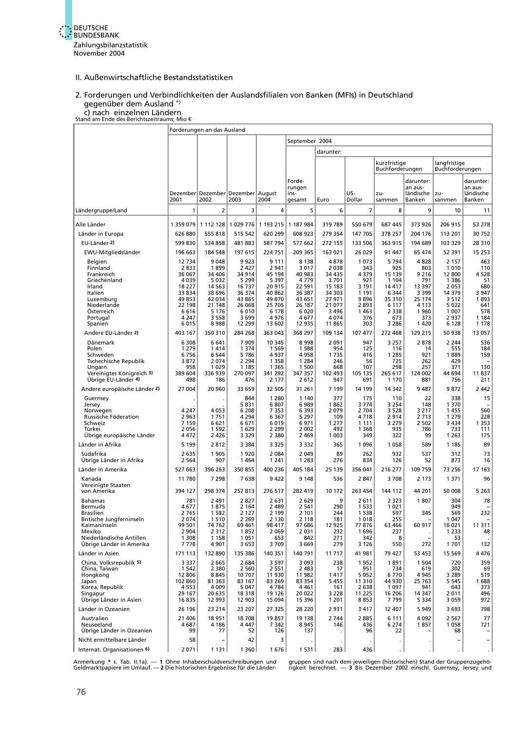## II. Außenwirtschaftliche Bestandsstatistiken

### 2. Forderungen und Verbindlichkeiten der Auslandsfilialen von Banken (MFIs) in Deutschland gegenüber dem Ausland *)
### c) nach einzelnen Ländern

Stand am Ende des Berichtszeitraums; Mio €

| Ländergruppe/Land | Forderungen an das Ausland | | | | | | | | | | |
|---|---|---|---|---|---|---|---|---|---|---|---|
| | | | | | September 2004 | | | | | | |
| | | | | | | darunter: | | | | | |
| | | | | | | | | kurzfristige Buchforderungen | | langfristige Buchforderungen | |
| | Dezember 2001 | Dezember 2002 | Dezember 2003 | August 2004 | Forderungen insgesamt | Euro | US-Dollar | zusammen | darunter: an ausländische Banken | zusammen | darunter: an ausländische Banken |
| | 1 | 2 | 3 | 4 | 5 | 6 | 7 | 8 | 9 | 10 | 11 |
| Alle Länder | 1 359 079 | 1 112 128 | 1 029 776 | 1 193 215 | 1 187 984 | 319 789 | 550 679 | 687 445 | 373 926 | 206 915 | 53 278 |
| Länder in Europa | 626 880 | 555 818 | 515 542 | 620 299 | 608 923 | 279 354 | 147 705 | 378 257 | 204 176 | 113 201 | 30 752 |
| EU-Länder 2) | 599 830 | 534 858 | 481 883 | 587 794 | 577 662 | 272 155 | 133 506 | 363 915 | 194 689 | 103 329 | 28 310 |
| EWU-Mitgliedsländer | 196 663 | 184 548 | 197 615 | 224 751 | 209 365 | 163 021 | 26 029 | 91 447 | 65 474 | 52 391 | 15 253 |
| Belgien | 12 734 | 9 048 | 9 923 | 9 111 | 8 138 | 4 878 | 1 073 | 5 794 | 4 828 | 2 157 | 463 |
| Finnland | 2 833 | 1 899 | 2 427 | 2 941 | 3 017 | 2 038 | 343 | 925 | 803 | 1 010 | 110 |
| Frankreich | 36 067 | 34 406 | 34 914 | 45 194 | 40 983 | 34 435 | 4 379 | 15 139 | 9 216 | 12 800 | 4 528 |
| Griechenland | 4 039 | 5 032 | 5 299 | 5 397 | 4 779 | 3 701 | 921 | 1 104 | 791 | 1 386 | 51 |
| Irland | 18 227 | 14 563 | 16 737 | 20 915 | 22 591 | 15 183 | 3 191 | 14 417 | 13 397 | 2 053 | 680 |
| Italien | 33 834 | 38 696 | 36 374 | 40 862 | 36 387 | 34 303 | 1 191 | 6 344 | 3 399 | 14 379 | 3 947 |
| Luxemburg | 49 853 | 42 034 | 43 865 | 49 870 | 43 651 | 27 971 | 9 896 | 35 310 | 25 174 | 3 512 | 1 893 |
| Niederlande | 22 198 | 21 148 | 26 068 | 25 705 | 26 187 | 21 077 | 2 893 | 6 117 | 4 113 | 5 022 | 641 |
| Österreich | 6 616 | 5 176 | 6 010 | 6 178 | 6 020 | 3 496 | 1 463 | 2 338 | 1 960 | 1 007 | 578 |
| Portugal | 4 247 | 3 558 | 3 699 | 4 976 | 4 677 | 4 074 | 376 | 673 | 373 | 2 937 | 1 184 |
| Spanien | 6 015 | 8 988 | 12 299 | 13 602 | 12 935 | 11 865 | 303 | 3 286 | 1 420 | 6 128 | 1 178 |
| Andere EU-Länder 2) | 403 167 | 350 310 | 284 268 | 363 043 | 368 297 | 109 134 | 107 477 | 272 468 | 129 215 | 50 938 | 13 057 |
| Dänemark | 6 308 | 6 641 | 7 909 | 10 345 | 8 998 | 2 091 | 947 | 3 257 | 2 878 | 2 244 | 536 |
| Polen | 1 279 | 1 414 | 1 374 | 1 569 | 1 588 | 954 | 125 | 116 | 14 | 555 | 184 |
| Schweden | 6 756 | 6 544 | 5 786 | 4 937 | 4 958 | 1 735 | 416 | 1 285 | 921 | 1 889 | 159 |
| Tschechische Republik | 3 872 | 2 074 | 2 294 | 1 358 | 1 284 | 246 | 56 | 725 | 262 | 429 | – |
| Ungarn | 958 | 1 029 | 1 185 | 1 365 | 1 500 | 668 | 107 | 298 | 257 | 371 | 130 |
| Vereinigtes Königreich 3) | 389 604 | 336 939 | 270 097 | 341 292 | 347 357 | 102 493 | 105 135 | 265 617 | 124 002 | 44 694 | 11 837 |
| Übrige EU-Länder 4) | 498 | 186 | 476 | 2 177 | 2 612 | 947 | 691 | 1 170 | 881 | 756 | 211 |
| Andere europäische Länder 2) | 27 004 | 20 960 | 33 659 | 32 505 | 31 261 | 7 199 | 14 199 | 14 342 | 9 487 | 9 872 | 2 442 |
| Guernsey | . | . | 844 | 1 280 | 1 140 | 377 | 175 | 110 | 22 | 338 | 15 |
| Jersey | . | . | 5 831 | 6 807 | 6 989 | 1 862 | 3 774 | 3 254 | 148 | 1 370 | – |
| Norwegen | 4 247 | 4 053 | 6 208 | 7 353 | 6 393 | 2 079 | 2 704 | 3 528 | 3 217 | 1 455 | 560 |
| Russische Föderation | 2 963 | 1 751 | 4 294 | 6 367 | 5 297 | 109 | 4 718 | 2 914 | 2 713 | 1 279 | 228 |
| Schweiz | 7 159 | 6 621 | 6 671 | 6 019 | 6 971 | 1 277 | 1 111 | 3 279 | 2 502 | 3 434 | 1 353 |
| Türkei | 2 056 | 1 592 | 1 629 | 2 299 | 2 002 | 492 | 1 368 | 935 | 786 | 733 | 111 |
| Übrige europäische Länder | 4 472 | 2 426 | 3 329 | 2 380 | 2 469 | 1 003 | 349 | 322 | 99 | 1 263 | 175 |
| Länder in Afrika | 5 199 | 2 812 | 3 384 | 3 325 | 3 332 | 365 | 1 096 | 1 058 | 589 | 1 185 | 89 |
| Südafrika | 2 635 | 1 905 | 1 920 | 2 084 | 2 049 | 89 | 262 | 932 | 537 | 312 | 73 |
| Übrige Länder in Afrika | 2 564 | 907 | 1 464 | 1 241 | 1 283 | 276 | 834 | 126 | 52 | 873 | 16 |
| Länder in Amerika | 527 663 | 396 263 | 350 855 | 400 236 | 405 184 | 25 139 | 356 041 | 216 277 | 109 759 | 73 256 | 17 163 |
| Kanada | 11 780 | 7 298 | 7 638 | 9 422 | 9 148 | 536 | 2 847 | 3 708 | 2 173 | 1 371 | 96 |
| Vereinigte Staaten von Amerika | 394 127 | 298 374 | 257 813 | 276 517 | 282 419 | 10 172 | 263 454 | 144 112 | 44 201 | 50 008 | 5 263 |
| Bahamas | 781 | 2 491 | 2 827 | 2 631 | 2 629 | 9 | 2 611 | 2 323 | 1 807 | 304 | 78 |
| Bermuda | 4 677 | 1 875 | 2 164 | 2 489 | 2 541 | 290 | 1 533 | 1 021 | . | 949 | – |
| Brasilien | 2 765 | 1 582 | 2 127 | 2 199 | 2 101 | 244 | 1 538 | 597 | 345 | 569 | 232 |
| Britische Jungferninseln | 2 074 | 1 510 | 2 269 | 2 130 | 2 118 | 181 | 1 018 | 255 | – | 1 047 | – |
| Kaimaninseln | 99 501 | 74 762 | 69 461 | 98 417 | 97 686 | 12 925 | 77 876 | 63 466 | 60 917 | 16 021 | 11 311 |
| Mexiko | 2 904 | 2 312 | 1 852 | 2 069 | 2 031 | 232 | 1 696 | 237 | . | 1 233 | 48 |
| Niederländische Antillen | 1 308 | 1 158 | 1 051 | 653 | 842 | 271 | 342 | 8 | – | 53 | . |
| Übrige Länder in Amerika | 7 778 | 4 901 | 3 653 | 3 709 | 3 669 | 279 | 3 126 | 550 | 272 | 1 701 | 132 |
| Länder in Asien | 171 113 | 132 890 | 135 386 | 140 351 | 140 791 | 11 717 | 41 981 | 79 427 | 53 453 | 15 569 | 4 476 |
| China, Volksrepublik 5) | 3 337 | 2 665 | 2 684 | 3 597 | 3 093 | 238 | 1 952 | 1 891 | 1 504 | 720 | 359 |
| China, Taiwan | 1 542 | 2 380 | 2 560 | 2 551 | 2 483 | 17 | 951 | 734 | 619 | 302 | 69 |
| Hongkong | 12 806 | 8 845 | 10 707 | 11 930 | 11 982 | 1 417 | 5 052 | 6 770 | 4 945 | 3 289 | 519 |
| Japan | 102 860 | 81 363 | 83 167 | 83 269 | 83 354 | 5 455 | 11 310 | 44 930 | 25 763 | 5 545 | 1 688 |
| Korea, Republik | 4 553 | 4 009 | 5 047 | 4 784 | 4 461 | 161 | 2 638 | 1 097 | 941 | 643 | 373 |
| Singapur | 29 167 | 20 635 | 18 318 | 19 126 | 20 022 | 3 228 | 11 225 | 16 206 | 14 347 | 2 011 | 496 |
| Übrige Länder in Asien | 16 835 | 12 993 | 12 903 | 15 094 | 15 396 | 1 201 | 8 853 | 7 799 | 5 334 | 3 059 | 972 |
| Länder in Ozeanien | 26 196 | 23 214 | 23 207 | 27 325 | 28 220 | 2 931 | 3 417 | 12 407 | 5 949 | 3 693 | 798 |
| Australien | 21 406 | 18 951 | 18 708 | 19 857 | 19 138 | 2 744 | 2 885 | 6 111 | 4 092 | 2 567 | 77 |
| Neuseeland | 4 687 | 4 186 | 4 447 | 7 342 | 8 945 | 146 | 436 | 6 274 | 1 857 | 1 058 | 721 |
| Übrige Länder in Ozeanien | 99 | 77 | 52 | 126 | 137 | . | 96 | 22 | – | 68 | – |
| Nicht ermittelbare Länder | 58 | – | 42 | 3 | . | . | . | . | . | – | – |
| Internat. Organisationen 6) | 2 071 | 1 131 | 1 360 | 1 676 | 1 531 | 283 | 436 | . | . | . | . |

Anmerkung * s. Tab. II.1a). — 1 Ohne Inhaberschuldverschreibungen und Geldmarktpapiere im Umlauf. — 2 Die historischen Ergebnisse für die Ländergruppen sind nach dem jeweiligen (historischen) Stand der Gruppenzugehörigkeit berechnet. — 3 Bis Dezember 2002 einschl. Guernsey, Jersey und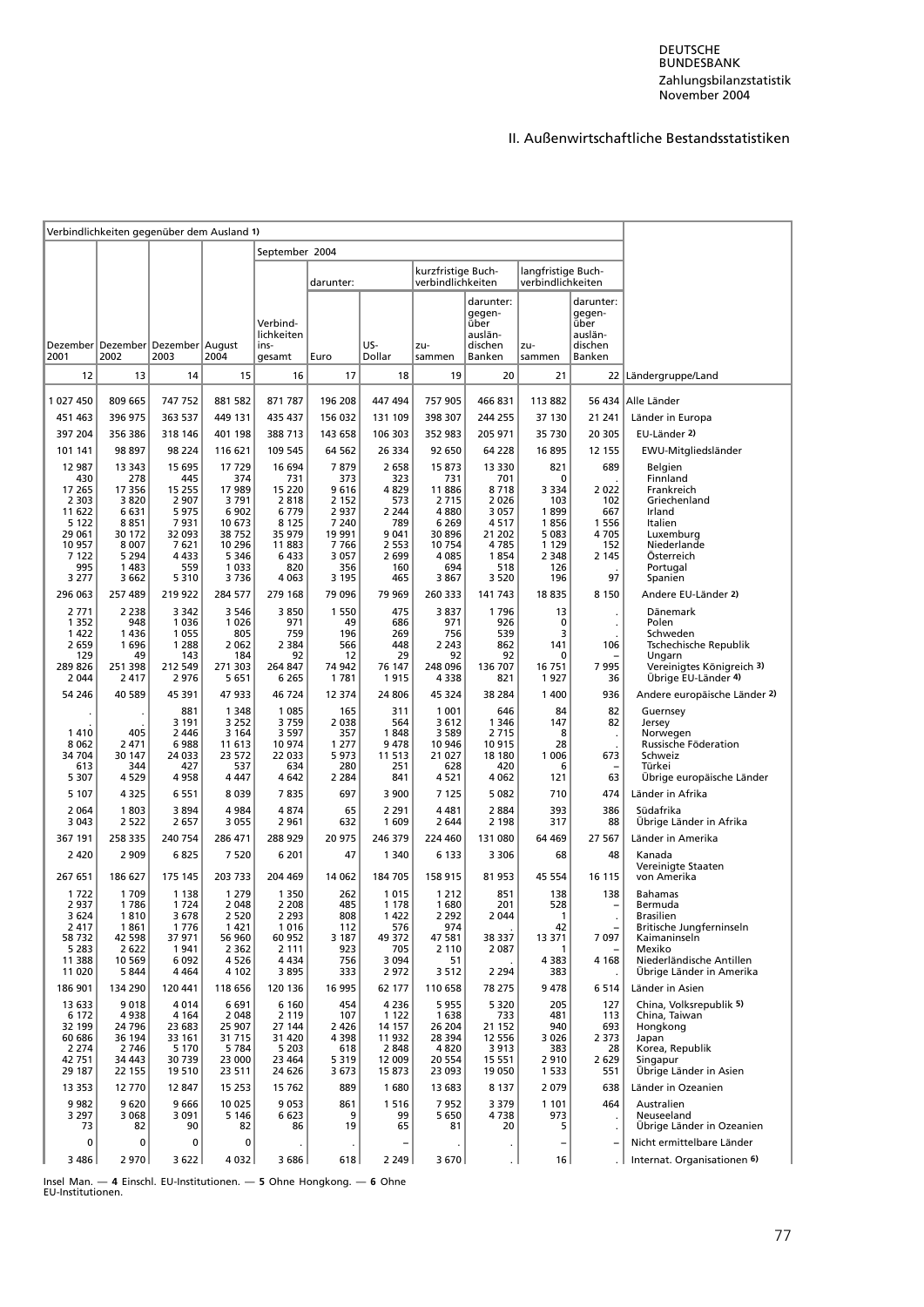## II. Außenwirtschaftliche Bestandsstatistiken

| Verbindlichkeiten gegenüber dem Ausland 1) | | | | | | | | | | | |
|---|---|---|---|---|---|---|---|---|---|---|---|
| | | | | September 2004 | | | | | | | |
| | | | | | darunter: | | kurzfristige Buchverbindlichkeiten | | langfristige Buchverbindlichkeiten | | |
| Dezember 2001 | Dezember 2002 | Dezember 2003 | August 2004 | Verbindlichkeiten insgesamt | Euro | US-Dollar | zusammen | darunter: gegenüber ausländischen Banken | zusammen | darunter: gegenüber ausländischen Banken | |
| 12 | 13 | 14 | 15 | 16 | 17 | 18 | 19 | 20 | 21 | 22 | Ländergruppe/Land |
| 1 027 450 | 809 665 | 747 752 | 881 582 | 871 787 | 196 208 | 447 494 | 757 905 | 466 831 | 113 882 | 56 434 | Alle Länder |
| 451 463 | 396 975 | 363 537 | 449 131 | 435 437 | 156 032 | 131 109 | 398 307 | 244 255 | 37 130 | 21 241 | Länder in Europa |
| 397 204 | 356 386 | 318 146 | 401 198 | 388 713 | 143 658 | 106 303 | 352 983 | 205 971 | 35 730 | 20 305 | EU-Länder 2) |
| 101 141 | 98 897 | 98 224 | 116 621 | 109 545 | 64 562 | 26 334 | 92 650 | 64 228 | 16 895 | 12 155 | EWU-Mitgliedsländer |
| 12 987 | 13 343 | 15 695 | 17 729 | 16 694 | 7 879 | 2 658 | 15 873 | 13 330 | 821 | 689 | Belgien |
| 430 | 278 | 445 | 374 | 731 | 373 | 323 | 731 | 701 | 0 | . | Finnland |
| 17 265 | 17 356 | 15 255 | 17 989 | 15 220 | 9 616 | 4 829 | 11 886 | 8 718 | 3 334 | 2 022 | Frankreich |
| 2 303 | 3 820 | 2 907 | 3 791 | 2 818 | 2 152 | 573 | 2 715 | 2 026 | 103 | 102 | Griechenland |
| 11 622 | 6 631 | 5 975 | 6 902 | 6 779 | 2 937 | 2 244 | 4 880 | 3 057 | 1 899 | 667 | Irland |
| 5 122 | 8 851 | 7 931 | 10 673 | 8 125 | 7 240 | 789 | 6 269 | 4 517 | 1 856 | 1 556 | Italien |
| 29 061 | 30 172 | 32 093 | 38 752 | 35 979 | 19 991 | 9 041 | 30 896 | 21 202 | 5 083 | 4 705 | Luxemburg |
| 10 957 | 8 007 | 7 621 | 10 296 | 11 883 | 7 766 | 2 553 | 10 754 | 4 785 | 1 129 | 152 | Niederlande |
| 7 122 | 5 294 | 4 433 | 5 346 | 6 433 | 3 057 | 2 699 | 4 085 | 1 854 | 2 348 | 2 145 | Österreich |
| 995 | 1 483 | 559 | 1 033 | 820 | 356 | 160 | 694 | 518 | 126 | . | Portugal |
| 3 277 | 3 662 | 5 310 | 3 736 | 4 063 | 3 195 | 465 | 3 867 | 3 520 | 196 | 97 | Spanien |
| 296 063 | 257 489 | 219 922 | 284 577 | 279 168 | 79 096 | 79 969 | 260 333 | 141 743 | 18 835 | 8 150 | Andere EU-Länder 2) |
| 2 771 | 2 238 | 3 342 | 3 546 | 3 850 | 1 550 | 475 | 3 837 | 1 796 | 13 | . | Dänemark |
| 1 352 | 948 | 1 036 | 1 026 | 971 | 49 | 686 | 971 | 926 | 0 | . | Polen |
| 1 422 | 1 436 | 1 055 | 805 | 759 | 196 | 269 | 756 | 539 | 3 | . | Schweden |
| 2 659 | 1 696 | 1 288 | 2 062 | 2 384 | 566 | 448 | 2 243 | 862 | 141 | 106 | Tschechische Republik |
| 129 | 49 | 143 | 184 | 92 | 12 | 29 | 92 | 92 | 0 | – | Ungarn |
| 289 826 | 251 398 | 212 549 | 271 303 | 264 847 | 74 942 | 76 147 | 248 096 | 136 707 | 16 751 | 7 995 | Vereinigtes Königreich 3) |
| 2 044 | 2 417 | 2 976 | 5 651 | 6 265 | 1 781 | 1 915 | 4 338 | 821 | 1 927 | 36 | Übrige EU-Länder 4) |
| 54 246 | 40 589 | 45 391 | 47 933 | 46 724 | 12 374 | 24 806 | 45 324 | 38 284 | 1 400 | 936 | Andere europäische Länder 2) |
| . | . | 881 | 1 348 | 1 085 | 165 | 311 | 1 001 | 646 | 84 | 82 | Guernsey |
| . | . | 3 191 | 3 252 | 3 759 | 2 038 | 564 | 3 612 | 1 346 | 147 | 82 | Jersey |
| 1 410 | 405 | 2 446 | 3 164 | 3 597 | 357 | 1 848 | 3 589 | 2 715 | 8 | . | Norwegen |
| 8 062 | 2 471 | 6 988 | 11 613 | 10 974 | 1 277 | 9 478 | 10 946 | 10 915 | 28 | . | Russische Föderation |
| 34 704 | 30 147 | 24 033 | 23 572 | 22 033 | 5 973 | 11 513 | 21 027 | 18 180 | 1 006 | 673 | Schweiz |
| 613 | 344 | 427 | 537 | 634 | 280 | 251 | 628 | 420 | 6 | – | Türkei |
| 5 307 | 4 529 | 4 958 | 4 447 | 4 642 | 2 284 | 841 | 4 521 | 4 062 | 121 | 63 | Übrige europäische Länder |
| 5 107 | 4 325 | 6 551 | 8 039 | 7 835 | 697 | 3 900 | 7 125 | 5 082 | 710 | 474 | Länder in Afrika |
| 2 064 | 1 803 | 3 894 | 4 984 | 4 874 | 65 | 2 291 | 4 481 | 2 884 | 393 | 386 | Südafrika |
| 3 043 | 2 522 | 2 657 | 3 055 | 2 961 | 632 | 1 609 | 2 644 | 2 198 | 317 | 88 | Übrige Länder in Afrika |
| 367 191 | 258 335 | 240 754 | 286 471 | 288 929 | 20 975 | 246 379 | 224 460 | 131 080 | 64 469 | 27 567 | Länder in Amerika |
| 2 420 | 2 909 | 6 825 | 7 520 | 6 201 | 47 | 1 340 | 6 133 | 3 306 | 68 | 48 | Kanada |
| 267 651 | 186 627 | 175 145 | 203 733 | 204 469 | 14 062 | 184 705 | 158 915 | 81 953 | 45 554 | 16 115 | Vereinigte Staaten von Amerika |
| 1 722 | 1 709 | 1 138 | 1 279 | 1 350 | 262 | 1 015 | 1 212 | 851 | 138 | 138 | Bahamas |
| 2 937 | 1 786 | 1 724 | 2 048 | 2 208 | 485 | 1 178 | 1 680 | 201 | 528 | – | Bermuda |
| 3 624 | 1 810 | 3 678 | 2 520 | 2 293 | 808 | 1 422 | 2 292 | 2 044 | 1 | . | Brasilien |
| 2 417 | 1 861 | 1 776 | 1 421 | 1 016 | 112 | 576 | 974 | . | 42 | – | Britische Jungferninseln |
| 58 732 | 42 598 | 37 971 | 56 960 | 60 952 | 3 187 | 49 372 | 47 581 | 38 337 | 13 371 | 7 097 | Kaimaninseln |
| 5 283 | 2 622 | 1 941 | 2 362 | 2 111 | 923 | 705 | 2 110 | 2 087 | 1 | – | Mexiko |
| 11 388 | 10 569 | 6 092 | 4 526 | 4 434 | 756 | 3 094 | 51 | . | 4 383 | 4 168 | Niederländische Antillen |
| 11 020 | 5 844 | 4 464 | 4 102 | 3 895 | 333 | 2 972 | 3 512 | 2 294 | 383 | . | Übrige Länder in Amerika |
| 186 901 | 134 290 | 120 441 | 118 656 | 120 136 | 16 995 | 62 177 | 110 658 | 78 275 | 9 478 | 6 514 | Länder in Asien |
| 13 633 | 9 018 | 4 014 | 6 691 | 6 160 | 454 | 4 236 | 5 955 | 5 320 | 205 | 127 | China, Volksrepublik 5) |
| 6 172 | 4 938 | 4 164 | 2 048 | 2 119 | 107 | 1 122 | 1 638 | 733 | 481 | 113 | China, Taiwan |
| 32 199 | 24 796 | 23 683 | 25 907 | 27 144 | 2 426 | 14 157 | 26 204 | 21 152 | 940 | 693 | Hongkong |
| 60 686 | 36 194 | 33 161 | 31 715 | 31 420 | 4 398 | 11 932 | 28 394 | 12 556 | 3 026 | 2 373 | Japan |
| 2 274 | 2 746 | 5 170 | 5 784 | 5 203 | 618 | 2 848 | 4 820 | 3 913 | 383 | 28 | Korea, Republik |
| 42 751 | 34 443 | 30 739 | 23 000 | 23 464 | 5 319 | 12 009 | 20 554 | 15 551 | 2 910 | 2 629 | Singapur |
| 29 187 | 22 155 | 19 510 | 23 511 | 24 626 | 3 673 | 15 873 | 23 093 | 19 050 | 1 533 | 551 | Übrige Länder in Asien |
| 13 353 | 12 770 | 12 847 | 15 253 | 15 762 | 889 | 1 680 | 13 683 | 8 137 | 2 079 | 638 | Länder in Ozeanien |
| 9 982 | 9 620 | 9 666 | 10 025 | 9 053 | 861 | 1 516 | 7 952 | 3 379 | 1 101 | 464 | Australien |
| 3 297 | 3 068 | 3 091 | 5 146 | 6 623 | 9 | 99 | 5 650 | 4 738 | 973 | . | Neuseeland |
| 73 | 82 | 90 | 82 | 86 | 19 | 65 | 81 | 20 | 5 | . | Übrige Länder in Ozeanien |
| 0 | 0 | 0 | 0 | . | . | – | . | . | – | – | Nicht ermittelbare Länder |
| 3 486 | 2 970 | 3 622 | 4 032 | 3 686 | 618 | 2 249 | 3 670 | . | 16 | . | Internat. Organisationen 6) |

Insel Man. — **4** Einschl. EU-Institutionen. — **5** Ohne Hongkong. — **6** Ohne EU-Institutionen.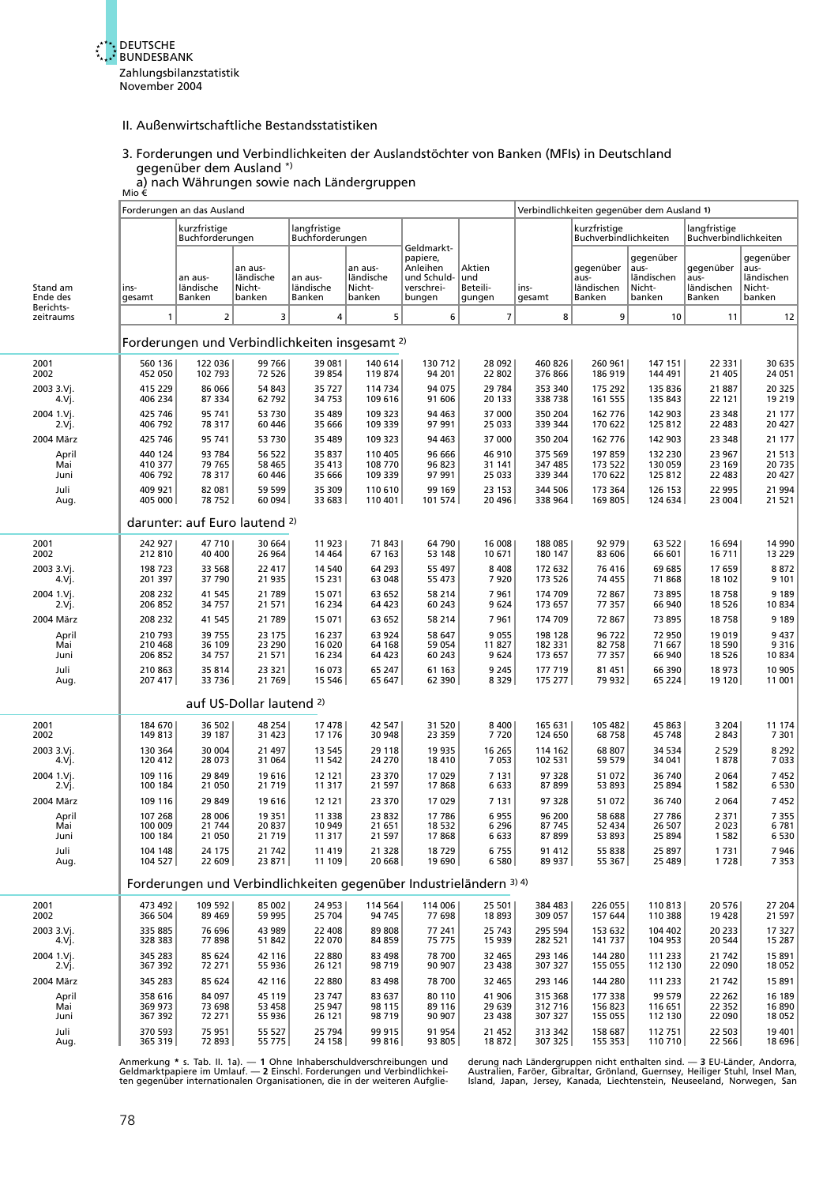## II. Außenwirtschaftliche Bestandsstatistiken

### 3. Forderungen und Verbindlichkeiten der Auslandstöchter von Banken (MFIs) in Deutschland gegenüber dem Ausland *)

#### a) nach Währungen sowie nach Ländergruppen

Mio €

| Stand am Ende des Berichtszeitraums | Forderungen an das Ausland | | | | | | | Verbindlichkeiten gegenüber dem Ausland 1) | | | | |
|---|---|---|---|---|---|---|---|---|---|---|---|---|
| | insgesamt | kurzfristige Buchforderungen | | langfristige Buchforderungen | | Geldmarktpapiere, Anleihen und Schuldverschreibungen | Aktien und Beteiligungen | insgesamt | kurzfristige Buchverbindlichkeiten | | langfristige Buchverbindlichkeiten | |
| | | an ausländische Banken | an ausländische Nichtbanken | an ausländische Banken | an ausländische Nichtbanken | | | | gegenüber ausländischen Banken | gegenüber ausländischen Nichtbanken | gegenüber ausländischen Banken | gegenüber ausländischen Nichtbanken |
| | 1 | 2 | 3 | 4 | 5 | 6 | 7 | 8 | 9 | 10 | 11 | 12 |
| **Forderungen und Verbindlichkeiten insgesamt 2)** | | | | | | | | | | | | |
| 2001 | 560 136 | 122 036 | 99 766 | 39 081 | 140 614 | 130 712 | 28 092 | 460 826 | 260 961 | 147 151 | 22 331 | 30 635 |
| 2002 | 452 050 | 102 793 | 72 526 | 39 854 | 119 874 | 94 201 | 22 802 | 376 866 | 186 919 | 144 491 | 21 405 | 24 051 |
| 2003 3.Vj. | 415 229 | 86 066 | 54 843 | 35 727 | 114 734 | 94 075 | 29 784 | 353 340 | 175 292 | 135 836 | 21 887 | 20 325 |
| 4.Vj. | 406 234 | 87 334 | 62 792 | 34 753 | 109 616 | 91 606 | 20 133 | 338 738 | 161 555 | 135 843 | 22 121 | 19 219 |
| 2004 1.Vj. | 425 746 | 95 741 | 53 730 | 35 489 | 109 323 | 94 463 | 37 000 | 350 204 | 162 776 | 142 903 | 23 348 | 21 177 |
| 2.Vj. | 406 792 | 78 317 | 60 446 | 35 666 | 109 339 | 97 991 | 25 033 | 339 344 | 170 622 | 125 812 | 22 483 | 20 427 |
| 2004 März | 425 746 | 95 741 | 53 730 | 35 489 | 109 323 | 94 463 | 37 000 | 350 204 | 162 776 | 142 903 | 23 348 | 21 177 |
| April | 440 124 | 93 784 | 56 522 | 35 837 | 110 405 | 96 666 | 46 910 | 375 569 | 197 859 | 132 230 | 23 967 | 21 513 |
| Mai | 410 377 | 79 765 | 58 465 | 35 413 | 108 770 | 96 823 | 31 141 | 347 485 | 173 522 | 130 059 | 23 169 | 20 735 |
| Juni | 406 792 | 78 317 | 60 446 | 35 666 | 109 339 | 97 991 | 25 033 | 339 344 | 170 622 | 125 812 | 22 483 | 20 427 |
| Juli | 409 921 | 82 081 | 59 599 | 35 309 | 110 610 | 99 169 | 23 153 | 344 506 | 173 364 | 126 153 | 22 995 | 21 994 |
| Aug. | 405 000 | 78 752 | 60 094 | 33 683 | 110 401 | 101 574 | 20 496 | 338 964 | 169 805 | 124 634 | 23 004 | 21 521 |
| **darunter: auf Euro lautend 2)** | | | | | | | | | | | | |
| 2001 | 242 927 | 47 710 | 30 664 | 11 923 | 71 843 | 64 790 | 16 008 | 188 085 | 92 979 | 63 522 | 16 694 | 14 990 |
| 2002 | 212 810 | 40 400 | 26 964 | 14 464 | 67 163 | 53 148 | 10 671 | 180 147 | 83 606 | 66 601 | 16 711 | 13 229 |
| 2003 3.Vj. | 198 723 | 33 568 | 22 417 | 14 540 | 64 293 | 55 497 | 8 408 | 172 632 | 76 416 | 69 685 | 17 659 | 8 872 |
| 4.Vj. | 201 397 | 37 790 | 21 935 | 15 231 | 63 048 | 55 473 | 7 920 | 173 526 | 74 455 | 71 868 | 18 102 | 9 101 |
| 2004 1.Vj. | 208 232 | 41 545 | 21 789 | 15 071 | 63 652 | 58 214 | 7 961 | 174 709 | 72 867 | 73 895 | 18 758 | 9 189 |
| 2.Vj. | 206 852 | 34 757 | 21 571 | 16 234 | 64 423 | 60 243 | 9 624 | 173 657 | 77 357 | 66 940 | 18 526 | 10 834 |
| 2004 März | 208 232 | 41 545 | 21 789 | 15 071 | 63 652 | 58 214 | 7 961 | 174 709 | 72 867 | 73 895 | 18 758 | 9 189 |
| April | 210 793 | 39 755 | 23 175 | 16 237 | 63 924 | 58 647 | 9 055 | 198 128 | 96 722 | 72 950 | 19 019 | 9 437 |
| Mai | 210 468 | 36 109 | 23 290 | 16 020 | 64 168 | 59 054 | 11 827 | 182 331 | 82 758 | 71 667 | 18 590 | 9 316 |
| Juni | 206 852 | 34 757 | 21 571 | 16 234 | 64 423 | 60 243 | 9 624 | 173 657 | 77 357 | 66 940 | 18 526 | 10 834 |
| Juli | 210 863 | 35 814 | 23 321 | 16 073 | 65 247 | 61 163 | 9 245 | 177 719 | 81 451 | 66 390 | 18 973 | 10 905 |
| Aug. | 207 417 | 33 736 | 21 769 | 15 546 | 65 647 | 62 390 | 8 329 | 175 277 | 79 932 | 65 224 | 19 120 | 11 001 |
| **auf US-Dollar lautend 2)** | | | | | | | | | | | | |
| 2001 | 184 670 | 36 502 | 48 254 | 17 478 | 42 547 | 31 520 | 8 400 | 165 631 | 105 482 | 45 863 | 3 204 | 11 174 |
| 2002 | 149 813 | 39 187 | 31 423 | 17 176 | 30 948 | 23 359 | 7 720 | 124 650 | 68 758 | 45 748 | 2 843 | 7 301 |
| 2003 3.Vj. | 130 364 | 30 004 | 21 497 | 13 545 | 29 118 | 19 935 | 16 265 | 114 162 | 68 807 | 34 534 | 2 529 | 8 292 |
| 4.Vj. | 120 412 | 28 073 | 31 064 | 11 542 | 24 270 | 18 410 | 7 053 | 102 531 | 59 579 | 34 041 | 1 878 | 7 033 |
| 2004 1.Vj. | 109 116 | 29 849 | 19 616 | 12 121 | 23 370 | 17 029 | 7 131 | 97 328 | 51 072 | 36 740 | 2 064 | 7 452 |
| 2.Vj. | 100 184 | 21 050 | 21 719 | 11 317 | 21 597 | 17 868 | 6 633 | 87 899 | 53 893 | 25 894 | 1 582 | 6 530 |
| 2004 März | 109 116 | 29 849 | 19 616 | 12 121 | 23 370 | 17 029 | 7 131 | 97 328 | 51 072 | 36 740 | 2 064 | 7 452 |
| April | 107 268 | 28 006 | 19 351 | 11 338 | 23 832 | 17 786 | 6 955 | 96 200 | 58 688 | 27 786 | 2 371 | 7 355 |
| Mai | 100 009 | 21 744 | 20 837 | 10 949 | 21 651 | 18 532 | 6 296 | 87 745 | 52 434 | 26 507 | 2 023 | 6 781 |
| Juni | 100 184 | 21 050 | 21 719 | 11 317 | 21 597 | 17 868 | 6 633 | 87 899 | 53 893 | 25 894 | 1 582 | 6 530 |
| Juli | 104 148 | 24 175 | 21 742 | 11 419 | 21 328 | 18 729 | 6 755 | 91 412 | 55 838 | 25 897 | 1 731 | 7 946 |
| Aug. | 104 527 | 22 609 | 23 871 | 11 109 | 20 668 | 19 690 | 6 580 | 89 937 | 55 367 | 25 489 | 1 728 | 7 353 |
| **Forderungen und Verbindlichkeiten gegenüber Industrieländern 3) 4)** | | | | | | | | | | | | |
| 2001 | 473 492 | 109 592 | 85 002 | 24 953 | 114 564 | 114 006 | 25 501 | 384 483 | 226 055 | 110 813 | 20 576 | 27 204 |
| 2002 | 366 504 | 89 469 | 59 995 | 25 704 | 94 745 | 77 698 | 18 893 | 309 057 | 157 644 | 110 388 | 19 428 | 21 597 |
| 2003 3.Vj. | 335 885 | 76 696 | 43 989 | 22 408 | 89 808 | 77 241 | 25 743 | 295 594 | 153 632 | 104 402 | 20 233 | 17 327 |
| 4.Vj. | 328 383 | 77 898 | 51 842 | 22 070 | 84 859 | 75 775 | 15 939 | 282 521 | 141 737 | 104 953 | 20 544 | 15 287 |
| 2004 1.Vj. | 345 283 | 85 624 | 42 116 | 22 880 | 83 498 | 78 700 | 32 465 | 293 146 | 144 280 | 111 233 | 21 742 | 15 891 |
| 2.Vj. | 367 392 | 72 271 | 55 936 | 26 121 | 98 719 | 90 907 | 23 438 | 307 327 | 155 055 | 112 130 | 22 090 | 18 052 |
| 2004 März | 345 283 | 85 624 | 42 116 | 22 880 | 83 498 | 78 700 | 32 465 | 293 146 | 144 280 | 111 233 | 21 742 | 15 891 |
| April | 358 616 | 84 097 | 45 119 | 23 747 | 83 637 | 80 110 | 41 906 | 315 368 | 177 338 | 99 579 | 22 262 | 16 189 |
| Mai | 369 973 | 73 698 | 53 458 | 25 947 | 98 115 | 89 116 | 29 639 | 312 716 | 156 823 | 116 651 | 22 352 | 16 890 |
| Juni | 367 392 | 72 271 | 55 936 | 26 121 | 98 719 | 90 907 | 23 438 | 307 327 | 155 055 | 112 130 | 22 090 | 18 052 |
| Juli | 370 593 | 75 951 | 55 527 | 25 794 | 99 915 | 91 954 | 21 452 | 313 342 | 158 687 | 112 751 | 22 503 | 19 401 |
| Aug. | 365 319 | 72 893 | 55 775 | 24 158 | 99 816 | 93 805 | 18 872 | 307 325 | 155 353 | 110 710 | 22 566 | 18 696 |

Anmerkung **\*** s. Tab. II. 1a). — **1** Ohne Inhaberschuldverschreibungen und Geldmarktpapiere im Umlauf. — **2** Einschl. Forderungen und Verbindlichkeiten gegenüber internationalen Organisationen, die in der weiteren Aufgliederung nach Ländergruppen nicht enthalten sind. — **3** EU-Länder, Andorra, Australien, Faröer, Gibraltar, Grönland, Guernsey, Heiliger Stuhl, Insel Man, Island, Japan, Jersey, Kanada, Liechtenstein, Neuseeland, Norwegen, San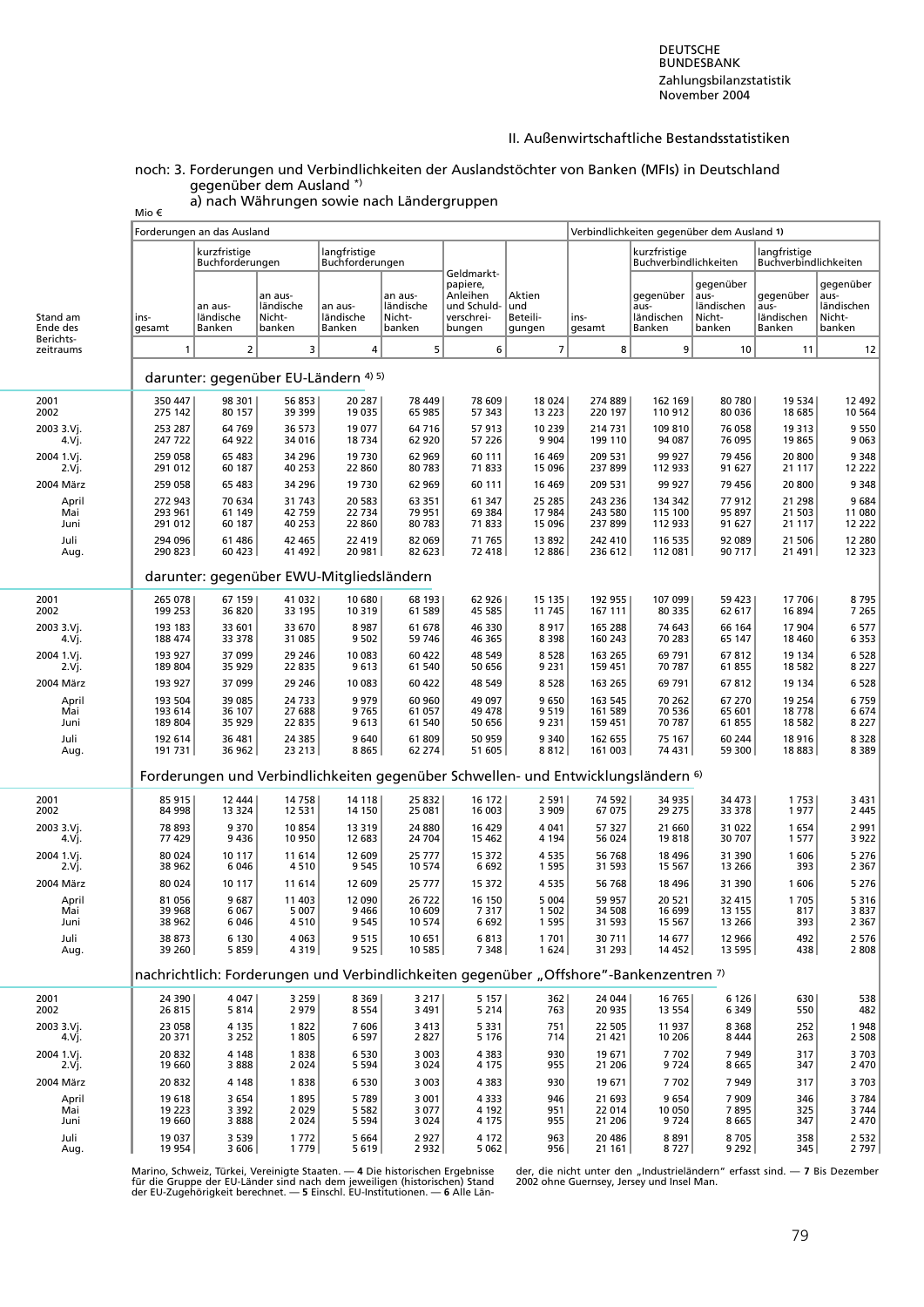## II. Außenwirtschaftliche Bestandsstatistiken

noch: 3. Forderungen und Verbindlichkeiten der Auslandstöchter von Banken (MFIs) in Deutschland gegenüber dem Ausland *)

a) nach Währungen sowie nach Ländergruppen

Mio €

| Stand am Ende des Berichtszeitraums | Forderungen an das Ausland | | | | | | | Verbindlichkeiten gegenüber dem Ausland 1) | | | | |
|---|---|---|---|---|---|---|---|---|---|---|---|---|
| | insgesamt | kurzfristige Buchforderungen | | langfristige Buchforderungen | | Geldmarktpapiere, Anleihen und Schuldverschreibungen | Aktien und Beteiligungen | insgesamt | kurzfristige Buchverbindlichkeiten | | langfristige Buchverbindlichkeiten | |
| | | an ausländische Banken | an ausländische Nichtbanken | an ausländische Banken | an ausländische Nichtbanken | | | | gegenüber ausländischen Banken | gegenüber ausländischen Nichtbanken | gegenüber ausländischen Banken | gegenüber ausländischen Nichtbanken |
| | 1 | 2 | 3 | 4 | 5 | 6 | 7 | 8 | 9 | 10 | 11 | 12 |
| **darunter: gegenüber EU-Ländern 4) 5)** | | | | | | | | | | | | |
| 2001 | 350 447 | 98 301 | 56 853 | 20 287 | 78 449 | 78 609 | 18 024 | 274 889 | 162 169 | 80 780 | 19 534 | 12 492 |
| 2002 | 275 142 | 80 157 | 39 399 | 19 035 | 65 985 | 57 343 | 13 223 | 220 197 | 110 912 | 80 036 | 18 685 | 10 564 |
| 2003 3.Vj. | 253 287 | 64 769 | 36 573 | 19 077 | 64 716 | 57 913 | 10 239 | 214 731 | 109 810 | 76 058 | 19 313 | 9 550 |
| 4.Vj. | 247 722 | 64 922 | 34 016 | 18 734 | 62 920 | 57 226 | 9 904 | 199 110 | 94 087 | 76 095 | 19 865 | 9 063 |
| 2004 1.Vj. | 259 058 | 65 483 | 34 296 | 19 730 | 62 969 | 60 111 | 16 469 | 209 531 | 99 927 | 79 456 | 20 800 | 9 348 |
| 2.Vj. | 291 012 | 60 187 | 40 253 | 22 860 | 80 783 | 71 833 | 15 096 | 237 899 | 112 933 | 91 627 | 21 117 | 12 222 |
| 2004 März | 259 058 | 65 483 | 34 296 | 19 730 | 62 969 | 60 111 | 16 469 | 209 531 | 99 927 | 79 456 | 20 800 | 9 348 |
| April | 272 943 | 70 634 | 31 743 | 20 583 | 63 351 | 61 347 | 25 285 | 243 236 | 134 342 | 77 912 | 21 298 | 9 684 |
| Mai | 293 961 | 61 149 | 42 759 | 22 734 | 79 951 | 69 384 | 17 984 | 243 580 | 115 100 | 95 897 | 21 503 | 11 080 |
| Juni | 291 012 | 60 187 | 40 253 | 22 860 | 80 783 | 71 833 | 15 096 | 237 899 | 112 933 | 91 627 | 21 117 | 12 222 |
| Juli | 294 096 | 61 486 | 42 465 | 22 419 | 82 069 | 71 765 | 13 892 | 242 410 | 116 535 | 92 089 | 21 506 | 12 280 |
| Aug. | 290 823 | 60 423 | 41 492 | 20 981 | 82 623 | 72 418 | 12 886 | 236 612 | 112 081 | 90 717 | 21 491 | 12 323 |
| **darunter: gegenüber EWU-Mitgliedsländern** | | | | | | | | | | | | |
| 2001 | 265 078 | 67 159 | 41 032 | 10 680 | 68 193 | 62 926 | 15 135 | 192 955 | 107 099 | 59 423 | 17 706 | 8 795 |
| 2002 | 199 253 | 36 820 | 33 195 | 10 319 | 61 589 | 45 585 | 11 745 | 167 111 | 80 335 | 62 617 | 16 894 | 7 265 |
| 2003 3.Vj. | 193 183 | 33 601 | 33 670 | 8 987 | 61 678 | 46 330 | 8 917 | 165 288 | 74 643 | 66 164 | 17 904 | 6 577 |
| 4.Vj. | 188 474 | 33 378 | 31 085 | 9 502 | 59 746 | 46 365 | 8 398 | 160 243 | 70 283 | 65 147 | 18 460 | 6 353 |
| 2004 1.Vj. | 193 927 | 37 099 | 29 246 | 10 083 | 60 422 | 48 549 | 8 528 | 163 265 | 69 791 | 67 812 | 19 134 | 6 528 |
| 2.Vj. | 189 804 | 35 929 | 22 835 | 9 613 | 61 540 | 50 656 | 9 231 | 159 451 | 70 787 | 61 855 | 18 582 | 8 227 |
| 2004 März | 193 927 | 37 099 | 29 246 | 10 083 | 60 422 | 48 549 | 8 528 | 163 265 | 69 791 | 67 812 | 19 134 | 6 528 |
| April | 193 504 | 39 085 | 24 733 | 9 979 | 60 960 | 49 097 | 9 650 | 163 545 | 70 262 | 67 270 | 19 254 | 6 759 |
| Mai | 193 614 | 36 107 | 27 688 | 9 765 | 61 057 | 49 478 | 9 519 | 161 589 | 70 536 | 65 601 | 18 778 | 6 674 |
| Juni | 189 804 | 35 929 | 22 835 | 9 613 | 61 540 | 50 656 | 9 231 | 159 451 | 70 787 | 61 855 | 18 582 | 8 227 |
| Juli | 192 614 | 36 481 | 24 385 | 9 640 | 61 809 | 50 959 | 9 340 | 162 655 | 75 167 | 60 244 | 18 916 | 8 328 |
| Aug. | 191 731 | 36 962 | 23 213 | 8 865 | 62 274 | 51 605 | 8 812 | 161 003 | 74 431 | 59 300 | 18 883 | 8 389 |
| **Forderungen und Verbindlichkeiten gegenüber Schwellen- und Entwicklungsländern 6)** | | | | | | | | | | | | |
| 2001 | 85 915 | 12 444 | 14 758 | 14 118 | 25 832 | 16 172 | 2 591 | 74 592 | 34 935 | 34 473 | 1 753 | 3 431 |
| 2002 | 84 998 | 13 324 | 12 531 | 14 150 | 25 081 | 16 003 | 3 909 | 67 075 | 29 275 | 33 378 | 1 977 | 2 445 |
| 2003 3.Vj. | 78 893 | 9 370 | 10 854 | 13 319 | 24 880 | 16 429 | 4 041 | 57 327 | 21 660 | 31 022 | 1 654 | 2 991 |
| 4.Vj. | 77 429 | 9 436 | 10 950 | 12 683 | 24 704 | 15 462 | 4 194 | 56 024 | 19 818 | 30 707 | 1 577 | 3 922 |
| 2004 1.Vj. | 80 024 | 10 117 | 11 614 | 12 609 | 25 777 | 15 372 | 4 535 | 56 768 | 18 496 | 31 390 | 1 606 | 5 276 |
| 2.Vj. | 38 962 | 6 046 | 4 510 | 9 545 | 10 574 | 6 692 | 1 595 | 31 593 | 15 567 | 13 266 | 393 | 2 367 |
| 2004 März | 80 024 | 10 117 | 11 614 | 12 609 | 25 777 | 15 372 | 4 535 | 56 768 | 18 496 | 31 390 | 1 606 | 5 276 |
| April | 81 056 | 9 687 | 11 403 | 12 090 | 26 722 | 16 150 | 5 004 | 59 957 | 20 521 | 32 415 | 1 705 | 5 316 |
| Mai | 39 968 | 6 067 | 5 007 | 9 466 | 10 609 | 7 317 | 1 502 | 34 508 | 16 699 | 13 155 | 817 | 3 837 |
| Juni | 38 962 | 6 046 | 4 510 | 9 545 | 10 574 | 6 692 | 1 595 | 31 593 | 15 567 | 13 266 | 393 | 2 367 |
| Juli | 38 873 | 6 130 | 4 063 | 9 515 | 10 651 | 6 813 | 1 701 | 30 711 | 14 677 | 12 966 | 492 | 2 576 |
| Aug. | 39 260 | 5 859 | 4 319 | 9 525 | 10 585 | 7 348 | 1 624 | 31 293 | 14 452 | 13 595 | 438 | 2 808 |
| **nachrichtlich: Forderungen und Verbindlichkeiten gegenüber „Offshore"-Bankenzentren 7)** | | | | | | | | | | | | |
| 2001 | 24 390 | 4 047 | 3 259 | 8 369 | 3 217 | 5 157 | 362 | 24 044 | 16 765 | 6 126 | 630 | 538 |
| 2002 | 26 815 | 5 814 | 2 979 | 8 554 | 3 491 | 5 214 | 763 | 20 935 | 13 554 | 6 349 | 550 | 482 |
| 2003 3.Vj. | 23 058 | 4 135 | 1 822 | 7 606 | 3 413 | 5 331 | 751 | 22 505 | 11 937 | 8 368 | 252 | 1 948 |
| 4.Vj. | 20 371 | 3 252 | 1 805 | 6 597 | 2 827 | 5 176 | 714 | 21 421 | 10 206 | 8 444 | 263 | 2 508 |
| 2004 1.Vj. | 20 832 | 4 148 | 1 838 | 6 530 | 3 003 | 4 383 | 930 | 19 671 | 7 702 | 7 949 | 317 | 3 703 |
| 2.Vj. | 19 660 | 3 888 | 2 024 | 5 594 | 3 024 | 4 175 | 955 | 21 206 | 9 724 | 8 665 | 347 | 2 470 |
| 2004 März | 20 832 | 4 148 | 1 838 | 6 530 | 3 003 | 4 383 | 930 | 19 671 | 7 702 | 7 949 | 317 | 3 703 |
| April | 19 618 | 3 654 | 1 895 | 5 789 | 3 001 | 4 333 | 946 | 21 693 | 9 654 | 7 909 | 346 | 3 784 |
| Mai | 19 223 | 3 392 | 2 029 | 5 582 | 3 077 | 4 192 | 951 | 22 014 | 10 050 | 7 895 | 325 | 3 744 |
| Juni | 19 660 | 3 888 | 2 024 | 5 594 | 3 024 | 4 175 | 955 | 21 206 | 9 724 | 8 665 | 347 | 2 470 |
| Juli | 19 037 | 3 539 | 1 772 | 5 664 | 2 927 | 4 172 | 963 | 20 486 | 8 891 | 8 705 | 358 | 2 532 |
| Aug. | 19 954 | 3 606 | 1 779 | 5 619 | 2 932 | 5 062 | 956 | 21 161 | 8 727 | 9 292 | 345 | 2 797 |

Marino, Schweiz, Türkei, Vereinigte Staaten. — **4** Die historischen Ergebnisse für die Gruppe der EU-Länder sind nach dem jeweiligen (historischen) Stand der EU-Zugehörigkeit berechnet. — **5** Einschl. EU-Institutionen. — **6** Alle Länder, die nicht unter den „Industrieländern" erfasst sind. — **7** Bis Dezember 2002 ohne Guernsey, Jersey und Insel Man.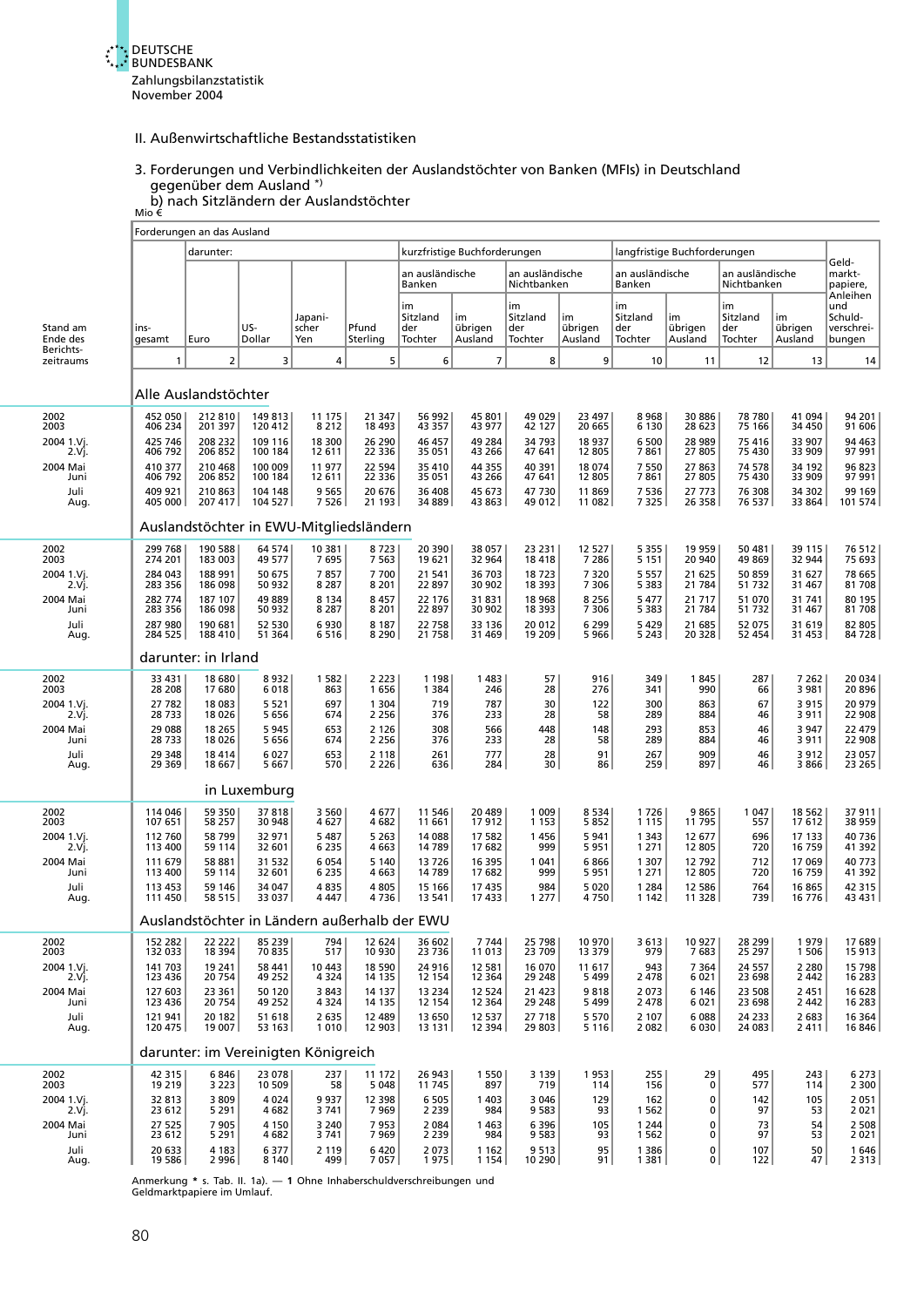## II. Außenwirtschaftliche Bestandsstatistiken

### 3. Forderungen und Verbindlichkeiten der Auslandstöchter von Banken (MFIs) in Deutschland gegenüber dem Ausland *)

#### b) nach Sitzländern der Auslandstöchter

Mio €

| Stand am Ende des Berichtszeitraums | Forderungen an das Ausland | | | | | | | | | | | | | |
|---|---|---|---|---|---|---|---|---|---|---|---|---|---|---|
| | insgesamt | darunter: | | | | kurzfristige Buchforderungen | | | | langfristige Buchforderungen | | | | Geldmarktpapiere, Anleihen und Schuldverschreibungen |
| | | Euro | US-Dollar | Japanischer Yen | Pfund Sterling | an ausländische Banken | | an ausländische Nichtbanken | | an ausländische Banken | | an ausländische Nichtbanken | | |
| | | | | | | im Sitzland der Tochter | im übrigen Ausland | im Sitzland der Tochter | im übrigen Ausland | im Sitzland der Tochter | im übrigen Ausland | im Sitzland der Tochter | im übrigen Ausland | |
| | 1 | 2 | 3 | 4 | 5 | 6 | 7 | 8 | 9 | 10 | 11 | 12 | 13 | 14 |
| **Alle Auslandstöchter** | | | | | | | | | | | | | | |
| 2002 | 452 050 | 212 810 | 149 813 | 11 175 | 21 347 | 56 992 | 45 801 | 49 029 | 23 497 | 8 968 | 30 886 | 78 780 | 41 094 | 94 201 |
| 2003 | 406 234 | 201 397 | 120 412 | 8 212 | 18 493 | 43 357 | 43 977 | 42 127 | 20 665 | 6 130 | 28 623 | 75 166 | 34 450 | 91 606 |
| 2004 1.Vj. | 425 746 | 208 232 | 109 116 | 18 300 | 26 290 | 46 457 | 49 284 | 34 793 | 18 937 | 6 500 | 28 989 | 75 416 | 33 907 | 94 463 |
| 2.Vj. | 406 792 | 206 852 | 100 184 | 12 611 | 22 336 | 35 051 | 43 266 | 47 641 | 12 805 | 7 861 | 27 805 | 75 430 | 33 909 | 97 991 |
| 2004 Mai | 410 377 | 210 468 | 100 009 | 11 977 | 22 594 | 35 410 | 44 355 | 40 391 | 18 074 | 7 550 | 27 863 | 74 578 | 34 192 | 96 823 |
| Juni | 406 792 | 206 852 | 100 184 | 12 611 | 22 336 | 35 051 | 43 266 | 47 641 | 12 805 | 7 861 | 27 805 | 75 430 | 33 909 | 97 991 |
| Juli | 409 921 | 210 863 | 104 148 | 9 565 | 20 676 | 36 408 | 45 673 | 47 730 | 11 869 | 7 536 | 27 773 | 76 308 | 34 302 | 99 169 |
| Aug. | 405 000 | 207 417 | 104 527 | 7 526 | 21 193 | 34 889 | 43 863 | 49 012 | 11 082 | 7 325 | 26 358 | 76 537 | 33 864 | 101 574 |
| **Auslandstöchter in EWU-Mitgliedsländern** | | | | | | | | | | | | | | |
| 2002 | 299 768 | 190 588 | 64 574 | 10 381 | 8 723 | 20 390 | 38 057 | 23 231 | 12 527 | 5 355 | 19 959 | 50 481 | 39 115 | 76 512 |
| 2003 | 274 201 | 183 003 | 49 577 | 7 695 | 7 563 | 19 621 | 32 964 | 18 418 | 7 286 | 5 151 | 20 940 | 49 869 | 32 944 | 75 693 |
| 2004 1.Vj. | 284 043 | 188 991 | 50 675 | 7 857 | 7 700 | 21 541 | 36 703 | 18 723 | 7 320 | 5 557 | 21 625 | 50 859 | 31 627 | 78 665 |
| 2.Vj. | 283 356 | 186 098 | 50 932 | 8 287 | 8 201 | 22 897 | 30 902 | 18 393 | 7 306 | 5 383 | 21 784 | 51 732 | 31 467 | 81 708 |
| 2004 Mai | 282 774 | 187 107 | 49 889 | 8 134 | 8 457 | 22 176 | 31 831 | 18 968 | 8 256 | 5 477 | 21 717 | 51 070 | 31 741 | 80 195 |
| Juni | 283 356 | 186 098 | 50 932 | 8 287 | 8 201 | 22 897 | 30 902 | 18 393 | 7 306 | 5 383 | 21 784 | 51 732 | 31 467 | 81 708 |
| Juli | 287 980 | 190 681 | 52 530 | 6 930 | 8 187 | 22 758 | 33 136 | 20 012 | 6 299 | 5 429 | 21 685 | 52 075 | 31 619 | 82 805 |
| Aug. | 284 525 | 188 410 | 51 364 | 6 516 | 8 290 | 21 758 | 31 469 | 19 209 | 5 966 | 5 243 | 20 328 | 52 454 | 31 453 | 84 728 |
| **darunter: in Irland** | | | | | | | | | | | | | | |
| 2002 | 33 431 | 18 680 | 8 932 | 1 582 | 2 223 | 1 198 | 1 483 | 57 | 916 | 349 | 1 845 | 287 | 7 262 | 20 034 |
| 2003 | 28 208 | 17 680 | 6 018 | 863 | 1 656 | 1 384 | 246 | 28 | 276 | 341 | 990 | 66 | 3 981 | 20 896 |
| 2004 1.Vj. | 27 782 | 18 083 | 5 521 | 697 | 1 304 | 719 | 787 | 30 | 122 | 300 | 863 | 67 | 3 915 | 20 979 |
| 2.Vj. | 28 733 | 18 026 | 5 656 | 674 | 2 256 | 376 | 233 | 28 | 58 | 289 | 884 | 46 | 3 911 | 22 908 |
| 2004 Mai | 29 088 | 18 265 | 5 945 | 653 | 2 126 | 308 | 566 | 448 | 148 | 293 | 853 | 46 | 3 947 | 22 479 |
| Juni | 28 733 | 18 026 | 5 656 | 674 | 2 256 | 376 | 233 | 28 | 58 | 289 | 884 | 46 | 3 911 | 22 908 |
| Juli | 29 348 | 18 414 | 6 027 | 653 | 2 118 | 261 | 777 | 28 | 91 | 267 | 909 | 46 | 3 912 | 23 057 |
| Aug. | 29 369 | 18 667 | 5 667 | 570 | 2 226 | 636 | 284 | 30 | 86 | 259 | 897 | 46 | 3 866 | 23 265 |
| **in Luxemburg** | | | | | | | | | | | | | | |
| 2002 | 114 046 | 59 350 | 37 818 | 3 560 | 4 677 | 11 546 | 20 489 | 1 009 | 8 534 | 1 726 | 9 865 | 1 047 | 18 562 | 37 911 |
| 2003 | 107 651 | 58 257 | 30 948 | 4 627 | 4 682 | 11 661 | 17 912 | 1 153 | 5 852 | 1 115 | 11 795 | 557 | 17 612 | 38 959 |
| 2004 1.Vj. | 112 760 | 58 799 | 32 971 | 5 487 | 5 263 | 14 088 | 17 582 | 1 456 | 5 941 | 1 343 | 12 677 | 696 | 17 133 | 40 736 |
| 2.Vj. | 113 400 | 59 114 | 32 601 | 6 235 | 4 663 | 14 789 | 17 682 | 999 | 5 951 | 1 271 | 12 805 | 720 | 16 759 | 41 392 |
| 2004 Mai | 111 679 | 58 881 | 31 532 | 6 054 | 5 140 | 13 726 | 16 395 | 1 041 | 6 866 | 1 307 | 12 792 | 712 | 17 069 | 40 773 |
| Juni | 113 400 | 59 114 | 32 601 | 6 235 | 4 663 | 14 789 | 17 682 | 999 | 5 951 | 1 271 | 12 805 | 720 | 16 759 | 41 392 |
| Juli | 113 453 | 59 146 | 34 047 | 4 835 | 4 805 | 15 166 | 17 435 | 984 | 5 020 | 1 284 | 12 586 | 764 | 16 865 | 42 315 |
| Aug. | 111 450 | 58 515 | 33 037 | 4 447 | 4 736 | 13 541 | 17 433 | 1 277 | 4 750 | 1 142 | 11 328 | 739 | 16 776 | 43 431 |
| **Auslandstöchter in Ländern außerhalb der EWU** | | | | | | | | | | | | | | |
| 2002 | 152 282 | 22 222 | 85 239 | 794 | 12 624 | 36 602 | 7 744 | 25 798 | 10 970 | 3 613 | 10 927 | 28 299 | 1 979 | 17 689 |
| 2003 | 132 033 | 18 394 | 70 835 | 517 | 10 930 | 23 736 | 11 013 | 23 709 | 13 379 | 979 | 7 683 | 25 297 | 1 506 | 15 913 |
| 2004 1.Vj. | 141 703 | 19 241 | 58 441 | 10 443 | 18 590 | 24 916 | 12 581 | 16 070 | 11 617 | 943 | 7 364 | 24 557 | 2 280 | 15 798 |
| 2.Vj. | 123 436 | 20 754 | 49 252 | 4 324 | 14 135 | 12 154 | 12 364 | 29 248 | 5 499 | 2 478 | 6 021 | 23 698 | 2 442 | 16 283 |
| 2004 Mai | 127 603 | 23 361 | 50 120 | 3 843 | 14 137 | 13 234 | 12 524 | 21 423 | 9 818 | 2 073 | 6 146 | 23 508 | 2 451 | 16 628 |
| Juni | 123 436 | 20 754 | 49 252 | 4 324 | 14 135 | 12 154 | 12 364 | 29 248 | 5 499 | 2 478 | 6 021 | 23 698 | 2 442 | 16 283 |
| Juli | 121 941 | 20 182 | 51 618 | 2 635 | 12 489 | 13 650 | 12 537 | 27 718 | 5 570 | 2 107 | 6 088 | 24 233 | 2 683 | 16 364 |
| Aug. | 120 475 | 19 007 | 53 163 | 1 010 | 12 903 | 13 131 | 12 394 | 29 803 | 5 116 | 2 082 | 6 030 | 24 083 | 2 411 | 16 846 |
| **darunter: im Vereinigten Königreich** | | | | | | | | | | | | | | |
| 2002 | 42 315 | 6 846 | 23 078 | 237 | 11 172 | 26 943 | 1 550 | 3 139 | 1 953 | 255 | 29 | 495 | 243 | 6 273 |
| 2003 | 19 219 | 3 223 | 10 509 | 58 | 5 048 | 11 745 | 897 | 719 | 114 | 156 | 0 | 577 | 114 | 2 300 |
| 2004 1.Vj. | 32 813 | 3 809 | 4 024 | 9 937 | 12 398 | 6 505 | 1 403 | 3 046 | 129 | 162 | 0 | 142 | 105 | 2 051 |
| 2.Vj. | 23 612 | 5 291 | 4 682 | 3 741 | 7 969 | 2 239 | 984 | 9 583 | 93 | 1 562 | 0 | 97 | 53 | 2 021 |
| 2004 Mai | 27 525 | 7 905 | 4 150 | 3 240 | 7 953 | 2 084 | 1 463 | 6 396 | 105 | 1 244 | 0 | 73 | 54 | 2 508 |
| Juni | 23 612 | 5 291 | 4 682 | 3 741 | 7 969 | 2 239 | 984 | 9 583 | 93 | 1 562 | 0 | 97 | 53 | 2 021 |
| Juli | 20 633 | 4 183 | 6 377 | 2 119 | 6 420 | 2 073 | 1 162 | 9 513 | 95 | 1 386 | 0 | 107 | 50 | 1 646 |
| Aug. | 19 586 | 2 996 | 8 140 | 499 | 7 057 | 1 975 | 1 154 | 10 290 | 91 | 1 381 | 0 | 122 | 47 | 2 313 |

Anmerkung * s. Tab. II. 1a). — 1 Ohne Inhaberschuldverschreibungen und Geldmarktpapiere im Umlauf.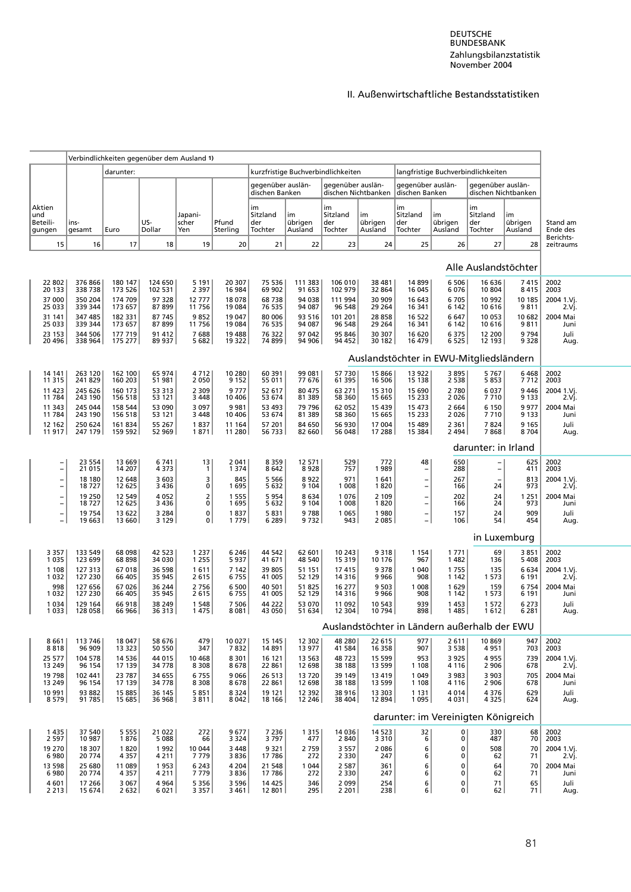## II. Außenwirtschaftliche Bestandsstatistiken

| Aktien und Beteiligungen | Verbindlichkeiten gegenüber dem Ausland 1) insgesamt | darunter: Euro | US-Dollar | Japanischer Yen | Pfund Sterling | kurzfristige Buchverbindlichkeiten gegenüber ausländischen Banken im Sitzland der Tochter | im übrigen Ausland | gegenüber ausländischen Nichtbanken im Sitzland der Tochter | im übrigen Ausland | langfristige Buchverbindlichkeiten gegenüber ausländischen Banken im Sitzland der Tochter | im übrigen Ausland | gegenüber ausländischen Nichtbanken im Sitzland der Tochter | im übrigen Ausland | Stand am Ende des Berichtszeitraums |
|---|---|---|---|---|---|---|---|---|---|---|---|---|---|---|
| 15 | 16 | 17 | 18 | 19 | 20 | 21 | 22 | 23 | 24 | 25 | 26 | 27 | 28 | |
| **Alle Auslandstöchter** | | | | | | | | | | | | | | |
| 22 802 | 376 866 | 180 147 | 124 650 | 5 191 | 20 307 | 75 536 | 111 383 | 106 010 | 38 481 | 14 899 | 6 506 | 16 636 | 7 415 | 2002 |
| 20 133 | 338 738 | 173 526 | 102 531 | 2 397 | 16 984 | 69 902 | 91 653 | 102 979 | 32 864 | 16 045 | 6 076 | 10 804 | 8 415 | 2003 |
| 37 000 | 350 204 | 174 709 | 97 328 | 12 777 | 18 078 | 68 738 | 94 038 | 111 994 | 30 909 | 16 643 | 6 705 | 10 992 | 10 185 | 2004 1.Vj. |
| 25 033 | 339 344 | 173 657 | 87 899 | 11 756 | 19 084 | 76 535 | 94 087 | 96 548 | 29 264 | 16 341 | 6 142 | 10 616 | 9 811 | 2.Vj. |
| 31 141 | 347 485 | 182 331 | 87 745 | 9 852 | 19 047 | 80 006 | 93 516 | 101 201 | 28 858 | 16 522 | 6 647 | 10 053 | 10 682 | 2004 Mai |
| 25 033 | 339 344 | 173 657 | 87 899 | 11 756 | 19 084 | 76 535 | 94 087 | 96 548 | 29 264 | 16 341 | 6 142 | 10 616 | 9 811 | Juni |
| 23 153 | 344 506 | 177 719 | 91 412 | 7 688 | 19 488 | 76 322 | 97 042 | 95 846 | 30 307 | 16 620 | 6 375 | 12 200 | 9 794 | Juli |
| 20 496 | 338 964 | 175 277 | 89 937 | 5 682 | 19 322 | 74 899 | 94 906 | 94 452 | 30 182 | 16 479 | 6 525 | 12 193 | 9 328 | Aug. |
| **Auslandstöchter in EWU-Mitgliedsländern** | | | | | | | | | | | | | | |
| 14 141 | 263 120 | 162 100 | 65 974 | 4 712 | 10 280 | 60 391 | 99 081 | 57 730 | 15 866 | 13 922 | 3 895 | 5 767 | 6 468 | 2002 |
| 11 315 | 241 829 | 160 203 | 51 981 | 2 050 | 9 152 | 55 011 | 77 676 | 61 395 | 16 506 | 15 138 | 2 538 | 5 853 | 7 712 | 2003 |
| 11 423 | 245 626 | 160 173 | 53 313 | 2 309 | 9 777 | 52 617 | 80 475 | 63 271 | 15 310 | 15 690 | 2 780 | 6 037 | 9 446 | 2004 1.Vj. |
| 11 784 | 243 190 | 156 518 | 53 121 | 3 448 | 10 406 | 53 674 | 81 389 | 58 360 | 15 665 | 15 233 | 2 026 | 7 710 | 9 133 | 2.Vj. |
| 11 343 | 245 044 | 158 544 | 53 090 | 3 097 | 9 981 | 53 493 | 79 796 | 62 052 | 15 439 | 15 473 | 2 664 | 6 150 | 9 977 | 2004 Mai |
| 11 784 | 243 190 | 156 518 | 53 121 | 3 448 | 10 406 | 53 674 | 81 389 | 58 360 | 15 665 | 15 233 | 2 026 | 7 710 | 9 133 | Juni |
| 12 162 | 250 624 | 161 834 | 55 267 | 1 837 | 11 164 | 57 201 | 84 650 | 56 930 | 17 004 | 15 489 | 2 361 | 7 824 | 9 165 | Juli |
| 11 917 | 247 179 | 159 592 | 52 969 | 1 871 | 11 280 | 56 733 | 82 660 | 56 048 | 17 288 | 15 384 | 2 494 | 7 868 | 8 704 | Aug. |
| **darunter: in Irland** | | | | | | | | | | | | | | |
| – | 23 554 | 13 669 | 6 741 | 13 | 2 041 | 8 359 | 12 571 | 529 | 772 | 48 | 650 | – | 625 | 2002 |
| – | 21 015 | 14 207 | 4 373 | 1 | 1 374 | 8 642 | 8 928 | 757 | 1 989 | – | 288 | – | 411 | 2003 |
| – | 18 180 | 12 648 | 3 603 | 3 | 845 | 5 566 | 8 922 | 971 | 1 641 | – | 267 | – | 813 | 2004 1.Vj. |
| – | 18 727 | 12 625 | 3 436 | 0 | 1 695 | 5 632 | 9 104 | 1 008 | 1 820 | – | 166 | 24 | 973 | 2.Vj. |
| – | 19 250 | 12 549 | 4 052 | 2 | 1 555 | 5 954 | 8 634 | 1 076 | 2 109 | – | 202 | 24 | 1 251 | 2004 Mai |
| – | 18 727 | 12 625 | 3 436 | 0 | 1 695 | 5 632 | 9 104 | 1 008 | 1 820 | – | 166 | 24 | 973 | Juni |
| – | 19 754 | 13 622 | 3 284 | 0 | 1 837 | 5 831 | 9 788 | 1 065 | 1 980 | – | 157 | 24 | 909 | Juli |
| – | 19 663 | 13 660 | 3 129 | 0 | 1 779 | 6 289 | 9 732 | 943 | 2 085 | – | 106 | 54 | 454 | Aug. |
| **in Luxemburg** | | | | | | | | | | | | | | |
| 3 357 | 133 549 | 68 098 | 42 523 | 1 237 | 6 246 | 44 542 | 62 601 | 10 243 | 9 318 | 1 154 | 1 771 | 69 | 3 851 | 2002 |
| 1 035 | 123 699 | 68 898 | 34 030 | 1 255 | 5 937 | 41 671 | 48 540 | 15 319 | 10 176 | 967 | 1 482 | 136 | 5 408 | 2003 |
| 1 108 | 127 313 | 67 018 | 36 598 | 1 611 | 7 142 | 39 805 | 51 151 | 17 415 | 9 378 | 1 040 | 1 755 | 135 | 6 634 | 2004 1.Vj. |
| 1 032 | 127 230 | 66 405 | 35 945 | 2 615 | 6 755 | 41 005 | 52 129 | 14 316 | 9 966 | 908 | 1 142 | 1 573 | 6 191 | 2.Vj. |
| 998 | 127 656 | 67 026 | 36 244 | 2 756 | 6 500 | 40 501 | 51 825 | 16 277 | 9 503 | 1 008 | 1 629 | 159 | 6 754 | 2004 Mai |
| 1 032 | 127 230 | 66 405 | 35 945 | 2 615 | 6 755 | 41 005 | 52 129 | 14 316 | 9 966 | 908 | 1 142 | 1 573 | 6 191 | Juni |
| 1 034 | 129 164 | 66 918 | 38 249 | 1 548 | 7 506 | 44 222 | 53 070 | 11 092 | 10 543 | 939 | 1 453 | 1 572 | 6 273 | Juli |
| 1 033 | 128 058 | 66 966 | 36 313 | 1 475 | 8 081 | 43 050 | 51 634 | 12 304 | 10 794 | 898 | 1 485 | 1 612 | 6 281 | Aug. |
| **Auslandstöchter in Ländern außerhalb der EWU** | | | | | | | | | | | | | | |
| 8 661 | 113 746 | 18 047 | 58 676 | 479 | 10 027 | 15 145 | 12 302 | 48 280 | 22 615 | 977 | 2 611 | 10 869 | 947 | 2002 |
| 8 818 | 96 909 | 13 323 | 50 550 | 347 | 7 832 | 14 891 | 13 977 | 41 584 | 16 358 | 907 | 3 538 | 4 951 | 703 | 2003 |
| 25 577 | 104 578 | 14 536 | 44 015 | 10 468 | 8 301 | 16 121 | 13 563 | 48 723 | 15 599 | 953 | 3 925 | 4 955 | 739 | 2004 1.Vj. |
| 13 249 | 96 154 | 17 139 | 34 778 | 8 308 | 8 678 | 22 861 | 12 698 | 38 188 | 13 599 | 1 108 | 4 116 | 2 906 | 678 | 2.Vj. |
| 19 798 | 102 441 | 23 787 | 34 655 | 6 755 | 9 066 | 26 513 | 13 720 | 39 149 | 13 419 | 1 049 | 3 983 | 3 903 | 705 | 2004 Mai |
| 13 249 | 96 154 | 17 139 | 34 778 | 8 308 | 8 678 | 22 861 | 12 698 | 38 188 | 13 599 | 1 108 | 4 116 | 2 906 | 678 | Juni |
| 10 991 | 93 882 | 15 885 | 36 145 | 5 851 | 8 324 | 19 121 | 12 392 | 38 916 | 13 303 | 1 131 | 4 014 | 4 376 | 629 | Juli |
| 8 579 | 91 785 | 15 685 | 36 968 | 3 811 | 8 042 | 18 166 | 12 246 | 38 404 | 12 894 | 1 095 | 4 031 | 4 325 | 624 | Aug. |
| **darunter: im Vereinigten Königreich** | | | | | | | | | | | | | | |
| 1 435 | 37 540 | 5 555 | 21 022 | 272 | 9 677 | 7 236 | 1 315 | 14 036 | 14 523 | 32 | 0 | 330 | 68 | 2002 |
| 2 597 | 10 987 | 1 876 | 5 088 | 66 | 3 324 | 3 797 | 477 | 2 840 | 3 310 | 6 | 0 | 487 | 70 | 2003 |
| 19 270 | 18 307 | 1 820 | 1 992 | 10 044 | 3 448 | 9 321 | 2 759 | 3 557 | 2 086 | 6 | 0 | 508 | 70 | 2004 1.Vj. |
| 6 980 | 20 774 | 4 357 | 4 211 | 7 779 | 3 836 | 17 786 | 272 | 2 330 | 247 | 6 | 0 | 62 | 71 | 2.Vj. |
| 13 598 | 25 680 | 11 089 | 1 953 | 6 243 | 4 204 | 21 548 | 1 044 | 2 587 | 361 | 6 | 0 | 64 | 70 | 2004 Mai |
| 6 980 | 20 774 | 4 357 | 4 211 | 7 779 | 3 836 | 17 786 | 272 | 2 330 | 247 | 6 | 0 | 62 | 71 | Juni |
| 4 601 | 17 266 | 3 067 | 4 964 | 5 356 | 3 596 | 14 425 | 346 | 2 099 | 254 | 6 | 0 | 71 | 65 | Juli |
| 2 213 | 15 674 | 2 632 | 6 021 | 3 357 | 3 461 | 12 801 | 295 | 2 201 | 238 | 6 | 0 | 62 | 71 | Aug. |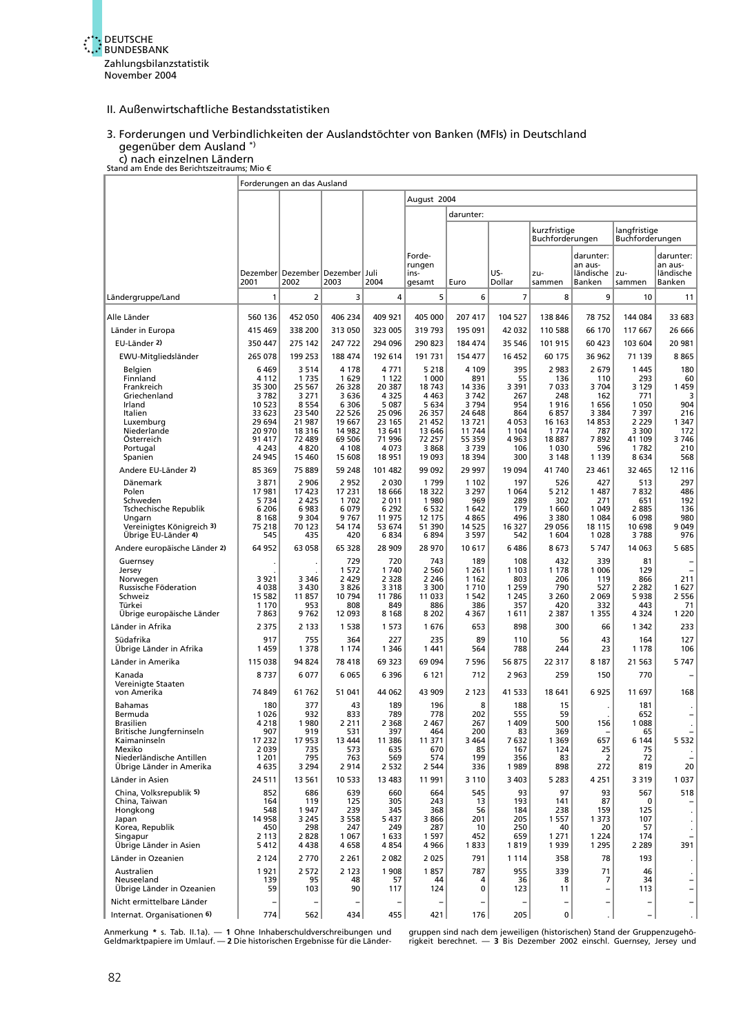## II. Außenwirtschaftliche Bestandsstatistiken

### 3. Forderungen und Verbindlichkeiten der Auslandstöchter von Banken (MFIs) in Deutschland gegenüber dem Ausland *)

#### c) nach einzelnen Ländern

Stand am Ende des Berichtszeitraums; Mio €

| Ländergruppe/Land | Forderungen an das Ausland | | | | | | | | | | |
|---|---|---|---|---|---|---|---|---|---|---|---|
| | | | | | August 2004 | | | | | | |
| | | | | | | darunter: | | | | | |
| | | | | | | | | kurzfristige Buchforderungen | | langfristige Buchforderungen | |
| | Dezember 2001 | Dezember 2002 | Dezember 2003 | Juli 2004 | Forderungen insgesamt | Euro | US-Dollar | zusammen | darunter: an ausländische Banken | zusammen | darunter: an ausländische Banken |
| | 1 | 2 | 3 | 4 | 5 | 6 | 7 | 8 | 9 | 10 | 11 |
| Alle Länder | 560 136 | 452 050 | 406 234 | 409 921 | 405 000 | 207 417 | 104 527 | 138 846 | 78 752 | 144 084 | 33 683 |
| Länder in Europa | 415 469 | 338 200 | 313 050 | 323 005 | 319 793 | 195 091 | 42 032 | 110 588 | 66 170 | 117 667 | 26 666 |
| EU-Länder 2) | 350 447 | 275 142 | 247 722 | 294 096 | 290 823 | 184 474 | 35 546 | 101 915 | 60 423 | 103 604 | 20 981 |
| EWU-Mitgliedsländer | 265 078 | 199 253 | 188 474 | 192 614 | 191 731 | 154 477 | 16 452 | 60 175 | 36 962 | 71 139 | 8 865 |
| Belgien | 6 469 | 3 514 | 4 178 | 4 771 | 5 218 | 4 109 | 395 | 2 983 | 2 679 | 1 445 | 180 |
| Finnland | 4 112 | 1 735 | 1 629 | 1 122 | 1 000 | 891 | 55 | 136 | 110 | 293 | 60 |
| Frankreich | 35 300 | 25 567 | 26 328 | 20 387 | 18 743 | 14 336 | 3 391 | 7 033 | 3 704 | 3 129 | 1 459 |
| Griechenland | 3 782 | 3 271 | 3 636 | 4 325 | 4 463 | 3 742 | 267 | 248 | 162 | 771 | 3 |
| Irland | 10 523 | 8 554 | 6 306 | 5 087 | 5 634 | 3 794 | 954 | 1 916 | 1 656 | 1 050 | 904 |
| Italien | 33 623 | 23 540 | 22 526 | 25 096 | 26 357 | 24 648 | 864 | 6 857 | 3 384 | 7 397 | 216 |
| Luxemburg | 29 694 | 21 987 | 19 667 | 23 165 | 21 452 | 13 721 | 4 053 | 16 163 | 14 853 | 2 229 | 1 347 |
| Niederlande | 20 970 | 18 316 | 14 982 | 13 641 | 13 646 | 11 744 | 1 104 | 1 774 | 787 | 3 300 | 172 |
| Österreich | 91 417 | 72 489 | 69 506 | 71 996 | 72 257 | 55 359 | 4 963 | 18 887 | 7 892 | 41 109 | 3 746 |
| Portugal | 4 243 | 4 820 | 4 108 | 4 073 | 3 868 | 3 739 | 106 | 1 030 | 596 | 1 782 | 210 |
| Spanien | 24 945 | 15 460 | 15 608 | 18 951 | 19 093 | 18 394 | 300 | 3 148 | 1 139 | 8 634 | 568 |
| Andere EU-Länder 2) | 85 369 | 75 889 | 59 248 | 101 482 | 99 092 | 29 997 | 19 094 | 41 740 | 23 461 | 32 465 | 12 116 |
| Dänemark | 3 871 | 2 906 | 2 952 | 2 030 | 1 799 | 1 102 | 197 | 526 | 427 | 513 | 297 |
| Polen | 17 981 | 17 423 | 17 231 | 18 666 | 18 322 | 3 297 | 1 064 | 5 212 | 1 487 | 7 832 | 486 |
| Schweden | 5 734 | 2 425 | 1 702 | 2 011 | 1 980 | 969 | 289 | 302 | 271 | 651 | 192 |
| Tschechische Republik | 6 206 | 6 983 | 6 079 | 6 292 | 6 532 | 1 642 | 179 | 1 660 | 1 049 | 2 885 | 136 |
| Ungarn | 8 168 | 9 304 | 9 767 | 11 975 | 12 175 | 4 865 | 496 | 3 380 | 1 084 | 6 098 | 980 |
| Vereinigtes Königreich 3) | 75 218 | 70 123 | 54 174 | 53 674 | 51 390 | 14 525 | 16 327 | 29 056 | 18 115 | 10 698 | 9 049 |
| Übrige EU-Länder 4) | 545 | 435 | 420 | 6 834 | 6 894 | 3 597 | 542 | 1 604 | 1 028 | 3 788 | 976 |
| Andere europäische Länder 2) | 64 952 | 63 058 | 65 328 | 28 909 | 28 970 | 10 617 | 6 486 | 8 673 | 5 747 | 14 063 | 5 685 |
| Guernsey | . | . | 729 | 720 | 743 | 189 | 108 | 432 | 339 | 81 | – |
| Jersey | . | . | 1 572 | 1 740 | 2 560 | 1 261 | 1 103 | 1 178 | 1 006 | 129 | – |
| Norwegen | 3 921 | 3 346 | 2 429 | 2 328 | 2 246 | 1 162 | 803 | 206 | 119 | 866 | 211 |
| Russische Föderation | 4 038 | 3 430 | 3 826 | 3 318 | 3 300 | 1 710 | 1 259 | 790 | 527 | 2 282 | 1 627 |
| Schweiz | 15 582 | 11 857 | 10 794 | 11 786 | 11 033 | 1 542 | 1 245 | 3 260 | 2 069 | 5 938 | 2 556 |
| Türkei | 1 170 | 953 | 808 | 849 | 886 | 386 | 357 | 420 | 332 | 443 | 71 |
| Übrige europäische Länder | 7 863 | 9 762 | 12 093 | 8 168 | 8 202 | 4 367 | 1 611 | 2 387 | 1 355 | 4 324 | 1 220 |
| Länder in Afrika | 2 375 | 2 133 | 1 538 | 1 573 | 1 676 | 653 | 898 | 300 | 66 | 1 342 | 233 |
| Südafrika | 917 | 755 | 364 | 227 | 235 | 89 | 110 | 56 | 43 | 164 | 127 |
| Übrige Länder in Afrika | 1 459 | 1 378 | 1 174 | 1 346 | 1 441 | 564 | 788 | 244 | 23 | 1 178 | 106 |
| Länder in Amerika | 115 038 | 94 824 | 78 418 | 69 323 | 69 094 | 7 596 | 56 875 | 22 317 | 8 187 | 21 563 | 5 747 |
| Kanada | 8 737 | 6 077 | 6 065 | 6 396 | 6 121 | 712 | 2 963 | 259 | 150 | 770 | – |
| Vereinigte Staaten von Amerika | 74 849 | 61 762 | 51 041 | 44 062 | 43 909 | 2 123 | 41 533 | 18 641 | 6 925 | 11 697 | 168 |
| Bahamas | 180 | 377 | 43 | 189 | 196 | 8 | 188 | 15 | . | 181 | . |
| Bermuda | 1 026 | 932 | 833 | 789 | 778 | 202 | 555 | 59 | . | 652 | – |
| Brasilien | 4 218 | 1 980 | 2 211 | 2 368 | 2 467 | 267 | 1 409 | 500 | 156 | 1 088 | . |
| Britische Jungferninseln | 907 | 919 | 531 | 397 | 464 | 200 | 83 | 369 | – | 65 | – |
| Kaimaninseln | 17 232 | 17 953 | 13 444 | 11 386 | 11 371 | 3 464 | 7 632 | 1 369 | 657 | 6 144 | 5 532 |
| Mexiko | 2 039 | 735 | 573 | 635 | 670 | 85 | 167 | 124 | 25 | 75 | . |
| Niederländische Antillen | 1 201 | 795 | 763 | 569 | 574 | 199 | 356 | 83 | 2 | 72 | – |
| Übrige Länder in Amerika | 4 635 | 3 294 | 2 914 | 2 532 | 2 544 | 336 | 1 989 | 898 | 272 | 819 | 20 |
| Länder in Asien | 24 511 | 13 561 | 10 533 | 13 483 | 11 991 | 3 110 | 3 403 | 5 283 | 4 251 | 3 319 | 1 037 |
| China, Volksrepublik 5) | 852 | 686 | 639 | 660 | 664 | 545 | 93 | 97 | 93 | 567 | 518 |
| China, Taiwan | 164 | 119 | 125 | 305 | 243 | 13 | 193 | 141 | 87 | 0 | – |
| Hongkong | 548 | 1 947 | 239 | 345 | 368 | 56 | 184 | 238 | 159 | 125 | . |
| Japan | 14 958 | 3 245 | 3 558 | 5 437 | 3 866 | 201 | 205 | 1 557 | 1 373 | 107 | . |
| Korea, Republik | 450 | 298 | 247 | 249 | 287 | 10 | 250 | 40 | 20 | 57 | . |
| Singapur | 2 113 | 2 828 | 1 067 | 1 633 | 1 597 | 452 | 659 | 1 271 | 1 224 | 174 | – |
| Übrige Länder in Asien | 5 412 | 4 438 | 4 658 | 4 854 | 4 966 | 1 833 | 1 819 | 1 939 | 1 295 | 2 289 | 391 |
| Länder in Ozeanien | 2 124 | 2 770 | 2 261 | 2 082 | 2 025 | 791 | 1 114 | 358 | 78 | 193 | . |
| Australien | 1 921 | 2 572 | 2 123 | 1 908 | 1 857 | 787 | 955 | 339 | 71 | 46 | . |
| Neuseeland | 139 | 95 | 48 | 57 | 44 | 4 | 36 | 8 | 7 | 34 | – |
| Übrige Länder in Ozeanien | 59 | 103 | 90 | 117 | 124 | 0 | 123 | 11 | – | 113 | – |
| Nicht ermittelbare Länder | – | – | – | – | – | – | – | – | – | – | – |
| Internat. Organisationen 6) | 774 | 562 | 434 | 455 | 421 | 176 | 205 | 0 | . | – | . |

Anmerkung * s. Tab. II.1a). — 1 Ohne Inhaberschuldverschreibungen und Geldmarktpapiere im Umlauf. — 2 Die historischen Ergebnisse für die Ländergruppen sind nach dem jeweiligen (historischen) Stand der Gruppenzugehörigkeit berechnet. — 3 Bis Dezember 2002 einschl. Guernsey, Jersey und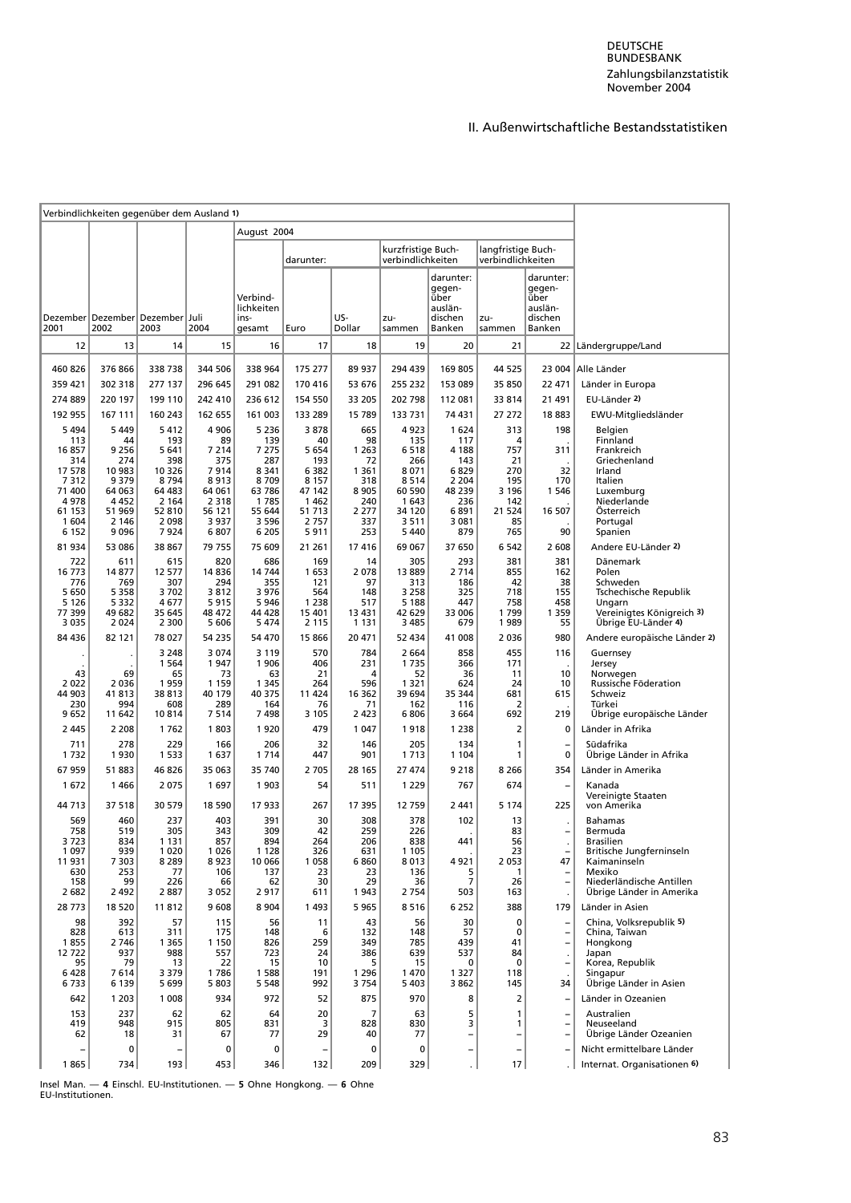## II. Außenwirtschaftliche Bestandsstatistiken

| Verbindlichkeiten gegenüber dem Ausland 1) | | | | | | | | | | | |
|---|---|---|---|---|---|---|---|---|---|---|---|
| | | | | August 2004 | | | | | | | |
| | | | | | darunter: | | kurzfristige Buchverbindlichkeiten | | langfristige Buchverbindlichkeiten | | |
| Dezember 2001 | Dezember 2002 | Dezember 2003 | Juli 2004 | Verbindlichkeiten insgesamt | Euro | US-Dollar | zusammen | darunter: gegenüber ausländischen Banken | zusammen | darunter: gegenüber ausländischen Banken | |
| 12 | 13 | 14 | 15 | 16 | 17 | 18 | 19 | 20 | 21 | 22 | Ländergruppe/Land |
| 460 826 | 376 866 | 338 738 | 344 506 | 338 964 | 175 277 | 89 937 | 294 439 | 169 805 | 44 525 | 23 004 | Alle Länder |
| 359 421 | 302 318 | 277 137 | 296 645 | 291 082 | 170 416 | 53 676 | 255 232 | 153 089 | 35 850 | 22 471 | Länder in Europa |
| 274 889 | 220 197 | 199 110 | 242 410 | 236 612 | 154 550 | 33 205 | 202 798 | 112 081 | 33 814 | 21 491 | EU-Länder 2) |
| 192 955 | 167 111 | 160 243 | 162 655 | 161 003 | 133 289 | 15 789 | 133 731 | 74 431 | 27 272 | 18 883 | EWU-Mitgliedsländer |
| 5 494 | 5 449 | 5 412 | 4 906 | 5 236 | 3 878 | 665 | 4 923 | 1 624 | 313 | 198 | Belgien |
| 113 | 44 | 193 | 89 | 139 | 40 | 98 | 135 | 117 | 4 | . | Finnland |
| 16 857 | 9 256 | 5 641 | 7 214 | 7 275 | 5 654 | 1 263 | 6 518 | 4 188 | 757 | 311 | Frankreich |
| 314 | 274 | 398 | 375 | 287 | 193 | 72 | 266 | 143 | 21 | . | Griechenland |
| 17 578 | 10 983 | 10 326 | 7 914 | 8 341 | 6 382 | 1 361 | 8 071 | 6 829 | 270 | 32 | Irland |
| 7 312 | 9 379 | 8 794 | 8 913 | 8 709 | 8 157 | 318 | 8 514 | 2 204 | 195 | 170 | Italien |
| 71 400 | 64 063 | 64 483 | 64 061 | 63 786 | 47 142 | 8 905 | 60 590 | 48 239 | 3 196 | 1 546 | Luxemburg |
| 4 978 | 4 452 | 2 164 | 2 318 | 1 785 | 1 462 | 240 | 1 643 | 236 | 142 | . | Niederlande |
| 61 153 | 51 969 | 52 810 | 56 121 | 55 644 | 51 713 | 2 277 | 34 120 | 6 891 | 21 524 | 16 507 | Österreich |
| 1 604 | 2 146 | 2 098 | 3 937 | 3 596 | 2 757 | 337 | 3 511 | 3 081 | 85 | . | Portugal |
| 6 152 | 9 096 | 7 924 | 6 807 | 6 205 | 5 911 | 253 | 5 440 | 879 | 765 | 90 | Spanien |
| 81 934 | 53 086 | 38 867 | 79 755 | 75 609 | 21 261 | 17 416 | 69 067 | 37 650 | 6 542 | 2 608 | Andere EU-Länder 2) |
| 722 | 611 | 615 | 820 | 686 | 169 | 14 | 305 | 293 | 381 | 381 | Dänemark |
| 16 773 | 14 877 | 12 577 | 14 836 | 14 744 | 1 653 | 2 078 | 13 889 | 2 714 | 855 | 162 | Polen |
| 776 | 769 | 307 | 294 | 355 | 121 | 97 | 313 | 186 | 42 | 38 | Schweden |
| 5 650 | 5 358 | 3 702 | 3 812 | 3 976 | 564 | 148 | 3 258 | 325 | 718 | 155 | Tschechische Republik |
| 5 126 | 5 332 | 4 677 | 5 915 | 5 946 | 1 238 | 517 | 5 188 | 447 | 758 | 458 | Ungarn |
| 77 399 | 49 682 | 35 645 | 48 472 | 44 428 | 15 401 | 13 431 | 42 629 | 33 006 | 1 799 | 1 359 | Vereinigtes Königreich 3) |
| 3 035 | 2 024 | 2 300 | 5 606 | 5 474 | 2 115 | 1 131 | 3 485 | 679 | 1 989 | 55 | Übrige EU-Länder 4) |
| 84 436 | 82 121 | 78 027 | 54 235 | 54 470 | 15 866 | 20 471 | 52 434 | 41 008 | 2 036 | 980 | Andere europäische Länder 2) |
| . | . | 3 248 | 3 074 | 3 119 | 570 | 784 | 2 664 | 858 | 455 | 116 | Guernsey |
| . | . | 1 564 | 1 947 | 1 906 | 406 | 231 | 1 735 | 366 | 171 | . | Jersey |
| 43 | 69 | 65 | 73 | 63 | 21 | 4 | 52 | 36 | 11 | 10 | Norwegen |
| 2 022 | 2 036 | 1 959 | 1 159 | 1 345 | 264 | 596 | 1 321 | 624 | 24 | 10 | Russische Föderation |
| 44 903 | 41 813 | 38 813 | 40 179 | 40 375 | 11 424 | 16 362 | 39 694 | 35 344 | 681 | 615 | Schweiz |
| 230 | 994 | 608 | 289 | 164 | 76 | 71 | 162 | 116 | 2 | . | Türkei |
| 9 652 | 11 642 | 10 814 | 7 514 | 7 498 | 3 105 | 2 423 | 6 806 | 3 664 | 692 | 219 | Übrige europäische Länder |
| 2 445 | 2 208 | 1 762 | 1 803 | 1 920 | 479 | 1 047 | 1 918 | 1 238 | 2 | 0 | Länder in Afrika |
| 711 | 278 | 229 | 166 | 206 | 32 | 146 | 205 | 134 | 1 | – | Südafrika |
| 1 732 | 1 930 | 1 533 | 1 637 | 1 714 | 447 | 901 | 1 713 | 1 104 | 1 | 0 | Übrige Länder in Afrika |
| 67 959 | 51 883 | 46 826 | 35 063 | 35 740 | 2 705 | 28 165 | 27 474 | 9 218 | 8 266 | 354 | Länder in Amerika |
| 1 672 | 1 466 | 2 075 | 1 697 | 1 903 | 54 | 511 | 1 229 | 767 | 674 | – | Kanada |
| 44 713 | 37 518 | 30 579 | 18 590 | 17 933 | 267 | 17 395 | 12 759 | 2 441 | 5 174 | 225 | Vereinigte Staaten von Amerika |
| 569 | 460 | 237 | 403 | 391 | 30 | 308 | 378 | 102 | 13 | . | Bahamas |
| 758 | 519 | 305 | 343 | 309 | 42 | 259 | 226 | . | 83 | – | Bermuda |
| 3 723 | 834 | 1 131 | 857 | 894 | 264 | 206 | 838 | 441 | 56 | . | Brasilien |
| 1 097 | 939 | 1 020 | 1 026 | 1 128 | 326 | 631 | 1 105 | . | 23 | – | Britische Jungferninseln |
| 11 931 | 7 303 | 8 289 | 8 923 | 10 066 | 1 058 | 6 860 | 8 013 | 4 921 | 2 053 | 47 | Kaimaninseln |
| 630 | 253 | 77 | 106 | 137 | 23 | 23 | 136 | 5 | 1 | – | Mexiko |
| 158 | 99 | 226 | 66 | 62 | 30 | 29 | 36 | 7 | 26 | – | Niederländische Antillen |
| 2 682 | 2 492 | 2 887 | 3 052 | 2 917 | 611 | 1 943 | 2 754 | 503 | 163 | . | Übrige Länder in Amerika |
| 28 773 | 18 520 | 11 812 | 9 608 | 8 904 | 1 493 | 5 965 | 8 516 | 6 252 | 388 | 179 | Länder in Asien |
| 98 | 392 | 57 | 115 | 56 | 11 | 43 | 56 | 30 | 0 | – | China, Volksrepublik 5) |
| 828 | 613 | 311 | 175 | 148 | 6 | 132 | 148 | 57 | 0 | – | China, Taiwan |
| 1 855 | 2 746 | 1 365 | 1 150 | 826 | 259 | 349 | 785 | 439 | 41 | – | Hongkong |
| 12 722 | 937 | 988 | 557 | 723 | 24 | 386 | 639 | 537 | 84 | . | Japan |
| 95 | 79 | 13 | 22 | 15 | 10 | 5 | 15 | 0 | 0 | – | Korea, Republik |
| 6 428 | 7 614 | 3 379 | 1 786 | 1 588 | 191 | 1 296 | 1 470 | 1 327 | 118 | . | Singapur |
| 6 733 | 6 139 | 5 699 | 5 803 | 5 548 | 992 | 3 754 | 5 403 | 3 862 | 145 | 34 | Übrige Länder in Asien |
| 642 | 1 203 | 1 008 | 934 | 972 | 52 | 875 | 970 | 8 | 2 | – | Länder in Ozeanien |
| 153 | 237 | 62 | 62 | 64 | 20 | 7 | 63 | 5 | 1 | – | Australien |
| 419 | 948 | 915 | 805 | 831 | 3 | 828 | 830 | 3 | 1 | – | Neuseeland |
| 62 | 18 | 31 | 67 | 77 | 29 | 40 | 77 | – | – | – | Übrige Länder Ozeanien |
| – | 0 | – | 0 | 0 | – | 0 | 0 | – | – | – | Nicht ermittelbare Länder |
| 1 865 | 734 | 193 | 453 | 346 | 132 | 209 | 329 | . | 17 | . | Internat. Organisationen 6) |

Insel Man. — **4** Einschl. EU-Institutionen. — **5** Ohne Hongkong. — **6** Ohne EU-Institutionen.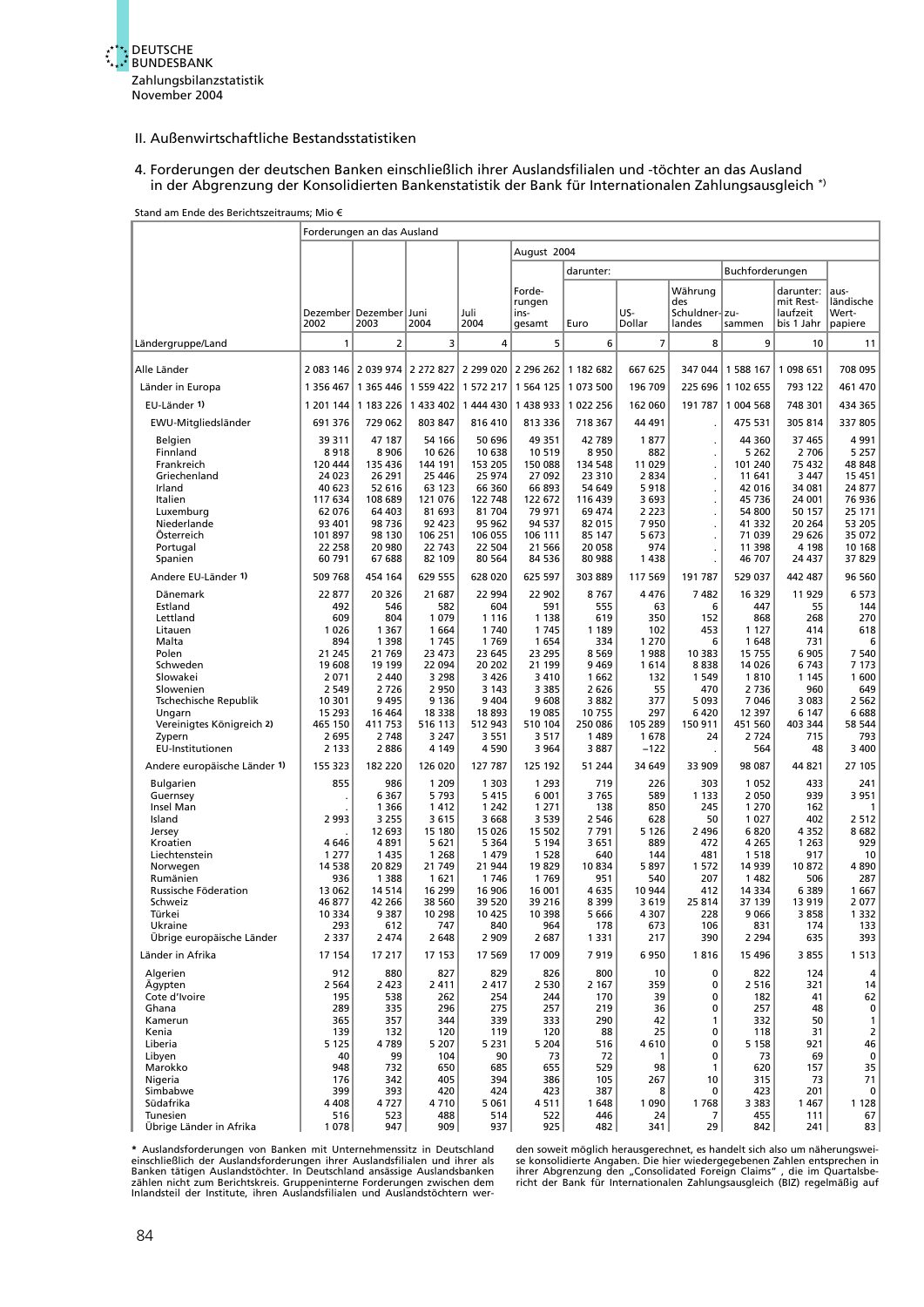## II. Außenwirtschaftliche Bestandsstatistiken

### 4. Forderungen der deutschen Banken einschließlich ihrer Auslandsfilialen und -töchter an das Ausland in der Abgrenzung der Konsolidierten Bankenstatistik der Bank für Internationalen Zahlungsausgleich *)

Stand am Ende des Berichtszeitraums; Mio €

| Ländergruppe/Land | Forderungen an das Ausland | | | | | | | | | | |
|---|---|---|---|---|---|---|---|---|---|---|---|
| | | | | | August 2004 | | | | | | |
| | | | | | | darunter: | | | Buchforderungen | | |
| | Dezember 2002 | Dezember 2003 | Juni 2004 | Juli 2004 | Forderungen insgesamt | Euro | US-Dollar | Währung des Schuldnerlandes | zusammen | darunter: mit Restlaufzeit bis 1 Jahr | ausländische Wertpapiere |
| | 1 | 2 | 3 | 4 | 5 | 6 | 7 | 8 | 9 | 10 | 11 |
| Alle Länder | 2 083 146 | 2 039 974 | 2 272 827 | 2 299 020 | 2 296 262 | 1 182 682 | 667 625 | 347 044 | 1 588 167 | 1 098 651 | 708 095 |
| Länder in Europa | 1 356 467 | 1 365 446 | 1 559 422 | 1 572 217 | 1 564 125 | 1 073 500 | 196 709 | 225 696 | 1 102 655 | 793 122 | 461 470 |
| EU-Länder 1) | 1 201 144 | 1 183 226 | 1 433 402 | 1 444 430 | 1 438 933 | 1 022 256 | 162 060 | 191 787 | 1 004 568 | 748 301 | 434 365 |
| EWU-Mitgliedsländer | 691 376 | 729 062 | 803 847 | 816 410 | 813 336 | 718 367 | 44 491 | . | 475 531 | 305 814 | 337 805 |
| Belgien | 39 311 | 47 187 | 54 166 | 50 696 | 49 351 | 42 789 | 1 877 | . | 44 360 | 37 465 | 4 991 |
| Finnland | 8 918 | 8 906 | 10 626 | 10 638 | 10 519 | 8 950 | 882 | . | 5 262 | 2 706 | 5 257 |
| Frankreich | 120 444 | 135 436 | 144 191 | 153 205 | 150 088 | 134 548 | 11 029 | . | 101 240 | 75 432 | 48 848 |
| Griechenland | 24 023 | 26 291 | 25 446 | 25 974 | 27 092 | 23 310 | 2 834 | . | 11 641 | 3 447 | 15 451 |
| Irland | 40 623 | 52 616 | 63 123 | 66 360 | 66 893 | 54 649 | 5 918 | . | 42 016 | 34 081 | 24 877 |
| Italien | 117 634 | 108 689 | 121 076 | 122 748 | 122 672 | 116 439 | 3 693 | . | 45 736 | 24 001 | 76 936 |
| Luxemburg | 62 076 | 64 403 | 81 693 | 81 704 | 79 971 | 69 474 | 2 223 | . | 54 800 | 50 157 | 25 171 |
| Niederlande | 93 401 | 98 736 | 92 423 | 95 962 | 94 537 | 82 015 | 7 950 | . | 41 332 | 20 264 | 53 205 |
| Österreich | 101 897 | 98 130 | 106 251 | 106 055 | 106 111 | 85 147 | 5 673 | . | 71 039 | 29 626 | 35 072 |
| Portugal | 22 258 | 20 980 | 22 743 | 22 504 | 21 566 | 20 058 | 974 | . | 11 398 | 4 198 | 10 168 |
| Spanien | 60 791 | 67 688 | 82 109 | 80 564 | 84 536 | 80 988 | 1 438 | . | 46 707 | 24 437 | 37 829 |
| Andere EU-Länder 1) | 509 768 | 454 164 | 629 555 | 628 020 | 625 597 | 303 889 | 117 569 | 191 787 | 529 037 | 442 487 | 96 560 |
| Dänemark | 22 877 | 20 326 | 21 687 | 22 994 | 22 902 | 8 767 | 4 476 | 7 482 | 16 329 | 11 929 | 6 573 |
| Estland | 492 | 546 | 582 | 604 | 591 | 555 | 63 | 6 | 447 | 55 | 144 |
| Lettland | 609 | 804 | 1 079 | 1 116 | 1 138 | 619 | 350 | 152 | 868 | 268 | 270 |
| Litauen | 1 026 | 1 367 | 1 664 | 1 740 | 1 745 | 1 189 | 102 | 453 | 1 127 | 414 | 618 |
| Malta | 894 | 1 398 | 1 745 | 1 769 | 1 654 | 334 | 1 270 | 6 | 1 648 | 731 | 6 |
| Polen | 21 245 | 21 769 | 23 473 | 23 645 | 23 295 | 8 569 | 1 988 | 10 383 | 15 755 | 6 905 | 7 540 |
| Schweden | 19 608 | 19 199 | 22 094 | 20 202 | 21 199 | 9 469 | 1 614 | 8 838 | 14 026 | 6 743 | 7 173 |
| Slowakei | 2 071 | 2 440 | 3 298 | 3 426 | 3 410 | 1 662 | 132 | 1 549 | 1 810 | 1 145 | 1 600 |
| Slowenien | 2 549 | 2 726 | 2 950 | 3 143 | 3 385 | 2 626 | 55 | 470 | 2 736 | 960 | 649 |
| Tschechische Republik | 10 301 | 9 495 | 9 136 | 9 404 | 9 608 | 3 882 | 377 | 5 093 | 7 046 | 3 083 | 2 562 |
| Ungarn | 15 293 | 16 464 | 18 338 | 18 893 | 19 085 | 10 755 | 297 | 6 420 | 12 397 | 6 147 | 6 688 |
| Vereinigtes Königreich 2) | 465 150 | 411 753 | 516 113 | 512 943 | 510 104 | 250 086 | 105 289 | 150 911 | 451 560 | 403 344 | 58 544 |
| Zypern | 2 695 | 2 748 | 3 247 | 3 551 | 3 517 | 1 489 | 1 678 | 24 | 2 724 | 715 | 793 |
| EU-Institutionen | 2 133 | 2 886 | 4 149 | 4 590 | 3 964 | 3 887 | –122 | . | 564 | 48 | 3 400 |
| Andere europäische Länder 1) | 155 323 | 182 220 | 126 020 | 127 787 | 125 192 | 51 244 | 34 649 | 33 909 | 98 087 | 44 821 | 27 105 |
| Bulgarien | 855 | 986 | 1 209 | 1 303 | 1 293 | 719 | 226 | 303 | 1 052 | 433 | 241 |
| Guernsey | . | 6 367 | 5 793 | 5 415 | 6 001 | 3 765 | 589 | 1 133 | 2 050 | 939 | 3 951 |
| Insel Man | . | 1 366 | 1 412 | 1 242 | 1 271 | 138 | 850 | 245 | 1 270 | 162 | 1 |
| Island | 2 993 | 3 255 | 3 615 | 3 668 | 3 539 | 2 546 | 628 | 50 | 1 027 | 402 | 2 512 |
| Jersey | . | 12 693 | 15 180 | 15 026 | 15 502 | 7 791 | 5 126 | 2 496 | 6 820 | 4 352 | 8 682 |
| Kroatien | 4 646 | 4 891 | 5 621 | 5 364 | 5 194 | 3 651 | 889 | 472 | 4 265 | 1 263 | 929 |
| Liechtenstein | 1 277 | 1 435 | 1 268 | 1 479 | 1 528 | 640 | 144 | 481 | 1 518 | 917 | 10 |
| Norwegen | 14 538 | 20 829 | 21 749 | 21 944 | 19 829 | 10 834 | 5 897 | 1 572 | 14 939 | 10 872 | 4 890 |
| Rumänien | 936 | 1 388 | 1 621 | 1 746 | 1 769 | 951 | 540 | 207 | 1 482 | 506 | 287 |
| Russische Föderation | 13 062 | 14 514 | 16 299 | 16 906 | 16 001 | 4 635 | 10 944 | 412 | 14 334 | 6 389 | 1 667 |
| Schweiz | 46 877 | 42 266 | 38 560 | 39 520 | 39 216 | 8 399 | 3 619 | 25 814 | 37 139 | 13 919 | 2 077 |
| Türkei | 10 334 | 9 387 | 10 298 | 10 425 | 10 398 | 5 666 | 4 307 | 228 | 9 066 | 3 858 | 1 332 |
| Ukraine | 293 | 612 | 747 | 840 | 964 | 178 | 673 | 106 | 831 | 174 | 133 |
| Übrige europäische Länder | 2 337 | 2 474 | 2 648 | 2 909 | 2 687 | 1 331 | 217 | 390 | 2 294 | 635 | 393 |
| Länder in Afrika | 17 154 | 17 217 | 17 153 | 17 569 | 17 009 | 7 919 | 6 950 | 1 816 | 15 496 | 3 855 | 1 513 |
| Algerien | 912 | 880 | 827 | 829 | 826 | 800 | 10 | 0 | 822 | 124 | 4 |
| Ägypten | 2 564 | 2 423 | 2 411 | 2 417 | 2 530 | 2 167 | 359 | 0 | 2 516 | 321 | 14 |
| Cote d'Ivoire | 195 | 538 | 262 | 254 | 244 | 170 | 39 | 0 | 182 | 41 | 62 |
| Ghana | 289 | 335 | 296 | 275 | 257 | 219 | 36 | 0 | 257 | 48 | 0 |
| Kamerun | 365 | 357 | 344 | 339 | 333 | 290 | 42 | 1 | 332 | 50 | 1 |
| Kenia | 139 | 132 | 120 | 119 | 120 | 88 | 25 | 0 | 118 | 31 | 2 |
| Liberia | 5 125 | 4 789 | 5 207 | 5 231 | 5 204 | 516 | 4 610 | 0 | 5 158 | 921 | 46 |
| Libyen | 40 | 99 | 104 | 90 | 73 | 72 | 1 | 0 | 73 | 69 | 0 |
| Marokko | 948 | 732 | 650 | 685 | 655 | 529 | 98 | 1 | 620 | 157 | 35 |
| Nigeria | 176 | 342 | 405 | 394 | 386 | 105 | 267 | 10 | 315 | 73 | 71 |
| Simbabwe | 399 | 393 | 420 | 424 | 423 | 387 | 8 | 0 | 423 | 201 | 0 |
| Südafrika | 4 408 | 4 727 | 4 710 | 5 061 | 4 511 | 1 648 | 1 090 | 1 768 | 3 383 | 1 467 | 1 128 |
| Tunesien | 516 | 523 | 488 | 514 | 522 | 446 | 24 | 7 | 455 | 111 | 67 |
| Übrige Länder in Afrika | 1 078 | 947 | 909 | 937 | 925 | 482 | 341 | 29 | 842 | 241 | 83 |

\* Auslandsforderungen von Banken mit Unternehmenssitz in Deutschland einschließlich der Auslandsforderungen ihrer Auslandsfilialen und ihrer als Banken tätigen Auslandstöchter. In Deutschland ansässige Auslandsbanken zählen nicht zum Berichtskreis. Gruppeninterne Forderungen zwischen dem Inlandsteil der Institute, ihren Auslandsfilialen und Auslandstöchtern werden soweit möglich herausgerechnet, es handelt sich also um näherungsweise konsolidierte Angaben. Die hier wiedergegebenen Zahlen entsprechen in ihrer Abgrenzung den „Consolidated Foreign Claims" , die im Quartalsbericht der Bank für Internationalen Zahlungsausgleich (BIZ) regelmäßig auf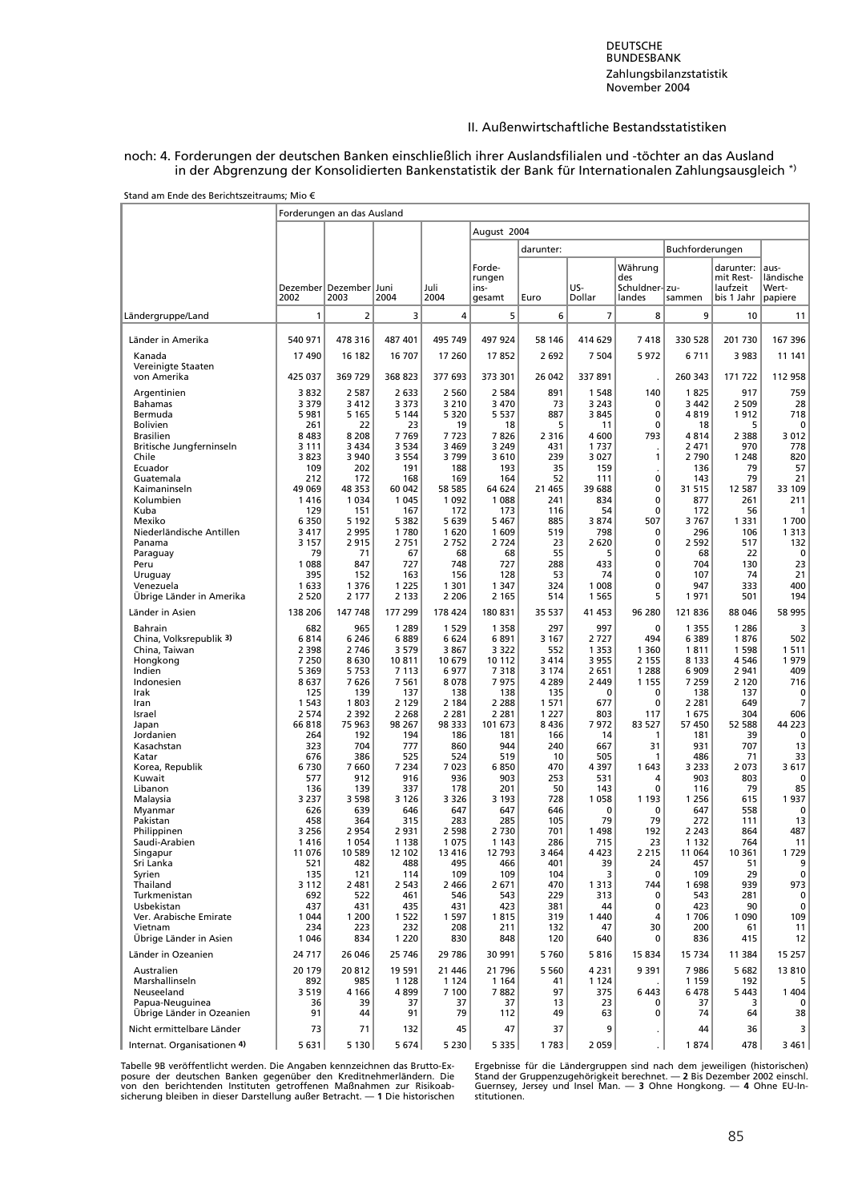## II. Außenwirtschaftliche Bestandsstatistiken

noch: 4. Forderungen der deutschen Banken einschließlich ihrer Auslandsfilialen und -töchter an das Ausland in der Abgrenzung der Konsolidierten Bankenstatistik der Bank für Internationalen Zahlungsausgleich *)

Stand am Ende des Berichtszeitraums; Mio €

| Ländergruppe/Land | Forderungen an das Ausland | | | | | | | | | | |
|---|---|---|---|---|---|---|---|---|---|---|---|
| | | | | | August 2004 | | | | | | |
| | | | | | | darunter: | | | Buchforderungen | | |
| | Dezember 2002 | Dezember 2003 | Juni 2004 | Juli 2004 | Forderungen insgesamt | Euro | US-Dollar | Währung des Schuldnerlandes | zusammen | darunter: mit Restlaufzeit bis 1 Jahr | ausländische Wertpapiere |
| | 1 | 2 | 3 | 4 | 5 | 6 | 7 | 8 | 9 | 10 | 11 |
| Länder in Amerika | 540 971 | 478 316 | 487 401 | 495 749 | 497 924 | 58 146 | 414 629 | 7 418 | 330 528 | 201 730 | 167 396 |
| Kanada | 17 490 | 16 182 | 16 707 | 17 260 | 17 852 | 2 692 | 7 504 | 5 972 | 6 711 | 3 983 | 11 141 |
| Vereinigte Staaten von Amerika | 425 037 | 369 729 | 368 823 | 377 693 | 373 301 | 26 042 | 337 891 | . | 260 343 | 171 722 | 112 958 |
| Argentinien | 3 832 | 2 587 | 2 633 | 2 560 | 2 584 | 891 | 1 548 | 140 | 1 825 | 917 | 759 |
| Bahamas | 3 379 | 3 412 | 3 373 | 3 210 | 3 470 | 73 | 3 243 | 0 | 3 442 | 2 509 | 28 |
| Bermuda | 5 981 | 5 165 | 5 144 | 5 320 | 5 537 | 887 | 3 845 | 0 | 4 819 | 1 912 | 718 |
| Bolivien | 261 | 22 | 23 | 19 | 18 | 5 | 11 | 0 | 18 | 5 | 0 |
| Brasilien | 8 483 | 8 208 | 7 769 | 7 723 | 7 826 | 2 316 | 4 600 | 793 | 4 814 | 2 388 | 3 012 |
| Britische Jungferninseln | 3 111 | 3 434 | 3 534 | 3 469 | 3 249 | 431 | 1 737 | . | 2 471 | 970 | 778 |
| Chile | 3 823 | 3 940 | 3 554 | 3 799 | 3 610 | 239 | 3 027 | 1 | 2 790 | 1 248 | 820 |
| Ecuador | 109 | 202 | 191 | 188 | 193 | 35 | 159 | . | 136 | 79 | 57 |
| Guatemala | 212 | 172 | 168 | 169 | 164 | 52 | 111 | 0 | 143 | 79 | 21 |
| Kaimaninseln | 49 069 | 48 353 | 60 042 | 58 585 | 64 624 | 21 465 | 39 688 | 0 | 31 515 | 12 587 | 33 109 |
| Kolumbien | 1 416 | 1 034 | 1 045 | 1 092 | 1 088 | 241 | 834 | 0 | 877 | 261 | 211 |
| Kuba | 129 | 151 | 167 | 172 | 173 | 116 | 54 | 0 | 172 | 56 | 1 |
| Mexiko | 6 350 | 5 192 | 5 382 | 5 639 | 5 467 | 885 | 3 874 | 507 | 3 767 | 1 331 | 1 700 |
| Niederländische Antillen | 3 417 | 2 995 | 1 780 | 1 620 | 1 609 | 519 | 798 | 0 | 296 | 106 | 1 313 |
| Panama | 3 157 | 2 915 | 2 751 | 2 752 | 2 724 | 23 | 2 620 | 0 | 2 592 | 517 | 132 |
| Paraguay | 79 | 71 | 67 | 68 | 68 | 55 | 5 | 0 | 68 | 22 | 0 |
| Peru | 1 088 | 847 | 727 | 748 | 727 | 288 | 433 | 0 | 704 | 130 | 23 |
| Uruguay | 395 | 152 | 163 | 156 | 128 | 53 | 74 | 0 | 107 | 74 | 21 |
| Venezuela | 1 633 | 1 376 | 1 225 | 1 301 | 1 347 | 324 | 1 008 | 0 | 947 | 333 | 400 |
| Übrige Länder in Amerika | 2 520 | 2 177 | 2 133 | 2 206 | 2 165 | 514 | 1 565 | 5 | 1 971 | 501 | 194 |
| Länder in Asien | 138 206 | 147 748 | 177 299 | 178 424 | 180 831 | 35 537 | 41 453 | 96 280 | 121 836 | 88 046 | 58 995 |
| Bahrain | 682 | 965 | 1 289 | 1 529 | 1 358 | 297 | 997 | 0 | 1 355 | 1 286 | 3 |
| China, Volksrepublik 3) | 6 814 | 6 246 | 6 889 | 6 624 | 6 891 | 3 167 | 2 727 | 494 | 6 389 | 1 876 | 502 |
| China, Taiwan | 2 398 | 2 746 | 3 579 | 3 867 | 3 322 | 552 | 1 353 | 1 360 | 1 811 | 1 598 | 1 511 |
| Hongkong | 7 250 | 8 630 | 10 811 | 10 679 | 10 112 | 3 414 | 3 955 | 2 155 | 8 133 | 4 546 | 1 979 |
| Indien | 5 369 | 5 753 | 7 113 | 6 977 | 7 318 | 3 174 | 2 651 | 1 288 | 6 909 | 2 941 | 409 |
| Indonesien | 8 637 | 7 626 | 7 561 | 8 078 | 7 975 | 4 289 | 2 449 | 1 155 | 7 259 | 2 120 | 716 |
| Irak | 125 | 139 | 137 | 138 | 138 | 135 | 0 | 0 | 138 | 137 | 0 |
| Iran | 1 543 | 1 803 | 2 129 | 2 184 | 2 288 | 1 571 | 677 | 0 | 2 281 | 649 | 7 |
| Israel | 2 574 | 2 392 | 2 268 | 2 281 | 2 281 | 1 227 | 803 | 117 | 1 675 | 304 | 606 |
| Japan | 66 818 | 75 963 | 98 267 | 98 333 | 101 673 | 8 436 | 7 972 | 83 527 | 57 450 | 52 588 | 44 223 |
| Jordanien | 264 | 192 | 194 | 186 | 181 | 166 | 14 | 1 | 181 | 39 | 0 |
| Kasachstan | 323 | 704 | 777 | 860 | 944 | 240 | 667 | 31 | 931 | 707 | 13 |
| Katar | 676 | 386 | 525 | 524 | 519 | 10 | 505 | 1 | 486 | 71 | 33 |
| Korea, Republik | 6 730 | 7 660 | 7 234 | 7 023 | 6 850 | 470 | 4 397 | 1 643 | 3 233 | 2 073 | 3 617 |
| Kuwait | 577 | 912 | 916 | 936 | 903 | 253 | 531 | 4 | 903 | 803 | 0 |
| Libanon | 136 | 139 | 337 | 178 | 201 | 50 | 143 | 0 | 116 | 79 | 85 |
| Malaysia | 3 237 | 3 598 | 3 126 | 3 326 | 3 193 | 728 | 1 058 | 1 193 | 1 256 | 615 | 1 937 |
| Myanmar | 626 | 639 | 646 | 647 | 647 | 646 | 0 | 0 | 647 | 558 | 0 |
| Pakistan | 458 | 364 | 315 | 283 | 285 | 105 | 79 | 79 | 272 | 111 | 13 |
| Philippinen | 3 256 | 2 954 | 2 931 | 2 598 | 2 730 | 701 | 1 498 | 192 | 2 243 | 864 | 487 |
| Saudi-Arabien | 1 416 | 1 054 | 1 138 | 1 075 | 1 143 | 286 | 715 | 23 | 1 132 | 764 | 11 |
| Singapur | 11 076 | 10 589 | 12 102 | 13 416 | 12 793 | 3 464 | 4 423 | 2 215 | 11 064 | 10 361 | 1 729 |
| Sri Lanka | 521 | 482 | 488 | 495 | 466 | 401 | 39 | 24 | 457 | 51 | 9 |
| Syrien | 135 | 121 | 114 | 109 | 109 | 104 | 3 | 0 | 109 | 29 | 0 |
| Thailand | 3 112 | 2 481 | 2 543 | 2 466 | 2 671 | 470 | 1 313 | 744 | 1 698 | 939 | 973 |
| Turkmenistan | 692 | 522 | 461 | 546 | 543 | 229 | 313 | 0 | 543 | 281 | 0 |
| Usbekistan | 437 | 431 | 435 | 431 | 423 | 381 | 44 | 0 | 423 | 90 | 0 |
| Ver. Arabische Emirate | 1 044 | 1 200 | 1 522 | 1 597 | 1 815 | 319 | 1 440 | 4 | 1 706 | 1 090 | 109 |
| Vietnam | 234 | 223 | 232 | 208 | 211 | 132 | 47 | 30 | 200 | 61 | 11 |
| Übrige Länder in Asien | 1 046 | 834 | 1 220 | 830 | 848 | 120 | 640 | 0 | 836 | 415 | 12 |
| Länder in Ozeanien | 24 717 | 26 046 | 25 746 | 29 786 | 30 991 | 5 760 | 5 816 | 15 834 | 15 734 | 11 384 | 15 257 |
| Australien | 20 179 | 20 812 | 19 591 | 21 446 | 21 796 | 5 560 | 4 231 | 9 391 | 7 986 | 5 682 | 13 810 |
| Marshallinseln | 892 | 985 | 1 128 | 1 124 | 1 164 | 41 | 1 124 | . | 1 159 | 192 | 5 |
| Neuseeland | 3 519 | 4 166 | 4 899 | 7 100 | 7 882 | 97 | 375 | 6 443 | 6 478 | 5 443 | 1 404 |
| Papua-Neuguinea | 36 | 39 | 37 | 37 | 37 | 13 | 23 | 0 | 37 | 3 | 0 |
| Übrige Länder in Ozeanien | 91 | 44 | 91 | 79 | 112 | 49 | 63 | 0 | 74 | 64 | 38 |
| Nicht ermittelbare Länder | 73 | 71 | 132 | 45 | 47 | 37 | 9 | . | 44 | 36 | 3 |
| Internat. Organisationen 4) | 5 631 | 5 130 | 5 674 | 5 230 | 5 335 | 1 783 | 2 059 | . | 1 874 | 478 | 3 461 |

Tabelle 9B veröffentlicht werden. Die Angaben kennzeichnen das Brutto-Exposure der deutschen Banken gegenüber den Kreditnehmerländern. Die von den berichtenden Instituten getroffenen Maßnahmen zur Risikoabsicherung bleiben in dieser Darstellung außer Betracht. — **1** Die historischen Ergebnisse für die Ländergruppen sind nach dem jeweiligen (historischen) Stand der Gruppenzugehörigkeit berechnet. — **2** Bis Dezember 2002 einschl. Guernsey, Jersey und Insel Man. — **3** Ohne Hongkong. — **4** Ohne EU-Institutionen.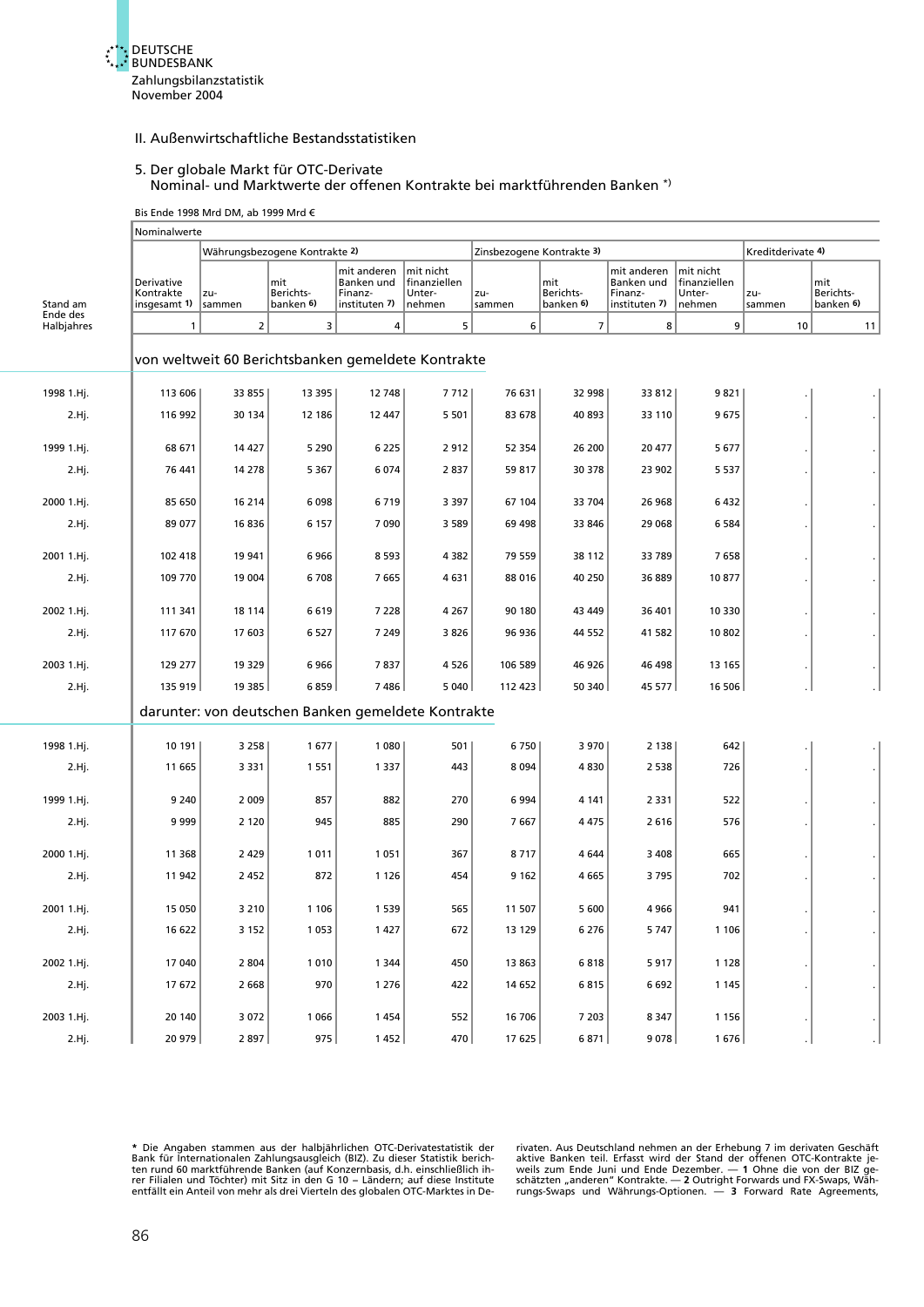## II. Außenwirtschaftliche Bestandsstatistiken

### 5. Der globale Markt für OTC-Derivate
Nominal- und Marktwerte der offenen Kontrakte bei marktführenden Banken *)

Bis Ende 1998 Mrd DM, ab 1999 Mrd €

| Stand am Ende des Halbjahres | Nominalwerte | | | | | | | | | | |
|---|---|---|---|---|---|---|---|---|---|---|---|
| | Derivative Kontrakte insgesamt 1) | Währungsbezogene Kontrakte 2) | | | | Zinsbezogene Kontrakte 3) | | | | Kreditderivate 4) | |
| | | zusammen | mit Berichtsbanken 6) | mit anderen Banken und Finanzinstituten 7) | mit nicht finanziellen Unternehmen | zusammen | mit Berichtsbanken 6) | mit anderen Banken und Finanzinstituten 7) | mit nicht finanziellen Unternehmen | zusammen | mit Berichtsbanken 6) |
| | 1 | 2 | 3 | 4 | 5 | 6 | 7 | 8 | 9 | 10 | 11 |
| | **von weltweit 60 Berichtsbanken gemeldete Kontrakte** | | | | | | | | | | |
| 1998 1.Hj. | 113 606 | 33 855 | 13 395 | 12 748 | 7 712 | 76 631 | 32 998 | 33 812 | 9 821 | . | . |
| 2.Hj. | 116 992 | 30 134 | 12 186 | 12 447 | 5 501 | 83 678 | 40 893 | 33 110 | 9 675 | . | . |
| 1999 1.Hj. | 68 671 | 14 427 | 5 290 | 6 225 | 2 912 | 52 354 | 26 200 | 20 477 | 5 677 | . | . |
| 2.Hj. | 76 441 | 14 278 | 5 367 | 6 074 | 2 837 | 59 817 | 30 378 | 23 902 | 5 537 | . | . |
| 2000 1.Hj. | 85 650 | 16 214 | 6 098 | 6 719 | 3 397 | 67 104 | 33 704 | 26 968 | 6 432 | . | . |
| 2.Hj. | 89 077 | 16 836 | 6 157 | 7 090 | 3 589 | 69 498 | 33 846 | 29 068 | 6 584 | . | . |
| 2001 1.Hj. | 102 418 | 19 941 | 6 966 | 8 593 | 4 382 | 79 559 | 38 112 | 33 789 | 7 658 | . | . |
| 2.Hj. | 109 770 | 19 004 | 6 708 | 7 665 | 4 631 | 88 016 | 40 250 | 36 889 | 10 877 | . | . |
| 2002 1.Hj. | 111 341 | 18 114 | 6 619 | 7 228 | 4 267 | 90 180 | 43 449 | 36 401 | 10 330 | . | . |
| 2.Hj. | 117 670 | 17 603 | 6 527 | 7 249 | 3 826 | 96 936 | 44 552 | 41 582 | 10 802 | . | . |
| 2003 1.Hj. | 129 277 | 19 329 | 6 966 | 7 837 | 4 526 | 106 589 | 46 926 | 46 498 | 13 165 | . | . |
| 2.Hj. | 135 919 | 19 385 | 6 859 | 7 486 | 5 040 | 112 423 | 50 340 | 45 577 | 16 506 | . | . |
| | **darunter: von deutschen Banken gemeldete Kontrakte** | | | | | | | | | | |
| 1998 1.Hj. | 10 191 | 3 258 | 1 677 | 1 080 | 501 | 6 750 | 3 970 | 2 138 | 642 | . | . |
| 2.Hj. | 11 665 | 3 331 | 1 551 | 1 337 | 443 | 8 094 | 4 830 | 2 538 | 726 | . | . |
| 1999 1.Hj. | 9 240 | 2 009 | 857 | 882 | 270 | 6 994 | 4 141 | 2 331 | 522 | . | . |
| 2.Hj. | 9 999 | 2 120 | 945 | 885 | 290 | 7 667 | 4 475 | 2 616 | 576 | . | . |
| 2000 1.Hj. | 11 368 | 2 429 | 1 011 | 1 051 | 367 | 8 717 | 4 644 | 3 408 | 665 | . | . |
| 2.Hj. | 11 942 | 2 452 | 872 | 1 126 | 454 | 9 162 | 4 665 | 3 795 | 702 | . | . |
| 2001 1.Hj. | 15 050 | 3 210 | 1 106 | 1 539 | 565 | 11 507 | 5 600 | 4 966 | 941 | . | . |
| 2.Hj. | 16 622 | 3 152 | 1 053 | 1 427 | 672 | 13 129 | 6 276 | 5 747 | 1 106 | . | . |
| 2002 1.Hj. | 17 040 | 2 804 | 1 010 | 1 344 | 450 | 13 863 | 6 818 | 5 917 | 1 128 | . | . |
| 2.Hj. | 17 672 | 2 668 | 970 | 1 276 | 422 | 14 652 | 6 815 | 6 692 | 1 145 | . | . |
| 2003 1.Hj. | 20 140 | 3 072 | 1 066 | 1 454 | 552 | 16 706 | 7 203 | 8 347 | 1 156 | . | . |
| 2.Hj. | 20 979 | 2 897 | 975 | 1 452 | 470 | 17 625 | 6 871 | 9 078 | 1 676 | . | . |

* Die Angaben stammen aus der halbjährlichen OTC-Derivatestatistik der Bank für Internationalen Zahlungsausgleich (BIZ). Zu dieser Statistik berichten rund 60 marktführende Banken (auf Konzernbasis, d.h. einschließlich ihrer Filialen und Töchter) mit Sitz in den G 10 – Ländern; auf diese Institute entfällt ein Anteil von mehr als drei Vierteln des globalen OTC-Marktes in Derivaten. Aus Deutschland nehmen an der Erhebung 7 im derivaten Geschäft aktive Banken teil. Erfasst wird der Stand der offenen OTC-Kontrakte jeweils zum Ende Juni und Ende Dezember. — **1** Ohne die von der BIZ geschätzten „anderen" Kontrakte. — **2** Outright Forwards und FX-Swaps, Währungs-Swaps und Währungs-Optionen. — **3** Forward Rate Agreements,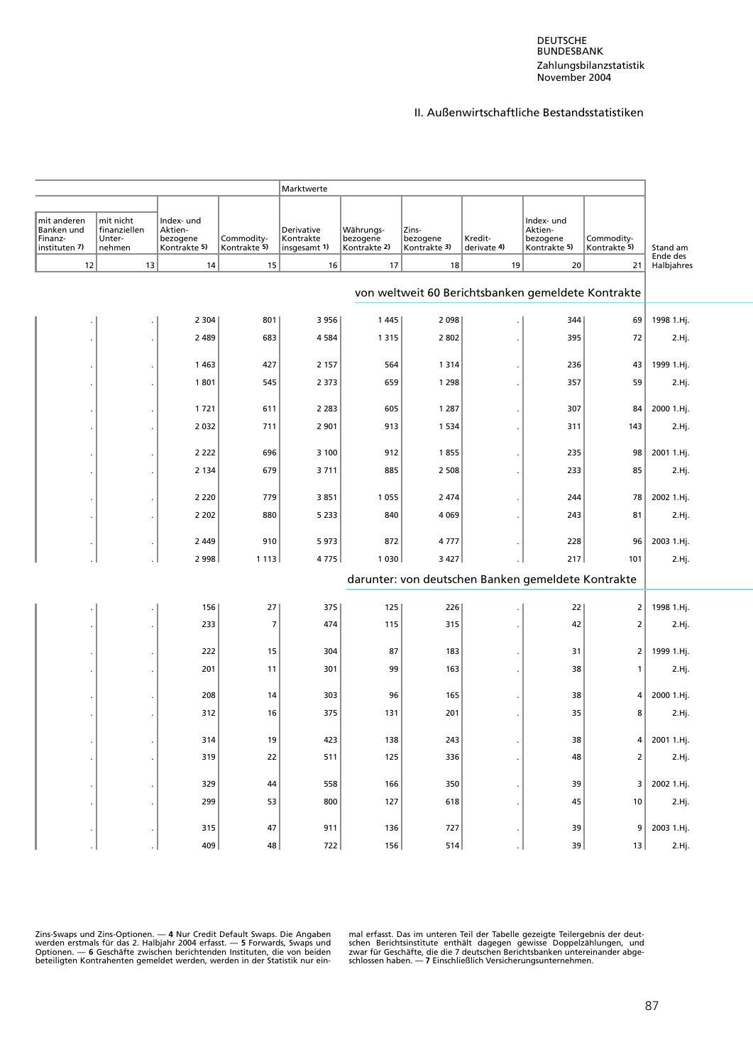II. Außenwirtschaftliche Bestandsstatistiken

| mit anderen Banken und Finanz-instituten 7) | mit nicht finanziellen Unter-nehmen | Index- und Aktien-bezogene Kontrakte 5) | Commodity-Kontrakte 5) | Marktwerte: Derivative Kontrakte insgesamt 1) | Währungs-bezogene Kontrakte 2) | Zins-bezogene Kontrakte 3) | Kredit-derivate 4) | Index- und Aktien-bezogene Kontrakte 5) | Commodity-Kontrakte 5) | Stand am Ende des Halbjahres |
|---|---|---|---|---|---|---|---|---|---|---|
| 12 | 13 | 14 | 15 | 16 | 17 | 18 | 19 | 20 | 21 | |
| | | | | von weltweit 60 Berichtsbanken gemeldete Kontrakte | | | | | | |
| . | . | 2 304 | 801 | 3 956 | 1 445 | 2 098 | . | 344 | 69 | 1998 1.Hj. |
| . | . | 2 489 | 683 | 4 584 | 1 315 | 2 802 | . | 395 | 72 | 2.Hj. |
| . | . | 1 463 | 427 | 2 157 | 564 | 1 314 | . | 236 | 43 | 1999 1.Hj. |
| . | . | 1 801 | 545 | 2 373 | 659 | 1 298 | . | 357 | 59 | 2.Hj. |
| . | . | 1 721 | 611 | 2 283 | 605 | 1 287 | . | 307 | 84 | 2000 1.Hj. |
| . | . | 2 032 | 711 | 2 901 | 913 | 1 534 | . | 311 | 143 | 2.Hj. |
| . | . | 2 222 | 696 | 3 100 | 912 | 1 855 | . | 235 | 98 | 2001 1.Hj. |
| . | . | 2 134 | 679 | 3 711 | 885 | 2 508 | . | 233 | 85 | 2.Hj. |
| . | . | 2 220 | 779 | 3 851 | 1 055 | 2 474 | . | 244 | 78 | 2002 1.Hj. |
| . | . | 2 202 | 880 | 5 233 | 840 | 4 069 | . | 243 | 81 | 2.Hj. |
| . | . | 2 449 | 910 | 5 973 | 872 | 4 777 | . | 228 | 96 | 2003 1.Hj. |
| . | . | 2 998 | 1 113 | 4 775 | 1 030 | 3 427 | . | 217 | 101 | 2.Hj. |
| | | | | darunter: von deutschen Banken gemeldete Kontrakte | | | | | | |
| . | . | 156 | 27 | 375 | 125 | 226 | . | 22 | 2 | 1998 1.Hj. |
| . | . | 233 | 7 | 474 | 115 | 315 | . | 42 | 2 | 2.Hj. |
| . | . | 222 | 15 | 304 | 87 | 183 | . | 31 | 2 | 1999 1.Hj. |
| . | . | 201 | 11 | 301 | 99 | 163 | . | 38 | 1 | 2.Hj. |
| . | . | 208 | 14 | 303 | 96 | 165 | . | 38 | 4 | 2000 1.Hj. |
| . | . | 312 | 16 | 375 | 131 | 201 | . | 35 | 8 | 2.Hj. |
| . | . | 314 | 19 | 423 | 138 | 243 | . | 38 | 4 | 2001 1.Hj. |
| . | . | 319 | 22 | 511 | 125 | 336 | . | 48 | 2 | 2.Hj. |
| . | . | 329 | 44 | 558 | 166 | 350 | . | 39 | 3 | 2002 1.Hj. |
| . | . | 299 | 53 | 800 | 127 | 618 | . | 45 | 10 | 2.Hj. |
| . | . | 315 | 47 | 911 | 136 | 727 | . | 39 | 9 | 2003 1.Hj. |
| . | . | 409 | 48 | 722 | 156 | 514 | . | 39 | 13 | 2.Hj. |

Zins-Swaps und Zins-Optionen. — 4 Nur Credit Default Swaps. Die Angaben werden erstmals für das 2. Halbjahr 2004 erfasst. — 5 Forwards, Swaps und Optionen. — 6 Geschäfte zwischen berichtenden Instituten, die von beiden beteiligten Kontrahenten gemeldet werden, werden in der Statistik nur einmal erfasst. Das im unteren Teil der Tabelle gezeigte Teilergebnis der deutschen Berichtsinstitute enthält dagegen gewisse Doppelzählungen, und zwar für Geschäfte, die die 7 deutschen Berichtsbanken untereinander abgeschlossen haben. — 7 Einschließlich Versicherungsunternehmen.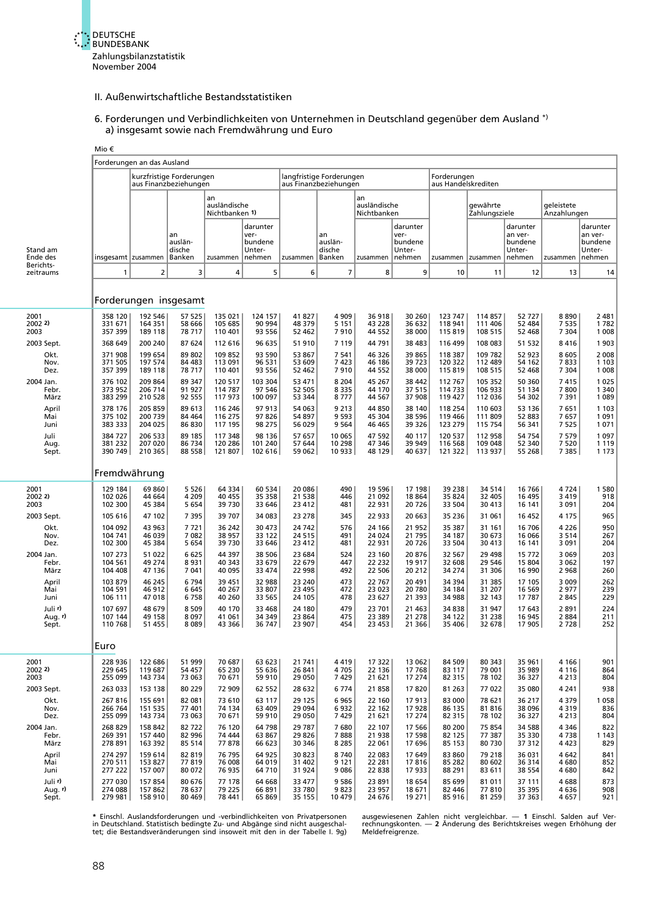## II. Außenwirtschaftliche Bestandsstatistiken

### 6. Forderungen und Verbindlichkeiten von Unternehmen in Deutschland gegenüber dem Ausland *)
#### a) insgesamt sowie nach Fremdwährung und Euro

Mio €

| Stand am Ende des Berichtszeitraums | Forderungen an das Ausland insgesamt | kurzfristige Forderungen aus Finanzbeziehungen zusammen | an ausländische Banken | an ausländische Nichtbanken 1) zusammen | darunter verbundene Unternehmen | langfristige Forderungen aus Finanzbeziehungen zusammen | an ausländische Banken | an ausländische Nichtbanken zusammen | darunter verbundene Unternehmen | Forderungen aus Handelskrediten zusammen | gewährte Zahlungsziele zusammen | darunter an verbundene Unternehmen | geleistete Anzahlungen zusammen | darunter an verbundene Unternehmen |
|---|---|---|---|---|---|---|---|---|---|---|---|---|---|---|
| | 1 | 2 | 3 | 4 | 5 | 6 | 7 | 8 | 9 | 10 | 11 | 12 | 13 | 14 |
| **Forderungen insgesamt** | | | | | | | | | | | | | | |
| 2001 | 358 120 | 192 546 | 57 525 | 135 021 | 124 157 | 41 827 | 4 909 | 36 918 | 30 260 | 123 747 | 114 857 | 52 727 | 8 890 | 2 481 |
| 2002 2) | 331 671 | 164 351 | 58 666 | 105 685 | 90 994 | 48 379 | 5 151 | 43 228 | 36 632 | 118 941 | 111 406 | 52 484 | 7 535 | 1 782 |
| 2003 | 357 399 | 189 118 | 78 717 | 110 401 | 93 556 | 52 462 | 7 910 | 44 552 | 38 000 | 115 819 | 108 515 | 52 468 | 7 304 | 1 008 |
| 2003 Sept. | 368 649 | 200 240 | 87 624 | 112 616 | 96 635 | 51 910 | 7 119 | 44 791 | 38 483 | 116 499 | 108 083 | 51 532 | 8 416 | 1 903 |
| Okt. | 371 908 | 199 654 | 89 802 | 109 852 | 93 590 | 53 867 | 7 541 | 46 326 | 39 865 | 118 387 | 109 782 | 52 923 | 8 605 | 2 008 |
| Nov. | 371 505 | 197 574 | 84 483 | 113 091 | 96 531 | 53 609 | 7 423 | 46 186 | 39 723 | 120 322 | 112 489 | 54 162 | 7 833 | 1 103 |
| Dez. | 357 399 | 189 118 | 78 717 | 110 401 | 93 556 | 52 462 | 7 910 | 44 552 | 38 000 | 115 819 | 108 515 | 52 468 | 7 304 | 1 008 |
| 2004 Jan. | 376 102 | 209 864 | 89 347 | 120 517 | 103 304 | 53 471 | 8 204 | 45 267 | 38 442 | 112 767 | 105 352 | 50 360 | 7 415 | 1 025 |
| Febr. | 373 952 | 206 714 | 91 927 | 114 787 | 97 546 | 52 505 | 8 335 | 44 170 | 37 515 | 114 733 | 106 933 | 51 134 | 7 800 | 1 340 |
| März | 383 299 | 210 528 | 92 555 | 117 973 | 100 097 | 53 344 | 8 777 | 44 567 | 37 908 | 119 427 | 112 036 | 54 302 | 7 391 | 1 089 |
| April | 378 176 | 205 859 | 89 613 | 116 246 | 97 913 | 54 063 | 9 213 | 44 850 | 38 140 | 118 254 | 110 603 | 53 136 | 7 651 | 1 103 |
| Mai | 375 102 | 200 739 | 84 464 | 116 275 | 97 826 | 54 897 | 9 593 | 45 304 | 38 596 | 119 466 | 111 809 | 52 883 | 7 657 | 1 091 |
| Juni | 383 333 | 204 025 | 86 830 | 117 195 | 98 275 | 56 029 | 9 564 | 46 465 | 39 326 | 123 279 | 115 754 | 56 341 | 7 525 | 1 071 |
| Juli | 384 727 | 206 533 | 89 185 | 117 348 | 98 136 | 57 657 | 10 065 | 47 592 | 40 117 | 120 537 | 112 958 | 54 754 | 7 579 | 1 097 |
| Aug. | 381 232 | 207 020 | 86 734 | 120 286 | 101 240 | 57 644 | 10 298 | 47 346 | 39 949 | 116 568 | 109 048 | 52 340 | 7 520 | 1 119 |
| Sept. | 390 749 | 210 365 | 88 558 | 121 807 | 102 616 | 59 062 | 10 933 | 48 129 | 40 637 | 121 322 | 113 937 | 55 268 | 7 385 | 1 173 |
| **Fremdwährung** | | | | | | | | | | | | | | |
| 2001 | 129 184 | 69 860 | 5 526 | 64 334 | 60 534 | 20 086 | 490 | 19 596 | 17 198 | 39 238 | 34 514 | 16 766 | 4 724 | 1 580 |
| 2002 2) | 102 026 | 44 664 | 4 209 | 40 455 | 35 358 | 21 538 | 446 | 21 092 | 18 864 | 35 824 | 32 405 | 16 495 | 3 419 | 918 |
| 2003 | 102 300 | 45 384 | 5 654 | 39 730 | 33 646 | 23 412 | 481 | 22 931 | 20 726 | 33 504 | 30 413 | 16 141 | 3 091 | 204 |
| 2003 Sept. | 105 616 | 47 102 | 7 395 | 39 707 | 34 083 | 23 278 | 345 | 22 933 | 20 663 | 35 236 | 31 061 | 16 452 | 4 175 | 965 |
| Okt. | 104 092 | 43 963 | 7 721 | 36 242 | 30 473 | 24 742 | 576 | 24 166 | 21 952 | 35 387 | 31 161 | 16 706 | 4 226 | 950 |
| Nov. | 104 741 | 46 039 | 7 082 | 38 957 | 33 122 | 24 515 | 491 | 24 024 | 21 795 | 34 187 | 30 673 | 16 066 | 3 514 | 267 |
| Dez. | 102 300 | 45 384 | 5 654 | 39 730 | 33 646 | 23 412 | 481 | 22 931 | 20 726 | 33 504 | 30 413 | 16 141 | 3 091 | 204 |
| 2004 Jan. | 107 273 | 51 022 | 6 625 | 44 397 | 38 506 | 23 684 | 524 | 23 160 | 20 876 | 32 567 | 29 498 | 15 772 | 3 069 | 203 |
| Febr. | 104 561 | 49 274 | 8 931 | 40 343 | 33 679 | 22 679 | 447 | 22 232 | 19 917 | 32 608 | 29 546 | 15 804 | 3 062 | 197 |
| März | 104 408 | 47 136 | 7 041 | 40 095 | 33 474 | 22 998 | 492 | 22 506 | 20 212 | 34 274 | 31 306 | 16 990 | 2 968 | 260 |
| April | 103 879 | 46 245 | 6 794 | 39 451 | 32 988 | 23 240 | 473 | 22 767 | 20 491 | 34 394 | 31 385 | 17 105 | 3 009 | 262 |
| Mai | 104 591 | 46 912 | 6 645 | 40 267 | 33 807 | 23 495 | 472 | 23 023 | 20 780 | 34 184 | 31 207 | 16 569 | 2 977 | 239 |
| Juni | 106 111 | 47 018 | 6 758 | 40 260 | 33 565 | 24 105 | 478 | 23 627 | 21 393 | 34 988 | 32 143 | 17 787 | 2 845 | 229 |
| Juli r) | 107 697 | 48 679 | 8 509 | 40 170 | 33 468 | 24 180 | 479 | 23 701 | 21 463 | 34 838 | 31 947 | 17 643 | 2 891 | 224 |
| Aug. r) | 107 144 | 49 158 | 8 097 | 41 061 | 34 349 | 23 864 | 475 | 23 389 | 21 278 | 34 122 | 31 238 | 16 945 | 2 884 | 211 |
| Sept. | 110 768 | 51 455 | 8 089 | 43 366 | 36 747 | 23 907 | 454 | 23 453 | 21 366 | 35 406 | 32 678 | 17 905 | 2 728 | 252 |
| **Euro** | | | | | | | | | | | | | | |
| 2001 | 228 936 | 122 686 | 51 999 | 70 687 | 63 623 | 21 741 | 4 419 | 17 322 | 13 062 | 84 509 | 80 343 | 35 961 | 4 166 | 901 |
| 2002 2) | 229 645 | 119 687 | 54 457 | 65 230 | 55 636 | 26 841 | 4 705 | 22 136 | 17 768 | 83 117 | 79 001 | 35 989 | 4 116 | 864 |
| 2003 | 255 099 | 143 734 | 73 063 | 70 671 | 59 910 | 29 050 | 7 429 | 21 621 | 17 274 | 82 315 | 78 102 | 36 327 | 4 213 | 804 |
| 2003 Sept. | 263 033 | 153 138 | 80 229 | 72 909 | 62 552 | 28 632 | 6 774 | 21 858 | 17 820 | 81 263 | 77 022 | 35 080 | 4 241 | 938 |
| Okt. | 267 816 | 155 691 | 82 081 | 73 610 | 63 117 | 29 125 | 6 965 | 22 160 | 17 913 | 83 000 | 78 621 | 36 217 | 4 379 | 1 058 |
| Nov. | 266 764 | 151 535 | 77 401 | 74 134 | 63 409 | 29 094 | 6 932 | 22 162 | 17 928 | 86 135 | 81 816 | 38 096 | 4 319 | 836 |
| Dez. | 255 099 | 143 734 | 73 063 | 70 671 | 59 910 | 29 050 | 7 429 | 21 621 | 17 274 | 82 315 | 78 102 | 36 327 | 4 213 | 804 |
| 2004 Jan. | 268 829 | 158 842 | 82 722 | 76 120 | 64 798 | 29 787 | 7 680 | 22 107 | 17 566 | 80 200 | 75 854 | 34 588 | 4 346 | 822 |
| Febr. | 269 391 | 157 440 | 82 996 | 74 444 | 63 867 | 29 826 | 7 888 | 21 938 | 17 598 | 82 125 | 77 387 | 35 330 | 4 738 | 1 143 |
| März | 278 891 | 163 392 | 85 514 | 77 878 | 66 623 | 30 346 | 8 285 | 22 061 | 17 696 | 85 153 | 80 730 | 37 312 | 4 423 | 829 |
| April | 274 297 | 159 614 | 82 819 | 76 795 | 64 925 | 30 823 | 8 740 | 22 083 | 17 649 | 83 860 | 79 218 | 36 031 | 4 642 | 841 |
| Mai | 270 511 | 153 827 | 77 819 | 76 008 | 64 019 | 31 402 | 9 121 | 22 281 | 17 816 | 85 282 | 80 602 | 36 314 | 4 680 | 852 |
| Juni | 277 222 | 157 007 | 80 072 | 76 935 | 64 710 | 31 924 | 9 086 | 22 838 | 17 933 | 88 291 | 83 611 | 38 554 | 4 680 | 842 |
| Juli r) | 277 030 | 157 854 | 80 676 | 77 178 | 64 668 | 33 477 | 9 586 | 23 891 | 18 654 | 85 699 | 81 011 | 37 111 | 4 688 | 873 |
| Aug. r) | 274 088 | 157 862 | 78 637 | 79 225 | 66 891 | 33 780 | 9 823 | 23 957 | 18 671 | 82 446 | 77 810 | 35 395 | 4 636 | 908 |
| Sept. | 279 981 | 158 910 | 80 469 | 78 441 | 65 869 | 35 155 | 10 479 | 24 676 | 19 271 | 85 916 | 81 259 | 37 363 | 4 657 | 921 |

* Einschl. Auslandsforderungen und -verbindlichkeiten von Privatpersonen in Deutschland. Statistisch bedingte Zu- und Abgänge sind nicht ausgeschaltet; die Bestandsveränderungen sind insoweit mit den in der Tabelle I. 9g) ausgewiesenen Zahlen nicht vergleichbar. — 1 Einschl. Salden auf Verrechnungskonten. — 2 Änderung des Berichtskreises wegen Erhöhung der Meldefreigrenze.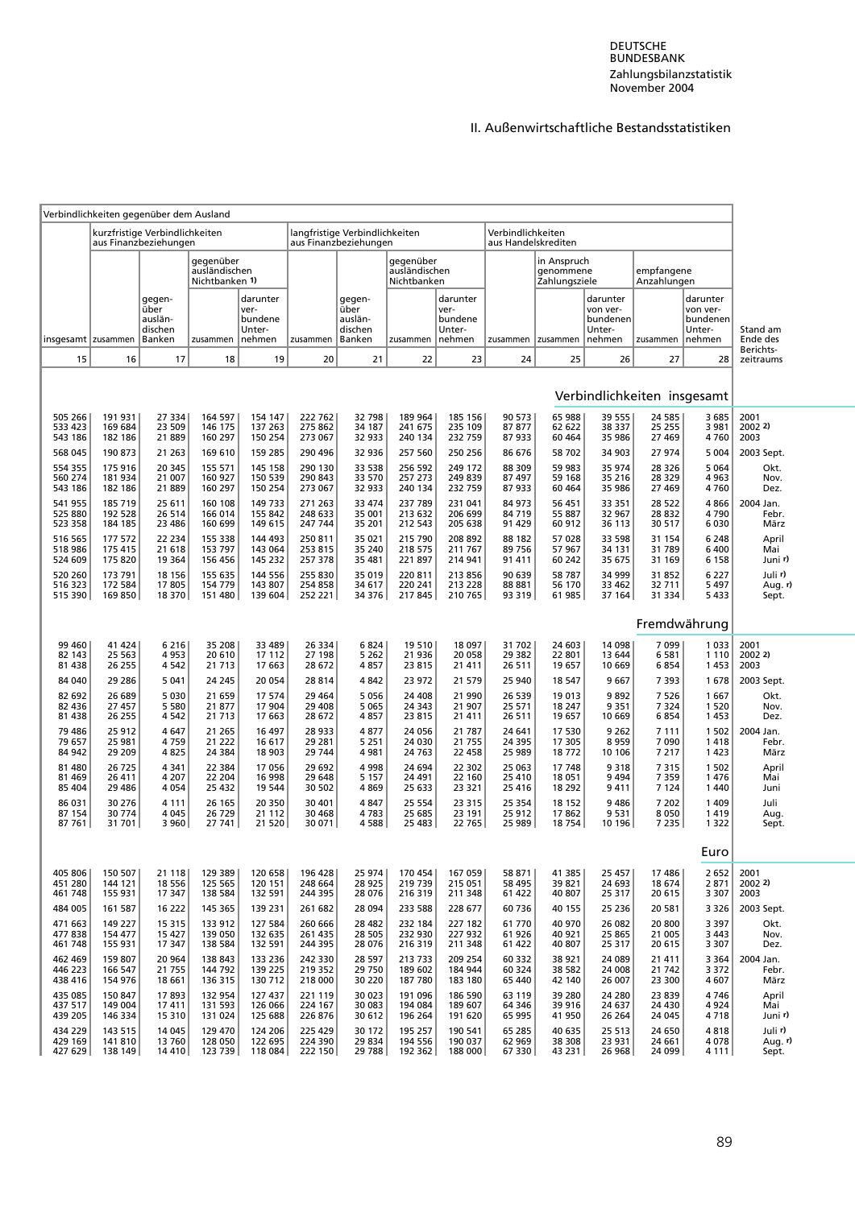## II. Außenwirtschaftliche Bestandsstatistiken

| Verbindlichkeiten gegenüber dem Ausland | | | | | | | | | | | | | | | |
|---|---|---|---|---|---|---|---|---|---|---|---|---|---|---|---|
| | kurzfristige Verbindlichkeiten aus Finanzbeziehungen | | | | langfristige Verbindlichkeiten aus Finanzbeziehungen | | | | Verbindlichkeiten aus Handelskrediten | | | | | | |
| | | | gegenüber ausländischen Nichtbanken 1) | | | | gegenüber ausländischen Nichtbanken | | | in Anspruch genommene Zahlungsziele | | empfangene Anzahlungen | | | |
| insgesamt | zusammen | gegenüber ausländischen Banken | zusammen | darunter verbundene Unternehmen | zusammen | gegenüber ausländischen Banken | zusammen | darunter verbundene Unternehmen | zusammen | zusammen | darunter von verbundenen Unternehmen | zusammen | darunter von verbundenen Unternehmen | Stand am Ende des Berichtszeitraums |
| 15 | 16 | 17 | 18 | 19 | 20 | 21 | 22 | 23 | 24 | 25 | 26 | 27 | 28 | |
| **Verbindlichkeiten insgesamt** | | | | | | | | | | | | | | |
| 505 266 | 191 931 | 27 334 | 164 597 | 154 147 | 222 762 | 32 798 | 189 964 | 185 156 | 90 573 | 65 988 | 39 555 | 24 585 | 3 685 | 2001 |
| 533 423 | 169 684 | 23 509 | 146 175 | 137 263 | 275 862 | 34 187 | 241 675 | 235 109 | 87 877 | 62 622 | 38 337 | 25 255 | 3 981 | 2002 2) |
| 543 186 | 182 186 | 21 889 | 160 297 | 150 254 | 273 067 | 32 933 | 240 134 | 232 759 | 87 933 | 60 464 | 35 986 | 27 469 | 4 760 | 2003 |
| 568 045 | 190 873 | 21 263 | 169 610 | 159 285 | 290 496 | 32 936 | 257 560 | 250 256 | 86 676 | 58 702 | 34 903 | 27 974 | 5 004 | 2003 Sept. |
| 554 355 | 175 916 | 20 345 | 155 571 | 145 158 | 290 130 | 33 538 | 256 592 | 249 172 | 88 309 | 59 983 | 35 974 | 28 326 | 5 064 | Okt. |
| 560 274 | 181 934 | 21 007 | 160 927 | 150 539 | 290 843 | 33 570 | 257 273 | 249 839 | 87 497 | 59 168 | 35 216 | 28 329 | 4 963 | Nov. |
| 543 186 | 182 186 | 21 889 | 160 297 | 150 254 | 273 067 | 32 933 | 240 134 | 232 759 | 87 933 | 60 464 | 35 986 | 27 469 | 4 760 | Dez. |
| 541 955 | 185 719 | 25 611 | 160 108 | 149 733 | 271 263 | 33 474 | 237 789 | 231 041 | 84 973 | 56 451 | 33 351 | 28 522 | 4 866 | 2004 Jan. |
| 525 880 | 192 528 | 26 514 | 166 014 | 155 842 | 248 633 | 35 001 | 213 632 | 206 699 | 84 719 | 55 887 | 32 967 | 28 832 | 4 790 | Febr. |
| 523 358 | 184 185 | 23 486 | 160 699 | 149 615 | 247 744 | 35 201 | 212 543 | 205 638 | 91 429 | 60 912 | 36 113 | 30 517 | 6 030 | März |
| 516 565 | 177 572 | 22 234 | 155 338 | 144 493 | 250 811 | 35 021 | 215 790 | 208 892 | 88 182 | 57 028 | 33 598 | 31 154 | 6 248 | April |
| 518 986 | 175 415 | 21 618 | 153 797 | 143 064 | 253 815 | 35 240 | 218 575 | 211 767 | 89 756 | 57 967 | 34 131 | 31 789 | 6 400 | Mai |
| 524 609 | 175 820 | 19 364 | 156 456 | 145 232 | 257 378 | 35 481 | 221 897 | 214 941 | 91 411 | 60 242 | 35 675 | 31 169 | 6 158 | Juni r) |
| 520 260 | 173 791 | 18 156 | 155 635 | 144 556 | 255 830 | 35 019 | 220 811 | 213 856 | 90 639 | 58 787 | 34 999 | 31 852 | 6 227 | Juli r) |
| 516 323 | 172 584 | 17 805 | 154 779 | 143 807 | 254 858 | 34 617 | 220 241 | 213 228 | 88 881 | 56 170 | 33 462 | 32 711 | 5 497 | Aug. r) |
| 515 390 | 169 850 | 18 370 | 151 480 | 139 604 | 252 221 | 34 376 | 217 845 | 210 765 | 93 319 | 61 985 | 37 164 | 31 334 | 5 433 | Sept. |
| **Fremdwährung** | | | | | | | | | | | | | | |
| 99 460 | 41 424 | 6 216 | 35 208 | 33 489 | 26 334 | 6 824 | 19 510 | 18 097 | 31 702 | 24 603 | 14 098 | 7 099 | 1 033 | 2001 |
| 82 143 | 25 563 | 4 953 | 20 610 | 17 112 | 27 198 | 5 262 | 21 936 | 20 058 | 29 382 | 22 801 | 13 644 | 6 581 | 1 110 | 2002 2) |
| 81 438 | 26 255 | 4 542 | 21 713 | 17 663 | 28 672 | 4 857 | 23 815 | 21 411 | 26 511 | 19 657 | 10 669 | 6 854 | 1 453 | 2003 |
| 84 040 | 29 286 | 5 041 | 24 245 | 20 054 | 28 814 | 4 842 | 23 972 | 21 579 | 25 940 | 18 547 | 9 667 | 7 393 | 1 678 | 2003 Sept. |
| 82 692 | 26 689 | 5 030 | 21 659 | 17 574 | 29 464 | 5 056 | 24 408 | 21 990 | 26 539 | 19 013 | 9 892 | 7 526 | 1 667 | Okt. |
| 82 436 | 27 457 | 5 580 | 21 877 | 17 904 | 29 408 | 5 065 | 24 343 | 21 907 | 25 571 | 18 247 | 9 351 | 7 324 | 1 520 | Nov. |
| 81 438 | 26 255 | 4 542 | 21 713 | 17 663 | 28 672 | 4 857 | 23 815 | 21 411 | 26 511 | 19 657 | 10 669 | 6 854 | 1 453 | Dez. |
| 79 486 | 25 912 | 4 647 | 21 265 | 16 497 | 28 933 | 4 877 | 24 056 | 21 787 | 24 641 | 17 530 | 9 262 | 7 111 | 1 502 | 2004 Jan. |
| 79 657 | 25 981 | 4 759 | 21 222 | 16 617 | 29 281 | 5 251 | 24 030 | 21 755 | 24 395 | 17 305 | 8 959 | 7 090 | 1 418 | Febr. |
| 84 942 | 29 209 | 4 825 | 24 384 | 18 903 | 29 744 | 4 981 | 24 763 | 22 458 | 25 989 | 18 772 | 10 106 | 7 217 | 1 423 | März |
| 81 480 | 26 725 | 4 341 | 22 384 | 17 056 | 29 692 | 4 998 | 24 694 | 22 302 | 25 063 | 17 748 | 9 318 | 7 315 | 1 502 | April |
| 81 469 | 26 411 | 4 207 | 22 204 | 16 998 | 29 648 | 5 157 | 24 491 | 22 160 | 25 410 | 18 051 | 9 494 | 7 359 | 1 476 | Mai |
| 85 404 | 29 486 | 4 054 | 25 432 | 19 544 | 30 502 | 4 869 | 25 633 | 23 321 | 25 416 | 18 292 | 9 411 | 7 124 | 1 440 | Juni |
| 86 031 | 30 276 | 4 111 | 26 165 | 20 350 | 30 401 | 4 847 | 25 554 | 23 315 | 25 354 | 18 152 | 9 486 | 7 202 | 1 409 | Juli |
| 87 154 | 30 774 | 4 045 | 26 729 | 21 112 | 30 468 | 4 783 | 25 685 | 23 191 | 25 912 | 17 862 | 9 531 | 8 050 | 1 419 | Aug. |
| 87 761 | 31 701 | 3 960 | 27 741 | 21 520 | 30 071 | 4 588 | 25 483 | 22 765 | 25 989 | 18 754 | 10 196 | 7 235 | 1 322 | Sept. |
| **Euro** | | | | | | | | | | | | | | |
| 405 806 | 150 507 | 21 118 | 129 389 | 120 658 | 196 428 | 25 974 | 170 454 | 167 059 | 58 871 | 41 385 | 25 457 | 17 486 | 2 652 | 2001 |
| 451 280 | 144 121 | 18 556 | 125 565 | 120 151 | 248 664 | 28 925 | 219 739 | 215 051 | 58 495 | 39 821 | 24 693 | 18 674 | 2 871 | 2002 2) |
| 461 748 | 155 931 | 17 347 | 138 584 | 132 591 | 244 395 | 28 076 | 216 319 | 211 348 | 61 422 | 40 807 | 25 317 | 20 615 | 3 307 | 2003 |
| 484 005 | 161 587 | 16 222 | 145 365 | 139 231 | 261 682 | 28 094 | 233 588 | 228 677 | 60 736 | 40 155 | 25 236 | 20 581 | 3 326 | 2003 Sept. |
| 471 663 | 149 227 | 15 315 | 133 912 | 127 584 | 260 666 | 28 482 | 232 184 | 227 182 | 61 770 | 40 970 | 26 082 | 20 800 | 3 397 | Okt. |
| 477 838 | 154 477 | 15 427 | 139 050 | 132 635 | 261 435 | 28 505 | 232 930 | 227 932 | 61 926 | 40 921 | 25 865 | 21 005 | 3 443 | Nov. |
| 461 748 | 155 931 | 17 347 | 138 584 | 132 591 | 244 395 | 28 076 | 216 319 | 211 348 | 61 422 | 40 807 | 25 317 | 20 615 | 3 307 | Dez. |
| 462 469 | 159 807 | 20 964 | 138 843 | 133 236 | 242 330 | 28 597 | 213 733 | 209 254 | 60 332 | 38 921 | 24 089 | 21 411 | 3 364 | 2004 Jan. |
| 446 223 | 166 547 | 21 755 | 144 792 | 139 225 | 219 352 | 29 750 | 189 602 | 184 944 | 60 324 | 38 582 | 24 008 | 21 742 | 3 372 | Febr. |
| 438 416 | 154 976 | 18 661 | 136 315 | 130 712 | 218 000 | 30 220 | 187 780 | 183 180 | 65 440 | 42 140 | 26 007 | 23 300 | 4 607 | März |
| 435 085 | 150 847 | 17 893 | 132 954 | 127 437 | 221 119 | 30 023 | 191 096 | 186 590 | 63 119 | 39 280 | 24 280 | 23 839 | 4 746 | April |
| 437 517 | 149 004 | 17 411 | 131 593 | 126 066 | 224 167 | 30 083 | 194 084 | 189 607 | 64 346 | 39 916 | 24 637 | 24 430 | 4 924 | Mai |
| 439 205 | 146 334 | 15 310 | 131 024 | 125 688 | 226 876 | 30 612 | 196 264 | 191 620 | 65 995 | 41 950 | 26 264 | 24 045 | 4 718 | Juni r) |
| 434 229 | 143 515 | 14 045 | 129 470 | 124 206 | 225 429 | 30 172 | 195 257 | 190 541 | 65 285 | 40 635 | 25 513 | 24 650 | 4 818 | Juli r) |
| 429 169 | 141 810 | 13 760 | 128 050 | 122 695 | 224 390 | 29 834 | 194 556 | 190 037 | 62 969 | 38 308 | 23 931 | 24 661 | 4 078 | Aug. r) |
| 427 629 | 138 149 | 14 410 | 123 739 | 118 084 | 222 150 | 29 788 | 192 362 | 188 000 | 67 330 | 43 231 | 26 968 | 24 099 | 4 111 | Sept. |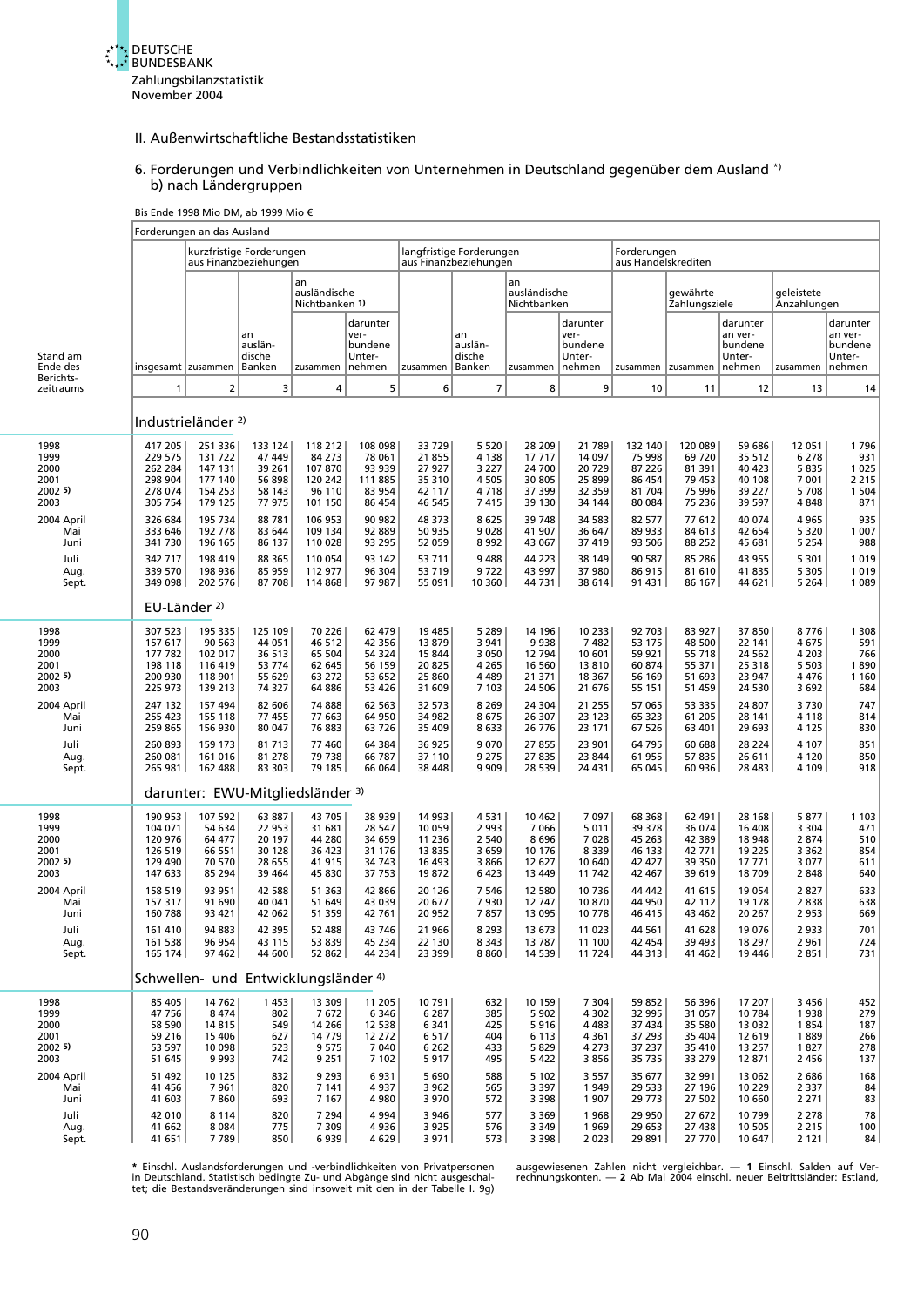## II. Außenwirtschaftliche Bestandsstatistiken

### 6. Forderungen und Verbindlichkeiten von Unternehmen in Deutschland gegenüber dem Ausland *) b) nach Ländergruppen

Bis Ende 1998 Mio DM, ab 1999 Mio €

| Stand am Ende des Berichts-zeitraums | Forderungen an das Ausland | | | | | | | | | | | | | |
|---|---|---|---|---|---|---|---|---|---|---|---|---|---|---|
| | | kurzfristige Forderungen aus Finanzbeziehungen | | | | langfristige Forderungen aus Finanzbeziehungen | | | | Forderungen aus Handelskrediten | | | | |
| | | | | an ausländische Nichtbanken 1) | | | | an ausländische Nichtbanken | | | gewährte Zahlungsziele | | geleistete Anzahlungen | |
| | insgesamt | zusammen | an ausländische Banken | zusammen | darunter verbundene Unternehmen | zusammen | an ausländische Banken | zusammen | darunter verbundene Unternehmen | zusammen | zusammen | darunter an verbundene Unternehmen | zusammen | darunter an verbundene Unternehmen |
| | 1 | 2 | 3 | 4 | 5 | 6 | 7 | 8 | 9 | 10 | 11 | 12 | 13 | 14 |
| **Industrieländer 2)** | | | | | | | | | | | | | | |
| 1998 | 417 205 | 251 336 | 133 124 | 118 212 | 108 098 | 33 729 | 5 520 | 28 209 | 21 789 | 132 140 | 120 089 | 59 686 | 12 051 | 1 796 |
| 1999 | 229 575 | 131 722 | 47 449 | 84 273 | 78 061 | 21 855 | 4 138 | 17 717 | 14 097 | 75 998 | 69 720 | 35 512 | 6 278 | 931 |
| 2000 | 262 284 | 147 131 | 39 261 | 107 870 | 93 939 | 27 927 | 3 227 | 24 700 | 20 729 | 87 226 | 81 391 | 40 423 | 5 835 | 1 025 |
| 2001 | 298 904 | 177 140 | 56 898 | 120 242 | 111 885 | 35 310 | 4 505 | 30 805 | 25 899 | 86 454 | 79 453 | 40 108 | 7 001 | 2 215 |
| 2002 5) | 278 074 | 154 253 | 58 143 | 96 110 | 83 954 | 42 117 | 4 718 | 37 399 | 32 359 | 81 704 | 75 996 | 39 227 | 5 708 | 1 504 |
| 2003 | 305 754 | 179 125 | 77 975 | 101 150 | 86 454 | 46 545 | 7 415 | 39 130 | 34 144 | 80 084 | 75 236 | 39 597 | 4 848 | 871 |
| 2004 April | 326 684 | 195 734 | 88 781 | 106 953 | 90 982 | 48 373 | 8 625 | 39 748 | 34 583 | 82 577 | 77 612 | 40 074 | 4 965 | 935 |
| Mai | 333 646 | 192 778 | 83 644 | 109 134 | 92 889 | 50 935 | 9 028 | 41 907 | 36 647 | 89 933 | 84 613 | 42 654 | 5 320 | 1 007 |
| Juni | 341 730 | 196 165 | 86 137 | 110 028 | 93 295 | 52 059 | 8 992 | 43 067 | 37 419 | 93 506 | 88 252 | 45 681 | 5 254 | 988 |
| Juli | 342 717 | 198 419 | 88 365 | 110 054 | 93 142 | 53 711 | 9 488 | 44 223 | 38 149 | 90 587 | 85 286 | 43 955 | 5 301 | 1 019 |
| Aug. | 339 570 | 198 936 | 85 959 | 112 977 | 96 304 | 53 719 | 9 722 | 43 997 | 37 980 | 86 915 | 81 610 | 41 835 | 5 305 | 1 019 |
| Sept. | 349 098 | 202 576 | 87 708 | 114 868 | 97 987 | 55 091 | 10 360 | 44 731 | 38 614 | 91 431 | 86 167 | 44 621 | 5 264 | 1 089 |
| **EU-Länder 2)** | | | | | | | | | | | | | | |
| 1998 | 307 523 | 195 335 | 125 109 | 70 226 | 62 479 | 19 485 | 5 289 | 14 196 | 10 233 | 92 703 | 83 927 | 37 850 | 8 776 | 1 308 |
| 1999 | 157 617 | 90 563 | 44 051 | 46 512 | 42 356 | 13 879 | 3 941 | 9 938 | 7 482 | 53 175 | 48 500 | 22 141 | 4 675 | 591 |
| 2000 | 177 782 | 102 017 | 36 513 | 65 504 | 54 324 | 15 844 | 3 050 | 12 794 | 10 601 | 59 921 | 55 718 | 24 562 | 4 203 | 766 |
| 2001 | 198 118 | 116 419 | 53 774 | 62 645 | 56 159 | 20 825 | 4 265 | 16 560 | 13 810 | 60 874 | 55 371 | 25 318 | 5 503 | 1 890 |
| 2002 5) | 200 930 | 118 901 | 55 629 | 63 272 | 53 652 | 25 860 | 4 489 | 21 371 | 18 367 | 56 169 | 51 693 | 23 947 | 4 476 | 1 160 |
| 2003 | 225 973 | 139 213 | 74 327 | 64 886 | 53 426 | 31 609 | 7 103 | 24 506 | 21 676 | 55 151 | 51 459 | 24 530 | 3 692 | 684 |
| 2004 April | 247 132 | 157 494 | 82 606 | 74 888 | 62 563 | 32 573 | 8 269 | 24 304 | 21 255 | 57 065 | 53 335 | 24 807 | 3 730 | 747 |
| Mai | 255 423 | 155 118 | 77 455 | 77 663 | 64 950 | 34 982 | 8 675 | 26 307 | 23 123 | 65 323 | 61 205 | 28 141 | 4 118 | 814 |
| Juni | 259 865 | 156 930 | 80 047 | 76 883 | 63 726 | 35 409 | 8 633 | 26 776 | 23 171 | 67 526 | 63 401 | 29 693 | 4 125 | 830 |
| Juli | 260 893 | 159 173 | 81 713 | 77 460 | 64 384 | 36 925 | 9 070 | 27 855 | 23 901 | 64 795 | 60 688 | 28 224 | 4 107 | 851 |
| Aug. | 260 081 | 161 016 | 81 278 | 79 738 | 66 787 | 37 110 | 9 275 | 27 835 | 23 844 | 61 955 | 57 835 | 26 611 | 4 120 | 850 |
| Sept. | 265 981 | 162 488 | 83 303 | 79 185 | 66 064 | 38 448 | 9 909 | 28 539 | 24 431 | 65 045 | 60 936 | 28 483 | 4 109 | 918 |
| **darunter: EWU-Mitgliedsländer 3)** | | | | | | | | | | | | | | |
| 1998 | 190 953 | 107 592 | 63 887 | 43 705 | 38 939 | 14 993 | 4 531 | 10 462 | 7 097 | 68 368 | 62 491 | 28 168 | 5 877 | 1 103 |
| 1999 | 104 071 | 54 634 | 22 953 | 31 681 | 28 547 | 10 059 | 2 993 | 7 066 | 5 011 | 39 378 | 36 074 | 16 408 | 3 304 | 471 |
| 2000 | 120 976 | 64 477 | 20 197 | 44 280 | 34 659 | 11 236 | 2 540 | 8 696 | 7 028 | 45 263 | 42 389 | 18 948 | 2 874 | 510 |
| 2001 | 126 519 | 66 551 | 30 128 | 36 423 | 31 176 | 13 835 | 3 659 | 10 176 | 8 339 | 46 133 | 42 771 | 19 225 | 3 362 | 854 |
| 2002 5) | 129 490 | 70 570 | 28 655 | 41 915 | 34 743 | 16 493 | 3 866 | 12 627 | 10 640 | 42 427 | 39 350 | 17 771 | 3 077 | 611 |
| 2003 | 147 633 | 85 294 | 39 464 | 45 830 | 37 753 | 19 872 | 6 423 | 13 449 | 11 742 | 42 467 | 39 619 | 18 709 | 2 848 | 640 |
| 2004 April | 158 519 | 93 951 | 42 588 | 51 363 | 42 866 | 20 126 | 7 546 | 12 580 | 10 736 | 44 442 | 41 615 | 19 054 | 2 827 | 633 |
| Mai | 157 317 | 91 690 | 40 041 | 51 649 | 43 039 | 20 677 | 7 930 | 12 747 | 10 870 | 44 950 | 42 112 | 19 178 | 2 838 | 638 |
| Juni | 160 788 | 93 421 | 42 062 | 51 359 | 42 761 | 20 952 | 7 857 | 13 095 | 10 778 | 46 415 | 43 462 | 20 267 | 2 953 | 669 |
| Juli | 161 410 | 94 883 | 42 395 | 52 488 | 43 746 | 21 966 | 8 293 | 13 673 | 11 023 | 44 561 | 41 628 | 19 076 | 2 933 | 701 |
| Aug. | 161 538 | 96 954 | 43 115 | 53 839 | 45 234 | 22 130 | 8 343 | 13 787 | 11 100 | 42 454 | 39 493 | 18 297 | 2 961 | 724 |
| Sept. | 165 174 | 97 462 | 44 600 | 52 862 | 44 234 | 23 399 | 8 860 | 14 539 | 11 724 | 44 313 | 41 462 | 19 446 | 2 851 | 731 |
| **Schwellen- und Entwicklungsländer 4)** | | | | | | | | | | | | | | |
| 1998 | 85 405 | 14 762 | 1 453 | 13 309 | 11 205 | 10 791 | 632 | 10 159 | 7 304 | 59 852 | 56 396 | 17 207 | 3 456 | 452 |
| 1999 | 47 756 | 8 474 | 802 | 7 672 | 6 346 | 6 287 | 385 | 5 902 | 4 302 | 32 995 | 31 057 | 10 784 | 1 938 | 279 |
| 2000 | 58 590 | 14 815 | 549 | 14 266 | 12 538 | 6 341 | 425 | 5 916 | 4 483 | 37 434 | 35 580 | 13 032 | 1 854 | 187 |
| 2001 | 59 216 | 15 406 | 627 | 14 779 | 12 272 | 6 517 | 404 | 6 113 | 4 361 | 37 293 | 35 404 | 12 619 | 1 889 | 266 |
| 2002 5) | 53 597 | 10 098 | 523 | 9 575 | 7 040 | 6 262 | 433 | 5 829 | 4 273 | 37 237 | 35 410 | 13 257 | 1 827 | 278 |
| 2003 | 51 645 | 9 993 | 742 | 9 251 | 7 102 | 5 917 | 495 | 5 422 | 3 856 | 35 735 | 33 279 | 12 871 | 2 456 | 137 |
| 2004 April | 51 492 | 10 125 | 832 | 9 293 | 6 931 | 5 690 | 588 | 5 102 | 3 557 | 35 677 | 32 991 | 13 062 | 2 686 | 168 |
| Mai | 41 456 | 7 961 | 820 | 7 141 | 4 937 | 3 962 | 565 | 3 397 | 1 949 | 29 533 | 27 196 | 10 229 | 2 337 | 84 |
| Juni | 41 603 | 7 860 | 693 | 7 167 | 4 980 | 3 970 | 572 | 3 398 | 1 907 | 29 773 | 27 502 | 10 660 | 2 271 | 83 |
| Juli | 42 010 | 8 114 | 820 | 7 294 | 4 994 | 3 946 | 577 | 3 369 | 1 968 | 29 950 | 27 672 | 10 799 | 2 278 | 78 |
| Aug. | 41 662 | 8 084 | 775 | 7 309 | 4 936 | 3 925 | 576 | 3 349 | 1 969 | 29 653 | 27 438 | 10 505 | 2 215 | 100 |
| Sept. | 41 651 | 7 789 | 850 | 6 939 | 4 629 | 3 971 | 573 | 3 398 | 2 023 | 29 891 | 27 770 | 10 647 | 2 121 | 84 |

* Einschl. Auslandsforderungen und -verbindlichkeiten von Privatpersonen in Deutschland. Statistisch bedingte Zu- und Abgänge sind nicht ausgeschaltet; die Bestandsveränderungen sind insoweit mit den in der Tabelle I. 9g) ausgewiesenen Zahlen nicht vergleichbar. — **1** Einschl. Salden auf Verrechnungskonten. — **2** Ab Mai 2004 einschl. neuer Beitrittsländer: Estland,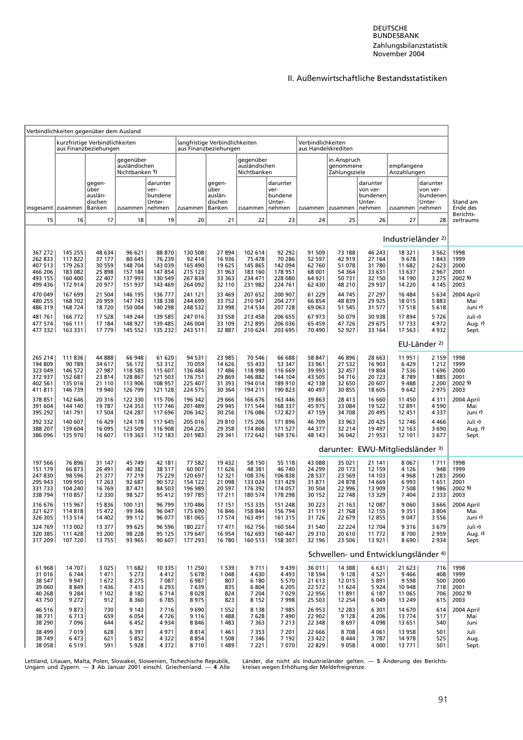## II. Außenwirtschaftliche Bestandsstatistiken

| Verbindlichkeiten gegenüber dem Ausland | | | | | | | | | | | | | | |
|---|---|---|---|---|---|---|---|---|---|---|---|---|---|---|
| | kurzfristige Verbindlichkeiten aus Finanzbeziehungen | | | | langfristige Verbindlichkeiten aus Finanzbeziehungen | | | | Verbindlichkeiten aus Handelskrediten | | | | | |
| | | | gegenüber ausländischen Nichtbanken 1) | | | | gegenüber ausländischen Nichtbanken | | | in Anspruch genommene Zahlungsziele | | empfangene Anzahlungen | | |
| insgesamt | zusammen | gegenüber ausländischen Banken | zusammen | darunter verbundene Unternehmen | zusammen | gegenüber ausländischen Banken | zusammen | darunter verbundene Unternehmen | zusammen | zusammen | darunter von verbundenen Unternehmen | zusammen | darunter von verbundenen Unternehmen | Stand am Ende des Berichtszeitraums |
| 15 | 16 | 17 | 18 | 19 | 20 | 21 | 22 | 23 | 24 | 25 | 26 | 27 | 28 | |
| **Industrieländer 2)** | | | | | | | | | | | | | | |
| 367 272 | 145 255 | 48 634 | 96 621 | 88 870 | 130 508 | 27 894 | 102 614 | 92 292 | 91 509 | 73 188 | 46 243 | 18 321 | 3 562 | 1998 |
| 262 833 | 117 822 | 37 177 | 80 645 | 76 239 | 92 414 | 16 936 | 75 478 | 70 286 | 52 597 | 42 919 | 27 164 | 9 678 | 1 843 | 1999 |
| 407 513 | 179 263 | 30 559 | 148 704 | 143 039 | 165 490 | 19 625 | 145 865 | 142 094 | 62 760 | 51 078 | 31 780 | 11 682 | 2 623 | 2000 |
| 466 206 | 183 082 | 25 898 | 157 184 | 147 854 | 215 123 | 31 963 | 183 160 | 178 951 | 68 001 | 54 364 | 33 631 | 13 637 | 2 967 | 2001 |
| 493 155 | 160 400 | 22 407 | 137 993 | 130 549 | 267 834 | 33 363 | 234 471 | 228 080 | 64 921 | 50 731 | 32 150 | 14 190 | 3 275 | 2002 5) |
| 499 436 | 172 914 | 20 977 | 151 937 | 143 469 | 264 092 | 32 110 | 231 982 | 224 761 | 62 430 | 48 210 | 29 937 | 14 220 | 4 145 | 2003 |
| 470 049 | 167 699 | 21 504 | 146 195 | 136 777 | 241 121 | 33 469 | 207 652 | 200 907 | 61 229 | 44 745 | 27 297 | 16 484 | 5 634 | 2004 April |
| 480 255 | 168 702 | 20 959 | 147 743 | 138 338 | 244 699 | 33 752 | 210 947 | 204 277 | 66 854 | 48 839 | 29 925 | 18 015 | 5 883 | Mai |
| 486 319 | 168 724 | 18 720 | 150 004 | 140 298 | 248 532 | 33 998 | 214 534 | 207 728 | 69 063 | 51 545 | 31 577 | 17 518 | 5 618 | Juni r) |
| 481 761 | 166 772 | 17 528 | 149 244 | 139 585 | 247 016 | 33 558 | 213 458 | 206 655 | 67 973 | 50 079 | 30 938 | 17 894 | 5 726 | Juli r) |
| 477 574 | 166 111 | 17 184 | 148 927 | 139 485 | 246 004 | 33 109 | 212 895 | 206 036 | 65 459 | 47 726 | 29 675 | 17 733 | 4 972 | Aug. r) |
| 477 332 | 163 331 | 17 779 | 145 552 | 135 232 | 243 511 | 32 887 | 210 624 | 203 695 | 70 490 | 52 927 | 33 164 | 17 563 | 4 932 | Sept. |
| **EU-Länder 2)** | | | | | | | | | | | | | | |
| 265 214 | 111 836 | 44 888 | 66 948 | 61 620 | 94 531 | 23 985 | 70 546 | 66 688 | 58 847 | 46 896 | 28 663 | 11 951 | 2 159 | 1998 |
| 194 809 | 90 789 | 34 617 | 56 172 | 53 312 | 70 059 | 14 626 | 55 433 | 53 347 | 33 961 | 27 532 | 16 903 | 6 429 | 1 212 | 1999 |
| 323 049 | 146 572 | 27 987 | 118 585 | 115 607 | 136 484 | 17 486 | 118 998 | 116 669 | 39 993 | 32 457 | 19 804 | 7 536 | 1 696 | 2000 |
| 372 937 | 152 681 | 23 814 | 128 867 | 121 503 | 176 751 | 29 869 | 146 882 | 144 104 | 43 505 | 34 716 | 20 723 | 8 789 | 1 885 | 2001 |
| 402 561 | 135 016 | 21 110 | 113 906 | 108 957 | 225 407 | 31 393 | 194 014 | 189 910 | 42 138 | 32 650 | 20 607 | 9 488 | 2 200 | 2002 5) |
| 411 811 | 146 739 | 19 940 | 126 799 | 121 128 | 224 575 | 30 364 | 194 211 | 190 823 | 40 497 | 30 855 | 18 605 | 9 642 | 2 975 | 2003 |
| 378 851 | 142 646 | 20 316 | 122 330 | 115 706 | 196 342 | 29 666 | 166 676 | 163 446 | 39 863 | 28 413 | 16 660 | 11 450 | 4 311 | 2004 April |
| 391 604 | 144 140 | 19 787 | 124 353 | 117 746 | 201 489 | 29 945 | 171 544 | 168 337 | 45 975 | 33 084 | 19 522 | 12 891 | 4 590 | Mai |
| 395 292 | 141 791 | 17 504 | 124 287 | 117 696 | 206 342 | 30 256 | 176 086 | 172 827 | 47 159 | 34 708 | 20 495 | 12 451 | 4 337 | Juni r) |
| 392 332 | 140 607 | 16 429 | 124 178 | 117 645 | 205 016 | 29 810 | 175 206 | 171 896 | 46 709 | 33 963 | 20 425 | 12 746 | 4 466 | Juli r) |
| 388 207 | 139 604 | 16 095 | 123 509 | 116 908 | 204 226 | 29 358 | 174 868 | 171 527 | 44 377 | 32 214 | 19 497 | 12 163 | 3 690 | Aug. r) |
| 386 096 | 135 970 | 16 607 | 119 363 | 112 183 | 201 983 | 29 341 | 172 642 | 169 376 | 48 143 | 36 042 | 21 953 | 12 101 | 3 677 | Sept. |
| **darunter: EWU-Mitgliedsländer 3)** | | | | | | | | | | | | | | |
| 197 566 | 76 896 | 31 147 | 45 749 | 42 181 | 77 582 | 19 432 | 58 150 | 55 118 | 43 088 | 35 021 | 21 141 | 8 067 | 1 711 | 1998 |
| 151 179 | 66 873 | 26 491 | 40 382 | 38 517 | 60 007 | 11 626 | 48 381 | 46 740 | 24 299 | 20 173 | 12 159 | 4 126 | 948 | 1999 |
| 247 830 | 98 596 | 21 377 | 77 219 | 75 229 | 120 697 | 12 321 | 108 376 | 106 838 | 28 537 | 23 569 | 14 103 | 4 968 | 1 283 | 2000 |
| 295 943 | 109 950 | 17 263 | 92 687 | 90 572 | 154 122 | 21 098 | 133 024 | 131 429 | 31 871 | 24 878 | 14 669 | 6 993 | 1 651 | 2001 |
| 331 733 | 104 240 | 16 769 | 87 471 | 84 503 | 196 989 | 20 597 | 176 392 | 174 057 | 30 504 | 22 996 | 13 909 | 7 508 | 1 986 | 2002 5) |
| 338 794 | 110 857 | 12 330 | 98 527 | 95 412 | 197 785 | 17 211 | 180 574 | 178 298 | 30 152 | 22 748 | 13 329 | 7 404 | 2 333 | 2003 |
| 316 676 | 115 967 | 15 836 | 100 131 | 96 799 | 170 486 | 17 151 | 153 335 | 151 248 | 30 223 | 21 163 | 12 087 | 9 060 | 3 666 | 2004 April |
| 321 627 | 114 818 | 15 472 | 99 346 | 96 047 | 175 690 | 16 846 | 158 844 | 156 794 | 31 119 | 21 768 | 12 155 | 9 351 | 3 804 | Mai |
| 326 305 | 113 514 | 14 402 | 99 112 | 96 077 | 181 065 | 17 574 | 163 491 | 161 315 | 31 726 | 22 679 | 12 855 | 9 047 | 3 556 | Juni r) |
| 324 769 | 113 002 | 13 377 | 99 625 | 96 596 | 180 227 | 17 471 | 162 756 | 160 564 | 31 540 | 22 224 | 12 704 | 9 316 | 3 679 | Juli r) |
| 320 385 | 111 428 | 13 200 | 98 228 | 95 125 | 179 647 | 16 954 | 162 693 | 160 447 | 29 310 | 20 610 | 11 772 | 8 700 | 2 959 | Aug. r) |
| 317 209 | 107 720 | 13 755 | 93 965 | 90 607 | 177 293 | 16 780 | 160 513 | 158 307 | 32 196 | 23 506 | 13 921 | 8 690 | 2 934 | Sept. |
| **Schwellen- und Entwicklungsländer 4)** | | | | | | | | | | | | | | |
| 61 968 | 14 707 | 3 025 | 11 682 | 10 335 | 11 250 | 1 539 | 9 711 | 9 439 | 36 011 | 14 388 | 6 631 | 21 623 | 716 | 1998 |
| 31 016 | 6 744 | 1 471 | 5 273 | 4 412 | 5 678 | 1 048 | 4 630 | 4 493 | 18 594 | 9 128 | 4 521 | 9 466 | 408 | 1999 |
| 38 547 | 9 947 | 1 672 | 8 275 | 7 087 | 6 987 | 807 | 6 180 | 5 570 | 21 613 | 12 015 | 5 891 | 9 598 | 500 | 2000 |
| 39 060 | 8 849 | 1 436 | 7 413 | 6 293 | 7 639 | 835 | 6 804 | 6 205 | 22 572 | 11 624 | 5 924 | 10 948 | 718 | 2001 |
| 40 268 | 9 284 | 1 102 | 8 182 | 6 714 | 8 028 | 824 | 7 204 | 7 029 | 22 956 | 11 891 | 6 187 | 11 065 | 706 | 2002 5) |
| 43 750 | 9 272 | 912 | 8 360 | 6 785 | 8 975 | 823 | 8 152 | 7 998 | 25 503 | 12 254 | 6 049 | 13 249 | 615 | 2003 |
| 46 516 | 9 873 | 730 | 9 143 | 7 716 | 9 690 | 1 552 | 8 138 | 7 985 | 26 953 | 12 283 | 6 301 | 14 670 | 614 | 2004 April |
| 38 731 | 6 713 | 659 | 6 054 | 4 726 | 9 116 | 1 488 | 7 628 | 7 490 | 22 902 | 9 128 | 4 206 | 13 774 | 517 | Mai |
| 38 290 | 7 096 | 644 | 6 452 | 4 934 | 8 846 | 1 483 | 7 363 | 7 213 | 22 348 | 8 697 | 4 098 | 13 651 | 540 | Juni |
| 38 499 | 7 019 | 628 | 6 391 | 4 971 | 8 814 | 1 461 | 7 353 | 7 201 | 22 666 | 8 708 | 4 061 | 13 958 | 501 | Juli |
| 38 749 | 6 473 | 621 | 5 852 | 4 322 | 8 854 | 1 508 | 7 346 | 7 192 | 23 422 | 8 444 | 3 787 | 14 978 | 525 | Aug. |
| 38 058 | 6 519 | 591 | 5 928 | 4 372 | 8 710 | 1 489 | 7 221 | 7 070 | 22 829 | 9 058 | 4 000 | 13 771 | 501 | Sept. |

Lettland, Litauen, Malta, Polen, Slowakei, Slowenien, Tschechische Republik, Ungarn und Zypern. — **3** Ab Januar 2001 einschl. Griechenland. — **4** Alle Länder, die nicht als Industrieländer gelten. — **5** Änderung des Berichtskreises wegen Erhöhung der Meldefreigrenze.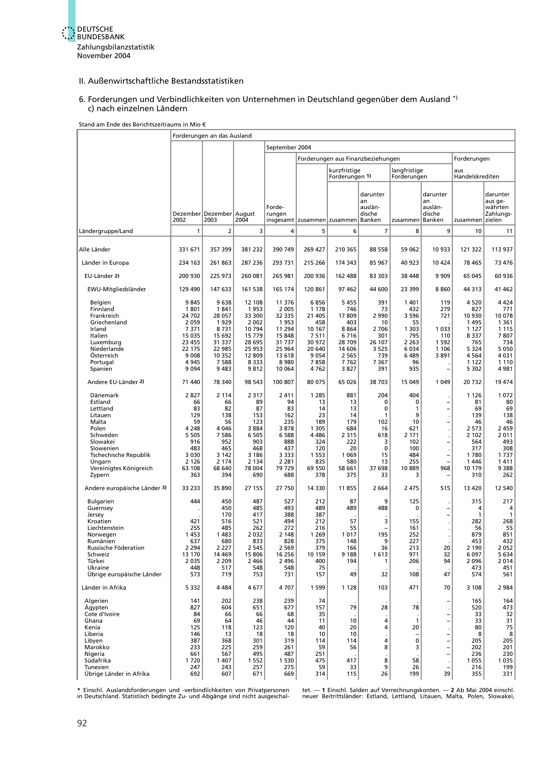## II. Außenwirtschaftliche Bestandsstatistiken

### 6. Forderungen und Verbindlichkeiten von Unternehmen in Deutschland gegenüber dem Ausland *) c) nach einzelnen Ländern

Stand am Ende des Berichtszeitraums in Mio €

| Ländergruppe/Land | Forderungen an das Ausland | | | | | | | | | | |
|---|---|---|---|---|---|---|---|---|---|---|---|
| | | | | September 2004 | | | | | | | |
| | | | | | Forderungen aus Finanzbeziehungen | | | | | Forderungen aus Handelskrediten | |
| | | | | | | kurzfristige Forderungen 1) | | langfristige Forderungen | | | |
| | Dezember 2002 | Dezember 2003 | August 2004 | Forderungen insgesamt | zusammen | zusammen | darunter an ausländische Banken | zusammen | darunter an ausländische Banken | zusammen | darunter aus gewährten Zahlungszielen |
| | 1 | 2 | 3 | 4 | 5 | 6 | 7 | 8 | 9 | 10 | 11 |
| Alle Länder | 331 671 | 357 399 | 381 232 | 390 749 | 269 427 | 210 365 | 88 558 | 59 062 | 10 933 | 121 322 | 113 937 |
| Länder in Europa | 234 163 | 261 863 | 287 236 | 293 731 | 215 266 | 174 343 | 85 967 | 40 923 | 10 424 | 78 465 | 73 476 |
| EU-Länder 2) | 200 930 | 225 973 | 260 081 | 265 981 | 200 936 | 162 488 | 83 303 | 38 448 | 9 909 | 65 045 | 60 936 |
| EWU-Mitgliedsländer | 129 490 | 147 633 | 161 538 | 165 174 | 120 861 | 97 462 | 44 600 | 23 399 | 8 860 | 44 313 | 41 462 |
| Belgien | 9 845 | 9 638 | 12 108 | 11 376 | 6 856 | 5 455 | 391 | 1 401 | 119 | 4 520 | 4 424 |
| Finnland | 1 801 | 1 841 | 1 953 | 2 005 | 1 178 | 746 | 73 | 432 | 279 | 827 | 771 |
| Frankreich | 24 702 | 28 057 | 33 300 | 32 335 | 21 405 | 17 809 | 2 990 | 3 596 | 721 | 10 930 | 10 078 |
| Griechenland | 2 059 | 1 929 | 2 002 | 1 953 | 458 | 403 | 10 | 55 | . | 1 495 | 1 361 |
| Irland | 7 371 | 8 731 | 10 794 | 11 294 | 10 167 | 8 864 | 2 706 | 1 303 | 1 033 | 1 127 | 1 115 |
| Italien | 15 035 | 15 692 | 15 779 | 15 848 | 7 511 | 6 716 | 301 | 795 | 110 | 8 337 | 7 807 |
| Luxemburg | 23 455 | 31 337 | 28 695 | 31 737 | 30 972 | 28 709 | 26 107 | 2 263 | 1 592 | 765 | 734 |
| Niederlande | 22 175 | 22 985 | 25 953 | 25 964 | 20 640 | 14 606 | 3 525 | 6 034 | 1 106 | 5 324 | 5 050 |
| Österreich | 9 008 | 10 352 | 12 809 | 13 618 | 9 054 | 2 565 | 739 | 6 489 | 3 891 | 4 564 | 4 031 |
| Portugal | 4 945 | 7 588 | 8 333 | 8 980 | 7 858 | 7 762 | 7 367 | 96 | . | 1 122 | 1 110 |
| Spanien | 9 094 | 9 483 | 9 812 | 10 064 | 4 762 | 3 827 | 391 | 935 | – | 5 302 | 4 981 |
| Andere EU-Länder 2) | 71 440 | 78 340 | 98 543 | 100 807 | 80 075 | 65 026 | 38 703 | 15 049 | 1 049 | 20 732 | 19 474 |
| Dänemark | 2 827 | 2 114 | 2 317 | 2 411 | 1 285 | 881 | 204 | 404 | . | 1 126 | 1 072 |
| Estland | 66 | 66 | 89 | 94 | 13 | 13 | 0 | 0 | – | 81 | 80 |
| Lettland | 83 | 82 | 87 | 83 | 14 | 13 | 0 | 1 | – | 69 | 69 |
| Litauen | 129 | 138 | 153 | 162 | 23 | 14 | 1 | 9 | . | 139 | 138 |
| Malta | 59 | 56 | 123 | 235 | 189 | 179 | 102 | 10 | – | 46 | 46 |
| Polen | 4 248 | 4 046 | 3 884 | 3 878 | 1 305 | 684 | 16 | 621 | . | 2 573 | 2 459 |
| Schweden | 5 505 | 7 586 | 6 505 | 6 588 | 4 486 | 2 315 | 618 | 2 171 | . | 2 102 | 2 011 |
| Slowakei | 916 | 952 | 903 | 888 | 324 | 222 | 3 | 102 | . | 564 | 493 |
| Slowenien | 483 | 465 | 468 | 437 | 120 | 20 | 0 | 100 | . | 317 | 308 |
| Tschechische Republik | 3 030 | 3 142 | 3 186 | 3 333 | 1 553 | 1 069 | 15 | 484 | – | 1 780 | 1 737 |
| Ungarn | 2 126 | 2 174 | 2 134 | 2 281 | 835 | 580 | 13 | 255 | – | 1 446 | 1 411 |
| Vereinigtes Königreich | 63 108 | 68 640 | 78 004 | 79 729 | 69 550 | 58 661 | 37 698 | 10 889 | 968 | 10 179 | 9 388 |
| Zypern | 363 | 394 | 690 | 688 | 378 | 375 | 33 | 3 | – | 310 | 262 |
| Andere europäische Länder 3) | 33 233 | 35 890 | 27 155 | 27 750 | 14 330 | 11 855 | 2 664 | 2 475 | 515 | 13 420 | 12 540 |
| Bulgarien | 444 | 450 | 487 | 527 | 212 | 87 | 9 | 125 | . | 315 | 217 |
| Guernsey | . | 450 | 485 | 493 | 489 | 489 | 488 | 0 | – | 4 | 4 |
| Jersey | . | 170 | 417 | 388 | 387 | . | . | . | – | 1 | 1 |
| Kroatien | 421 | 516 | 521 | 494 | 212 | 57 | 3 | 155 | . | 282 | 268 |
| Liechtenstein | 255 | 485 | 262 | 272 | 216 | 55 | – | 161 | . | 56 | 55 |
| Norwegen | 1 453 | 1 483 | 2 032 | 2 148 | 1 269 | 1 017 | 195 | 252 | . | 879 | 851 |
| Rumänien | 637 | 680 | 833 | 828 | 375 | 148 | 9 | 227 | . | 453 | 432 |
| Russische Föderation | 2 294 | 2 227 | 2 545 | 2 569 | 379 | 166 | 36 | 213 | 20 | 2 190 | 2 052 |
| Schweiz | 13 170 | 14 469 | 15 806 | 16 256 | 10 159 | 9 188 | 1 613 | 971 | 32 | 6 097 | 5 634 |
| Türkei | 2 035 | 2 209 | 2 466 | 2 496 | 400 | 194 | 1 | 206 | 94 | 2 096 | 2 014 |
| Ukraine | 448 | 517 | 548 | 548 | 75 | . | . | . | . | 473 | 451 |
| Übrige europäische Länder | 573 | 719 | 753 | 731 | 157 | 49 | 32 | 108 | 47 | 574 | 561 |
| Länder in Afrika | 5 332 | 4 484 | 4 677 | 4 707 | 1 599 | 1 128 | 103 | 471 | 70 | 3 108 | 2 984 |
| Algerien | 141 | 202 | 238 | 239 | 74 | . | . | . | – | 165 | 164 |
| Ägypten | 827 | 604 | 651 | 677 | 157 | 79 | 28 | 78 | . | 520 | 473 |
| Cote d'Ivoire | 84 | 66 | 66 | 68 | 35 | . | . | . | – | 33 | 32 |
| Ghana | 69 | 64 | 46 | 44 | 11 | 10 | 4 | 1 | – | 33 | 31 |
| Kenia | 125 | 118 | 123 | 120 | 40 | 20 | 4 | 20 | . | 80 | 75 |
| Liberia | 146 | 13 | 18 | 18 | 10 | 10 | . | – | – | 8 | 8 |
| Libyen | 387 | 368 | 301 | 319 | 114 | 114 | 4 | 0 | – | 205 | 205 |
| Marokko | 233 | 225 | 259 | 261 | 59 | 56 | 8 | 3 | – | 202 | 201 |
| Nigeria | 661 | 567 | 495 | 487 | 251 | . | . | . | – | 236 | 230 |
| Südafrika | 1 720 | 1 407 | 1 552 | 1 530 | 475 | 417 | 8 | 58 | . | 1 055 | 1 035 |
| Tunesien | 247 | 243 | 257 | 275 | 59 | 33 | 9 | 26 | – | 216 | 199 |
| Übrige Länder in Afrika | 692 | 607 | 671 | 669 | 314 | 115 | 26 | 199 | 39 | 355 | 331 |

* Einschl. Auslandsforderungen und -verbindlichkeiten von Privatpersonen in Deutschland. Statistisch bedingte Zu- und Abgänge sind nicht ausgeschaltet. — 1 Einschl. Salden auf Verrechnungskonten. — 2 Ab Mai 2004 einschl. neuer Beitrittsländer: Estland, Lettland, Litauen, Malta, Polen, Slowakei,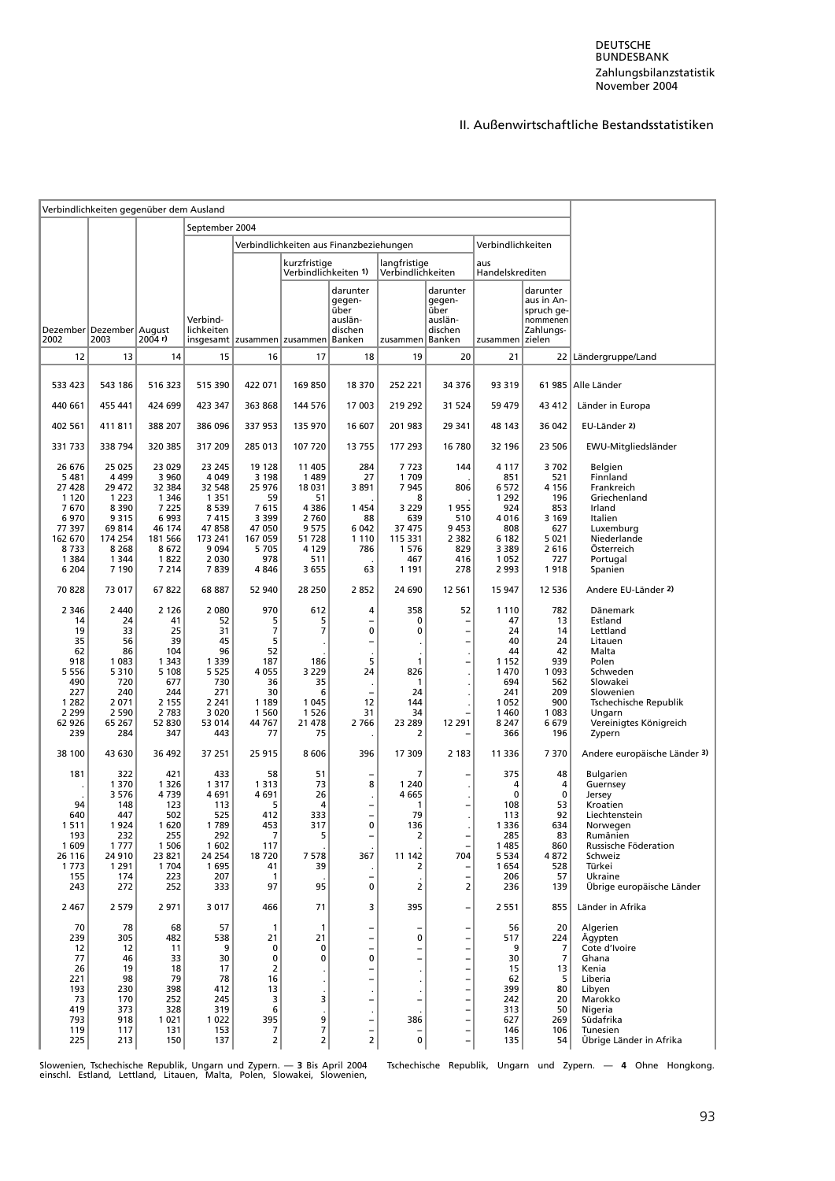## II. Außenwirtschaftliche Bestandsstatistiken

| Verbindlichkeiten gegenüber dem Ausland | | | | | | | | | | | |
|---|---|---|---|---|---|---|---|---|---|---|---|
| | | | September 2004 | | | | | | | | |
| | | | | Verbindlichkeiten aus Finanzbeziehungen | | | | | Verbindlichkeiten aus Handelskrediten | | |
| | | | | | kurzfristige Verbindlichkeiten 1) | | langfristige Verbindlichkeiten | | | | |
| Dezember 2002 | Dezember 2003 | August 2004 r) | Verbindlichkeiten insgesamt | zusammen | zusammen | darunter gegenüber ausländischen Banken | zusammen | darunter gegenüber ausländischen Banken | zusammen | darunter aus in Anspruch genommenen Zahlungszielen | |
| 12 | 13 | 14 | 15 | 16 | 17 | 18 | 19 | 20 | 21 | 22 | Ländergruppe/Land |
| 533 423 | 543 186 | 516 323 | 515 390 | 422 071 | 169 850 | 18 370 | 252 221 | 34 376 | 93 319 | 61 985 | Alle Länder |
| 440 661 | 455 441 | 424 699 | 423 347 | 363 868 | 144 576 | 17 003 | 219 292 | 31 524 | 59 479 | 43 412 | Länder in Europa |
| 402 561 | 411 811 | 388 207 | 386 096 | 337 953 | 135 970 | 16 607 | 201 983 | 29 341 | 48 143 | 36 042 | EU-Länder 2) |
| 331 733 | 338 794 | 320 385 | 317 209 | 285 013 | 107 720 | 13 755 | 177 293 | 16 780 | 32 196 | 23 506 | EWU-Mitgliedsländer |
| 26 676 | 25 025 | 23 029 | 23 245 | 19 128 | 11 405 | 284 | 7 723 | 144 | 4 117 | 3 702 | Belgien |
| 5 481 | 4 499 | 3 960 | 4 049 | 3 198 | 1 489 | 27 | 1 709 | . | 851 | 521 | Finnland |
| 27 428 | 29 472 | 32 384 | 32 548 | 25 976 | 18 031 | 3 891 | 7 945 | 806 | 6 572 | 4 156 | Frankreich |
| 1 120 | 1 223 | 1 346 | 1 351 | 59 | 51 | . | 8 | . | 1 292 | 196 | Griechenland |
| 7 670 | 8 390 | 7 225 | 8 539 | 7 615 | 4 386 | 1 454 | 3 229 | 1 955 | 924 | 853 | Irland |
| 6 970 | 9 315 | 6 993 | 7 415 | 3 399 | 2 760 | 88 | 639 | 510 | 4 016 | 3 169 | Italien |
| 77 397 | 69 814 | 46 174 | 47 858 | 47 050 | 9 575 | 6 042 | 37 475 | 9 453 | 808 | 627 | Luxemburg |
| 162 670 | 174 254 | 181 566 | 173 241 | 167 059 | 51 728 | 1 110 | 115 331 | 2 382 | 6 182 | 5 021 | Niederlande |
| 8 733 | 8 268 | 8 672 | 9 094 | 5 705 | 4 129 | 786 | 1 576 | 829 | 3 389 | 2 616 | Österreich |
| 1 384 | 1 344 | 1 822 | 2 030 | 978 | 511 | . | 467 | 416 | 1 052 | 727 | Portugal |
| 6 204 | 7 190 | 7 214 | 7 839 | 4 846 | 3 655 | 63 | 1 191 | 278 | 2 993 | 1 918 | Spanien |
| 70 828 | 73 017 | 67 822 | 68 887 | 52 940 | 28 250 | 2 852 | 24 690 | 12 561 | 15 947 | 12 536 | Andere EU-Länder 2) |
| 2 346 | 2 440 | 2 126 | 2 080 | 970 | 612 | 4 | 358 | 52 | 1 110 | 782 | Dänemark |
| 14 | 24 | 41 | 52 | 5 | 5 | – | 0 | – | 47 | 13 | Estland |
| 19 | 33 | 25 | 31 | 7 | 7 | 0 | 0 | – | 24 | 14 | Lettland |
| 35 | 56 | 39 | 45 | 5 | . | – | . | – | 40 | 24 | Litauen |
| 62 | 86 | 104 | 96 | 52 | . | . | . | . | 44 | 42 | Malta |
| 918 | 1 083 | 1 343 | 1 339 | 187 | 186 | 5 | 1 | – | 1 152 | 939 | Polen |
| 5 556 | 5 310 | 5 108 | 5 525 | 4 055 | 3 229 | 24 | 826 | . | 1 470 | 1 093 | Schweden |
| 490 | 720 | 677 | 730 | 36 | 35 | . | 1 | . | 694 | 562 | Slowakei |
| 227 | 240 | 244 | 271 | 30 | 6 | – | 24 | . | 241 | 209 | Slowenien |
| 1 282 | 2 071 | 2 155 | 2 241 | 1 189 | 1 045 | 12 | 144 | . | 1 052 | 900 | Tschechische Republik |
| 2 299 | 2 590 | 2 783 | 3 020 | 1 560 | 1 526 | 31 | 34 | – | 1 460 | 1 083 | Ungarn |
| 62 926 | 65 267 | 52 830 | 53 014 | 44 767 | 21 478 | 2 766 | 23 289 | 12 291 | 8 247 | 6 679 | Vereinigtes Königreich |
| 239 | 284 | 347 | 443 | 77 | 75 | . | 2 | – | 366 | 196 | Zypern |
| 38 100 | 43 630 | 36 492 | 37 251 | 25 915 | 8 606 | 396 | 17 309 | 2 183 | 11 336 | 7 370 | Andere europäische Länder 3) |
| 181 | 322 | 421 | 433 | 58 | 51 | – | 7 | – | 375 | 48 | Bulgarien |
| . | 1 370 | 1 326 | 1 317 | 1 313 | 73 | 8 | 1 240 | . | 4 | 4 | Guernsey |
| . | 3 576 | 4 739 | 4 691 | 4 691 | 26 | . | 4 665 | . | 0 | 0 | Jersey |
| 94 | 148 | 123 | 113 | 5 | 4 | – | 1 | – | 108 | 53 | Kroatien |
| 640 | 447 | 502 | 525 | 412 | 333 | – | 79 | . | 113 | 92 | Liechtenstein |
| 1 511 | 1 924 | 1 620 | 1 789 | 453 | 317 | 0 | 136 | . | 1 336 | 634 | Norwegen |
| 193 | 232 | 255 | 292 | 7 | 5 | – | 2 | – | 285 | 83 | Rumänien |
| 1 609 | 1 777 | 1 506 | 1 602 | 117 | . | . | . | – | 1 485 | 860 | Russische Föderation |
| 26 116 | 24 910 | 23 821 | 24 254 | 18 720 | 7 578 | 367 | 11 142 | 704 | 5 534 | 4 872 | Schweiz |
| 1 773 | 1 291 | 1 704 | 1 695 | 41 | 39 | . | 2 | – | 1 654 | 528 | Türkei |
| 155 | 174 | 223 | 207 | 1 | . | – | . | – | 206 | 57 | Ukraine |
| 243 | 272 | 252 | 333 | 97 | 95 | 0 | 2 | 2 | 236 | 139 | Übrige europäische Länder |
| 2 467 | 2 579 | 2 971 | 3 017 | 466 | 71 | 3 | 395 | – | 2 551 | 855 | Länder in Afrika |
| 70 | 78 | 68 | 57 | 1 | 1 | – | – | – | 56 | 20 | Algerien |
| 239 | 305 | 482 | 538 | 21 | 21 | – | 0 | – | 517 | 224 | Ägypten |
| 12 | 12 | 11 | 9 | 0 | 0 | – | – | – | 9 | 7 | Cote d'Ivoire |
| 77 | 46 | 33 | 30 | 0 | 0 | 0 | – | – | 30 | 7 | Ghana |
| 26 | 19 | 18 | 17 | 2 | . | – | . | – | 15 | 13 | Kenia |
| 221 | 98 | 79 | 78 | 16 | . | – | . | – | 62 | 5 | Liberia |
| 193 | 230 | 398 | 412 | 13 | . | . | . | – | 399 | 80 | Libyen |
| 73 | 170 | 252 | 245 | 3 | 3 | – | – | – | 242 | 20 | Marokko |
| 419 | 373 | 328 | 319 | 6 | . | . | . | – | 313 | 50 | Nigeria |
| 793 | 918 | 1 021 | 1 022 | 395 | 9 | – | 386 | – | 627 | 269 | Südafrika |
| 119 | 117 | 131 | 153 | 7 | 7 | – | – | – | 146 | 106 | Tunesien |
| 225 | 213 | 150 | 137 | 2 | 2 | 2 | 0 | – | 135 | 54 | Übrige Länder in Afrika |

Slowenien, Tschechische Republik, Ungarn und Zypern. — 3 Bis April 2004 einschl. Estland, Lettland, Litauen, Malta, Polen, Slowakei, Slowenien, Tschechische Republik, Ungarn und Zypern. — 4 Ohne Hongkong.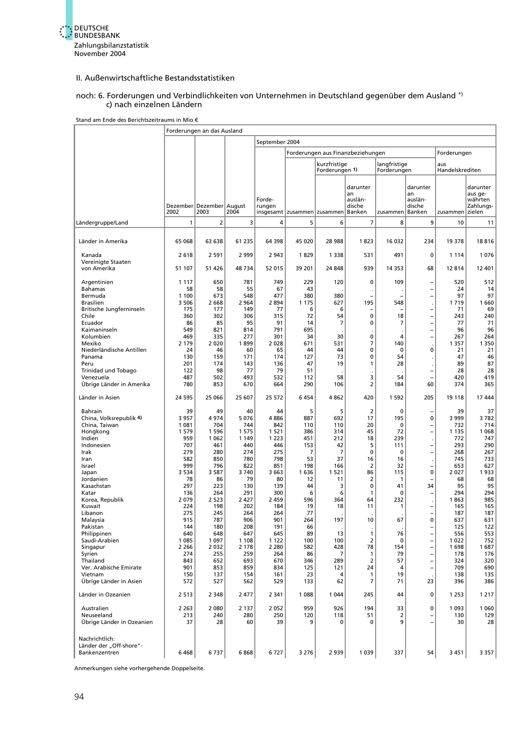## II. Außenwirtschaftliche Bestandsstatistiken

### noch: 6. Forderungen und Verbindlichkeiten von Unternehmen in Deutschland gegenüber dem Ausland *) c) nach einzelnen Ländern

Stand am Ende des Berichtszeitraums in Mio €

| Ländergruppe/Land | Forderungen an das Ausland | | | | | | | | | | |
|---|---|---|---|---|---|---|---|---|---|---|---|
| | | | | September 2004 | | | | | | | |
| | | | | | Forderungen aus Finanzbeziehungen | | | | | Forderungen aus Handelskrediten | |
| | | | | | | kurzfristige Forderungen 1) | | langfristige Forderungen | | | |
| | Dezember 2002 | Dezember 2003 | August 2004 | Forderungen insgesamt | zusammen | zusammen | darunter an ausländische Banken | zusammen | darunter an ausländische Banken | zusammen | darunter aus gewährten Zahlungszielen |
| | 1 | 2 | 3 | 4 | 5 | 6 | 7 | 8 | 9 | 10 | 11 |
| Länder in Amerika | 65 068 | 63 638 | 61 235 | 64 398 | 45 020 | 28 988 | 1 823 | 16 032 | 234 | 19 378 | 18 816 |
| Kanada | 2 618 | 2 591 | 2 999 | 2 943 | 1 829 | 1 338 | 531 | 491 | 0 | 1 114 | 1 076 |
| Vereinigte Staaten von Amerika | 51 107 | 51 426 | 48 734 | 52 015 | 39 201 | 24 848 | 939 | 14 353 | 68 | 12 814 | 12 401 |
| Argentinien | 1 117 | 650 | 781 | 749 | 229 | 120 | 0 | 109 | – | 520 | 512 |
| Bahamas | 58 | 58 | 55 | 67 | 43 | . | . | . | – | 24 | 14 |
| Bermuda | 1 100 | 673 | 548 | 477 | 380 | 380 | – | – | – | 97 | 97 |
| Brasilien | 3 506 | 2 668 | 2 964 | 2 894 | 1 175 | 627 | 195 | 548 | . | 1 719 | 1 660 |
| Britische Jungferninseln | 175 | 177 | 149 | 77 | 6 | 6 | – | – | – | 71 | 69 |
| Chile | 360 | 302 | 306 | 315 | 72 | 54 | 0 | 18 | – | 243 | 240 |
| Ecuador | 86 | 85 | 95 | 91 | 14 | 7 | 0 | 7 | – | 77 | 71 |
| Kaimaninseln | 549 | 821 | 814 | 791 | 695 | . | . | . | – | 96 | 96 |
| Kolumbien | 469 | 335 | 277 | 301 | 34 | 30 | 0 | 4 | – | 267 | 264 |
| Mexiko | 2 179 | 2 020 | 1 899 | 2 028 | 671 | 531 | 7 | 140 | . | 1 357 | 1 350 |
| Niederländische Antillen | 24 | 46 | 60 | 65 | 44 | 44 | 0 | 0 | 0 | 21 | 21 |
| Panama | 130 | 159 | 171 | 174 | 127 | 73 | 0 | 54 | . | 47 | 46 |
| Peru | 201 | 174 | 143 | 136 | 47 | 19 | 1 | 28 | . | 89 | 87 |
| Trinidad und Tobago | 122 | 98 | 77 | 79 | 51 | . | . | . | – | 28 | 28 |
| Venezuela | 487 | 502 | 493 | 532 | 112 | 58 | 3 | 54 | – | 420 | 419 |
| Übrige Länder in Amerika | 780 | 853 | 670 | 664 | 290 | 106 | 2 | 184 | 60 | 374 | 365 |
| Länder in Asien | 24 595 | 25 066 | 25 607 | 25 572 | 6 454 | 4 862 | 420 | 1 592 | 205 | 19 118 | 17 444 |
| Bahrain | 39 | 49 | 40 | 44 | 5 | 5 | 2 | 0 | – | 39 | 37 |
| China, Volksrepublik 4) | 3 957 | 4 974 | 5 076 | 4 886 | 887 | 692 | 17 | 195 | 0 | 3 999 | 3 782 |
| China, Taiwan | 1 081 | 704 | 744 | 842 | 110 | 110 | 20 | 0 | – | 732 | 714 |
| Hongkong | 1 579 | 1 596 | 1 575 | 1 521 | 386 | 314 | 45 | 72 | – | 1 135 | 1 068 |
| Indien | 959 | 1 062 | 1 149 | 1 223 | 451 | 212 | 18 | 239 | . | 772 | 747 |
| Indonesien | 707 | 461 | 440 | 446 | 153 | 42 | 5 | 111 | – | 293 | 290 |
| Irak | 279 | 280 | 274 | 275 | 7 | 7 | 0 | 0 | – | 268 | 267 |
| Iran | 582 | 850 | 780 | 798 | 53 | 37 | 16 | 16 | . | 745 | 733 |
| Israel | 999 | 796 | 822 | 851 | 198 | 166 | 2 | 32 | – | 653 | 627 |
| Japan | 3 534 | 3 587 | 3 740 | 3 663 | 1 636 | 1 521 | 86 | 115 | 0 | 2 027 | 1 933 |
| Jordanien | 78 | 86 | 79 | 80 | 12 | 11 | 2 | 1 | – | 68 | 68 |
| Kasachstan | 297 | 223 | 130 | 139 | 44 | 3 | 0 | 41 | 34 | 95 | 95 |
| Katar | 136 | 264 | 291 | 300 | 6 | 6 | 1 | 0 | – | 294 | 294 |
| Korea, Republik | 2 079 | 2 523 | 2 427 | 2 459 | 596 | 364 | 64 | 232 | . | 1 863 | 985 |
| Kuwait | 224 | 198 | 202 | 184 | 19 | 18 | 11 | 1 | – | 165 | 165 |
| Libanon | 275 | 245 | 264 | 264 | 77 | . | . | . | – | 187 | 187 |
| Malaysia | 915 | 787 | 906 | 901 | 264 | 197 | 10 | 67 | 0 | 637 | 631 |
| Pakistan | 144 | 180 | 208 | 191 | 66 | . | . | . | – | 125 | 122 |
| Philippinen | 640 | 648 | 647 | 645 | 89 | 13 | 1 | 76 | – | 556 | 553 |
| Saudi-Arabien | 1 085 | 1 097 | 1 108 | 1 122 | 100 | 100 | 2 | 0 | – | 1 022 | 752 |
| Singapur | 2 266 | 2 032 | 2 178 | 2 280 | 582 | 428 | 78 | 154 | – | 1 698 | 1 687 |
| Syrien | 274 | 255 | 259 | 264 | 86 | 7 | 1 | 79 | – | 178 | 176 |
| Thailand | 843 | 652 | 693 | 670 | 346 | 289 | 2 | 57 | – | 324 | 320 |
| Ver. Arabische Emirate | 901 | 853 | 859 | 834 | 125 | 121 | 24 | 4 | – | 709 | 690 |
| Vietnam | 150 | 137 | 154 | 161 | 23 | 4 | 1 | 19 | . | 138 | 135 |
| Übrige Länder in Asien | 572 | 527 | 562 | 529 | 133 | 62 | 7 | 71 | 23 | 396 | 386 |
| Länder in Ozeanien | 2 513 | 2 348 | 2 477 | 2 341 | 1 088 | 1 044 | 245 | 44 | 0 | 1 253 | 1 217 |
| Australien | 2 263 | 2 080 | 2 137 | 2 052 | 959 | 926 | 194 | 33 | 0 | 1 093 | 1 060 |
| Neuseeland | 213 | 240 | 280 | 250 | 120 | 118 | 51 | 2 | – | 130 | 129 |
| Übrige Länder in Ozeanien | 37 | 28 | 60 | 39 | 9 | 0 | 0 | 9 | – | 30 | 28 |
| Nachrichtlich: Länder der „Off-shore"-Bankenzentren | 6 468 | 6 737 | 6 868 | 6 727 | 3 276 | 2 939 | 1 039 | 337 | 54 | 3 451 | 3 357 |

Anmerkungen siehe vorhergehende Doppelseite.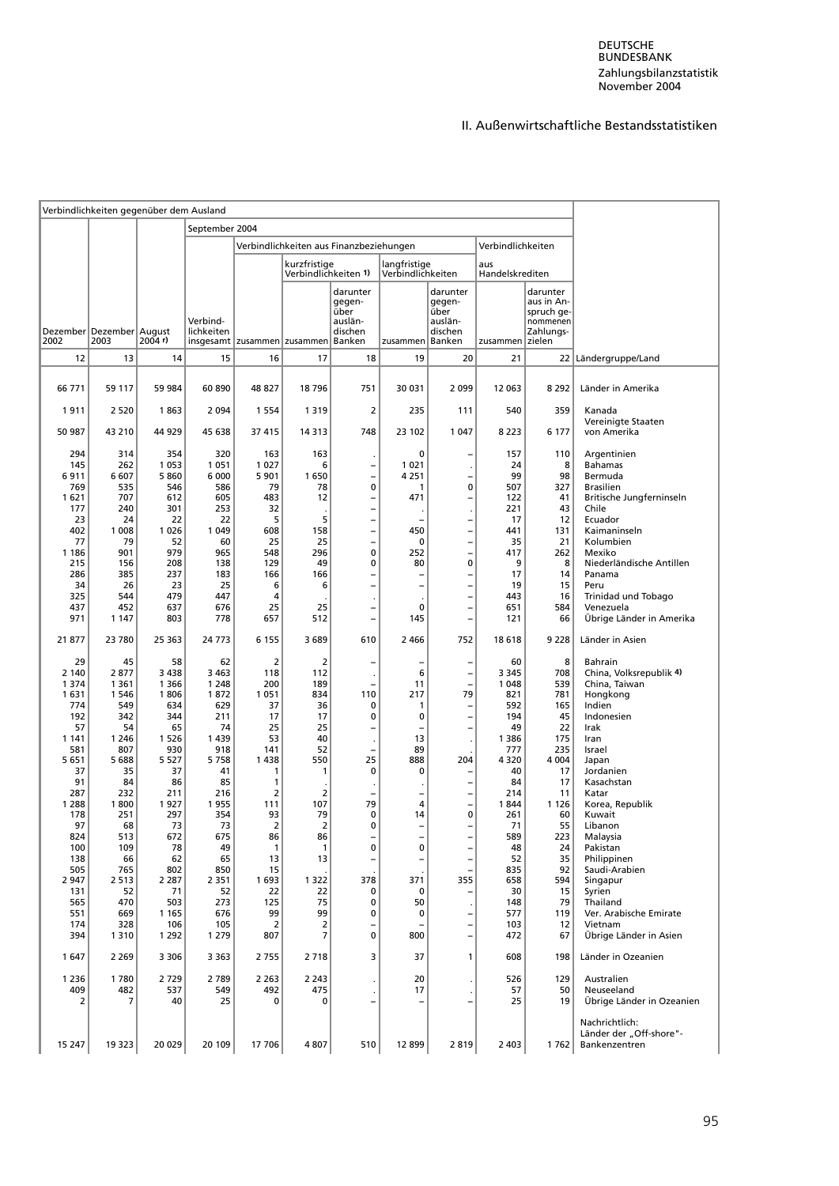II. Außenwirtschaftliche Bestandsstatistiken

| Verbindlichkeiten gegenüber dem Ausland | | | | | | | | | | | |
|---|---|---|---|---|---|---|---|---|---|---|---|
| | | | September 2004 | | | | | | | | |
| | | | | Verbindlichkeiten aus Finanzbeziehungen | | | | | Verbindlichkeiten aus Handelskrediten | | |
| | | | | | kurzfristige Verbindlichkeiten 1) | | langfristige Verbindlichkeiten | | | | |
| Dezember 2002 | Dezember 2003 | August 2004 r) | Verbindlichkeiten insgesamt | zusammen | zusammen | darunter gegenüber ausländischen Banken | zusammen | darunter gegenüber ausländischen Banken | zusammen | darunter aus in Anspruch genommenen Zahlungszielen | |
| 12 | 13 | 14 | 15 | 16 | 17 | 18 | 19 | 20 | 21 | 22 | Ländergruppe/Land |
| 66 771 | 59 117 | 59 984 | 60 890 | 48 827 | 18 796 | 751 | 30 031 | 2 099 | 12 063 | 8 292 | Länder in Amerika |
| 1 911 | 2 520 | 1 863 | 2 094 | 1 554 | 1 319 | 2 | 235 | 111 | 540 | 359 | Kanada |
| 50 987 | 43 210 | 44 929 | 45 638 | 37 415 | 14 313 | 748 | 23 102 | 1 047 | 8 223 | 6 177 | Vereinigte Staaten von Amerika |
| 294 | 314 | 354 | 320 | 163 | 163 | . | 0 | – | 157 | 110 | Argentinien |
| 145 | 262 | 1 053 | 1 051 | 1 027 | 6 | – | 1 021 | . | 24 | 8 | Bahamas |
| 6 911 | 6 607 | 5 860 | 6 000 | 5 901 | 1 650 | – | 4 251 | – | 99 | 98 | Bermuda |
| 769 | 535 | 546 | 586 | 79 | 78 | 0 | 1 | 0 | 507 | 327 | Brasilien |
| 1 621 | 707 | 612 | 605 | 483 | 12 | – | 471 | – | 122 | 41 | Britische Jungferninseln |
| 177 | 240 | 301 | 253 | 32 | . | – | . | . | 221 | 43 | Chile |
| 23 | 24 | 22 | 22 | 5 | 5 | – | – | – | 17 | 12 | Ecuador |
| 402 | 1 008 | 1 026 | 1 049 | 608 | 158 | – | 450 | – | 441 | 131 | Kaimaninseln |
| 77 | 79 | 52 | 60 | 25 | 25 | – | 0 | – | 35 | 21 | Kolumbien |
| 1 186 | 901 | 979 | 965 | 548 | 296 | 0 | 252 | – | 417 | 262 | Mexiko |
| 215 | 156 | 208 | 138 | 129 | 49 | 0 | 80 | 0 | 9 | 8 | Niederländische Antillen |
| 286 | 385 | 237 | 183 | 166 | 166 | – | – | – | 17 | 14 | Panama |
| 34 | 26 | 23 | 25 | 6 | 6 | – | – | – | 19 | 15 | Peru |
| 325 | 544 | 479 | 447 | 4 | . | . | . | – | 443 | 16 | Trinidad und Tobago |
| 437 | 452 | 637 | 676 | 25 | 25 | – | 0 | – | 651 | 584 | Venezuela |
| 971 | 1 147 | 803 | 778 | 657 | 512 | – | 145 | – | 121 | 66 | Übrige Länder in Amerika |
| 21 877 | 23 780 | 25 363 | 24 773 | 6 155 | 3 689 | 610 | 2 466 | 752 | 18 618 | 9 228 | Länder in Asien |
| 29 | 45 | 58 | 62 | 2 | 2 | – | – | – | 60 | 8 | Bahrain |
| 2 140 | 2 877 | 3 438 | 3 463 | 118 | 112 | . | 6 | – | 3 345 | 708 | China, Volksrepublik 4) |
| 1 374 | 1 361 | 1 366 | 1 248 | 200 | 189 | – | 11 | – | 1 048 | 539 | China, Taiwan |
| 1 631 | 1 546 | 1 806 | 1 872 | 1 051 | 834 | 110 | 217 | 79 | 821 | 781 | Hongkong |
| 774 | 549 | 634 | 629 | 37 | 36 | 0 | 1 | – | 592 | 165 | Indien |
| 192 | 342 | 344 | 211 | 17 | 17 | 0 | 0 | – | 194 | 45 | Indonesien |
| 57 | 54 | 65 | 74 | 25 | 25 | – | – | – | 49 | 22 | Irak |
| 1 141 | 1 246 | 1 526 | 1 439 | 53 | 40 | . | 13 | . | 1 386 | 175 | Iran |
| 581 | 807 | 930 | 918 | 141 | 52 | – | 89 | . | 777 | 235 | Israel |
| 5 651 | 5 688 | 5 527 | 5 758 | 1 438 | 550 | 25 | 888 | 204 | 4 320 | 4 004 | Japan |
| 37 | 35 | 37 | 41 | 1 | 1 | 0 | 0 | – | 40 | 17 | Jordanien |
| 91 | 84 | 86 | 85 | 1 | . | . | . | – | 84 | 17 | Kasachstan |
| 287 | 232 | 211 | 216 | 2 | 2 | – | – | – | 214 | 11 | Katar |
| 1 288 | 1 800 | 1 927 | 1 955 | 111 | 107 | 79 | 4 | – | 1 844 | 1 126 | Korea, Republik |
| 178 | 251 | 297 | 354 | 93 | 79 | 0 | 14 | 0 | 261 | 60 | Kuwait |
| 97 | 68 | 73 | 73 | 2 | 2 | 0 | – | – | 71 | 55 | Libanon |
| 824 | 513 | 672 | 675 | 86 | 86 | – | – | – | 589 | 223 | Malaysia |
| 100 | 109 | 78 | 49 | 1 | 1 | 0 | 0 | – | 48 | 24 | Pakistan |
| 138 | 66 | 62 | 65 | 13 | 13 | – | – | – | 52 | 35 | Philippinen |
| 505 | 765 | 802 | 850 | 15 | . | . | . | – | 835 | 92 | Saudi-Arabien |
| 2 947 | 2 513 | 2 287 | 2 351 | 1 693 | 1 322 | 378 | 371 | 355 | 658 | 594 | Singapur |
| 131 | 52 | 71 | 52 | 22 | 22 | 0 | 0 | – | 30 | 15 | Syrien |
| 565 | 470 | 503 | 273 | 125 | 75 | 0 | 50 | . | 148 | 79 | Thailand |
| 551 | 669 | 1 165 | 676 | 99 | 99 | 0 | 0 | – | 577 | 119 | Ver. Arabische Emirate |
| 174 | 328 | 106 | 105 | 2 | 2 | – | – | – | 103 | 12 | Vietnam |
| 394 | 1 310 | 1 292 | 1 279 | 807 | 7 | 0 | 800 | – | 472 | 67 | Übrige Länder in Asien |
| 1 647 | 2 269 | 3 306 | 3 363 | 2 755 | 2 718 | 3 | 37 | 1 | 608 | 198 | Länder in Ozeanien |
| 1 236 | 1 780 | 2 729 | 2 789 | 2 263 | 2 243 | . | 20 | . | 526 | 129 | Australien |
| 409 | 482 | 537 | 549 | 492 | 475 | . | 17 | . | 57 | 50 | Neuseeland |
| 2 | 7 | 40 | 25 | 0 | 0 | – | – | – | 25 | 19 | Übrige Länder in Ozeanien |
| | | | | | | | | | | | Nachrichtlich: |
| 15 247 | 19 323 | 20 029 | 20 109 | 17 706 | 4 807 | 510 | 12 899 | 2 819 | 2 403 | 1 762 | Länder der „Off-shore"-Bankenzentren |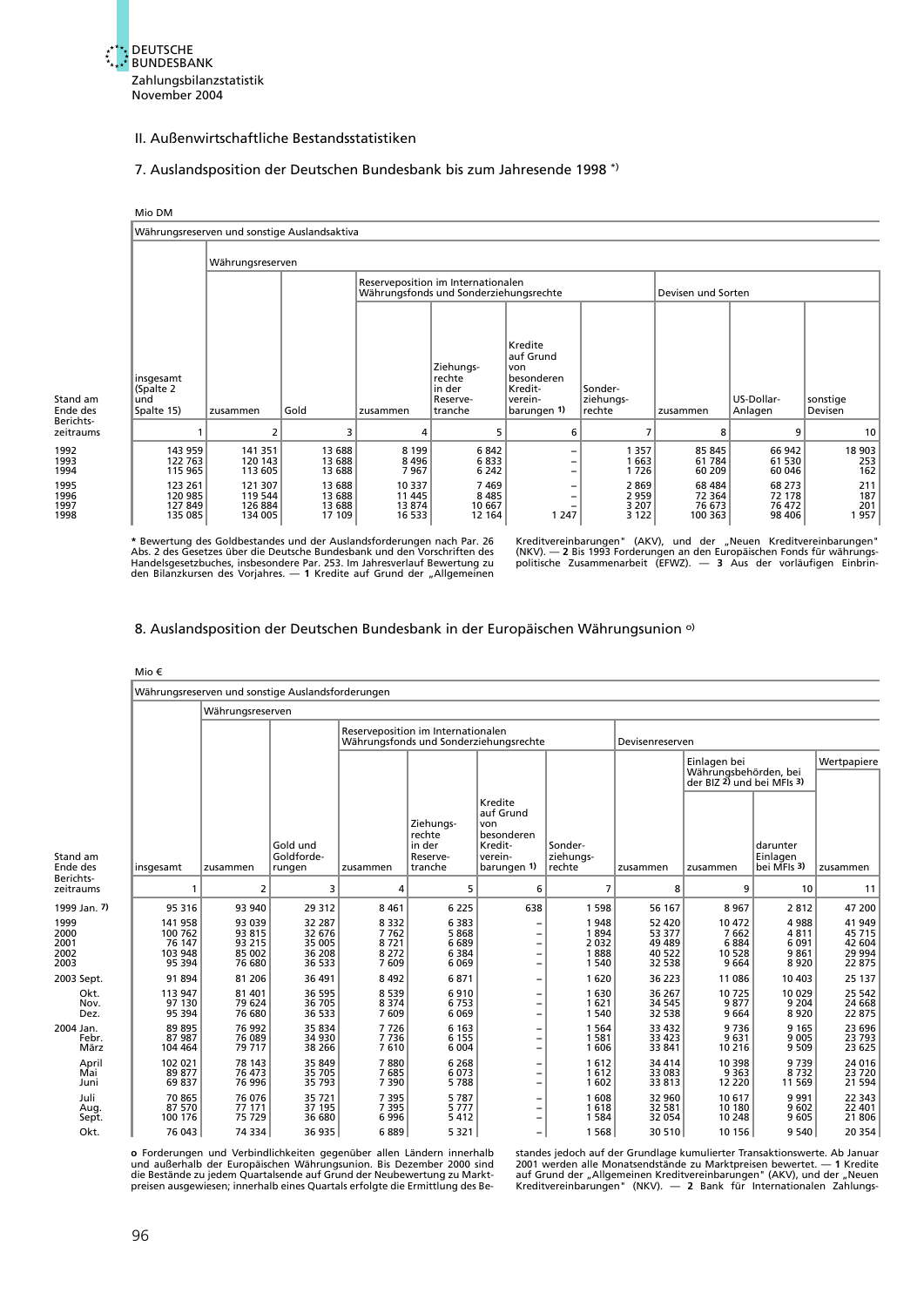## II. Außenwirtschaftliche Bestandsstatistiken

### 7. Auslandsposition der Deutschen Bundesbank bis zum Jahresende 1998 *)

Mio DM

| Stand am Ende des Berichtszeitraums | Währungsreserven und sonstige Auslandsaktiva | | | | | | | | | |
|---|---|---|---|---|---|---|---|---|---|---|
| | insgesamt (Spalte 2 und Spalte 15) | Währungsreserven | | | | | | | | |
| | | zusammen | Gold | Reserveposition im Internationalen Währungsfonds und Sonderziehungsrechte | | | | Devisen und Sorten | | |
| | | | | zusammen | Ziehungsrechte in der Reservetranche | Kredite auf Grund von besonderen Kreditvereinbarungen 1) | Sonderziehungsrechte | zusammen | US-Dollar-Anlagen | sonstige Devisen |
| | 1 | 2 | 3 | 4 | 5 | 6 | 7 | 8 | 9 | 10 |
| 1992 | 143 959 | 141 351 | 13 688 | 8 199 | 6 842 | – | 1 357 | 85 845 | 66 942 | 18 903 |
| 1993 | 122 763 | 120 143 | 13 688 | 8 496 | 6 833 | – | 1 663 | 61 784 | 61 530 | 253 |
| 1994 | 115 965 | 113 605 | 13 688 | 7 967 | 6 242 | – | 1 726 | 60 209 | 60 046 | 162 |
| 1995 | 123 261 | 121 307 | 13 688 | 10 337 | 7 469 | – | 2 869 | 68 484 | 68 273 | 211 |
| 1996 | 120 985 | 119 544 | 13 688 | 11 445 | 8 485 | – | 2 959 | 72 364 | 72 178 | 187 |
| 1997 | 127 849 | 126 884 | 13 688 | 13 874 | 10 667 | – | 3 207 | 76 673 | 76 472 | 201 |
| 1998 | 135 085 | 134 005 | 17 109 | 16 533 | 12 164 | 1 247 | 3 122 | 100 363 | 98 406 | 1 957 |

* Bewertung des Goldbestandes und der Auslandsforderungen nach Par. 26 Abs. 2 des Gesetzes über die Deutsche Bundesbank und den Vorschriften des Handelsgesetzbuches, insbesondere Par. 253. Im Jahresverlauf Bewertung zu den Bilanzkursen des Vorjahres. — 1 Kredite auf Grund der „Allgemeinen Kreditvereinbarungen" (AKV), und der „Neuen Kreditvereinbarungen" (NKV). — 2 Bis 1993 Forderungen an den Europäischen Fonds für währungspolitische Zusammenarbeit (EFWZ). — 3 Aus der vorläufigen Einbrin-

### 8. Auslandsposition der Deutschen Bundesbank in der Europäischen Währungsunion o)

Mio €

| Stand am Ende des Berichtszeitraums | Währungsreserven und sonstige Auslandsforderungen | | | | | | | | | | |
|---|---|---|---|---|---|---|---|---|---|---|---|
| | insgesamt | Währungsreserven | | | | | | | | | |
| | | zusammen | Gold und Goldforderungen | Reserveposition im Internationalen Währungsfonds und Sonderziehungsrechte | | | | Devisenreserven | | | |
| | | | | zusammen | Ziehungsrechte in der Reservetranche | Kredite auf Grund von besonderen Kreditvereinbarungen 1) | Sonderziehungsrechte | zusammen | Einlagen bei Währungsbehörden, bei der BIZ 2) und bei MFIs 3) | | Wertpapiere |
| | | | | | | | | | zusammen | darunter Einlagen bei MFIs 3) | zusammen |
| | 1 | 2 | 3 | 4 | 5 | 6 | 7 | 8 | 9 | 10 | 11 |
| 1999 Jan. 7) | 95 316 | 93 940 | 29 312 | 8 461 | 6 225 | 638 | 1 598 | 56 167 | 8 967 | 2 812 | 47 200 |
| 1999 | 141 958 | 93 039 | 32 287 | 8 332 | 6 383 | – | 1 948 | 52 420 | 10 472 | 4 988 | 41 949 |
| 2000 | 100 762 | 93 815 | 32 676 | 7 762 | 5 868 | – | 1 894 | 53 377 | 7 662 | 4 811 | 45 715 |
| 2001 | 76 147 | 93 215 | 35 005 | 8 721 | 6 689 | – | 2 032 | 49 489 | 6 884 | 6 091 | 42 604 |
| 2002 | 103 948 | 85 002 | 36 208 | 8 272 | 6 384 | – | 1 888 | 40 522 | 10 528 | 9 861 | 29 994 |
| 2003 | 95 394 | 76 680 | 36 533 | 7 609 | 6 069 | – | 1 540 | 32 538 | 9 664 | 8 920 | 22 875 |
| 2003 Sept. | 91 894 | 81 206 | 36 491 | 8 492 | 6 871 | – | 1 620 | 36 223 | 11 086 | 10 403 | 25 137 |
| Okt. | 113 947 | 81 401 | 36 595 | 8 539 | 6 910 | – | 1 630 | 36 267 | 10 725 | 10 029 | 25 542 |
| Nov. | 97 130 | 79 624 | 36 705 | 8 374 | 6 753 | – | 1 621 | 34 545 | 9 877 | 9 204 | 24 668 |
| Dez. | 95 394 | 76 680 | 36 533 | 7 609 | 6 069 | – | 1 540 | 32 538 | 9 664 | 8 920 | 22 875 |
| 2004 Jan. | 89 895 | 76 992 | 35 834 | 7 726 | 6 163 | – | 1 564 | 33 432 | 9 736 | 9 165 | 23 696 |
| Febr. | 87 987 | 76 089 | 34 930 | 7 736 | 6 155 | – | 1 581 | 33 423 | 9 631 | 9 005 | 23 793 |
| März | 104 464 | 79 717 | 38 266 | 7 610 | 6 004 | – | 1 606 | 33 841 | 10 216 | 9 509 | 23 625 |
| April | 102 021 | 78 143 | 35 849 | 7 880 | 6 268 | – | 1 612 | 34 414 | 10 398 | 9 739 | 24 016 |
| Mai | 89 877 | 76 473 | 35 705 | 7 685 | 6 073 | – | 1 612 | 33 083 | 9 363 | 8 732 | 23 720 |
| Juni | 69 837 | 76 996 | 35 793 | 7 390 | 5 788 | – | 1 602 | 33 813 | 12 220 | 11 569 | 21 594 |
| Juli | 70 865 | 76 076 | 35 721 | 7 395 | 5 787 | – | 1 608 | 32 960 | 10 617 | 9 991 | 22 343 |
| Aug. | 87 570 | 77 171 | 37 195 | 7 395 | 5 777 | – | 1 618 | 32 581 | 10 180 | 9 602 | 22 401 |
| Sept. | 100 176 | 75 729 | 36 680 | 6 996 | 5 412 | – | 1 584 | 32 054 | 10 248 | 9 605 | 21 806 |
| Okt. | 76 043 | 74 334 | 36 935 | 6 889 | 5 321 | – | 1 568 | 30 510 | 10 156 | 9 540 | 20 354 |

o Forderungen und Verbindlichkeiten gegenüber allen Ländern innerhalb und außerhalb der Europäischen Währungsunion. Bis Dezember 2000 sind die Bestände zu jedem Quartalsende auf Grund der Neubewertung zu Marktpreisen ausgewiesen; innerhalb eines Quartals erfolgte die Ermittlung des Bestandes jedoch auf der Grundlage kumulierter Transaktionswerte. Ab Januar 2001 werden alle Monatsendstände zu Marktpreisen bewertet. — 1 Kredite auf Grund der „Allgemeinen Kreditvereinbarungen" (AKV), und der „Neuen Kreditvereinbarungen" (NKV). — 2 Bank für Internationalen Zahlungs-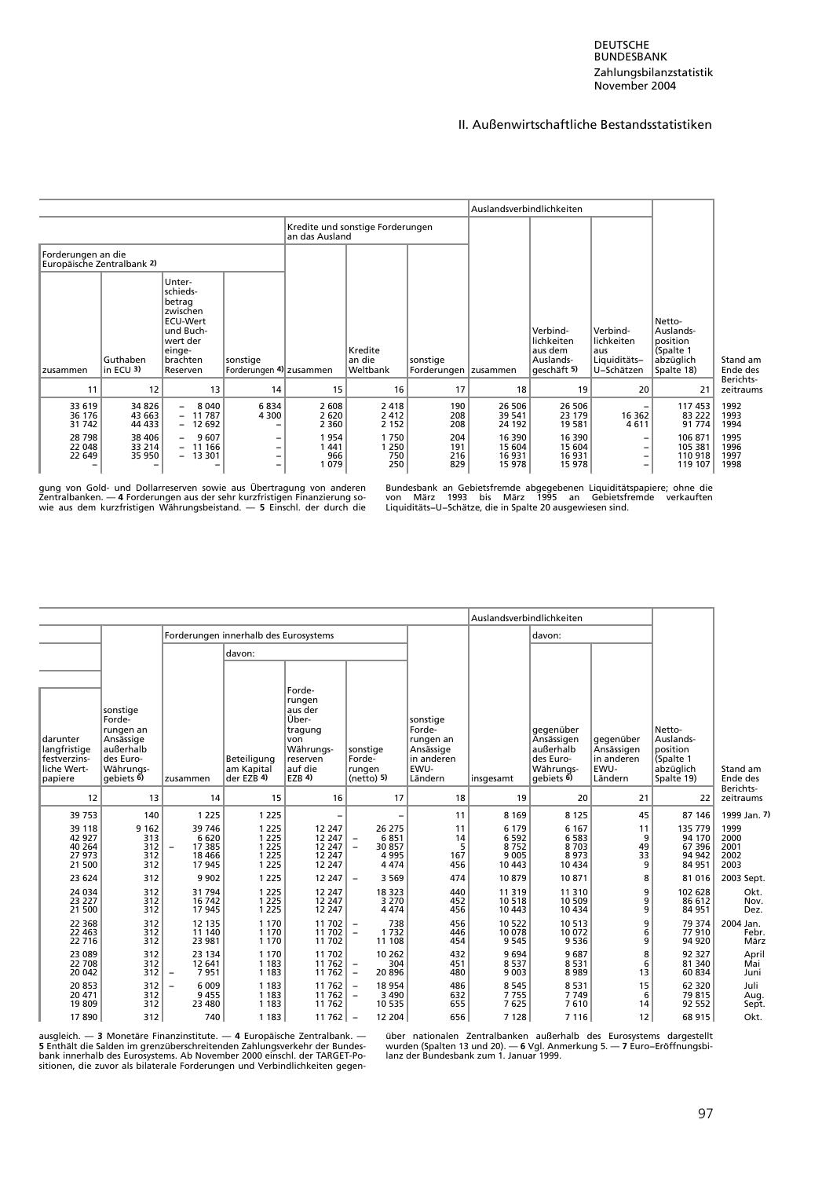## II. Außenwirtschaftliche Bestandsstatistiken

| | | | | Kredite und sonstige Forderungen an das Ausland | | | Auslandsverbindlichkeiten | | | | |
|---|---|---|---|---|---|---|---|---|---|---|---|
| Forderungen an die Europäische Zentralbank 2) | | | | | | | | | | | |
| zusammen | Guthaben in ECU 3) | Unterschiedsbetrag zwischen ECU-Wert und Buchwert der eingebrachten Reserven | sonstige Forderungen 4) | zusammen | Kredite an die Weltbank | sonstige Forderungen | zusammen | Verbindlichkeiten aus dem Auslandsgeschäft 5) | Verbindlichkeiten aus Liquiditäts–U–Schätzen | Netto-Auslandsposition (Spalte 1 abzüglich Spalte 18) | Stand am Ende des Berichtszeitraums |
| 11 | 12 | 13 | 14 | 15 | 16 | 17 | 18 | 19 | 20 | 21 | |
| 33 619 | 34 826 | – 8 040 | 6 834 | 2 608 | 2 418 | 190 | 26 506 | 26 506 | – | 117 453 | 1992 |
| 36 176 | 43 663 | – 11 787 | 4 300 | 2 620 | 2 412 | 208 | 39 541 | 23 179 | 16 362 | 83 222 | 1993 |
| 31 742 | 44 433 | – 12 692 | – | 2 360 | 2 152 | 208 | 24 192 | 19 581 | 4 611 | 91 774 | 1994 |
| 28 798 | 38 406 | – 9 607 | – | 1 954 | 1 750 | 204 | 16 390 | 16 390 | – | 106 871 | 1995 |
| 22 048 | 33 214 | – 11 166 | – | 1 441 | 1 250 | 191 | 15 604 | 15 604 | – | 105 381 | 1996 |
| 22 649 | 35 950 | – 13 301 | – | 966 | 750 | 216 | 16 931 | 16 931 | – | 110 918 | 1997 |
| – | – | – | – | 1 079 | 250 | 829 | 15 978 | 15 978 | – | 119 107 | 1998 |

gung von Gold- und Dollarreserven sowie aus Übertragung von anderen Zentralbanken. — **4** Forderungen aus der sehr kurzfristigen Finanzierung sowie aus dem kurzfristigen Währungsbeistand. — **5** Einschl. der durch die Bundesbank an Gebietsfremde abgegebenen Liquiditätspapiere; ohne die von März 1993 bis März 1995 an Gebietsfremde verkauften Liquiditäts–U–Schätze, die in Spalte 20 ausgewiesen sind.

| | | Forderungen innerhalb des Eurosystems | | | | | Auslandsverbindlichkeiten | | | | |
|---|---|---|---|---|---|---|---|---|---|---|---|
| | | | davon: | | | | | davon: | | | |
| darunter langfristige festverzinsliche Wertpapiere | sonstige Forderungen an Ansässige außerhalb des Euro-Währungsgebiets 6) | zusammen | Beteiligung am Kapital der EZB 4) | Forderungen aus der Übertragung von Währungsreserven auf die EZB 4) | sonstige Forderungen (netto) 5) | sonstige Forderungen an Ansässige in anderen EWU-Ländern | insgesamt | gegenüber Ansässigen außerhalb des Euro-Währungsgebiets 6) | gegenüber Ansässigen in anderen EWU-Ländern | Netto-Auslandsposition (Spalte 1 abzüglich Spalte 19) | Stand am Ende des Berichtszeitraums |
| 12 | 13 | 14 | 15 | 16 | 17 | 18 | 19 | 20 | 21 | 22 | |
| 39 753 | 140 | 1 225 | 1 225 | – | – | 11 | 8 169 | 8 125 | 45 | 87 146 | 1999 Jan. 7) |
| 39 118 | 9 162 | 39 746 | 1 225 | 12 247 | 26 275 | 11 | 6 179 | 6 167 | 11 | 135 779 | 1999 |
| 42 927 | 313 | 6 620 | 1 225 | 12 247 | – 6 851 | 14 | 6 592 | 6 583 | 9 | 94 170 | 2000 |
| 40 264 | 312 | – 17 385 | 1 225 | 12 247 | – 30 857 | 5 | 8 752 | 8 703 | 49 | 67 396 | 2001 |
| 27 973 | 312 | 18 466 | 1 225 | 12 247 | 4 995 | 167 | 9 005 | 8 973 | 33 | 94 942 | 2002 |
| 21 500 | 312 | 17 945 | 1 225 | 12 247 | 4 474 | 456 | 10 443 | 10 434 | 9 | 84 951 | 2003 |
| 23 624 | 312 | 9 902 | 1 225 | 12 247 | – 3 569 | 474 | 10 879 | 10 871 | 8 | 81 016 | 2003 Sept. |
| 24 034 | 312 | 31 794 | 1 225 | 12 247 | 18 323 | 440 | 11 319 | 11 310 | 9 | 102 628 | Okt. |
| 23 227 | 312 | 16 742 | 1 225 | 12 247 | 3 270 | 452 | 10 518 | 10 509 | 9 | 86 612 | Nov. |
| 21 500 | 312 | 17 945 | 1 225 | 12 247 | 4 474 | 456 | 10 443 | 10 434 | 9 | 84 951 | Dez. |
| 22 368 | 312 | 12 135 | 1 170 | 11 702 | – 738 | 456 | 10 522 | 10 513 | 9 | 79 374 | 2004 Jan. |
| 22 463 | 312 | 11 140 | 1 170 | 11 702 | – 1 732 | 446 | 10 078 | 10 072 | 6 | 77 910 | Febr. |
| 22 716 | 312 | 23 981 | 1 170 | 11 702 | 11 108 | 454 | 9 545 | 9 536 | 9 | 94 920 | März |
| 23 089 | 312 | 23 134 | 1 170 | 11 702 | 10 262 | 432 | 9 694 | 9 687 | 8 | 92 327 | April |
| 22 708 | 312 | 12 641 | 1 183 | 11 762 | – 304 | 451 | 8 537 | 8 531 | 6 | 81 340 | Mai |
| 20 042 | 312 | – 7 951 | 1 183 | 11 762 | – 20 896 | 480 | 9 003 | 8 989 | 13 | 60 834 | Juni |
| 20 853 | 312 | – 6 009 | 1 183 | 11 762 | – 18 954 | 486 | 8 545 | 8 531 | 15 | 62 320 | Juli |
| 20 471 | 312 | 9 455 | 1 183 | 11 762 | – 3 490 | 632 | 7 755 | 7 749 | 6 | 79 815 | Aug. |
| 19 809 | 312 | 23 480 | 1 183 | 11 762 | 10 535 | 655 | 7 625 | 7 610 | 14 | 92 552 | Sept. |
| 17 890 | 312 | 740 | 1 183 | 11 762 | – 12 204 | 656 | 7 128 | 7 116 | 12 | 68 915 | Okt. |

ausgleich. — **3** Monetäre Finanzinstitute. — **4** Europäische Zentralbank. — **5** Enthält die Salden im grenzüberschreitenden Zahlungsverkehr der Bundesbank innerhalb des Eurosystems. Ab November 2000 einschl. der TARGET-Positionen, die zuvor als bilaterale Forderungen und Verbindlichkeiten gegenüber nationalen Zentralbanken außerhalb des Eurosystems dargestellt wurden (Spalten 13 und 20). — **6** Vgl. Anmerkung 5. — **7** Euro–Eröffnungsbilanz der Bundesbank zum 1. Januar 1999.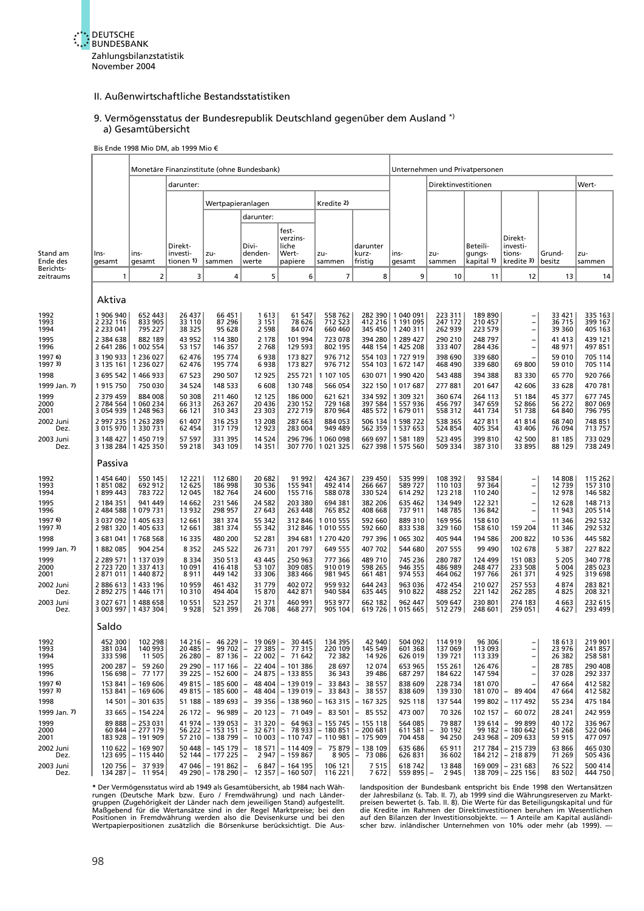## II. Außenwirtschaftliche Bestandsstatistiken

### 9. Vermögensstatus der Bundesrepublik Deutschland gegenüber dem Ausland *)
#### a) Gesamtübersicht

Bis Ende 1998 Mio DM, ab 1999 Mio €

| Stand am Ende des Berichts-zeitraums | Ins-gesamt | Monetäre Finanzinstitute (ohne Bundesbank) | | | | | | | Unternehmen und Privatpersonen | | | | | |
|---|---|---|---|---|---|---|---|---|---|---|---|---|---|---|
| | | ins-gesamt | darunter: | | | | | | ins-gesamt | Direktinvestitionen | | | | Wert- |
| | | | Direkt-investi-tionen 1) | Wertpapieranlagen | | | Kredite 2) | | | zu-sammen | Beteili-gungs-kapital 1) | Direkt-investi-tions-kredite 3) | Grund-besitz | zu-sammen |
| | | | | zu-sammen | darunter: Divi-denden-werte | darunter: fest-verzins-liche Wert-papiere | zu-sammen | darunter kurz-fristig | | | | | | |
| | 1 | 2 | 3 | 4 | 5 | 6 | 7 | 8 | 9 | 10 | 11 | 12 | 13 | 14 |
| **Aktiva** | | | | | | | | | | | | | | |
| 1992 | 1 906 940 | 652 443 | 26 437 | 66 451 | 1 613 | 61 547 | 558 762 | 282 390 | 1 040 091 | 223 311 | 189 890 | – | 33 421 | 335 163 |
| 1993 | 2 232 116 | 833 905 | 33 110 | 87 296 | 3 151 | 78 626 | 712 523 | 412 216 | 1 191 095 | 247 172 | 210 457 | – | 36 715 | 399 167 |
| 1994 | 2 233 041 | 795 227 | 38 325 | 95 628 | 2 598 | 84 074 | 660 460 | 345 450 | 1 240 311 | 262 939 | 223 579 | – | 39 360 | 405 163 |
| 1995 | 2 384 638 | 882 189 | 43 952 | 114 380 | 2 178 | 101 994 | 723 078 | 394 280 | 1 289 427 | 290 210 | 248 797 | – | 41 413 | 439 121 |
| 1996 | 2 641 286 | 1 002 554 | 53 157 | 146 357 | 2 768 | 129 593 | 802 195 | 448 154 | 1 425 208 | 333 407 | 284 436 | – | 48 971 | 497 851 |
| 1997 6) | 3 190 933 | 1 236 027 | 62 476 | 195 774 | 6 938 | 173 827 | 976 712 | 554 103 | 1 727 919 | 398 690 | 339 680 | – | 59 010 | 705 114 |
| 1997 3) | 3 135 161 | 1 236 027 | 62 476 | 195 774 | 6 938 | 173 827 | 976 712 | 554 103 | 1 672 147 | 468 490 | 339 680 | 69 800 | 59 010 | 705 114 |
| 1998 | 3 695 542 | 1 466 933 | 67 523 | 290 507 | 12 925 | 255 721 | 1 107 105 | 630 071 | 1 990 420 | 543 488 | 394 388 | 83 330 | 65 770 | 920 766 |
| 1999 Jan. 7) | 1 915 750 | 750 030 | 34 524 | 148 533 | 6 608 | 130 748 | 566 054 | 322 150 | 1 017 687 | 277 881 | 201 647 | 42 606 | 33 628 | 470 781 |
| 1999 | 2 379 459 | 884 008 | 50 308 | 211 460 | 12 125 | 186 000 | 621 621 | 334 592 | 1 309 321 | 360 674 | 264 113 | 51 184 | 45 377 | 677 745 |
| 2000 | 2 784 564 | 1 060 234 | 66 313 | 263 267 | 20 436 | 230 152 | 729 168 | 397 584 | 1 557 936 | 456 797 | 347 659 | 52 866 | 56 272 | 807 069 |
| 2001 | 3 054 939 | 1 248 963 | 66 121 | 310 343 | 23 303 | 272 719 | 870 964 | 485 572 | 1 679 011 | 558 312 | 441 734 | 51 738 | 64 840 | 796 795 |
| 2002 Juni | 2 997 235 | 1 263 289 | 61 407 | 316 253 | 13 208 | 287 663 | 884 053 | 506 134 | 1 598 722 | 538 365 | 427 811 | 41 814 | 68 740 | 748 851 |
| Dez. | 3 015 970 | 1 330 731 | 62 454 | 317 179 | 12 923 | 283 004 | 949 489 | 562 359 | 1 537 653 | 524 854 | 405 354 | 43 406 | 76 094 | 713 757 |
| 2003 Juni | 3 148 427 | 1 450 719 | 57 597 | 331 395 | 14 524 | 296 796 | 1 060 098 | 669 697 | 1 581 189 | 523 495 | 399 810 | 42 500 | 81 185 | 733 029 |
| Dez. | 3 138 284 | 1 425 350 | 59 218 | 343 109 | 14 351 | 307 770 | 1 021 325 | 627 398 | 1 575 560 | 509 334 | 387 310 | 33 895 | 88 129 | 738 249 |
| **Passiva** | | | | | | | | | | | | | | |
| 1992 | 1 454 640 | 550 145 | 12 221 | 112 680 | 20 682 | 91 992 | 424 367 | 239 450 | 535 999 | 108 392 | 93 584 | – | 14 808 | 115 262 |
| 1993 | 1 851 082 | 692 912 | 12 625 | 186 998 | 30 536 | 155 941 | 492 414 | 266 667 | 589 727 | 110 103 | 97 364 | – | 12 739 | 157 310 |
| 1994 | 1 899 443 | 783 722 | 12 045 | 182 764 | 24 600 | 155 716 | 588 078 | 330 524 | 614 292 | 123 218 | 110 240 | – | 12 978 | 146 582 |
| 1995 | 2 184 351 | 941 449 | 14 662 | 231 546 | 24 582 | 203 380 | 694 381 | 382 206 | 635 462 | 134 949 | 122 321 | – | 12 628 | 148 713 |
| 1996 | 2 484 588 | 1 079 731 | 13 932 | 298 957 | 27 643 | 263 448 | 765 852 | 408 668 | 737 911 | 148 785 | 136 842 | – | 11 943 | 205 514 |
| 1997 6) | 3 037 092 | 1 405 633 | 12 661 | 381 374 | 55 342 | 312 846 | 1 010 555 | 592 660 | 889 310 | 169 956 | 158 610 | – | 11 346 | 292 532 |
| 1997 3) | 2 981 320 | 1 405 633 | 12 661 | 381 374 | 55 342 | 312 846 | 1 010 555 | 592 660 | 833 538 | 329 160 | 158 610 | 159 204 | 11 346 | 292 532 |
| 1998 | 3 681 041 | 1 768 568 | 16 335 | 480 200 | 52 281 | 394 681 | 1 270 420 | 797 396 | 1 065 302 | 405 944 | 194 586 | 200 822 | 10 536 | 445 582 |
| 1999 Jan. 7) | 1 882 085 | 904 254 | 8 352 | 245 522 | 26 731 | 201 797 | 649 555 | 407 702 | 544 680 | 207 555 | 99 490 | 102 678 | 5 387 | 227 822 |
| 1999 | 2 289 571 | 1 137 039 | 8 334 | 350 513 | 43 445 | 250 963 | 777 366 | 489 710 | 745 236 | 280 787 | 124 499 | 151 083 | 5 205 | 340 778 |
| 2000 | 2 723 720 | 1 337 413 | 10 091 | 416 418 | 53 107 | 309 085 | 910 019 | 598 265 | 946 355 | 486 989 | 248 477 | 233 508 | 5 004 | 285 023 |
| 2001 | 2 871 011 | 1 440 872 | 8 911 | 449 142 | 33 306 | 383 466 | 981 945 | 661 481 | 974 553 | 464 062 | 197 766 | 261 371 | 4 925 | 319 698 |
| 2002 Juni | 2 886 613 | 1 433 196 | 10 959 | 461 432 | 31 779 | 402 072 | 959 932 | 644 243 | 963 036 | 472 454 | 210 027 | 257 553 | 4 874 | 283 821 |
| Dez. | 2 892 275 | 1 446 171 | 10 310 | 494 404 | 15 870 | 442 871 | 940 584 | 635 445 | 910 822 | 488 252 | 221 142 | 262 285 | 4 825 | 208 321 |
| 2003 Juni | 3 027 671 | 1 488 658 | 10 551 | 523 257 | 21 371 | 460 991 | 953 977 | 662 182 | 962 447 | 509 647 | 230 801 | 274 183 | 4 663 | 232 615 |
| Dez. | 3 003 997 | 1 437 304 | 9 928 | 521 399 | 26 708 | 468 277 | 905 104 | 619 726 | 1 015 665 | 512 279 | 248 601 | 259 051 | 4 627 | 293 499 |
| **Saldo** | | | | | | | | | | | | | | |
| 1992 | 452 300 | 102 298 | 14 216 | – 46 229 | – 19 069 | – 30 445 | 134 395 | 42 940 | 504 092 | 114 919 | 96 306 | – | 18 613 | 219 901 |
| 1993 | 381 034 | 140 993 | 20 485 | – 99 702 | – 27 385 | – 77 315 | 220 109 | 145 549 | 601 368 | 137 069 | 113 093 | – | 23 976 | 241 857 |
| 1994 | 333 598 | 11 505 | 26 280 | – 87 136 | – 22 002 | – 71 642 | 72 382 | 14 926 | 626 019 | 139 721 | 113 339 | – | 26 382 | 258 581 |
| 1995 | 200 287 | – 59 260 | 29 290 | – 117 166 | – 22 404 | – 101 386 | 28 697 | 12 074 | 653 965 | 155 261 | 126 476 | – | 28 785 | 290 408 |
| 1996 | 156 698 | – 77 177 | 39 225 | – 152 600 | – 24 875 | – 133 855 | 36 343 | 39 486 | 687 297 | 184 622 | 147 594 | – | 37 028 | 292 337 |
| 1997 6) | 153 841 | – 169 606 | 49 815 | – 185 600 | – 48 404 | – 139 019 | – 33 843 | – 38 557 | 838 609 | 228 734 | 181 070 | – | 47 664 | 412 582 |
| 1997 3) | 153 841 | – 169 606 | 49 815 | – 185 600 | – 48 404 | – 139 019 | – 33 843 | – 38 557 | 838 609 | 139 330 | 181 070 | – 89 404 | 47 664 | 412 582 |
| 1998 | 14 501 | – 301 635 | 51 188 | – 189 693 | – 39 356 | – 138 960 | – 163 315 | – 167 325 | 925 118 | 137 544 | 199 802 | – 117 492 | 55 234 | 475 184 |
| 1999 Jan. 7) | 33 665 | – 154 224 | 26 172 | – 96 989 | – 20 123 | – 71 049 | – 83 501 | – 85 552 | 473 007 | 70 326 | 102 157 | – 60 072 | 28 241 | 242 959 |
| 1999 | 89 888 | – 253 031 | 41 974 | – 139 053 | – 31 320 | – 64 963 | – 155 745 | – 155 118 | 564 085 | 79 887 | 139 614 | – 99 899 | 40 172 | 336 967 |
| 2000 | 60 844 | – 277 179 | 56 222 | – 153 151 | – 32 671 | – 78 933 | – 180 851 | – 200 681 | 611 581 | – 30 192 | 99 182 | – 180 642 | 51 268 | 522 046 |
| 2001 | 183 928 | – 191 909 | 57 210 | – 138 799 | – 10 003 | – 110 747 | – 110 981 | – 175 909 | 704 458 | 94 250 | 243 968 | – 209 633 | 59 915 | 477 097 |
| 2002 Juni | 110 622 | – 169 907 | 50 448 | – 145 179 | – 18 571 | – 114 409 | – 75 879 | – 138 109 | 635 686 | 65 911 | 217 784 | – 215 739 | 63 866 | 465 030 |
| Dez. | 123 695 | – 115 440 | 52 144 | – 177 225 | – 2 947 | – 159 867 | 8 905 | – 73 086 | 626 831 | 36 602 | 184 212 | – 218 879 | 71 269 | 505 436 |
| 2003 Juni | 120 756 | – 37 939 | 47 046 | – 191 862 | – 6 847 | – 164 195 | 106 121 | 7 515 | 618 742 | 13 848 | 169 009 | – 231 683 | 76 522 | 500 414 |
| Dez. | 134 287 | – 11 954 | 49 290 | – 178 290 | – 12 357 | – 160 507 | 116 221 | 7 672 | 559 895 | – 2 945 | 138 709 | – 225 156 | 83 502 | 444 750 |

* Der Vermögensstatus wird ab 1949 als Gesamtübersicht, ab 1984 nach Währungen (Deutsche Mark bzw. Euro / Fremdwährung) und nach Ländergruppen (Zugehörigkeit der Länder nach dem jeweiligen Stand) aufgestellt. Maßgebend für die Wertansätze sind in der Regel Marktpreise; bei den Positionen in Fremdwährung werden also die Devisenkurse und bei den Wertpapierpositionen zusätzlich die Börsenkurse berücksichtigt. Die Auslandsposition der Bundesbank entspricht bis Ende 1998 den Wertansätzen der Jahresbilanz (s. Tab. II. 7), ab 1999 sind die Währungsreserven zu Marktpreisen bewertet (s. Tab. II. 8). Die Werte für das Beteiligungskapital und für die Kredite im Rahmen der Direktinvestitionen beruhen im Wesentlichen auf den Bilanzen der Investitionsobjekte. — **1** Anteile am Kapital ausländischer bzw. inländischer Unternehmen von 10% oder mehr (ab 1999). —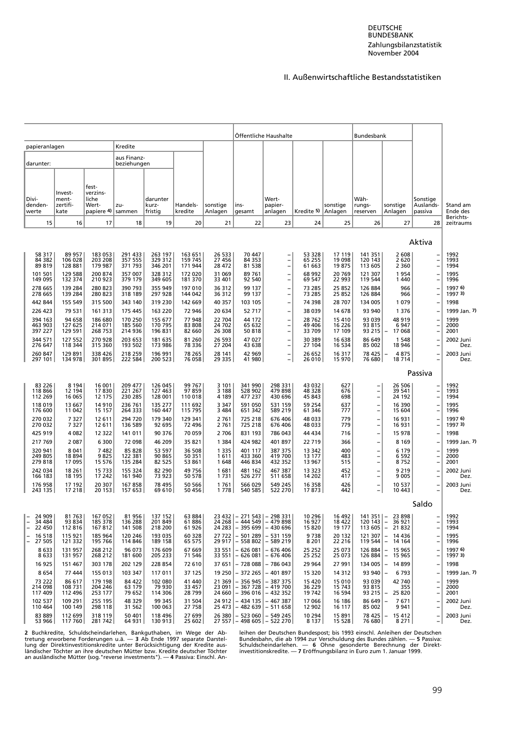## II. Außenwirtschaftliche Bestandsstatistiken

| papieranlagen | | | | Kredite | | | | | Öffentliche Haushalte | | | | Bundesbank | | | |
|---|---|---|---|---|---|---|---|---|---|---|---|---|---|---|---|---|
| darunter: | | | aus Finanzbeziehungen | | | | | | | | | | | | | |
| Dividendenwerte | Investmentzertifikate | festverzinsliche Wertpapiere 4) | zusammen | darunter kurzfristig | Handelskredite | sonstige Anlagen | insgesamt | Wertpapieranlagen | Kredite 5) | sonstige Anlagen | Währungsreserven | sonstige Anlagen | Sonstige Auslandspassiva | Stand am Ende des Berichtszeitraums |
| 15 | 16 | 17 | 18 | 19 | 20 | 21 | 22 | 23 | 24 | 25 | 26 | 27 | 28 | |
| | | | | | | | | | | | | | **Aktiva** | |
| 58 317 | 89 957 | 183 053 | 291 433 | 263 197 | 163 651 | 26 533 | 70 447 | – | 53 328 | 17 119 | 141 351 | 2 608 | – | 1992 |
| 84 382 | 106 028 | 203 208 | 357 555 | 329 312 | 159 745 | 27 456 | 84 353 | – | 65 255 | 19 098 | 120 143 | 2 620 | – | 1993 |
| 89 819 | 128 881 | 179 987 | 371 793 | 346 201 | 171 944 | 28 472 | 81 538 | – | 61 663 | 19 875 | 113 605 | 2 360 | – | 1994 |
| 101 501 | 129 588 | 200 874 | 357 007 | 328 312 | 172 020 | 31 069 | 89 761 | – | 68 992 | 20 769 | 121 307 | 1 954 | – | 1995 |
| 149 095 | 132 374 | 210 923 | 379 179 | 349 605 | 181 370 | 33 401 | 92 540 | – | 69 547 | 22 993 | 119 544 | 1 440 | – | 1996 |
| 278 665 | 139 284 | 280 823 | 390 793 | 355 949 | 197 010 | 36 312 | 99 137 | – | 73 285 | 25 852 | 126 884 | 966 | – | 1997 6) |
| 278 665 | 139 284 | 280 823 | 318 189 | 297 928 | 144 042 | 36 312 | 99 137 | – | 73 285 | 25 852 | 126 884 | 966 | – | 1997 3) |
| 442 844 | 155 549 | 315 500 | 343 140 | 319 230 | 142 669 | 40 357 | 103 105 | – | 74 398 | 28 707 | 134 005 | 1 079 | – | 1998 |
| 226 423 | 79 531 | 161 313 | 175 445 | 163 220 | 72 946 | 20 634 | 52 717 | – | 38 039 | 14 678 | 93 940 | 1 376 | – | 1999 Jan. 7) |
| 394 163 | 94 658 | 186 680 | 170 250 | 155 677 | 77 948 | 22 704 | 44 172 | – | 28 762 | 15 410 | 93 039 | 48 919 | – | 1999 |
| 463 903 | 127 625 | 214 071 | 185 560 | 170 795 | 83 808 | 24 702 | 65 632 | – | 49 406 | 16 226 | 93 815 | 6 947 | – | 2000 |
| 397 227 | 129 591 | 268 753 | 214 936 | 196 831 | 82 660 | 26 308 | 50 818 | – | 33 709 | 17 109 | 93 215 | – 17 068 | – | 2001 |
| 344 571 | 127 552 | 270 928 | 203 653 | 181 635 | 81 260 | 26 593 | 47 027 | – | 30 389 | 16 638 | 86 649 | 1 548 | – | 2002 Juni |
| 276 647 | 118 344 | 315 360 | 193 502 | 173 986 | 78 336 | 27 204 | 43 638 | – | 27 104 | 16 534 | 85 002 | 18 946 | – | Dez. |
| 260 847 | 129 891 | 338 426 | 218 259 | 196 991 | 78 265 | 28 141 | 42 969 | – | 26 652 | 16 317 | 78 425 | – 4 875 | – | 2003 Juni |
| 297 101 | 134 978 | 301 895 | 222 584 | 200 523 | 76 058 | 29 335 | 41 980 | – | 26 010 | 15 970 | 76 680 | 18 714 | – | Dez. |
| | | | | | | | | | | | | | **Passiva** | |
| 83 226 | 8 194 | 16 001 | 209 477 | 126 045 | 99 767 | 3 101 | 341 990 | 298 331 | 43 032 | 627 | – | 26 506 | – | 1992 |
| 118 866 | 12 194 | 17 830 | 221 267 | 127 463 | 97 859 | 3 188 | 528 902 | 479 898 | 48 328 | 676 | – | 39 541 | – | 1993 |
| 112 269 | 16 065 | 12 175 | 230 285 | 128 001 | 110 018 | 4 189 | 477 237 | 430 696 | 45 843 | 698 | – | 24 192 | – | 1994 |
| 118 019 | 13 667 | 14 910 | 236 761 | 135 277 | 111 692 | 3 347 | 591 050 | 531 159 | 59 254 | 637 | – | 16 390 | – | 1995 |
| 176 600 | 11 042 | 15 157 | 264 333 | 160 447 | 115 795 | 3 484 | 651 342 | 589 219 | 61 346 | 777 | – | 15 604 | – | 1996 |
| 270 032 | 7 327 | 12 611 | 294 720 | 179 340 | 129 341 | 2 761 | 725 218 | 676 406 | 48 033 | 779 | – | 16 931 | – | 1997 6) |
| 270 032 | 7 327 | 12 611 | 136 589 | 92 695 | 72 496 | 2 761 | 725 218 | 676 406 | 48 033 | 779 | – | 16 931 | – | 1997 3) |
| 425 919 | 4 082 | 12 322 | 141 011 | 90 376 | 70 059 | 2 706 | 831 193 | 786 043 | 44 434 | 716 | – | 15 978 | – | 1998 |
| 217 769 | 2 087 | 6 300 | 72 098 | 46 209 | 35 821 | 1 384 | 424 982 | 401 897 | 22 719 | 366 | – | 8 169 | – | 1999 Jan. 7) |
| 320 941 | 8 041 | 7 482 | 85 828 | 53 597 | 36 508 | 1 335 | 401 117 | 387 375 | 13 342 | 400 | – | 6 179 | – | 1999 |
| 249 805 | 18 894 | 9 825 | 122 381 | 90 865 | 50 351 | 1 611 | 433 360 | 419 700 | 13 177 | 483 | – | 6 592 | – | 2000 |
| 279 818 | 17 095 | 15 576 | 135 284 | 82 525 | 53 861 | 1 648 | 446 834 | 432 352 | 13 967 | 515 | – | 8 752 | – | 2001 |
| 242 034 | 18 261 | 15 733 | 155 324 | 82 290 | 49 756 | 1 681 | 481 162 | 467 387 | 13 323 | 452 | – | 9 219 | – | 2002 Juni |
| 166 183 | 18 195 | 17 242 | 161 940 | 73 923 | 50 578 | 1 731 | 526 277 | 511 658 | 14 202 | 417 | – | 9 005 | – | Dez. |
| 176 958 | 17 192 | 20 307 | 167 858 | 78 495 | 50 566 | 1 761 | 566 029 | 549 245 | 16 358 | 426 | – | 10 537 | – | 2003 Juni |
| 243 135 | 17 218 | 20 153 | 157 653 | 69 610 | 50 456 | 1 778 | 540 585 | 522 270 | 17 873 | 442 | – | 10 443 | – | Dez. |
| | | | | | | | | | | | | | **Saldo** | |
| – 24 909 | 81 763 | 167 052 | 81 956 | 137 152 | 63 884 | 23 432 | – 271 543 | – 298 331 | 10 296 | 16 492 | 141 351 | – 23 898 | – | 1992 |
| – 34 484 | 93 834 | 185 378 | 136 288 | 201 849 | 61 886 | 24 268 | – 444 549 | – 479 898 | 16 927 | 18 422 | 120 143 | – 36 921 | – | 1993 |
| – 22 450 | 112 816 | 167 812 | 141 508 | 218 200 | 61 926 | 24 283 | – 395 699 | – 430 696 | 15 820 | 19 177 | 113 605 | – 21 832 | – | 1994 |
| – 16 518 | 115 921 | 185 964 | 120 246 | 193 035 | 60 328 | 27 722 | – 501 289 | – 531 159 | 9 738 | 20 132 | 121 307 | – 14 436 | – | 1995 |
| – 27 505 | 121 332 | 195 766 | 114 846 | 189 158 | 65 575 | 29 917 | – 558 802 | – 589 219 | 8 201 | 22 216 | 119 544 | – 14 164 | – | 1996 |
| 8 633 | 131 957 | 268 212 | 96 073 | 176 609 | 67 669 | 33 551 | – 626 081 | – 676 406 | 25 252 | 25 073 | 126 884 | – 15 965 | – | 1997 6) |
| 8 633 | 131 957 | 268 212 | 181 600 | 205 233 | 71 546 | 33 551 | – 626 081 | – 676 406 | 25 252 | 25 073 | 126 884 | – 15 965 | – | 1997 3) |
| 16 925 | 151 467 | 303 178 | 202 129 | 228 854 | 72 610 | 37 651 | – 728 088 | – 786 043 | 29 964 | 27 991 | 134 005 | – 14 899 | – | 1998 |
| 8 654 | 77 444 | 155 013 | 103 347 | 117 011 | 37 125 | 19 250 | – 372 265 | – 401 897 | 15 320 | 14 312 | 93 940 | – 6 793 | – | 1999 Jan. 7) |
| 73 222 | 86 617 | 179 198 | 84 422 | 102 080 | 41 440 | 21 369 | – 356 945 | – 387 375 | 15 420 | 15 010 | 93 039 | 42 740 | – | 1999 |
| 214 098 | 108 731 | 204 246 | 63 179 | 79 930 | 33 457 | 23 091 | – 367 728 | – 419 700 | 36 229 | 15 743 | 93 815 | 355 | – | 2000 |
| 117 409 | 112 496 | 253 177 | 79 652 | 114 306 | 28 799 | 24 660 | – 396 016 | – 432 352 | 19 742 | 16 594 | 93 215 | – 25 820 | – | 2001 |
| 102 537 | 109 291 | 255 195 | 48 329 | 99 345 | 31 504 | 24 912 | – 434 135 | – 467 387 | 17 066 | 16 186 | 86 649 | – 7 671 | – | 2002 Juni |
| 110 464 | 100 149 | 298 118 | 31 562 | 100 063 | 27 758 | 25 473 | – 482 639 | – 511 658 | 12 902 | 16 117 | 85 002 | 9 941 | – | Dez. |
| 83 889 | 112 699 | 318 119 | 50 401 | 118 496 | 27 699 | 26 380 | – 523 060 | – 549 245 | 10 294 | 15 891 | 78 425 | – 15 412 | – | 2003 Juni |
| 53 966 | 117 760 | 281 742 | 64 931 | 130 913 | 25 602 | 27 557 | – 498 605 | – 522 270 | 8 137 | 15 528 | 76 680 | 8 271 | – | Dez. |

2 Buchkredite, Schuldscheindarlehen, Bankguthaben, im Wege der Abtretung erworbene Forderungen u.ä. — 3 Ab Ende 1997 separate Darstellung der Direktinvestitionskredite unter Berücksichtigung der Kredite ausländischer Töchter an ihre deutschen Mütter bzw. Kredite deutscher Töchter an ausländische Mütter (sog."reverse investments"). — 4 Passiva: Einschl. Anleihen der Deutschen Bundespost; bis 1993 einschl. Anleihen der Deutschen Bundesbahn, die ab 1994 zur Verschuldung des Bundes zählen. — 5 Passiva: Schuldscheindarlehen. — 6 Ohne gesonderte Berechnung der Direktinvestitionskredite. — 7 Eröffnungsbilanz in Euro zum 1. Januar 1999.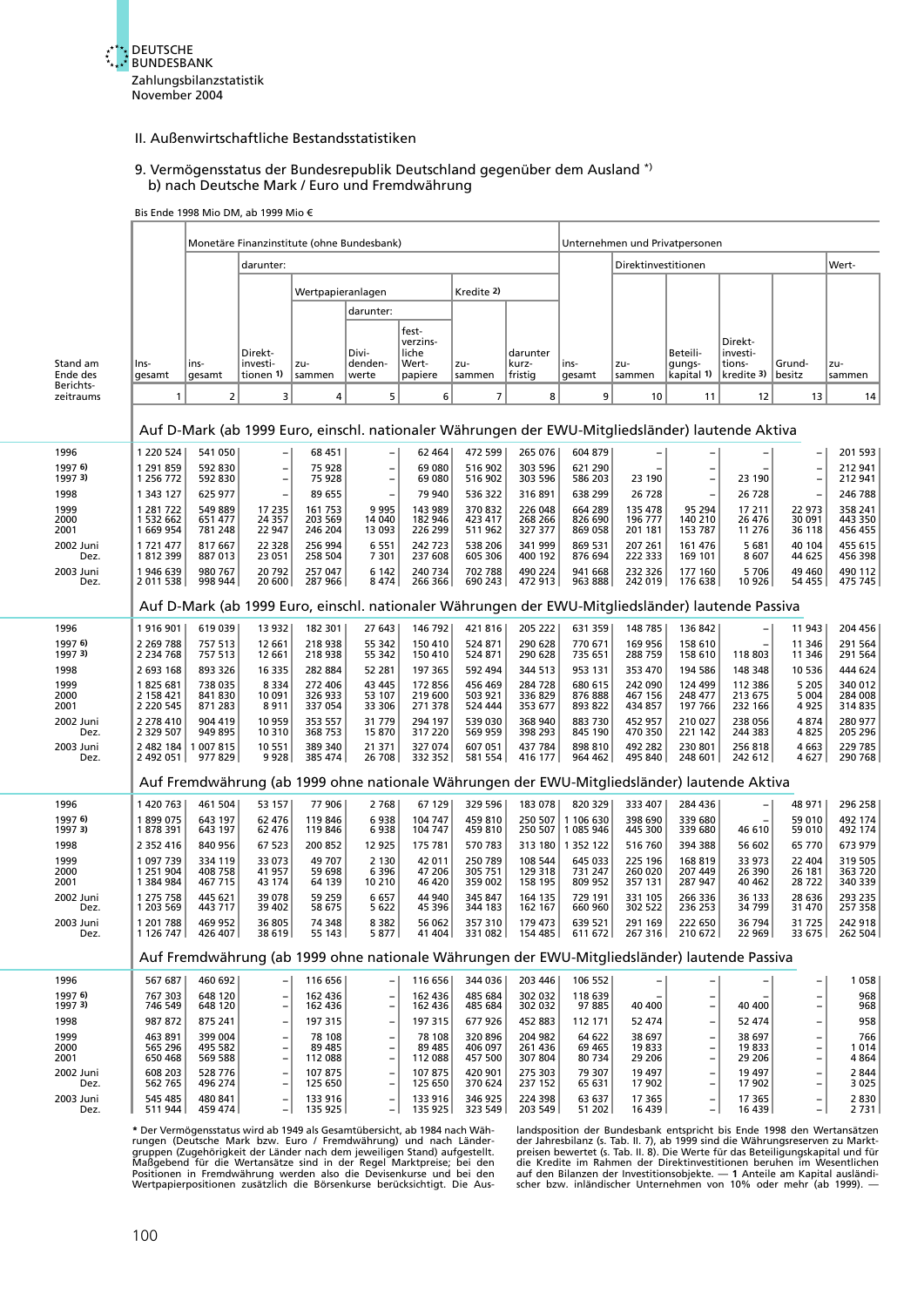II. Außenwirtschaftliche Bestandsstatistiken

### 9. Vermögensstatus der Bundesrepublik Deutschland gegenüber dem Ausland *)
### b) nach Deutsche Mark / Euro und Fremdwährung

Bis Ende 1998 Mio DM, ab 1999 Mio €

| Stand am Ende des Berichtszeitraums | Insgesamt | Monetäre Finanzinstitute (ohne Bundesbank) insgesamt | darunter: Direktinvestitionen 1) | Wertpapieranlagen zusammen | darunter: Dividendenwerte | darunter: festverzinsliche Wertpapiere | Kredite 2) zusammen | darunter kurzfristig | Unternehmen und Privatpersonen insgesamt | Direktinvestitionen zusammen | Beteiligungskapital 1) | Direktinvestitionskredite 3) | Grundbesitz | Wert- zusammen |
|---|---|---|---|---|---|---|---|---|---|---|---|---|---|---|
| | 1 | 2 | 3 | 4 | 5 | 6 | 7 | 8 | 9 | 10 | 11 | 12 | 13 | 14 |
| **Auf D-Mark (ab 1999 Euro, einschl. nationaler Währungen der EWU-Mitgliedsländer) lautende Aktiva** | | | | | | | | | | | | | | |
| 1996 | 1 220 524 | 541 050 | – | 68 451 | – | 62 464 | 472 599 | 265 076 | 604 879 | – | – | – | – | 201 593 |
| 1997 6) | 1 291 859 | 592 830 | – | 75 928 | – | 69 080 | 516 902 | 303 596 | 621 290 | – | – | – | – | 212 941 |
| 1997 3) | 1 256 772 | 592 830 | – | 75 928 | – | 69 080 | 516 902 | 303 596 | 586 203 | 23 190 | – | 23 190 | – | 212 941 |
| 1998 | 1 343 127 | 625 977 | – | 89 655 | – | 79 940 | 536 322 | 316 891 | 638 299 | 26 728 | – | 26 728 | – | 246 788 |
| 1999 | 1 281 722 | 549 889 | 17 235 | 161 753 | 9 995 | 143 989 | 370 832 | 226 048 | 664 289 | 135 478 | 95 294 | 17 211 | 22 973 | 358 241 |
| 2000 | 1 532 662 | 651 477 | 24 357 | 203 569 | 14 040 | 182 946 | 423 417 | 268 266 | 826 690 | 196 777 | 140 210 | 26 476 | 30 091 | 443 350 |
| 2001 | 1 669 954 | 781 248 | 22 947 | 246 204 | 13 093 | 226 299 | 511 962 | 327 377 | 869 058 | 201 181 | 153 787 | 11 276 | 36 118 | 456 455 |
| 2002 Juni | 1 721 477 | 817 667 | 22 328 | 256 994 | 6 551 | 242 723 | 538 206 | 341 999 | 869 531 | 207 261 | 161 476 | 5 681 | 40 104 | 455 615 |
| 2002 Dez. | 1 812 399 | 887 013 | 23 051 | 258 504 | 7 301 | 237 608 | 605 306 | 400 192 | 876 694 | 222 333 | 169 101 | 8 607 | 44 625 | 456 398 |
| 2003 Juni | 1 946 639 | 980 767 | 20 792 | 257 047 | 6 142 | 240 734 | 702 788 | 490 224 | 941 668 | 232 326 | 177 160 | 5 706 | 49 460 | 490 112 |
| 2003 Dez. | 2 011 538 | 998 944 | 20 600 | 287 966 | 8 474 | 266 366 | 690 243 | 472 913 | 963 888 | 242 019 | 176 638 | 10 926 | 54 455 | 475 745 |
| **Auf D-Mark (ab 1999 Euro, einschl. nationaler Währungen der EWU-Mitgliedsländer) lautende Passiva** | | | | | | | | | | | | | | |
| 1996 | 1 916 901 | 619 039 | 13 932 | 182 301 | 27 643 | 146 792 | 421 816 | 205 222 | 631 359 | 148 785 | 136 842 | – | 11 943 | 204 456 |
| 1997 6) | 2 269 788 | 757 513 | 12 661 | 218 938 | 55 342 | 150 410 | 524 871 | 290 628 | 770 671 | 169 956 | 158 610 | – | 11 346 | 291 564 |
| 1997 3) | 2 234 768 | 757 513 | 12 661 | 218 938 | 55 342 | 150 410 | 524 871 | 290 628 | 735 651 | 288 759 | 158 610 | 118 803 | 11 346 | 291 564 |
| 1998 | 2 693 168 | 893 326 | 16 335 | 282 884 | 52 281 | 197 365 | 592 494 | 344 513 | 953 131 | 353 470 | 194 586 | 148 348 | 10 536 | 444 624 |
| 1999 | 1 825 681 | 738 035 | 8 334 | 272 406 | 43 445 | 172 856 | 456 469 | 284 728 | 680 615 | 242 090 | 124 499 | 112 386 | 5 205 | 340 012 |
| 2000 | 2 158 421 | 841 830 | 10 091 | 326 933 | 53 107 | 219 600 | 503 921 | 336 829 | 876 888 | 467 156 | 248 477 | 213 675 | 5 004 | 284 008 |
| 2001 | 2 220 545 | 871 283 | 8 911 | 337 054 | 33 306 | 271 378 | 524 444 | 353 677 | 893 822 | 434 857 | 197 766 | 232 166 | 4 925 | 314 835 |
| 2002 Juni | 2 278 410 | 904 419 | 10 959 | 353 557 | 31 779 | 294 197 | 539 030 | 368 940 | 883 730 | 452 957 | 210 027 | 238 056 | 4 874 | 280 977 |
| 2002 Dez. | 2 329 507 | 949 895 | 10 310 | 368 753 | 15 870 | 317 220 | 569 959 | 398 293 | 845 190 | 470 350 | 221 142 | 244 383 | 4 825 | 205 296 |
| 2003 Juni | 2 482 184 | 1 007 815 | 10 551 | 389 340 | 21 371 | 327 074 | 607 051 | 437 784 | 898 810 | 492 282 | 230 801 | 256 818 | 4 663 | 229 785 |
| 2003 Dez. | 2 492 051 | 977 829 | 9 928 | 385 474 | 26 708 | 332 352 | 581 554 | 416 177 | 964 462 | 495 840 | 248 601 | 242 612 | 4 627 | 290 768 |
| **Auf Fremdwährung (ab 1999 ohne nationale Währungen der EWU-Mitgliedsländer) lautende Aktiva** | | | | | | | | | | | | | | |
| 1996 | 1 420 763 | 461 504 | 53 157 | 77 906 | 2 768 | 67 129 | 329 596 | 183 078 | 820 329 | 333 407 | 284 436 | – | 48 971 | 296 258 |
| 1997 6) | 1 899 075 | 643 197 | 62 476 | 119 846 | 6 938 | 104 747 | 459 810 | 250 507 | 1 106 630 | 398 690 | 339 680 | – | 59 010 | 492 174 |
| 1997 3) | 1 878 391 | 643 197 | 62 476 | 119 846 | 6 938 | 104 747 | 459 810 | 250 507 | 1 085 946 | 445 300 | 339 680 | 46 610 | 59 010 | 492 174 |
| 1998 | 2 352 416 | 840 956 | 67 523 | 200 852 | 12 925 | 175 781 | 570 783 | 313 180 | 1 352 122 | 516 760 | 394 388 | 56 602 | 65 770 | 673 979 |
| 1999 | 1 097 739 | 334 119 | 33 073 | 49 707 | 2 130 | 42 011 | 250 789 | 108 544 | 645 033 | 225 196 | 168 819 | 33 973 | 22 404 | 319 505 |
| 2000 | 1 251 904 | 408 758 | 41 957 | 59 698 | 6 396 | 47 206 | 305 751 | 129 318 | 731 247 | 260 020 | 207 449 | 26 390 | 26 181 | 363 720 |
| 2001 | 1 384 984 | 467 715 | 43 174 | 64 139 | 10 210 | 46 420 | 359 002 | 158 195 | 809 952 | 357 131 | 287 947 | 40 462 | 28 722 | 340 339 |
| 2002 Juni | 1 275 758 | 445 621 | 39 078 | 59 259 | 6 657 | 44 940 | 345 847 | 164 135 | 729 191 | 331 105 | 266 336 | 36 133 | 28 636 | 293 235 |
| 2002 Dez. | 1 203 569 | 443 717 | 39 402 | 58 675 | 5 622 | 45 396 | 344 183 | 162 167 | 660 960 | 302 522 | 236 253 | 34 799 | 31 470 | 257 358 |
| 2003 Juni | 1 201 788 | 469 952 | 36 805 | 74 348 | 8 382 | 56 062 | 357 310 | 179 473 | 639 521 | 291 169 | 222 650 | 36 794 | 31 725 | 242 918 |
| 2003 Dez. | 1 126 747 | 426 407 | 38 619 | 55 143 | 5 877 | 41 404 | 331 082 | 154 485 | 611 672 | 267 316 | 210 672 | 22 969 | 33 675 | 262 504 |
| **Auf Fremdwährung (ab 1999 ohne nationale Währungen der EWU-Mitgliedsländer) lautende Passiva** | | | | | | | | | | | | | | |
| 1996 | 567 687 | 460 692 | – | 116 656 | – | 116 656 | 344 036 | 203 446 | 106 552 | – | – | – | – | 1 058 |
| 1997 6) | 767 303 | 648 120 | – | 162 436 | – | 162 436 | 485 684 | 302 032 | 118 639 | – | – | – | – | 968 |
| 1997 3) | 746 549 | 648 120 | – | 162 436 | – | 162 436 | 485 684 | 302 032 | 97 885 | 40 400 | – | 40 400 | – | 968 |
| 1998 | 987 872 | 875 241 | – | 197 315 | – | 197 315 | 677 926 | 452 883 | 112 171 | 52 474 | – | 52 474 | – | 958 |
| 1999 | 463 891 | 399 004 | – | 78 108 | – | 78 108 | 320 896 | 204 982 | 64 622 | 38 697 | – | 38 697 | – | 766 |
| 2000 | 565 296 | 495 582 | – | 89 485 | – | 89 485 | 406 097 | 261 436 | 69 465 | 19 833 | – | 19 833 | – | 1 014 |
| 2001 | 650 468 | 569 588 | – | 112 088 | – | 112 088 | 457 500 | 307 804 | 80 734 | 29 206 | – | 29 206 | – | 4 864 |
| 2002 Juni | 608 203 | 528 776 | – | 107 875 | – | 107 875 | 420 901 | 275 303 | 79 307 | 19 497 | – | 19 497 | – | 2 844 |
| 2002 Dez. | 562 765 | 496 274 | – | 125 650 | – | 125 650 | 370 624 | 237 152 | 65 631 | 17 902 | – | 17 902 | – | 3 025 |
| 2003 Juni | 545 485 | 480 841 | – | 133 916 | – | 133 916 | 346 925 | 224 398 | 63 637 | 17 365 | – | 17 365 | – | 2 830 |
| 2003 Dez. | 511 944 | 459 474 | – | 135 925 | – | 135 925 | 323 549 | 203 549 | 51 202 | 16 439 | – | 16 439 | – | 2 731 |

* Der Vermögensstatus wird ab 1949 als Gesamtübersicht, ab 1984 nach Währungen (Deutsche Mark bzw. Euro / Fremdwährung) und nach Ländergruppen (Zugehörigkeit der Länder nach dem jeweiligen Stand) aufgestellt. Maßgebend für die Wertansätze sind in der Regel Marktpreise; bei den Positionen in Fremdwährung werden also die Devisenkurse und bei den Wertpapierpositionen zusätzlich die Börsenkurse berücksichtigt. Die Auslandsposition der Bundesbank entspricht bis Ende 1998 den Wertansätzen der Jahresbilanz (s. Tab. II. 7), ab 1999 sind die Währungsreserven zu Marktpreisen bewertet (s. Tab. II. 8). Die Werte für das Beteiligungskapital und für die Kredite im Rahmen der Direktinvestitionen beruhen im Wesentlichen auf den Bilanzen der Investitionsobjekte. — 1 Anteile am Kapital ausländischer bzw. inländischer Unternehmen von 10% oder mehr (ab 1999). —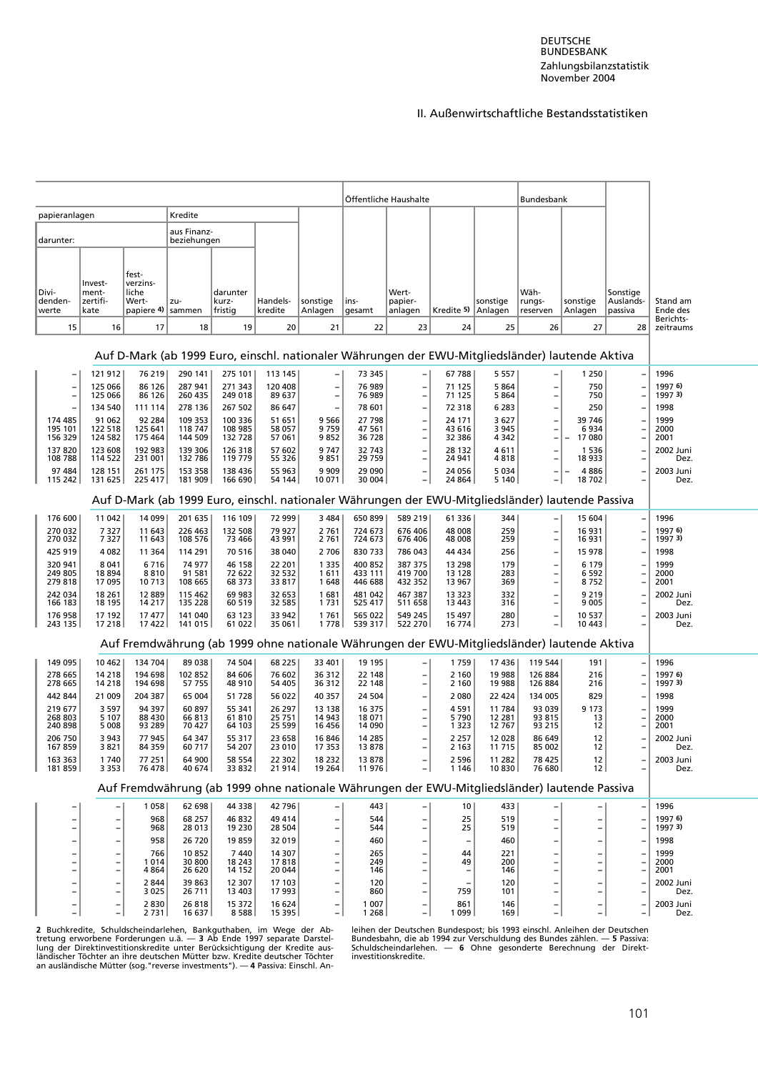II. Außenwirtschaftliche Bestandsstatistiken

| papieranlagen | | | Kredite | | | | Öffentliche Haushalte | | | | Bundesbank | | | |
|---|---|---|---|---|---|---|---|---|---|---|---|---|---|---|
| darunter: | | | aus Finanzbeziehungen | | | | | | | | | | | |
| Dividendenwerte | Investmentzertifikate | festverzinsliche Wertpapiere 4) | zusammen | darunter kurzfristig | Handelskredite | sonstige Anlagen | insgesamt | Wertpapieranlagen | Kredite 5) | sonstige Anlagen | Währungsreserven | sonstige Anlagen | Sonstige Auslandspassiva | Stand am Ende des Berichtszeitraums |
| 15 | 16 | 17 | 18 | 19 | 20 | 21 | 22 | 23 | 24 | 25 | 26 | 27 | 28 | |
| **Auf D-Mark (ab 1999 Euro, einschl. nationaler Währungen der EWU-Mitgliedsländer) lautende Aktiva** | | | | | | | | | | | | | | |
| – | 121 912 | 76 219 | 290 141 | 275 101 | 113 145 | – | 73 345 | – | 67 788 | 5 557 | – | 1 250 | – | 1996 |
| – | 125 066 | 86 126 | 287 941 | 271 343 | 120 408 | – | 76 989 | – | 71 125 | 5 864 | – | 750 | – | 1997 6) |
| – | 125 066 | 86 126 | 260 435 | 249 018 | 89 637 | – | 76 989 | – | 71 125 | 5 864 | – | 750 | – | 1997 3) |
| – | 134 540 | 111 114 | 278 136 | 267 502 | 86 647 | – | 78 601 | – | 72 318 | 6 283 | – | 250 | – | 1998 |
| 174 485 | 91 062 | 92 284 | 109 353 | 100 336 | 51 651 | 9 566 | 27 798 | – | 24 171 | 3 627 | – | 39 746 | – | 1999 |
| 195 101 | 122 518 | 125 641 | 118 747 | 108 985 | 58 057 | 9 759 | 47 561 | – | 43 616 | 3 945 | – | 6 934 | – | 2000 |
| 156 329 | 124 582 | 175 464 | 144 509 | 132 728 | 57 061 | 9 852 | 36 728 | – | 32 386 | 4 342 | – | – 17 080 | – | 2001 |
| 137 820 | 123 608 | 192 983 | 139 306 | 126 318 | 57 602 | 9 747 | 32 743 | – | 28 132 | 4 611 | – | 1 536 | – | 2002 Juni |
| 108 788 | 114 522 | 231 001 | 132 786 | 119 779 | 55 326 | 9 851 | 29 759 | – | 24 941 | 4 818 | – | 18 933 | – | Dez. |
| 97 484 | 128 151 | 261 175 | 153 358 | 138 436 | 55 963 | 9 909 | 29 090 | – | 24 056 | 5 034 | – | – 4 886 | – | 2003 Juni |
| 115 242 | 131 625 | 225 417 | 181 909 | 166 690 | 54 144 | 10 071 | 30 004 | – | 24 864 | 5 140 | – | 18 702 | – | Dez. |
| **Auf D-Mark (ab 1999 Euro, einschl. nationaler Währungen der EWU-Mitgliedsländer) lautende Passiva** | | | | | | | | | | | | | | |
| 176 600 | 11 042 | 14 099 | 201 635 | 116 109 | 72 999 | 3 484 | 650 899 | 589 219 | 61 336 | 344 | – | 15 604 | – | 1996 |
| 270 032 | 7 327 | 11 643 | 226 463 | 132 508 | 79 927 | 2 761 | 724 673 | 676 406 | 48 008 | 259 | – | 16 931 | – | 1997 6) |
| 270 032 | 7 327 | 11 643 | 108 576 | 73 466 | 43 991 | 2 761 | 724 673 | 676 406 | 48 008 | 259 | – | 16 931 | – | 1997 3) |
| 425 919 | 4 082 | 11 364 | 114 291 | 70 516 | 38 040 | 2 706 | 830 733 | 786 043 | 44 434 | 256 | – | 15 978 | – | 1998 |
| 320 941 | 8 041 | 6 716 | 74 977 | 46 158 | 22 201 | 1 335 | 400 852 | 387 375 | 13 298 | 179 | – | 6 179 | – | 1999 |
| 249 805 | 18 894 | 8 810 | 91 581 | 72 622 | 32 532 | 1 611 | 433 111 | 419 700 | 13 128 | 283 | – | 6 592 | – | 2000 |
| 279 818 | 17 095 | 10 713 | 108 665 | 68 373 | 33 817 | 1 648 | 446 688 | 432 352 | 13 967 | 369 | – | 8 752 | – | 2001 |
| 242 034 | 18 261 | 12 889 | 115 462 | 69 983 | 32 653 | 1 681 | 481 042 | 467 387 | 13 323 | 332 | – | 9 219 | – | 2002 Juni |
| 166 183 | 18 195 | 14 217 | 135 228 | 60 519 | 32 585 | 1 731 | 525 417 | 511 658 | 13 443 | 316 | – | 9 005 | – | Dez. |
| 176 958 | 17 192 | 17 477 | 141 040 | 63 123 | 33 942 | 1 761 | 565 022 | 549 245 | 15 497 | 280 | – | 10 537 | – | 2003 Juni |
| 243 135 | 17 218 | 17 422 | 141 015 | 61 022 | 35 061 | 1 778 | 539 317 | 522 270 | 16 774 | 273 | – | 10 443 | – | Dez. |
| **Auf Fremdwährung (ab 1999 ohne nationale Währungen der EWU-Mitgliedsländer) lautende Aktiva** | | | | | | | | | | | | | | |
| 149 095 | 10 462 | 134 704 | 89 038 | 74 504 | 68 225 | 33 401 | 19 195 | – | 1 759 | 17 436 | 119 544 | 191 | – | 1996 |
| 278 665 | 14 218 | 194 698 | 102 852 | 84 606 | 76 602 | 36 312 | 22 148 | – | 2 160 | 19 988 | 126 884 | 216 | – | 1997 6) |
| 278 665 | 14 218 | 194 698 | 57 755 | 48 910 | 54 405 | 36 312 | 22 148 | – | 2 160 | 19 988 | 126 884 | 216 | – | 1997 3) |
| 442 844 | 21 009 | 204 387 | 65 004 | 51 728 | 56 022 | 40 357 | 24 504 | – | 2 080 | 22 424 | 134 005 | 829 | – | 1998 |
| 219 677 | 3 597 | 94 397 | 60 897 | 55 341 | 26 297 | 13 138 | 16 375 | – | 4 591 | 11 784 | 93 039 | 9 173 | – | 1999 |
| 268 803 | 5 107 | 88 430 | 66 813 | 61 810 | 25 751 | 14 943 | 18 071 | – | 5 790 | 12 281 | 93 815 | 13 | – | 2000 |
| 240 898 | 5 008 | 93 289 | 70 427 | 64 103 | 25 599 | 16 456 | 14 090 | – | 1 323 | 12 767 | 93 215 | 12 | – | 2001 |
| 206 750 | 3 943 | 77 945 | 64 347 | 55 317 | 23 658 | 16 846 | 14 285 | – | 2 257 | 12 028 | 86 649 | 12 | – | 2002 Juni |
| 167 859 | 3 821 | 84 359 | 60 717 | 54 207 | 23 010 | 17 353 | 13 878 | – | 2 163 | 11 715 | 85 002 | 12 | – | Dez. |
| 163 363 | 1 740 | 77 251 | 64 900 | 58 554 | 22 302 | 18 232 | 13 878 | – | 2 596 | 11 282 | 78 425 | 12 | – | 2003 Juni |
| 181 859 | 3 353 | 76 478 | 40 674 | 33 832 | 21 914 | 19 264 | 11 976 | – | 1 146 | 10 830 | 76 680 | 12 | – | Dez. |
| **Auf Fremdwährung (ab 1999 ohne nationale Währungen der EWU-Mitgliedsländer) lautende Passiva** | | | | | | | | | | | | | | |
| – | – | 1 058 | 62 698 | 44 338 | 42 796 | – | 443 | – | 10 | 433 | – | – | – | 1996 |
| – | – | 968 | 68 257 | 46 832 | 49 414 | – | 544 | – | 25 | 519 | – | – | – | 1997 6) |
| – | – | 968 | 28 013 | 19 230 | 28 504 | – | 544 | – | 25 | 519 | – | – | – | 1997 3) |
| – | – | 958 | 26 720 | 19 859 | 32 019 | – | 460 | – | – | 460 | – | – | – | 1998 |
| – | – | 766 | 10 852 | 7 440 | 14 307 | – | 265 | – | 44 | 221 | – | – | – | 1999 |
| – | – | 1 014 | 30 800 | 18 243 | 17 818 | – | 249 | – | 49 | 200 | – | – | – | 2000 |
| – | – | 4 864 | 26 620 | 14 152 | 20 044 | – | 146 | – | – | 146 | – | – | – | 2001 |
| – | – | 2 844 | 39 863 | 12 307 | 17 103 | – | 120 | – | – | 120 | – | – | – | 2002 Juni |
| – | – | 3 025 | 26 711 | 13 403 | 17 993 | – | 860 | – | 759 | 101 | – | – | – | Dez. |
| – | – | 2 830 | 26 818 | 15 372 | 16 624 | – | 1 007 | – | 861 | 146 | – | – | – | 2003 Juni |
| – | – | 2 731 | 16 637 | 8 588 | 15 395 | – | 1 268 | – | 1 099 | 169 | – | – | – | Dez. |

**2** Buchkredite, Schuldscheindarlehen, Bankguthaben, im Wege der Abtretung erworbene Forderungen u.ä. — **3** Ab Ende 1997 separate Darstellung der Direktinvestitionskredite unter Berücksichtigung der Kredite ausländischer Töchter an ihre deutschen Mütter bzw. Kredite deutscher Töchter an ausländische Mütter (sog."reverse investments"). — **4** Passiva: Einschl. Anleihen der Deutschen Bundespost; bis 1993 einschl. Anleihen der Deutschen Bundesbahn, die ab 1994 zur Verschuldung des Bundes zählen. — **5** Passiva: Schuldscheindarlehen. — **6** Ohne gesonderte Berechnung der Direktinvestitionskredite.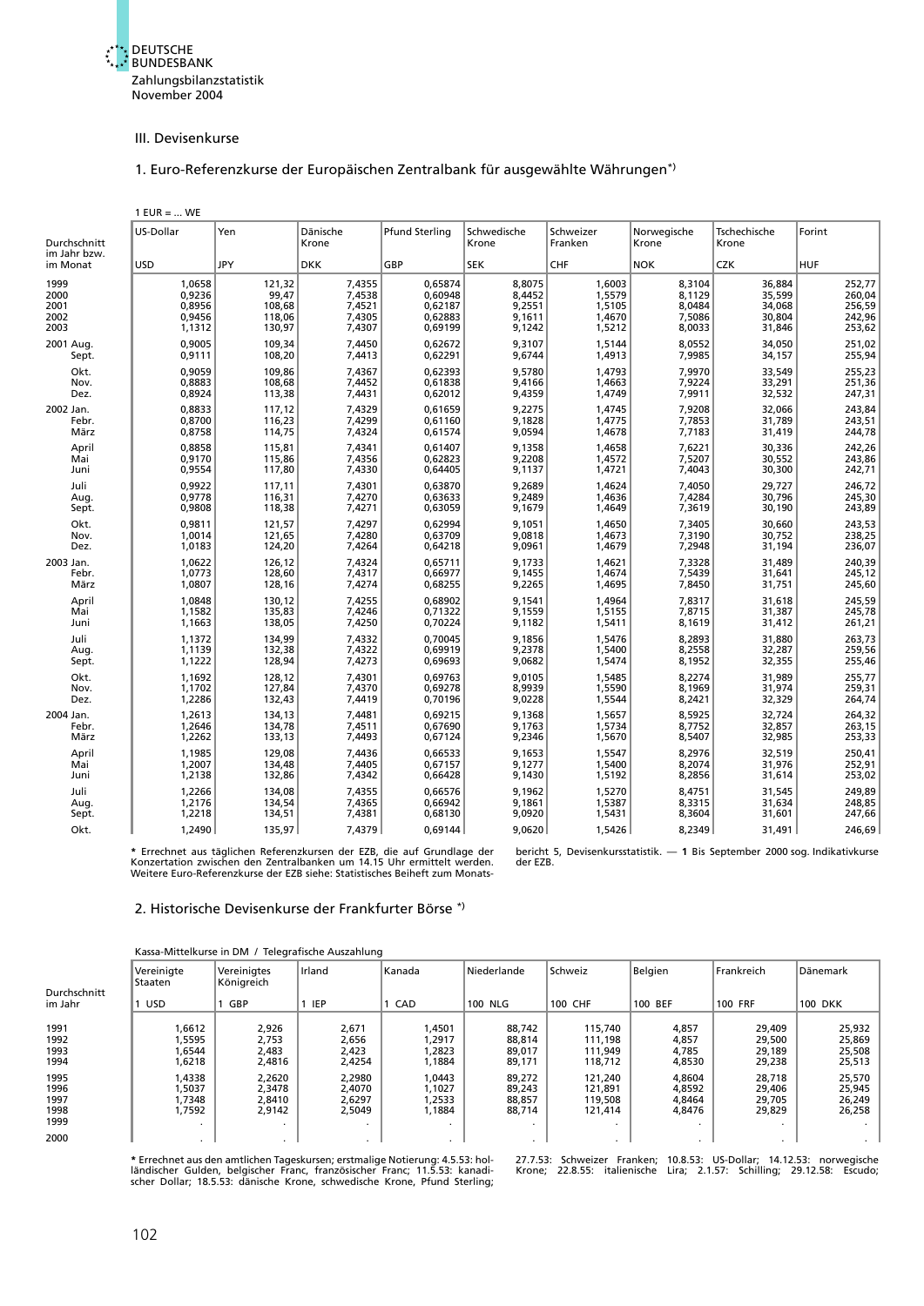## III. Devisenkurse

### 1. Euro-Referenzkurse der Europäischen Zentralbank für ausgewählte Währungen*)

1 EUR = ... WE

| Durchschnitt im Jahr bzw. im Monat | US-Dollar | Yen | Dänische Krone | Pfund Sterling | Schwedische Krone | Schweizer Franken | Norwegische Krone | Tschechische Krone | Forint |
|---|---|---|---|---|---|---|---|---|---|
| | USD | JPY | DKK | GBP | SEK | CHF | NOK | CZK | HUF |
| 1999 | 1,0658 | 121,32 | 7,4355 | 0,65874 | 8,8075 | 1,6003 | 8,3104 | 36,884 | 252,77 |
| 2000 | 0,9236 | 99,47 | 7,4538 | 0,60948 | 8,4452 | 1,5579 | 8,1129 | 35,599 | 260,04 |
| 2001 | 0,8956 | 108,68 | 7,4521 | 0,62187 | 9,2551 | 1,5105 | 8,0484 | 34,068 | 256,59 |
| 2002 | 0,9456 | 118,06 | 7,4305 | 0,62883 | 9,1611 | 1,4670 | 7,5086 | 30,804 | 242,96 |
| 2003 | 1,1312 | 130,97 | 7,4307 | 0,69199 | 9,1242 | 1,5212 | 8,0033 | 31,846 | 253,62 |
| 2001 Aug. | 0,9005 | 109,34 | 7,4450 | 0,62672 | 9,3107 | 1,5144 | 8,0552 | 34,050 | 251,02 |
| Sept. | 0,9111 | 108,20 | 7,4413 | 0,62291 | 9,6744 | 1,4913 | 7,9985 | 34,157 | 255,94 |
| Okt. | 0,9059 | 109,86 | 7,4367 | 0,62393 | 9,5780 | 1,4793 | 7,9970 | 33,549 | 255,23 |
| Nov. | 0,8883 | 108,68 | 7,4452 | 0,61838 | 9,4166 | 1,4663 | 7,9224 | 33,291 | 251,36 |
| Dez. | 0,8924 | 113,38 | 7,4431 | 0,62012 | 9,4359 | 1,4749 | 7,9911 | 32,532 | 247,31 |
| 2002 Jan. | 0,8833 | 117,12 | 7,4329 | 0,61659 | 9,2275 | 1,4745 | 7,9208 | 32,066 | 243,84 |
| Febr. | 0,8700 | 116,23 | 7,4299 | 0,61160 | 9,1828 | 1,4775 | 7,7853 | 31,789 | 243,51 |
| März | 0,8758 | 114,75 | 7,4324 | 0,61574 | 9,0594 | 1,4678 | 7,7183 | 31,419 | 244,78 |
| April | 0,8858 | 115,81 | 7,4341 | 0,61407 | 9,1358 | 1,4658 | 7,6221 | 30,336 | 242,26 |
| Mai | 0,9170 | 115,86 | 7,4356 | 0,62823 | 9,2208 | 1,4572 | 7,5207 | 30,552 | 243,86 |
| Juni | 0,9554 | 117,80 | 7,4330 | 0,64405 | 9,1137 | 1,4721 | 7,4043 | 30,300 | 242,71 |
| Juli | 0,9922 | 117,11 | 7,4301 | 0,63870 | 9,2689 | 1,4624 | 7,4050 | 29,727 | 246,72 |
| Aug. | 0,9778 | 116,31 | 7,4270 | 0,63633 | 9,2489 | 1,4636 | 7,4284 | 30,796 | 245,30 |
| Sept. | 0,9808 | 118,38 | 7,4271 | 0,63059 | 9,1679 | 1,4649 | 7,3619 | 30,190 | 243,89 |
| Okt. | 0,9811 | 121,57 | 7,4297 | 0,62994 | 9,1051 | 1,4650 | 7,3405 | 30,660 | 243,53 |
| Nov. | 1,0014 | 121,65 | 7,4280 | 0,63709 | 9,0818 | 1,4673 | 7,3190 | 30,752 | 238,25 |
| Dez. | 1,0183 | 124,20 | 7,4264 | 0,64218 | 9,0961 | 1,4679 | 7,2948 | 31,194 | 236,07 |
| 2003 Jan. | 1,0622 | 126,12 | 7,4324 | 0,65711 | 9,1733 | 1,4621 | 7,3328 | 31,489 | 240,39 |
| Febr. | 1,0773 | 128,60 | 7,4317 | 0,66977 | 9,1455 | 1,4674 | 7,5439 | 31,641 | 245,12 |
| März | 1,0807 | 128,16 | 7,4274 | 0,68255 | 9,2265 | 1,4695 | 7,8450 | 31,751 | 245,60 |
| April | 1,0848 | 130,12 | 7,4255 | 0,68902 | 9,1541 | 1,4964 | 7,8317 | 31,618 | 245,59 |
| Mai | 1,1582 | 135,83 | 7,4246 | 0,71322 | 9,1559 | 1,5155 | 7,8715 | 31,387 | 245,78 |
| Juni | 1,1663 | 138,05 | 7,4250 | 0,70224 | 9,1182 | 1,5411 | 8,1619 | 31,412 | 261,21 |
| Juli | 1,1372 | 134,99 | 7,4332 | 0,70045 | 9,1856 | 1,5476 | 8,2893 | 31,880 | 263,73 |
| Aug. | 1,1139 | 132,38 | 7,4322 | 0,69919 | 9,2378 | 1,5400 | 8,2558 | 32,287 | 259,56 |
| Sept. | 1,1222 | 128,94 | 7,4273 | 0,69693 | 9,0682 | 1,5474 | 8,1952 | 32,355 | 255,46 |
| Okt. | 1,1692 | 128,12 | 7,4301 | 0,69763 | 9,0105 | 1,5485 | 8,2274 | 31,989 | 255,77 |
| Nov. | 1,1702 | 127,84 | 7,4370 | 0,69278 | 8,9939 | 1,5590 | 8,1969 | 31,974 | 259,31 |
| Dez. | 1,2286 | 132,43 | 7,4419 | 0,70196 | 9,0228 | 1,5544 | 8,2421 | 32,329 | 264,74 |
| 2004 Jan. | 1,2613 | 134,13 | 7,4481 | 0,69215 | 9,1368 | 1,5657 | 8,5925 | 32,724 | 264,32 |
| Febr. | 1,2646 | 134,78 | 7,4511 | 0,67690 | 9,1763 | 1,5734 | 8,7752 | 32,857 | 263,15 |
| März | 1,2262 | 133,13 | 7,4493 | 0,67124 | 9,2346 | 1,5670 | 8,5407 | 32,985 | 253,33 |
| April | 1,1985 | 129,08 | 7,4436 | 0,66533 | 9,1653 | 1,5547 | 8,2976 | 32,519 | 250,41 |
| Mai | 1,2007 | 134,48 | 7,4405 | 0,67157 | 9,1277 | 1,5400 | 8,2074 | 31,976 | 252,91 |
| Juni | 1,2138 | 132,86 | 7,4342 | 0,66428 | 9,1430 | 1,5192 | 8,2856 | 31,614 | 253,02 |
| Juli | 1,2266 | 134,08 | 7,4355 | 0,66576 | 9,1962 | 1,5270 | 8,4751 | 31,545 | 249,89 |
| Aug. | 1,2176 | 134,54 | 7,4365 | 0,66942 | 9,1861 | 1,5387 | 8,3315 | 31,634 | 248,85 |
| Sept. | 1,2218 | 134,51 | 7,4381 | 0,68130 | 9,0920 | 1,5431 | 8,3604 | 31,601 | 247,66 |
| Okt. | 1,2490 | 135,97 | 7,4379 | 0,69144 | 9,0620 | 1,5426 | 8,2349 | 31,491 | 246,69 |

* Errechnet aus täglichen Referenzkursen der EZB, die auf Grundlage der Konzertation zwischen den Zentralbanken um 14.15 Uhr ermittelt werden. Weitere Euro-Referenzkurse der EZB siehe: Statistisches Beiheft zum Monatsbericht 5, Devisenkursstatistik. — 1 Bis September 2000 sog. Indikativkurse der EZB.

### 2. Historische Devisenkurse der Frankfurter Börse *)

Kassa-Mittelkurse in DM / Telegrafische Auszahlung

| Durchschnitt im Jahr | Vereinigte Staaten | Vereinigtes Königreich | Irland | Kanada | Niederlande | Schweiz | Belgien | Frankreich | Dänemark |
|---|---|---|---|---|---|---|---|---|---|
| | 1 USD | 1 GBP | 1 IEP | 1 CAD | 100 NLG | 100 CHF | 100 BEF | 100 FRF | 100 DKK |
| 1991 | 1,6612 | 2,926 | 2,671 | 1,4501 | 88,742 | 115,740 | 4,857 | 29,409 | 25,932 |
| 1992 | 1,5595 | 2,753 | 2,656 | 1,2917 | 88,814 | 111,198 | 4,857 | 29,500 | 25,869 |
| 1993 | 1,6544 | 2,483 | 2,423 | 1,2823 | 89,017 | 111,949 | 4,785 | 29,189 | 25,508 |
| 1994 | 1,6218 | 2,4816 | 2,4254 | 1,1884 | 89,171 | 118,712 | 4,8530 | 29,238 | 25,513 |
| 1995 | 1,4338 | 2,2620 | 2,2980 | 1,0443 | 89,272 | 121,240 | 4,8604 | 28,718 | 25,570 |
| 1996 | 1,5037 | 2,3478 | 2,4070 | 1,1027 | 89,243 | 121,891 | 4,8592 | 29,406 | 25,945 |
| 1997 | 1,7348 | 2,8410 | 2,6297 | 1,2533 | 88,857 | 119,508 | 4,8464 | 29,705 | 26,249 |
| 1998 | 1,7592 | 2,9142 | 2,5049 | 1,1884 | 88,714 | 121,414 | 4,8476 | 29,829 | 26,258 |
| 1999 | . | . | . | . | . | . | . | . | . |
| 2000 | . | . | . | . | . | . | . | . | . |

* Errechnet aus den amtlichen Tageskursen; erstmalige Notierung: 4.5.53: holländischer Gulden, belgischer Franc, französischer Franc; 11.5.53: kanadischer Dollar; 18.5.53: dänische Krone, schwedische Krone, Pfund Sterling; 27.7.53: Schweizer Franken; 10.8.53: US-Dollar; 14.12.53: norwegische Krone; 22.8.55: italienische Lira; 2.1.57: Schilling; 29.12.58: Escudo;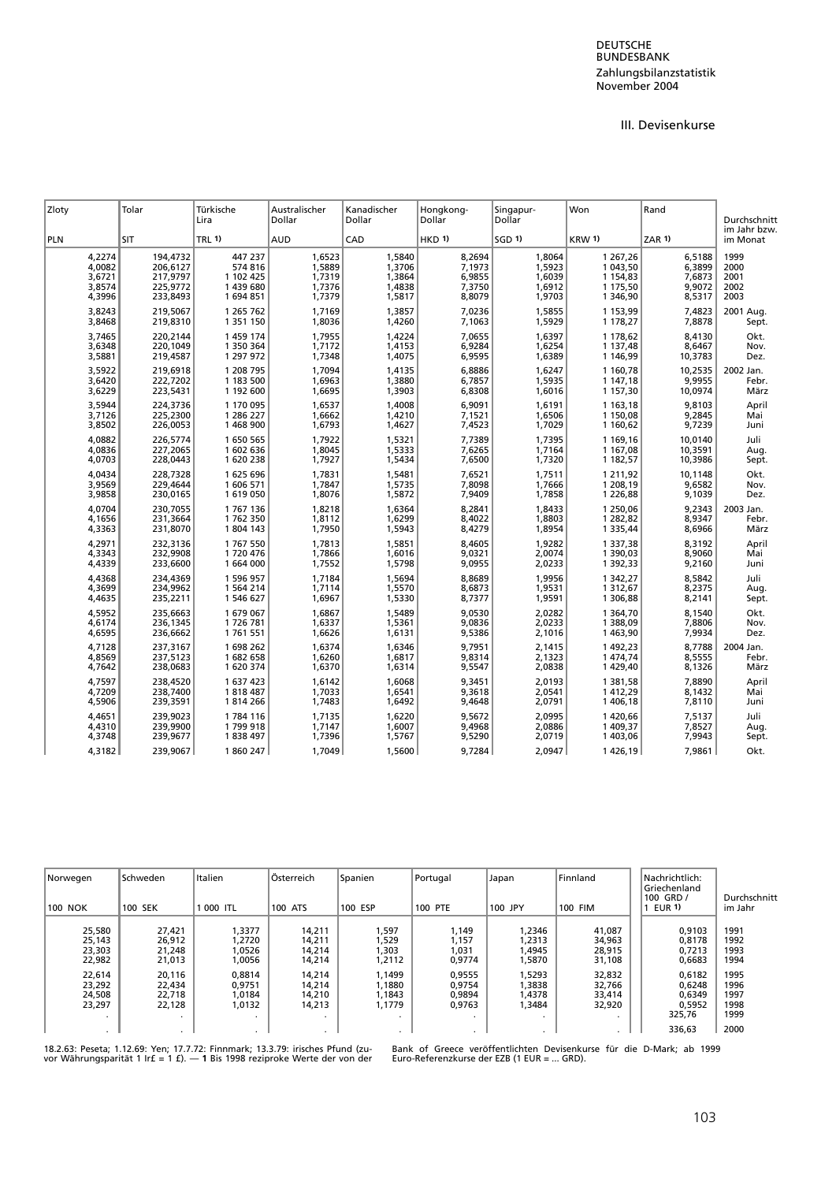## III. Devisenkurse

| Zloty | Tolar | Türkische Lira | Australischer Dollar | Kanadischer Dollar | Hongkong-Dollar | Singapur-Dollar | Won | Rand | Durchschnitt im Jahr bzw. im Monat |
|---|---|---|---|---|---|---|---|---|---|
| PLN | SIT | TRL 1) | AUD | CAD | HKD 1) | SGD 1) | KRW 1) | ZAR 1) | |
| 4,2274 | 194,4732 | 447 237 | 1,6523 | 1,5840 | 8,2694 | 1,8064 | 1 267,26 | 6,5188 | 1999 |
| 4,0082 | 206,6127 | 574 816 | 1,5889 | 1,3706 | 7,1973 | 1,5923 | 1 043,50 | 6,3899 | 2000 |
| 3,6721 | 217,9797 | 1 102 425 | 1,7319 | 1,3864 | 6,9855 | 1,6039 | 1 154,83 | 7,6873 | 2001 |
| 3,8574 | 225,9772 | 1 439 680 | 1,7376 | 1,4838 | 7,3750 | 1,6912 | 1 175,50 | 9,9072 | 2002 |
| 4,3996 | 233,8493 | 1 694 851 | 1,7379 | 1,5817 | 8,8079 | 1,9703 | 1 346,90 | 8,5317 | 2003 |
| 3,8243 | 219,5067 | 1 265 762 | 1,7169 | 1,3857 | 7,0236 | 1,5855 | 1 153,99 | 7,4823 | 2001 Aug. |
| 3,8468 | 219,8310 | 1 351 150 | 1,8036 | 1,4260 | 7,1063 | 1,5929 | 1 178,27 | 7,8878 | Sept. |
| 3,7465 | 220,2144 | 1 459 174 | 1,7955 | 1,4224 | 7,0655 | 1,6397 | 1 178,62 | 8,4130 | Okt. |
| 3,6348 | 220,1049 | 1 350 364 | 1,7172 | 1,4153 | 6,9284 | 1,6254 | 1 137,48 | 8,6467 | Nov. |
| 3,5881 | 219,4587 | 1 297 972 | 1,7348 | 1,4075 | 6,9595 | 1,6389 | 1 146,99 | 10,3783 | Dez. |
| 3,5922 | 219,6918 | 1 208 795 | 1,7094 | 1,4135 | 6,8886 | 1,6247 | 1 160,78 | 10,2535 | 2002 Jan. |
| 3,6420 | 222,7202 | 1 183 500 | 1,6963 | 1,3880 | 6,7857 | 1,5935 | 1 147,18 | 9,9955 | Febr. |
| 3,6229 | 223,5431 | 1 192 600 | 1,6695 | 1,3903 | 6,8308 | 1,6016 | 1 157,30 | 10,0974 | März |
| 3,5944 | 224,3736 | 1 170 095 | 1,6537 | 1,4008 | 6,9091 | 1,6191 | 1 163,18 | 9,8103 | April |
| 3,7126 | 225,2300 | 1 286 227 | 1,6662 | 1,4210 | 7,1521 | 1,6506 | 1 150,08 | 9,2845 | Mai |
| 3,8502 | 226,0053 | 1 468 900 | 1,6793 | 1,4627 | 7,4523 | 1,7029 | 1 160,62 | 9,7239 | Juni |
| 4,0882 | 226,5774 | 1 650 565 | 1,7922 | 1,5321 | 7,7389 | 1,7395 | 1 169,16 | 10,0140 | Juli |
| 4,0836 | 227,2065 | 1 602 636 | 1,8045 | 1,5333 | 7,6265 | 1,7164 | 1 167,08 | 10,3591 | Aug. |
| 4,0703 | 228,0443 | 1 620 238 | 1,7927 | 1,5434 | 7,6500 | 1,7320 | 1 182,57 | 10,3986 | Sept. |
| 4,0434 | 228,7328 | 1 625 696 | 1,7831 | 1,5481 | 7,6521 | 1,7511 | 1 211,92 | 10,1148 | Okt. |
| 3,9569 | 229,4644 | 1 606 571 | 1,7847 | 1,5735 | 7,8098 | 1,7666 | 1 208,19 | 9,6582 | Nov. |
| 3,9858 | 230,0165 | 1 619 050 | 1,8076 | 1,5872 | 7,9409 | 1,7858 | 1 226,88 | 9,1039 | Dez. |
| 4,0704 | 230,7055 | 1 767 136 | 1,8218 | 1,6364 | 8,2841 | 1,8433 | 1 250,06 | 9,2343 | 2003 Jan. |
| 4,1656 | 231,3664 | 1 762 350 | 1,8112 | 1,6299 | 8,4022 | 1,8803 | 1 282,82 | 8,9347 | Febr. |
| 4,3363 | 231,8070 | 1 804 143 | 1,7950 | 1,5943 | 8,4279 | 1,8954 | 1 335,44 | 8,6966 | März |
| 4,2971 | 232,3136 | 1 767 550 | 1,7813 | 1,5851 | 8,4605 | 1,9282 | 1 337,38 | 8,3192 | April |
| 4,3343 | 232,9908 | 1 720 476 | 1,7866 | 1,6016 | 9,0321 | 2,0074 | 1 390,03 | 8,9060 | Mai |
| 4,4339 | 233,6600 | 1 664 000 | 1,7552 | 1,5798 | 9,0955 | 2,0233 | 1 392,33 | 9,2160 | Juni |
| 4,4368 | 234,4369 | 1 596 957 | 1,7184 | 1,5694 | 8,8689 | 1,9956 | 1 342,27 | 8,5842 | Juli |
| 4,3699 | 234,9962 | 1 564 214 | 1,7114 | 1,5570 | 8,6873 | 1,9531 | 1 312,67 | 8,2375 | Aug. |
| 4,4635 | 235,2211 | 1 546 627 | 1,6967 | 1,5330 | 8,7377 | 1,9591 | 1 306,88 | 8,2141 | Sept. |
| 4,5952 | 235,6663 | 1 679 067 | 1,6867 | 1,5489 | 9,0530 | 2,0282 | 1 364,70 | 8,1540 | Okt. |
| 4,6174 | 236,1345 | 1 726 781 | 1,6337 | 1,5361 | 9,0836 | 2,0233 | 1 388,09 | 7,8806 | Nov. |
| 4,6595 | 236,6662 | 1 761 551 | 1,6626 | 1,6131 | 9,5386 | 2,1016 | 1 463,90 | 7,9934 | Dez. |
| 4,7128 | 237,3167 | 1 698 262 | 1,6374 | 1,6346 | 9,7951 | 2,1415 | 1 492,23 | 8,7788 | 2004 Jan. |
| 4,8569 | 237,5123 | 1 682 658 | 1,6260 | 1,6817 | 9,8314 | 2,1323 | 1 474,74 | 8,5555 | Febr. |
| 4,7642 | 238,0683 | 1 620 374 | 1,6370 | 1,6314 | 9,5547 | 2,0838 | 1 429,40 | 8,1326 | März |
| 4,7597 | 238,4520 | 1 637 423 | 1,6142 | 1,6068 | 9,3451 | 2,0193 | 1 381,58 | 7,8890 | April |
| 4,7209 | 238,7400 | 1 818 487 | 1,7033 | 1,6541 | 9,3618 | 2,0541 | 1 412,29 | 8,1432 | Mai |
| 4,5906 | 239,3591 | 1 814 266 | 1,7483 | 1,6492 | 9,4648 | 2,0791 | 1 406,18 | 7,8110 | Juni |
| 4,4651 | 239,9023 | 1 784 116 | 1,7135 | 1,6220 | 9,5672 | 2,0995 | 1 420,66 | 7,5137 | Juli |
| 4,4310 | 239,9900 | 1 799 918 | 1,7147 | 1,6007 | 9,4968 | 2,0886 | 1 409,37 | 7,8527 | Aug. |
| 4,3748 | 239,9677 | 1 838 497 | 1,7396 | 1,5767 | 9,5290 | 2,0719 | 1 403,06 | 7,9943 | Sept. |
| 4,3182 | 239,9067 | 1 860 247 | 1,7049 | 1,5600 | 9,7284 | 2,0947 | 1 426,19 | 7,9861 | Okt. |

| Norwegen | Schweden | Italien | Österreich | Spanien | Portugal | Japan | Finnland | Nachrichtlich: Griechenland 100 GRD / 1 EUR 1) | Durchschnitt im Jahr |
|---|---|---|---|---|---|---|---|---|---|
| 100 NOK | 100 SEK | 1 000 ITL | 100 ATS | 100 ESP | 100 PTE | 100 JPY | 100 FIM | | |
| 25,580 | 27,421 | 1,3377 | 14,211 | 1,597 | 1,149 | 1,2346 | 41,087 | 0,9103 | 1991 |
| 25,143 | 26,912 | 1,2720 | 14,211 | 1,529 | 1,157 | 1,2313 | 34,963 | 0,8178 | 1992 |
| 23,303 | 21,248 | 1,0526 | 14,214 | 1,303 | 1,031 | 1,4945 | 28,915 | 0,7213 | 1993 |
| 22,982 | 21,013 | 1,0056 | 14,214 | 1,2112 | 0,9774 | 1,5870 | 31,108 | 0,6683 | 1994 |
| 22,614 | 20,116 | 0,8814 | 14,214 | 1,1499 | 0,9555 | 1,5293 | 32,832 | 0,6182 | 1995 |
| 23,292 | 22,434 | 0,9751 | 14,214 | 1,1880 | 0,9754 | 1,3838 | 32,766 | 0,6248 | 1996 |
| 24,508 | 22,718 | 1,0184 | 14,210 | 1,1843 | 0,9894 | 1,4378 | 33,414 | 0,6349 | 1997 |
| 23,297 | 22,128 | 1,0132 | 14,213 | 1,1779 | 0,9763 | 1,3484 | 32,920 | 0,5952 | 1998 |
| . | . | . | . | . | . | . | . | 325,76 | 1999 |
| . | . | . | . | . | . | . | . | 336,63 | 2000 |

18.2.63: Peseta; 1.12.69: Yen; 17.7.72: Finnmark; 13.3.79: irisches Pfund (zuvor Währungsparität 1 Ir£ = 1 £). — **1** Bis 1998 reziproke Werte der von der Bank of Greece veröffentlichten Devisenkurse für die D-Mark; ab 1999 Euro-Referenzkurse der EZB (1 EUR = ... GRD).